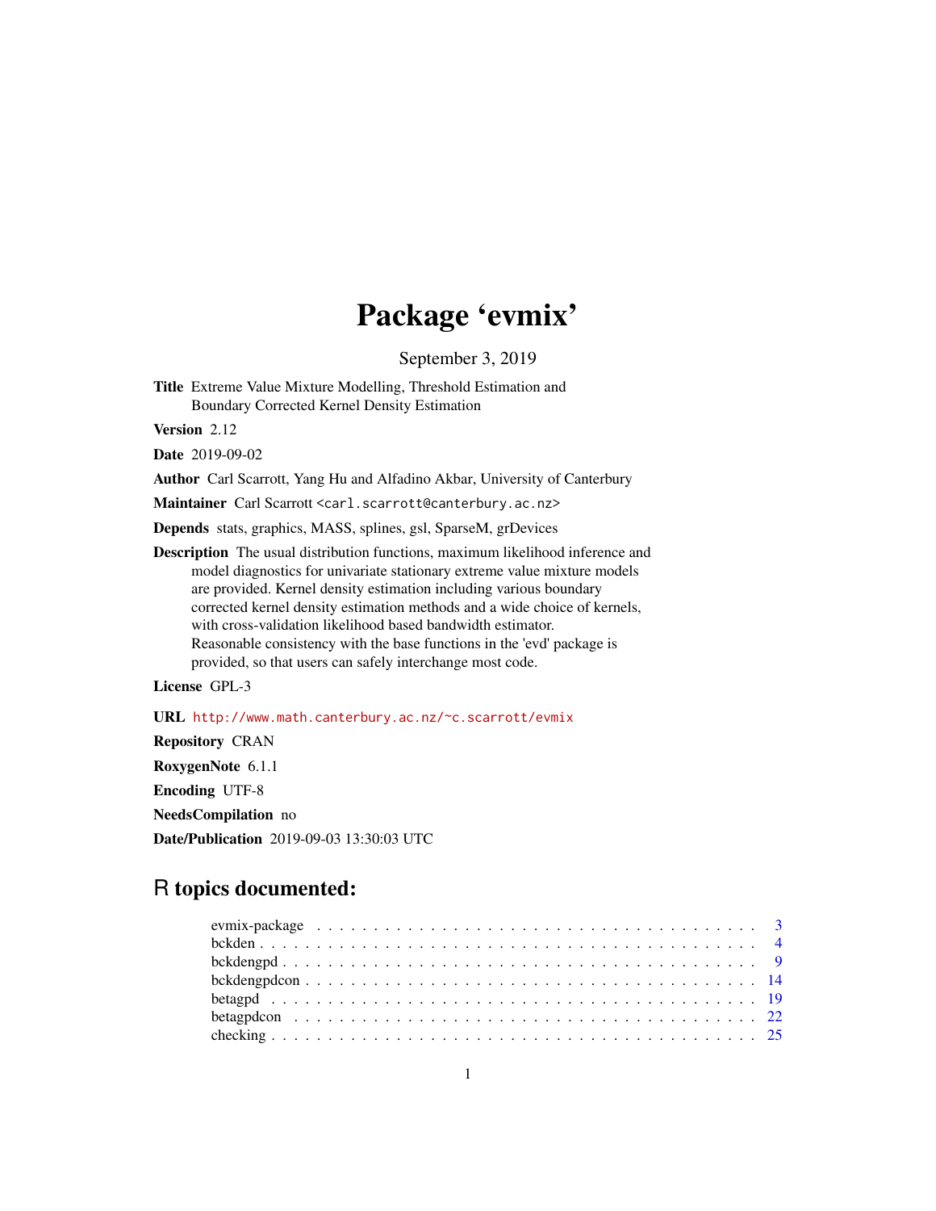# Package 'evmix'

September 3, 2019

**Title** Extreme Value Mixture Modelling, Threshold Estimation and Boundary Corrected Kernel Density Estimation

**Version** 2.12

**Date** 2019-09-02

**Author** Carl Scarrott, Yang Hu and Alfadino Akbar, University of Canterbury

**Maintainer** Carl Scarrott <carl.scarrott@canterbury.ac.nz>

**Depends** stats, graphics, MASS, splines, gsl, SparseM, grDevices

**Description** The usual distribution functions, maximum likelihood inference and model diagnostics for univariate stationary extreme value mixture models are provided. Kernel density estimation including various boundary corrected kernel density estimation methods and a wide choice of kernels, with cross-validation likelihood based bandwidth estimator. Reasonable consistency with the base functions in the 'evd' package is provided, so that users can safely interchange most code.

**License** GPL-3

**URL** http://www.math.canterbury.ac.nz/~c.scarrott/evmix

**Repository** CRAN

**RoxygenNote** 6.1.1

**Encoding** UTF-8

**NeedsCompilation** no

**Date/Publication** 2019-09-03 13:30:03 UTC

## R topics documented:

| | |
|---|---|
| evmix-package | 3 |
| bckden | 4 |
| bckdengpd | 9 |
| bckdengpdcon | 14 |
| betagpd | 19 |
| betagpdcon | 22 |
| checking | 25 |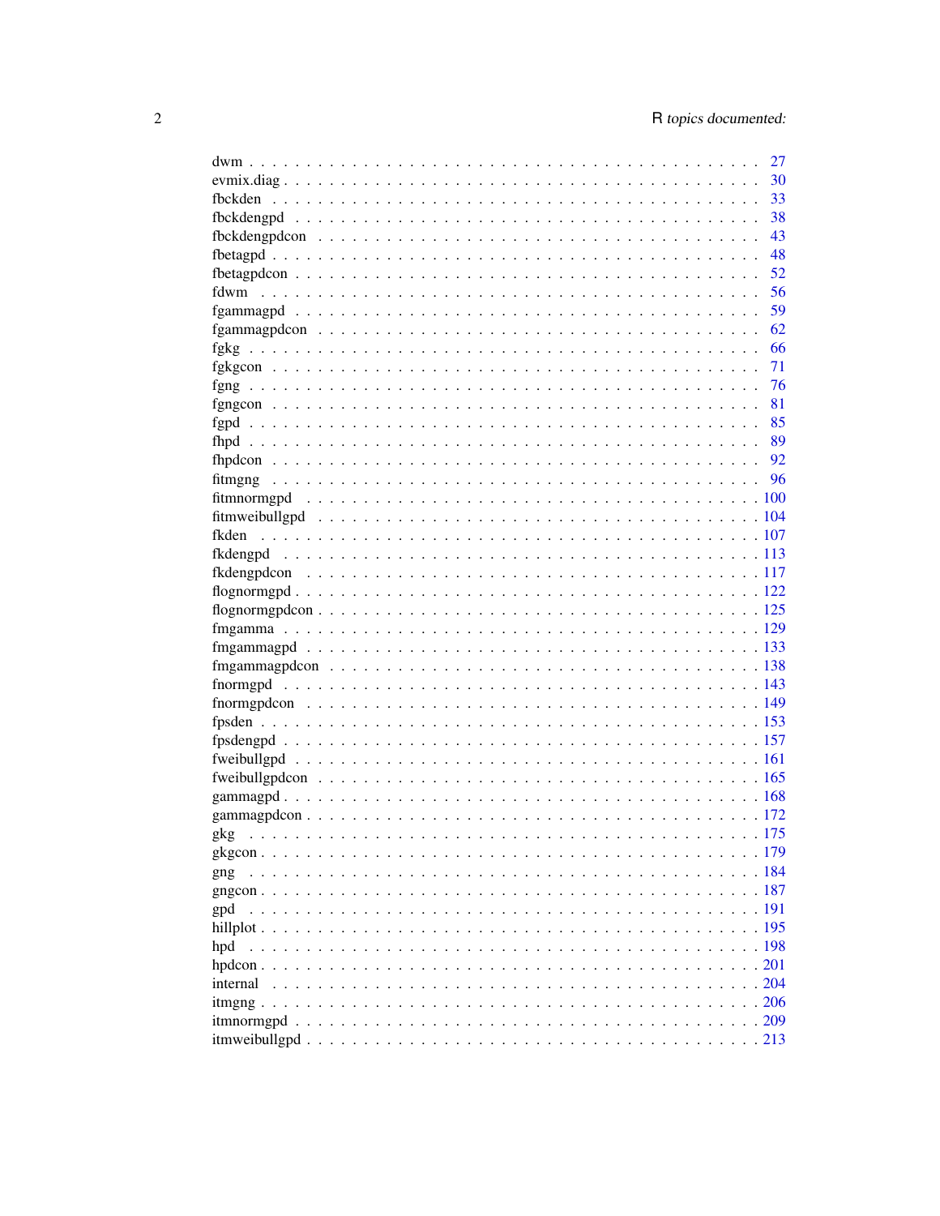| | |
|---|---|
| dwm | 27 |
| evmix.diag | 30 |
| fbckden | 33 |
| fbckdengpd | 38 |
| fbckdengpdcon | 43 |
| fbetagpd | 48 |
| fbetagpdcon | 52 |
| fdwm | 56 |
| fgammagpd | 59 |
| fgammagpdcon | 62 |
| fgkg | 66 |
| fgkgcon | 71 |
| fgng | 76 |
| fgngcon | 81 |
| fgpd | 85 |
| fhpd | 89 |
| fhpdcon | 92 |
| fitmgng | 96 |
| fitmnormgpd | 100 |
| fitmweibullgpd | 104 |
| fkden | 107 |
| fkdengpd | 113 |
| fkdengpdcon | 117 |
| flognormgpd | 122 |
| flognormgpdcon | 125 |
| fmgamma | 129 |
| fmgammagpd | 133 |
| fmgammagpdcon | 138 |
| fnormgpd | 143 |
| fnormgpdcon | 149 |
| fpsden | 153 |
| fpsdengpd | 157 |
| fweibullgpd | 161 |
| fweibullgpdcon | 165 |
| gammagpd | 168 |
| gammagpdcon | 172 |
| gkg | 175 |
| gkgcon | 179 |
| gng | 184 |
| gngcon | 187 |
| gpd | 191 |
| hillplot | 195 |
| hpd | 198 |
| hpdcon | 201 |
| internal | 204 |
| itmgng | 206 |
| itmnormgpd | 209 |
| itmweibullgpd | 213 |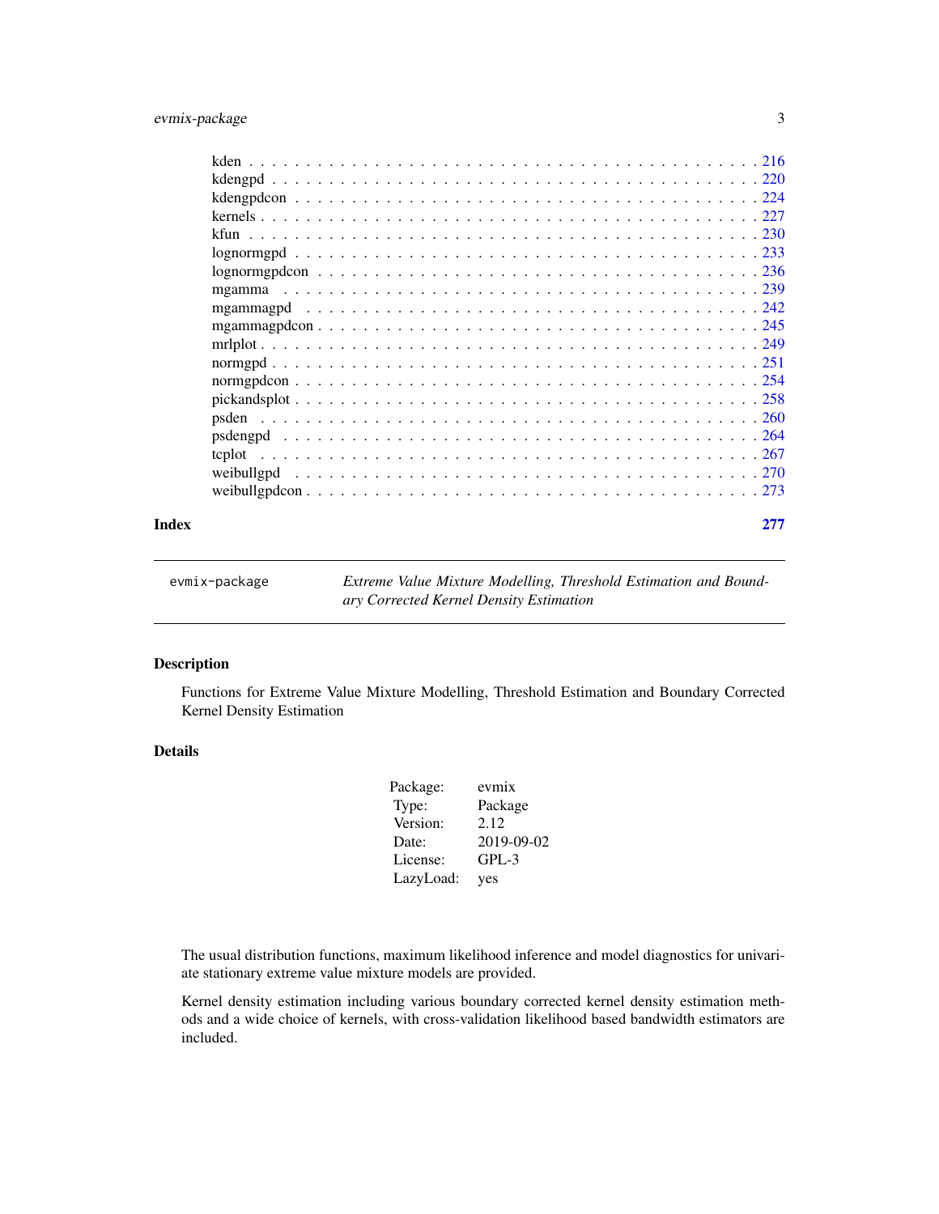kden . . . . . . . . . . . . . . . . . . . . . . . . . . . . . . . . . . . . . . . . . . . 216
kdengpd . . . . . . . . . . . . . . . . . . . . . . . . . . . . . . . . . . . . . . . . . 220
kdengpdcon . . . . . . . . . . . . . . . . . . . . . . . . . . . . . . . . . . . . . . . 224
kernels . . . . . . . . . . . . . . . . . . . . . . . . . . . . . . . . . . . . . . . . . . 227
kfun . . . . . . . . . . . . . . . . . . . . . . . . . . . . . . . . . . . . . . . . . . . 230
lognormgpd . . . . . . . . . . . . . . . . . . . . . . . . . . . . . . . . . . . . . . . 233
lognormgpdcon . . . . . . . . . . . . . . . . . . . . . . . . . . . . . . . . . . . . . 236
mgamma . . . . . . . . . . . . . . . . . . . . . . . . . . . . . . . . . . . . . . . . . 239
mgammagpd . . . . . . . . . . . . . . . . . . . . . . . . . . . . . . . . . . . . . . . 242
mgammagpdcon . . . . . . . . . . . . . . . . . . . . . . . . . . . . . . . . . . . . . 245
mrlplot . . . . . . . . . . . . . . . . . . . . . . . . . . . . . . . . . . . . . . . . . . 249
normgpd . . . . . . . . . . . . . . . . . . . . . . . . . . . . . . . . . . . . . . . . . 251
normgpdcon . . . . . . . . . . . . . . . . . . . . . . . . . . . . . . . . . . . . . . . 254
pickandsplot . . . . . . . . . . . . . . . . . . . . . . . . . . . . . . . . . . . . . . . 258
psden . . . . . . . . . . . . . . . . . . . . . . . . . . . . . . . . . . . . . . . . . . 260
psdengpd . . . . . . . . . . . . . . . . . . . . . . . . . . . . . . . . . . . . . . . . 264
tcplot . . . . . . . . . . . . . . . . . . . . . . . . . . . . . . . . . . . . . . . . . . 267
weibullgpd . . . . . . . . . . . . . . . . . . . . . . . . . . . . . . . . . . . . . . . 270
weibullgpdcon . . . . . . . . . . . . . . . . . . . . . . . . . . . . . . . . . . . . . 273

**Index** **277**

---

evmix-package *Extreme Value Mixture Modelling, Threshold Estimation and Boundary Corrected Kernel Density Estimation*

---

## Description

Functions for Extreme Value Mixture Modelling, Threshold Estimation and Boundary Corrected Kernel Density Estimation

## Details

| | |
|---|---|
| Package: | evmix |
| Type: | Package |
| Version: | 2.12 |
| Date: | 2019-09-02 |
| License: | GPL-3 |
| LazyLoad: | yes |

The usual distribution functions, maximum likelihood inference and model diagnostics for univariate stationary extreme value mixture models are provided.

Kernel density estimation including various boundary corrected kernel density estimation methods and a wide choice of kernels, with cross-validation likelihood based bandwidth estimators are included.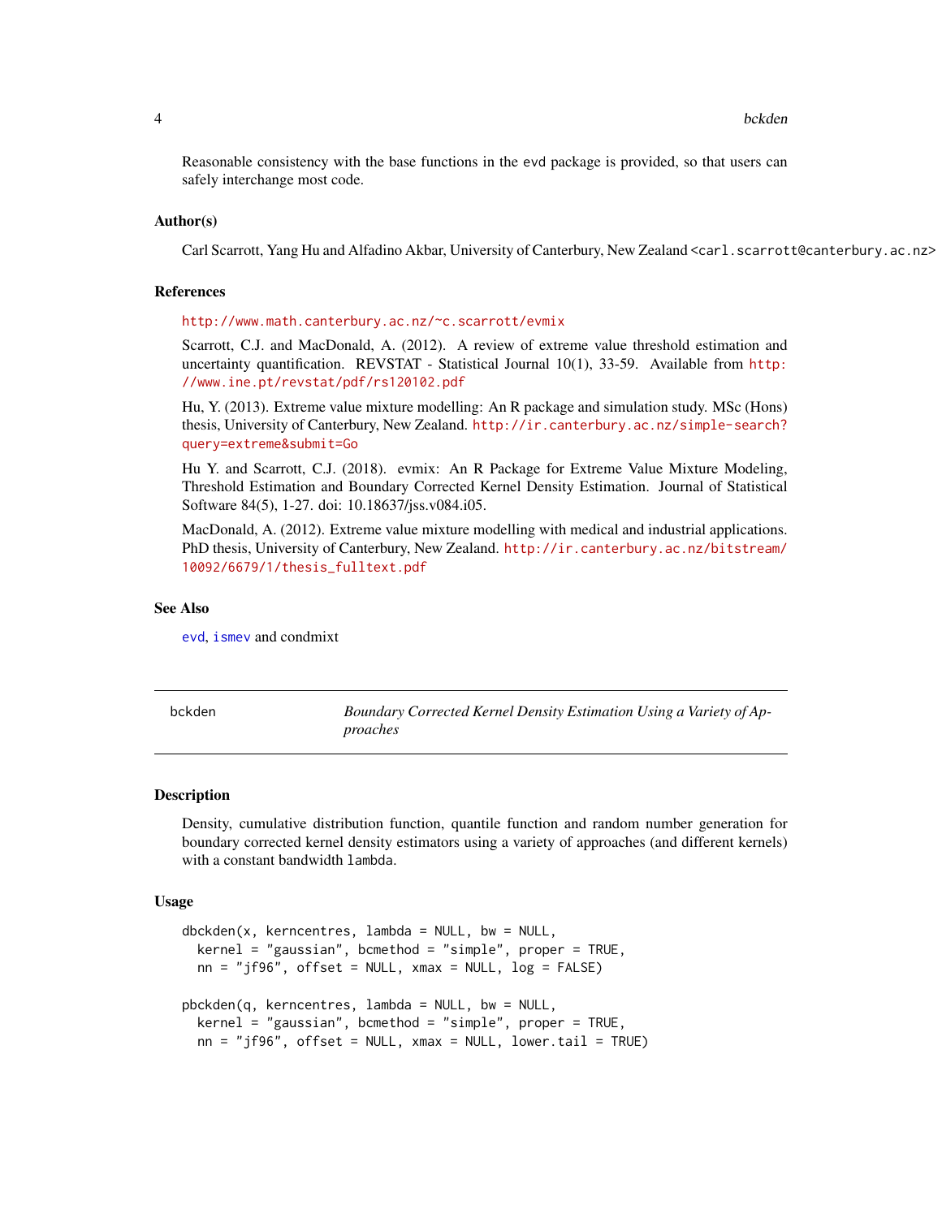Reasonable consistency with the base functions in the evd package is provided, so that users can safely interchange most code.

### Author(s)

Carl Scarrott, Yang Hu and Alfadino Akbar, University of Canterbury, New Zealand <carl.scarrott@canterbury.ac.nz>

### References

http://www.math.canterbury.ac.nz/~c.scarrott/evmix

Scarrott, C.J. and MacDonald, A. (2012). A review of extreme value threshold estimation and uncertainty quantification. REVSTAT - Statistical Journal 10(1), 33-59. Available from http://www.ine.pt/revstat/pdf/rs120102.pdf

Hu, Y. (2013). Extreme value mixture modelling: An R package and simulation study. MSc (Hons) thesis, University of Canterbury, New Zealand. http://ir.canterbury.ac.nz/simple-search?query=extreme&submit=Go

Hu Y. and Scarrott, C.J. (2018). evmix: An R Package for Extreme Value Mixture Modeling, Threshold Estimation and Boundary Corrected Kernel Density Estimation. Journal of Statistical Software 84(5), 1-27. doi: 10.18637/jss.v084.i05.

MacDonald, A. (2012). Extreme value mixture modelling with medical and industrial applications. PhD thesis, University of Canterbury, New Zealand. http://ir.canterbury.ac.nz/bitstream/10092/6679/1/thesis_fulltext.pdf

### See Also

evd, ismev and condmixt

---

## bckden — *Boundary Corrected Kernel Density Estimation Using a Variety of Approaches*

### Description

Density, cumulative distribution function, quantile function and random number generation for boundary corrected kernel density estimators using a variety of approaches (and different kernels) with a constant bandwidth lambda.

### Usage

```
dbckden(x, kerncentres, lambda = NULL, bw = NULL,
  kernel = "gaussian", bcmethod = "simple", proper = TRUE,
  nn = "jf96", offset = NULL, xmax = NULL, log = FALSE)

pbckden(q, kerncentres, lambda = NULL, bw = NULL,
  kernel = "gaussian", bcmethod = "simple", proper = TRUE,
  nn = "jf96", offset = NULL, xmax = NULL, lower.tail = TRUE)
```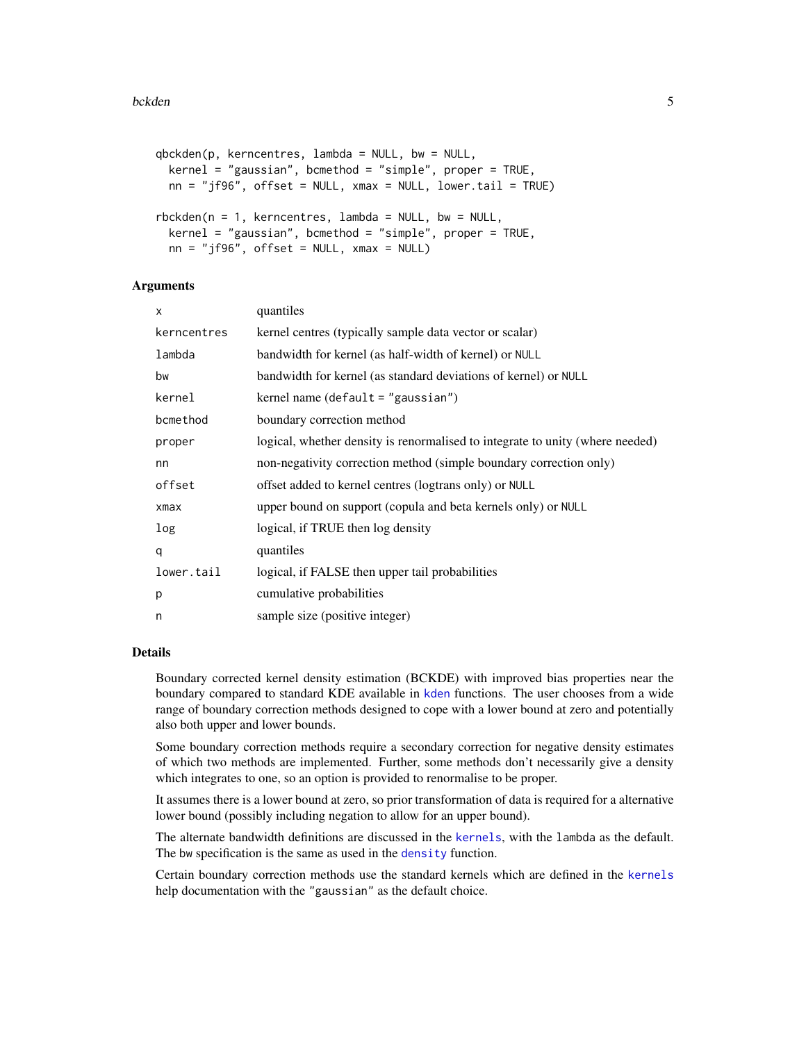```
qbckden(p, kerncentres, lambda = NULL, bw = NULL,
  kernel = "gaussian", bcmethod = "simple", proper = TRUE,
  nn = "jf96", offset = NULL, xmax = NULL, lower.tail = TRUE)

rbckden(n = 1, kerncentres, lambda = NULL, bw = NULL,
  kernel = "gaussian", bcmethod = "simple", proper = TRUE,
  nn = "jf96", offset = NULL, xmax = NULL)
```

## Arguments

| | |
|---|---|
| `x` | quantiles |
| `kerncentres` | kernel centres (typically sample data vector or scalar) |
| `lambda` | bandwidth for kernel (as half-width of kernel) or `NULL` |
| `bw` | bandwidth for kernel (as standard deviations of kernel) or `NULL` |
| `kernel` | kernel name (`default = "gaussian"`) |
| `bcmethod` | boundary correction method |
| `proper` | logical, whether density is renormalised to integrate to unity (where needed) |
| `nn` | non-negativity correction method (simple boundary correction only) |
| `offset` | offset added to kernel centres (logtrans only) or `NULL` |
| `xmax` | upper bound on support (copula and beta kernels only) or `NULL` |
| `log` | logical, if TRUE then log density |
| `q` | quantiles |
| `lower.tail` | logical, if FALSE then upper tail probabilities |
| `p` | cumulative probabilities |
| `n` | sample size (positive integer) |

## Details

Boundary corrected kernel density estimation (BCKDE) with improved bias properties near the boundary compared to standard KDE available in `kden` functions. The user chooses from a wide range of boundary correction methods designed to cope with a lower bound at zero and potentially also both upper and lower bounds.

Some boundary correction methods require a secondary correction for negative density estimates of which two methods are implemented. Further, some methods don't necessarily give a density which integrates to one, so an option is provided to renormalise to be proper.

It assumes there is a lower bound at zero, so prior transformation of data is required for a alternative lower bound (possibly including negation to allow for an upper bound).

The alternate bandwidth definitions are discussed in the `kernels`, with the `lambda` as the default. The `bw` specification is the same as used in the `density` function.

Certain boundary correction methods use the standard kernels which are defined in the `kernels` help documentation with the `"gaussian"` as the default choice.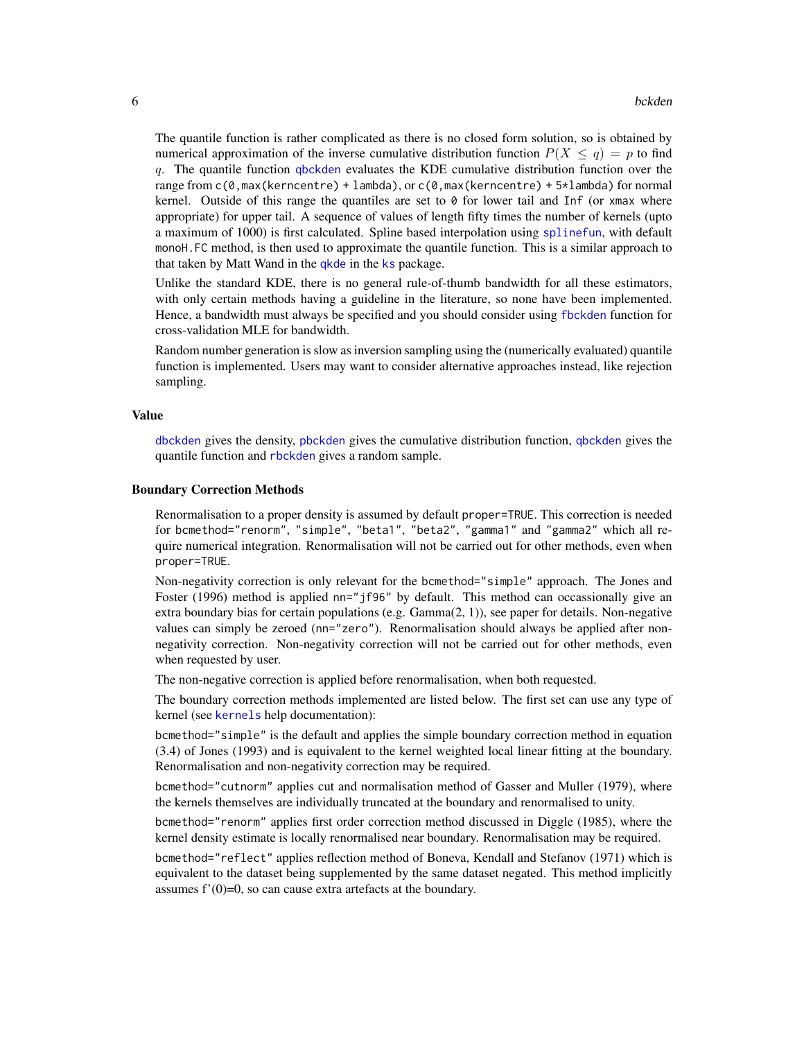The quantile function is rather complicated as there is no closed form solution, so is obtained by numerical approximation of the inverse cumulative distribution function $P(X \le q) = p$ to find $q$. The quantile function qbckden evaluates the KDE cumulative distribution function over the range from c(0,max(kerncentre) + lambda), or c(0,max(kerncentre) + 5*lambda) for normal kernel. Outside of this range the quantiles are set to 0 for lower tail and Inf (or xmax where appropriate) for upper tail. A sequence of values of length fifty times the number of kernels (upto a maximum of 1000) is first calculated. Spline based interpolation using splinefun, with default monoH.FC method, is then used to approximate the quantile function. This is a similar approach to that taken by Matt Wand in the qkde in the ks package.

Unlike the standard KDE, there is no general rule-of-thumb bandwidth for all these estimators, with only certain methods having a guideline in the literature, so none have been implemented. Hence, a bandwidth must always be specified and you should consider using fbckden function for cross-validation MLE for bandwidth.

Random number generation is slow as inversion sampling using the (numerically evaluated) quantile function is implemented. Users may want to consider alternative approaches instead, like rejection sampling.

## Value

dbckden gives the density, pbckden gives the cumulative distribution function, qbckden gives the quantile function and rbckden gives a random sample.

## Boundary Correction Methods

Renormalisation to a proper density is assumed by default proper=TRUE. This correction is needed for bcmethod="renorm", "simple", "beta1", "beta2", "gamma1" and "gamma2" which all require numerical integration. Renormalisation will not be carried out for other methods, even when proper=TRUE.

Non-negativity correction is only relevant for the bcmethod="simple" approach. The Jones and Foster (1996) method is applied nn="jf96" by default. This method can occassionally give an extra boundary bias for certain populations (e.g. Gamma(2, 1)), see paper for details. Non-negative values can simply be zeroed (nn="zero"). Renormalisation should always be applied after non-negativity correction. Non-negativity correction will not be carried out for other methods, even when requested by user.

The non-negative correction is applied before renormalisation, when both requested.

The boundary correction methods implemented are listed below. The first set can use any type of kernel (see kernels help documentation):

bcmethod="simple" is the default and applies the simple boundary correction method in equation (3.4) of Jones (1993) and is equivalent to the kernel weighted local linear fitting at the boundary. Renormalisation and non-negativity correction may be required.

bcmethod="cutnorm" applies cut and normalisation method of Gasser and Muller (1979), where the kernels themselves are individually truncated at the boundary and renormalised to unity.

bcmethod="renorm" applies first order correction method discussed in Diggle (1985), where the kernel density estimate is locally renormalised near boundary. Renormalisation may be required.

bcmethod="reflect" applies reflection method of Boneva, Kendall and Stefanov (1971) which is equivalent to the dataset being supplemented by the same dataset negated. This method implicitly assumes f'(0)=0, so can cause extra artefacts at the boundary.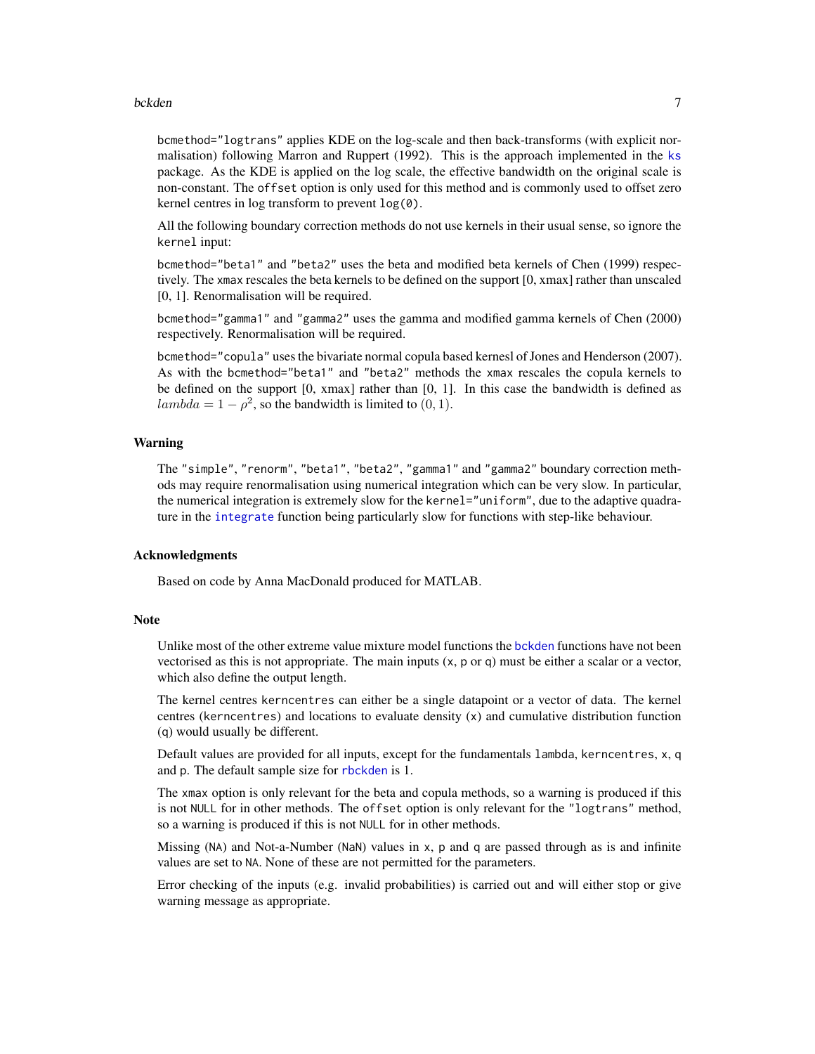bcmethod="logtrans" applies KDE on the log-scale and then back-transforms (with explicit normalisation) following Marron and Ruppert (1992). This is the approach implemented in the ks package. As the KDE is applied on the log scale, the effective bandwidth on the original scale is non-constant. The offset option is only used for this method and is commonly used to offset zero kernel centres in log transform to prevent log(0).

All the following boundary correction methods do not use kernels in their usual sense, so ignore the kernel input:

bcmethod="beta1" and "beta2" uses the beta and modified beta kernels of Chen (1999) respectively. The xmax rescales the beta kernels to be defined on the support [0, xmax] rather than unscaled [0, 1]. Renormalisation will be required.

bcmethod="gamma1" and "gamma2" uses the gamma and modified gamma kernels of Chen (2000) respectively. Renormalisation will be required.

bcmethod="copula" uses the bivariate normal copula based kernesl of Jones and Henderson (2007). As with the bcmethod="beta1" and "beta2" methods the xmax rescales the copula kernels to be defined on the support [0, xmax] rather than [0, 1]. In this case the bandwidth is defined as $lambda = 1 - \rho^2$, so the bandwidth is limited to $(0, 1)$.

## Warning

The "simple", "renorm", "beta1", "beta2", "gamma1" and "gamma2" boundary correction methods may require renormalisation using numerical integration which can be very slow. In particular, the numerical integration is extremely slow for the kernel="uniform", due to the adaptive quadrature in the integrate function being particularly slow for functions with step-like behaviour.

## Acknowledgments

Based on code by Anna MacDonald produced for MATLAB.

## Note

Unlike most of the other extreme value mixture model functions the bckden functions have not been vectorised as this is not appropriate. The main inputs (x, p or q) must be either a scalar or a vector, which also define the output length.

The kernel centres kerncentres can either be a single datapoint or a vector of data. The kernel centres (kerncentres) and locations to evaluate density (x) and cumulative distribution function (q) would usually be different.

Default values are provided for all inputs, except for the fundamentals lambda, kerncentres, x, q and p. The default sample size for rbckden is 1.

The xmax option is only relevant for the beta and copula methods, so a warning is produced if this is not NULL for in other methods. The offset option is only relevant for the "logtrans" method, so a warning is produced if this is not NULL for in other methods.

Missing (NA) and Not-a-Number (NaN) values in x, p and q are passed through as is and infinite values are set to NA. None of these are not permitted for the parameters.

Error checking of the inputs (e.g. invalid probabilities) is carried out and will either stop or give warning message as appropriate.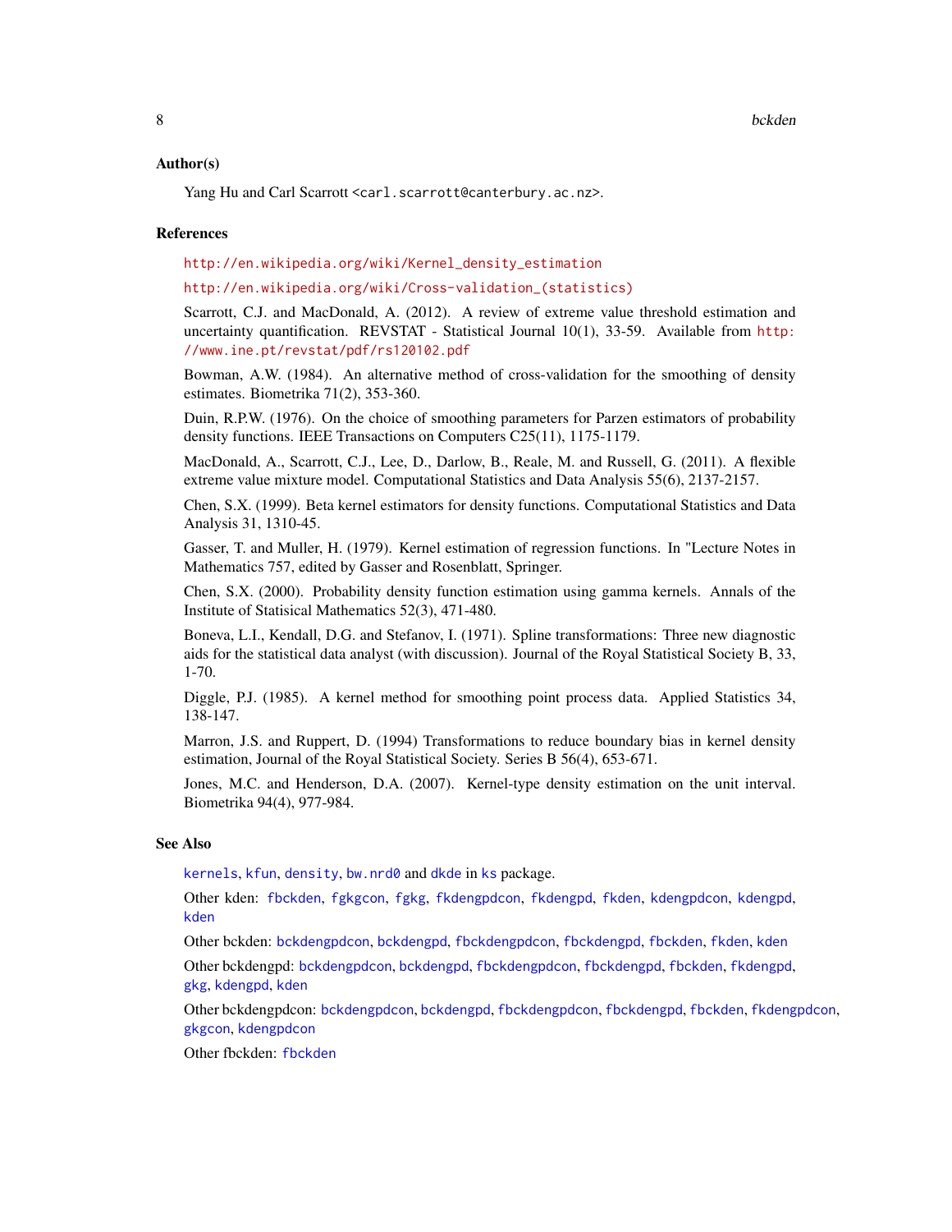## Author(s)

Yang Hu and Carl Scarrott <carl.scarrott@canterbury.ac.nz>.

## References

http://en.wikipedia.org/wiki/Kernel_density_estimation

http://en.wikipedia.org/wiki/Cross-validation_(statistics)

Scarrott, C.J. and MacDonald, A. (2012). A review of extreme value threshold estimation and uncertainty quantification. REVSTAT - Statistical Journal 10(1), 33-59. Available from http://www.ine.pt/revstat/pdf/rs120102.pdf

Bowman, A.W. (1984). An alternative method of cross-validation for the smoothing of density estimates. Biometrika 71(2), 353-360.

Duin, R.P.W. (1976). On the choice of smoothing parameters for Parzen estimators of probability density functions. IEEE Transactions on Computers C25(11), 1175-1179.

MacDonald, A., Scarrott, C.J., Lee, D., Darlow, B., Reale, M. and Russell, G. (2011). A flexible extreme value mixture model. Computational Statistics and Data Analysis 55(6), 2137-2157.

Chen, S.X. (1999). Beta kernel estimators for density functions. Computational Statistics and Data Analysis 31, 1310-45.

Gasser, T. and Muller, H. (1979). Kernel estimation of regression functions. In "Lecture Notes in Mathematics 757, edited by Gasser and Rosenblatt, Springer.

Chen, S.X. (2000). Probability density function estimation using gamma kernels. Annals of the Institute of Statisical Mathematics 52(3), 471-480.

Boneva, L.I., Kendall, D.G. and Stefanov, I. (1971). Spline transformations: Three new diagnostic aids for the statistical data analyst (with discussion). Journal of the Royal Statistical Society B, 33, 1-70.

Diggle, P.J. (1985). A kernel method for smoothing point process data. Applied Statistics 34, 138-147.

Marron, J.S. and Ruppert, D. (1994) Transformations to reduce boundary bias in kernel density estimation, Journal of the Royal Statistical Society. Series B 56(4), 653-671.

Jones, M.C. and Henderson, D.A. (2007). Kernel-type density estimation on the unit interval. Biometrika 94(4), 977-984.

## See Also

kernels, kfun, density, bw.nrd0 and dkde in ks package.

Other kden: fbckden, fgkgcon, fgkg, fkdengpdcon, fkdengpd, fkden, kdengpdcon, kdengpd, kden

Other bckden: bckdengpdcon, bckdengpd, fbckdengpdcon, fbckdengpd, fbckden, fkden, kden

Other bckdengpd: bckdengpdcon, bckdengpd, fbckdengpdcon, fbckdengpd, fbckden, fkdengpd, gkg, kdengpd, kden

Other bckdengpdcon: bckdengpdcon, bckdengpd, fbckdengpdcon, fbckdengpd, fbckden, fkdengpdcon, gkgcon, kdengpdcon

Other fbckden: fbckden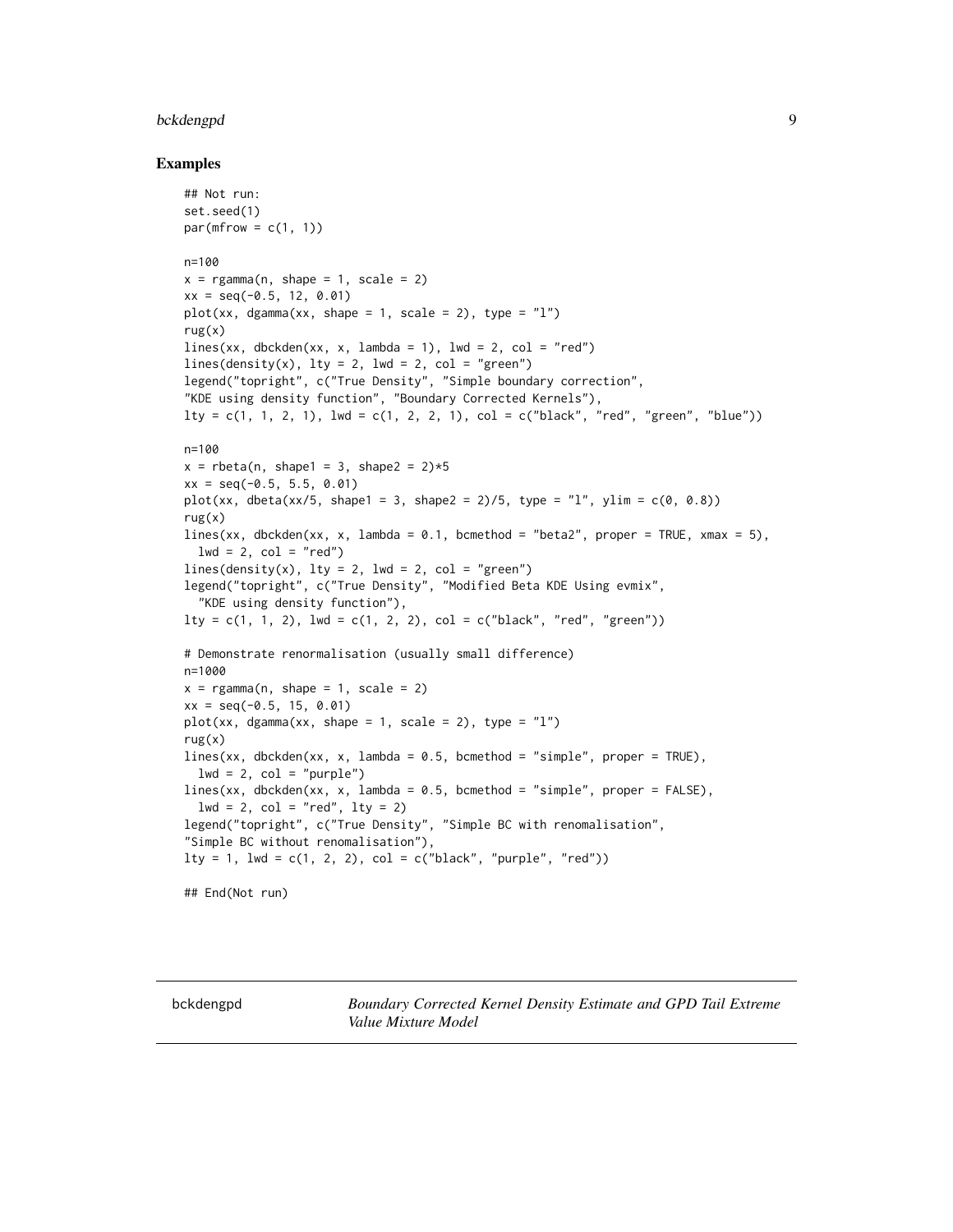## Examples

```
## Not run:
set.seed(1)
par(mfrow = c(1, 1))

n=100
x = rgamma(n, shape = 1, scale = 2)
xx = seq(-0.5, 12, 0.01)
plot(xx, dgamma(xx, shape = 1, scale = 2), type = "l")
rug(x)
lines(xx, dbckden(xx, x, lambda = 1), lwd = 2, col = "red")
lines(density(x), lty = 2, lwd = 2, col = "green")
legend("topright", c("True Density", "Simple boundary correction",
"KDE using density function", "Boundary Corrected Kernels"),
lty = c(1, 1, 2, 1), lwd = c(1, 2, 2, 1), col = c("black", "red", "green", "blue"))

n=100
x = rbeta(n, shape1 = 3, shape2 = 2)*5
xx = seq(-0.5, 5.5, 0.01)
plot(xx, dbeta(xx/5, shape1 = 3, shape2 = 2)/5, type = "l", ylim = c(0, 0.8))
rug(x)
lines(xx, dbckden(xx, x, lambda = 0.1, bcmethod = "beta2", proper = TRUE, xmax = 5),
  lwd = 2, col = "red")
lines(density(x), lty = 2, lwd = 2, col = "green")
legend("topright", c("True Density", "Modified Beta KDE Using evmix",
  "KDE using density function"),
lty = c(1, 1, 2), lwd = c(1, 2, 2), col = c("black", "red", "green"))

# Demonstrate renormalisation (usually small difference)
n=1000
x = rgamma(n, shape = 1, scale = 2)
xx = seq(-0.5, 15, 0.01)
plot(xx, dgamma(xx, shape = 1, scale = 2), type = "l")
rug(x)
lines(xx, dbckden(xx, x, lambda = 0.5, bcmethod = "simple", proper = TRUE),
  lwd = 2, col = "purple")
lines(xx, dbckden(xx, x, lambda = 0.5, bcmethod = "simple", proper = FALSE),
  lwd = 2, col = "red", lty = 2)
legend("topright", c("True Density", "Simple BC with renomalisation",
"Simple BC without renomalisation"),
lty = 1, lwd = c(1, 2, 2), col = c("black", "purple", "red"))

## End(Not run)
```

---

bckdengpd — *Boundary Corrected Kernel Density Estimate and GPD Tail Extreme Value Mixture Model*

---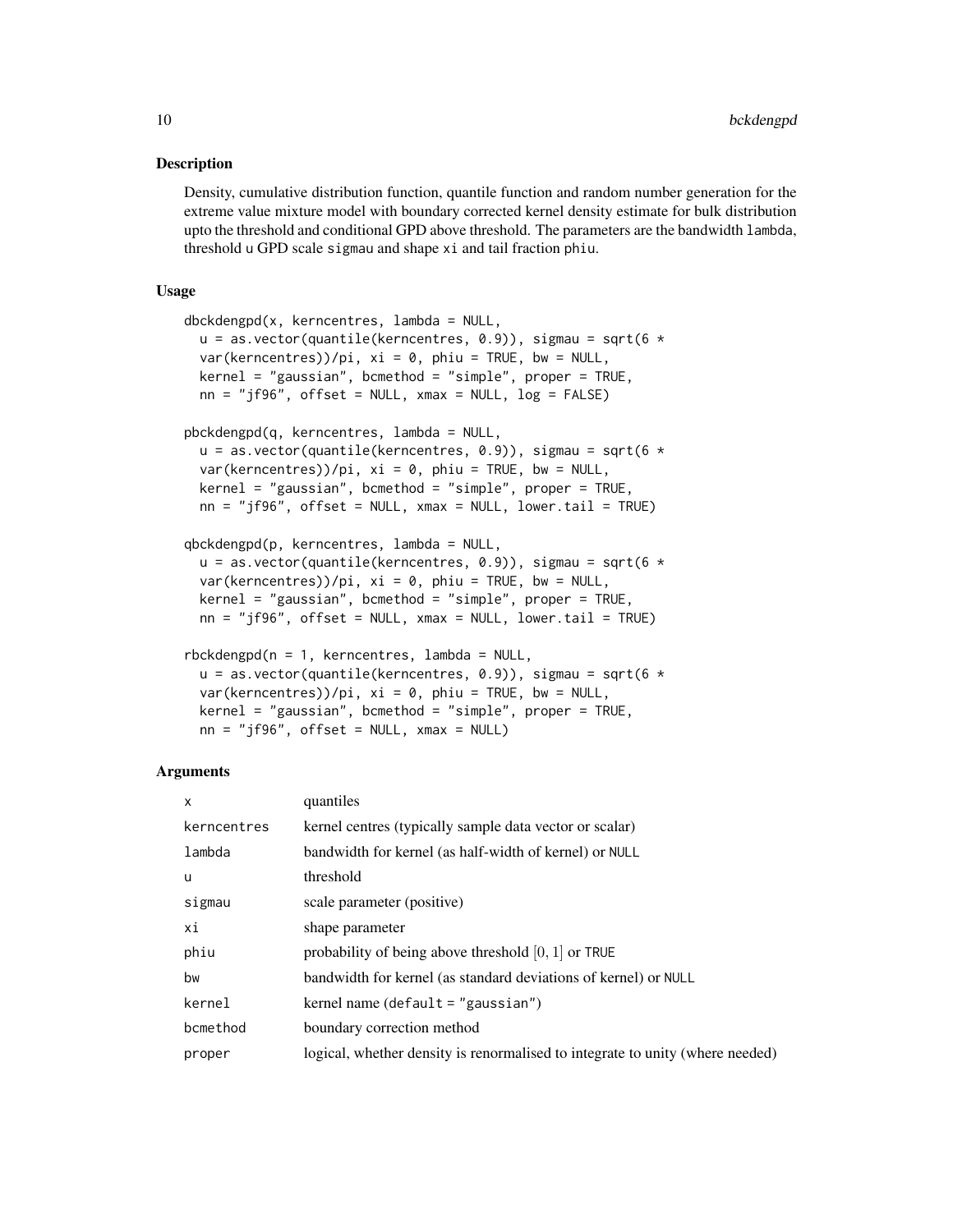## Description

Density, cumulative distribution function, quantile function and random number generation for the extreme value mixture model with boundary corrected kernel density estimate for bulk distribution upto the threshold and conditional GPD above threshold. The parameters are the bandwidth `lambda`, threshold `u` GPD scale `sigmau` and shape `xi` and tail fraction `phiu`.

## Usage

```
dbckdengpd(x, kerncentres, lambda = NULL,
  u = as.vector(quantile(kerncentres, 0.9)), sigmau = sqrt(6 *
  var(kerncentres))/pi, xi = 0, phiu = TRUE, bw = NULL,
  kernel = "gaussian", bcmethod = "simple", proper = TRUE,
  nn = "jf96", offset = NULL, xmax = NULL, log = FALSE)

pbckdengpd(q, kerncentres, lambda = NULL,
  u = as.vector(quantile(kerncentres, 0.9)), sigmau = sqrt(6 *
  var(kerncentres))/pi, xi = 0, phiu = TRUE, bw = NULL,
  kernel = "gaussian", bcmethod = "simple", proper = TRUE,
  nn = "jf96", offset = NULL, xmax = NULL, lower.tail = TRUE)

qbckdengpd(p, kerncentres, lambda = NULL,
  u = as.vector(quantile(kerncentres, 0.9)), sigmau = sqrt(6 *
  var(kerncentres))/pi, xi = 0, phiu = TRUE, bw = NULL,
  kernel = "gaussian", bcmethod = "simple", proper = TRUE,
  nn = "jf96", offset = NULL, xmax = NULL, lower.tail = TRUE)

rbckdengpd(n = 1, kerncentres, lambda = NULL,
  u = as.vector(quantile(kerncentres, 0.9)), sigmau = sqrt(6 *
  var(kerncentres))/pi, xi = 0, phiu = TRUE, bw = NULL,
  kernel = "gaussian", bcmethod = "simple", proper = TRUE,
  nn = "jf96", offset = NULL, xmax = NULL)
```

## Arguments

| | |
|---|---|
| `x` | quantiles |
| `kerncentres` | kernel centres (typically sample data vector or scalar) |
| `lambda` | bandwidth for kernel (as half-width of kernel) or `NULL` |
| `u` | threshold |
| `sigmau` | scale parameter (positive) |
| `xi` | shape parameter |
| `phiu` | probability of being above threshold $[0, 1]$ or `TRUE` |
| `bw` | bandwidth for kernel (as standard deviations of kernel) or `NULL` |
| `kernel` | kernel name (`default = "gaussian"`) |
| `bcmethod` | boundary correction method |
| `proper` | logical, whether density is renormalised to integrate to unity (where needed) |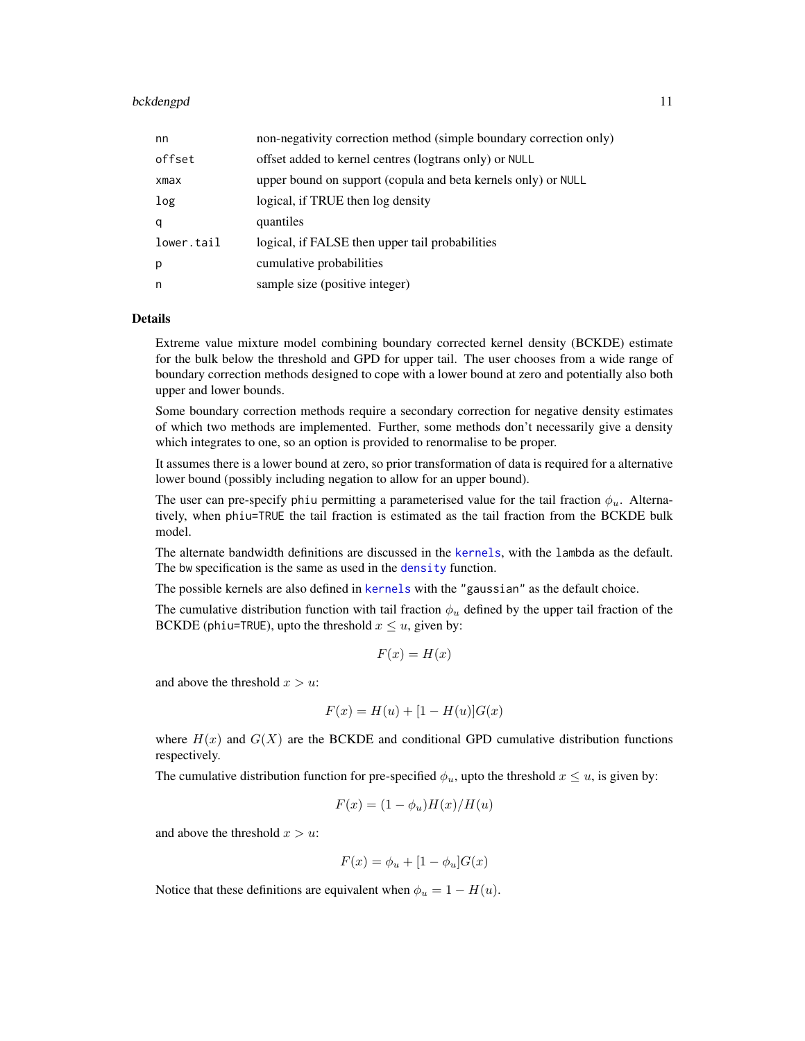| | |
|---|---|
| nn | non-negativity correction method (simple boundary correction only) |
| offset | offset added to kernel centres (logtrans only) or NULL |
| xmax | upper bound on support (copula and beta kernels only) or NULL |
| log | logical, if TRUE then log density |
| q | quantiles |
| lower.tail | logical, if FALSE then upper tail probabilities |
| p | cumulative probabilities |
| n | sample size (positive integer) |

## Details

Extreme value mixture model combining boundary corrected kernel density (BCKDE) estimate for the bulk below the threshold and GPD for upper tail. The user chooses from a wide range of boundary correction methods designed to cope with a lower bound at zero and potentially also both upper and lower bounds.

Some boundary correction methods require a secondary correction for negative density estimates of which two methods are implemented. Further, some methods don't necessarily give a density which integrates to one, so an option is provided to renormalise to be proper.

It assumes there is a lower bound at zero, so prior transformation of data is required for a alternative lower bound (possibly including negation to allow for an upper bound).

The user can pre-specify phiu permitting a parameterised value for the tail fraction $\phi_u$. Alternatively, when phiu=TRUE the tail fraction is estimated as the tail fraction from the BCKDE bulk model.

The alternate bandwidth definitions are discussed in the kernels, with the lambda as the default. The bw specification is the same as used in the density function.

The possible kernels are also defined in kernels with the "gaussian" as the default choice.

The cumulative distribution function with tail fraction $\phi_u$ defined by the upper tail fraction of the BCKDE (phiu=TRUE), upto the threshold $x \leq u$, given by:

$$F(x) = H(x)$$

and above the threshold $x > u$:

$$F(x) = H(u) + [1 - H(u)]G(x)$$

where $H(x)$ and $G(X)$ are the BCKDE and conditional GPD cumulative distribution functions respectively.

The cumulative distribution function for pre-specified $\phi_u$, upto the threshold $x \leq u$, is given by:

$$F(x) = (1 - \phi_u)H(x)/H(u)$$

and above the threshold $x > u$:

$$F(x) = \phi_u + [1 - \phi_u]G(x)$$

Notice that these definitions are equivalent when $\phi_u = 1 - H(u)$.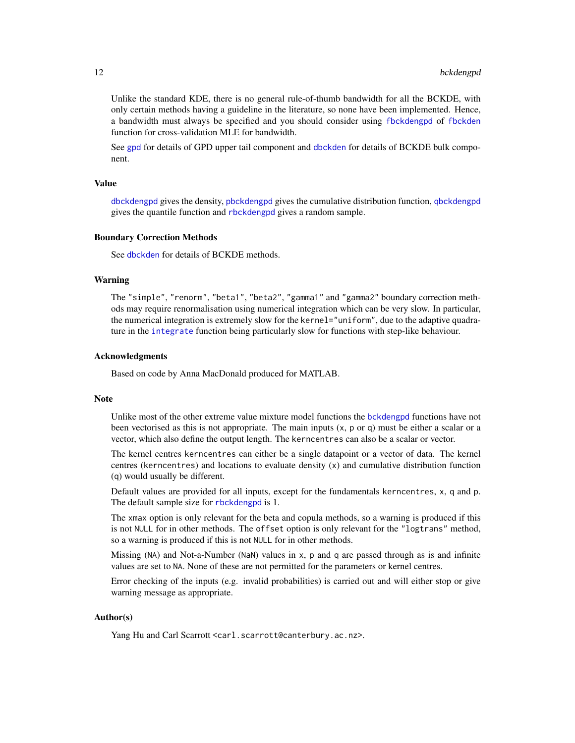Unlike the standard KDE, there is no general rule-of-thumb bandwidth for all the BCKDE, with only certain methods having a guideline in the literature, so none have been implemented. Hence, a bandwidth must always be specified and you should consider using `fbckdengpd` of `fbckden` function for cross-validation MLE for bandwidth.

See `gpd` for details of GPD upper tail component and `dbckden` for details of BCKDE bulk component.

## Value

`dbckdengpd` gives the density, `pbckdengpd` gives the cumulative distribution function, `qbckdengpd` gives the quantile function and `rbckdengpd` gives a random sample.

## Boundary Correction Methods

See `dbckden` for details of BCKDE methods.

## Warning

The `"simple"`, `"renorm"`, `"beta1"`, `"beta2"`, `"gamma1"` and `"gamma2"` boundary correction methods may require renormalisation using numerical integration which can be very slow. In particular, the numerical integration is extremely slow for the `kernel="uniform"`, due to the adaptive quadrature in the `integrate` function being particularly slow for functions with step-like behaviour.

## Acknowledgments

Based on code by Anna MacDonald produced for MATLAB.

## Note

Unlike most of the other extreme value mixture model functions the `bckdengpd` functions have not been vectorised as this is not appropriate. The main inputs (`x`, `p` or `q`) must be either a scalar or a vector, which also define the output length. The `kerncentres` can also be a scalar or vector.

The kernel centres `kerncentres` can either be a single datapoint or a vector of data. The kernel centres (`kerncentres`) and locations to evaluate density (`x`) and cumulative distribution function (`q`) would usually be different.

Default values are provided for all inputs, except for the fundamentals `kerncentres`, `x`, `q` and `p`. The default sample size for `rbckdengpd` is 1.

The `xmax` option is only relevant for the beta and copula methods, so a warning is produced if this is not `NULL` for in other methods. The `offset` option is only relevant for the `"logtrans"` method, so a warning is produced if this is not `NULL` for in other methods.

Missing (`NA`) and Not-a-Number (`NaN`) values in `x`, `p` and `q` are passed through as is and infinite values are set to `NA`. None of these are not permitted for the parameters or kernel centres.

Error checking of the inputs (e.g. invalid probabilities) is carried out and will either stop or give warning message as appropriate.

## Author(s)

Yang Hu and Carl Scarrott <carl.scarrott@canterbury.ac.nz>.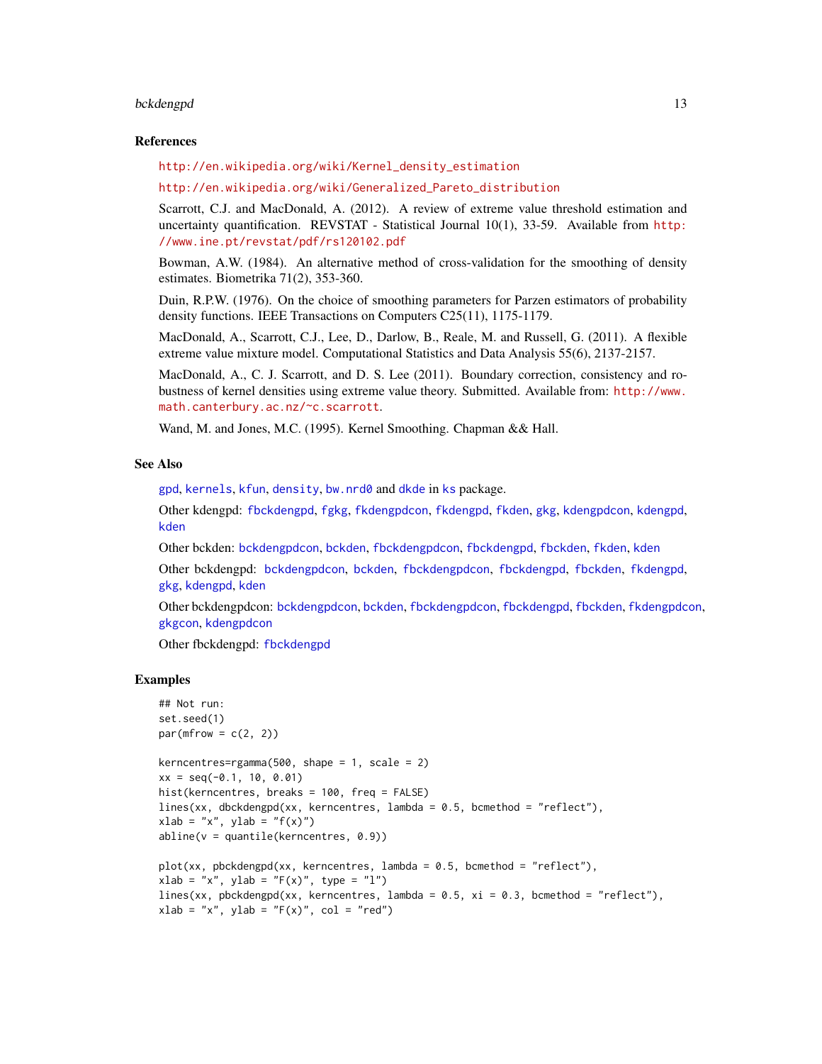## References

http://en.wikipedia.org/wiki/Kernel_density_estimation

http://en.wikipedia.org/wiki/Generalized_Pareto_distribution

Scarrott, C.J. and MacDonald, A. (2012). A review of extreme value threshold estimation and uncertainty quantification. REVSTAT - Statistical Journal 10(1), 33-59. Available from http://www.ine.pt/revstat/pdf/rs120102.pdf

Bowman, A.W. (1984). An alternative method of cross-validation for the smoothing of density estimates. Biometrika 71(2), 353-360.

Duin, R.P.W. (1976). On the choice of smoothing parameters for Parzen estimators of probability density functions. IEEE Transactions on Computers C25(11), 1175-1179.

MacDonald, A., Scarrott, C.J., Lee, D., Darlow, B., Reale, M. and Russell, G. (2011). A flexible extreme value mixture model. Computational Statistics and Data Analysis 55(6), 2137-2157.

MacDonald, A., C. J. Scarrott, and D. S. Lee (2011). Boundary correction, consistency and robustness of kernel densities using extreme value theory. Submitted. Available from: http://www.math.canterbury.ac.nz/~c.scarrott.

Wand, M. and Jones, M.C. (1995). Kernel Smoothing. Chapman && Hall.

## See Also

gpd, kernels, kfun, density, bw.nrd0 and dkde in ks package.

Other kdengpd: fbckdengpd, fgkg, fkdengpdcon, fkdengpd, fkden, gkg, kdengpdcon, kdengpd, kden

Other bckden: bckdengpdcon, bckden, fbckdengpdcon, fbckdengpd, fbckden, fkden, kden

Other bckdengpd: bckdengpdcon, bckden, fbckdengpdcon, fbckdengpd, fbckden, fkdengpd, gkg, kdengpd, kden

Other bckdengpdcon: bckdengpdcon, bckden, fbckdengpdcon, fbckdengpd, fbckden, fkdengpdcon, gkgcon, kdengpdcon

Other fbckdengpd: fbckdengpd

## Examples

```
## Not run:
set.seed(1)
par(mfrow = c(2, 2))

kerncentres=rgamma(500, shape = 1, scale = 2)
xx = seq(-0.1, 10, 0.01)
hist(kerncentres, breaks = 100, freq = FALSE)
lines(xx, dbckdengpd(xx, kerncentres, lambda = 0.5, bcmethod = "reflect"),
xlab = "x", ylab = "f(x)")
abline(v = quantile(kerncentres, 0.9))

plot(xx, pbckdengpd(xx, kerncentres, lambda = 0.5, bcmethod = "reflect"),
xlab = "x", ylab = "F(x)", type = "l")
lines(xx, pbckdengpd(xx, kerncentres, lambda = 0.5, xi = 0.3, bcmethod = "reflect"),
xlab = "x", ylab = "F(x)", col = "red")
```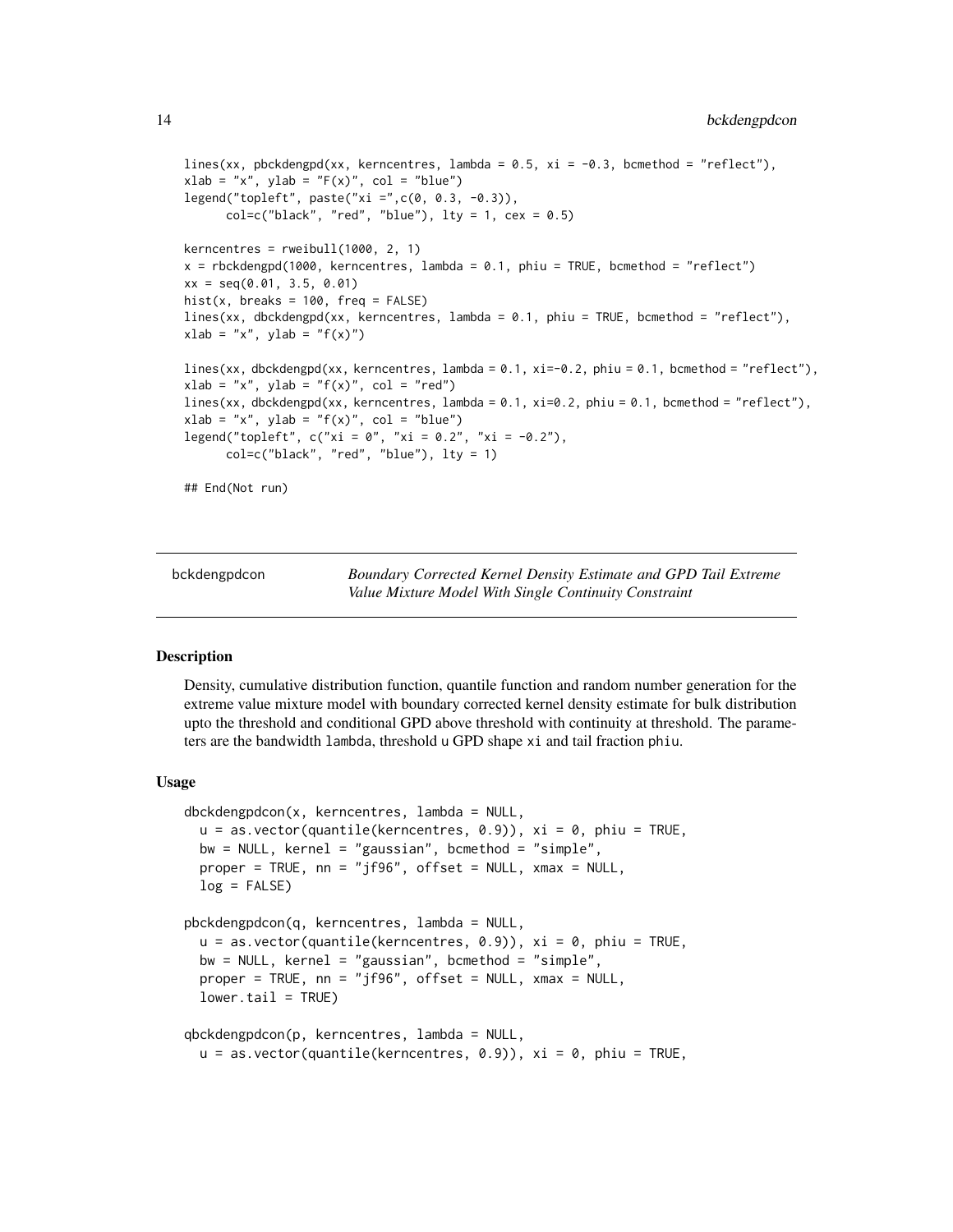```
lines(xx, pbckdengpd(xx, kerncentres, lambda = 0.5, xi = -0.3, bcmethod = "reflect"),
xlab = "x", ylab = "F(x)", col = "blue")
legend("topleft", paste("xi =",c(0, 0.3, -0.3)),
      col=c("black", "red", "blue"), lty = 1, cex = 0.5)

kerncentres = rweibull(1000, 2, 1)
x = rbckdengpd(1000, kerncentres, lambda = 0.1, phiu = TRUE, bcmethod = "reflect")
xx = seq(0.01, 3.5, 0.01)
hist(x, breaks = 100, freq = FALSE)
lines(xx, dbckdengpd(xx, kerncentres, lambda = 0.1, phiu = TRUE, bcmethod = "reflect"),
xlab = "x", ylab = "f(x)")

lines(xx, dbckdengpd(xx, kerncentres, lambda = 0.1, xi=-0.2, phiu = 0.1, bcmethod = "reflect"),
xlab = "x", ylab = "f(x)", col = "red")
lines(xx, dbckdengpd(xx, kerncentres, lambda = 0.1, xi=0.2, phiu = 0.1, bcmethod = "reflect"),
xlab = "x", ylab = "f(x)", col = "blue")
legend("topleft", c("xi = 0", "xi = 0.2", "xi = -0.2"),
      col=c("black", "red", "blue"), lty = 1)

## End(Not run)
```

---

bckdengpdcon — *Boundary Corrected Kernel Density Estimate and GPD Tail Extreme Value Mixture Model With Single Continuity Constraint*

---

## Description

Density, cumulative distribution function, quantile function and random number generation for the extreme value mixture model with boundary corrected kernel density estimate for bulk distribution upto the threshold and conditional GPD above threshold with continuity at threshold. The parameters are the bandwidth `lambda`, threshold `u` GPD shape `xi` and tail fraction `phiu`.

## Usage

```
dbckdengpdcon(x, kerncentres, lambda = NULL,
  u = as.vector(quantile(kerncentres, 0.9)), xi = 0, phiu = TRUE,
  bw = NULL, kernel = "gaussian", bcmethod = "simple",
  proper = TRUE, nn = "jf96", offset = NULL, xmax = NULL,
  log = FALSE)

pbckdengpdcon(q, kerncentres, lambda = NULL,
  u = as.vector(quantile(kerncentres, 0.9)), xi = 0, phiu = TRUE,
  bw = NULL, kernel = "gaussian", bcmethod = "simple",
  proper = TRUE, nn = "jf96", offset = NULL, xmax = NULL,
  lower.tail = TRUE)

qbckdengpdcon(p, kerncentres, lambda = NULL,
  u = as.vector(quantile(kerncentres, 0.9)), xi = 0, phiu = TRUE,
```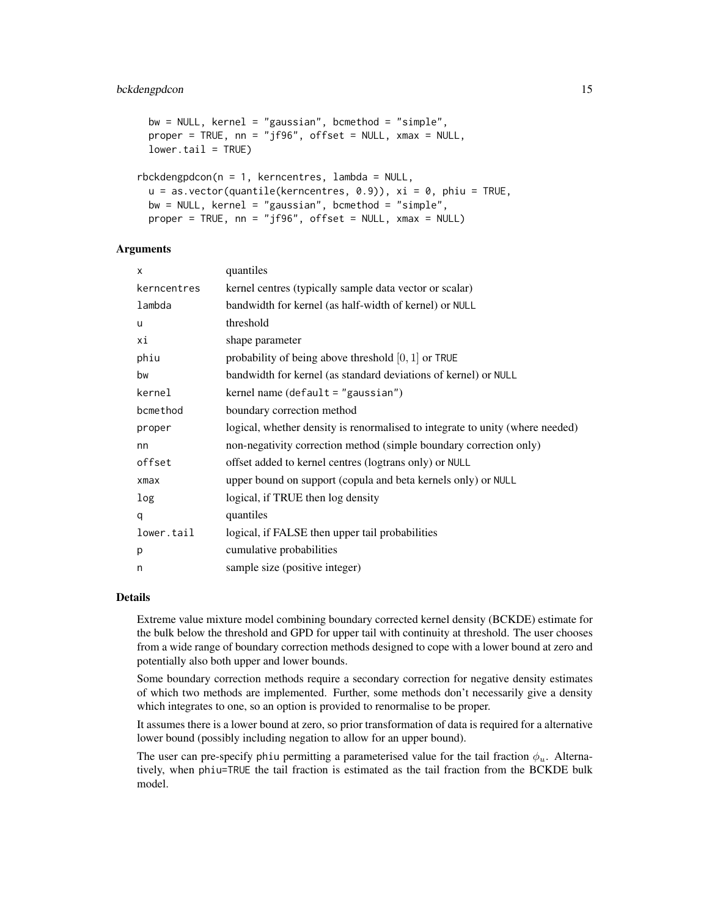```
  bw = NULL, kernel = "gaussian", bcmethod = "simple",
  proper = TRUE, nn = "jf96", offset = NULL, xmax = NULL,
  lower.tail = TRUE)

rbckdengpdcon(n = 1, kerncentres, lambda = NULL,
  u = as.vector(quantile(kerncentres, 0.9)), xi = 0, phiu = TRUE,
  bw = NULL, kernel = "gaussian", bcmethod = "simple",
  proper = TRUE, nn = "jf96", offset = NULL, xmax = NULL)
```

### Arguments

| | |
|---|---|
| x | quantiles |
| kerncentres | kernel centres (typically sample data vector or scalar) |
| lambda | bandwidth for kernel (as half-width of kernel) or NULL |
| u | threshold |
| xi | shape parameter |
| phiu | probability of being above threshold $[0, 1]$ or TRUE |
| bw | bandwidth for kernel (as standard deviations of kernel) or NULL |
| kernel | kernel name (default = "gaussian") |
| bcmethod | boundary correction method |
| proper | logical, whether density is renormalised to integrate to unity (where needed) |
| nn | non-negativity correction method (simple boundary correction only) |
| offset | offset added to kernel centres (logtrans only) or NULL |
| xmax | upper bound on support (copula and beta kernels only) or NULL |
| log | logical, if TRUE then log density |
| q | quantiles |
| lower.tail | logical, if FALSE then upper tail probabilities |
| p | cumulative probabilities |
| n | sample size (positive integer) |

### Details

Extreme value mixture model combining boundary corrected kernel density (BCKDE) estimate for the bulk below the threshold and GPD for upper tail with continuity at threshold. The user chooses from a wide range of boundary correction methods designed to cope with a lower bound at zero and potentially also both upper and lower bounds.

Some boundary correction methods require a secondary correction for negative density estimates of which two methods are implemented. Further, some methods don't necessarily give a density which integrates to one, so an option is provided to renormalise to be proper.

It assumes there is a lower bound at zero, so prior transformation of data is required for a alternative lower bound (possibly including negation to allow for an upper bound).

The user can pre-specify phiu permitting a parameterised value for the tail fraction $\phi_u$. Alternatively, when phiu=TRUE the tail fraction is estimated as the tail fraction from the BCKDE bulk model.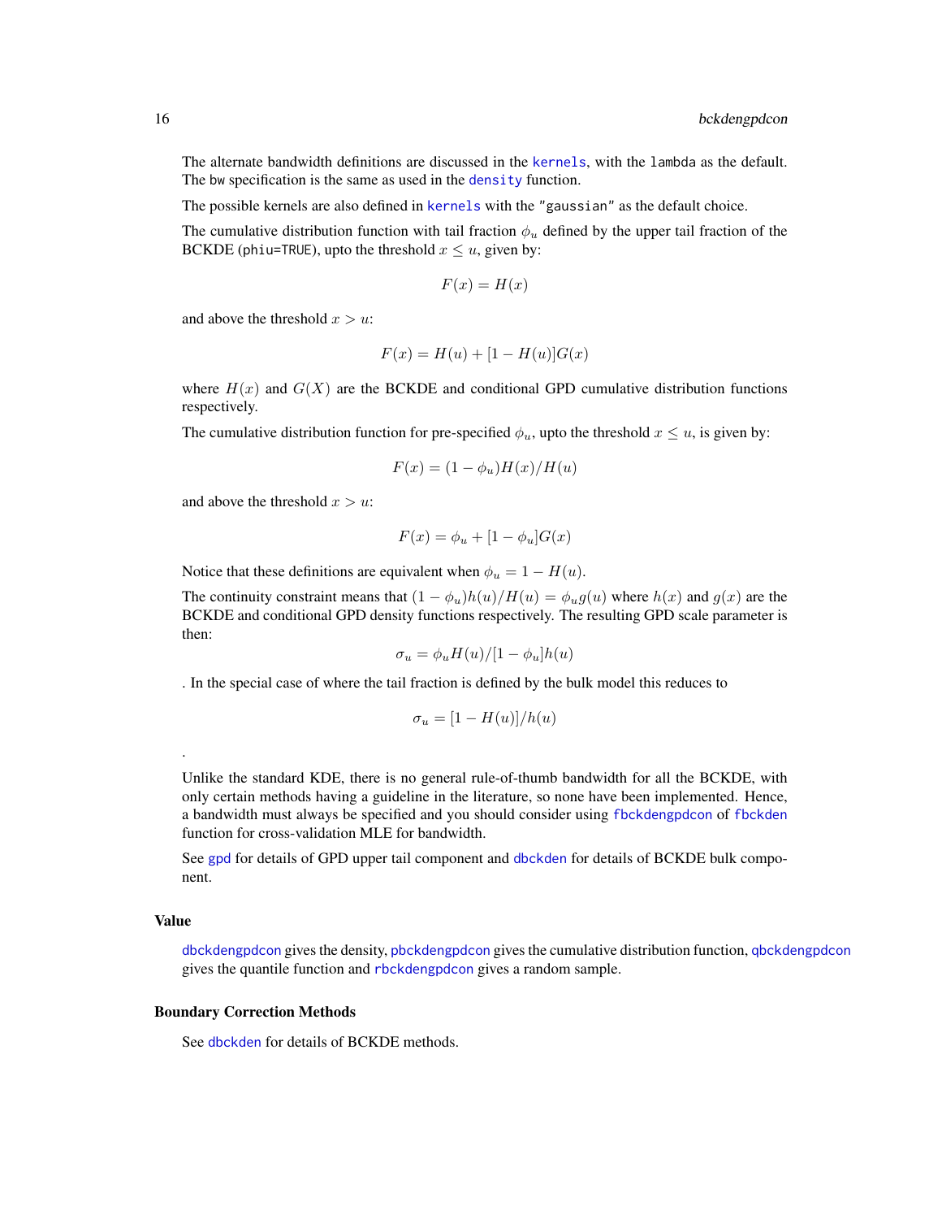The alternate bandwidth definitions are discussed in the kernels, with the lambda as the default. The bw specification is the same as used in the density function.

The possible kernels are also defined in kernels with the "gaussian" as the default choice.

The cumulative distribution function with tail fraction $\phi_u$ defined by the upper tail fraction of the BCKDE (phiu=TRUE), upto the threshold $x \leq u$, given by:

$$F(x) = H(x)$$

and above the threshold $x > u$:

$$F(x) = H(u) + [1 - H(u)]G(x)$$

where $H(x)$ and $G(X)$ are the BCKDE and conditional GPD cumulative distribution functions respectively.

The cumulative distribution function for pre-specified $\phi_u$, upto the threshold $x \leq u$, is given by:

$$F(x) = (1 - \phi_u)H(x)/H(u)$$

and above the threshold $x > u$:

$$F(x) = \phi_u + [1 - \phi_u]G(x)$$

Notice that these definitions are equivalent when $\phi_u = 1 - H(u)$.

The continuity constraint means that $(1 - \phi_u)h(u)/H(u) = \phi_u g(u)$ where $h(x)$ and $g(x)$ are the BCKDE and conditional GPD density functions respectively. The resulting GPD scale parameter is then:

$$\sigma_u = \phi_u H(u)/[1 - \phi_u]h(u)$$

. In the special case of where the tail fraction is defined by the bulk model this reduces to

$$\sigma_u = [1 - H(u)]/h(u)$$

.

Unlike the standard KDE, there is no general rule-of-thumb bandwidth for all the BCKDE, with only certain methods having a guideline in the literature, so none have been implemented. Hence, a bandwidth must always be specified and you should consider using fbckdengpdcon of fbckden function for cross-validation MLE for bandwidth.

See gpd for details of GPD upper tail component and dbckden for details of BCKDE bulk component.

## Value

dbckdengpdcon gives the density, pbckdengpdcon gives the cumulative distribution function, qbckdengpdcon gives the quantile function and rbckdengpdcon gives a random sample.

## Boundary Correction Methods

See dbckden for details of BCKDE methods.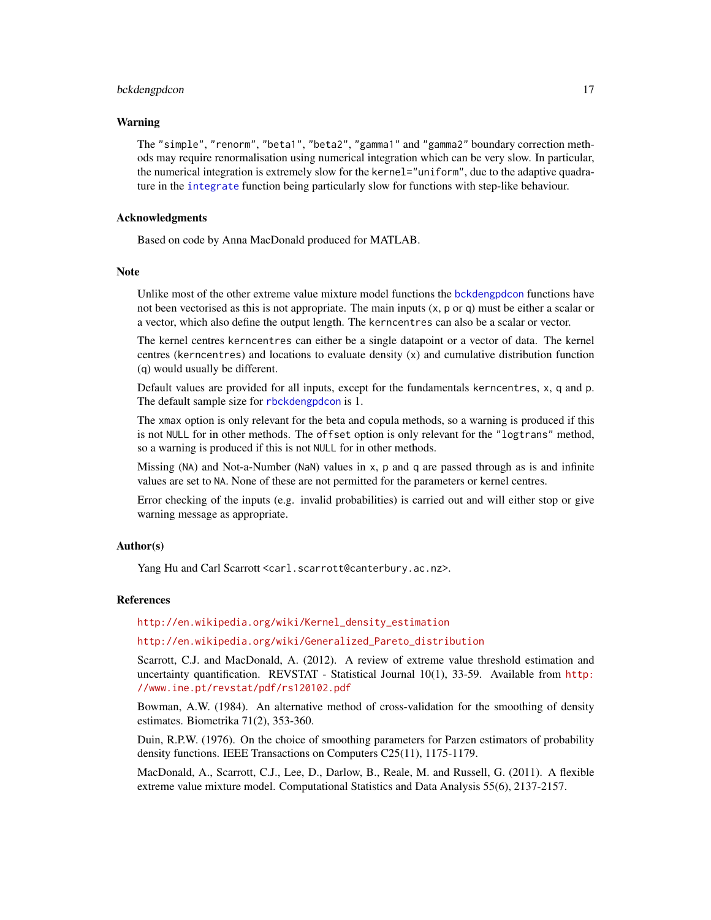## Warning

The "simple", "renorm", "beta1", "beta2", "gamma1" and "gamma2" boundary correction methods may require renormalisation using numerical integration which can be very slow. In particular, the numerical integration is extremely slow for the kernel="uniform", due to the adaptive quadrature in the integrate function being particularly slow for functions with step-like behaviour.

## Acknowledgments

Based on code by Anna MacDonald produced for MATLAB.

## Note

Unlike most of the other extreme value mixture model functions the bckdengpdcon functions have not been vectorised as this is not appropriate. The main inputs (x, p or q) must be either a scalar or a vector, which also define the output length. The kerncentres can also be a scalar or vector.

The kernel centres kerncentres can either be a single datapoint or a vector of data. The kernel centres (kerncentres) and locations to evaluate density (x) and cumulative distribution function (q) would usually be different.

Default values are provided for all inputs, except for the fundamentals kerncentres, x, q and p. The default sample size for rbckdengpdcon is 1.

The xmax option is only relevant for the beta and copula methods, so a warning is produced if this is not NULL for in other methods. The offset option is only relevant for the "logtrans" method, so a warning is produced if this is not NULL for in other methods.

Missing (NA) and Not-a-Number (NaN) values in x, p and q are passed through as is and infinite values are set to NA. None of these are not permitted for the parameters or kernel centres.

Error checking of the inputs (e.g. invalid probabilities) is carried out and will either stop or give warning message as appropriate.

## Author(s)

Yang Hu and Carl Scarrott <carl.scarrott@canterbury.ac.nz>.

## References

http://en.wikipedia.org/wiki/Kernel_density_estimation

http://en.wikipedia.org/wiki/Generalized_Pareto_distribution

Scarrott, C.J. and MacDonald, A. (2012). A review of extreme value threshold estimation and uncertainty quantification. REVSTAT - Statistical Journal 10(1), 33-59. Available from http://www.ine.pt/revstat/pdf/rs120102.pdf

Bowman, A.W. (1984). An alternative method of cross-validation for the smoothing of density estimates. Biometrika 71(2), 353-360.

Duin, R.P.W. (1976). On the choice of smoothing parameters for Parzen estimators of probability density functions. IEEE Transactions on Computers C25(11), 1175-1179.

MacDonald, A., Scarrott, C.J., Lee, D., Darlow, B., Reale, M. and Russell, G. (2011). A flexible extreme value mixture model. Computational Statistics and Data Analysis 55(6), 2137-2157.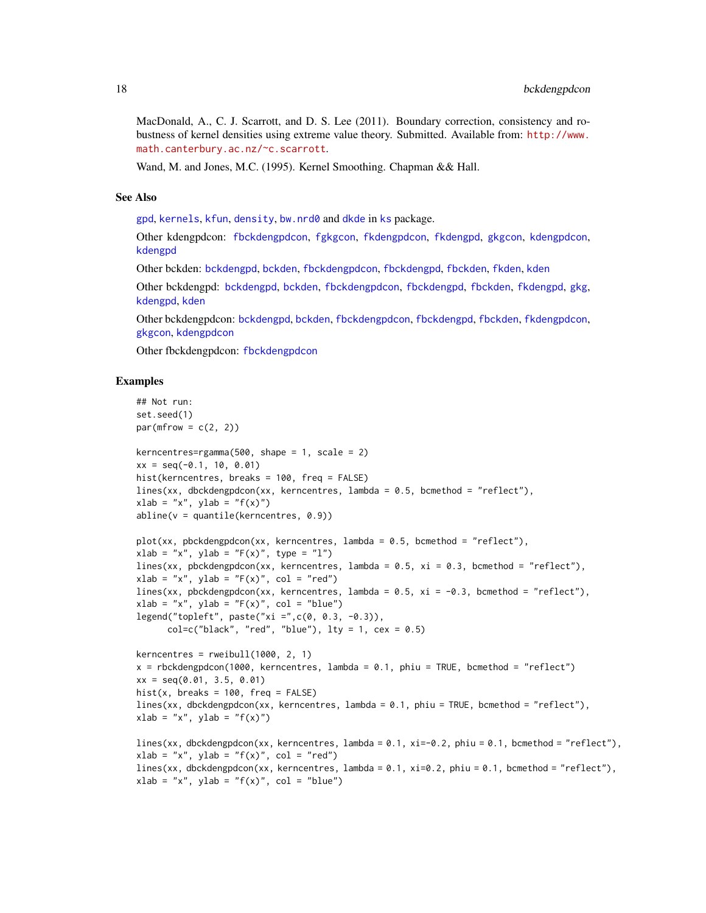MacDonald, A., C. J. Scarrott, and D. S. Lee (2011). Boundary correction, consistency and robustness of kernel densities using extreme value theory. Submitted. Available from: http://www.math.canterbury.ac.nz/~c.scarrott.

Wand, M. and Jones, M.C. (1995). Kernel Smoothing. Chapman && Hall.

## See Also

gpd, kernels, kfun, density, bw.nrd0 and dkde in ks package.

Other kdengpdcon: fbckdengpdcon, fgkgcon, fkdengpdcon, fkdengpd, gkgcon, kdengpdcon, kdengpd

Other bckden: bckdengpd, bckden, fbckdengpdcon, fbckdengpd, fbckden, fkden, kden

Other bckdengpd: bckdengpd, bckden, fbckdengpdcon, fbckdengpd, fbckden, fkdengpd, gkg, kdengpd, kden

Other bckdengpdcon: bckdengpd, bckden, fbckdengpdcon, fbckdengpd, fbckden, fkdengpdcon, gkgcon, kdengpdcon

Other fbckdengpdcon: fbckdengpdcon

## Examples

```
## Not run:
set.seed(1)
par(mfrow = c(2, 2))

kerncentres=rgamma(500, shape = 1, scale = 2)
xx = seq(-0.1, 10, 0.01)
hist(kerncentres, breaks = 100, freq = FALSE)
lines(xx, dbckdengpdcon(xx, kerncentres, lambda = 0.5, bcmethod = "reflect"),
xlab = "x", ylab = "f(x)")
abline(v = quantile(kerncentres, 0.9))

plot(xx, pbckdengpdcon(xx, kerncentres, lambda = 0.5, bcmethod = "reflect"),
xlab = "x", ylab = "F(x)", type = "l")
lines(xx, pbckdengpdcon(xx, kerncentres, lambda = 0.5, xi = 0.3, bcmethod = "reflect"),
xlab = "x", ylab = "F(x)", col = "red")
lines(xx, pbckdengpdcon(xx, kerncentres, lambda = 0.5, xi = -0.3, bcmethod = "reflect"),
xlab = "x", ylab = "F(x)", col = "blue")
legend("topleft", paste("xi =",c(0, 0.3, -0.3)),
      col=c("black", "red", "blue"), lty = 1, cex = 0.5)

kerncentres = rweibull(1000, 2, 1)
x = rbckdengpdcon(1000, kerncentres, lambda = 0.1, phiu = TRUE, bcmethod = "reflect")
xx = seq(0.01, 3.5, 0.01)
hist(x, breaks = 100, freq = FALSE)
lines(xx, dbckdengpdcon(xx, kerncentres, lambda = 0.1, phiu = TRUE, bcmethod = "reflect"),
xlab = "x", ylab = "f(x)")

lines(xx, dbckdengpdcon(xx, kerncentres, lambda = 0.1, xi=-0.2, phiu = 0.1, bcmethod = "reflect"),
xlab = "x", ylab = "f(x)", col = "red")
lines(xx, dbckdengpdcon(xx, kerncentres, lambda = 0.1, xi=0.2, phiu = 0.1, bcmethod = "reflect"),
xlab = "x", ylab = "f(x)", col = "blue")
```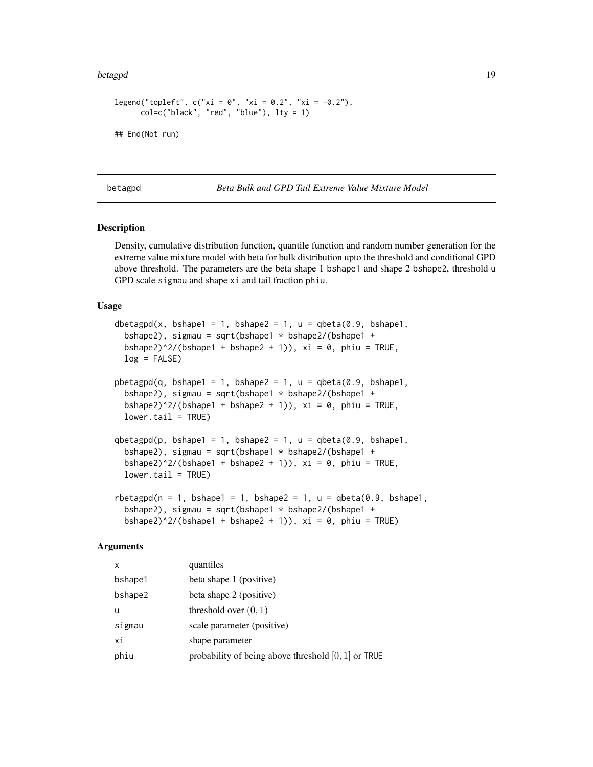```
legend("topleft", c("xi = 0", "xi = 0.2", "xi = -0.2"),
      col=c("black", "red", "blue"), lty = 1)

## End(Not run)
```

---

## betagpd — *Beta Bulk and GPD Tail Extreme Value Mixture Model*

---

### Description

Density, cumulative distribution function, quantile function and random number generation for the extreme value mixture model with beta for bulk distribution upto the threshold and conditional GPD above threshold. The parameters are the beta shape 1 `bshape1` and shape 2 `bshape2`, threshold `u` GPD scale `sigmau` and shape `xi` and tail fraction `phiu`.

### Usage

```
dbetagpd(x, bshape1 = 1, bshape2 = 1, u = qbeta(0.9, bshape1,
  bshape2), sigmau = sqrt(bshape1 * bshape2/(bshape1 +
  bshape2)^2/(bshape1 + bshape2 + 1)), xi = 0, phiu = TRUE,
  log = FALSE)

pbetagpd(q, bshape1 = 1, bshape2 = 1, u = qbeta(0.9, bshape1,
  bshape2), sigmau = sqrt(bshape1 * bshape2/(bshape1 +
  bshape2)^2/(bshape1 + bshape2 + 1)), xi = 0, phiu = TRUE,
  lower.tail = TRUE)

qbetagpd(p, bshape1 = 1, bshape2 = 1, u = qbeta(0.9, bshape1,
  bshape2), sigmau = sqrt(bshape1 * bshape2/(bshape1 +
  bshape2)^2/(bshape1 + bshape2 + 1)), xi = 0, phiu = TRUE,
  lower.tail = TRUE)

rbetagpd(n = 1, bshape1 = 1, bshape2 = 1, u = qbeta(0.9, bshape1,
  bshape2), sigmau = sqrt(bshape1 * bshape2/(bshape1 +
  bshape2)^2/(bshape1 + bshape2 + 1)), xi = 0, phiu = TRUE)
```

### Arguments

| | |
|---|---|
| `x` | quantiles |
| `bshape1` | beta shape 1 (positive) |
| `bshape2` | beta shape 2 (positive) |
| `u` | threshold over $(0, 1)$ |
| `sigmau` | scale parameter (positive) |
| `xi` | shape parameter |
| `phiu` | probability of being above threshold $[0, 1]$ or `TRUE` |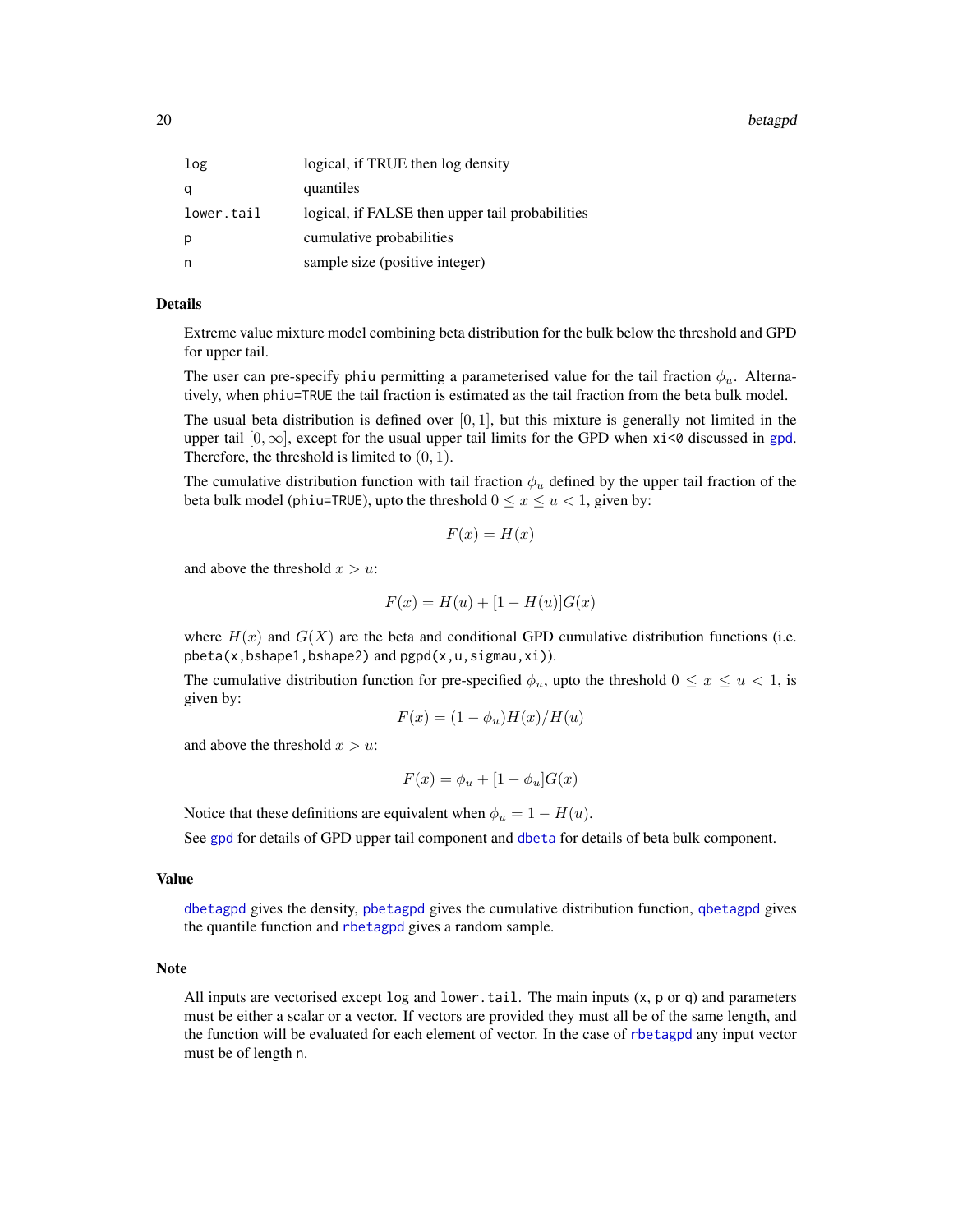| | |
|---|---|
| log | logical, if TRUE then log density |
| q | quantiles |
| lower.tail | logical, if FALSE then upper tail probabilities |
| p | cumulative probabilities |
| n | sample size (positive integer) |

## Details

Extreme value mixture model combining beta distribution for the bulk below the threshold and GPD for upper tail.

The user can pre-specify phiu permitting a parameterised value for the tail fraction $\phi_u$. Alternatively, when phiu=TRUE the tail fraction is estimated as the tail fraction from the beta bulk model.

The usual beta distribution is defined over $[0, 1]$, but this mixture is generally not limited in the upper tail $[0, \infty]$, except for the usual upper tail limits for the GPD when xi<0 discussed in gpd. Therefore, the threshold is limited to $(0, 1)$.

The cumulative distribution function with tail fraction $\phi_u$ defined by the upper tail fraction of the beta bulk model (phiu=TRUE), upto the threshold $0 \leq x \leq u < 1$, given by:

$$F(x) = H(x)$$

and above the threshold $x > u$:

$$F(x) = H(u) + [1 - H(u)]G(x)$$

where $H(x)$ and $G(X)$ are the beta and conditional GPD cumulative distribution functions (i.e. pbeta(x,bshape1,bshape2) and pgpd(x,u,sigmau,xi)).

The cumulative distribution function for pre-specified $\phi_u$, upto the threshold $0 \leq x \leq u < 1$, is given by:

$$F(x) = (1 - \phi_u)H(x)/H(u)$$

and above the threshold $x > u$:

$$F(x) = \phi_u + [1 - \phi_u]G(x)$$

Notice that these definitions are equivalent when $\phi_u = 1 - H(u)$.

See gpd for details of GPD upper tail component and dbeta for details of beta bulk component.

## Value

dbetagpd gives the density, pbetagpd gives the cumulative distribution function, qbetagpd gives the quantile function and rbetagpd gives a random sample.

## Note

All inputs are vectorised except log and lower.tail. The main inputs (x, p or q) and parameters must be either a scalar or a vector. If vectors are provided they must all be of the same length, and the function will be evaluated for each element of vector. In the case of rbetagpd any input vector must be of length n.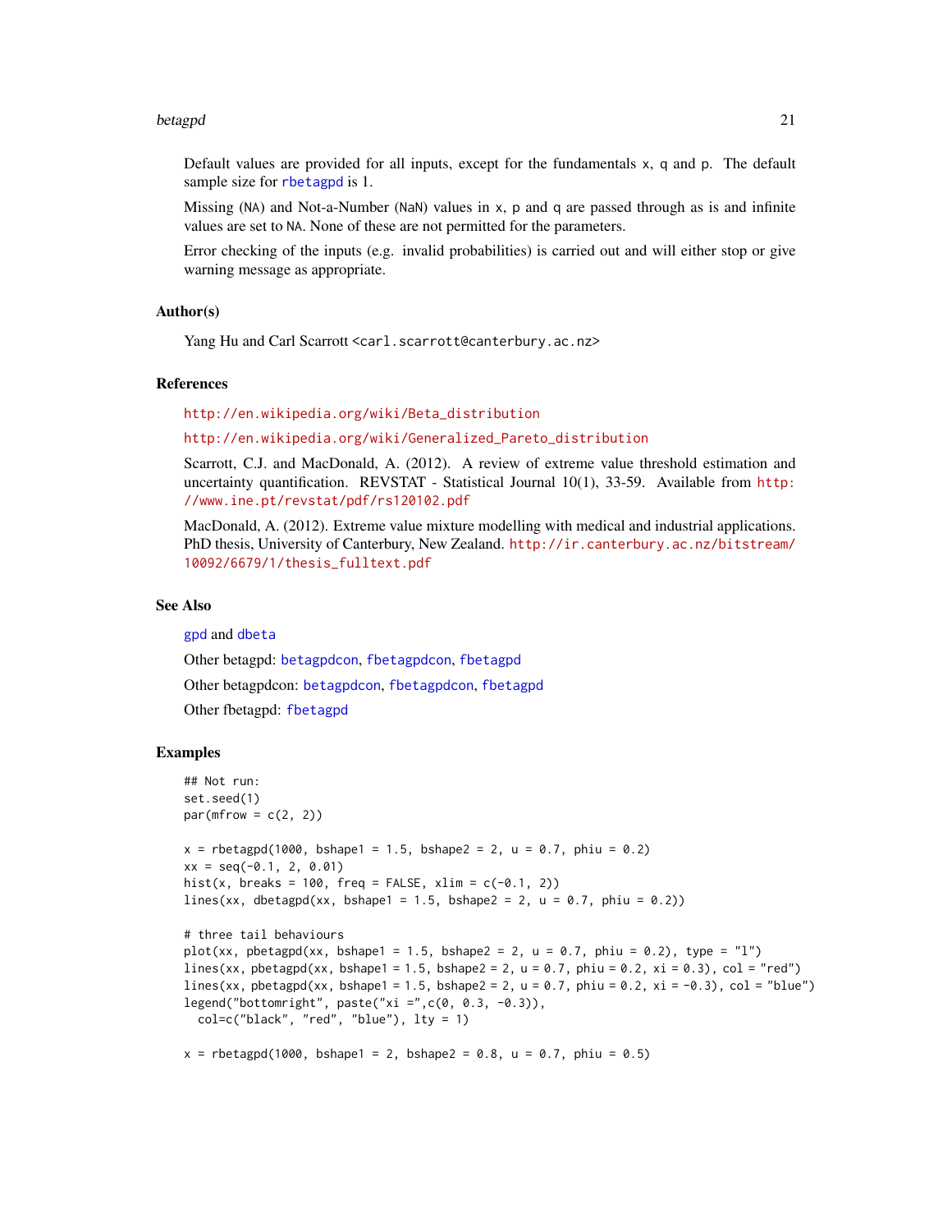Default values are provided for all inputs, except for the fundamentals x, q and p. The default sample size for rbetagpd is 1.

Missing (NA) and Not-a-Number (NaN) values in x, p and q are passed through as is and infinite values are set to NA. None of these are not permitted for the parameters.

Error checking of the inputs (e.g. invalid probabilities) is carried out and will either stop or give warning message as appropriate.

## Author(s)

Yang Hu and Carl Scarrott <carl.scarrott@canterbury.ac.nz>

## References

http://en.wikipedia.org/wiki/Beta_distribution

http://en.wikipedia.org/wiki/Generalized_Pareto_distribution

Scarrott, C.J. and MacDonald, A. (2012). A review of extreme value threshold estimation and uncertainty quantification. REVSTAT - Statistical Journal 10(1), 33-59. Available from http://www.ine.pt/revstat/pdf/rs120102.pdf

MacDonald, A. (2012). Extreme value mixture modelling with medical and industrial applications. PhD thesis, University of Canterbury, New Zealand. http://ir.canterbury.ac.nz/bitstream/10092/6679/1/thesis_fulltext.pdf

## See Also

gpd and dbeta

Other betagpd: betagpdcon, fbetagpdcon, fbetagpd

Other betagpdcon: betagpdcon, fbetagpdcon, fbetagpd

Other fbetagpd: fbetagpd

## Examples

```
## Not run:
set.seed(1)
par(mfrow = c(2, 2))

x = rbetagpd(1000, bshape1 = 1.5, bshape2 = 2, u = 0.7, phiu = 0.2)
xx = seq(-0.1, 2, 0.01)
hist(x, breaks = 100, freq = FALSE, xlim = c(-0.1, 2))
lines(xx, dbetagpd(xx, bshape1 = 1.5, bshape2 = 2, u = 0.7, phiu = 0.2))

# three tail behaviours
plot(xx, pbetagpd(xx, bshape1 = 1.5, bshape2 = 2, u = 0.7, phiu = 0.2), type = "l")
lines(xx, pbetagpd(xx, bshape1 = 1.5, bshape2 = 2, u = 0.7, phiu = 0.2, xi = 0.3), col = "red")
lines(xx, pbetagpd(xx, bshape1 = 1.5, bshape2 = 2, u = 0.7, phiu = 0.2, xi = -0.3), col = "blue")
legend("bottomright", paste("xi =",c(0, 0.3, -0.3)),
  col=c("black", "red", "blue"), lty = 1)

x = rbetagpd(1000, bshape1 = 2, bshape2 = 0.8, u = 0.7, phiu = 0.5)
```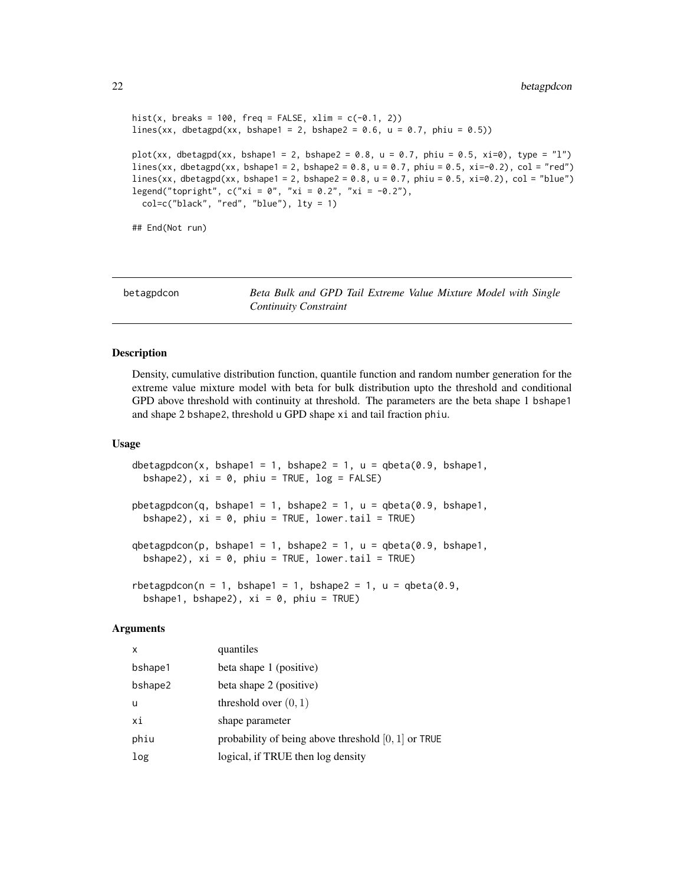```
hist(x, breaks = 100, freq = FALSE, xlim = c(-0.1, 2))
lines(xx, dbetagpd(xx, bshape1 = 2, bshape2 = 0.6, u = 0.7, phiu = 0.5))

plot(xx, dbetagpd(xx, bshape1 = 2, bshape2 = 0.8, u = 0.7, phiu = 0.5, xi=0), type = "l")
lines(xx, dbetagpd(xx, bshape1 = 2, bshape2 = 0.8, u = 0.7, phiu = 0.5, xi=-0.2), col = "red")
lines(xx, dbetagpd(xx, bshape1 = 2, bshape2 = 0.8, u = 0.7, phiu = 0.5, xi=0.2), col = "blue")
legend("topright", c("xi = 0", "xi = 0.2", "xi = -0.2"),
  col=c("black", "red", "blue"), lty = 1)

## End(Not run)
```

---

## betagpdcon — *Beta Bulk and GPD Tail Extreme Value Mixture Model with Single Continuity Constraint*

---

### Description

Density, cumulative distribution function, quantile function and random number generation for the extreme value mixture model with beta for bulk distribution upto the threshold and conditional GPD above threshold with continuity at threshold. The parameters are the beta shape 1 `bshape1` and shape 2 `bshape2`, threshold `u` GPD shape `xi` and tail fraction `phiu`.

### Usage

```
dbetagpdcon(x, bshape1 = 1, bshape2 = 1, u = qbeta(0.9, bshape1,
  bshape2), xi = 0, phiu = TRUE, log = FALSE)

pbetagpdcon(q, bshape1 = 1, bshape2 = 1, u = qbeta(0.9, bshape1,
  bshape2), xi = 0, phiu = TRUE, lower.tail = TRUE)

qbetagpdcon(p, bshape1 = 1, bshape2 = 1, u = qbeta(0.9, bshape1,
  bshape2), xi = 0, phiu = TRUE, lower.tail = TRUE)

rbetagpdcon(n = 1, bshape1 = 1, bshape2 = 1, u = qbeta(0.9,
  bshape1, bshape2), xi = 0, phiu = TRUE)
```

### Arguments

| | |
|---|---|
| `x` | quantiles |
| `bshape1` | beta shape 1 (positive) |
| `bshape2` | beta shape 2 (positive) |
| `u` | threshold over $(0, 1)$ |
| `xi` | shape parameter |
| `phiu` | probability of being above threshold $[0, 1]$ or `TRUE` |
| `log` | logical, if TRUE then log density |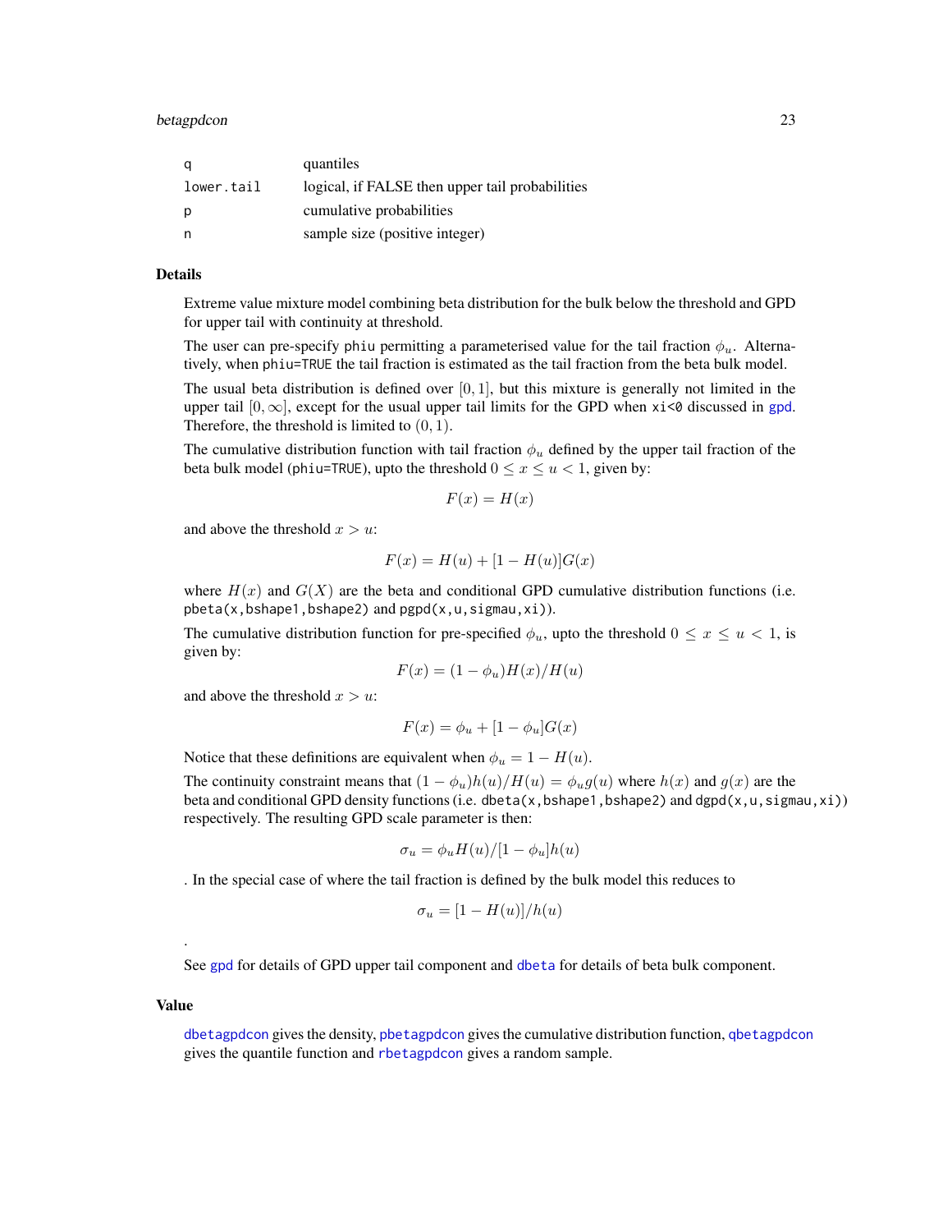| | |
|---|---|
| q | quantiles |
| lower.tail | logical, if FALSE then upper tail probabilities |
| p | cumulative probabilities |
| n | sample size (positive integer) |

## Details

Extreme value mixture model combining beta distribution for the bulk below the threshold and GPD for upper tail with continuity at threshold.

The user can pre-specify phiu permitting a parameterised value for the tail fraction $\phi_u$. Alternatively, when phiu=TRUE the tail fraction is estimated as the tail fraction from the beta bulk model.

The usual beta distribution is defined over $[0, 1]$, but this mixture is generally not limited in the upper tail $[0, \infty]$, except for the usual upper tail limits for the GPD when xi<0 discussed in gpd. Therefore, the threshold is limited to $(0, 1)$.

The cumulative distribution function with tail fraction $\phi_u$ defined by the upper tail fraction of the beta bulk model (phiu=TRUE), upto the threshold $0 \le x \le u < 1$, given by:

$$F(x) = H(x)$$

and above the threshold $x > u$:

$$F(x) = H(u) + [1 - H(u)]G(x)$$

where $H(x)$ and $G(X)$ are the beta and conditional GPD cumulative distribution functions (i.e. pbeta(x,bshape1,bshape2) and pgpd(x,u,sigmau,xi)).

The cumulative distribution function for pre-specified $\phi_u$, upto the threshold $0 \le x \le u < 1$, is given by:

$$F(x) = (1 - \phi_u)H(x)/H(u)$$

and above the threshold $x > u$:

$$F(x) = \phi_u + [1 - \phi_u]G(x)$$

Notice that these definitions are equivalent when $\phi_u = 1 - H(u)$.

The continuity constraint means that $(1 - \phi_u)h(u)/H(u) = \phi_u g(u)$ where $h(x)$ and $g(x)$ are the beta and conditional GPD density functions (i.e. dbeta(x,bshape1,bshape2) and dgpd(x,u,sigmau,xi)) respectively. The resulting GPD scale parameter is then:

$$\sigma_u = \phi_u H(u)/[1 - \phi_u]h(u)$$

. In the special case of where the tail fraction is defined by the bulk model this reduces to

$$\sigma_u = [1 - H(u)]/h(u)$$

.

See gpd for details of GPD upper tail component and dbeta for details of beta bulk component.

## Value

dbetagpdcon gives the density, pbetagpdcon gives the cumulative distribution function, qbetagpdcon gives the quantile function and rbetagpdcon gives a random sample.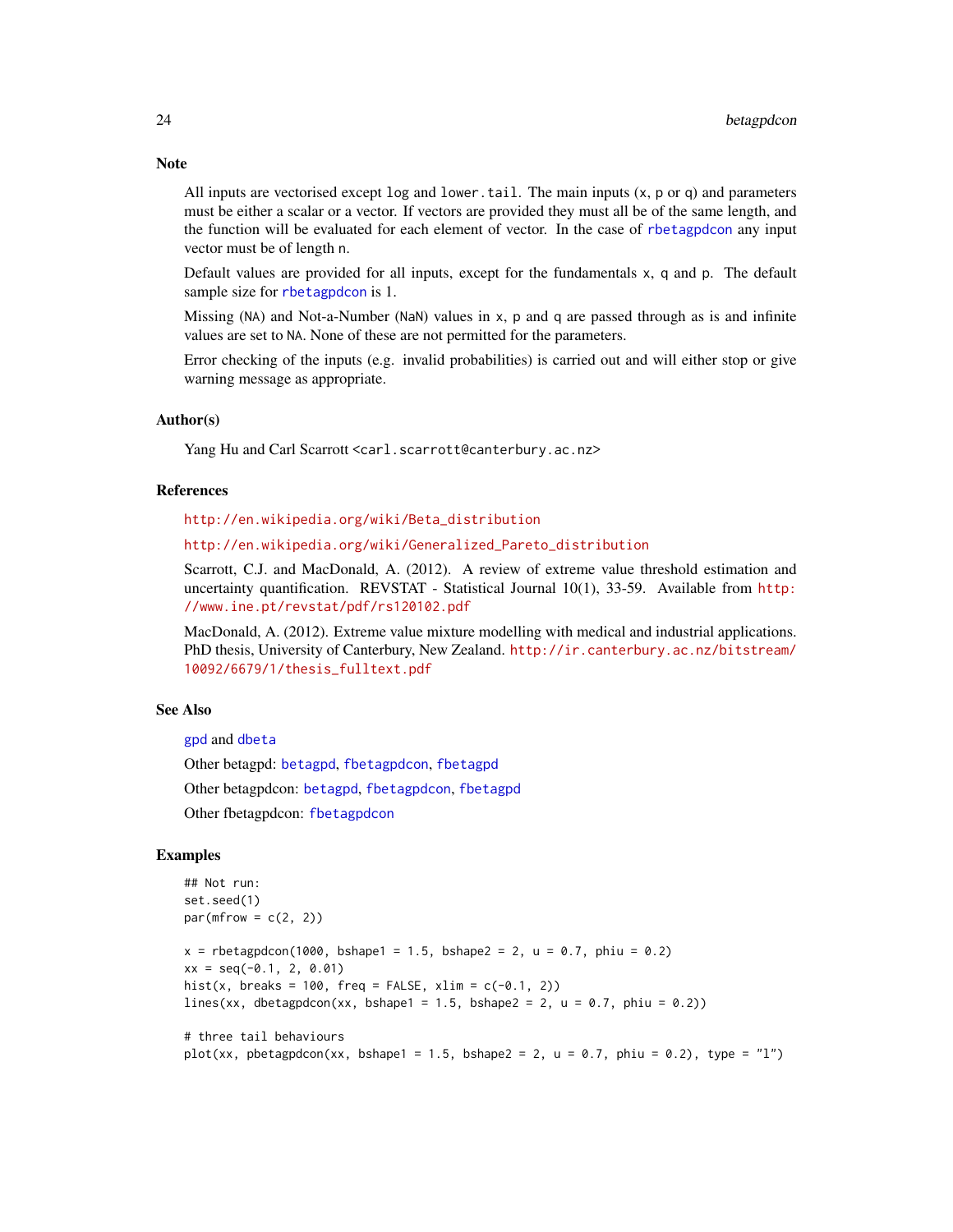## Note

All inputs are vectorised except `log` and `lower.tail`. The main inputs (`x`, `p` or `q`) and parameters must be either a scalar or a vector. If vectors are provided they must all be of the same length, and the function will be evaluated for each element of vector. In the case of `rbetagpdcon` any input vector must be of length `n`.

Default values are provided for all inputs, except for the fundamentals `x`, `q` and `p`. The default sample size for `rbetagpdcon` is 1.

Missing (`NA`) and Not-a-Number (`NaN`) values in `x`, `p` and `q` are passed through as is and infinite values are set to `NA`. None of these are not permitted for the parameters.

Error checking of the inputs (e.g. invalid probabilities) is carried out and will either stop or give warning message as appropriate.

## Author(s)

Yang Hu and Carl Scarrott <carl.scarrott@canterbury.ac.nz>

## References

http://en.wikipedia.org/wiki/Beta_distribution

http://en.wikipedia.org/wiki/Generalized_Pareto_distribution

Scarrott, C.J. and MacDonald, A. (2012). A review of extreme value threshold estimation and uncertainty quantification. REVSTAT - Statistical Journal 10(1), 33-59. Available from http://www.ine.pt/revstat/pdf/rs120102.pdf

MacDonald, A. (2012). Extreme value mixture modelling with medical and industrial applications. PhD thesis, University of Canterbury, New Zealand. http://ir.canterbury.ac.nz/bitstream/10092/6679/1/thesis_fulltext.pdf

## See Also

`gpd` and `dbeta`

Other betagpd: `betagpd`, `fbetagpdcon`, `fbetagpd`

Other betagpdcon: `betagpd`, `fbetagpdcon`, `fbetagpd`

Other fbetagpdcon: `fbetagpdcon`

## Examples

```
## Not run:
set.seed(1)
par(mfrow = c(2, 2))

x = rbetagpdcon(1000, bshape1 = 1.5, bshape2 = 2, u = 0.7, phiu = 0.2)
xx = seq(-0.1, 2, 0.01)
hist(x, breaks = 100, freq = FALSE, xlim = c(-0.1, 2))
lines(xx, dbetagpdcon(xx, bshape1 = 1.5, bshape2 = 2, u = 0.7, phiu = 0.2))

# three tail behaviours
plot(xx, pbetagpdcon(xx, bshape1 = 1.5, bshape2 = 2, u = 0.7, phiu = 0.2), type = "l")
```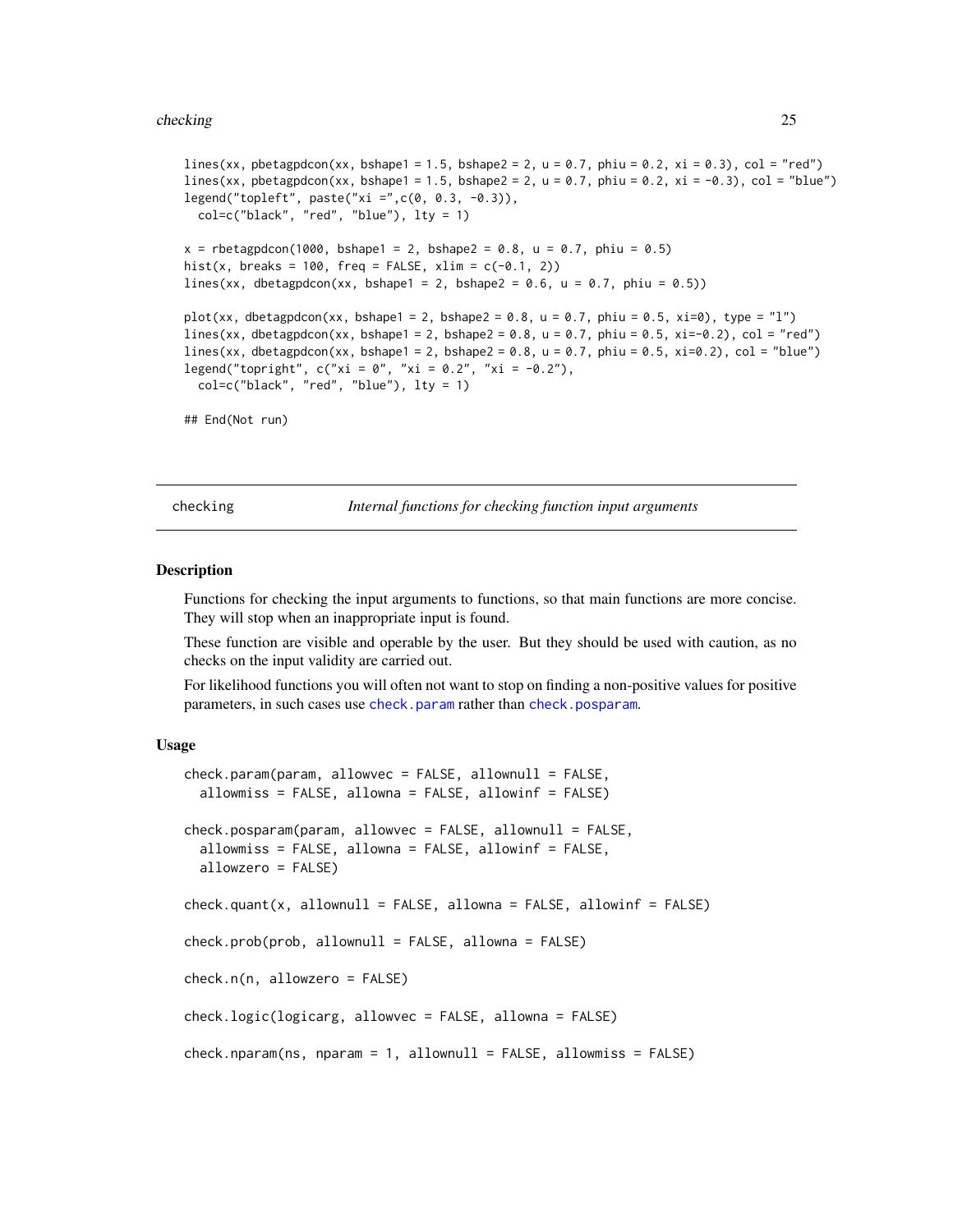```
lines(xx, pbetagpdcon(xx, bshape1 = 1.5, bshape2 = 2, u = 0.7, phiu = 0.2, xi = 0.3), col = "red")
lines(xx, pbetagpdcon(xx, bshape1 = 1.5, bshape2 = 2, u = 0.7, phiu = 0.2, xi = -0.3), col = "blue")
legend("topleft", paste("xi =",c(0, 0.3, -0.3)),
  col=c("black", "red", "blue"), lty = 1)

x = rbetagpdcon(1000, bshape1 = 2, bshape2 = 0.8, u = 0.7, phiu = 0.5)
hist(x, breaks = 100, freq = FALSE, xlim = c(-0.1, 2))
lines(xx, dbetagpdcon(xx, bshape1 = 2, bshape2 = 0.6, u = 0.7, phiu = 0.5))

plot(xx, dbetagpdcon(xx, bshape1 = 2, bshape2 = 0.8, u = 0.7, phiu = 0.5, xi=0), type = "l")
lines(xx, dbetagpdcon(xx, bshape1 = 2, bshape2 = 0.8, u = 0.7, phiu = 0.5, xi=-0.2), col = "red")
lines(xx, dbetagpdcon(xx, bshape1 = 2, bshape2 = 0.8, u = 0.7, phiu = 0.5, xi=0.2), col = "blue")
legend("topright", c("xi = 0", "xi = 0.2", "xi = -0.2"),
  col=c("black", "red", "blue"), lty = 1)

## End(Not run)
```

---

## checking — *Internal functions for checking function input arguments*

### Description

Functions for checking the input arguments to functions, so that main functions are more concise. They will stop when an inappropriate input is found.

These function are visible and operable by the user. But they should be used with caution, as no checks on the input validity are carried out.

For likelihood functions you will often not want to stop on finding a non-positive values for positive parameters, in such cases use `check.param` rather than `check.posparam`.

### Usage

```
check.param(param, allowvec = FALSE, allownull = FALSE,
  allowmiss = FALSE, allowna = FALSE, allowinf = FALSE)

check.posparam(param, allowvec = FALSE, allownull = FALSE,
  allowmiss = FALSE, allowna = FALSE, allowinf = FALSE,
  allowzero = FALSE)

check.quant(x, allownull = FALSE, allowna = FALSE, allowinf = FALSE)

check.prob(prob, allownull = FALSE, allowna = FALSE)

check.n(n, allowzero = FALSE)

check.logic(logicarg, allowvec = FALSE, allowna = FALSE)

check.nparam(ns, nparam = 1, allownull = FALSE, allowmiss = FALSE)
```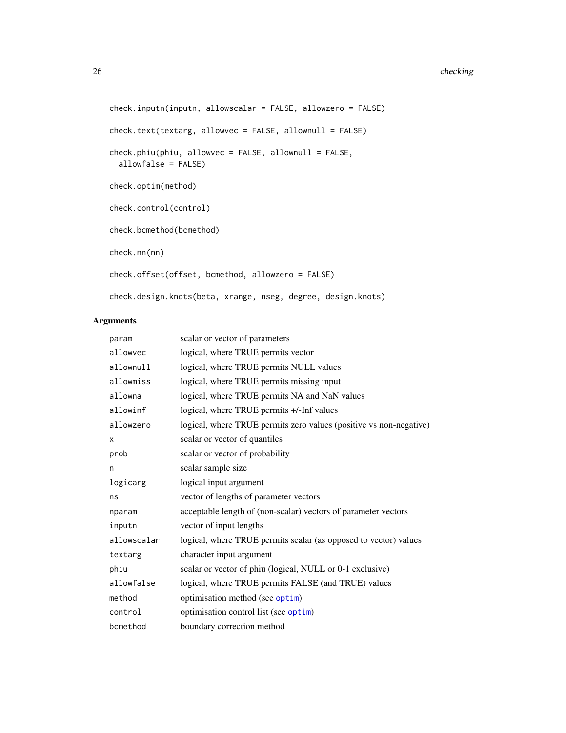```
check.inputn(inputn, allowscalar = FALSE, allowzero = FALSE)

check.text(textarg, allowvec = FALSE, allownull = FALSE)

check.phiu(phiu, allowvec = FALSE, allownull = FALSE,
  allowfalse = FALSE)

check.optim(method)

check.control(control)

check.bcmethod(bcmethod)

check.nn(nn)

check.offset(offset, bcmethod, allowzero = FALSE)

check.design.knots(beta, xrange, nseg, degree, design.knots)
```

## Arguments

| | |
|---|---|
| param | scalar or vector of parameters |
| allowvec | logical, where TRUE permits vector |
| allownull | logical, where TRUE permits NULL values |
| allowmiss | logical, where TRUE permits missing input |
| allowna | logical, where TRUE permits NA and NaN values |
| allowinf | logical, where TRUE permits +/-Inf values |
| allowzero | logical, where TRUE permits zero values (positive vs non-negative) |
| x | scalar or vector of quantiles |
| prob | scalar or vector of probability |
| n | scalar sample size |
| logicarg | logical input argument |
| ns | vector of lengths of parameter vectors |
| nparam | acceptable length of (non-scalar) vectors of parameter vectors |
| inputn | vector of input lengths |
| allowscalar | logical, where TRUE permits scalar (as opposed to vector) values |
| textarg | character input argument |
| phiu | scalar or vector of phiu (logical, NULL or 0-1 exclusive) |
| allowfalse | logical, where TRUE permits FALSE (and TRUE) values |
| method | optimisation method (see optim) |
| control | optimisation control list (see optim) |
| bcmethod | boundary correction method |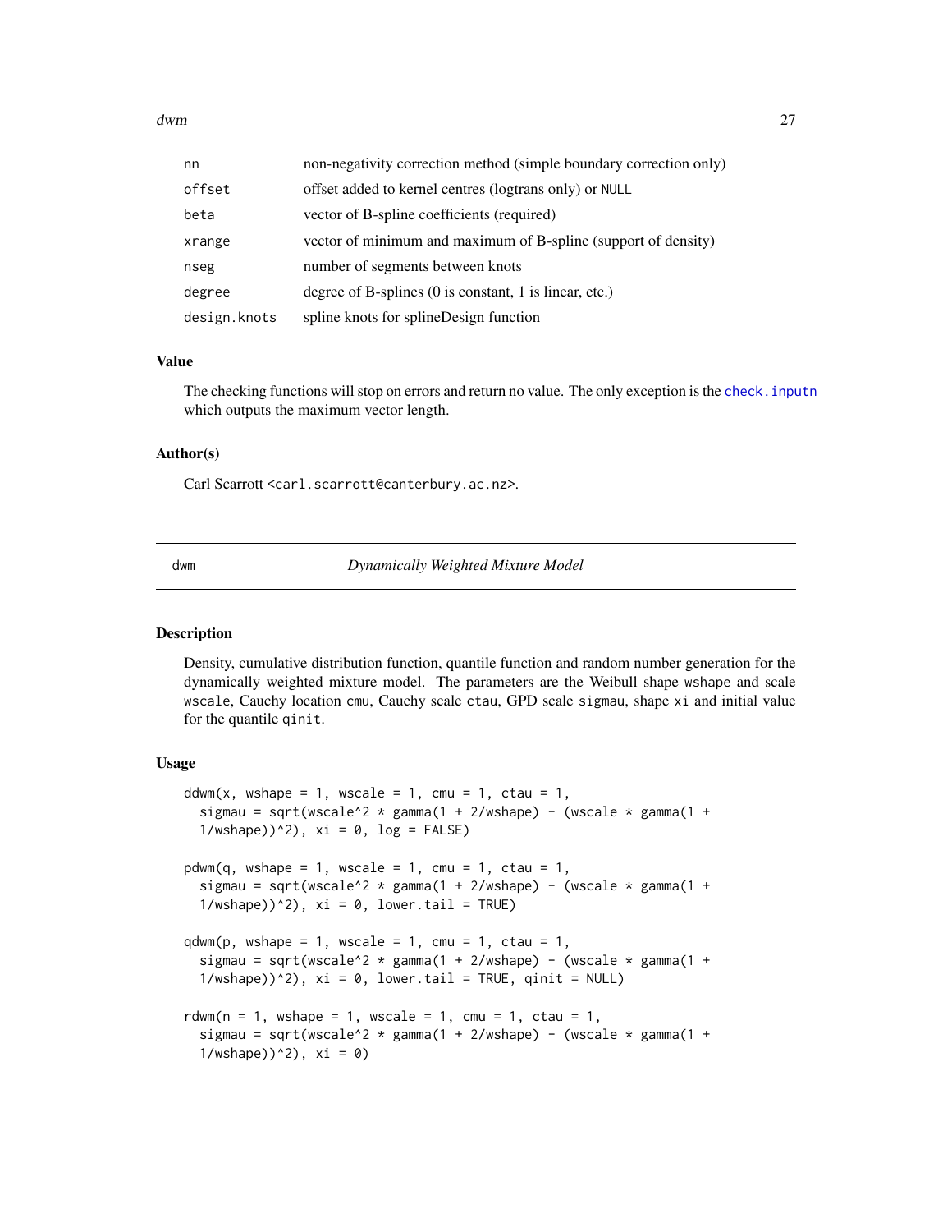| | |
|---|---|
| nn | non-negativity correction method (simple boundary correction only) |
| offset | offset added to kernel centres (logtrans only) or NULL |
| beta | vector of B-spline coefficients (required) |
| xrange | vector of minimum and maximum of B-spline (support of density) |
| nseg | number of segments between knots |
| degree | degree of B-splines (0 is constant, 1 is linear, etc.) |
| design.knots | spline knots for splineDesign function |

## Value

The checking functions will stop on errors and return no value. The only exception is the check.inputn which outputs the maximum vector length.

## Author(s)

Carl Scarrott <carl.scarrott@canterbury.ac.nz>.

---

# dwm — *Dynamically Weighted Mixture Model*

## Description

Density, cumulative distribution function, quantile function and random number generation for the dynamically weighted mixture model. The parameters are the Weibull shape wshape and scale wscale, Cauchy location cmu, Cauchy scale ctau, GPD scale sigmau, shape xi and initial value for the quantile qinit.

## Usage

```
ddwm(x, wshape = 1, wscale = 1, cmu = 1, ctau = 1,
  sigmau = sqrt(wscale^2 * gamma(1 + 2/wshape) - (wscale * gamma(1 +
  1/wshape))^2), xi = 0, log = FALSE)

pdwm(q, wshape = 1, wscale = 1, cmu = 1, ctau = 1,
  sigmau = sqrt(wscale^2 * gamma(1 + 2/wshape) - (wscale * gamma(1 +
  1/wshape))^2), xi = 0, lower.tail = TRUE)

qdwm(p, wshape = 1, wscale = 1, cmu = 1, ctau = 1,
  sigmau = sqrt(wscale^2 * gamma(1 + 2/wshape) - (wscale * gamma(1 +
  1/wshape))^2), xi = 0, lower.tail = TRUE, qinit = NULL)

rdwm(n = 1, wshape = 1, wscale = 1, cmu = 1, ctau = 1,
  sigmau = sqrt(wscale^2 * gamma(1 + 2/wshape) - (wscale * gamma(1 +
  1/wshape))^2), xi = 0)
```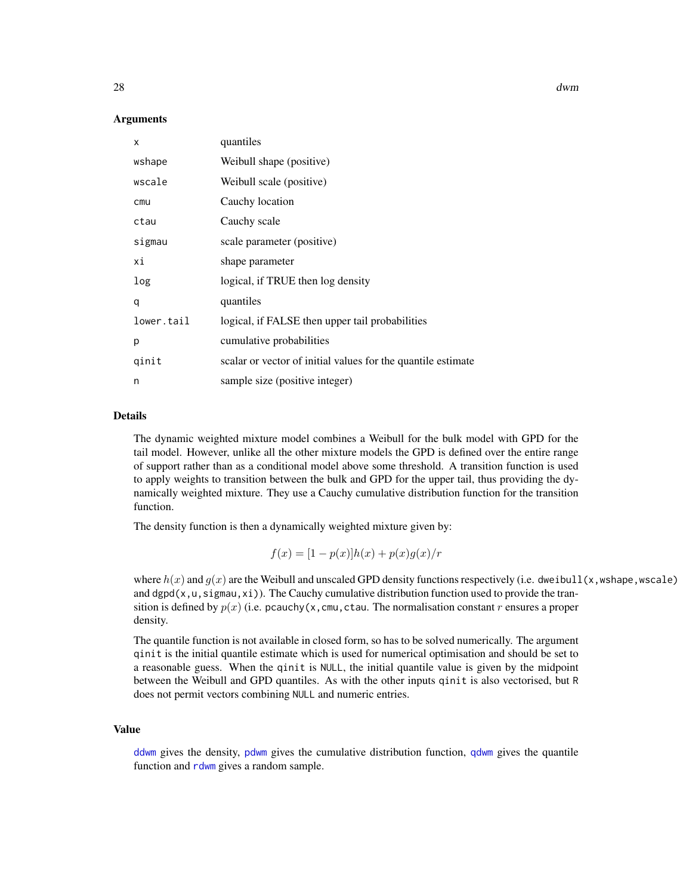## Arguments

| | |
|---|---|
| x | quantiles |
| wshape | Weibull shape (positive) |
| wscale | Weibull scale (positive) |
| cmu | Cauchy location |
| ctau | Cauchy scale |
| sigmau | scale parameter (positive) |
| xi | shape parameter |
| log | logical, if TRUE then log density |
| q | quantiles |
| lower.tail | logical, if FALSE then upper tail probabilities |
| p | cumulative probabilities |
| qinit | scalar or vector of initial values for the quantile estimate |
| n | sample size (positive integer) |

## Details

The dynamic weighted mixture model combines a Weibull for the bulk model with GPD for the tail model. However, unlike all the other mixture models the GPD is defined over the entire range of support rather than as a conditional model above some threshold. A transition function is used to apply weights to transition between the bulk and GPD for the upper tail, thus providing the dynamically weighted mixture. They use a Cauchy cumulative distribution function for the transition function.

The density function is then a dynamically weighted mixture given by:

$$f(x) = [1 - p(x)]h(x) + p(x)g(x)/r$$

where $h(x)$ and $g(x)$ are the Weibull and unscaled GPD density functions respectively (i.e. `dweibull(x,wshape,wscale)` and `dgpd(x,u,sigmau,xi)`). The Cauchy cumulative distribution function used to provide the transition is defined by $p(x)$ (i.e. `pcauchy(x,cmu,ctau`. The normalisation constant $r$ ensures a proper density.

The quantile function is not available in closed form, so has to be solved numerically. The argument `qinit` is the initial quantile estimate which is used for numerical optimisation and should be set to a reasonable guess. When the `qinit` is `NULL`, the initial quantile value is given by the midpoint between the Weibull and GPD quantiles. As with the other inputs `qinit` is also vectorised, but `R` does not permit vectors combining `NULL` and numeric entries.

## Value

`ddwm` gives the density, `pdwm` gives the cumulative distribution function, `qdwm` gives the quantile function and `rdwm` gives a random sample.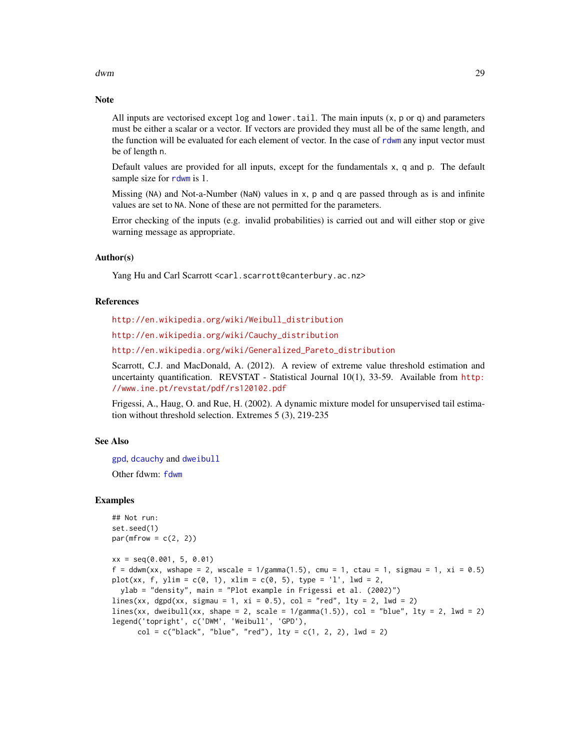## Note

All inputs are vectorised except `log` and `lower.tail`. The main inputs (`x`, `p` or `q`) and parameters must be either a scalar or a vector. If vectors are provided they must all be of the same length, and the function will be evaluated for each element of vector. In the case of `rdwm` any input vector must be of length `n`.

Default values are provided for all inputs, except for the fundamentals `x`, `q` and `p`. The default sample size for `rdwm` is 1.

Missing (`NA`) and Not-a-Number (`NaN`) values in `x`, `p` and `q` are passed through as is and infinite values are set to `NA`. None of these are not permitted for the parameters.

Error checking of the inputs (e.g. invalid probabilities) is carried out and will either stop or give warning message as appropriate.

## Author(s)

Yang Hu and Carl Scarrott <carl.scarrott@canterbury.ac.nz>

## References

http://en.wikipedia.org/wiki/Weibull_distribution

http://en.wikipedia.org/wiki/Cauchy_distribution

http://en.wikipedia.org/wiki/Generalized_Pareto_distribution

Scarrott, C.J. and MacDonald, A. (2012). A review of extreme value threshold estimation and uncertainty quantification. REVSTAT - Statistical Journal 10(1), 33-59. Available from http://www.ine.pt/revstat/pdf/rs120102.pdf

Frigessi, A., Haug, O. and Rue, H. (2002). A dynamic mixture model for unsupervised tail estimation without threshold selection. Extremes 5 (3), 219-235

## See Also

`gpd`, `dcauchy` and `dweibull`

Other fdwm: `fdwm`

## Examples

```
## Not run:
set.seed(1)
par(mfrow = c(2, 2))

xx = seq(0.001, 5, 0.01)
f = ddwm(xx, wshape = 2, wscale = 1/gamma(1.5), cmu = 1, ctau = 1, sigmau = 1, xi = 0.5)
plot(xx, f, ylim = c(0, 1), xlim = c(0, 5), type = 'l', lwd = 2,
  ylab = "density", main = "Plot example in Frigessi et al. (2002)")
lines(xx, dgpd(xx, sigmau = 1, xi = 0.5), col = "red", lty = 2, lwd = 2)
lines(xx, dweibull(xx, shape = 2, scale = 1/gamma(1.5)), col = "blue", lty = 2, lwd = 2)
legend('topright', c('DWM', 'Weibull', 'GPD'),
      col = c("black", "blue", "red"), lty = c(1, 2, 2), lwd = 2)
```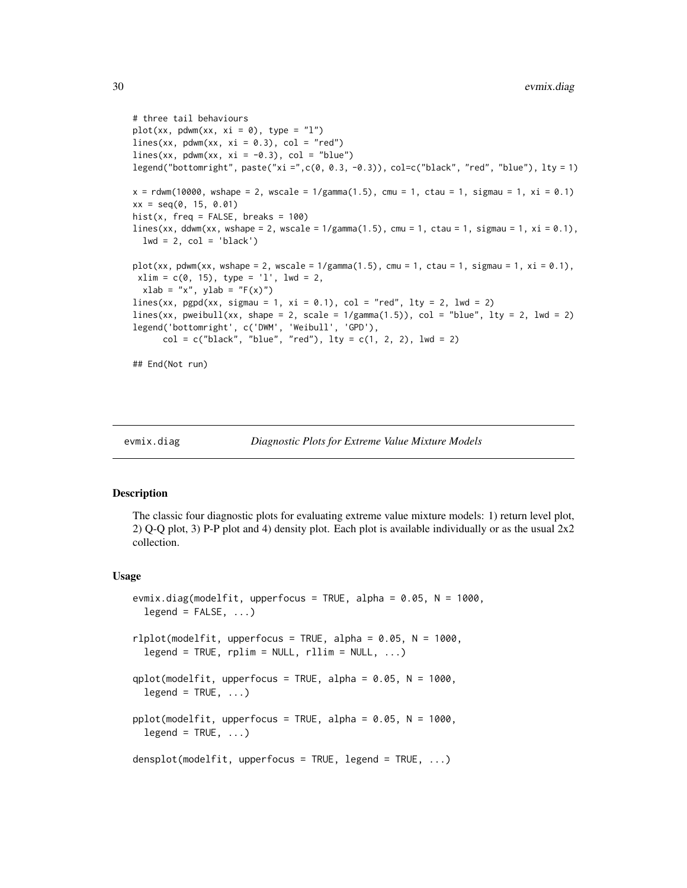```
# three tail behaviours
plot(xx, pdwm(xx, xi = 0), type = "l")
lines(xx, pdwm(xx, xi = 0.3), col = "red")
lines(xx, pdwm(xx, xi = -0.3), col = "blue")
legend("bottomright", paste("xi =",c(0, 0.3, -0.3)), col=c("black", "red", "blue"), lty = 1)

x = rdwm(10000, wshape = 2, wscale = 1/gamma(1.5), cmu = 1, ctau = 1, sigmau = 1, xi = 0.1)
xx = seq(0, 15, 0.01)
hist(x, freq = FALSE, breaks = 100)
lines(xx, ddwm(xx, wshape = 2, wscale = 1/gamma(1.5), cmu = 1, ctau = 1, sigmau = 1, xi = 0.1),
  lwd = 2, col = 'black')

plot(xx, pdwm(xx, wshape = 2, wscale = 1/gamma(1.5), cmu = 1, ctau = 1, sigmau = 1, xi = 0.1),
 xlim = c(0, 15), type = 'l', lwd = 2,
  xlab = "x", ylab = "F(x)")
lines(xx, pgpd(xx, sigmau = 1, xi = 0.1), col = "red", lty = 2, lwd = 2)
lines(xx, pweibull(xx, shape = 2, scale = 1/gamma(1.5)), col = "blue", lty = 2, lwd = 2)
legend('bottomright', c('DWM', 'Weibull', 'GPD'),
      col = c("black", "blue", "red"), lty = c(1, 2, 2), lwd = 2)

## End(Not run)
```

---

## evmix.diag — *Diagnostic Plots for Extreme Value Mixture Models*

### Description

The classic four diagnostic plots for evaluating extreme value mixture models: 1) return level plot, 2) Q-Q plot, 3) P-P plot and 4) density plot. Each plot is available individually or as the usual 2x2 collection.

### Usage

```
evmix.diag(modelfit, upperfocus = TRUE, alpha = 0.05, N = 1000,
  legend = FALSE, ...)

rlplot(modelfit, upperfocus = TRUE, alpha = 0.05, N = 1000,
  legend = TRUE, rplim = NULL, rllim = NULL, ...)

qplot(modelfit, upperfocus = TRUE, alpha = 0.05, N = 1000,
  legend = TRUE, ...)

pplot(modelfit, upperfocus = TRUE, alpha = 0.05, N = 1000,
  legend = TRUE, ...)

densplot(modelfit, upperfocus = TRUE, legend = TRUE, ...)
```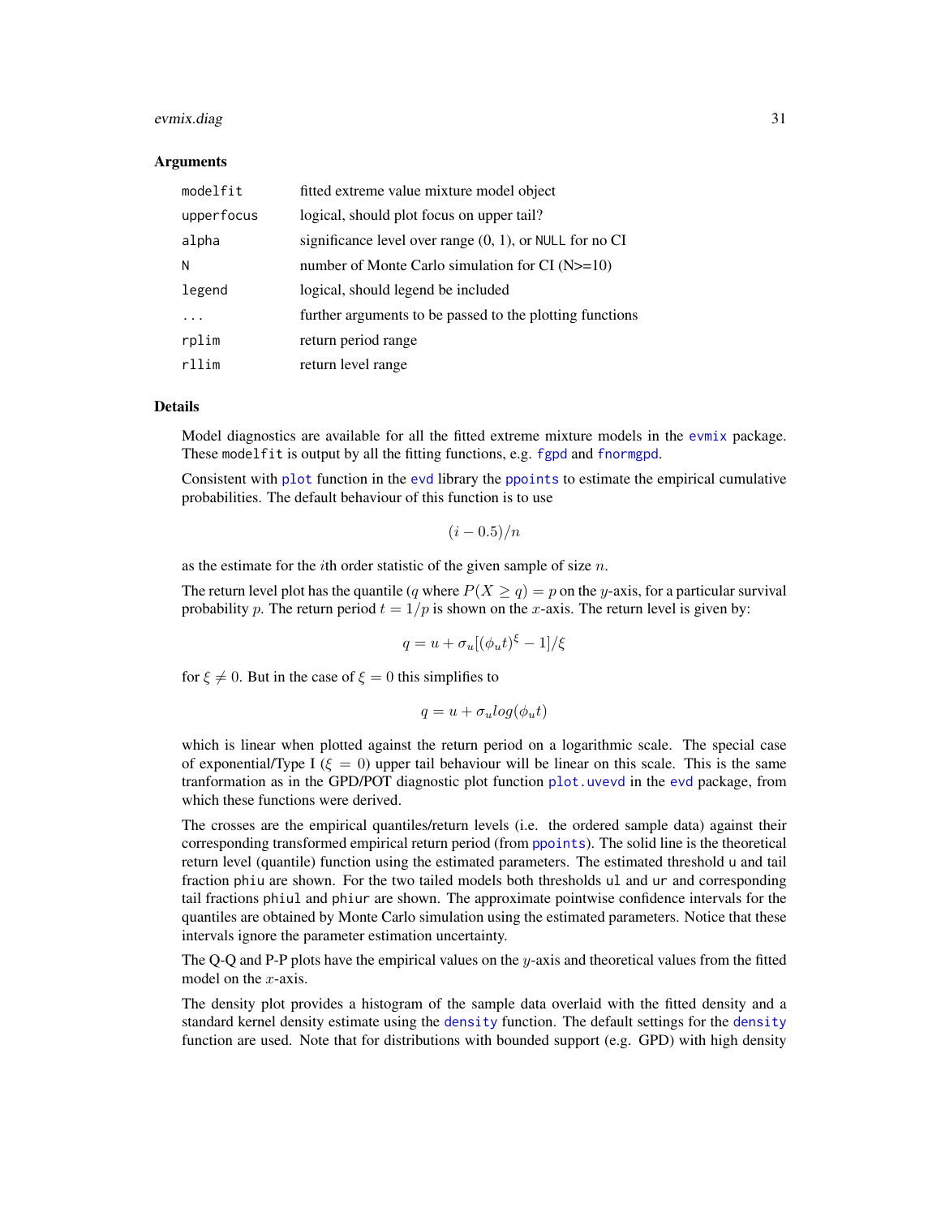### Arguments

| | |
|---|---|
| `modelfit` | fitted extreme value mixture model object |
| `upperfocus` | logical, should plot focus on upper tail? |
| `alpha` | significance level over range (0, 1), or `NULL` for no CI |
| `N` | number of Monte Carlo simulation for CI (N>=10) |
| `legend` | logical, should legend be included |
| `...` | further arguments to be passed to the plotting functions |
| `rplim` | return period range |
| `rllim` | return level range |

### Details

Model diagnostics are available for all the fitted extreme mixture models in the `evmix` package. These `modelfit` is output by all the fitting functions, e.g. `fgpd` and `fnormgpd`.

Consistent with `plot` function in the `evd` library the `ppoints` to estimate the empirical cumulative probabilities. The default behaviour of this function is to use

$$(i - 0.5)/n$$

as the estimate for the $i$th order statistic of the given sample of size $n$.

The return level plot has the quantile ($q$ where $P(X \geq q) = p$ on the $y$-axis, for a particular survival probability $p$. The return period $t = 1/p$ is shown on the $x$-axis. The return level is given by:

$$q = u + \sigma_u[(\phi_u t)^\xi - 1]/\xi$$

for $\xi \neq 0$. But in the case of $\xi = 0$ this simplifies to

$$q = u + \sigma_u log(\phi_u t)$$

which is linear when plotted against the return period on a logarithmic scale. The special case of exponential/Type I ($\xi = 0$) upper tail behaviour will be linear on this scale. This is the same tranformation as in the GPD/POT diagnostic plot function `plot.uvevd` in the `evd` package, from which these functions were derived.

The crosses are the empirical quantiles/return levels (i.e. the ordered sample data) against their corresponding transformed empirical return period (from `ppoints`). The solid line is the theoretical return level (quantile) function using the estimated parameters. The estimated threshold `u` and tail fraction `phiu` are shown. For the two tailed models both thresholds `ul` and `ur` and corresponding tail fractions `phiul` and `phiur` are shown. The approximate pointwise confidence intervals for the quantiles are obtained by Monte Carlo simulation using the estimated parameters. Notice that these intervals ignore the parameter estimation uncertainty.

The Q-Q and P-P plots have the empirical values on the $y$-axis and theoretical values from the fitted model on the $x$-axis.

The density plot provides a histogram of the sample data overlaid with the fitted density and a standard kernel density estimate using the `density` function. The default settings for the `density` function are used. Note that for distributions with bounded support (e.g. GPD) with high density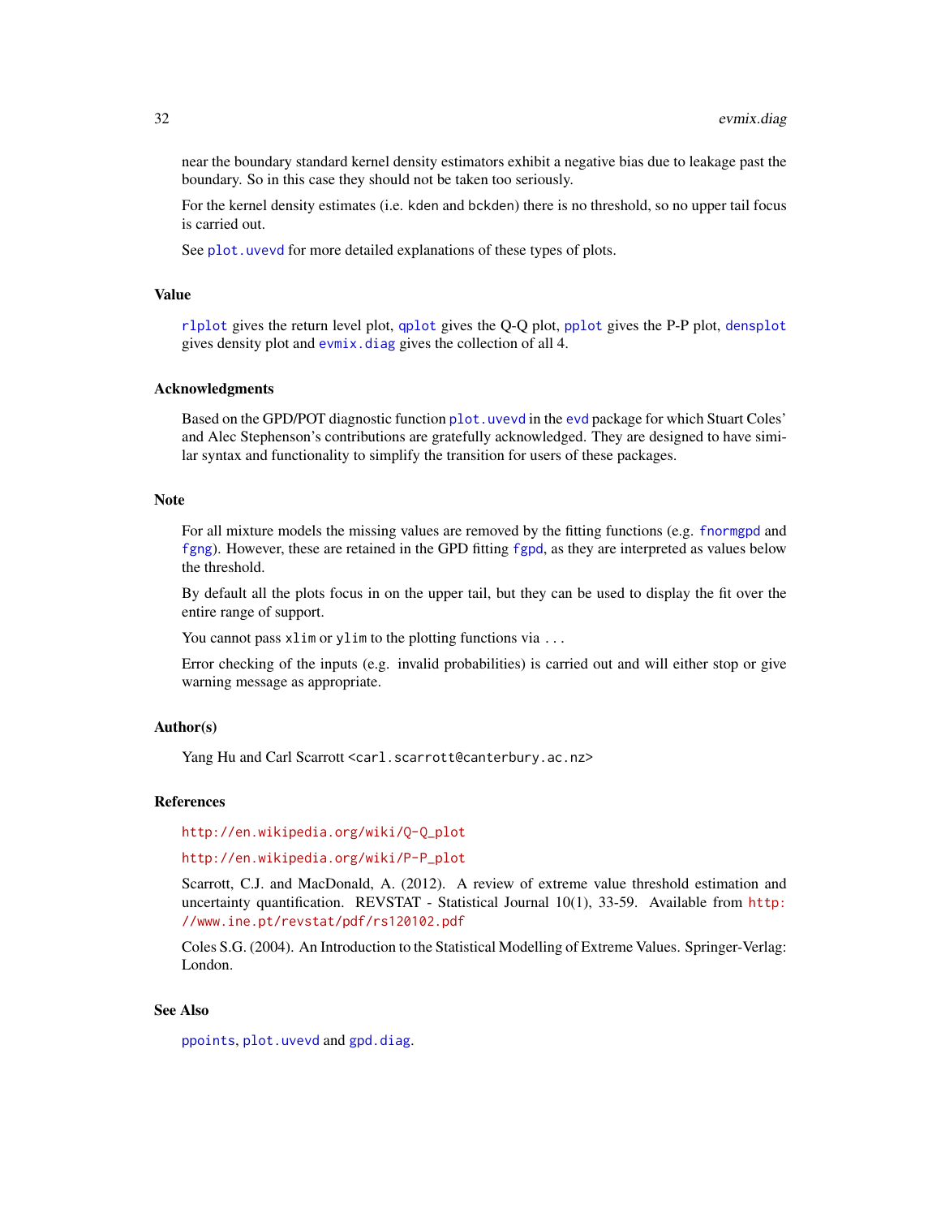near the boundary standard kernel density estimators exhibit a negative bias due to leakage past the boundary. So in this case they should not be taken too seriously.

For the kernel density estimates (i.e. kden and bckden) there is no threshold, so no upper tail focus is carried out.

See plot.uvevd for more detailed explanations of these types of plots.

### Value

rlplot gives the return level plot, qplot gives the Q-Q plot, pplot gives the P-P plot, densplot gives density plot and evmix.diag gives the collection of all 4.

### Acknowledgments

Based on the GPD/POT diagnostic function plot.uvevd in the evd package for which Stuart Coles' and Alec Stephenson's contributions are gratefully acknowledged. They are designed to have similar syntax and functionality to simplify the transition for users of these packages.

### Note

For all mixture models the missing values are removed by the fitting functions (e.g. fnormgpd and fgng). However, these are retained in the GPD fitting fgpd, as they are interpreted as values below the threshold.

By default all the plots focus in on the upper tail, but they can be used to display the fit over the entire range of support.

You cannot pass xlim or ylim to the plotting functions via ...

Error checking of the inputs (e.g. invalid probabilities) is carried out and will either stop or give warning message as appropriate.

### Author(s)

Yang Hu and Carl Scarrott <carl.scarrott@canterbury.ac.nz>

### References

http://en.wikipedia.org/wiki/Q-Q_plot

http://en.wikipedia.org/wiki/P-P_plot

Scarrott, C.J. and MacDonald, A. (2012). A review of extreme value threshold estimation and uncertainty quantification. REVSTAT - Statistical Journal 10(1), 33-59. Available from http://www.ine.pt/revstat/pdf/rs120102.pdf

Coles S.G. (2004). An Introduction to the Statistical Modelling of Extreme Values. Springer-Verlag: London.

### See Also

ppoints, plot.uvevd and gpd.diag.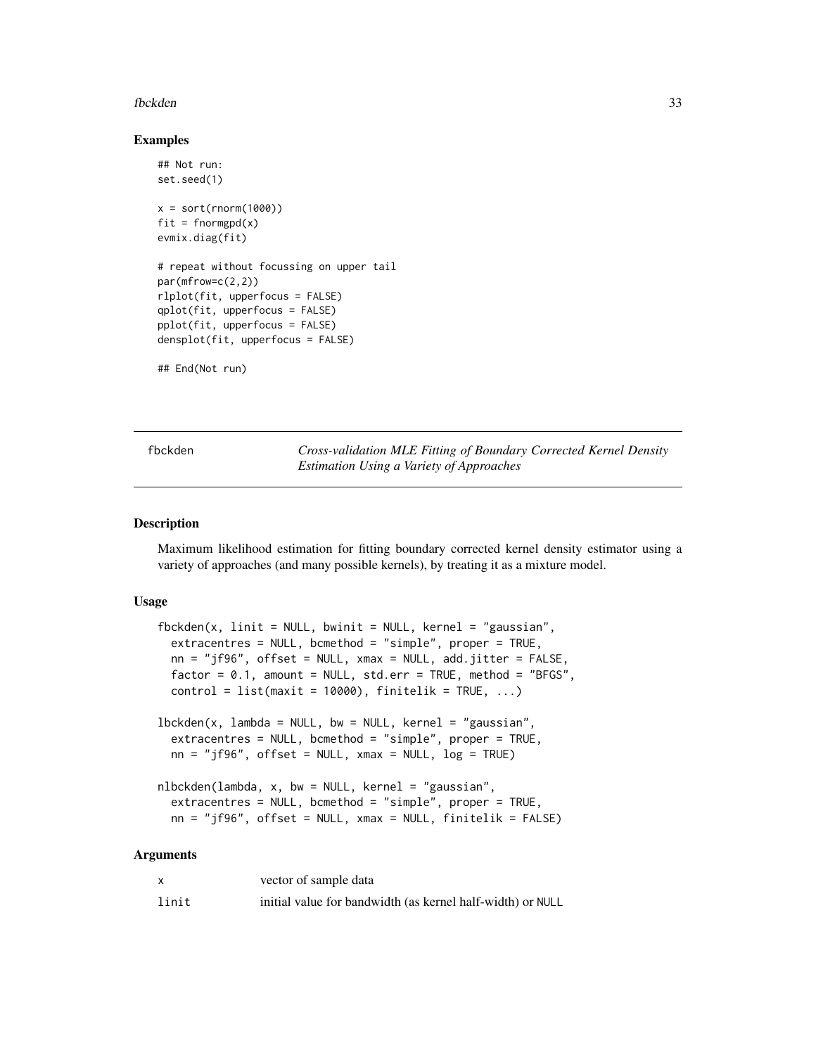## Examples

```
## Not run:
set.seed(1)

x = sort(rnorm(1000))
fit = fnormgpd(x)
evmix.diag(fit)

# repeat without focussing on upper tail
par(mfrow=c(2,2))
rlplot(fit, upperfocus = FALSE)
qplot(fit, upperfocus = FALSE)
pplot(fit, upperfocus = FALSE)
densplot(fit, upperfocus = FALSE)

## End(Not run)
```

---

# fbckden — *Cross-validation MLE Fitting of Boundary Corrected Kernel Density Estimation Using a Variety of Approaches*

---

## Description

Maximum likelihood estimation for fitting boundary corrected kernel density estimator using a variety of approaches (and many possible kernels), by treating it as a mixture model.

## Usage

```
fbckden(x, linit = NULL, bwinit = NULL, kernel = "gaussian",
  extracentres = NULL, bcmethod = "simple", proper = TRUE,
  nn = "jf96", offset = NULL, xmax = NULL, add.jitter = FALSE,
  factor = 0.1, amount = NULL, std.err = TRUE, method = "BFGS",
  control = list(maxit = 10000), finitelik = TRUE, ...)

lbckden(x, lambda = NULL, bw = NULL, kernel = "gaussian",
  extracentres = NULL, bcmethod = "simple", proper = TRUE,
  nn = "jf96", offset = NULL, xmax = NULL, log = TRUE)

nlbckden(lambda, x, bw = NULL, kernel = "gaussian",
  extracentres = NULL, bcmethod = "simple", proper = TRUE,
  nn = "jf96", offset = NULL, xmax = NULL, finitelik = FALSE)
```

## Arguments

| | |
|---|---|
| x | vector of sample data |
| linit | initial value for bandwidth (as kernel half-width) or NULL |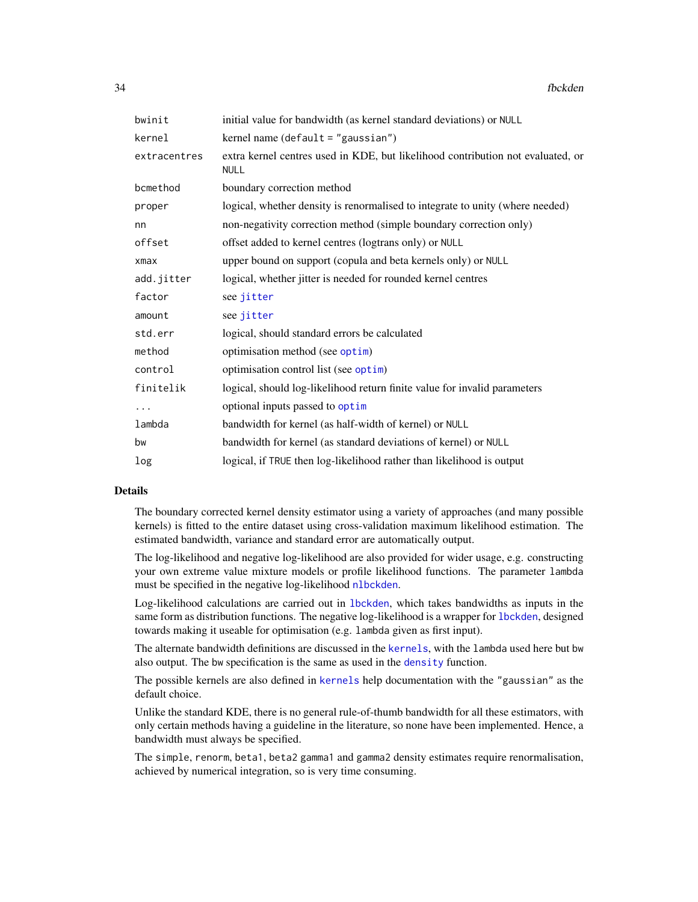| | |
|---|---|
| bwinit | initial value for bandwidth (as kernel standard deviations) or NULL |
| kernel | kernel name (default = "gaussian") |
| extracentres | extra kernel centres used in KDE, but likelihood contribution not evaluated, or NULL |
| bcmethod | boundary correction method |
| proper | logical, whether density is renormalised to integrate to unity (where needed) |
| nn | non-negativity correction method (simple boundary correction only) |
| offset | offset added to kernel centres (logtrans only) or NULL |
| xmax | upper bound on support (copula and beta kernels only) or NULL |
| add.jitter | logical, whether jitter is needed for rounded kernel centres |
| factor | see jitter |
| amount | see jitter |
| std.err | logical, should standard errors be calculated |
| method | optimisation method (see optim) |
| control | optimisation control list (see optim) |
| finitelik | logical, should log-likelihood return finite value for invalid parameters |
| ... | optional inputs passed to optim |
| lambda | bandwidth for kernel (as half-width of kernel) or NULL |
| bw | bandwidth for kernel (as standard deviations of kernel) or NULL |
| log | logical, if TRUE then log-likelihood rather than likelihood is output |

## Details

The boundary corrected kernel density estimator using a variety of approaches (and many possible kernels) is fitted to the entire dataset using cross-validation maximum likelihood estimation. The estimated bandwidth, variance and standard error are automatically output.

The log-likelihood and negative log-likelihood are also provided for wider usage, e.g. constructing your own extreme value mixture models or profile likelihood functions. The parameter lambda must be specified in the negative log-likelihood nlbckden.

Log-likelihood calculations are carried out in lbckden, which takes bandwidths as inputs in the same form as distribution functions. The negative log-likelihood is a wrapper for lbckden, designed towards making it useable for optimisation (e.g. lambda given as first input).

The alternate bandwidth definitions are discussed in the kernels, with the lambda used here but bw also output. The bw specification is the same as used in the density function.

The possible kernels are also defined in kernels help documentation with the "gaussian" as the default choice.

Unlike the standard KDE, there is no general rule-of-thumb bandwidth for all these estimators, with only certain methods having a guideline in the literature, so none have been implemented. Hence, a bandwidth must always be specified.

The simple, renorm, beta1, beta2 gamma1 and gamma2 density estimates require renormalisation, achieved by numerical integration, so is very time consuming.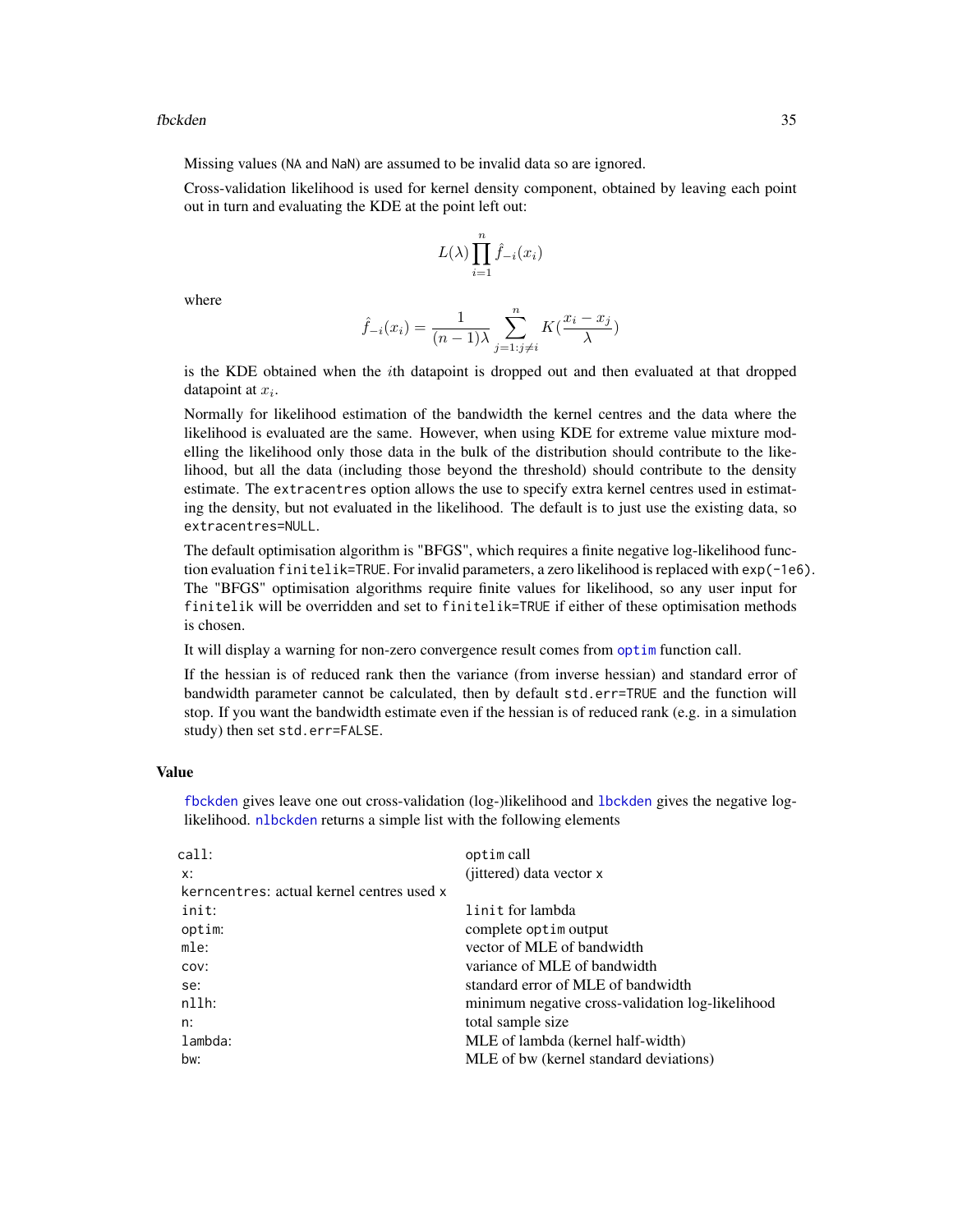Missing values (NA and NaN) are assumed to be invalid data so are ignored.

Cross-validation likelihood is used for kernel density component, obtained by leaving each point out in turn and evaluating the KDE at the point left out:

$$L(\lambda) \prod_{i=1}^{n} \hat{f}_{-i}(x_i)$$

where

$$\hat{f}_{-i}(x_i) = \frac{1}{(n-1)\lambda} \sum_{j=1:j \neq i}^{n} K(\frac{x_i - x_j}{\lambda})$$

is the KDE obtained when the $i$th datapoint is dropped out and then evaluated at that dropped datapoint at $x_i$.

Normally for likelihood estimation of the bandwidth the kernel centres and the data where the likelihood is evaluated are the same. However, when using KDE for extreme value mixture modelling the likelihood only those data in the bulk of the distribution should contribute to the likelihood, but all the data (including those beyond the threshold) should contribute to the density estimate. The extracentres option allows the use to specify extra kernel centres used in estimating the density, but not evaluated in the likelihood. The default is to just use the existing data, so extracentres=NULL.

The default optimisation algorithm is "BFGS", which requires a finite negative log-likelihood function evaluation finitelik=TRUE. For invalid parameters, a zero likelihood is replaced with exp(-1e6). The "BFGS" optimisation algorithms require finite values for likelihood, so any user input for finitelik will be overridden and set to finitelik=TRUE if either of these optimisation methods is chosen.

It will display a warning for non-zero convergence result comes from optim function call.

If the hessian is of reduced rank then the variance (from inverse hessian) and standard error of bandwidth parameter cannot be calculated, then by default std.err=TRUE and the function will stop. If you want the bandwidth estimate even if the hessian is of reduced rank (e.g. in a simulation study) then set std.err=FALSE.

## Value

fbckden gives leave one out cross-validation (log-)likelihood and lbckden gives the negative log-likelihood. nlbckden returns a simple list with the following elements

| | |
|---|---|
| call: | optim call |
| x: | (jittered) data vector x |
| kerncentres: | actual kernel centres used x |
| init: | linit for lambda |
| optim: | complete optim output |
| mle: | vector of MLE of bandwidth |
| cov: | variance of MLE of bandwidth |
| se: | standard error of MLE of bandwidth |
| nllh: | minimum negative cross-validation log-likelihood |
| n: | total sample size |
| lambda: | MLE of lambda (kernel half-width) |
| bw: | MLE of bw (kernel standard deviations) |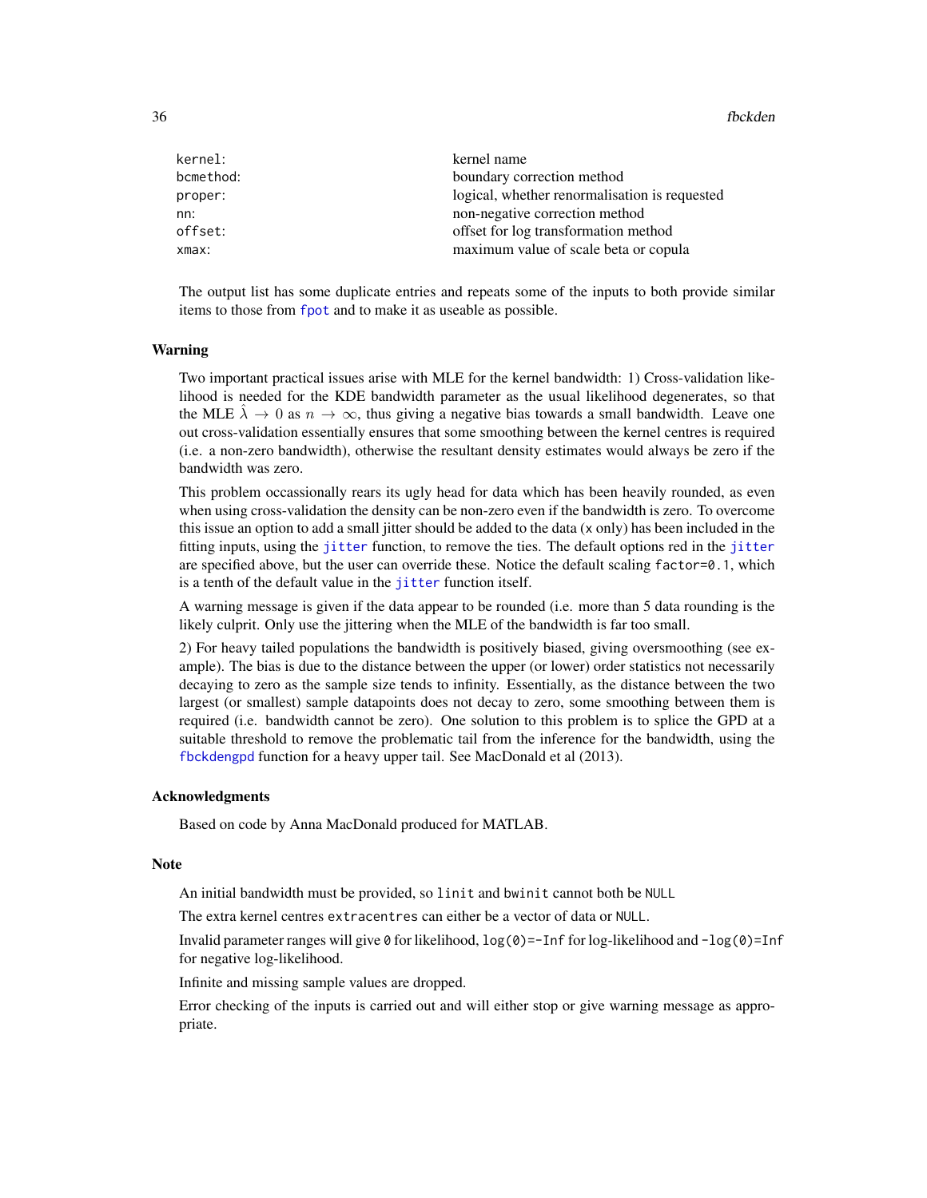| | |
|---|---|
| `kernel`: | kernel name |
| `bcmethod`: | boundary correction method |
| `proper`: | logical, whether renormalisation is requested |
| `nn`: | non-negative correction method |
| `offset`: | offset for log transformation method |
| `xmax`: | maximum value of scale beta or copula |

The output list has some duplicate entries and repeats some of the inputs to both provide similar items to those from `fpot` and to make it as useable as possible.

## Warning

Two important practical issues arise with MLE for the kernel bandwidth: 1) Cross-validation likelihood is needed for the KDE bandwidth parameter as the usual likelihood degenerates, so that the MLE $\hat{\lambda} \to 0$ as $n \to \infty$, thus giving a negative bias towards a small bandwidth. Leave one out cross-validation essentially ensures that some smoothing between the kernel centres is required (i.e. a non-zero bandwidth), otherwise the resultant density estimates would always be zero if the bandwidth was zero.

This problem occassionally rears its ugly head for data which has been heavily rounded, as even when using cross-validation the density can be non-zero even if the bandwidth is zero. To overcome this issue an option to add a small jitter should be added to the data (`x` only) has been included in the fitting inputs, using the `jitter` function, to remove the ties. The default options red in the `jitter` are specified above, but the user can override these. Notice the default scaling `factor=0.1`, which is a tenth of the default value in the `jitter` function itself.

A warning message is given if the data appear to be rounded (i.e. more than 5 data rounding is the likely culprit. Only use the jittering when the MLE of the bandwidth is far too small.

2) For heavy tailed populations the bandwidth is positively biased, giving oversmoothing (see example). The bias is due to the distance between the upper (or lower) order statistics not necessarily decaying to zero as the sample size tends to infinity. Essentially, as the distance between the two largest (or smallest) sample datapoints does not decay to zero, some smoothing between them is required (i.e. bandwidth cannot be zero). One solution to this problem is to splice the GPD at a suitable threshold to remove the problematic tail from the inference for the bandwidth, using the `fbckdengpd` function for a heavy upper tail. See MacDonald et al (2013).

## Acknowledgments

Based on code by Anna MacDonald produced for MATLAB.

## Note

An initial bandwidth must be provided, so `linit` and `bwinit` cannot both be `NULL`

The extra kernel centres `extracentres` can either be a vector of data or `NULL`.

Invalid parameter ranges will give `0` for likelihood, `log(0)=-Inf` for log-likelihood and `-log(0)=Inf` for negative log-likelihood.

Infinite and missing sample values are dropped.

Error checking of the inputs is carried out and will either stop or give warning message as appropriate.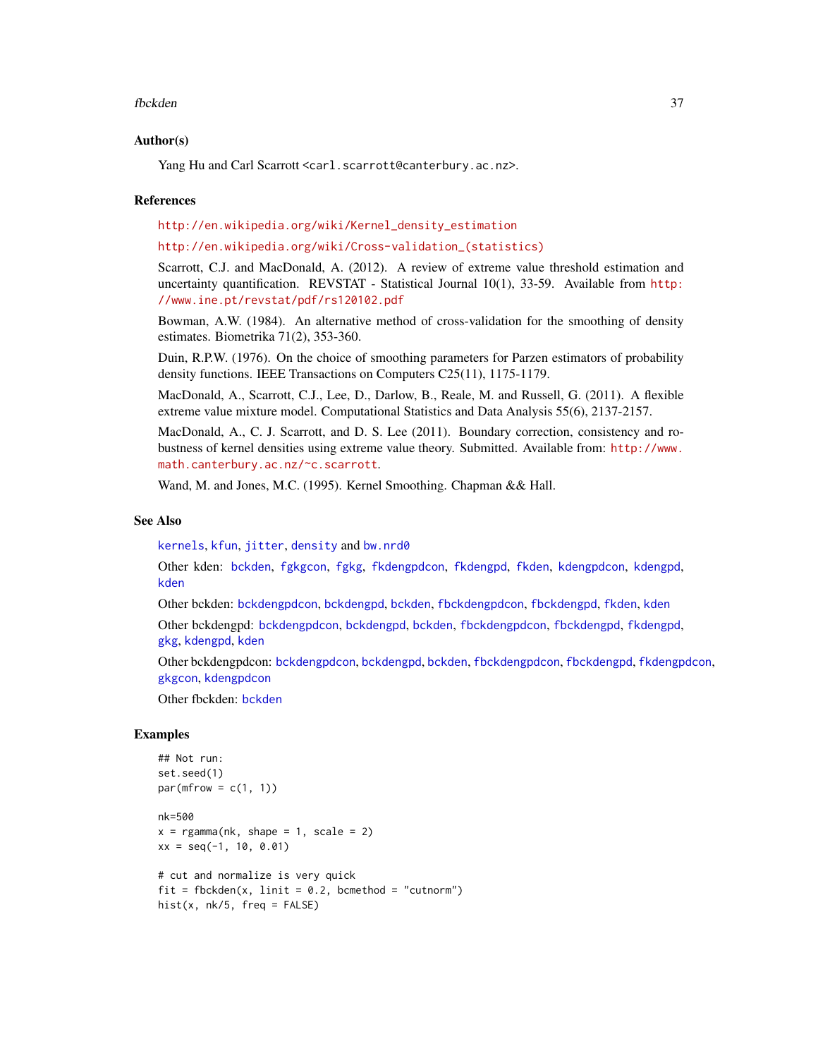## Author(s)

Yang Hu and Carl Scarrott <carl.scarrott@canterbury.ac.nz>.

## References

http://en.wikipedia.org/wiki/Kernel_density_estimation

http://en.wikipedia.org/wiki/Cross-validation_(statistics)

Scarrott, C.J. and MacDonald, A. (2012). A review of extreme value threshold estimation and uncertainty quantification. REVSTAT - Statistical Journal 10(1), 33-59. Available from http://www.ine.pt/revstat/pdf/rs120102.pdf

Bowman, A.W. (1984). An alternative method of cross-validation for the smoothing of density estimates. Biometrika 71(2), 353-360.

Duin, R.P.W. (1976). On the choice of smoothing parameters for Parzen estimators of probability density functions. IEEE Transactions on Computers C25(11), 1175-1179.

MacDonald, A., Scarrott, C.J., Lee, D., Darlow, B., Reale, M. and Russell, G. (2011). A flexible extreme value mixture model. Computational Statistics and Data Analysis 55(6), 2137-2157.

MacDonald, A., C. J. Scarrott, and D. S. Lee (2011). Boundary correction, consistency and robustness of kernel densities using extreme value theory. Submitted. Available from: http://www.math.canterbury.ac.nz/~c.scarrott.

Wand, M. and Jones, M.C. (1995). Kernel Smoothing. Chapman && Hall.

## See Also

kernels, kfun, jitter, density and bw.nrd0

Other kden: bckden, fgkgcon, fgkg, fkdengpdcon, fkdengpd, fkden, kdengpdcon, kdengpd, kden

Other bckden: bckdengpdcon, bckdengpd, bckden, fbckdengpdcon, fbckdengpd, fkden, kden

Other bckdengpd: bckdengpdcon, bckdengpd, bckden, fbckdengpdcon, fbckdengpd, fkdengpd, gkg, kdengpd, kden

Other bckdengpdcon: bckdengpdcon, bckdengpd, bckden, fbckdengpdcon, fbckdengpd, fkdengpdcon, gkgcon, kdengpdcon

Other fbckden: bckden

## Examples

```
## Not run:
set.seed(1)
par(mfrow = c(1, 1))

nk=500
x = rgamma(nk, shape = 1, scale = 2)
xx = seq(-1, 10, 0.01)

# cut and normalize is very quick
fit = fbckden(x, linit = 0.2, bcmethod = "cutnorm")
hist(x, nk/5, freq = FALSE)
```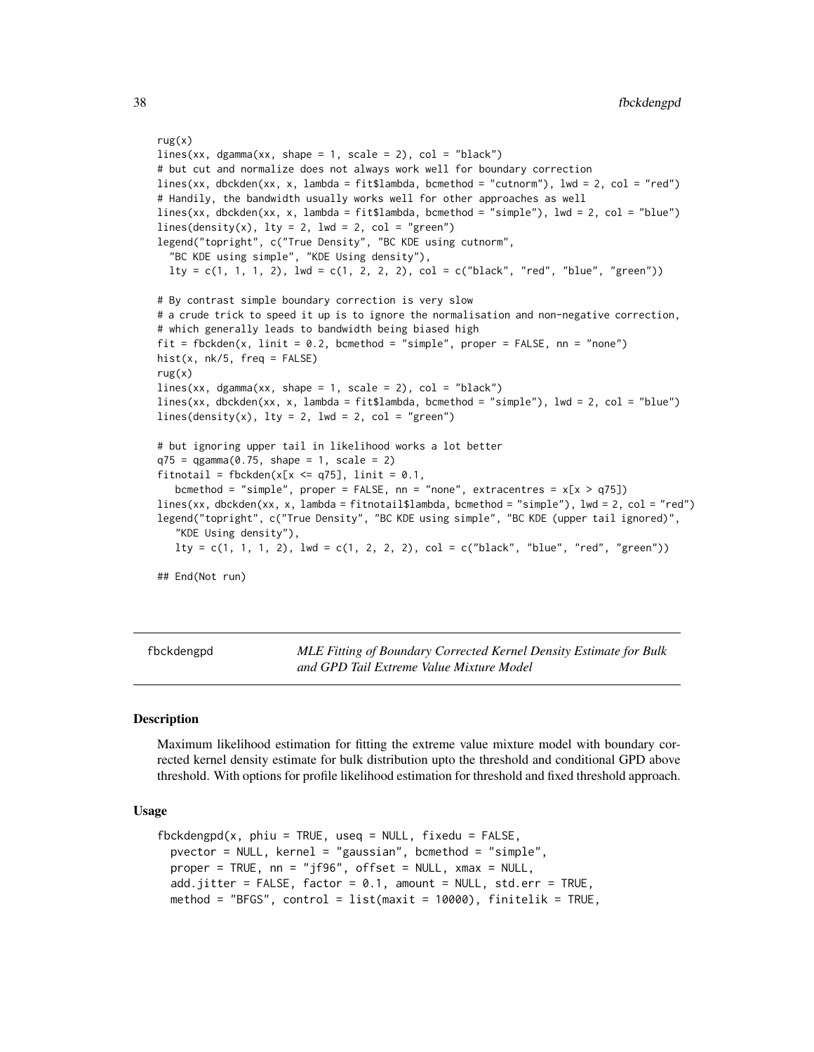```
rug(x)
lines(xx, dgamma(xx, shape = 1, scale = 2), col = "black")
# but cut and normalize does not always work well for boundary correction
lines(xx, dbckden(xx, x, lambda = fit$lambda, bcmethod = "cutnorm"), lwd = 2, col = "red")
# Handily, the bandwidth usually works well for other approaches as well
lines(xx, dbckden(xx, x, lambda = fit$lambda, bcmethod = "simple"), lwd = 2, col = "blue")
lines(density(x), lty = 2, lwd = 2, col = "green")
legend("topright", c("True Density", "BC KDE using cutnorm",
  "BC KDE using simple", "KDE Using density"),
  lty = c(1, 1, 1, 2), lwd = c(1, 2, 2, 2), col = c("black", "red", "blue", "green"))

# By contrast simple boundary correction is very slow
# a crude trick to speed it up is to ignore the normalisation and non-negative correction,
# which generally leads to bandwidth being biased high
fit = fbckden(x, linit = 0.2, bcmethod = "simple", proper = FALSE, nn = "none")
hist(x, nk/5, freq = FALSE)
rug(x)
lines(xx, dgamma(xx, shape = 1, scale = 2), col = "black")
lines(xx, dbckden(xx, x, lambda = fit$lambda, bcmethod = "simple"), lwd = 2, col = "blue")
lines(density(x), lty = 2, lwd = 2, col = "green")

# but ignoring upper tail in likelihood works a lot better
q75 = qgamma(0.75, shape = 1, scale = 2)
fitnotail = fbckden(x[x <= q75], linit = 0.1,
   bcmethod = "simple", proper = FALSE, nn = "none", extracentres = x[x > q75])
lines(xx, dbckden(xx, x, lambda = fitnotail$lambda, bcmethod = "simple"), lwd = 2, col = "red")
legend("topright", c("True Density", "BC KDE using simple", "BC KDE (upper tail ignored)",
   "KDE Using density"),
   lty = c(1, 1, 1, 2), lwd = c(1, 2, 2, 2), col = c("black", "blue", "red", "green"))

## End(Not run)
```

---

fbckdengpd — *MLE Fitting of Boundary Corrected Kernel Density Estimate for Bulk and GPD Tail Extreme Value Mixture Model*

---

### Description

Maximum likelihood estimation for fitting the extreme value mixture model with boundary corrected kernel density estimate for bulk distribution upto the threshold and conditional GPD above threshold. With options for profile likelihood estimation for threshold and fixed threshold approach.

### Usage

```
fbckdengpd(x, phiu = TRUE, useq = NULL, fixedu = FALSE,
  pvector = NULL, kernel = "gaussian", bcmethod = "simple",
  proper = TRUE, nn = "jf96", offset = NULL, xmax = NULL,
  add.jitter = FALSE, factor = 0.1, amount = NULL, std.err = TRUE,
  method = "BFGS", control = list(maxit = 10000), finitelik = TRUE,
```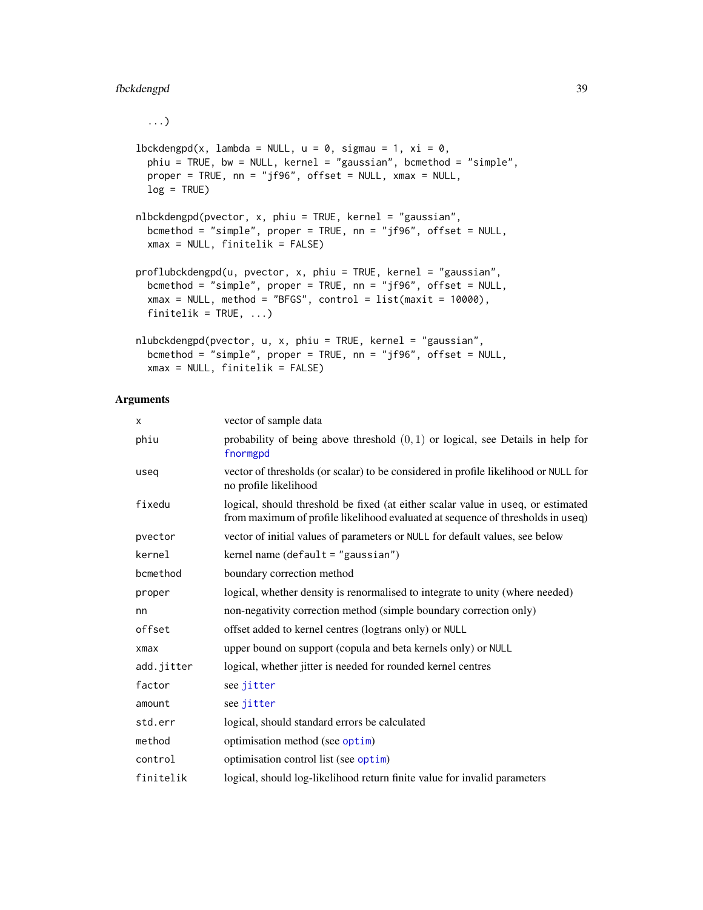```
  ...)

lbckdengpd(x, lambda = NULL, u = 0, sigmau = 1, xi = 0,
  phiu = TRUE, bw = NULL, kernel = "gaussian", bcmethod = "simple",
  proper = TRUE, nn = "jf96", offset = NULL, xmax = NULL,
  log = TRUE)

nlbckdengpd(pvector, x, phiu = TRUE, kernel = "gaussian",
  bcmethod = "simple", proper = TRUE, nn = "jf96", offset = NULL,
  xmax = NULL, finitelik = FALSE)

proflubckdengpd(u, pvector, x, phiu = TRUE, kernel = "gaussian",
  bcmethod = "simple", proper = TRUE, nn = "jf96", offset = NULL,
  xmax = NULL, method = "BFGS", control = list(maxit = 10000),
  finitelik = TRUE, ...)

nlubckdengpd(pvector, u, x, phiu = TRUE, kernel = "gaussian",
  bcmethod = "simple", proper = TRUE, nn = "jf96", offset = NULL,
  xmax = NULL, finitelik = FALSE)
```

## Arguments

| | |
|---|---|
| x | vector of sample data |
| phiu | probability of being above threshold $(0, 1)$ or logical, see Details in help for fnormgpd |
| useq | vector of thresholds (or scalar) to be considered in profile likelihood or NULL for no profile likelihood |
| fixedu | logical, should threshold be fixed (at either scalar value in useq, or estimated from maximum of profile likelihood evaluated at sequence of thresholds in useq) |
| pvector | vector of initial values of parameters or NULL for default values, see below |
| kernel | kernel name (default = "gaussian") |
| bcmethod | boundary correction method |
| proper | logical, whether density is renormalised to integrate to unity (where needed) |
| nn | non-negativity correction method (simple boundary correction only) |
| offset | offset added to kernel centres (logtrans only) or NULL |
| xmax | upper bound on support (copula and beta kernels only) or NULL |
| add.jitter | logical, whether jitter is needed for rounded kernel centres |
| factor | see jitter |
| amount | see jitter |
| std.err | logical, should standard errors be calculated |
| method | optimisation method (see optim) |
| control | optimisation control list (see optim) |
| finitelik | logical, should log-likelihood return finite value for invalid parameters |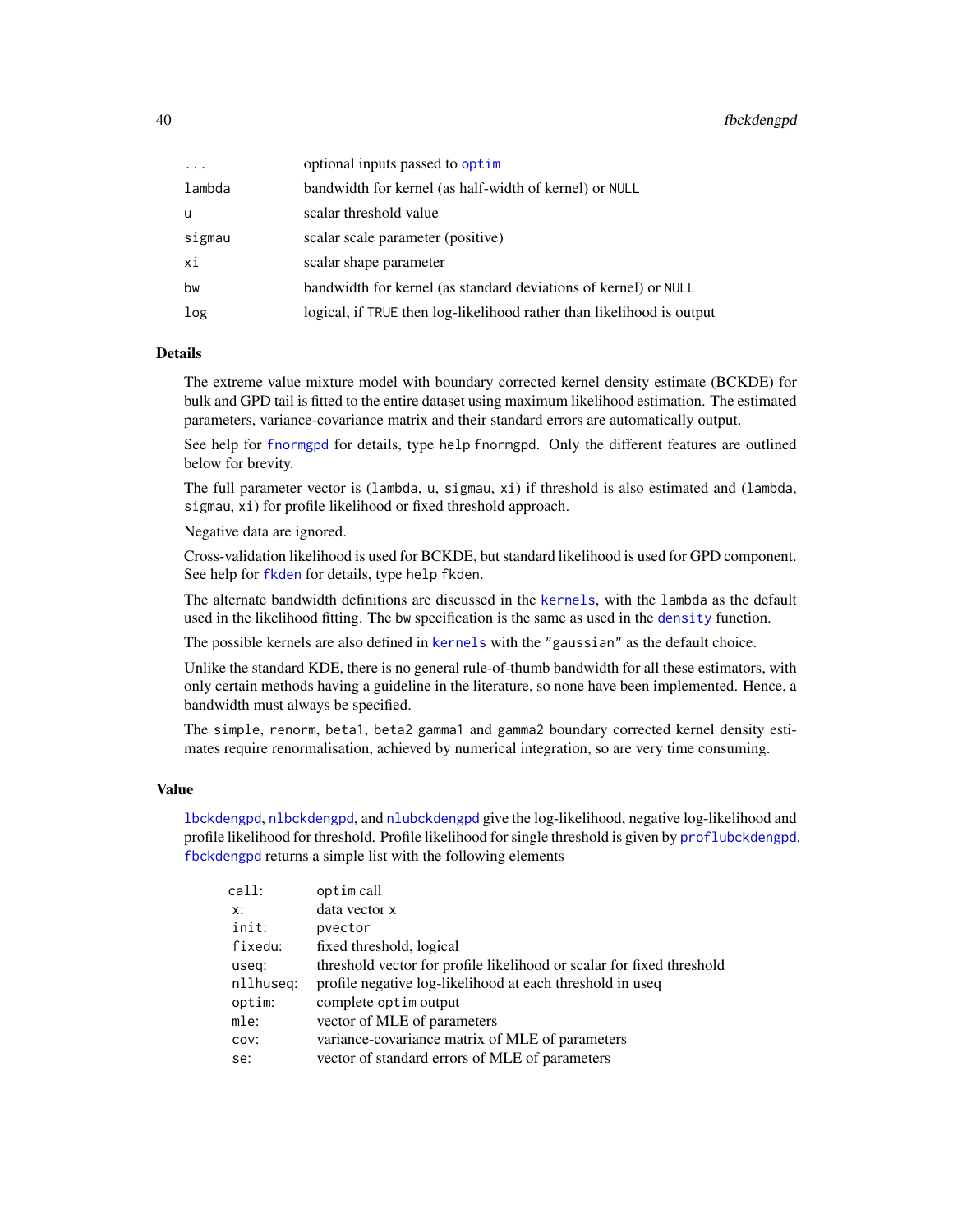| | |
|---|---|
| ... | optional inputs passed to `optim` |
| lambda | bandwidth for kernel (as half-width of kernel) or NULL |
| u | scalar threshold value |
| sigmau | scalar scale parameter (positive) |
| xi | scalar shape parameter |
| bw | bandwidth for kernel (as standard deviations of kernel) or NULL |
| log | logical, if TRUE then log-likelihood rather than likelihood is output |

## Details

The extreme value mixture model with boundary corrected kernel density estimate (BCKDE) for bulk and GPD tail is fitted to the entire dataset using maximum likelihood estimation. The estimated parameters, variance-covariance matrix and their standard errors are automatically output.

See help for `fnormgpd` for details, type `help fnormgpd`. Only the different features are outlined below for brevity.

The full parameter vector is (`lambda`, `u`, `sigmau`, `xi`) if threshold is also estimated and (`lambda`, `sigmau`, `xi`) for profile likelihood or fixed threshold approach.

Negative data are ignored.

Cross-validation likelihood is used for BCKDE, but standard likelihood is used for GPD component. See help for `fkden` for details, type `help fkden`.

The alternate bandwidth definitions are discussed in the `kernels`, with the `lambda` as the default used in the likelihood fitting. The `bw` specification is the same as used in the `density` function.

The possible kernels are also defined in `kernels` with the `"gaussian"` as the default choice.

Unlike the standard KDE, there is no general rule-of-thumb bandwidth for all these estimators, with only certain methods having a guideline in the literature, so none have been implemented. Hence, a bandwidth must always be specified.

The `simple`, `renorm`, `beta1`, `beta2` `gamma1` and `gamma2` boundary corrected kernel density estimates require renormalisation, achieved by numerical integration, so are very time consuming.

## Value

`lbckdengpd`, `nlbckdengpd`, and `nlubckdengpd` give the log-likelihood, negative log-likelihood and profile likelihood for threshold. Profile likelihood for single threshold is given by `proflubckdengpd`. `fbckdengpd` returns a simple list with the following elements

| | |
|---|---|
| call: | `optim` call |
| x: | data vector `x` |
| init: | `pvector` |
| fixedu: | fixed threshold, logical |
| useq: | threshold vector for profile likelihood or scalar for fixed threshold |
| nllhuseq: | profile negative log-likelihood at each threshold in useq |
| optim: | complete `optim` output |
| mle: | vector of MLE of parameters |
| cov: | variance-covariance matrix of MLE of parameters |
| se: | vector of standard errors of MLE of parameters |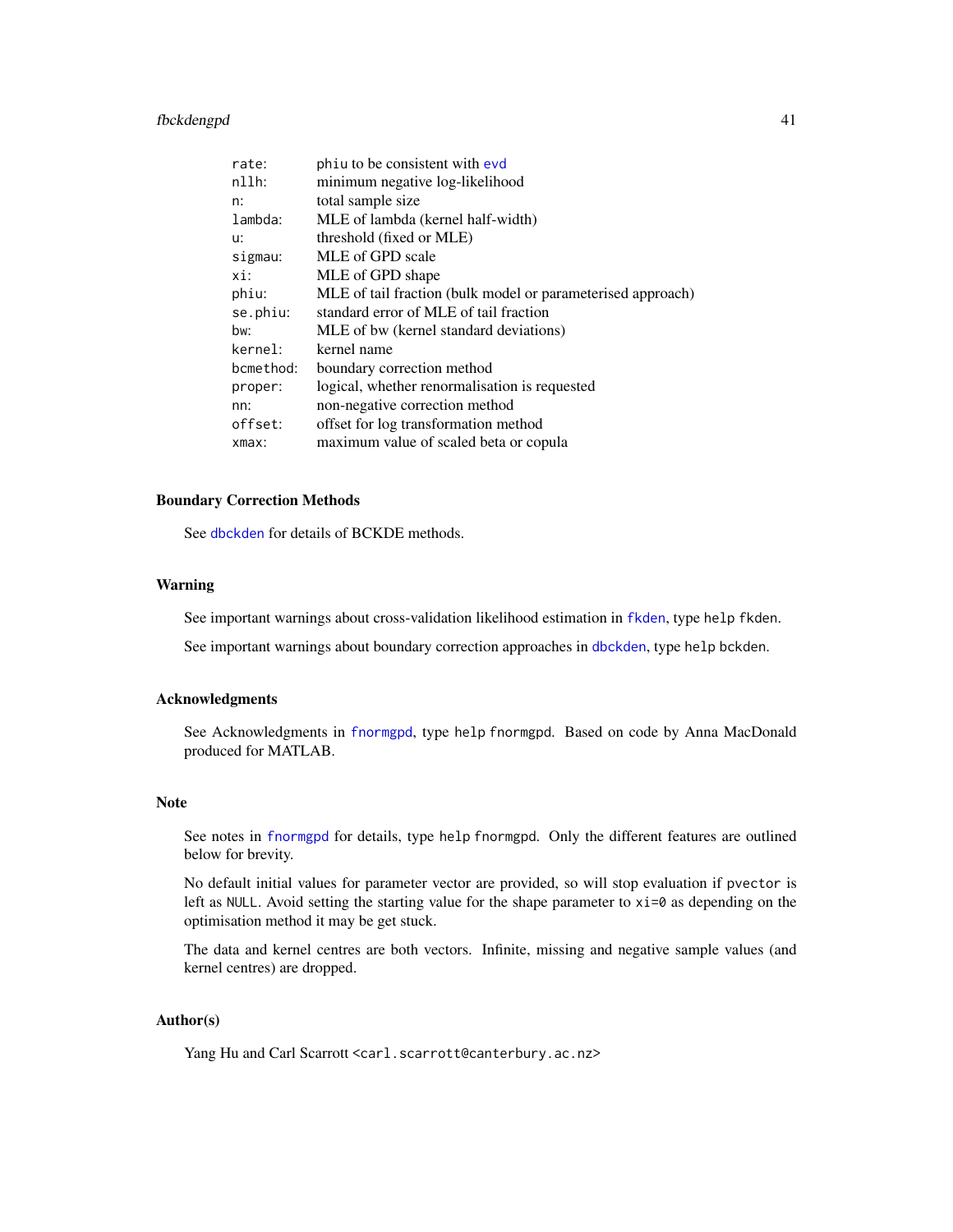| | |
|---|---|
| `rate`: | `phiu` to be consistent with `evd` |
| `nllh`: | minimum negative log-likelihood |
| `n`: | total sample size |
| `lambda`: | MLE of lambda (kernel half-width) |
| `u`: | threshold (fixed or MLE) |
| `sigmau`: | MLE of GPD scale |
| `xi`: | MLE of GPD shape |
| `phiu`: | MLE of tail fraction (bulk model or parameterised approach) |
| `se.phiu`: | standard error of MLE of tail fraction |
| `bw`: | MLE of bw (kernel standard deviations) |
| `kernel`: | kernel name |
| `bcmethod`: | boundary correction method |
| `proper`: | logical, whether renormalisation is requested |
| `nn`: | non-negative correction method |
| `offset`: | offset for log transformation method |
| `xmax`: | maximum value of scaled beta or copula |

### Boundary Correction Methods

See `dbckden` for details of BCKDE methods.

### Warning

See important warnings about cross-validation likelihood estimation in `fkden`, type `help fkden`.

See important warnings about boundary correction approaches in `dbckden`, type `help bckden`.

### Acknowledgments

See Acknowledgments in `fnormgpd`, type `help fnormgpd`. Based on code by Anna MacDonald produced for MATLAB.

### Note

See notes in `fnormgpd` for details, type `help fnormgpd`. Only the different features are outlined below for brevity.

No default initial values for parameter vector are provided, so will stop evaluation if `pvector` is left as `NULL`. Avoid setting the starting value for the shape parameter to `xi=0` as depending on the optimisation method it may be get stuck.

The data and kernel centres are both vectors. Infinite, missing and negative sample values (and kernel centres) are dropped.

### Author(s)

Yang Hu and Carl Scarrott <carl.scarrott@canterbury.ac.nz>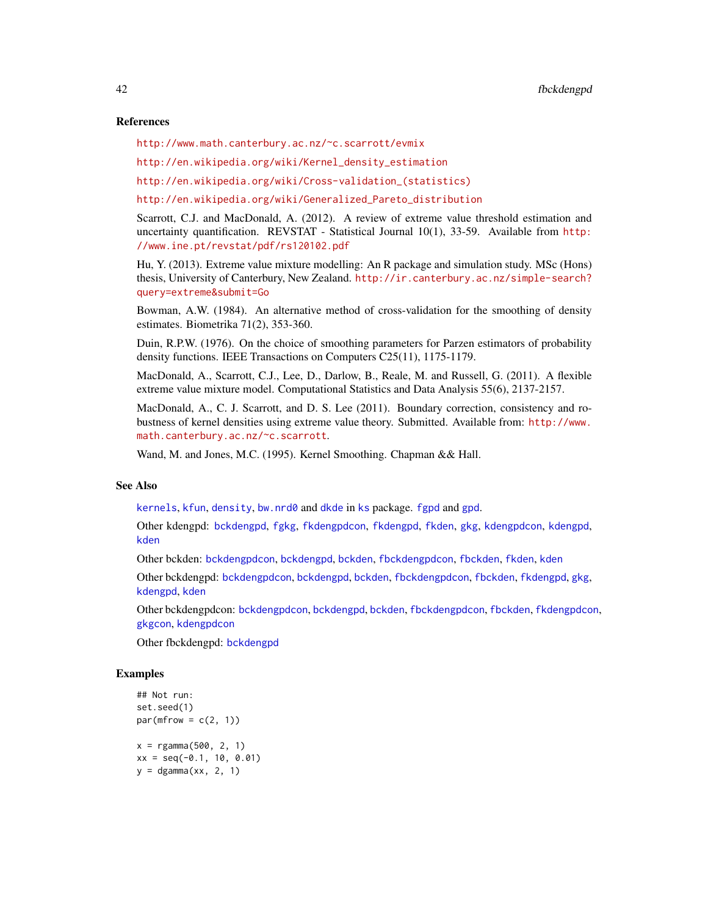### References

http://www.math.canterbury.ac.nz/~c.scarrott/evmix

http://en.wikipedia.org/wiki/Kernel_density_estimation

http://en.wikipedia.org/wiki/Cross-validation_(statistics)

http://en.wikipedia.org/wiki/Generalized_Pareto_distribution

Scarrott, C.J. and MacDonald, A. (2012). A review of extreme value threshold estimation and uncertainty quantification. REVSTAT - Statistical Journal 10(1), 33-59. Available from http://www.ine.pt/revstat/pdf/rs120102.pdf

Hu, Y. (2013). Extreme value mixture modelling: An R package and simulation study. MSc (Hons) thesis, University of Canterbury, New Zealand. http://ir.canterbury.ac.nz/simple-search?query=extreme&submit=Go

Bowman, A.W. (1984). An alternative method of cross-validation for the smoothing of density estimates. Biometrika 71(2), 353-360.

Duin, R.P.W. (1976). On the choice of smoothing parameters for Parzen estimators of probability density functions. IEEE Transactions on Computers C25(11), 1175-1179.

MacDonald, A., Scarrott, C.J., Lee, D., Darlow, B., Reale, M. and Russell, G. (2011). A flexible extreme value mixture model. Computational Statistics and Data Analysis 55(6), 2137-2157.

MacDonald, A., C. J. Scarrott, and D. S. Lee (2011). Boundary correction, consistency and robustness of kernel densities using extreme value theory. Submitted. Available from: http://www.math.canterbury.ac.nz/~c.scarrott.

Wand, M. and Jones, M.C. (1995). Kernel Smoothing. Chapman && Hall.

### See Also

kernels, kfun, density, bw.nrd0 and dkde in ks package. fgpd and gpd.

Other kdengpd: bckdengpd, fgkg, fkdengpdcon, fkdengpd, fkden, gkg, kdengpdcon, kdengpd, kden

Other bckden: bckdengpdcon, bckdengpd, bckden, fbckdengpdcon, fbckden, fkden, kden

Other bckdengpd: bckdengpdcon, bckdengpd, bckden, fbckdengpdcon, fbckden, fkdengpd, gkg, kdengpd, kden

Other bckdengpdcon: bckdengpdcon, bckdengpd, bckden, fbckdengpdcon, fbckden, fkdengpdcon, gkgcon, kdengpdcon

Other fbckdengpd: bckdengpd

### Examples

```
## Not run:
set.seed(1)
par(mfrow = c(2, 1))

x = rgamma(500, 2, 1)
xx = seq(-0.1, 10, 0.01)
y = dgamma(xx, 2, 1)
```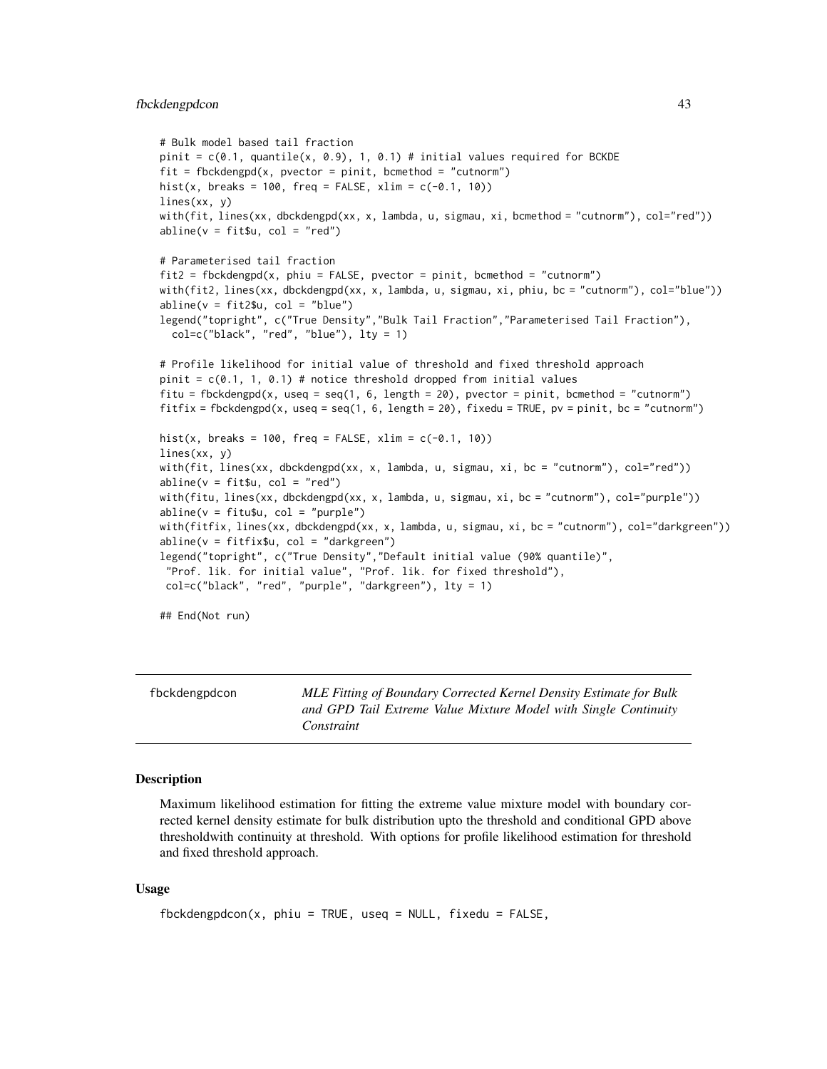```
# Bulk model based tail fraction
pinit = c(0.1, quantile(x, 0.9), 1, 0.1) # initial values required for BCKDE
fit = fbckdengpd(x, pvector = pinit, bcmethod = "cutnorm")
hist(x, breaks = 100, freq = FALSE, xlim = c(-0.1, 10))
lines(xx, y)
with(fit, lines(xx, dbckdengpd(xx, x, lambda, u, sigmau, xi, bcmethod = "cutnorm"), col="red"))
abline(v = fit$u, col = "red")

# Parameterised tail fraction
fit2 = fbckdengpd(x, phiu = FALSE, pvector = pinit, bcmethod = "cutnorm")
with(fit2, lines(xx, dbckdengpd(xx, x, lambda, u, sigmau, xi, phiu, bc = "cutnorm"), col="blue"))
abline(v = fit2$u, col = "blue")
legend("topright", c("True Density","Bulk Tail Fraction","Parameterised Tail Fraction"),
  col=c("black", "red", "blue"), lty = 1)

# Profile likelihood for initial value of threshold and fixed threshold approach
pinit = c(0.1, 1, 0.1) # notice threshold dropped from initial values
fitu = fbckdengpd(x, useq = seq(1, 6, length = 20), pvector = pinit, bcmethod = "cutnorm")
fitfix = fbckdengpd(x, useq = seq(1, 6, length = 20), fixedu = TRUE, pv = pinit, bc = "cutnorm")

hist(x, breaks = 100, freq = FALSE, xlim = c(-0.1, 10))
lines(xx, y)
with(fit, lines(xx, dbckdengpd(xx, x, lambda, u, sigmau, xi, bc = "cutnorm"), col="red"))
abline(v = fit$u, col = "red")
with(fitu, lines(xx, dbckdengpd(xx, x, lambda, u, sigmau, xi, bc = "cutnorm"), col="purple"))
abline(v = fitu$u, col = "purple")
with(fitfix, lines(xx, dbckdengpd(xx, x, lambda, u, sigmau, xi, bc = "cutnorm"), col="darkgreen"))
abline(v = fitfix$u, col = "darkgreen")
legend("topright", c("True Density","Default initial value (90% quantile)",
 "Prof. lik. for initial value", "Prof. lik. for fixed threshold"),
 col=c("black", "red", "purple", "darkgreen"), lty = 1)

## End(Not run)
```

---

fbckdengpdcon — *MLE Fitting of Boundary Corrected Kernel Density Estimate for Bulk and GPD Tail Extreme Value Mixture Model with Single Continuity Constraint*

---

## Description

Maximum likelihood estimation for fitting the extreme value mixture model with boundary corrected kernel density estimate for bulk distribution upto the threshold and conditional GPD above thresholdwith continuity at threshold. With options for profile likelihood estimation for threshold and fixed threshold approach.

## Usage

```
fbckdengpdcon(x, phiu = TRUE, useq = NULL, fixedu = FALSE,
```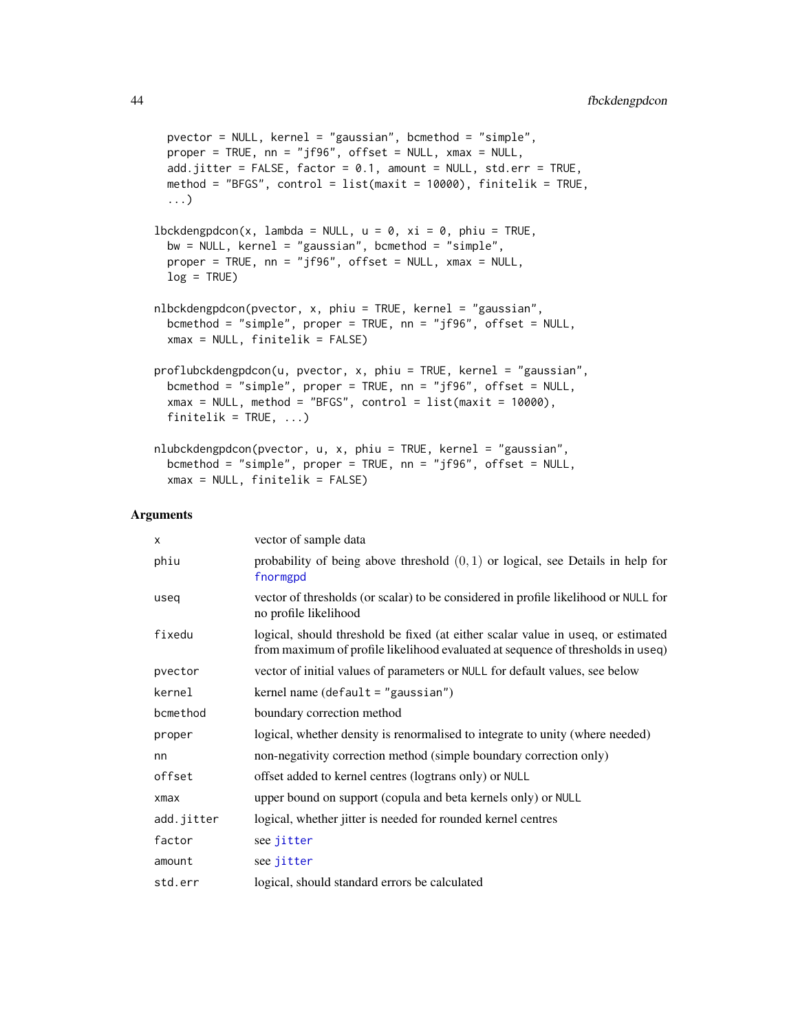```
  pvector = NULL, kernel = "gaussian", bcmethod = "simple",
  proper = TRUE, nn = "jf96", offset = NULL, xmax = NULL,
  add.jitter = FALSE, factor = 0.1, amount = NULL, std.err = TRUE,
  method = "BFGS", control = list(maxit = 10000), finitelik = TRUE,
  ...)

lbckdengpdcon(x, lambda = NULL, u = 0, xi = 0, phiu = TRUE,
  bw = NULL, kernel = "gaussian", bcmethod = "simple",
  proper = TRUE, nn = "jf96", offset = NULL, xmax = NULL,
  log = TRUE)

nlbckdengpdcon(pvector, x, phiu = TRUE, kernel = "gaussian",
  bcmethod = "simple", proper = TRUE, nn = "jf96", offset = NULL,
  xmax = NULL, finitelik = FALSE)

proflubckdengpdcon(u, pvector, x, phiu = TRUE, kernel = "gaussian",
  bcmethod = "simple", proper = TRUE, nn = "jf96", offset = NULL,
  xmax = NULL, method = "BFGS", control = list(maxit = 10000),
  finitelik = TRUE, ...)

nlubckdengpdcon(pvector, u, x, phiu = TRUE, kernel = "gaussian",
  bcmethod = "simple", proper = TRUE, nn = "jf96", offset = NULL,
  xmax = NULL, finitelik = FALSE)
```

## Arguments

| | |
|---|---|
| x | vector of sample data |
| phiu | probability of being above threshold $(0, 1)$ or logical, see Details in help for fnormgpd |
| useq | vector of thresholds (or scalar) to be considered in profile likelihood or NULL for no profile likelihood |
| fixedu | logical, should threshold be fixed (at either scalar value in useq, or estimated from maximum of profile likelihood evaluated at sequence of thresholds in useq) |
| pvector | vector of initial values of parameters or NULL for default values, see below |
| kernel | kernel name (default = "gaussian") |
| bcmethod | boundary correction method |
| proper | logical, whether density is renormalised to integrate to unity (where needed) |
| nn | non-negativity correction method (simple boundary correction only) |
| offset | offset added to kernel centres (logtrans only) or NULL |
| xmax | upper bound on support (copula and beta kernels only) or NULL |
| add.jitter | logical, whether jitter is needed for rounded kernel centres |
| factor | see jitter |
| amount | see jitter |
| std.err | logical, should standard errors be calculated |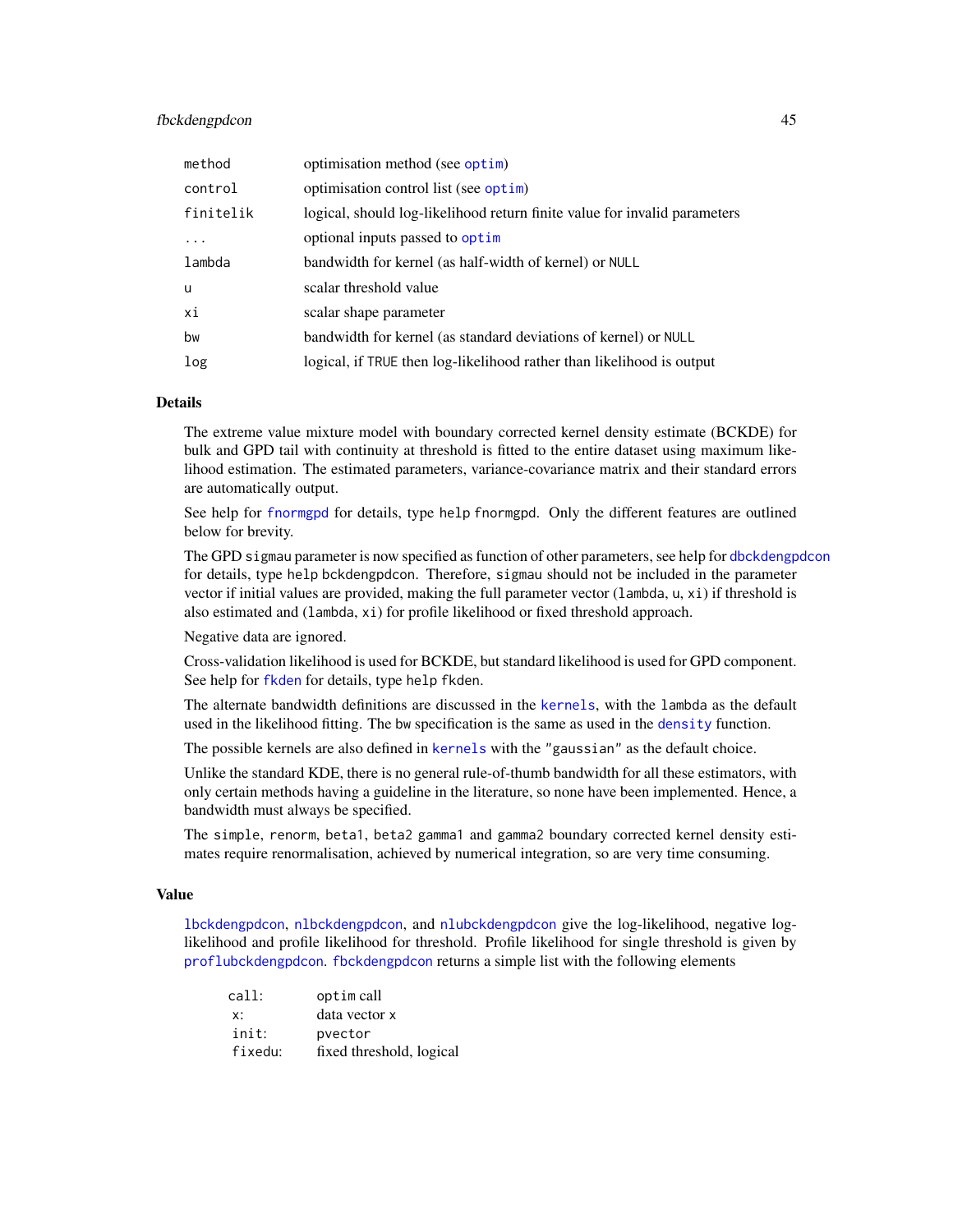| | |
|---|---|
| method | optimisation method (see optim) |
| control | optimisation control list (see optim) |
| finitelik | logical, should log-likelihood return finite value for invalid parameters |
| ... | optional inputs passed to optim |
| lambda | bandwidth for kernel (as half-width of kernel) or NULL |
| u | scalar threshold value |
| xi | scalar shape parameter |
| bw | bandwidth for kernel (as standard deviations of kernel) or NULL |
| log | logical, if TRUE then log-likelihood rather than likelihood is output |

### Details

The extreme value mixture model with boundary corrected kernel density estimate (BCKDE) for bulk and GPD tail with continuity at threshold is fitted to the entire dataset using maximum likelihood estimation. The estimated parameters, variance-covariance matrix and their standard errors are automatically output.

See help for fnormgpd for details, type help fnormgpd. Only the different features are outlined below for brevity.

The GPD sigmau parameter is now specified as function of other parameters, see help for dbckdengpdcon for details, type help bckdengpdcon. Therefore, sigmau should not be included in the parameter vector if initial values are provided, making the full parameter vector (lambda, u, xi) if threshold is also estimated and (lambda, xi) for profile likelihood or fixed threshold approach.

Negative data are ignored.

Cross-validation likelihood is used for BCKDE, but standard likelihood is used for GPD component. See help for fkden for details, type help fkden.

The alternate bandwidth definitions are discussed in the kernels, with the lambda as the default used in the likelihood fitting. The bw specification is the same as used in the density function.

The possible kernels are also defined in kernels with the "gaussian" as the default choice.

Unlike the standard KDE, there is no general rule-of-thumb bandwidth for all these estimators, with only certain methods having a guideline in the literature, so none have been implemented. Hence, a bandwidth must always be specified.

The simple, renorm, beta1, beta2 gamma1 and gamma2 boundary corrected kernel density estimates require renormalisation, achieved by numerical integration, so are very time consuming.

### Value

lbckdengpdcon, nlbckdengpdcon, and nlubckdengpdcon give the log-likelihood, negative log-likelihood and profile likelihood for threshold. Profile likelihood for single threshold is given by proflubckdengpdcon. fbckdengpdcon returns a simple list with the following elements

| | |
|---|---|
| call: | optim call |
| x: | data vector x |
| init: | pvector |
| fixedu: | fixed threshold, logical |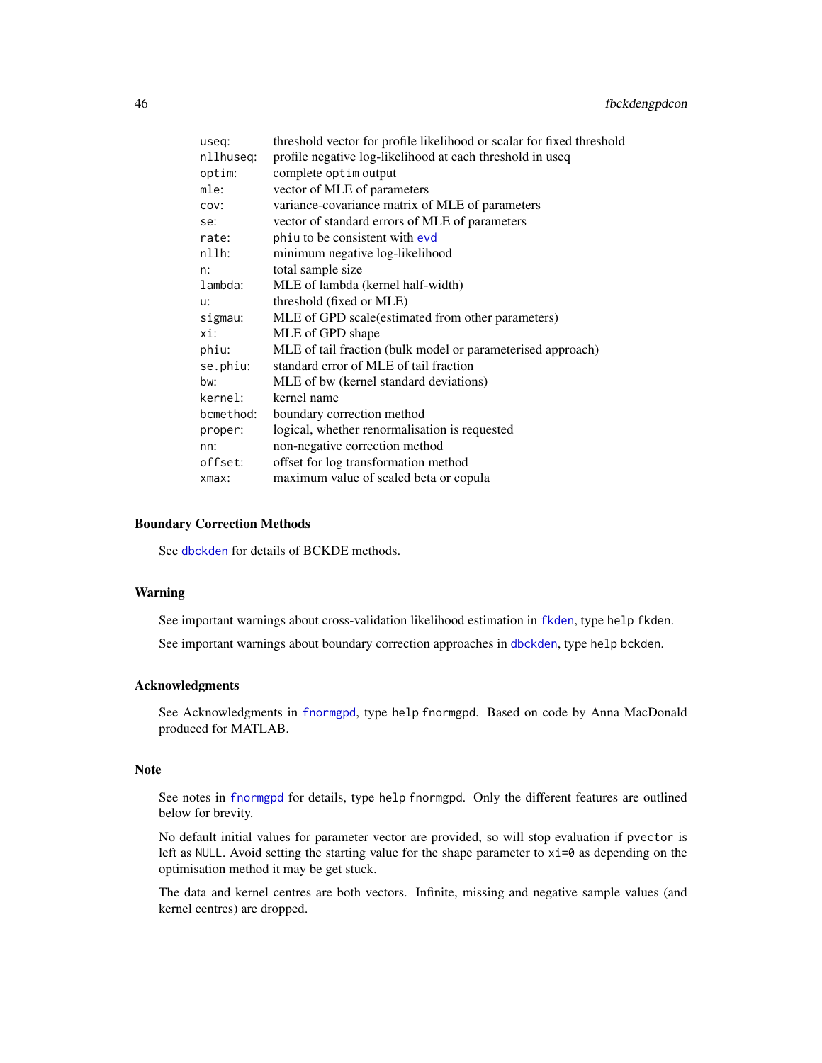| | |
|---|---|
| `useq`: | threshold vector for profile likelihood or scalar for fixed threshold |
| `nllhuseq`: | profile negative log-likelihood at each threshold in useq |
| `optim`: | complete `optim` output |
| `mle`: | vector of MLE of parameters |
| `cov`: | variance-covariance matrix of MLE of parameters |
| `se`: | vector of standard errors of MLE of parameters |
| `rate`: | `phiu` to be consistent with `evd` |
| `nllh`: | minimum negative log-likelihood |
| `n`: | total sample size |
| `lambda`: | MLE of lambda (kernel half-width) |
| `u`: | threshold (fixed or MLE) |
| `sigmau`: | MLE of GPD scale(estimated from other parameters) |
| `xi`: | MLE of GPD shape |
| `phiu`: | MLE of tail fraction (bulk model or parameterised approach) |
| `se.phiu`: | standard error of MLE of tail fraction |
| `bw`: | MLE of bw (kernel standard deviations) |
| `kernel`: | kernel name |
| `bcmethod`: | boundary correction method |
| `proper`: | logical, whether renormalisation is requested |
| `nn`: | non-negative correction method |
| `offset`: | offset for log transformation method |
| `xmax`: | maximum value of scaled beta or copula |

## Boundary Correction Methods

See `dbckden` for details of BCKDE methods.

## Warning

See important warnings about cross-validation likelihood estimation in `fkden`, type `help fkden`.

See important warnings about boundary correction approaches in `dbckden`, type `help bckden`.

## Acknowledgments

See Acknowledgments in `fnormgpd`, type `help fnormgpd`. Based on code by Anna MacDonald produced for MATLAB.

## Note

See notes in `fnormgpd` for details, type `help fnormgpd`. Only the different features are outlined below for brevity.

No default initial values for parameter vector are provided, so will stop evaluation if `pvector` is left as `NULL`. Avoid setting the starting value for the shape parameter to `xi=0` as depending on the optimisation method it may be get stuck.

The data and kernel centres are both vectors. Infinite, missing and negative sample values (and kernel centres) are dropped.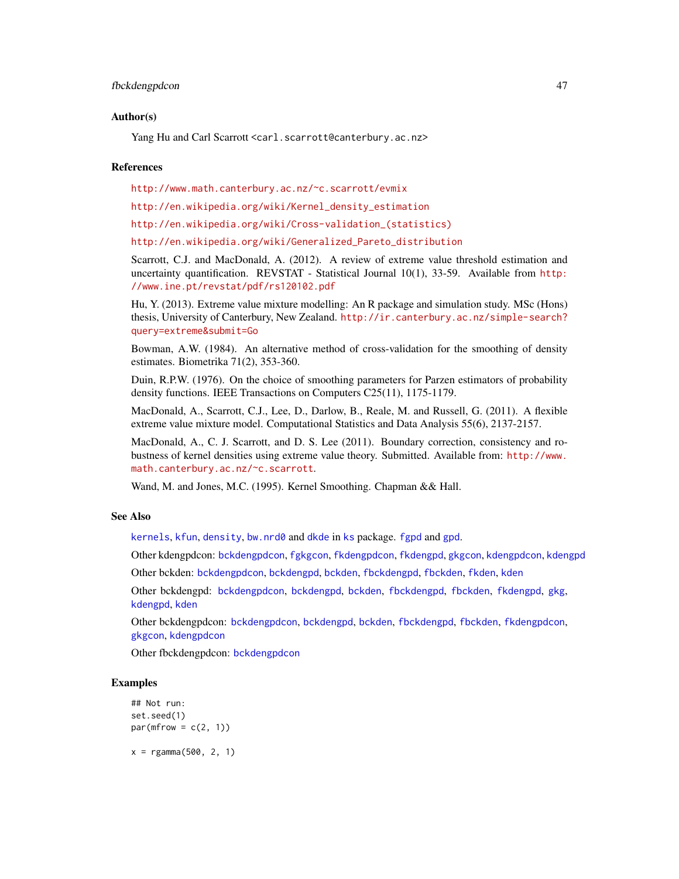### Author(s)

Yang Hu and Carl Scarrott <carl.scarrott@canterbury.ac.nz>

### References

http://www.math.canterbury.ac.nz/~c.scarrott/evmix

http://en.wikipedia.org/wiki/Kernel_density_estimation

http://en.wikipedia.org/wiki/Cross-validation_(statistics)

http://en.wikipedia.org/wiki/Generalized_Pareto_distribution

Scarrott, C.J. and MacDonald, A. (2012). A review of extreme value threshold estimation and uncertainty quantification. REVSTAT - Statistical Journal 10(1), 33-59. Available from http://www.ine.pt/revstat/pdf/rs120102.pdf

Hu, Y. (2013). Extreme value mixture modelling: An R package and simulation study. MSc (Hons) thesis, University of Canterbury, New Zealand. http://ir.canterbury.ac.nz/simple-search?query=extreme&submit=Go

Bowman, A.W. (1984). An alternative method of cross-validation for the smoothing of density estimates. Biometrika 71(2), 353-360.

Duin, R.P.W. (1976). On the choice of smoothing parameters for Parzen estimators of probability density functions. IEEE Transactions on Computers C25(11), 1175-1179.

MacDonald, A., Scarrott, C.J., Lee, D., Darlow, B., Reale, M. and Russell, G. (2011). A flexible extreme value mixture model. Computational Statistics and Data Analysis 55(6), 2137-2157.

MacDonald, A., C. J. Scarrott, and D. S. Lee (2011). Boundary correction, consistency and robustness of kernel densities using extreme value theory. Submitted. Available from: http://www.math.canterbury.ac.nz/~c.scarrott.

Wand, M. and Jones, M.C. (1995). Kernel Smoothing. Chapman && Hall.

### See Also

kernels, kfun, density, bw.nrd0 and dkde in ks package. fgpd and gpd.

Other kdengpdcon: bckdengpdcon, fgkgcon, fkdengpdcon, fkdengpd, gkgcon, kdengpdcon, kdengpd

Other bckden: bckdengpdcon, bckdengpd, bckden, fbckdengpd, fbckden, fkden, kden

Other bckdengpd: bckdengpdcon, bckdengpd, bckden, fbckdengpd, fbckden, fkdengpd, gkg, kdengpd, kden

Other bckdengpdcon: bckdengpdcon, bckdengpd, bckden, fbckdengpd, fbckden, fkdengpdcon, gkgcon, kdengpdcon

Other fbckdengpdcon: bckdengpdcon

### Examples

```
## Not run:
set.seed(1)
par(mfrow = c(2, 1))

x = rgamma(500, 2, 1)
```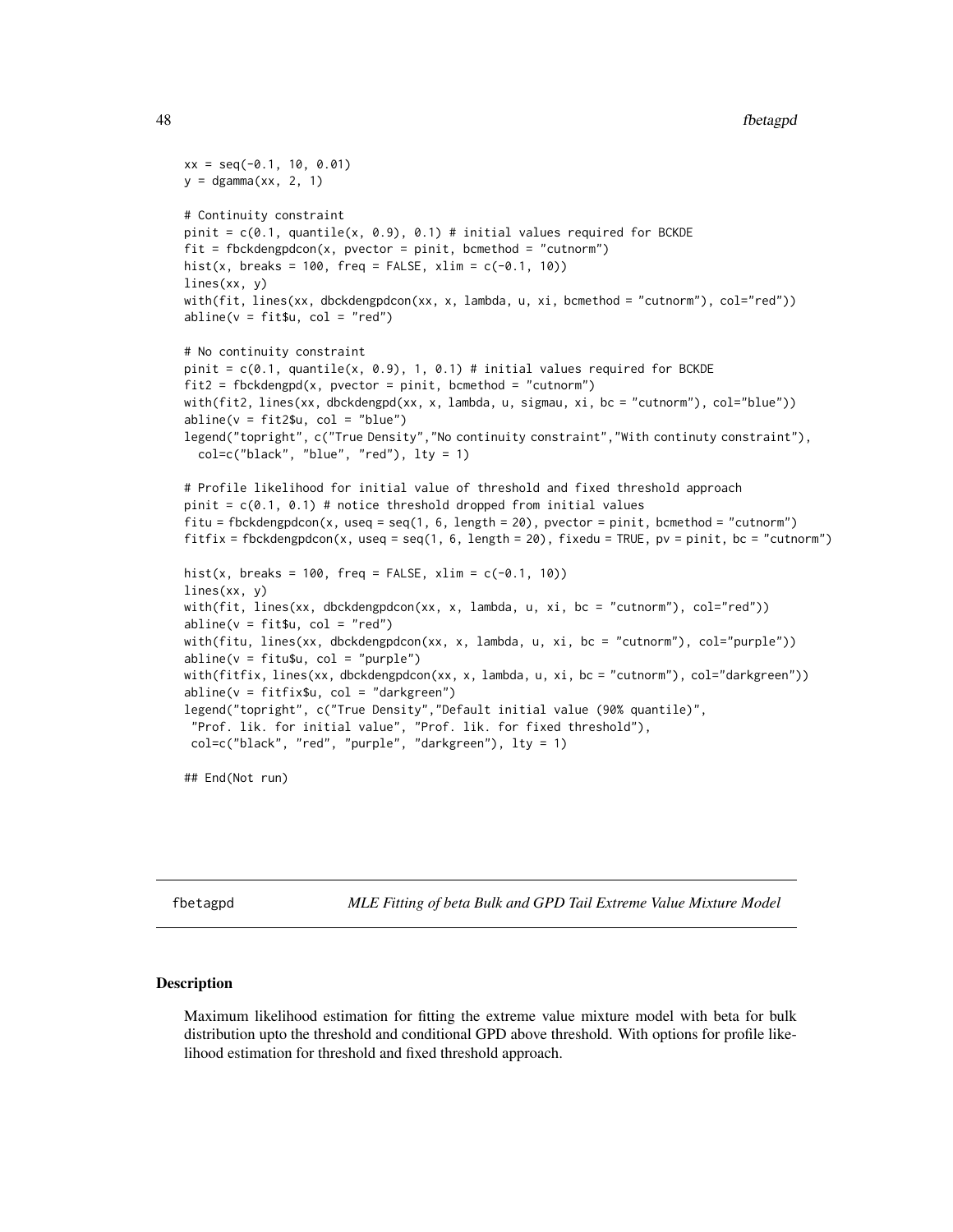```
xx = seq(-0.1, 10, 0.01)
y = dgamma(xx, 2, 1)

# Continuity constraint
pinit = c(0.1, quantile(x, 0.9), 0.1) # initial values required for BCKDE
fit = fbckdengpdcon(x, pvector = pinit, bcmethod = "cutnorm")
hist(x, breaks = 100, freq = FALSE, xlim = c(-0.1, 10))
lines(xx, y)
with(fit, lines(xx, dbckdengpdcon(xx, x, lambda, u, xi, bcmethod = "cutnorm"), col="red"))
abline(v = fit$u, col = "red")

# No continuity constraint
pinit = c(0.1, quantile(x, 0.9), 1, 0.1) # initial values required for BCKDE
fit2 = fbckdengpd(x, pvector = pinit, bcmethod = "cutnorm")
with(fit2, lines(xx, dbckdengpd(xx, x, lambda, u, sigmau, xi, bc = "cutnorm"), col="blue"))
abline(v = fit2$u, col = "blue")
legend("topright", c("True Density","No continuity constraint","With continuty constraint"),
  col=c("black", "blue", "red"), lty = 1)

# Profile likelihood for initial value of threshold and fixed threshold approach
pinit = c(0.1, 0.1) # notice threshold dropped from initial values
fitu = fbckdengpdcon(x, useq = seq(1, 6, length = 20), pvector = pinit, bcmethod = "cutnorm")
fitfix = fbckdengpdcon(x, useq = seq(1, 6, length = 20), fixedu = TRUE, pv = pinit, bc = "cutnorm")

hist(x, breaks = 100, freq = FALSE, xlim = c(-0.1, 10))
lines(xx, y)
with(fit, lines(xx, dbckdengpdcon(xx, x, lambda, u, xi, bc = "cutnorm"), col="red"))
abline(v = fit$u, col = "red")
with(fitu, lines(xx, dbckdengpdcon(xx, x, lambda, u, xi, bc = "cutnorm"), col="purple"))
abline(v = fitu$u, col = "purple")
with(fitfix, lines(xx, dbckdengpdcon(xx, x, lambda, u, xi, bc = "cutnorm"), col="darkgreen"))
abline(v = fitfix$u, col = "darkgreen")
legend("topright", c("True Density","Default initial value (90% quantile)",
 "Prof. lik. for initial value", "Prof. lik. for fixed threshold"),
 col=c("black", "red", "purple", "darkgreen"), lty = 1)

## End(Not run)
```

---

fbetagpd — *MLE Fitting of beta Bulk and GPD Tail Extreme Value Mixture Model*

---

## Description

Maximum likelihood estimation for fitting the extreme value mixture model with beta for bulk distribution upto the threshold and conditional GPD above threshold. With options for profile likelihood estimation for threshold and fixed threshold approach.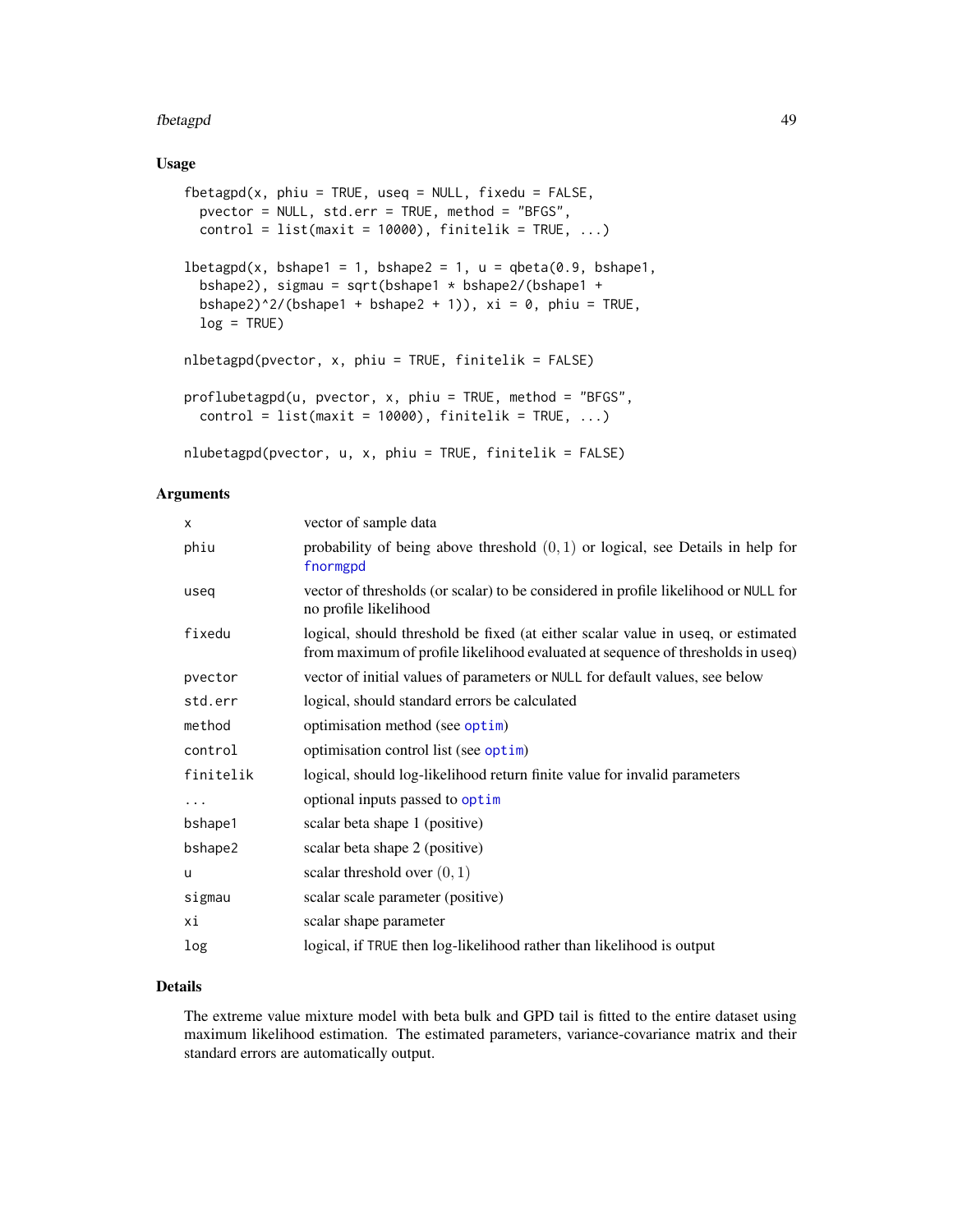## Usage

```
fbetagpd(x, phiu = TRUE, useq = NULL, fixedu = FALSE,
  pvector = NULL, std.err = TRUE, method = "BFGS",
  control = list(maxit = 10000), finitelik = TRUE, ...)

lbetagpd(x, bshape1 = 1, bshape2 = 1, u = qbeta(0.9, bshape1,
  bshape2), sigmau = sqrt(bshape1 * bshape2/(bshape1 +
  bshape2)^2/(bshape1 + bshape2 + 1)), xi = 0, phiu = TRUE,
  log = TRUE)

nlbetagpd(pvector, x, phiu = TRUE, finitelik = FALSE)

proflubetagpd(u, pvector, x, phiu = TRUE, method = "BFGS",
  control = list(maxit = 10000), finitelik = TRUE, ...)

nlubetagpd(pvector, u, x, phiu = TRUE, finitelik = FALSE)
```

## Arguments

| | |
|---|---|
| x | vector of sample data |
| phiu | probability of being above threshold $(0, 1)$ or logical, see Details in help for fnormgpd |
| useq | vector of thresholds (or scalar) to be considered in profile likelihood or NULL for no profile likelihood |
| fixedu | logical, should threshold be fixed (at either scalar value in useq, or estimated from maximum of profile likelihood evaluated at sequence of thresholds in useq) |
| pvector | vector of initial values of parameters or NULL for default values, see below |
| std.err | logical, should standard errors be calculated |
| method | optimisation method (see optim) |
| control | optimisation control list (see optim) |
| finitelik | logical, should log-likelihood return finite value for invalid parameters |
| ... | optional inputs passed to optim |
| bshape1 | scalar beta shape 1 (positive) |
| bshape2 | scalar beta shape 2 (positive) |
| u | scalar threshold over $(0, 1)$ |
| sigmau | scalar scale parameter (positive) |
| xi | scalar shape parameter |
| log | logical, if TRUE then log-likelihood rather than likelihood is output |

## Details

The extreme value mixture model with beta bulk and GPD tail is fitted to the entire dataset using maximum likelihood estimation. The estimated parameters, variance-covariance matrix and their standard errors are automatically output.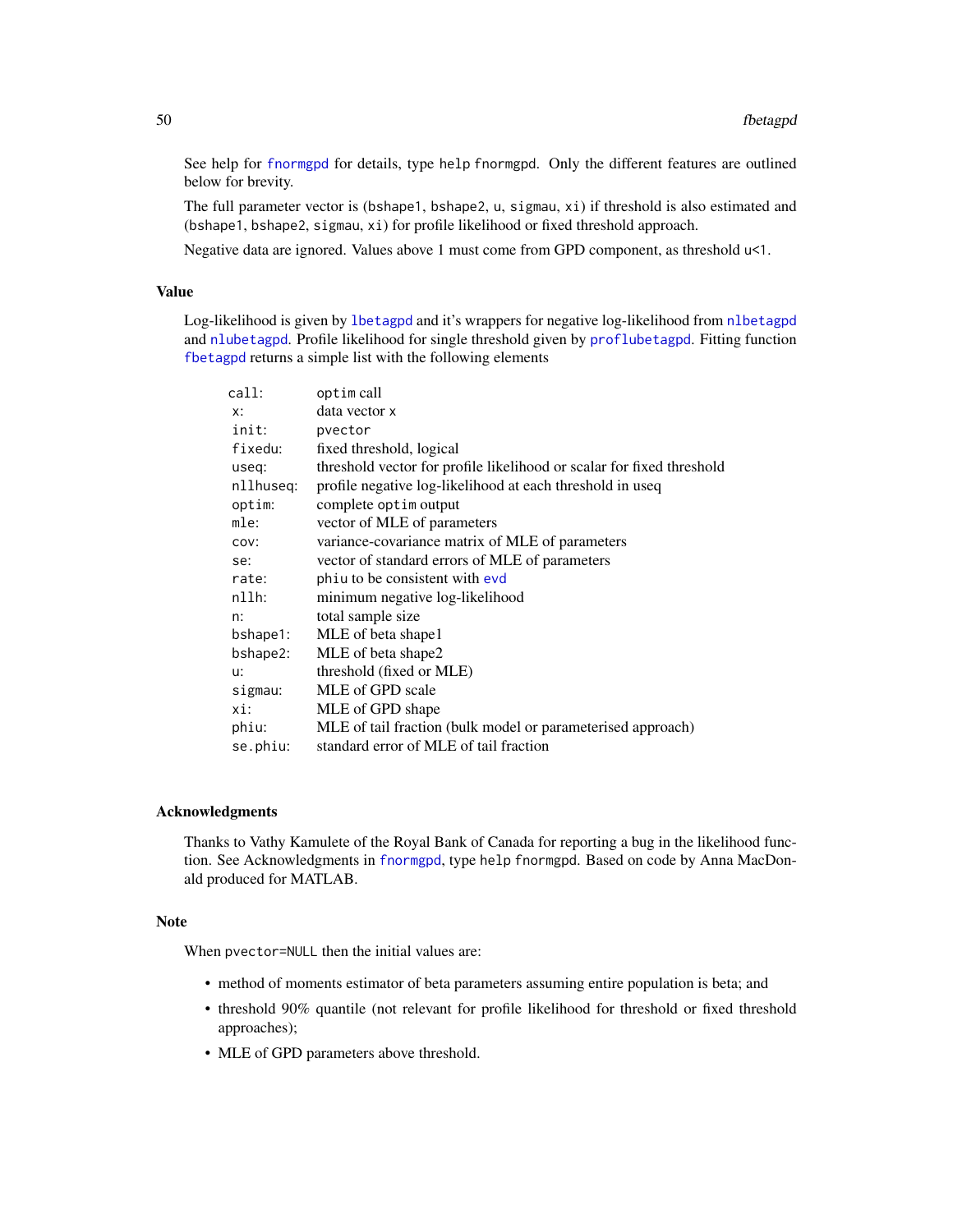See help for `fnormgpd` for details, type `help fnormgpd`. Only the different features are outlined below for brevity.

The full parameter vector is (`bshape1`, `bshape2`, `u`, `sigmau`, `xi`) if threshold is also estimated and (`bshape1`, `bshape2`, `sigmau`, `xi`) for profile likelihood or fixed threshold approach.

Negative data are ignored. Values above 1 must come from GPD component, as threshold `u<1`.

## Value

Log-likelihood is given by `lbetagpd` and it's wrappers for negative log-likelihood from `nlbetagpd` and `nlubetagpd`. Profile likelihood for single threshold given by `proflubetagpd`. Fitting function `fbetagpd` returns a simple list with the following elements

| | |
|---|---|
| `call`: | `optim` call |
| `x`: | data vector `x` |
| `init`: | `pvector` |
| `fixedu`: | fixed threshold, logical |
| `useq`: | threshold vector for profile likelihood or scalar for fixed threshold |
| `nllhuseq`: | profile negative log-likelihood at each threshold in useq |
| `optim`: | complete `optim` output |
| `mle`: | vector of MLE of parameters |
| `cov`: | variance-covariance matrix of MLE of parameters |
| `se`: | vector of standard errors of MLE of parameters |
| `rate`: | `phiu` to be consistent with `evd` |
| `nllh`: | minimum negative log-likelihood |
| `n`: | total sample size |
| `bshape1`: | MLE of beta shape1 |
| `bshape2`: | MLE of beta shape2 |
| `u`: | threshold (fixed or MLE) |
| `sigmau`: | MLE of GPD scale |
| `xi`: | MLE of GPD shape |
| `phiu`: | MLE of tail fraction (bulk model or parameterised approach) |
| `se.phiu`: | standard error of MLE of tail fraction |

## Acknowledgments

Thanks to Vathy Kamulete of the Royal Bank of Canada for reporting a bug in the likelihood function. See Acknowledgments in `fnormgpd`, type `help fnormgpd`. Based on code by Anna MacDonald produced for MATLAB.

## Note

When `pvector=NULL` then the initial values are:

- method of moments estimator of beta parameters assuming entire population is beta; and
- threshold 90% quantile (not relevant for profile likelihood for threshold or fixed threshold approaches);
- MLE of GPD parameters above threshold.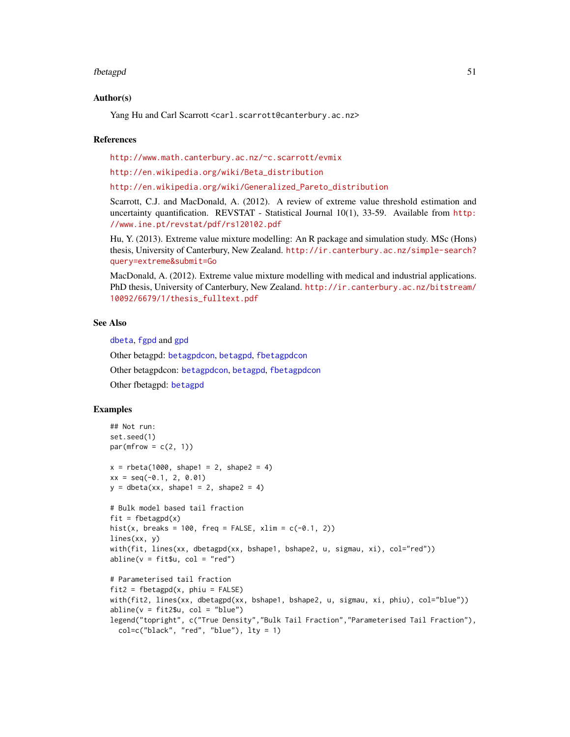### Author(s)

Yang Hu and Carl Scarrott <carl.scarrott@canterbury.ac.nz>

### References

http://www.math.canterbury.ac.nz/~c.scarrott/evmix

http://en.wikipedia.org/wiki/Beta_distribution

http://en.wikipedia.org/wiki/Generalized_Pareto_distribution

Scarrott, C.J. and MacDonald, A. (2012). A review of extreme value threshold estimation and uncertainty quantification. REVSTAT - Statistical Journal 10(1), 33-59. Available from http://www.ine.pt/revstat/pdf/rs120102.pdf

Hu, Y. (2013). Extreme value mixture modelling: An R package and simulation study. MSc (Hons) thesis, University of Canterbury, New Zealand. http://ir.canterbury.ac.nz/simple-search?query=extreme&submit=Go

MacDonald, A. (2012). Extreme value mixture modelling with medical and industrial applications. PhD thesis, University of Canterbury, New Zealand. http://ir.canterbury.ac.nz/bitstream/10092/6679/1/thesis_fulltext.pdf

### See Also

dbeta, fgpd and gpd

Other betagpd: betagpdcon, betagpd, fbetagpdcon

Other betagpdcon: betagpdcon, betagpd, fbetagpdcon

Other fbetagpd: betagpd

### Examples

```
## Not run:
set.seed(1)
par(mfrow = c(2, 1))

x = rbeta(1000, shape1 = 2, shape2 = 4)
xx = seq(-0.1, 2, 0.01)
y = dbeta(xx, shape1 = 2, shape2 = 4)

# Bulk model based tail fraction
fit = fbetagpd(x)
hist(x, breaks = 100, freq = FALSE, xlim = c(-0.1, 2))
lines(xx, y)
with(fit, lines(xx, dbetagpd(xx, bshape1, bshape2, u, sigmau, xi), col="red"))
abline(v = fit$u, col = "red")

# Parameterised tail fraction
fit2 = fbetagpd(x, phiu = FALSE)
with(fit2, lines(xx, dbetagpd(xx, bshape1, bshape2, u, sigmau, xi, phiu), col="blue"))
abline(v = fit2$u, col = "blue")
legend("topright", c("True Density","Bulk Tail Fraction","Parameterised Tail Fraction"),
  col=c("black", "red", "blue"), lty = 1)
```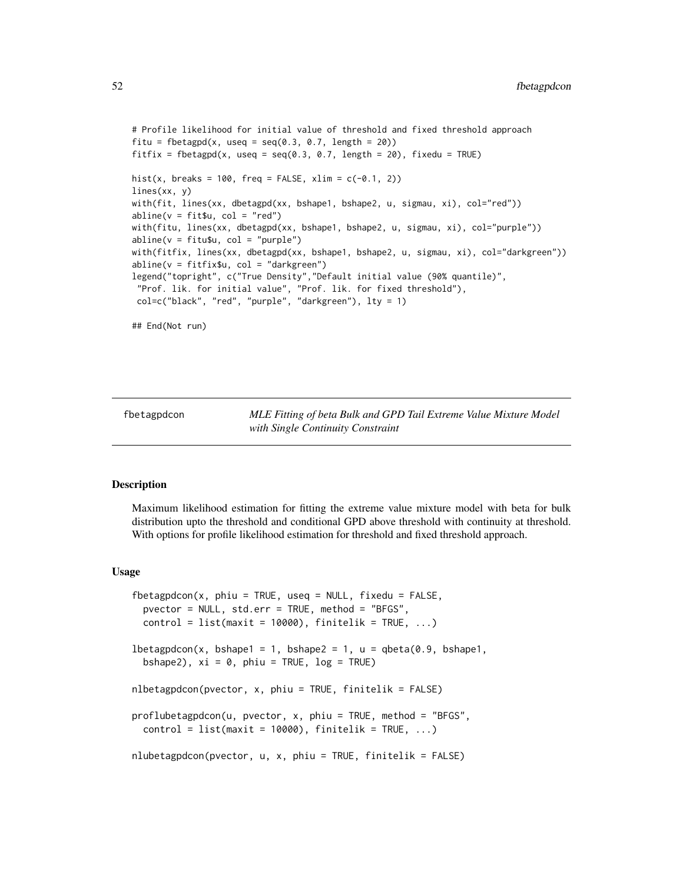```
# Profile likelihood for initial value of threshold and fixed threshold approach
fitu = fbetagpd(x, useq = seq(0.3, 0.7, length = 20))
fitfix = fbetagpd(x, useq = seq(0.3, 0.7, length = 20), fixedu = TRUE)

hist(x, breaks = 100, freq = FALSE, xlim = c(-0.1, 2))
lines(xx, y)
with(fit, lines(xx, dbetagpd(xx, bshape1, bshape2, u, sigmau, xi), col="red"))
abline(v = fit$u, col = "red")
with(fitu, lines(xx, dbetagpd(xx, bshape1, bshape2, u, sigmau, xi), col="purple"))
abline(v = fitu$u, col = "purple")
with(fitfix, lines(xx, dbetagpd(xx, bshape1, bshape2, u, sigmau, xi), col="darkgreen"))
abline(v = fitfix$u, col = "darkgreen")
legend("topright", c("True Density","Default initial value (90% quantile)",
 "Prof. lik. for initial value", "Prof. lik. for fixed threshold"),
 col=c("black", "red", "purple", "darkgreen"), lty = 1)

## End(Not run)
```

---

fbetagpdcon — *MLE Fitting of beta Bulk and GPD Tail Extreme Value Mixture Model with Single Continuity Constraint*

---

### Description

Maximum likelihood estimation for fitting the extreme value mixture model with beta for bulk distribution upto the threshold and conditional GPD above threshold with continuity at threshold. With options for profile likelihood estimation for threshold and fixed threshold approach.

### Usage

```
fbetagpdcon(x, phiu = TRUE, useq = NULL, fixedu = FALSE,
  pvector = NULL, std.err = TRUE, method = "BFGS",
  control = list(maxit = 10000), finitelik = TRUE, ...)

lbetagpdcon(x, bshape1 = 1, bshape2 = 1, u = qbeta(0.9, bshape1,
  bshape2), xi = 0, phiu = TRUE, log = TRUE)

nlbetagpdcon(pvector, x, phiu = TRUE, finitelik = FALSE)

proflubetagpdcon(u, pvector, x, phiu = TRUE, method = "BFGS",
  control = list(maxit = 10000), finitelik = TRUE, ...)

nlubetagpdcon(pvector, u, x, phiu = TRUE, finitelik = FALSE)
```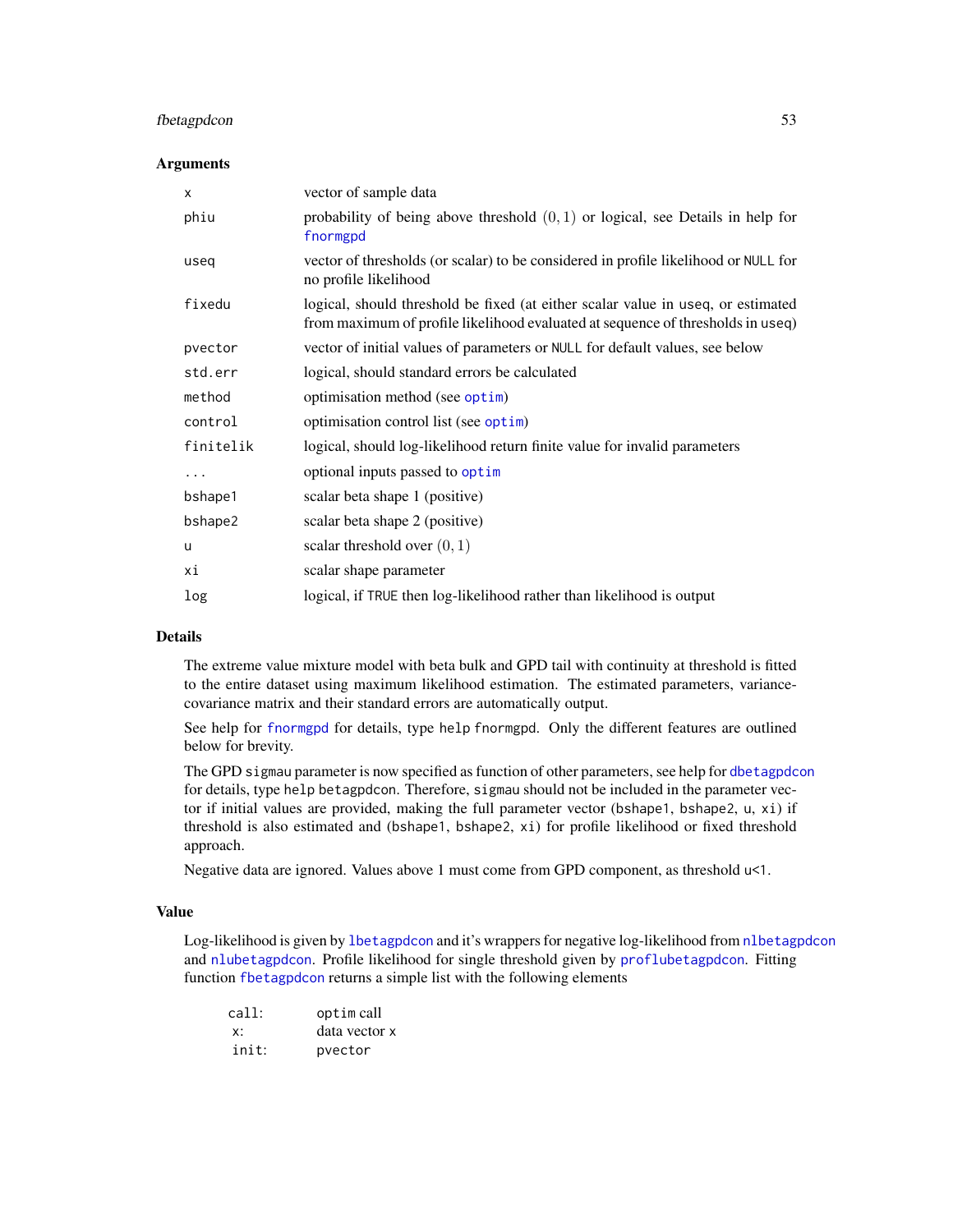## Arguments

| | |
|---|---|
| x | vector of sample data |
| phiu | probability of being above threshold $(0, 1)$ or logical, see Details in help for fnormgpd |
| useq | vector of thresholds (or scalar) to be considered in profile likelihood or NULL for no profile likelihood |
| fixedu | logical, should threshold be fixed (at either scalar value in useq, or estimated from maximum of profile likelihood evaluated at sequence of thresholds in useq) |
| pvector | vector of initial values of parameters or NULL for default values, see below |
| std.err | logical, should standard errors be calculated |
| method | optimisation method (see optim) |
| control | optimisation control list (see optim) |
| finitelik | logical, should log-likelihood return finite value for invalid parameters |
| ... | optional inputs passed to optim |
| bshape1 | scalar beta shape 1 (positive) |
| bshape2 | scalar beta shape 2 (positive) |
| u | scalar threshold over $(0, 1)$ |
| xi | scalar shape parameter |
| log | logical, if TRUE then log-likelihood rather than likelihood is output |

## Details

The extreme value mixture model with beta bulk and GPD tail with continuity at threshold is fitted to the entire dataset using maximum likelihood estimation. The estimated parameters, variance-covariance matrix and their standard errors are automatically output.

See help for fnormgpd for details, type help fnormgpd. Only the different features are outlined below for brevity.

The GPD sigmau parameter is now specified as function of other parameters, see help for dbetagpdcon for details, type help betagpdcon. Therefore, sigmau should not be included in the parameter vector if initial values are provided, making the full parameter vector (bshape1, bshape2, u, xi) if threshold is also estimated and (bshape1, bshape2, xi) for profile likelihood or fixed threshold approach.

Negative data are ignored. Values above 1 must come from GPD component, as threshold u<1.

## Value

Log-likelihood is given by lbetagpdcon and it's wrappers for negative log-likelihood from nlbetagpdcon and nlubetagpdcon. Profile likelihood for single threshold given by proflubetagpdcon. Fitting function fbetagpdcon returns a simple list with the following elements

| | |
|---|---|
| call: | optim call |
| x: | data vector x |
| init: | pvector |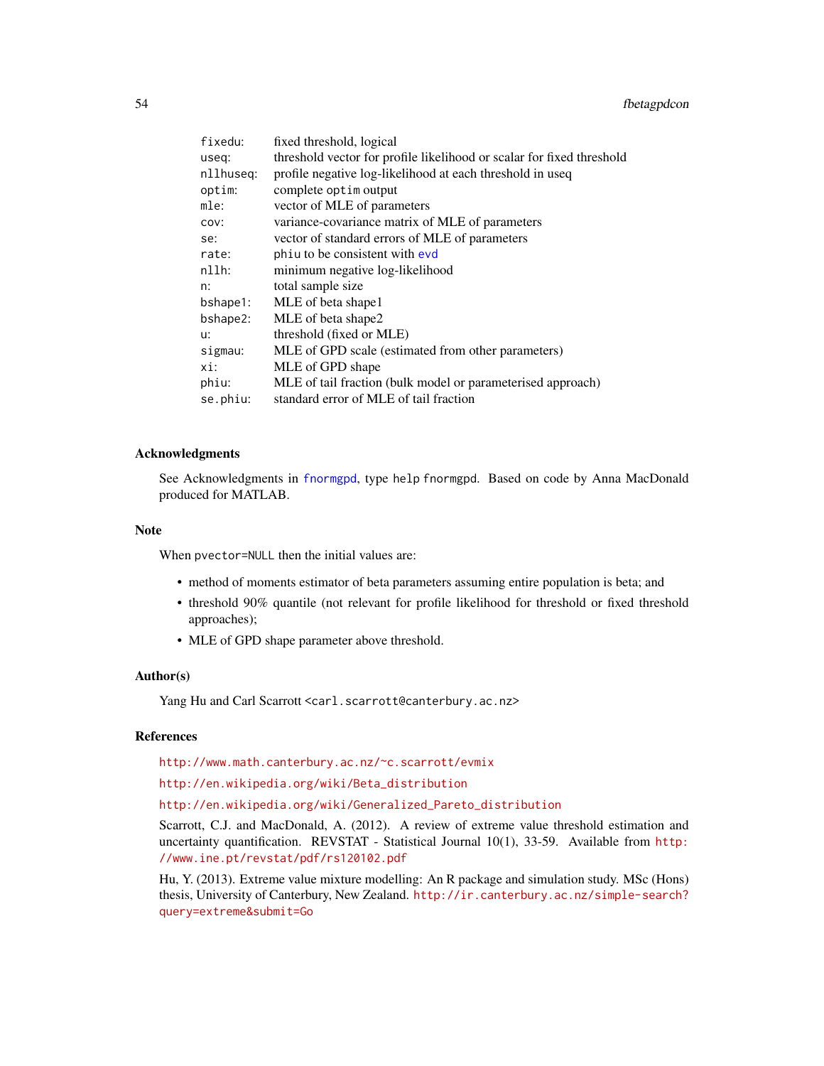| | |
|---|---|
| `fixedu`: | fixed threshold, logical |
| `useq`: | threshold vector for profile likelihood or scalar for fixed threshold |
| `nllhuseq`: | profile negative log-likelihood at each threshold in useq |
| `optim`: | complete `optim` output |
| `mle`: | vector of MLE of parameters |
| `cov`: | variance-covariance matrix of MLE of parameters |
| `se`: | vector of standard errors of MLE of parameters |
| `rate`: | `phiu` to be consistent with `evd` |
| `nllh`: | minimum negative log-likelihood |
| `n`: | total sample size |
| `bshape1`: | MLE of beta shape1 |
| `bshape2`: | MLE of beta shape2 |
| `u`: | threshold (fixed or MLE) |
| `sigmau`: | MLE of GPD scale (estimated from other parameters) |
| `xi`: | MLE of GPD shape |
| `phiu`: | MLE of tail fraction (bulk model or parameterised approach) |
| `se.phiu`: | standard error of MLE of tail fraction |

### Acknowledgments

See Acknowledgments in `fnormgpd`, type `help fnormgpd`. Based on code by Anna MacDonald produced for MATLAB.

### Note

When `pvector=NULL` then the initial values are:

- method of moments estimator of beta parameters assuming entire population is beta; and
- threshold 90% quantile (not relevant for profile likelihood for threshold or fixed threshold approaches);
- MLE of GPD shape parameter above threshold.

### Author(s)

Yang Hu and Carl Scarrott <carl.scarrott@canterbury.ac.nz>

### References

http://www.math.canterbury.ac.nz/~c.scarrott/evmix

http://en.wikipedia.org/wiki/Beta_distribution

http://en.wikipedia.org/wiki/Generalized_Pareto_distribution

Scarrott, C.J. and MacDonald, A. (2012). A review of extreme value threshold estimation and uncertainty quantification. REVSTAT - Statistical Journal 10(1), 33-59. Available from http://www.ine.pt/revstat/pdf/rs120102.pdf

Hu, Y. (2013). Extreme value mixture modelling: An R package and simulation study. MSc (Hons) thesis, University of Canterbury, New Zealand. http://ir.canterbury.ac.nz/simple-search?query=extreme&submit=Go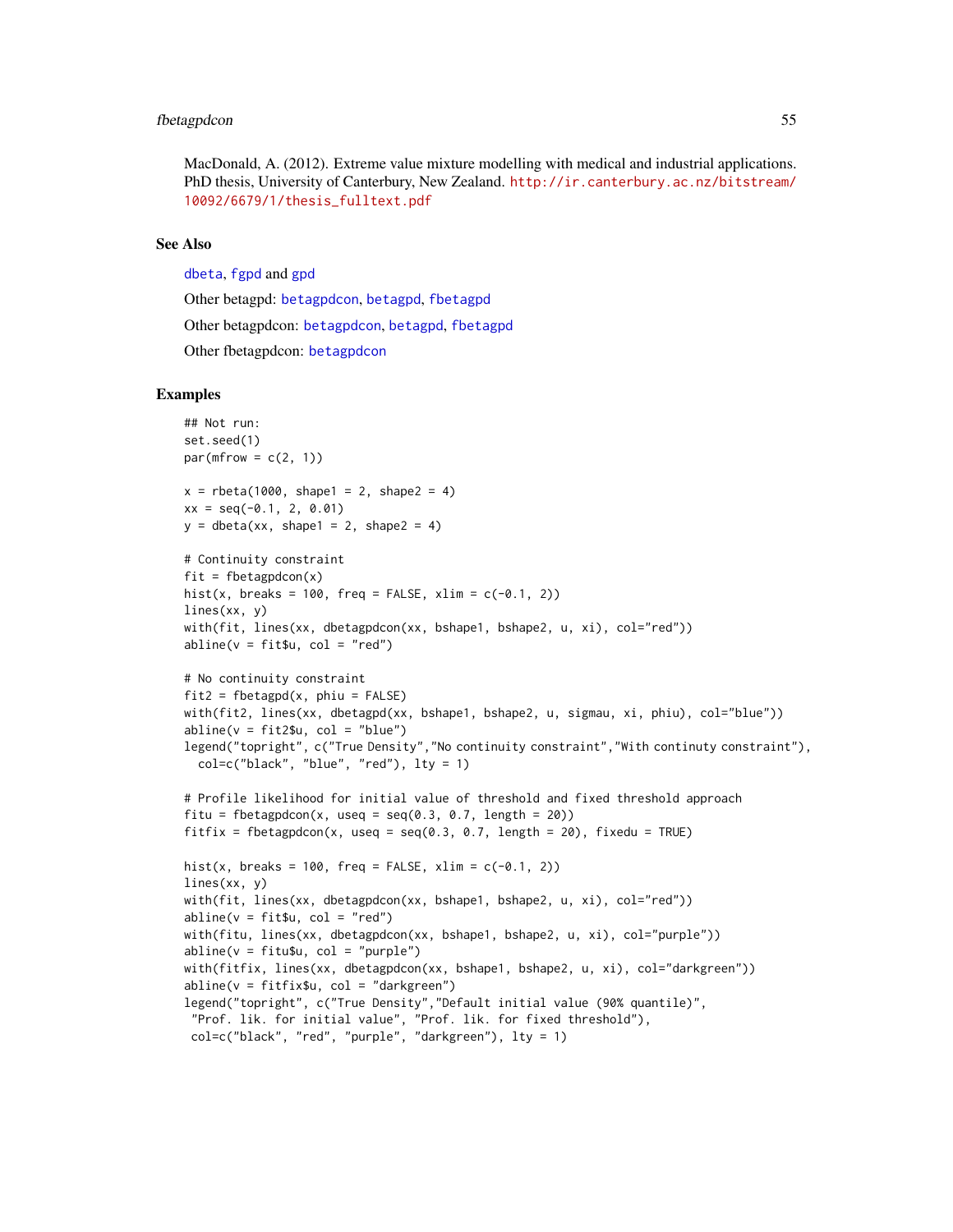MacDonald, A. (2012). Extreme value mixture modelling with medical and industrial applications. PhD thesis, University of Canterbury, New Zealand. http://ir.canterbury.ac.nz/bitstream/10092/6679/1/thesis_fulltext.pdf

## See Also

dbeta, fgpd and gpd

Other betagpd: betagpdcon, betagpd, fbetagpd

Other betagpdcon: betagpdcon, betagpd, fbetagpd

Other fbetagpdcon: betagpdcon

## Examples

```
## Not run:
set.seed(1)
par(mfrow = c(2, 1))

x = rbeta(1000, shape1 = 2, shape2 = 4)
xx = seq(-0.1, 2, 0.01)
y = dbeta(xx, shape1 = 2, shape2 = 4)

# Continuity constraint
fit = fbetagpdcon(x)
hist(x, breaks = 100, freq = FALSE, xlim = c(-0.1, 2))
lines(xx, y)
with(fit, lines(xx, dbetagpdcon(xx, bshape1, bshape2, u, xi), col="red"))
abline(v = fit$u, col = "red")

# No continuity constraint
fit2 = fbetagpd(x, phiu = FALSE)
with(fit2, lines(xx, dbetagpd(xx, bshape1, bshape2, u, sigmau, xi, phiu), col="blue"))
abline(v = fit2$u, col = "blue")
legend("topright", c("True Density","No continuity constraint","With continuty constraint"),
  col=c("black", "blue", "red"), lty = 1)

# Profile likelihood for initial value of threshold and fixed threshold approach
fitu = fbetagpdcon(x, useq = seq(0.3, 0.7, length = 20))
fitfix = fbetagpdcon(x, useq = seq(0.3, 0.7, length = 20), fixedu = TRUE)

hist(x, breaks = 100, freq = FALSE, xlim = c(-0.1, 2))
lines(xx, y)
with(fit, lines(xx, dbetagpdcon(xx, bshape1, bshape2, u, xi), col="red"))
abline(v = fit$u, col = "red")
with(fitu, lines(xx, dbetagpdcon(xx, bshape1, bshape2, u, xi), col="purple"))
abline(v = fitu$u, col = "purple")
with(fitfix, lines(xx, dbetagpdcon(xx, bshape1, bshape2, u, xi), col="darkgreen"))
abline(v = fitfix$u, col = "darkgreen")
legend("topright", c("True Density","Default initial value (90% quantile)",
 "Prof. lik. for initial value", "Prof. lik. for fixed threshold"),
 col=c("black", "red", "purple", "darkgreen"), lty = 1)
```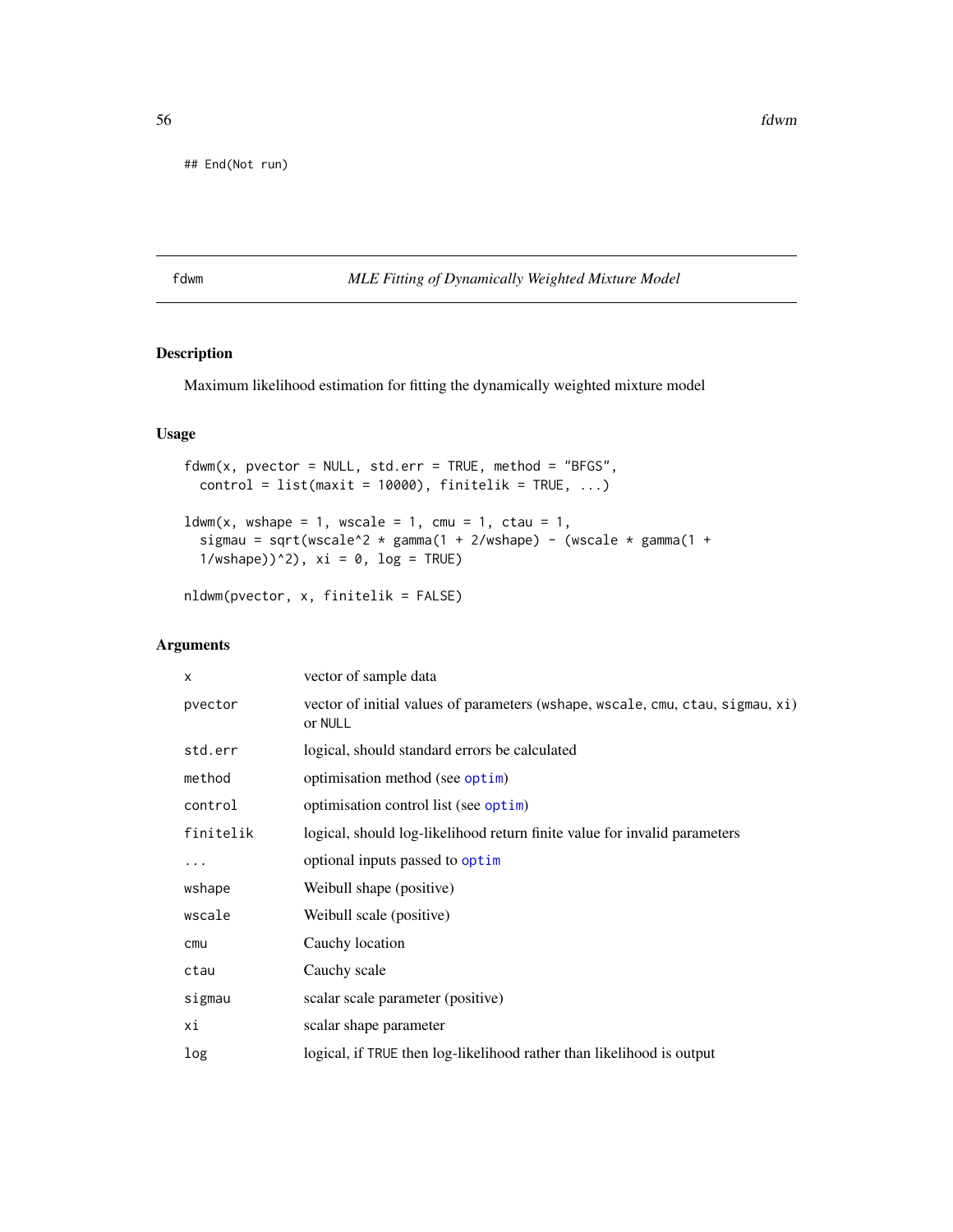```
## End(Not run)
```

---

fdwm — *MLE Fitting of Dynamically Weighted Mixture Model*

---

## Description

Maximum likelihood estimation for fitting the dynamically weighted mixture model

## Usage

```
fdwm(x, pvector = NULL, std.err = TRUE, method = "BFGS",
  control = list(maxit = 10000), finitelik = TRUE, ...)

ldwm(x, wshape = 1, wscale = 1, cmu = 1, ctau = 1,
  sigmau = sqrt(wscale^2 * gamma(1 + 2/wshape) - (wscale * gamma(1 +
  1/wshape))^2), xi = 0, log = TRUE)

nldwm(pvector, x, finitelik = FALSE)
```

## Arguments

| | |
|---|---|
| x | vector of sample data |
| pvector | vector of initial values of parameters (wshape, wscale, cmu, ctau, sigmau, xi) or NULL |
| std.err | logical, should standard errors be calculated |
| method | optimisation method (see optim) |
| control | optimisation control list (see optim) |
| finitelik | logical, should log-likelihood return finite value for invalid parameters |
| ... | optional inputs passed to optim |
| wshape | Weibull shape (positive) |
| wscale | Weibull scale (positive) |
| cmu | Cauchy location |
| ctau | Cauchy scale |
| sigmau | scalar scale parameter (positive) |
| xi | scalar shape parameter |
| log | logical, if TRUE then log-likelihood rather than likelihood is output |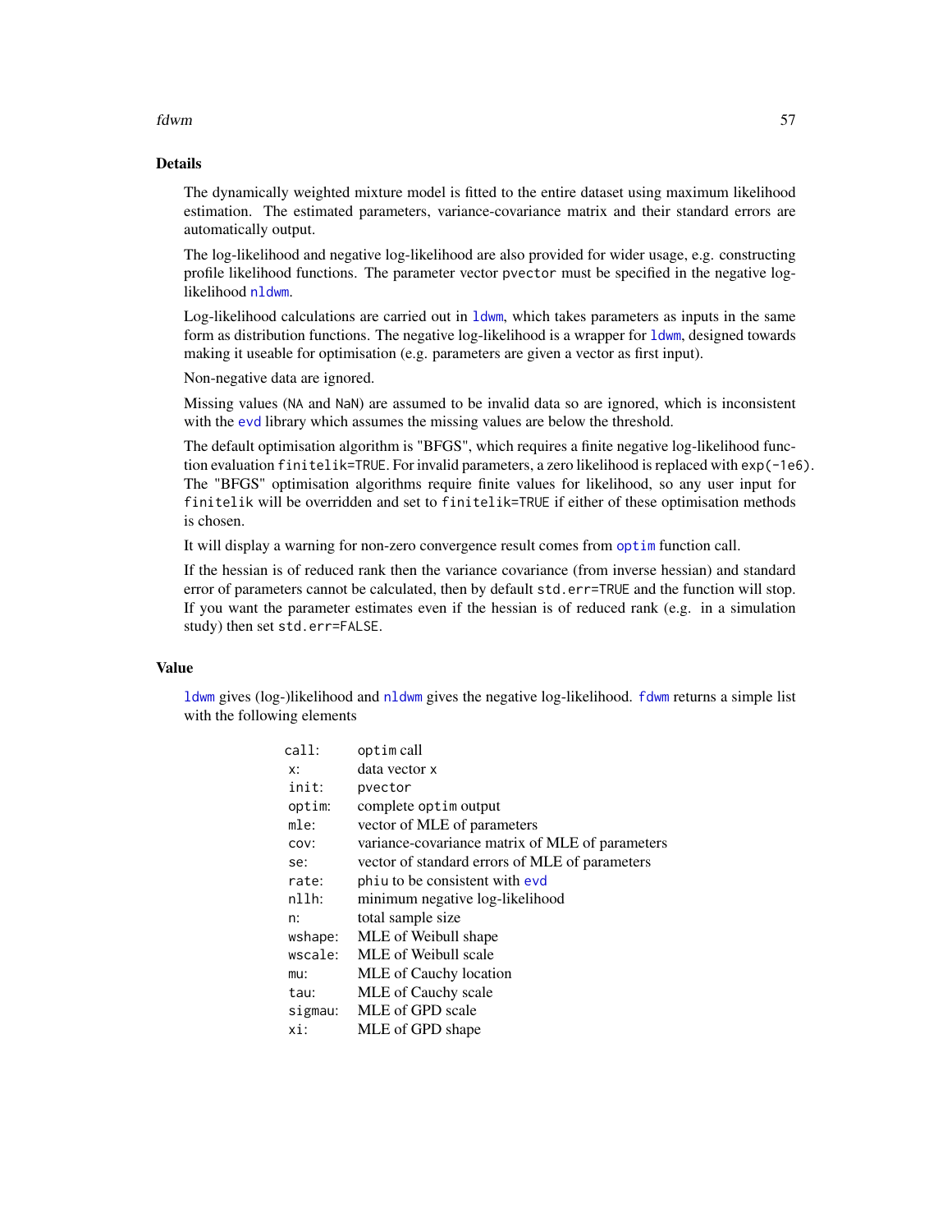## Details

The dynamically weighted mixture model is fitted to the entire dataset using maximum likelihood estimation. The estimated parameters, variance-covariance matrix and their standard errors are automatically output.

The log-likelihood and negative log-likelihood are also provided for wider usage, e.g. constructing profile likelihood functions. The parameter vector `pvector` must be specified in the negative log-likelihood `nldwm`.

Log-likelihood calculations are carried out in `ldwm`, which takes parameters as inputs in the same form as distribution functions. The negative log-likelihood is a wrapper for `ldwm`, designed towards making it useable for optimisation (e.g. parameters are given a vector as first input).

Non-negative data are ignored.

Missing values (`NA` and `NaN`) are assumed to be invalid data so are ignored, which is inconsistent with the `evd` library which assumes the missing values are below the threshold.

The default optimisation algorithm is "BFGS", which requires a finite negative log-likelihood function evaluation `finitelik=TRUE`. For invalid parameters, a zero likelihood is replaced with `exp(-1e6)`. The "BFGS" optimisation algorithms require finite values for likelihood, so any user input for `finitelik` will be overridden and set to `finitelik=TRUE` if either of these optimisation methods is chosen.

It will display a warning for non-zero convergence result comes from `optim` function call.

If the hessian is of reduced rank then the variance covariance (from inverse hessian) and standard error of parameters cannot be calculated, then by default `std.err=TRUE` and the function will stop. If you want the parameter estimates even if the hessian is of reduced rank (e.g. in a simulation study) then set `std.err=FALSE`.

## Value

`ldwm` gives (log-)likelihood and `nldwm` gives the negative log-likelihood. `fdwm` returns a simple list with the following elements

| | |
|---|---|
| `call`: | `optim` call |
| `x`: | data vector `x` |
| `init`: | `pvector` |
| `optim`: | complete `optim` output |
| `mle`: | vector of MLE of parameters |
| `cov`: | variance-covariance matrix of MLE of parameters |
| `se`: | vector of standard errors of MLE of parameters |
| `rate`: | `phiu` to be consistent with `evd` |
| `nllh`: | minimum negative log-likelihood |
| `n`: | total sample size |
| `wshape`: | MLE of Weibull shape |
| `wscale`: | MLE of Weibull scale |
| `mu`: | MLE of Cauchy location |
| `tau`: | MLE of Cauchy scale |
| `sigmau`: | MLE of GPD scale |
| `xi`: | MLE of GPD shape |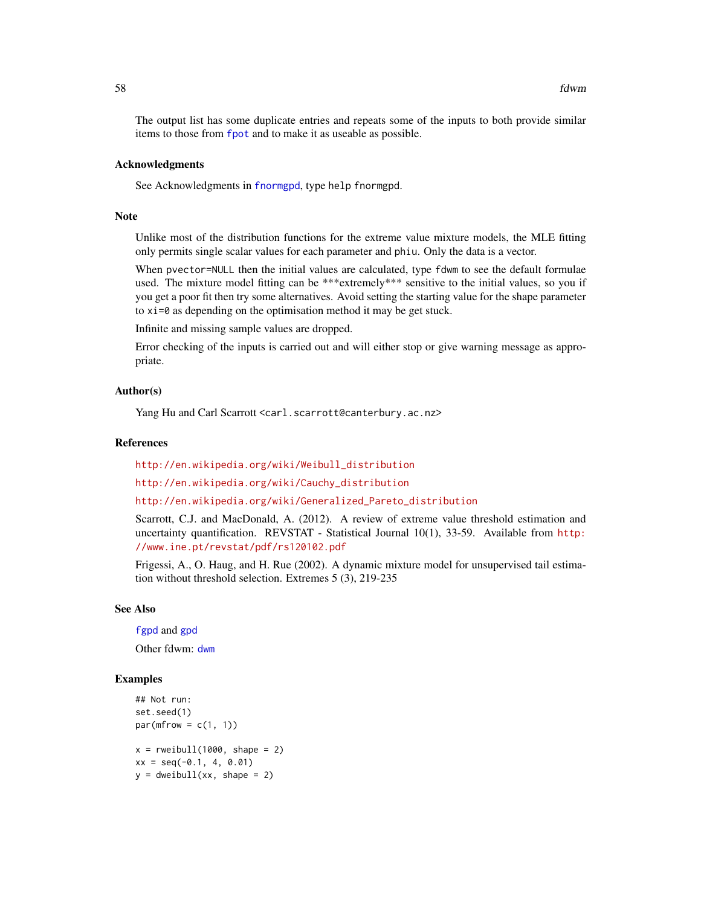The output list has some duplicate entries and repeats some of the inputs to both provide similar items to those from fpot and to make it as useable as possible.

### Acknowledgments

See Acknowledgments in fnormgpd, type help fnormgpd.

### Note

Unlike most of the distribution functions for the extreme value mixture models, the MLE fitting only permits single scalar values for each parameter and phiu. Only the data is a vector.

When pvector=NULL then the initial values are calculated, type fdwm to see the default formulae used. The mixture model fitting can be ***extremely*** sensitive to the initial values, so you if you get a poor fit then try some alternatives. Avoid setting the starting value for the shape parameter to xi=0 as depending on the optimisation method it may be get stuck.

Infinite and missing sample values are dropped.

Error checking of the inputs is carried out and will either stop or give warning message as appropriate.

### Author(s)

Yang Hu and Carl Scarrott <carl.scarrott@canterbury.ac.nz>

### References

http://en.wikipedia.org/wiki/Weibull_distribution

http://en.wikipedia.org/wiki/Cauchy_distribution

http://en.wikipedia.org/wiki/Generalized_Pareto_distribution

Scarrott, C.J. and MacDonald, A. (2012). A review of extreme value threshold estimation and uncertainty quantification. REVSTAT - Statistical Journal 10(1), 33-59. Available from http://www.ine.pt/revstat/pdf/rs120102.pdf

Frigessi, A., O. Haug, and H. Rue (2002). A dynamic mixture model for unsupervised tail estimation without threshold selection. Extremes 5 (3), 219-235

### See Also

fgpd and gpd

Other fdwm: dwm

### Examples

```
## Not run:
set.seed(1)
par(mfrow = c(1, 1))

x = rweibull(1000, shape = 2)
xx = seq(-0.1, 4, 0.01)
y = dweibull(xx, shape = 2)
```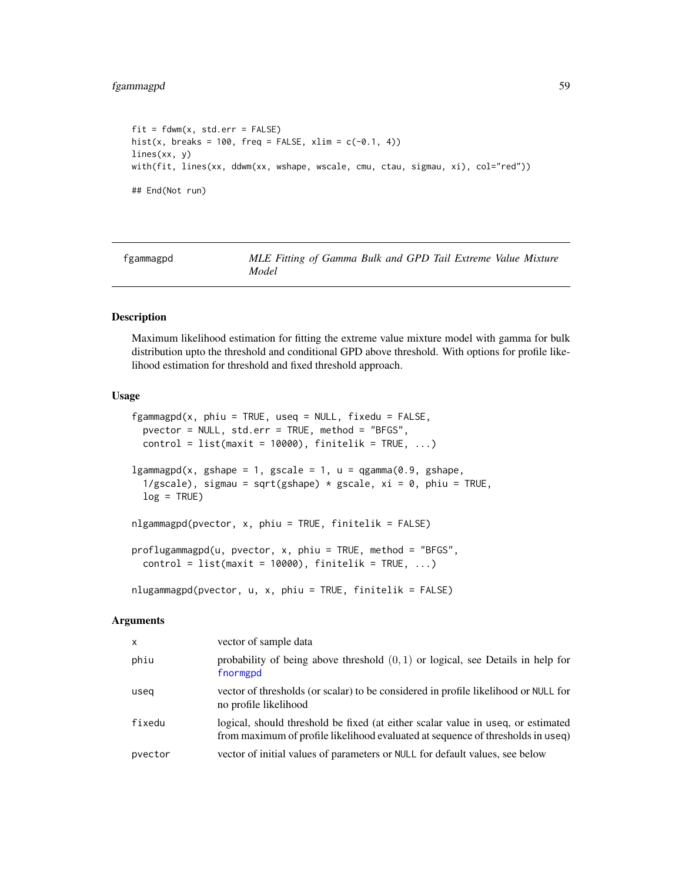```
fit = fdwm(x, std.err = FALSE)
hist(x, breaks = 100, freq = FALSE, xlim = c(-0.1, 4))
lines(xx, y)
with(fit, lines(xx, ddwm(xx, wshape, wscale, cmu, ctau, sigmau, xi), col="red"))

## End(Not run)
```

---

## fgammagpd — *MLE Fitting of Gamma Bulk and GPD Tail Extreme Value Mixture Model*

### Description

Maximum likelihood estimation for fitting the extreme value mixture model with gamma for bulk distribution upto the threshold and conditional GPD above threshold. With options for profile likelihood estimation for threshold and fixed threshold approach.

### Usage

```
fgammagpd(x, phiu = TRUE, useq = NULL, fixedu = FALSE,
  pvector = NULL, std.err = TRUE, method = "BFGS",
  control = list(maxit = 10000), finitelik = TRUE, ...)

lgammagpd(x, gshape = 1, gscale = 1, u = qgamma(0.9, gshape,
  1/gscale), sigmau = sqrt(gshape) * gscale, xi = 0, phiu = TRUE,
  log = TRUE)

nlgammagpd(pvector, x, phiu = TRUE, finitelik = FALSE)

proflugammagpd(u, pvector, x, phiu = TRUE, method = "BFGS",
  control = list(maxit = 10000), finitelik = TRUE, ...)

nlugammagpd(pvector, u, x, phiu = TRUE, finitelik = FALSE)
```

### Arguments

| | |
|---|---|
| x | vector of sample data |
| phiu | probability of being above threshold $(0, 1)$ or logical, see Details in help for fnormgpd |
| useq | vector of thresholds (or scalar) to be considered in profile likelihood or NULL for no profile likelihood |
| fixedu | logical, should threshold be fixed (at either scalar value in useq, or estimated from maximum of profile likelihood evaluated at sequence of thresholds in useq) |
| pvector | vector of initial values of parameters or NULL for default values, see below |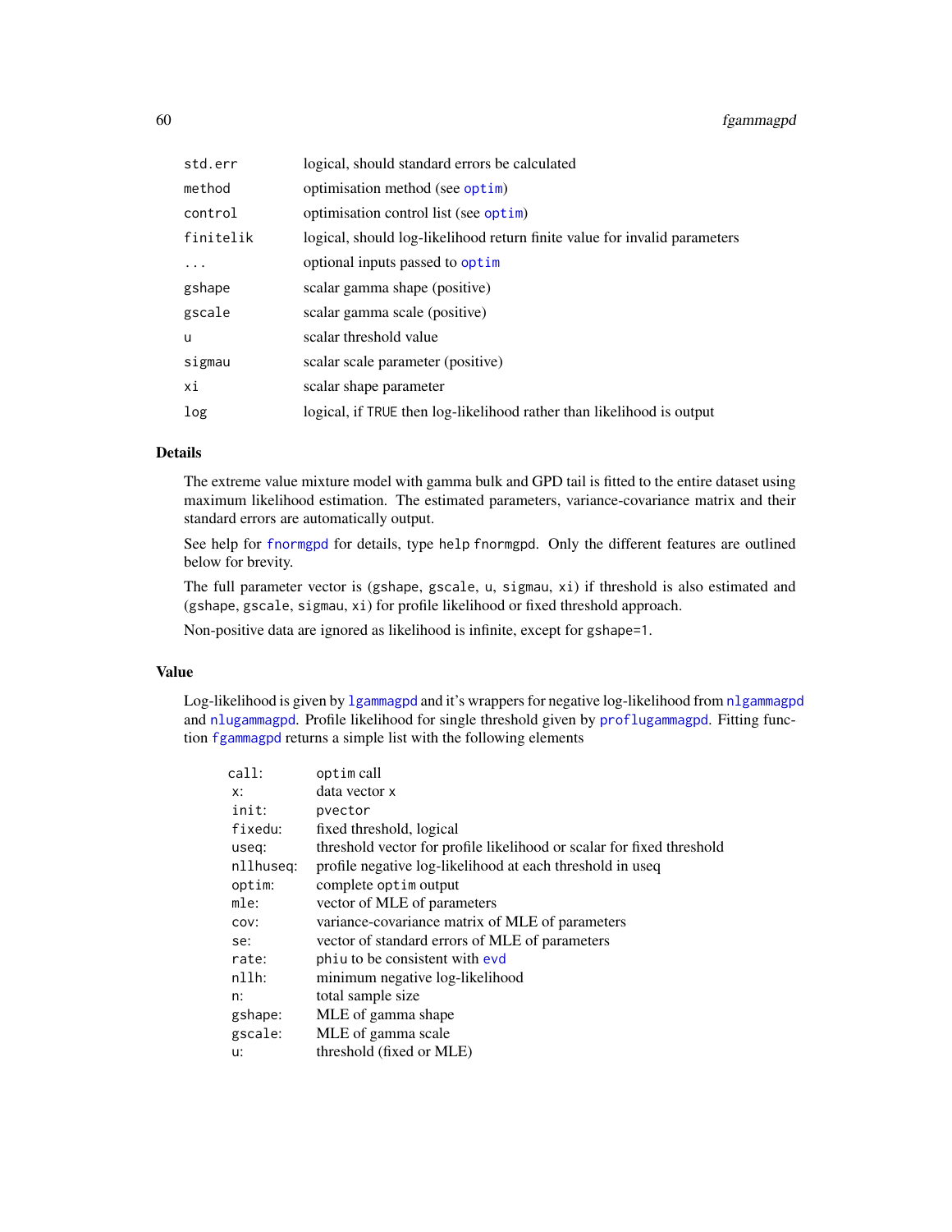| | |
|---|---|
| std.err | logical, should standard errors be calculated |
| method | optimisation method (see optim) |
| control | optimisation control list (see optim) |
| finitelik | logical, should log-likelihood return finite value for invalid parameters |
| ... | optional inputs passed to optim |
| gshape | scalar gamma shape (positive) |
| gscale | scalar gamma scale (positive) |
| u | scalar threshold value |
| sigmau | scalar scale parameter (positive) |
| xi | scalar shape parameter |
| log | logical, if TRUE then log-likelihood rather than likelihood is output |

## Details

The extreme value mixture model with gamma bulk and GPD tail is fitted to the entire dataset using maximum likelihood estimation. The estimated parameters, variance-covariance matrix and their standard errors are automatically output.

See help for fnormgpd for details, type help fnormgpd. Only the different features are outlined below for brevity.

The full parameter vector is (gshape, gscale, u, sigmau, xi) if threshold is also estimated and (gshape, gscale, sigmau, xi) for profile likelihood or fixed threshold approach.

Non-positive data are ignored as likelihood is infinite, except for gshape=1.

## Value

Log-likelihood is given by lgammagpd and it's wrappers for negative log-likelihood from nlgammagpd and nlugammagpd. Profile likelihood for single threshold given by proflugammagpd. Fitting function fgammagpd returns a simple list with the following elements

| | |
|---|---|
| call: | optim call |
| x: | data vector x |
| init: | pvector |
| fixedu: | fixed threshold, logical |
| useq: | threshold vector for profile likelihood or scalar for fixed threshold |
| nllhuseq: | profile negative log-likelihood at each threshold in useq |
| optim: | complete optim output |
| mle: | vector of MLE of parameters |
| cov: | variance-covariance matrix of MLE of parameters |
| se: | vector of standard errors of MLE of parameters |
| rate: | phiu to be consistent with evd |
| nllh: | minimum negative log-likelihood |
| n: | total sample size |
| gshape: | MLE of gamma shape |
| gscale: | MLE of gamma scale |
| u: | threshold (fixed or MLE) |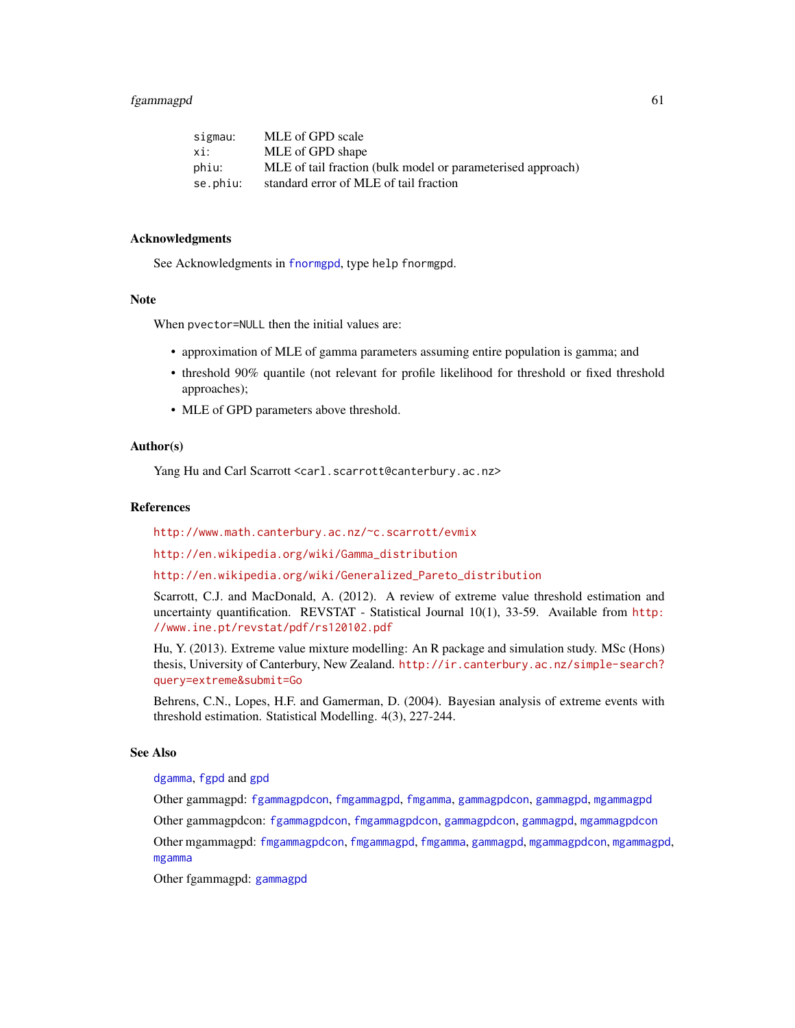| | |
|---|---|
| sigmau: | MLE of GPD scale |
| xi: | MLE of GPD shape |
| phiu: | MLE of tail fraction (bulk model or parameterised approach) |
| se.phiu: | standard error of MLE of tail fraction |

## Acknowledgments

See Acknowledgments in fnormgpd, type help fnormgpd.

## Note

When pvector=NULL then the initial values are:

- approximation of MLE of gamma parameters assuming entire population is gamma; and
- threshold 90% quantile (not relevant for profile likelihood for threshold or fixed threshold approaches);
- MLE of GPD parameters above threshold.

## Author(s)

Yang Hu and Carl Scarrott <carl.scarrott@canterbury.ac.nz>

## References

http://www.math.canterbury.ac.nz/~c.scarrott/evmix

http://en.wikipedia.org/wiki/Gamma_distribution

http://en.wikipedia.org/wiki/Generalized_Pareto_distribution

Scarrott, C.J. and MacDonald, A. (2012). A review of extreme value threshold estimation and uncertainty quantification. REVSTAT - Statistical Journal 10(1), 33-59. Available from http://www.ine.pt/revstat/pdf/rs120102.pdf

Hu, Y. (2013). Extreme value mixture modelling: An R package and simulation study. MSc (Hons) thesis, University of Canterbury, New Zealand. http://ir.canterbury.ac.nz/simple-search?query=extreme&submit=Go

Behrens, C.N., Lopes, H.F. and Gamerman, D. (2004). Bayesian analysis of extreme events with threshold estimation. Statistical Modelling. 4(3), 227-244.

## See Also

dgamma, fgpd and gpd

Other gammagpd: fgammagpdcon, fmgammagpd, fmgamma, gammagpdcon, gammagpd, mgammagpd

Other gammagpdcon: fgammagpdcon, fmgammagpdcon, gammagpdcon, gammagpd, mgammagpdcon

Other mgammagpd: fmgammagpdcon, fmgammagpd, fmgamma, gammagpd, mgammagpdcon, mgammagpd, mgamma

Other fgammagpd: gammagpd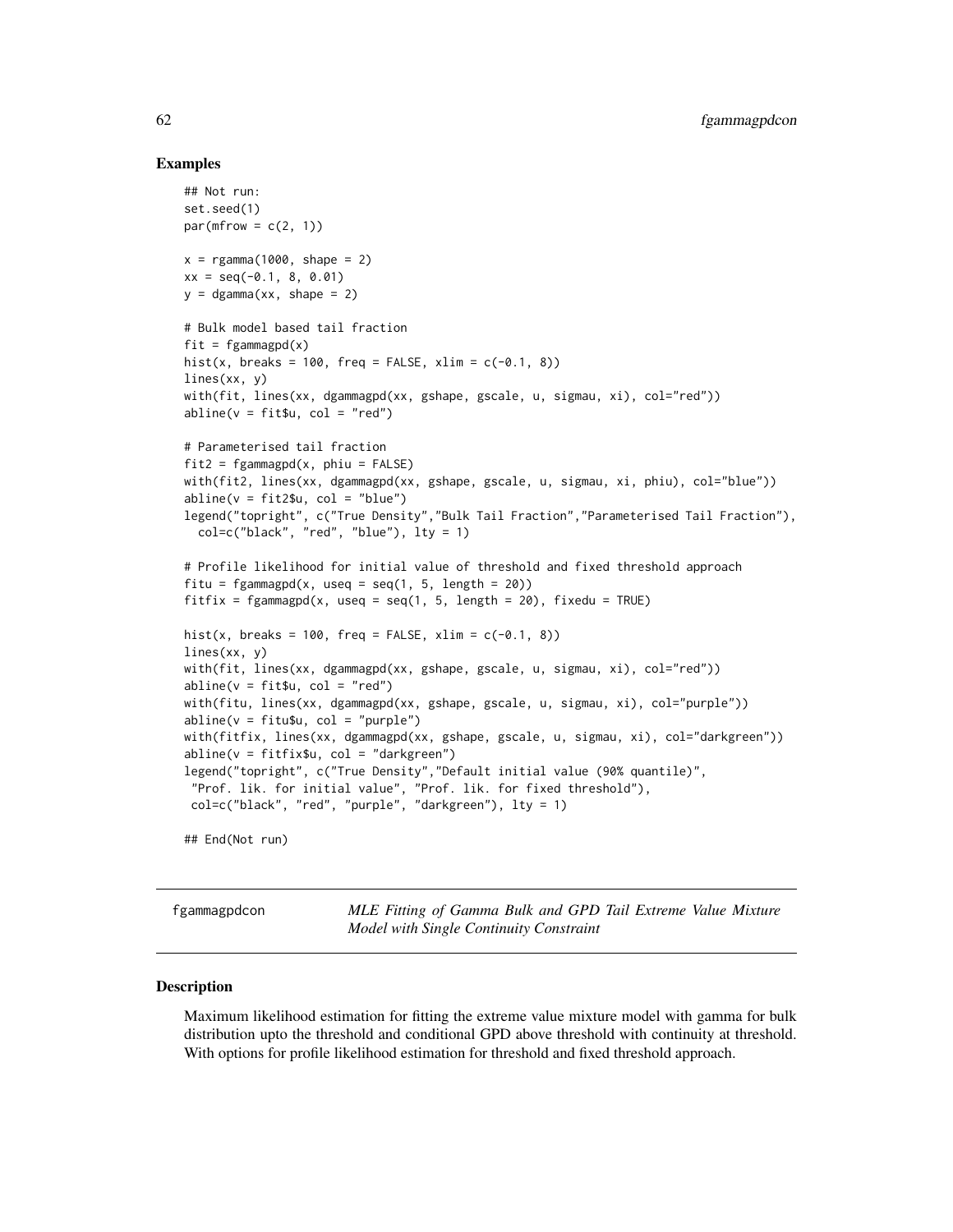## Examples

```
## Not run:
set.seed(1)
par(mfrow = c(2, 1))

x = rgamma(1000, shape = 2)
xx = seq(-0.1, 8, 0.01)
y = dgamma(xx, shape = 2)

# Bulk model based tail fraction
fit = fgammagpd(x)
hist(x, breaks = 100, freq = FALSE, xlim = c(-0.1, 8))
lines(xx, y)
with(fit, lines(xx, dgammagpd(xx, gshape, gscale, u, sigmau, xi), col="red"))
abline(v = fit$u, col = "red")

# Parameterised tail fraction
fit2 = fgammagpd(x, phiu = FALSE)
with(fit2, lines(xx, dgammagpd(xx, gshape, gscale, u, sigmau, xi, phiu), col="blue"))
abline(v = fit2$u, col = "blue")
legend("topright", c("True Density","Bulk Tail Fraction","Parameterised Tail Fraction"),
  col=c("black", "red", "blue"), lty = 1)

# Profile likelihood for initial value of threshold and fixed threshold approach
fitu = fgammagpd(x, useq = seq(1, 5, length = 20))
fitfix = fgammagpd(x, useq = seq(1, 5, length = 20), fixedu = TRUE)

hist(x, breaks = 100, freq = FALSE, xlim = c(-0.1, 8))
lines(xx, y)
with(fit, lines(xx, dgammagpd(xx, gshape, gscale, u, sigmau, xi), col="red"))
abline(v = fit$u, col = "red")
with(fitu, lines(xx, dgammagpd(xx, gshape, gscale, u, sigmau, xi), col="purple"))
abline(v = fitu$u, col = "purple")
with(fitfix, lines(xx, dgammagpd(xx, gshape, gscale, u, sigmau, xi), col="darkgreen"))
abline(v = fitfix$u, col = "darkgreen")
legend("topright", c("True Density","Default initial value (90% quantile)",
 "Prof. lik. for initial value", "Prof. lik. for fixed threshold"),
 col=c("black", "red", "purple", "darkgreen"), lty = 1)

## End(Not run)
```

---

fgammagpdcon — *MLE Fitting of Gamma Bulk and GPD Tail Extreme Value Mixture Model with Single Continuity Constraint*

---

## Description

Maximum likelihood estimation for fitting the extreme value mixture model with gamma for bulk distribution upto the threshold and conditional GPD above threshold with continuity at threshold. With options for profile likelihood estimation for threshold and fixed threshold approach.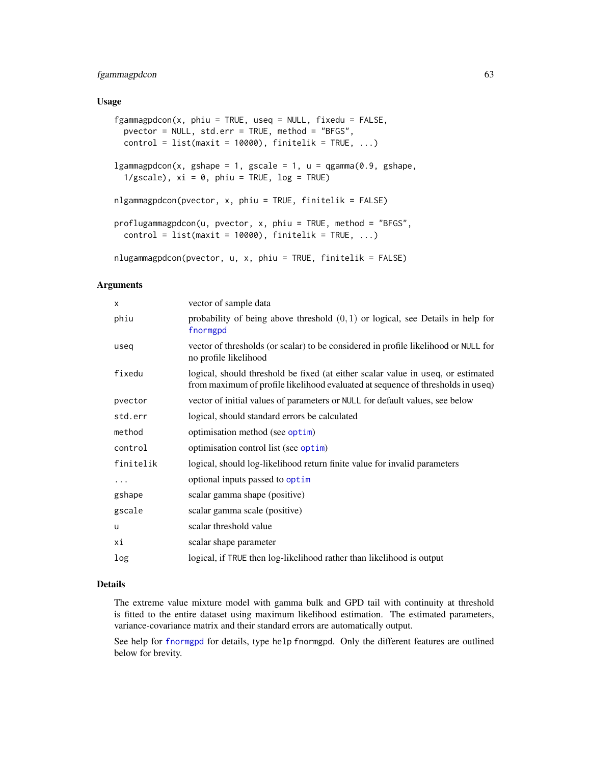## Usage

```
fgammagpdcon(x, phiu = TRUE, useq = NULL, fixedu = FALSE,
  pvector = NULL, std.err = TRUE, method = "BFGS",
  control = list(maxit = 10000), finitelik = TRUE, ...)

lgammagpdcon(x, gshape = 1, gscale = 1, u = qgamma(0.9, gshape,
  1/gscale), xi = 0, phiu = TRUE, log = TRUE)

nlgammagpdcon(pvector, x, phiu = TRUE, finitelik = FALSE)

proflugammagpdcon(u, pvector, x, phiu = TRUE, method = "BFGS",
  control = list(maxit = 10000), finitelik = TRUE, ...)

nlugammagpdcon(pvector, u, x, phiu = TRUE, finitelik = FALSE)
```

## Arguments

| | |
|---|---|
| x | vector of sample data |
| phiu | probability of being above threshold $(0, 1)$ or logical, see Details in help for fnormgpd |
| useq | vector of thresholds (or scalar) to be considered in profile likelihood or NULL for no profile likelihood |
| fixedu | logical, should threshold be fixed (at either scalar value in useq, or estimated from maximum of profile likelihood evaluated at sequence of thresholds in useq) |
| pvector | vector of initial values of parameters or NULL for default values, see below |
| std.err | logical, should standard errors be calculated |
| method | optimisation method (see optim) |
| control | optimisation control list (see optim) |
| finitelik | logical, should log-likelihood return finite value for invalid parameters |
| ... | optional inputs passed to optim |
| gshape | scalar gamma shape (positive) |
| gscale | scalar gamma scale (positive) |
| u | scalar threshold value |
| xi | scalar shape parameter |
| log | logical, if TRUE then log-likelihood rather than likelihood is output |

## Details

The extreme value mixture model with gamma bulk and GPD tail with continuity at threshold is fitted to the entire dataset using maximum likelihood estimation. The estimated parameters, variance-covariance matrix and their standard errors are automatically output.

See help for fnormgpd for details, type help fnormgpd. Only the different features are outlined below for brevity.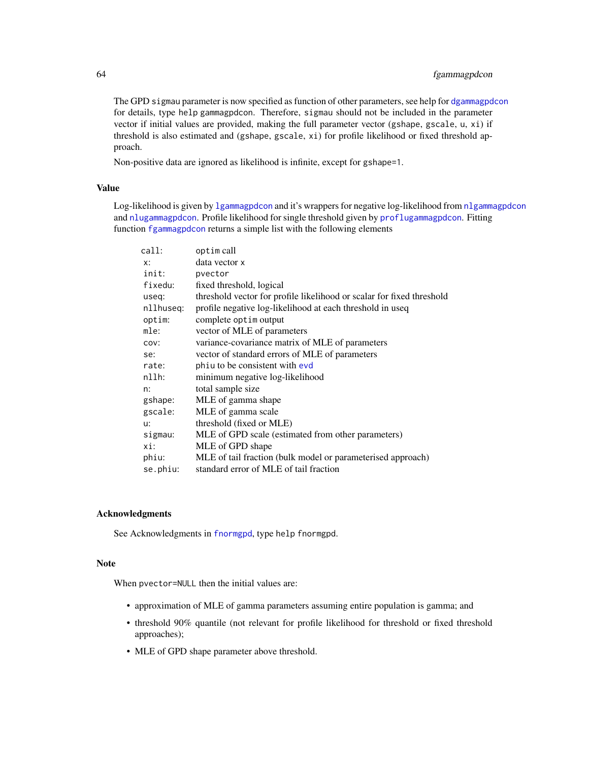The GPD `sigmau` parameter is now specified as function of other parameters, see help for `dgammagpdcon` for details, type `help gammagpdcon`. Therefore, `sigmau` should not be included in the parameter vector if initial values are provided, making the full parameter vector (`gshape`, `gscale`, `u`, `xi`) if threshold is also estimated and (`gshape`, `gscale`, `xi`) for profile likelihood or fixed threshold approach.

Non-positive data are ignored as likelihood is infinite, except for `gshape=1`.

## Value

Log-likelihood is given by `lgammagpdcon` and it's wrappers for negative log-likelihood from `nlgammagpdcon` and `nlugammagpdcon`. Profile likelihood for single threshold given by `proflugammagpdcon`. Fitting function `fgammagpdcon` returns a simple list with the following elements

| | |
|---|---|
| `call`: | `optim` call |
| `x`: | data vector `x` |
| `init`: | `pvector` |
| `fixedu`: | fixed threshold, logical |
| `useq`: | threshold vector for profile likelihood or scalar for fixed threshold |
| `nllhuseq`: | profile negative log-likelihood at each threshold in useq |
| `optim`: | complete `optim` output |
| `mle`: | vector of MLE of parameters |
| `cov`: | variance-covariance matrix of MLE of parameters |
| `se`: | vector of standard errors of MLE of parameters |
| `rate`: | `phiu` to be consistent with `evd` |
| `nllh`: | minimum negative log-likelihood |
| `n`: | total sample size |
| `gshape`: | MLE of gamma shape |
| `gscale`: | MLE of gamma scale |
| `u`: | threshold (fixed or MLE) |
| `sigmau`: | MLE of GPD scale (estimated from other parameters) |
| `xi`: | MLE of GPD shape |
| `phiu`: | MLE of tail fraction (bulk model or parameterised approach) |
| `se.phiu`: | standard error of MLE of tail fraction |

## Acknowledgments

See Acknowledgments in `fnormgpd`, type `help fnormgpd`.

## Note

When `pvector=NULL` then the initial values are:

- approximation of MLE of gamma parameters assuming entire population is gamma; and
- threshold 90% quantile (not relevant for profile likelihood for threshold or fixed threshold approaches);
- MLE of GPD shape parameter above threshold.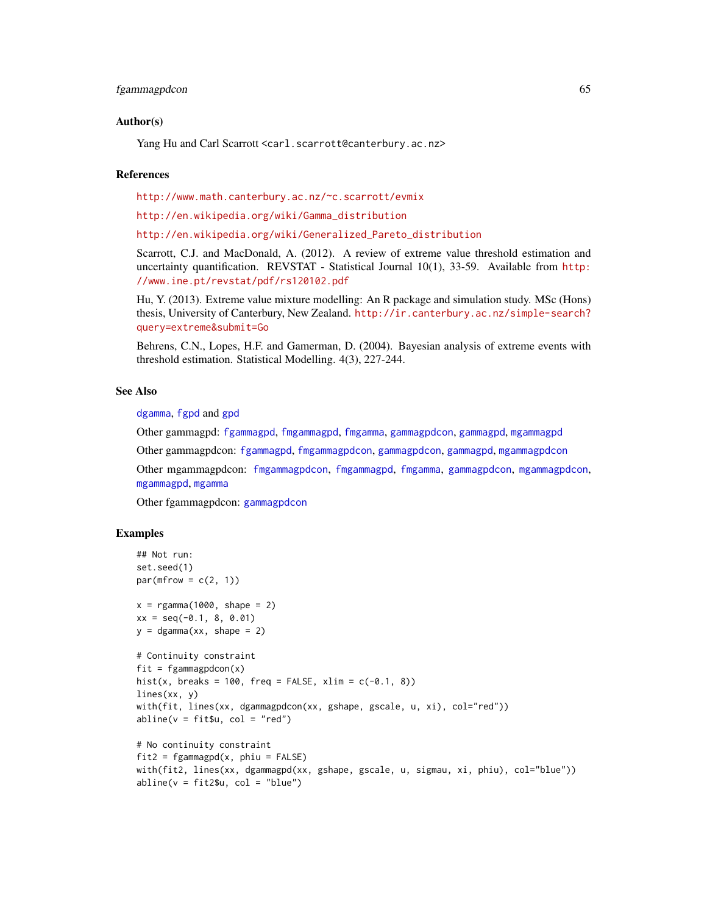### Author(s)

Yang Hu and Carl Scarrott <carl.scarrott@canterbury.ac.nz>

### References

http://www.math.canterbury.ac.nz/~c.scarrott/evmix

http://en.wikipedia.org/wiki/Gamma_distribution

http://en.wikipedia.org/wiki/Generalized_Pareto_distribution

Scarrott, C.J. and MacDonald, A. (2012). A review of extreme value threshold estimation and uncertainty quantification. REVSTAT - Statistical Journal 10(1), 33-59. Available from http://www.ine.pt/revstat/pdf/rs120102.pdf

Hu, Y. (2013). Extreme value mixture modelling: An R package and simulation study. MSc (Hons) thesis, University of Canterbury, New Zealand. http://ir.canterbury.ac.nz/simple-search?query=extreme&submit=Go

Behrens, C.N., Lopes, H.F. and Gamerman, D. (2004). Bayesian analysis of extreme events with threshold estimation. Statistical Modelling. 4(3), 227-244.

### See Also

dgamma, fgpd and gpd

Other gammagpd: fgammagpd, fmgammagpd, fmgamma, gammagpdcon, gammagpd, mgammagpd

Other gammagpdcon: fgammagpd, fmgammagpdcon, gammagpdcon, gammagpd, mgammagpdcon

Other mgammagpdcon: fmgammagpdcon, fmgammagpd, fmgamma, gammagpdcon, mgammagpdcon, mgammagpd, mgamma

Other fgammagpdcon: gammagpdcon

### Examples

```
## Not run:
set.seed(1)
par(mfrow = c(2, 1))

x = rgamma(1000, shape = 2)
xx = seq(-0.1, 8, 0.01)
y = dgamma(xx, shape = 2)

# Continuity constraint
fit = fgammagpdcon(x)
hist(x, breaks = 100, freq = FALSE, xlim = c(-0.1, 8))
lines(xx, y)
with(fit, lines(xx, dgammagpdcon(xx, gshape, gscale, u, xi), col="red"))
abline(v = fit$u, col = "red")

# No continuity constraint
fit2 = fgammagpd(x, phiu = FALSE)
with(fit2, lines(xx, dgammagpd(xx, gshape, gscale, u, sigmau, xi, phiu), col="blue"))
abline(v = fit2$u, col = "blue")
```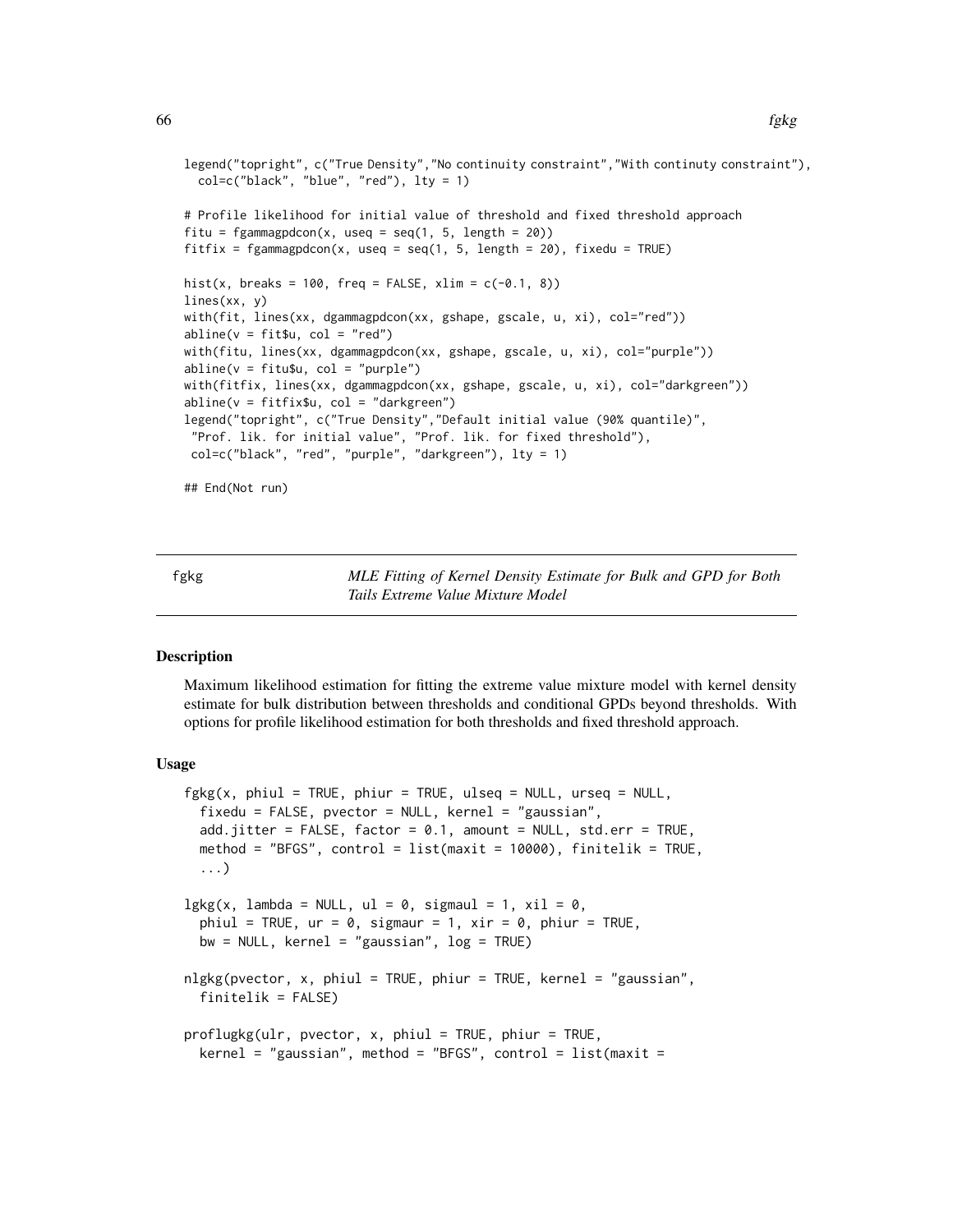```
legend("topright", c("True Density","No continuity constraint","With continuty constraint"),
  col=c("black", "blue", "red"), lty = 1)

# Profile likelihood for initial value of threshold and fixed threshold approach
fitu = fgammagpdcon(x, useq = seq(1, 5, length = 20))
fitfix = fgammagpdcon(x, useq = seq(1, 5, length = 20), fixedu = TRUE)

hist(x, breaks = 100, freq = FALSE, xlim = c(-0.1, 8))
lines(xx, y)
with(fit, lines(xx, dgammagpdcon(xx, gshape, gscale, u, xi), col="red"))
abline(v = fit$u, col = "red")
with(fitu, lines(xx, dgammagpdcon(xx, gshape, gscale, u, xi), col="purple"))
abline(v = fitu$u, col = "purple")
with(fitfix, lines(xx, dgammagpdcon(xx, gshape, gscale, u, xi), col="darkgreen"))
abline(v = fitfix$u, col = "darkgreen")
legend("topright", c("True Density","Default initial value (90% quantile)",
 "Prof. lik. for initial value", "Prof. lik. for fixed threshold"),
 col=c("black", "red", "purple", "darkgreen"), lty = 1)

## End(Not run)
```

# fgkg

*MLE Fitting of Kernel Density Estimate for Bulk and GPD for Both Tails Extreme Value Mixture Model*

## Description

Maximum likelihood estimation for fitting the extreme value mixture model with kernel density estimate for bulk distribution between thresholds and conditional GPDs beyond thresholds. With options for profile likelihood estimation for both thresholds and fixed threshold approach.

## Usage

```
fgkg(x, phiul = TRUE, phiur = TRUE, ulseq = NULL, urseq = NULL,
  fixedu = FALSE, pvector = NULL, kernel = "gaussian",
  add.jitter = FALSE, factor = 0.1, amount = NULL, std.err = TRUE,
  method = "BFGS", control = list(maxit = 10000), finitelik = TRUE,
  ...)

lgkg(x, lambda = NULL, ul = 0, sigmaul = 1, xil = 0,
  phiul = TRUE, ur = 0, sigmaur = 1, xir = 0, phiur = TRUE,
  bw = NULL, kernel = "gaussian", log = TRUE)

nlgkg(pvector, x, phiul = TRUE, phiur = TRUE, kernel = "gaussian",
  finitelik = FALSE)

proflugkg(ulr, pvector, x, phiul = TRUE, phiur = TRUE,
  kernel = "gaussian", method = "BFGS", control = list(maxit =
```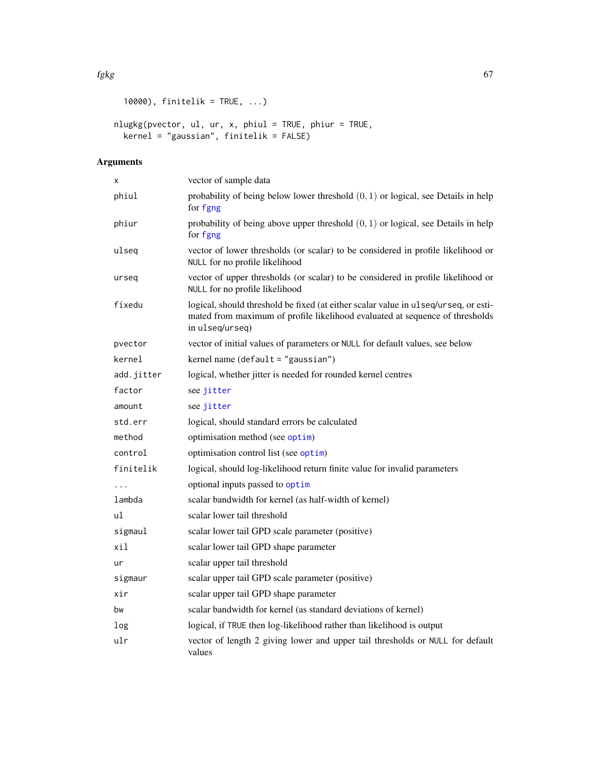```
  10000), finitelik = TRUE, ...)

nlugkg(pvector, ul, ur, x, phiul = TRUE, phiur = TRUE,
  kernel = "gaussian", finitelik = FALSE)
```

## Arguments

| | |
|---|---|
| `x` | vector of sample data |
| `phiul` | probability of being below lower threshold $(0, 1)$ or logical, see Details in help for `fgng` |
| `phiur` | probability of being above upper threshold $(0, 1)$ or logical, see Details in help for `fgng` |
| `ulseq` | vector of lower thresholds (or scalar) to be considered in profile likelihood or `NULL` for no profile likelihood |
| `urseq` | vector of upper thresholds (or scalar) to be considered in profile likelihood or `NULL` for no profile likelihood |
| `fixedu` | logical, should threshold be fixed (at either scalar value in `ulseq`/`urseq`, or estimated from maximum of profile likelihood evaluated at sequence of thresholds in `ulseq`/`urseq`) |
| `pvector` | vector of initial values of parameters or `NULL` for default values, see below |
| `kernel` | kernel name (`default = "gaussian"`) |
| `add.jitter` | logical, whether jitter is needed for rounded kernel centres |
| `factor` | see `jitter` |
| `amount` | see `jitter` |
| `std.err` | logical, should standard errors be calculated |
| `method` | optimisation method (see `optim`) |
| `control` | optimisation control list (see `optim`) |
| `finitelik` | logical, should log-likelihood return finite value for invalid parameters |
| `...` | optional inputs passed to `optim` |
| `lambda` | scalar bandwidth for kernel (as half-width of kernel) |
| `ul` | scalar lower tail threshold |
| `sigmaul` | scalar lower tail GPD scale parameter (positive) |
| `xil` | scalar lower tail GPD shape parameter |
| `ur` | scalar upper tail threshold |
| `sigmaur` | scalar upper tail GPD scale parameter (positive) |
| `xir` | scalar upper tail GPD shape parameter |
| `bw` | scalar bandwidth for kernel (as standard deviations of kernel) |
| `log` | logical, if `TRUE` then log-likelihood rather than likelihood is output |
| `ulr` | vector of length 2 giving lower and upper tail thresholds or `NULL` for default values |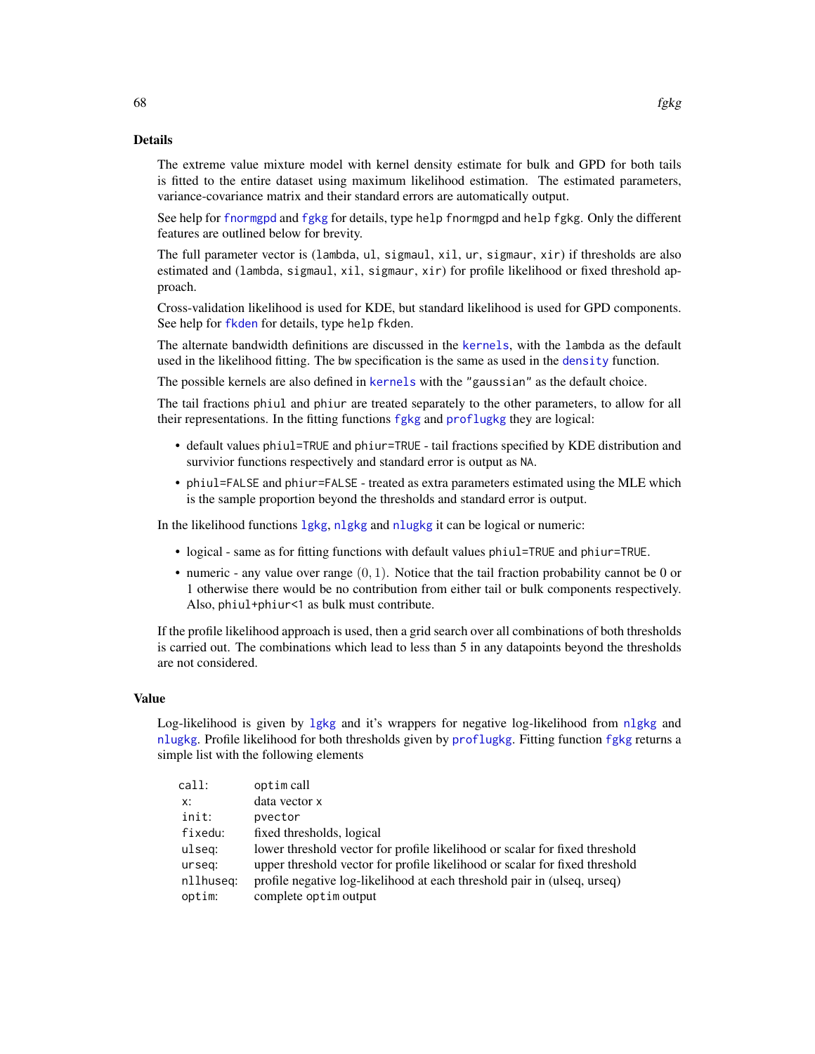## Details

The extreme value mixture model with kernel density estimate for bulk and GPD for both tails is fitted to the entire dataset using maximum likelihood estimation. The estimated parameters, variance-covariance matrix and their standard errors are automatically output.

See help for `fnormgpd` and `fgkg` for details, type `help fnormgpd` and `help fgkg`. Only the different features are outlined below for brevity.

The full parameter vector is (`lambda`, `ul`, `sigmaul`, `xil`, `ur`, `sigmaur`, `xir`) if thresholds are also estimated and (`lambda`, `sigmaul`, `xil`, `sigmaur`, `xir`) for profile likelihood or fixed threshold approach.

Cross-validation likelihood is used for KDE, but standard likelihood is used for GPD components. See help for `fkden` for details, type `help fkden`.

The alternate bandwidth definitions are discussed in the `kernels`, with the `lambda` as the default used in the likelihood fitting. The `bw` specification is the same as used in the `density` function.

The possible kernels are also defined in `kernels` with the `"gaussian"` as the default choice.

The tail fractions `phiul` and `phiur` are treated separately to the other parameters, to allow for all their representations. In the fitting functions `fgkg` and `proflugkg` they are logical:

- default values `phiul=TRUE` and `phiur=TRUE` - tail fractions specified by KDE distribution and survivior functions respectively and standard error is output as `NA`.
- `phiul=FALSE` and `phiur=FALSE` - treated as extra parameters estimated using the MLE which is the sample proportion beyond the thresholds and standard error is output.

In the likelihood functions `lgkg`, `nlgkg` and `nlugkg` it can be logical or numeric:

- logical - same as for fitting functions with default values `phiul=TRUE` and `phiur=TRUE`.
- numeric - any value over range $(0, 1)$. Notice that the tail fraction probability cannot be 0 or 1 otherwise there would be no contribution from either tail or bulk components respectively. Also, `phiul+phiur<1` as bulk must contribute.

If the profile likelihood approach is used, then a grid search over all combinations of both thresholds is carried out. The combinations which lead to less than 5 in any datapoints beyond the thresholds are not considered.

## Value

Log-likelihood is given by `lgkg` and it's wrappers for negative log-likelihood from `nlgkg` and `nlugkg`. Profile likelihood for both thresholds given by `proflugkg`. Fitting function `fgkg` returns a simple list with the following elements

| | |
|---|---|
| `call`: | `optim` call |
| `x`: | data vector `x` |
| `init`: | `pvector` |
| `fixedu`: | fixed thresholds, logical |
| `ulseq`: | lower threshold vector for profile likelihood or scalar for fixed threshold |
| `urseq`: | upper threshold vector for profile likelihood or scalar for fixed threshold |
| `nllhuseq`: | profile negative log-likelihood at each threshold pair in (ulseq, urseq) |
| `optim`: | complete `optim` output |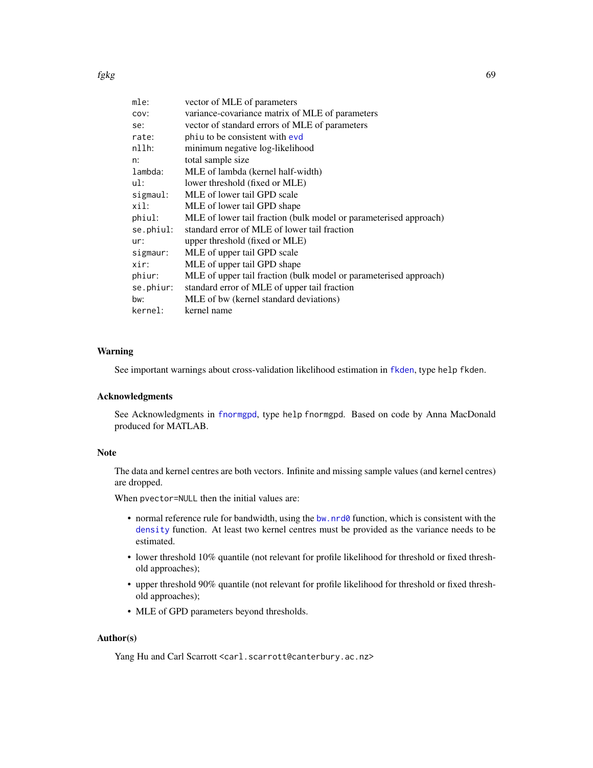| | |
|---|---|
| `mle`: | vector of MLE of parameters |
| `cov`: | variance-covariance matrix of MLE of parameters |
| `se`: | vector of standard errors of MLE of parameters |
| `rate`: | `phiu` to be consistent with `evd` |
| `nllh`: | minimum negative log-likelihood |
| `n`: | total sample size |
| `lambda`: | MLE of lambda (kernel half-width) |
| `ul`: | lower threshold (fixed or MLE) |
| `sigmaul`: | MLE of lower tail GPD scale |
| `xil`: | MLE of lower tail GPD shape |
| `phiul`: | MLE of lower tail fraction (bulk model or parameterised approach) |
| `se.phiul`: | standard error of MLE of lower tail fraction |
| `ur`: | upper threshold (fixed or MLE) |
| `sigmaur`: | MLE of upper tail GPD scale |
| `xir`: | MLE of upper tail GPD shape |
| `phiur`: | MLE of upper tail fraction (bulk model or parameterised approach) |
| `se.phiur`: | standard error of MLE of upper tail fraction |
| `bw`: | MLE of bw (kernel standard deviations) |
| `kernel`: | kernel name |

## Warning

See important warnings about cross-validation likelihood estimation in `fkden`, type `help fkden`.

## Acknowledgments

See Acknowledgments in `fnormgpd`, type `help fnormgpd`. Based on code by Anna MacDonald produced for MATLAB.

## Note

The data and kernel centres are both vectors. Infinite and missing sample values (and kernel centres) are dropped.

When `pvector=NULL` then the initial values are:

- normal reference rule for bandwidth, using the `bw.nrd0` function, which is consistent with the `density` function. At least two kernel centres must be provided as the variance needs to be estimated.
- lower threshold 10% quantile (not relevant for profile likelihood for threshold or fixed threshold approaches);
- upper threshold 90% quantile (not relevant for profile likelihood for threshold or fixed threshold approaches);
- MLE of GPD parameters beyond thresholds.

## Author(s)

Yang Hu and Carl Scarrott `<carl.scarrott@canterbury.ac.nz>`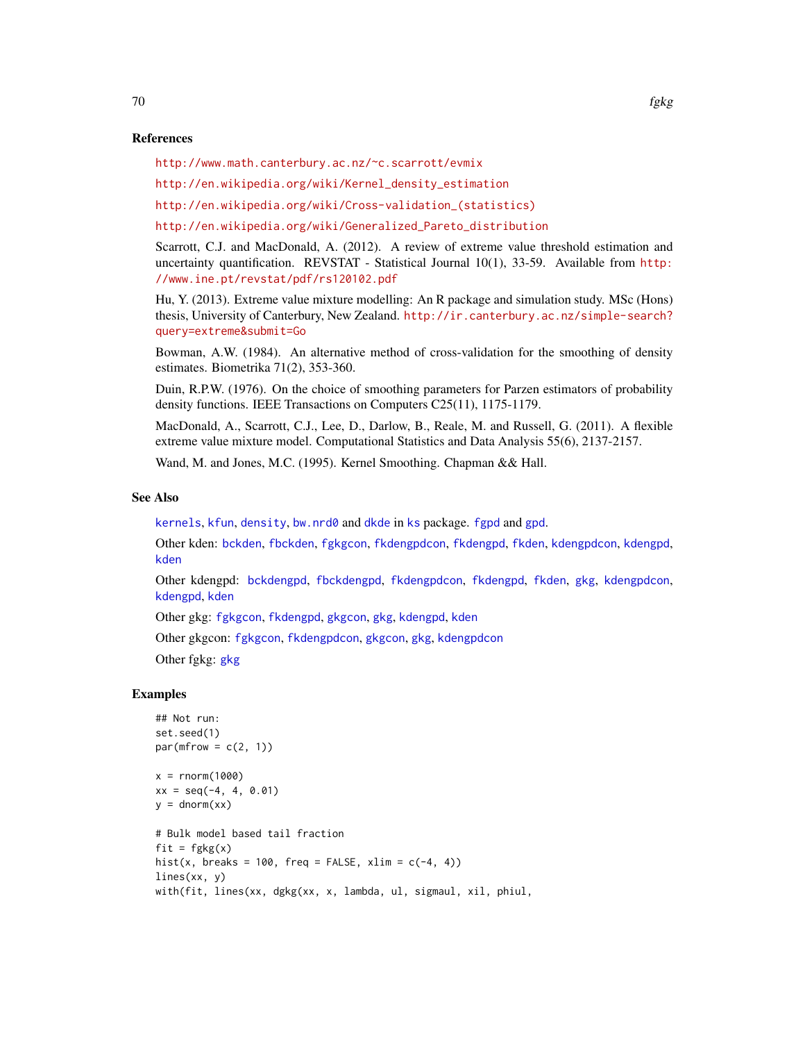## References

http://www.math.canterbury.ac.nz/~c.scarrott/evmix

http://en.wikipedia.org/wiki/Kernel_density_estimation

http://en.wikipedia.org/wiki/Cross-validation_(statistics)

http://en.wikipedia.org/wiki/Generalized_Pareto_distribution

Scarrott, C.J. and MacDonald, A. (2012). A review of extreme value threshold estimation and uncertainty quantification. REVSTAT - Statistical Journal 10(1), 33-59. Available from http://www.ine.pt/revstat/pdf/rs120102.pdf

Hu, Y. (2013). Extreme value mixture modelling: An R package and simulation study. MSc (Hons) thesis, University of Canterbury, New Zealand. http://ir.canterbury.ac.nz/simple-search?query=extreme&submit=Go

Bowman, A.W. (1984). An alternative method of cross-validation for the smoothing of density estimates. Biometrika 71(2), 353-360.

Duin, R.P.W. (1976). On the choice of smoothing parameters for Parzen estimators of probability density functions. IEEE Transactions on Computers C25(11), 1175-1179.

MacDonald, A., Scarrott, C.J., Lee, D., Darlow, B., Reale, M. and Russell, G. (2011). A flexible extreme value mixture model. Computational Statistics and Data Analysis 55(6), 2137-2157.

Wand, M. and Jones, M.C. (1995). Kernel Smoothing. Chapman && Hall.

## See Also

kernels, kfun, density, bw.nrd0 and dkde in ks package. fgpd and gpd.

Other kden: bckden, fbckden, fgkgcon, fkdengpdcon, fkdengpd, fkden, kdengpdcon, kdengpd, kden

Other kdengpd: bckdengpd, fbckdengpd, fkdengpdcon, fkdengpd, fkden, gkg, kdengpdcon, kdengpd, kden

Other gkg: fgkgcon, fkdengpd, gkgcon, gkg, kdengpd, kden

Other gkgcon: fgkgcon, fkdengpdcon, gkgcon, gkg, kdengpdcon

Other fgkg: gkg

## Examples

```
## Not run:
set.seed(1)
par(mfrow = c(2, 1))

x = rnorm(1000)
xx = seq(-4, 4, 0.01)
y = dnorm(xx)

# Bulk model based tail fraction
fit = fgkg(x)
hist(x, breaks = 100, freq = FALSE, xlim = c(-4, 4))
lines(xx, y)
with(fit, lines(xx, dgkg(xx, x, lambda, ul, sigmaul, xil, phiul,
```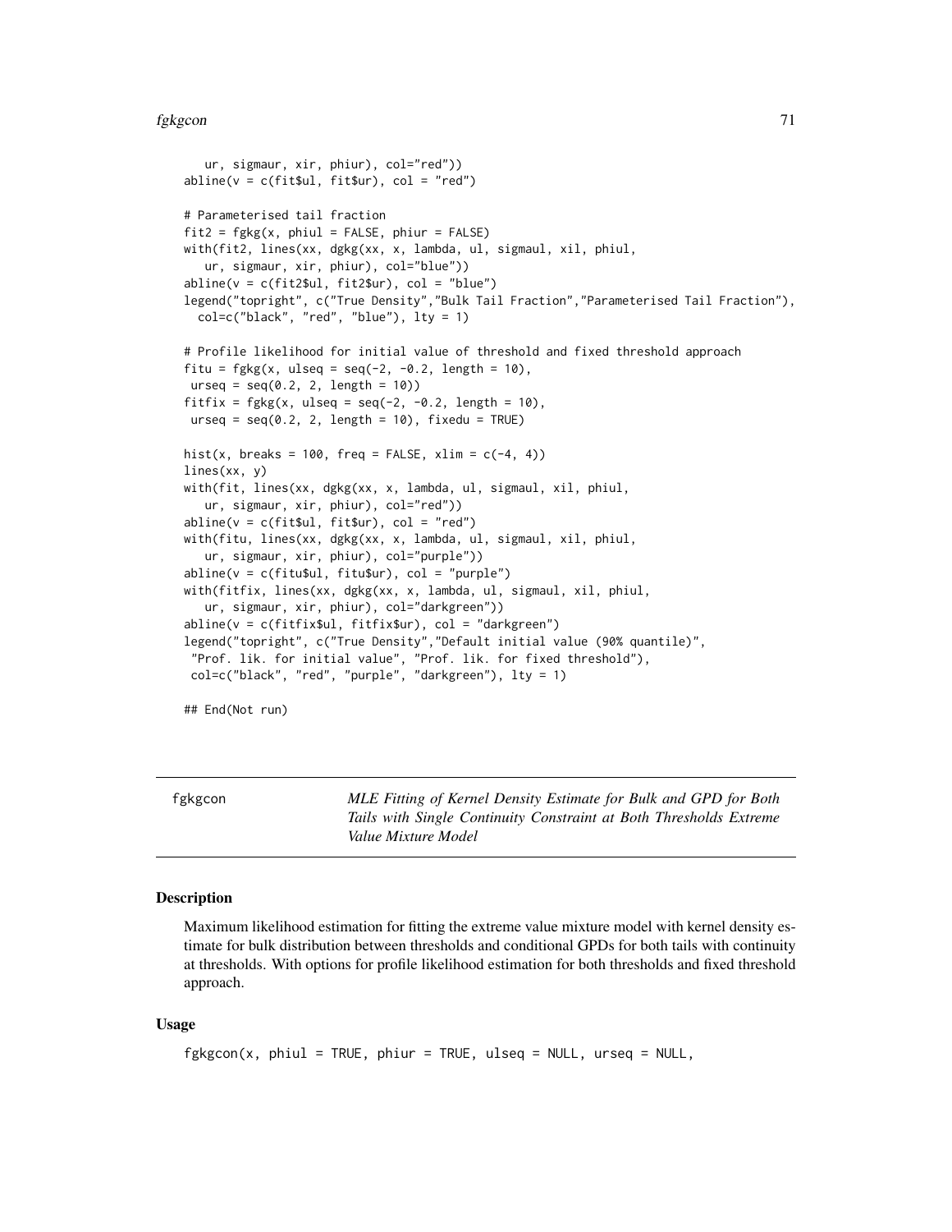```
   ur, sigmaur, xir, phiur), col="red"))
abline(v = c(fit$ul, fit$ur), col = "red")

# Parameterised tail fraction
fit2 = fgkg(x, phiul = FALSE, phiur = FALSE)
with(fit2, lines(xx, dgkg(xx, x, lambda, ul, sigmaul, xil, phiul,
   ur, sigmaur, xir, phiur), col="blue"))
abline(v = c(fit2$ul, fit2$ur), col = "blue")
legend("topright", c("True Density","Bulk Tail Fraction","Parameterised Tail Fraction"),
  col=c("black", "red", "blue"), lty = 1)

# Profile likelihood for initial value of threshold and fixed threshold approach
fitu = fgkg(x, ulseq = seq(-2, -0.2, length = 10),
 urseq = seq(0.2, 2, length = 10))
fitfix = fgkg(x, ulseq = seq(-2, -0.2, length = 10),
 urseq = seq(0.2, 2, length = 10), fixedu = TRUE)

hist(x, breaks = 100, freq = FALSE, xlim = c(-4, 4))
lines(xx, y)
with(fit, lines(xx, dgkg(xx, x, lambda, ul, sigmaul, xil, phiul,
   ur, sigmaur, xir, phiur), col="red"))
abline(v = c(fit$ul, fit$ur), col = "red")
with(fitu, lines(xx, dgkg(xx, x, lambda, ul, sigmaul, xil, phiul,
   ur, sigmaur, xir, phiur), col="purple"))
abline(v = c(fitu$ul, fitu$ur), col = "purple")
with(fitfix, lines(xx, dgkg(xx, x, lambda, ul, sigmaul, xil, phiul,
   ur, sigmaur, xir, phiur), col="darkgreen"))
abline(v = c(fitfix$ul, fitfix$ur), col = "darkgreen")
legend("topright", c("True Density","Default initial value (90% quantile)",
 "Prof. lik. for initial value", "Prof. lik. for fixed threshold"),
 col=c("black", "red", "purple", "darkgreen"), lty = 1)

## End(Not run)
```

---

## fgkgcon — *MLE Fitting of Kernel Density Estimate for Bulk and GPD for Both Tails with Single Continuity Constraint at Both Thresholds Extreme Value Mixture Model*

---

### Description

Maximum likelihood estimation for fitting the extreme value mixture model with kernel density estimate for bulk distribution between thresholds and conditional GPDs for both tails with continuity at thresholds. With options for profile likelihood estimation for both thresholds and fixed threshold approach.

### Usage

```
fgkgcon(x, phiul = TRUE, phiur = TRUE, ulseq = NULL, urseq = NULL,
```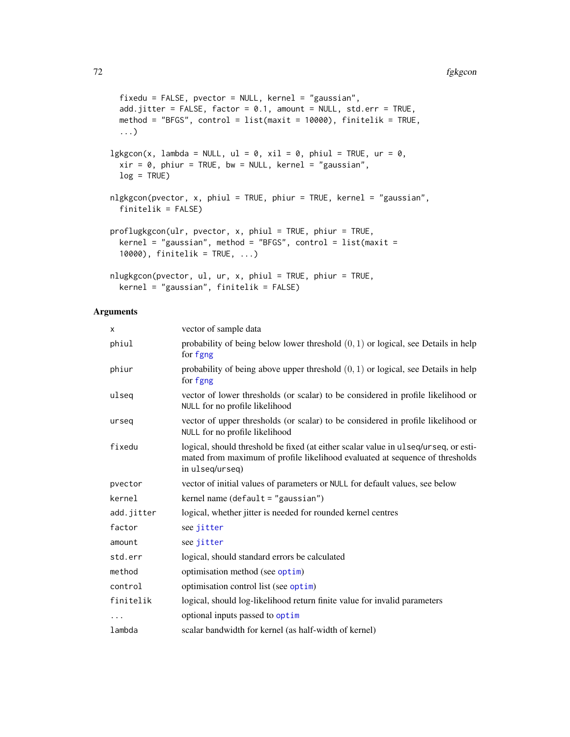```
  fixedu = FALSE, pvector = NULL, kernel = "gaussian",
  add.jitter = FALSE, factor = 0.1, amount = NULL, std.err = TRUE,
  method = "BFGS", control = list(maxit = 10000), finitelik = TRUE,
  ...)

lgkgcon(x, lambda = NULL, ul = 0, xil = 0, phiul = TRUE, ur = 0,
  xir = 0, phiur = TRUE, bw = NULL, kernel = "gaussian",
  log = TRUE)

nlgkgcon(pvector, x, phiul = TRUE, phiur = TRUE, kernel = "gaussian",
  finitelik = FALSE)

proflugkgcon(ulr, pvector, x, phiul = TRUE, phiur = TRUE,
  kernel = "gaussian", method = "BFGS", control = list(maxit =
  10000), finitelik = TRUE, ...)

nlugkgcon(pvector, ul, ur, x, phiul = TRUE, phiur = TRUE,
  kernel = "gaussian", finitelik = FALSE)
```

## Arguments

| | |
|---|---|
| x | vector of sample data |
| phiul | probability of being below lower threshold $(0, 1)$ or logical, see Details in help for fgng |
| phiur | probability of being above upper threshold $(0, 1)$ or logical, see Details in help for fgng |
| ulseq | vector of lower thresholds (or scalar) to be considered in profile likelihood or NULL for no profile likelihood |
| urseq | vector of upper thresholds (or scalar) to be considered in profile likelihood or NULL for no profile likelihood |
| fixedu | logical, should threshold be fixed (at either scalar value in ulseq/urseq, or estimated from maximum of profile likelihood evaluated at sequence of thresholds in ulseq/urseq) |
| pvector | vector of initial values of parameters or NULL for default values, see below |
| kernel | kernel name (default = "gaussian") |
| add.jitter | logical, whether jitter is needed for rounded kernel centres |
| factor | see jitter |
| amount | see jitter |
| std.err | logical, should standard errors be calculated |
| method | optimisation method (see optim) |
| control | optimisation control list (see optim) |
| finitelik | logical, should log-likelihood return finite value for invalid parameters |
| ... | optional inputs passed to optim |
| lambda | scalar bandwidth for kernel (as half-width of kernel) |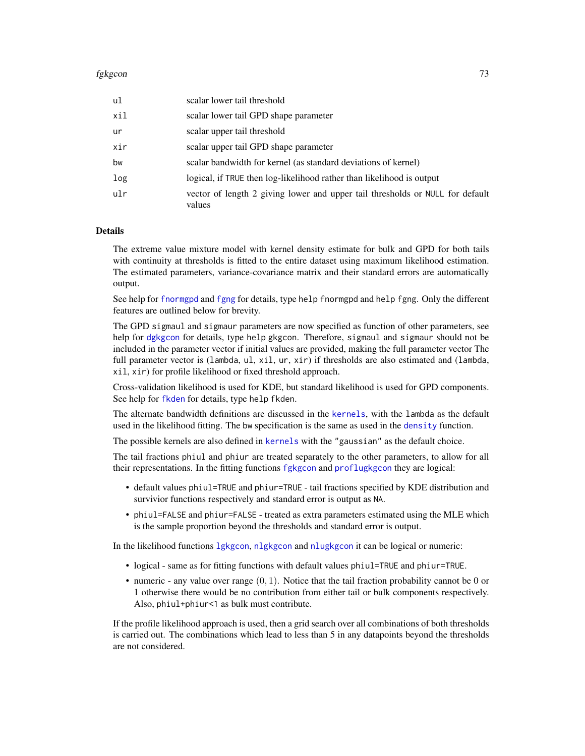| | |
|---|---|
| ul | scalar lower tail threshold |
| xil | scalar lower tail GPD shape parameter |
| ur | scalar upper tail threshold |
| xir | scalar upper tail GPD shape parameter |
| bw | scalar bandwidth for kernel (as standard deviations of kernel) |
| log | logical, if TRUE then log-likelihood rather than likelihood is output |
| ulr | vector of length 2 giving lower and upper tail thresholds or NULL for default values |

## Details

The extreme value mixture model with kernel density estimate for bulk and GPD for both tails with continuity at thresholds is fitted to the entire dataset using maximum likelihood estimation. The estimated parameters, variance-covariance matrix and their standard errors are automatically output.

See help for fnormgpd and fgng for details, type help fnormgpd and help fgng. Only the different features are outlined below for brevity.

The GPD sigmaul and sigmaur parameters are now specified as function of other parameters, see help for dgkgcon for details, type help gkgcon. Therefore, sigmaul and sigmaur should not be included in the parameter vector if initial values are provided, making the full parameter vector The full parameter vector is (lambda, ul, xil, ur, xir) if thresholds are also estimated and (lambda, xil, xir) for profile likelihood or fixed threshold approach.

Cross-validation likelihood is used for KDE, but standard likelihood is used for GPD components. See help for fkden for details, type help fkden.

The alternate bandwidth definitions are discussed in the kernels, with the lambda as the default used in the likelihood fitting. The bw specification is the same as used in the density function.

The possible kernels are also defined in kernels with the "gaussian" as the default choice.

The tail fractions phiul and phiur are treated separately to the other parameters, to allow for all their representations. In the fitting functions fgkgcon and proflugkgcon they are logical:

- default values phiul=TRUE and phiur=TRUE - tail fractions specified by KDE distribution and survivior functions respectively and standard error is output as NA.
- phiul=FALSE and phiur=FALSE - treated as extra parameters estimated using the MLE which is the sample proportion beyond the thresholds and standard error is output.

In the likelihood functions lgkgcon, nlgkgcon and nlugkgcon it can be logical or numeric:

- logical - same as for fitting functions with default values phiul=TRUE and phiur=TRUE.
- numeric - any value over range $(0, 1)$. Notice that the tail fraction probability cannot be 0 or 1 otherwise there would be no contribution from either tail or bulk components respectively. Also, phiul+phiur<1 as bulk must contribute.

If the profile likelihood approach is used, then a grid search over all combinations of both thresholds is carried out. The combinations which lead to less than 5 in any datapoints beyond the thresholds are not considered.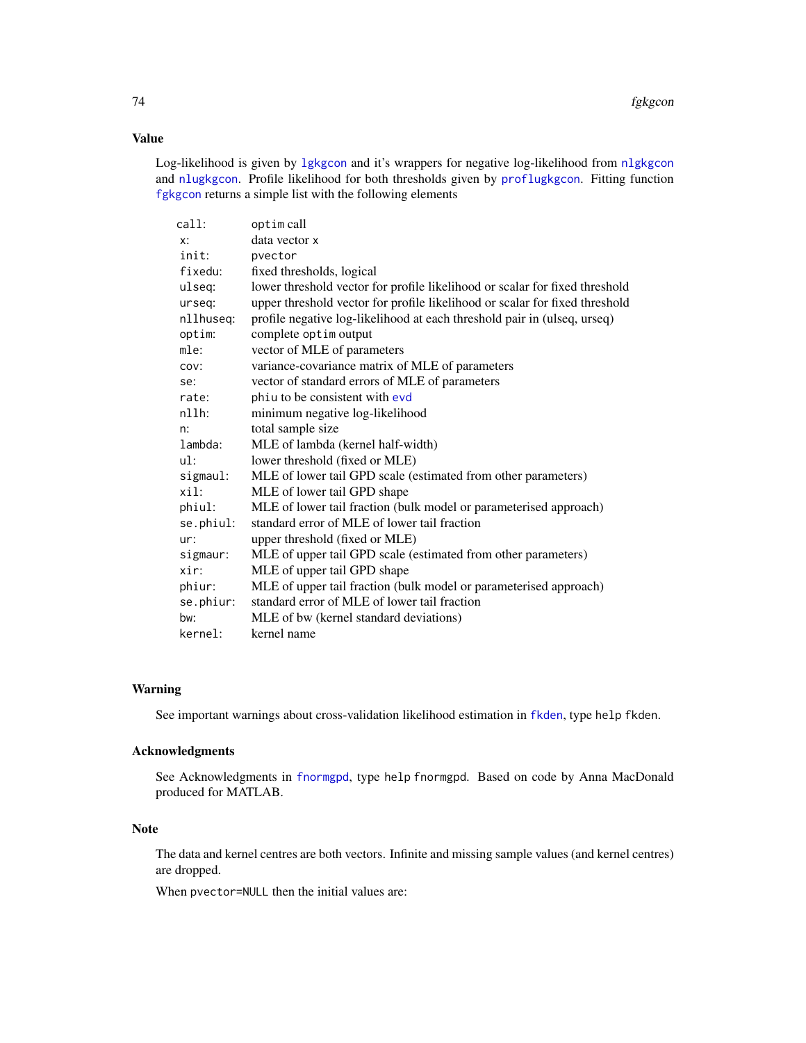## Value

Log-likelihood is given by `lgkgcon` and it's wrappers for negative log-likelihood from `nlgkgcon` and `nlugkgcon`. Profile likelihood for both thresholds given by `proflugkgcon`. Fitting function `fgkgcon` returns a simple list with the following elements

| | |
|---|---|
| `call`: | `optim` call |
| `x`: | data vector `x` |
| `init`: | `pvector` |
| `fixedu`: | fixed thresholds, logical |
| `ulseq`: | lower threshold vector for profile likelihood or scalar for fixed threshold |
| `urseq`: | upper threshold vector for profile likelihood or scalar for fixed threshold |
| `nllhuseq`: | profile negative log-likelihood at each threshold pair in (ulseq, urseq) |
| `optim`: | complete `optim` output |
| `mle`: | vector of MLE of parameters |
| `cov`: | variance-covariance matrix of MLE of parameters |
| `se`: | vector of standard errors of MLE of parameters |
| `rate`: | `phiu` to be consistent with `evd` |
| `nllh`: | minimum negative log-likelihood |
| `n`: | total sample size |
| `lambda`: | MLE of lambda (kernel half-width) |
| `ul`: | lower threshold (fixed or MLE) |
| `sigmaul`: | MLE of lower tail GPD scale (estimated from other parameters) |
| `xil`: | MLE of lower tail GPD shape |
| `phiul`: | MLE of lower tail fraction (bulk model or parameterised approach) |
| `se.phiul`: | standard error of MLE of lower tail fraction |
| `ur`: | upper threshold (fixed or MLE) |
| `sigmaur`: | MLE of upper tail GPD scale (estimated from other parameters) |
| `xir`: | MLE of upper tail GPD shape |
| `phiur`: | MLE of upper tail fraction (bulk model or parameterised approach) |
| `se.phiur`: | standard error of MLE of lower tail fraction |
| `bw`: | MLE of bw (kernel standard deviations) |
| `kernel`: | kernel name |

## Warning

See important warnings about cross-validation likelihood estimation in `fkden`, type `help fkden`.

## Acknowledgments

See Acknowledgments in `fnormgpd`, type `help fnormgpd`. Based on code by Anna MacDonald produced for MATLAB.

## Note

The data and kernel centres are both vectors. Infinite and missing sample values (and kernel centres) are dropped.

When `pvector=NULL` then the initial values are: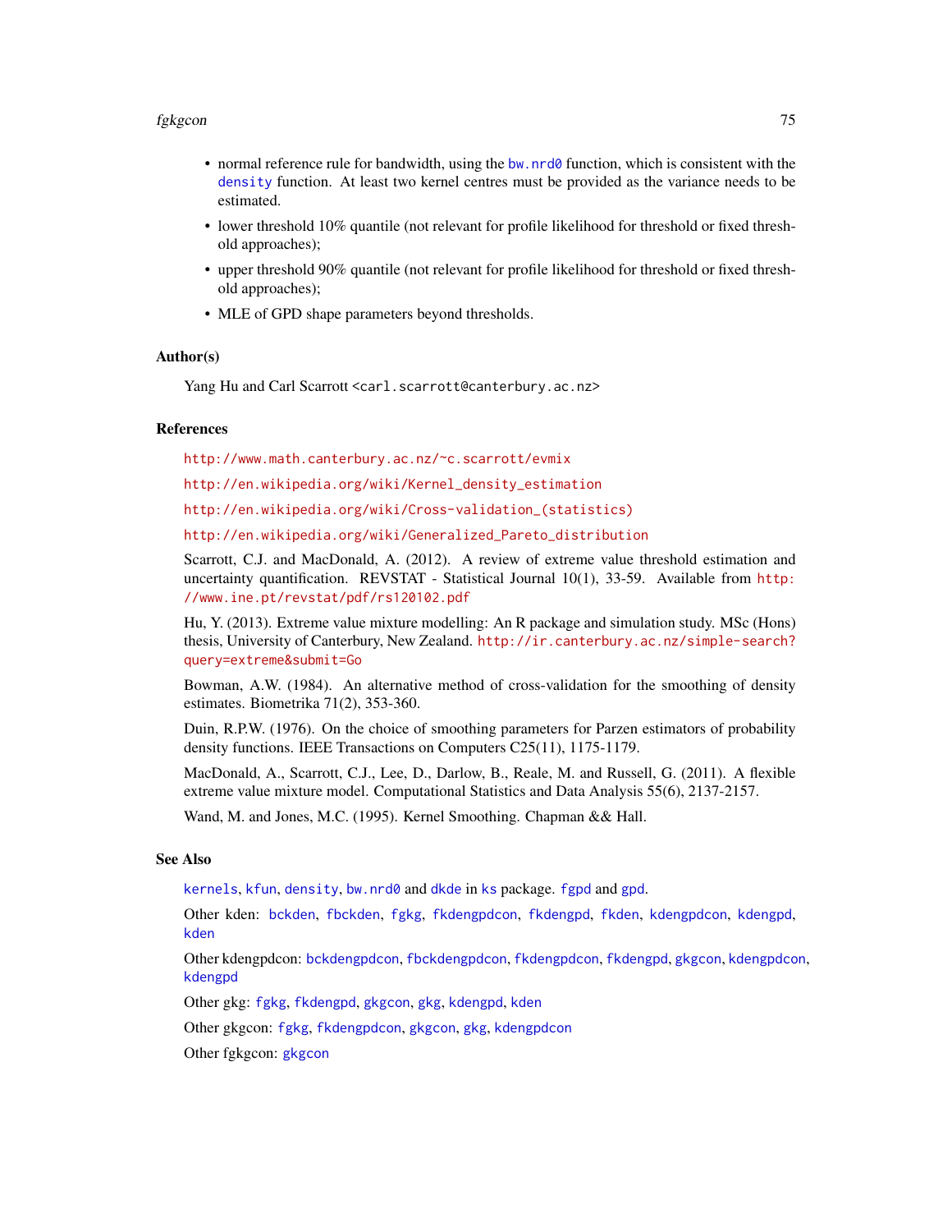- normal reference rule for bandwidth, using the `bw.nrd0` function, which is consistent with the `density` function. At least two kernel centres must be provided as the variance needs to be estimated.
- lower threshold 10% quantile (not relevant for profile likelihood for threshold or fixed threshold approaches);
- upper threshold 90% quantile (not relevant for profile likelihood for threshold or fixed threshold approaches);
- MLE of GPD shape parameters beyond thresholds.

### Author(s)

Yang Hu and Carl Scarrott <carl.scarrott@canterbury.ac.nz>

### References

http://www.math.canterbury.ac.nz/~c.scarrott/evmix

http://en.wikipedia.org/wiki/Kernel_density_estimation

http://en.wikipedia.org/wiki/Cross-validation_(statistics)

http://en.wikipedia.org/wiki/Generalized_Pareto_distribution

Scarrott, C.J. and MacDonald, A. (2012). A review of extreme value threshold estimation and uncertainty quantification. REVSTAT - Statistical Journal 10(1), 33-59. Available from http://www.ine.pt/revstat/pdf/rs120102.pdf

Hu, Y. (2013). Extreme value mixture modelling: An R package and simulation study. MSc (Hons) thesis, University of Canterbury, New Zealand. http://ir.canterbury.ac.nz/simple-search?query=extreme&submit=Go

Bowman, A.W. (1984). An alternative method of cross-validation for the smoothing of density estimates. Biometrika 71(2), 353-360.

Duin, R.P.W. (1976). On the choice of smoothing parameters for Parzen estimators of probability density functions. IEEE Transactions on Computers C25(11), 1175-1179.

MacDonald, A., Scarrott, C.J., Lee, D., Darlow, B., Reale, M. and Russell, G. (2011). A flexible extreme value mixture model. Computational Statistics and Data Analysis 55(6), 2137-2157.

Wand, M. and Jones, M.C. (1995). Kernel Smoothing. Chapman && Hall.

### See Also

`kernels`, `kfun`, `density`, `bw.nrd0` and `dkde` in `ks` package. `fgpd` and `gpd`.

Other kden: `bckden`, `fbckden`, `fgkg`, `fkdengpdcon`, `fkdengpd`, `fkden`, `kdengpdcon`, `kdengpd`, `kden`

Other kdengpdcon: `bckdengpdcon`, `fbckdengpdcon`, `fkdengpdcon`, `fkdengpd`, `gkgcon`, `kdengpdcon`, `kdengpd`

Other gkg: `fgkg`, `fkdengpd`, `gkgcon`, `gkg`, `kdengpd`, `kden`

Other gkgcon: `fgkg`, `fkdengpdcon`, `gkgcon`, `gkg`, `kdengpdcon`

Other fgkgcon: `gkgcon`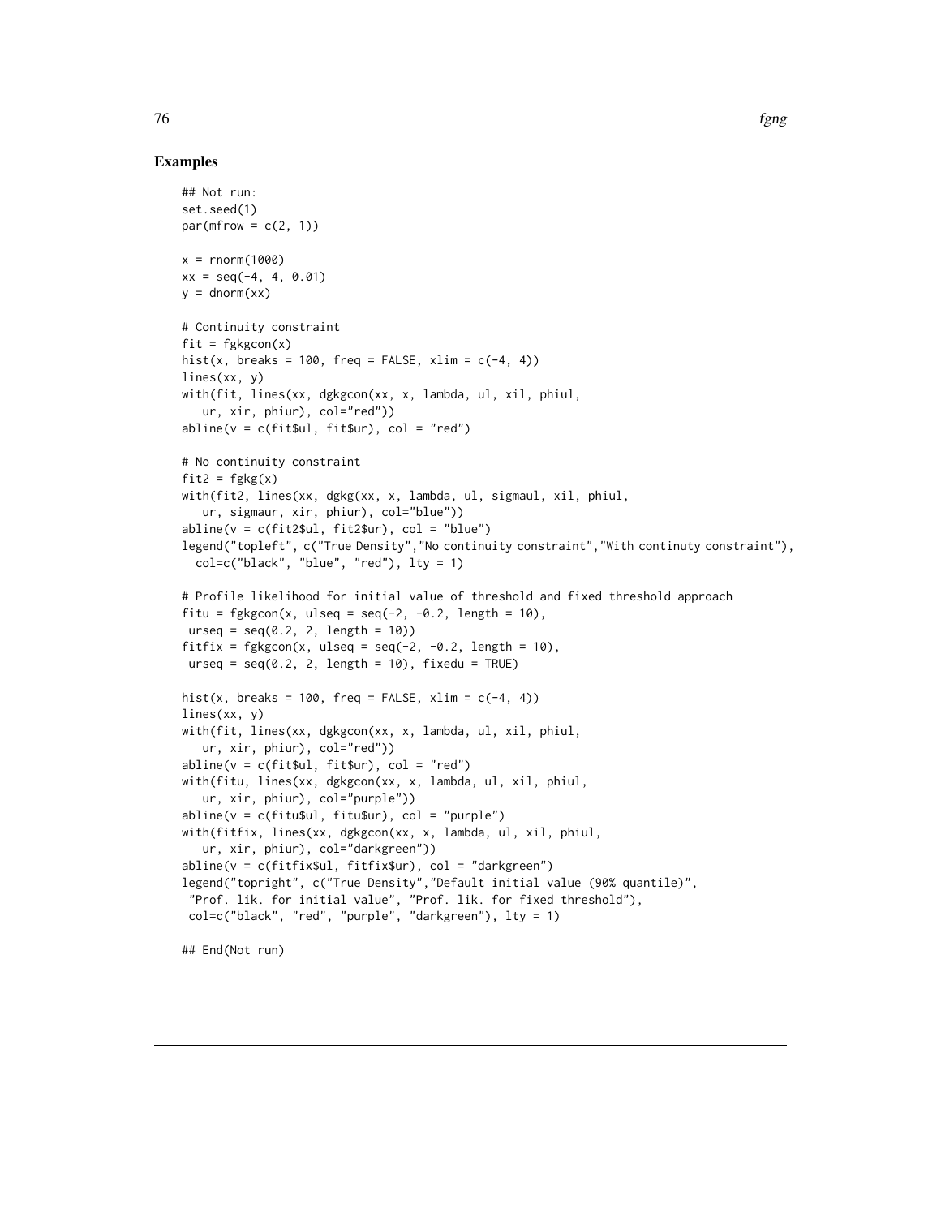## Examples

```
## Not run:
set.seed(1)
par(mfrow = c(2, 1))

x = rnorm(1000)
xx = seq(-4, 4, 0.01)
y = dnorm(xx)

# Continuity constraint
fit = fgkgcon(x)
hist(x, breaks = 100, freq = FALSE, xlim = c(-4, 4))
lines(xx, y)
with(fit, lines(xx, dgkgcon(xx, x, lambda, ul, xil, phiul,
   ur, xir, phiur), col="red"))
abline(v = c(fit$ul, fit$ur), col = "red")

# No continuity constraint
fit2 = fgkg(x)
with(fit2, lines(xx, dgkg(xx, x, lambda, ul, sigmaul, xil, phiul,
   ur, sigmaur, xir, phiur), col="blue"))
abline(v = c(fit2$ul, fit2$ur), col = "blue")
legend("topleft", c("True Density","No continuity constraint","With continuty constraint"),
  col=c("black", "blue", "red"), lty = 1)

# Profile likelihood for initial value of threshold and fixed threshold approach
fitu = fgkgcon(x, ulseq = seq(-2, -0.2, length = 10),
 urseq = seq(0.2, 2, length = 10))
fitfix = fgkgcon(x, ulseq = seq(-2, -0.2, length = 10),
 urseq = seq(0.2, 2, length = 10), fixedu = TRUE)

hist(x, breaks = 100, freq = FALSE, xlim = c(-4, 4))
lines(xx, y)
with(fit, lines(xx, dgkgcon(xx, x, lambda, ul, xil, phiul,
   ur, xir, phiur), col="red"))
abline(v = c(fit$ul, fit$ur), col = "red")
with(fitu, lines(xx, dgkgcon(xx, x, lambda, ul, xil, phiul,
   ur, xir, phiur), col="purple"))
abline(v = c(fitu$ul, fitu$ur), col = "purple")
with(fitfix, lines(xx, dgkgcon(xx, x, lambda, ul, xil, phiul,
   ur, xir, phiur), col="darkgreen"))
abline(v = c(fitfix$ul, fitfix$ur), col = "darkgreen")
legend("topright", c("True Density","Default initial value (90% quantile)",
 "Prof. lik. for initial value", "Prof. lik. for fixed threshold"),
 col=c("black", "red", "purple", "darkgreen"), lty = 1)

## End(Not run)
```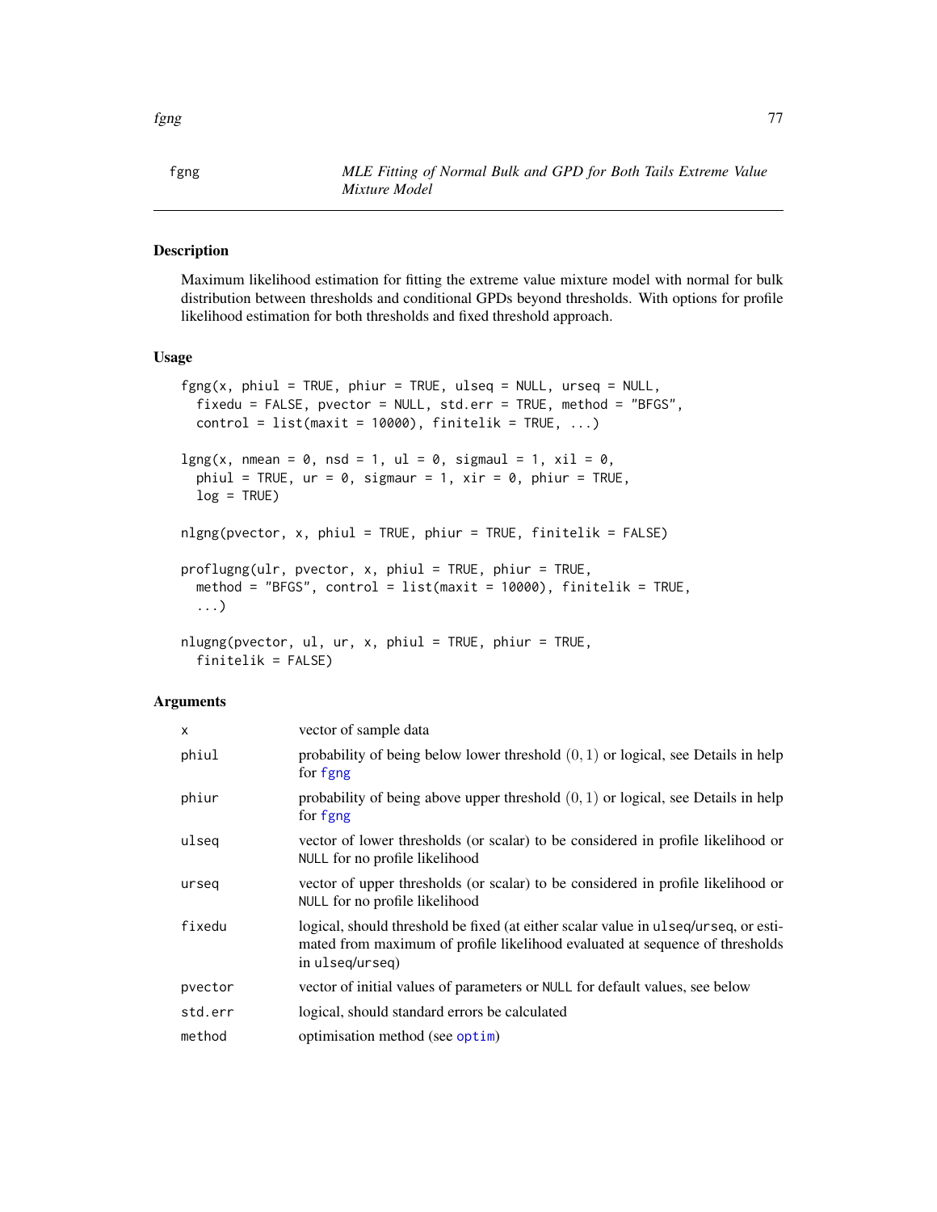fgng — *MLE Fitting of Normal Bulk and GPD for Both Tails Extreme Value Mixture Model*

## Description

Maximum likelihood estimation for fitting the extreme value mixture model with normal for bulk distribution between thresholds and conditional GPDs beyond thresholds. With options for profile likelihood estimation for both thresholds and fixed threshold approach.

## Usage

```
fgng(x, phiul = TRUE, phiur = TRUE, ulseq = NULL, urseq = NULL,
  fixedu = FALSE, pvector = NULL, std.err = TRUE, method = "BFGS",
  control = list(maxit = 10000), finitelik = TRUE, ...)

lgng(x, nmean = 0, nsd = 1, ul = 0, sigmaul = 1, xil = 0,
  phiul = TRUE, ur = 0, sigmaur = 1, xir = 0, phiur = TRUE,
  log = TRUE)

nlgng(pvector, x, phiul = TRUE, phiur = TRUE, finitelik = FALSE)

proflugng(ulr, pvector, x, phiul = TRUE, phiur = TRUE,
  method = "BFGS", control = list(maxit = 10000), finitelik = TRUE,
  ...)

nlugng(pvector, ul, ur, x, phiul = TRUE, phiur = TRUE,
  finitelik = FALSE)
```

## Arguments

| | |
|---|---|
| x | vector of sample data |
| phiul | probability of being below lower threshold $(0, 1)$ or logical, see Details in help for fgng |
| phiur | probability of being above upper threshold $(0, 1)$ or logical, see Details in help for fgng |
| ulseq | vector of lower thresholds (or scalar) to be considered in profile likelihood or NULL for no profile likelihood |
| urseq | vector of upper thresholds (or scalar) to be considered in profile likelihood or NULL for no profile likelihood |
| fixedu | logical, should threshold be fixed (at either scalar value in ulseq/urseq, or estimated from maximum of profile likelihood evaluated at sequence of thresholds in ulseq/urseq) |
| pvector | vector of initial values of parameters or NULL for default values, see below |
| std.err | logical, should standard errors be calculated |
| method | optimisation method (see optim) |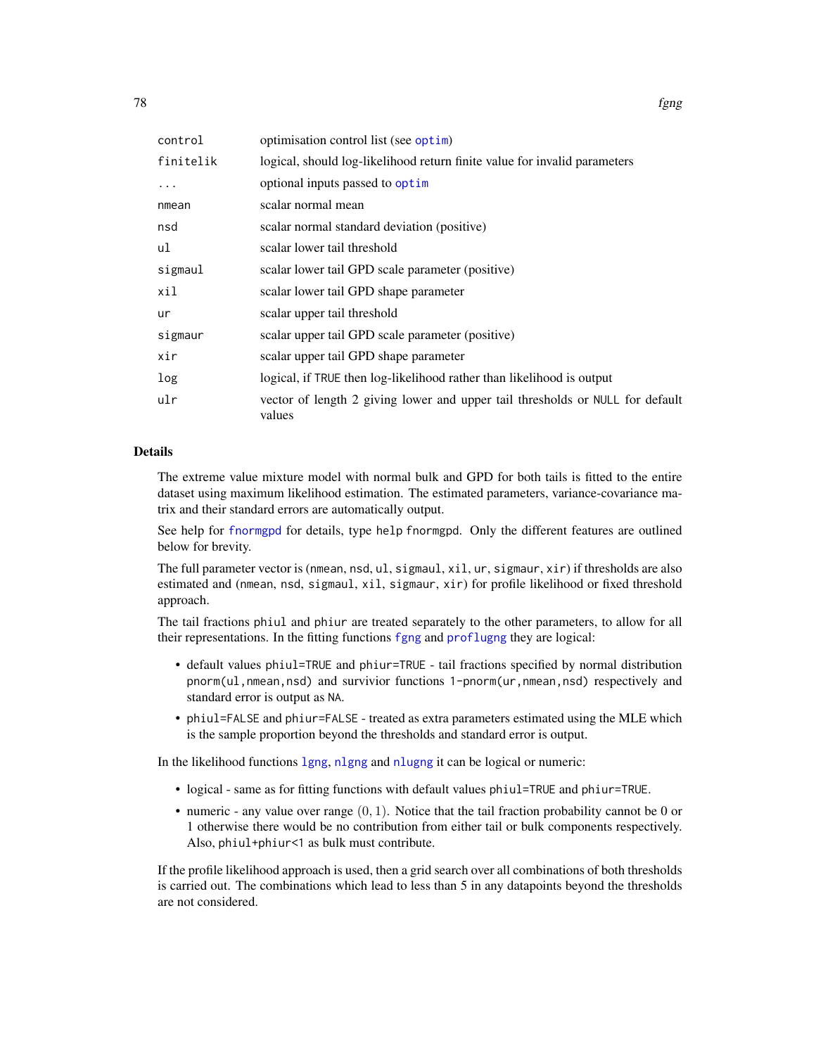| | |
|---|---|
| `control` | optimisation control list (see `optim`) |
| `finitelik` | logical, should log-likelihood return finite value for invalid parameters |
| `...` | optional inputs passed to `optim` |
| `nmean` | scalar normal mean |
| `nsd` | scalar normal standard deviation (positive) |
| `ul` | scalar lower tail threshold |
| `sigmaul` | scalar lower tail GPD scale parameter (positive) |
| `xil` | scalar lower tail GPD shape parameter |
| `ur` | scalar upper tail threshold |
| `sigmaur` | scalar upper tail GPD scale parameter (positive) |
| `xir` | scalar upper tail GPD shape parameter |
| `log` | logical, if `TRUE` then log-likelihood rather than likelihood is output |
| `ulr` | vector of length 2 giving lower and upper tail thresholds or `NULL` for default values |

## Details

The extreme value mixture model with normal bulk and GPD for both tails is fitted to the entire dataset using maximum likelihood estimation. The estimated parameters, variance-covariance matrix and their standard errors are automatically output.

See help for `fnormgpd` for details, type `help fnormgpd`. Only the different features are outlined below for brevity.

The full parameter vector is (`nmean`, `nsd`, `ul`, `sigmaul`, `xil`, `ur`, `sigmaur`, `xir`) if thresholds are also estimated and (`nmean`, `nsd`, `sigmaul`, `xil`, `sigmaur`, `xir`) for profile likelihood or fixed threshold approach.

The tail fractions `phiul` and `phiur` are treated separately to the other parameters, to allow for all their representations. In the fitting functions `fgng` and `proflugng` they are logical:

- default values `phiul=TRUE` and `phiur=TRUE` - tail fractions specified by normal distribution `pnorm(ul,nmean,nsd)` and survivior functions `1-pnorm(ur,nmean,nsd)` respectively and standard error is output as `NA`.
- `phiul=FALSE` and `phiur=FALSE` - treated as extra parameters estimated using the MLE which is the sample proportion beyond the thresholds and standard error is output.

In the likelihood functions `lgng`, `nlgng` and `nlugng` it can be logical or numeric:

- logical - same as for fitting functions with default values `phiul=TRUE` and `phiur=TRUE`.
- numeric - any value over range $(0, 1)$. Notice that the tail fraction probability cannot be 0 or 1 otherwise there would be no contribution from either tail or bulk components respectively. Also, `phiul+phiur<1` as bulk must contribute.

If the profile likelihood approach is used, then a grid search over all combinations of both thresholds is carried out. The combinations which lead to less than 5 in any datapoints beyond the thresholds are not considered.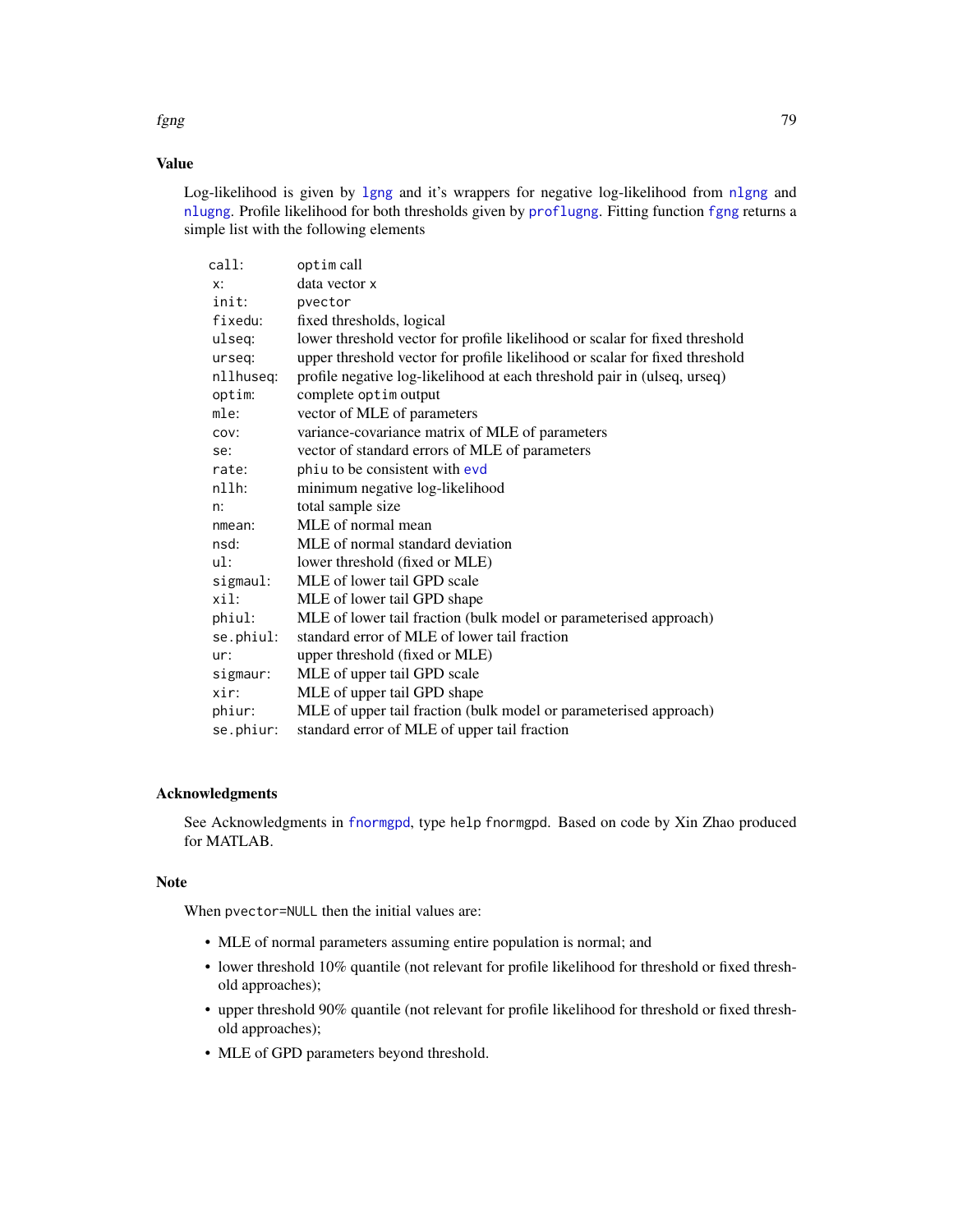## Value

Log-likelihood is given by lgng and it's wrappers for negative log-likelihood from nlgng and nlugng. Profile likelihood for both thresholds given by proflugng. Fitting function fgng returns a simple list with the following elements

| | |
|---|---|
| `call`: | `optim` call |
| `x`: | data vector `x` |
| `init`: | `pvector` |
| `fixedu`: | fixed thresholds, logical |
| `ulseq`: | lower threshold vector for profile likelihood or scalar for fixed threshold |
| `urseq`: | upper threshold vector for profile likelihood or scalar for fixed threshold |
| `nllhuseq`: | profile negative log-likelihood at each threshold pair in (ulseq, urseq) |
| `optim`: | complete `optim` output |
| `mle`: | vector of MLE of parameters |
| `cov`: | variance-covariance matrix of MLE of parameters |
| `se`: | vector of standard errors of MLE of parameters |
| `rate`: | `phiu` to be consistent with evd |
| `nllh`: | minimum negative log-likelihood |
| `n`: | total sample size |
| `nmean`: | MLE of normal mean |
| `nsd`: | MLE of normal standard deviation |
| `ul`: | lower threshold (fixed or MLE) |
| `sigmaul`: | MLE of lower tail GPD scale |
| `xil`: | MLE of lower tail GPD shape |
| `phiul`: | MLE of lower tail fraction (bulk model or parameterised approach) |
| `se.phiul`: | standard error of MLE of lower tail fraction |
| `ur`: | upper threshold (fixed or MLE) |
| `sigmaur`: | MLE of upper tail GPD scale |
| `xir`: | MLE of upper tail GPD shape |
| `phiur`: | MLE of upper tail fraction (bulk model or parameterised approach) |
| `se.phiur`: | standard error of MLE of upper tail fraction |

## Acknowledgments

See Acknowledgments in fnormgpd, type `help fnormgpd`. Based on code by Xin Zhao produced for MATLAB.

## Note

When `pvector=NULL` then the initial values are:

- MLE of normal parameters assuming entire population is normal; and
- lower threshold 10% quantile (not relevant for profile likelihood for threshold or fixed threshold approaches);
- upper threshold 90% quantile (not relevant for profile likelihood for threshold or fixed threshold approaches);
- MLE of GPD parameters beyond threshold.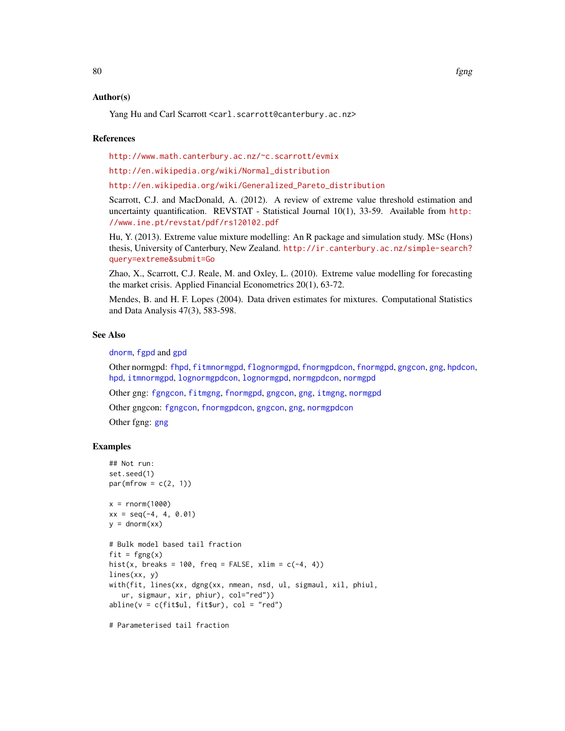## Author(s)

Yang Hu and Carl Scarrott <carl.scarrott@canterbury.ac.nz>

## References

http://www.math.canterbury.ac.nz/~c.scarrott/evmix

http://en.wikipedia.org/wiki/Normal_distribution

http://en.wikipedia.org/wiki/Generalized_Pareto_distribution

Scarrott, C.J. and MacDonald, A. (2012). A review of extreme value threshold estimation and uncertainty quantification. REVSTAT - Statistical Journal 10(1), 33-59. Available from http://www.ine.pt/revstat/pdf/rs120102.pdf

Hu, Y. (2013). Extreme value mixture modelling: An R package and simulation study. MSc (Hons) thesis, University of Canterbury, New Zealand. http://ir.canterbury.ac.nz/simple-search?query=extreme&submit=Go

Zhao, X., Scarrott, C.J. Reale, M. and Oxley, L. (2010). Extreme value modelling for forecasting the market crisis. Applied Financial Econometrics 20(1), 63-72.

Mendes, B. and H. F. Lopes (2004). Data driven estimates for mixtures. Computational Statistics and Data Analysis 47(3), 583-598.

## See Also

dnorm, fgpd and gpd

Other normgpd: fhpd, fitmnormgpd, flognormgpd, fnormgpdcon, fnormgpd, gngcon, gng, hpdcon, hpd, itmnormgpd, lognormgpdcon, lognormgpd, normgpdcon, normgpd

Other gng: fgngcon, fitmgng, fnormgpd, gngcon, gng, itmgng, normgpd

Other gngcon: fgngcon, fnormgpdcon, gngcon, gng, normgpdcon

Other fgng: gng

## Examples

```
## Not run:
set.seed(1)
par(mfrow = c(2, 1))

x = rnorm(1000)
xx = seq(-4, 4, 0.01)
y = dnorm(xx)

# Bulk model based tail fraction
fit = fgng(x)
hist(x, breaks = 100, freq = FALSE, xlim = c(-4, 4))
lines(xx, y)
with(fit, lines(xx, dgng(xx, nmean, nsd, ul, sigmaul, xil, phiul,
   ur, sigmaur, xir, phiur), col="red"))
abline(v = c(fit$ul, fit$ur), col = "red")

# Parameterised tail fraction
```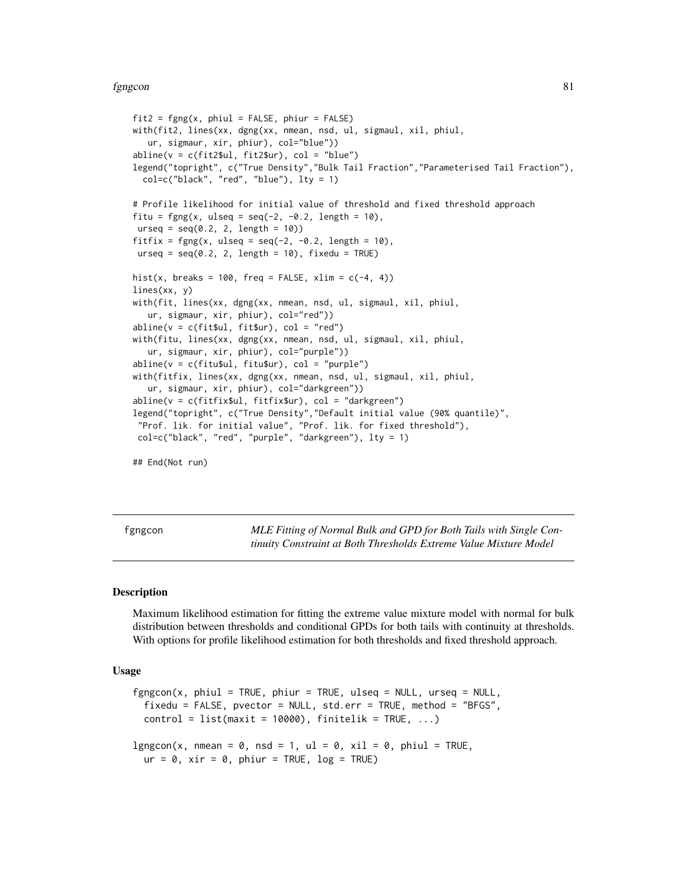```
fit2 = fgng(x, phiul = FALSE, phiur = FALSE)
with(fit2, lines(xx, dgng(xx, nmean, nsd, ul, sigmaul, xil, phiul,
   ur, sigmaur, xir, phiur), col="blue"))
abline(v = c(fit2$ul, fit2$ur), col = "blue")
legend("topright", c("True Density","Bulk Tail Fraction","Parameterised Tail Fraction"),
  col=c("black", "red", "blue"), lty = 1)

# Profile likelihood for initial value of threshold and fixed threshold approach
fitu = fgng(x, ulseq = seq(-2, -0.2, length = 10),
 urseq = seq(0.2, 2, length = 10))
fitfix = fgng(x, ulseq = seq(-2, -0.2, length = 10),
 urseq = seq(0.2, 2, length = 10), fixedu = TRUE)

hist(x, breaks = 100, freq = FALSE, xlim = c(-4, 4))
lines(xx, y)
with(fit, lines(xx, dgng(xx, nmean, nsd, ul, sigmaul, xil, phiul,
   ur, sigmaur, xir, phiur), col="red"))
abline(v = c(fit$ul, fit$ur), col = "red")
with(fitu, lines(xx, dgng(xx, nmean, nsd, ul, sigmaul, xil, phiul,
   ur, sigmaur, xir, phiur), col="purple"))
abline(v = c(fitu$ul, fitu$ur), col = "purple")
with(fitfix, lines(xx, dgng(xx, nmean, nsd, ul, sigmaul, xil, phiul,
   ur, sigmaur, xir, phiur), col="darkgreen"))
abline(v = c(fitfix$ul, fitfix$ur), col = "darkgreen")
legend("topright", c("True Density","Default initial value (90% quantile)",
 "Prof. lik. for initial value", "Prof. lik. for fixed threshold"),
 col=c("black", "red", "purple", "darkgreen"), lty = 1)

## End(Not run)
```

---

# fgngcon — *MLE Fitting of Normal Bulk and GPD for Both Tails with Single Continuity Constraint at Both Thresholds Extreme Value Mixture Model*

## Description

Maximum likelihood estimation for fitting the extreme value mixture model with normal for bulk distribution between thresholds and conditional GPDs for both tails with continuity at thresholds. With options for profile likelihood estimation for both thresholds and fixed threshold approach.

## Usage

```
fgngcon(x, phiul = TRUE, phiur = TRUE, ulseq = NULL, urseq = NULL,
  fixedu = FALSE, pvector = NULL, std.err = TRUE, method = "BFGS",
  control = list(maxit = 10000), finitelik = TRUE, ...)

lgngcon(x, nmean = 0, nsd = 1, ul = 0, xil = 0, phiul = TRUE,
  ur = 0, xir = 0, phiur = TRUE, log = TRUE)
```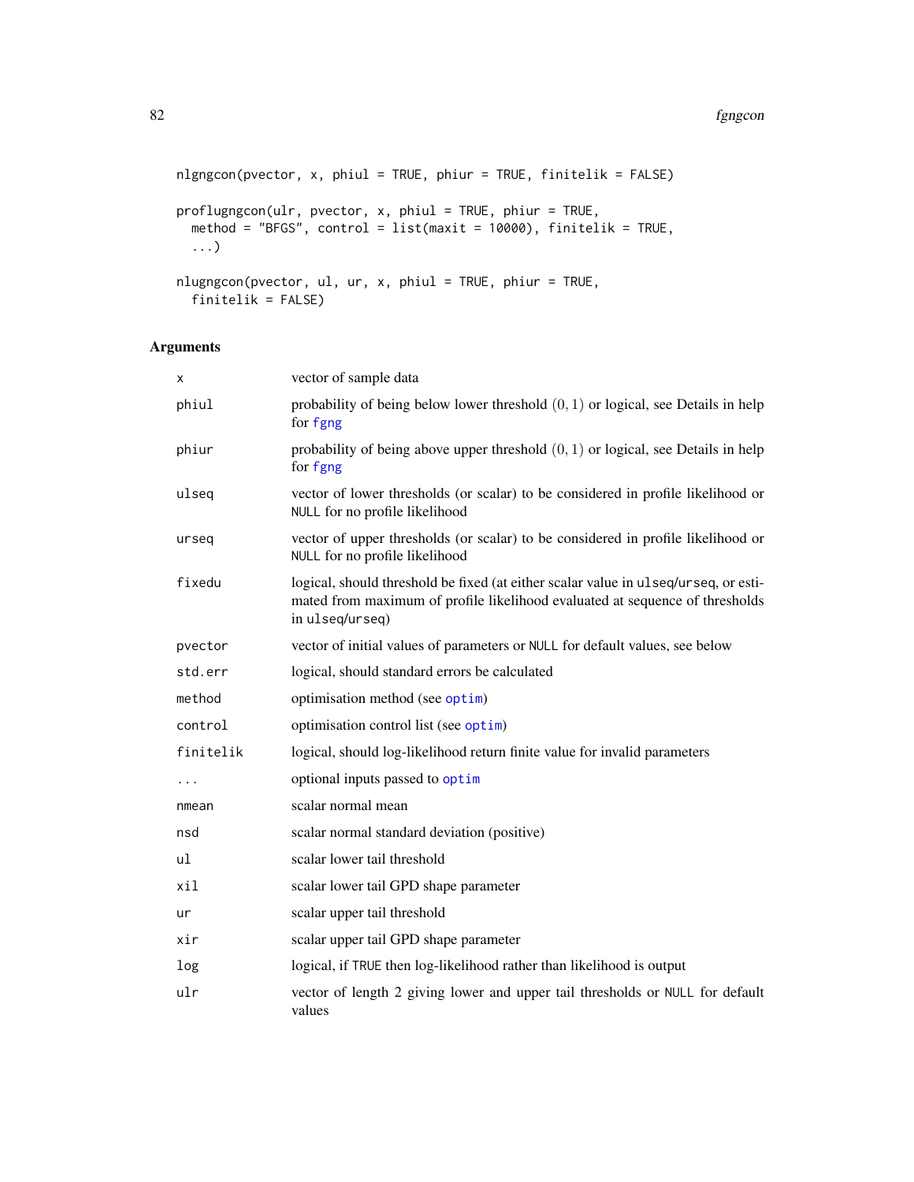```
nlgngcon(pvector, x, phiul = TRUE, phiur = TRUE, finitelik = FALSE)

proflugngcon(ulr, pvector, x, phiul = TRUE, phiur = TRUE,
  method = "BFGS", control = list(maxit = 10000), finitelik = TRUE,
  ...)

nlugngcon(pvector, ul, ur, x, phiul = TRUE, phiur = TRUE,
  finitelik = FALSE)
```

## Arguments

| | |
|---|---|
| x | vector of sample data |
| phiul | probability of being below lower threshold $(0, 1)$ or logical, see Details in help for fgng |
| phiur | probability of being above upper threshold $(0, 1)$ or logical, see Details in help for fgng |
| ulseq | vector of lower thresholds (or scalar) to be considered in profile likelihood or NULL for no profile likelihood |
| urseq | vector of upper thresholds (or scalar) to be considered in profile likelihood or NULL for no profile likelihood |
| fixedu | logical, should threshold be fixed (at either scalar value in ulseq/urseq, or estimated from maximum of profile likelihood evaluated at sequence of thresholds in ulseq/urseq) |
| pvector | vector of initial values of parameters or NULL for default values, see below |
| std.err | logical, should standard errors be calculated |
| method | optimisation method (see optim) |
| control | optimisation control list (see optim) |
| finitelik | logical, should log-likelihood return finite value for invalid parameters |
| ... | optional inputs passed to optim |
| nmean | scalar normal mean |
| nsd | scalar normal standard deviation (positive) |
| ul | scalar lower tail threshold |
| xil | scalar lower tail GPD shape parameter |
| ur | scalar upper tail threshold |
| xir | scalar upper tail GPD shape parameter |
| log | logical, if TRUE then log-likelihood rather than likelihood is output |
| ulr | vector of length 2 giving lower and upper tail thresholds or NULL for default values |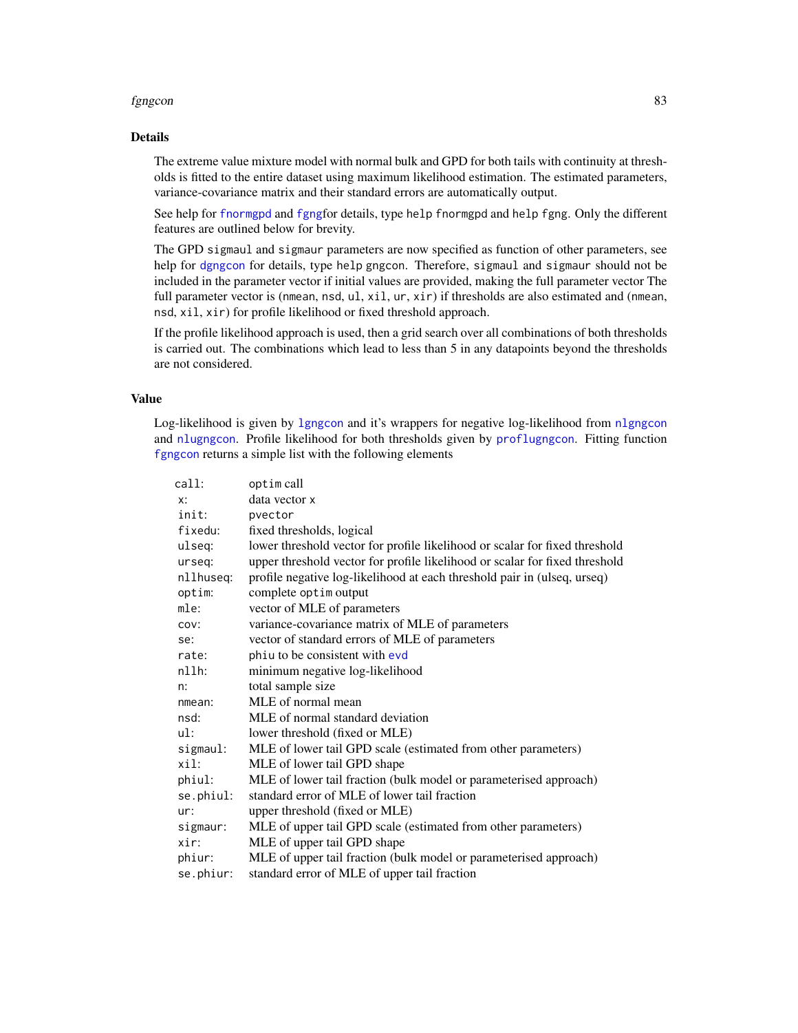## Details

The extreme value mixture model with normal bulk and GPD for both tails with continuity at thresholds is fitted to the entire dataset using maximum likelihood estimation. The estimated parameters, variance-covariance matrix and their standard errors are automatically output.

See help for fnormgpd and fgngfor details, type help fnormgpd and help fgng. Only the different features are outlined below for brevity.

The GPD sigmaul and sigmaur parameters are now specified as function of other parameters, see help for dgngcon for details, type help gngcon. Therefore, sigmaul and sigmaur should not be included in the parameter vector if initial values are provided, making the full parameter vector The full parameter vector is (nmean, nsd, ul, xil, ur, xir) if thresholds are also estimated and (nmean, nsd, xil, xir) for profile likelihood or fixed threshold approach.

If the profile likelihood approach is used, then a grid search over all combinations of both thresholds is carried out. The combinations which lead to less than 5 in any datapoints beyond the thresholds are not considered.

## Value

Log-likelihood is given by lgngcon and it's wrappers for negative log-likelihood from nlgngcon and nlugngcon. Profile likelihood for both thresholds given by proflugngcon. Fitting function fgngcon returns a simple list with the following elements

| | |
|---|---|
| call: | optim call |
| x: | data vector x |
| init: | pvector |
| fixedu: | fixed thresholds, logical |
| ulseq: | lower threshold vector for profile likelihood or scalar for fixed threshold |
| urseq: | upper threshold vector for profile likelihood or scalar for fixed threshold |
| nllhuseq: | profile negative log-likelihood at each threshold pair in (ulseq, urseq) |
| optim: | complete optim output |
| mle: | vector of MLE of parameters |
| cov: | variance-covariance matrix of MLE of parameters |
| se: | vector of standard errors of MLE of parameters |
| rate: | phiu to be consistent with evd |
| nllh: | minimum negative log-likelihood |
| n: | total sample size |
| nmean: | MLE of normal mean |
| nsd: | MLE of normal standard deviation |
| ul: | lower threshold (fixed or MLE) |
| sigmaul: | MLE of lower tail GPD scale (estimated from other parameters) |
| xil: | MLE of lower tail GPD shape |
| phiul: | MLE of lower tail fraction (bulk model or parameterised approach) |
| se.phiul: | standard error of MLE of lower tail fraction |
| ur: | upper threshold (fixed or MLE) |
| sigmaur: | MLE of upper tail GPD scale (estimated from other parameters) |
| xir: | MLE of upper tail GPD shape |
| phiur: | MLE of upper tail fraction (bulk model or parameterised approach) |
| se.phiur: | standard error of MLE of upper tail fraction |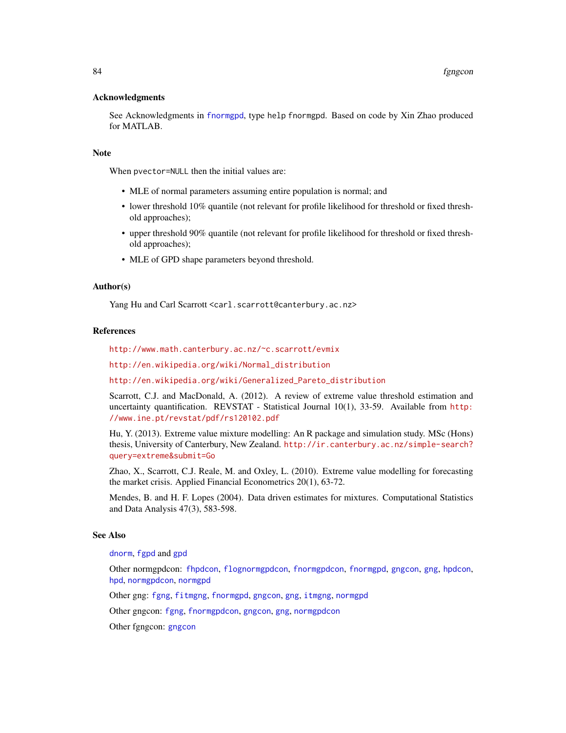### Acknowledgments

See Acknowledgments in fnormgpd, type help fnormgpd. Based on code by Xin Zhao produced for MATLAB.

### Note

When pvector=NULL then the initial values are:

- MLE of normal parameters assuming entire population is normal; and
- lower threshold 10% quantile (not relevant for profile likelihood for threshold or fixed threshold approaches);
- upper threshold 90% quantile (not relevant for profile likelihood for threshold or fixed threshold approaches);
- MLE of GPD shape parameters beyond threshold.

### Author(s)

Yang Hu and Carl Scarrott <carl.scarrott@canterbury.ac.nz>

### References

http://www.math.canterbury.ac.nz/~c.scarrott/evmix

http://en.wikipedia.org/wiki/Normal_distribution

http://en.wikipedia.org/wiki/Generalized_Pareto_distribution

Scarrott, C.J. and MacDonald, A. (2012). A review of extreme value threshold estimation and uncertainty quantification. REVSTAT - Statistical Journal 10(1), 33-59. Available from http://www.ine.pt/revstat/pdf/rs120102.pdf

Hu, Y. (2013). Extreme value mixture modelling: An R package and simulation study. MSc (Hons) thesis, University of Canterbury, New Zealand. http://ir.canterbury.ac.nz/simple-search?query=extreme&submit=Go

Zhao, X., Scarrott, C.J. Reale, M. and Oxley, L. (2010). Extreme value modelling for forecasting the market crisis. Applied Financial Econometrics 20(1), 63-72.

Mendes, B. and H. F. Lopes (2004). Data driven estimates for mixtures. Computational Statistics and Data Analysis 47(3), 583-598.

### See Also

dnorm, fgpd and gpd

Other normgpdcon: fhpdcon, flognormgpdcon, fnormgpdcon, fnormgpd, gngcon, gng, hpdcon, hpd, normgpdcon, normgpd

Other gng: fgng, fitmgng, fnormgpd, gngcon, gng, itmgng, normgpd

Other gngcon: fgng, fnormgpdcon, gngcon, gng, normgpdcon

Other fgngcon: gngcon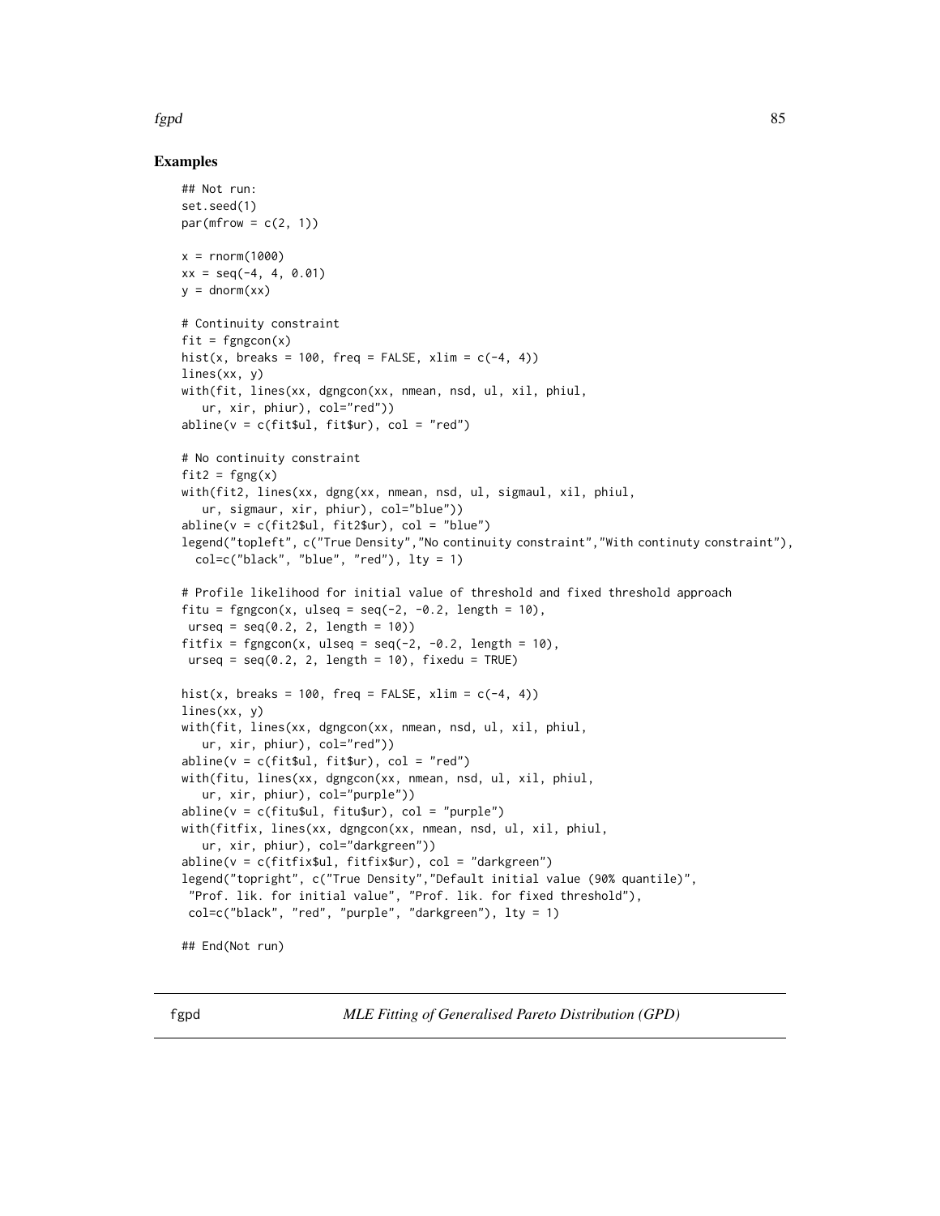## Examples

```
## Not run:
set.seed(1)
par(mfrow = c(2, 1))

x = rnorm(1000)
xx = seq(-4, 4, 0.01)
y = dnorm(xx)

# Continuity constraint
fit = fgngcon(x)
hist(x, breaks = 100, freq = FALSE, xlim = c(-4, 4))
lines(xx, y)
with(fit, lines(xx, dgngcon(xx, nmean, nsd, ul, xil, phiul,
   ur, xir, phiur), col="red"))
abline(v = c(fit$ul, fit$ur), col = "red")

# No continuity constraint
fit2 = fgng(x)
with(fit2, lines(xx, dgng(xx, nmean, nsd, ul, sigmaul, xil, phiul,
   ur, sigmaur, xir, phiur), col="blue"))
abline(v = c(fit2$ul, fit2$ur), col = "blue")
legend("topleft", c("True Density","No continuity constraint","With continuty constraint"),
  col=c("black", "blue", "red"), lty = 1)

# Profile likelihood for initial value of threshold and fixed threshold approach
fitu = fgngcon(x, ulseq = seq(-2, -0.2, length = 10),
 urseq = seq(0.2, 2, length = 10))
fitfix = fgngcon(x, ulseq = seq(-2, -0.2, length = 10),
 urseq = seq(0.2, 2, length = 10), fixedu = TRUE)

hist(x, breaks = 100, freq = FALSE, xlim = c(-4, 4))
lines(xx, y)
with(fit, lines(xx, dgngcon(xx, nmean, nsd, ul, xil, phiul,
   ur, xir, phiur), col="red"))
abline(v = c(fit$ul, fit$ur), col = "red")
with(fitu, lines(xx, dgngcon(xx, nmean, nsd, ul, xil, phiul,
   ur, xir, phiur), col="purple"))
abline(v = c(fitu$ul, fitu$ur), col = "purple")
with(fitfix, lines(xx, dgngcon(xx, nmean, nsd, ul, xil, phiul,
   ur, xir, phiur), col="darkgreen"))
abline(v = c(fitfix$ul, fitfix$ur), col = "darkgreen")
legend("topright", c("True Density","Default initial value (90% quantile)",
 "Prof. lik. for initial value", "Prof. lik. for fixed threshold"),
 col=c("black", "red", "purple", "darkgreen"), lty = 1)

## End(Not run)
```

---

fgpd — *MLE Fitting of Generalised Pareto Distribution (GPD)*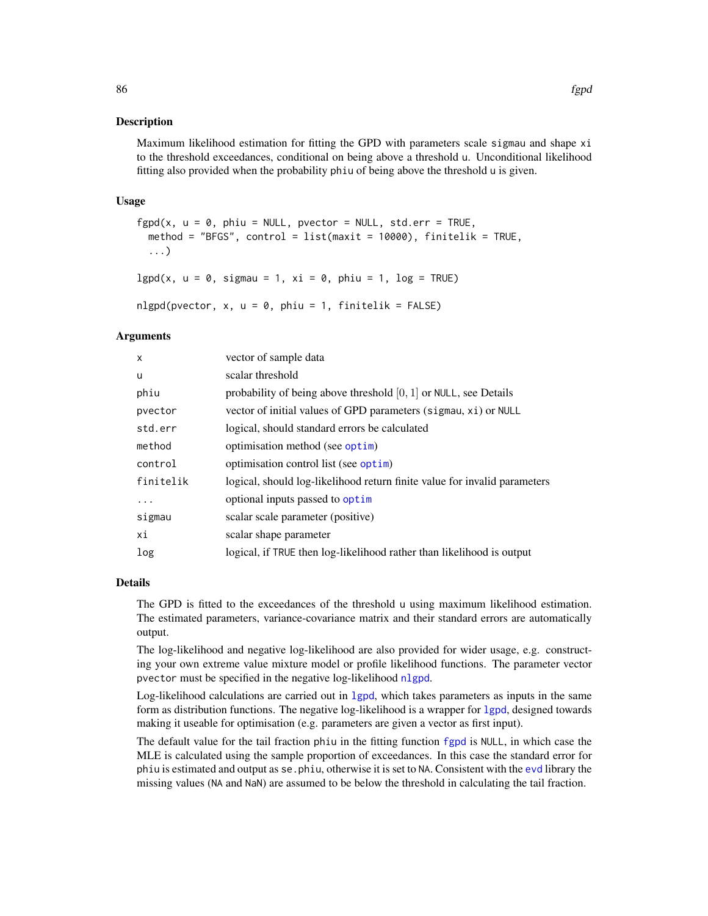## Description

Maximum likelihood estimation for fitting the GPD with parameters scale sigmau and shape xi to the threshold exceedances, conditional on being above a threshold u. Unconditional likelihood fitting also provided when the probability phiu of being above the threshold u is given.

## Usage

```
fgpd(x, u = 0, phiu = NULL, pvector = NULL, std.err = TRUE,
  method = "BFGS", control = list(maxit = 10000), finitelik = TRUE,
  ...)

lgpd(x, u = 0, sigmau = 1, xi = 0, phiu = 1, log = TRUE)

nlgpd(pvector, x, u = 0, phiu = 1, finitelik = FALSE)
```

## Arguments

| | |
|---|---|
| x | vector of sample data |
| u | scalar threshold |
| phiu | probability of being above threshold $[0, 1]$ or NULL, see Details |
| pvector | vector of initial values of GPD parameters (sigmau, xi) or NULL |
| std.err | logical, should standard errors be calculated |
| method | optimisation method (see optim) |
| control | optimisation control list (see optim) |
| finitelik | logical, should log-likelihood return finite value for invalid parameters |
| ... | optional inputs passed to optim |
| sigmau | scalar scale parameter (positive) |
| xi | scalar shape parameter |
| log | logical, if TRUE then log-likelihood rather than likelihood is output |

## Details

The GPD is fitted to the exceedances of the threshold u using maximum likelihood estimation. The estimated parameters, variance-covariance matrix and their standard errors are automatically output.

The log-likelihood and negative log-likelihood are also provided for wider usage, e.g. constructing your own extreme value mixture model or profile likelihood functions. The parameter vector pvector must be specified in the negative log-likelihood nlgpd.

Log-likelihood calculations are carried out in lgpd, which takes parameters as inputs in the same form as distribution functions. The negative log-likelihood is a wrapper for lgpd, designed towards making it useable for optimisation (e.g. parameters are given a vector as first input).

The default value for the tail fraction phiu in the fitting function fgpd is NULL, in which case the MLE is calculated using the sample proportion of exceedances. In this case the standard error for phiu is estimated and output as se.phiu, otherwise it is set to NA. Consistent with the evd library the missing values (NA and NaN) are assumed to be below the threshold in calculating the tail fraction.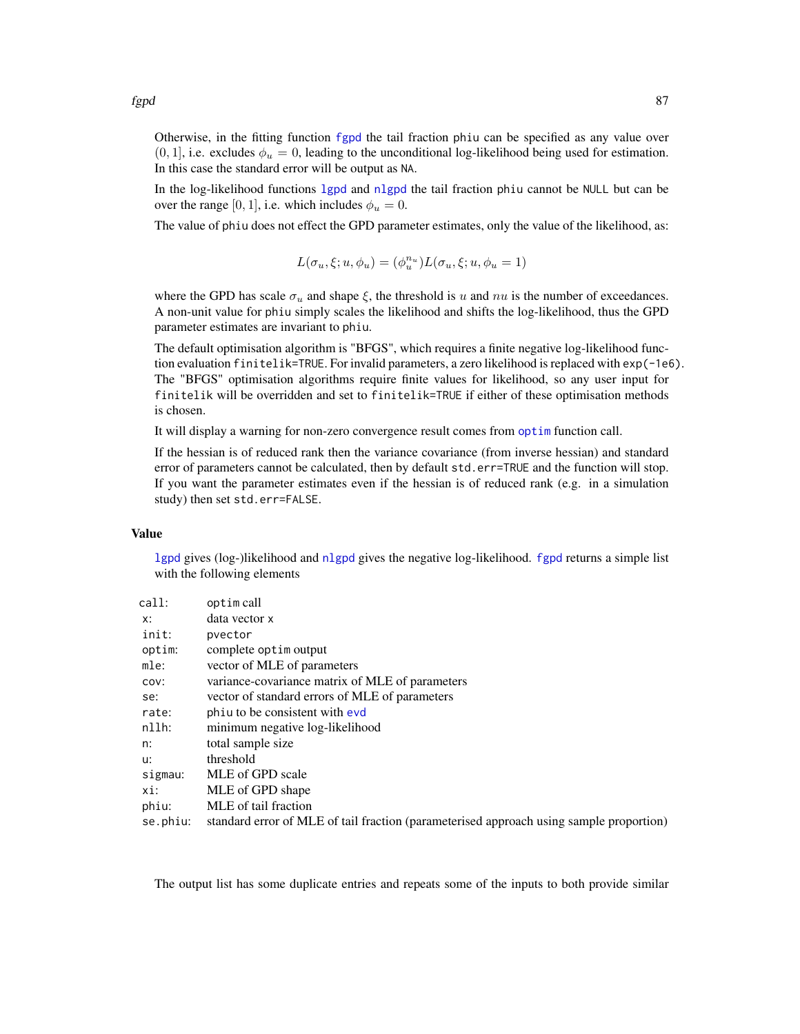Otherwise, in the fitting function fgpd the tail fraction phiu can be specified as any value over $(0, 1]$, i.e. excludes $\phi_u = 0$, leading to the unconditional log-likelihood being used for estimation. In this case the standard error will be output as NA.

In the log-likelihood functions lgpd and nlgpd the tail fraction phiu cannot be NULL but can be over the range $[0, 1]$, i.e. which includes $\phi_u = 0$.

The value of phiu does not effect the GPD parameter estimates, only the value of the likelihood, as:

$$L(\sigma_u, \xi; u, \phi_u) = (\phi_u^{n_u}) L(\sigma_u, \xi; u, \phi_u = 1)$$

where the GPD has scale $\sigma_u$ and shape $\xi$, the threshold is $u$ and $nu$ is the number of exceedances. A non-unit value for phiu simply scales the likelihood and shifts the log-likelihood, thus the GPD parameter estimates are invariant to phiu.

The default optimisation algorithm is "BFGS", which requires a finite negative log-likelihood function evaluation finitelik=TRUE. For invalid parameters, a zero likelihood is replaced with exp(-1e6). The "BFGS" optimisation algorithms require finite values for likelihood, so any user input for finitelik will be overridden and set to finitelik=TRUE if either of these optimisation methods is chosen.

It will display a warning for non-zero convergence result comes from optim function call.

If the hessian is of reduced rank then the variance covariance (from inverse hessian) and standard error of parameters cannot be calculated, then by default std.err=TRUE and the function will stop. If you want the parameter estimates even if the hessian is of reduced rank (e.g. in a simulation study) then set std.err=FALSE.

## Value

lgpd gives (log-)likelihood and nlgpd gives the negative log-likelihood. fgpd returns a simple list with the following elements

| | |
|---|---|
| call: | optim call |
| x: | data vector x |
| init: | pvector |
| optim: | complete optim output |
| mle: | vector of MLE of parameters |
| cov: | variance-covariance matrix of MLE of parameters |
| se: | vector of standard errors of MLE of parameters |
| rate: | phiu to be consistent with evd |
| nllh: | minimum negative log-likelihood |
| n: | total sample size |
| u: | threshold |
| sigmau: | MLE of GPD scale |
| xi: | MLE of GPD shape |
| phiu: | MLE of tail fraction |
| se.phiu: | standard error of MLE of tail fraction (parameterised approach using sample proportion) |

The output list has some duplicate entries and repeats some of the inputs to both provide similar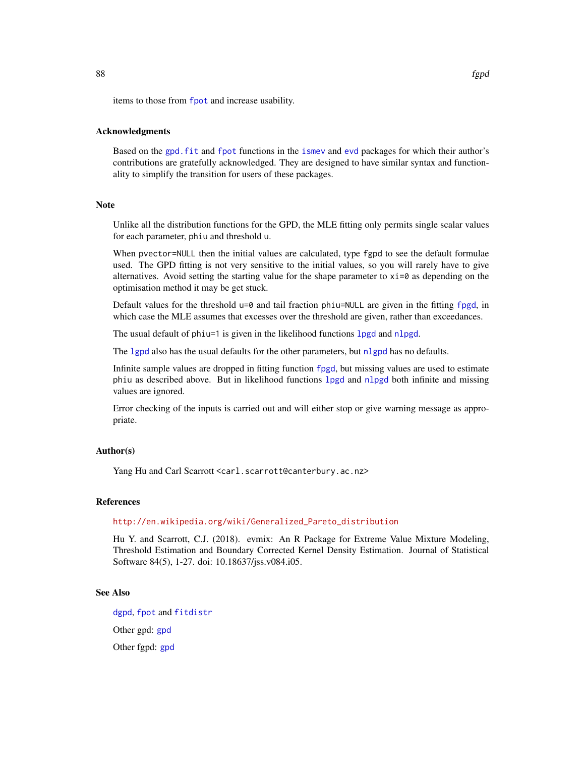items to those from fpot and increase usability.

## Acknowledgments

Based on the gpd.fit and fpot functions in the ismev and evd packages for which their author's contributions are gratefully acknowledged. They are designed to have similar syntax and functionality to simplify the transition for users of these packages.

## Note

Unlike all the distribution functions for the GPD, the MLE fitting only permits single scalar values for each parameter, phiu and threshold u.

When pvector=NULL then the initial values are calculated, type fgpd to see the default formulae used. The GPD fitting is not very sensitive to the initial values, so you will rarely have to give alternatives. Avoid setting the starting value for the shape parameter to xi=0 as depending on the optimisation method it may be get stuck.

Default values for the threshold u=0 and tail fraction phiu=NULL are given in the fitting fpgd, in which case the MLE assumes that excesses over the threshold are given, rather than exceedances.

The usual default of phiu=1 is given in the likelihood functions lpgd and nlpgd.

The lgpd also has the usual defaults for the other parameters, but nlgpd has no defaults.

Infinite sample values are dropped in fitting function fpgd, but missing values are used to estimate phiu as described above. But in likelihood functions lpgd and nlpgd both infinite and missing values are ignored.

Error checking of the inputs is carried out and will either stop or give warning message as appropriate.

## Author(s)

Yang Hu and Carl Scarrott <carl.scarrott@canterbury.ac.nz>

## References

http://en.wikipedia.org/wiki/Generalized_Pareto_distribution

Hu Y. and Scarrott, C.J. (2018). evmix: An R Package for Extreme Value Mixture Modeling, Threshold Estimation and Boundary Corrected Kernel Density Estimation. Journal of Statistical Software 84(5), 1-27. doi: 10.18637/jss.v084.i05.

## See Also

dgpd, fpot and fitdistr

Other gpd: gpd

Other fgpd: gpd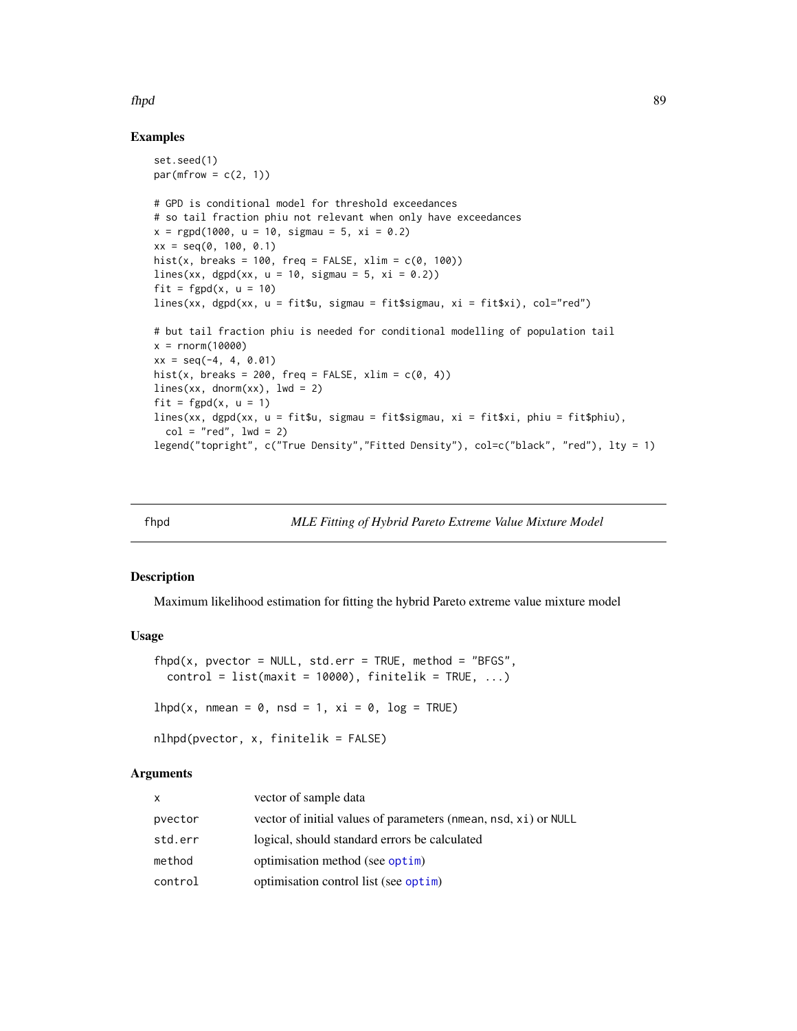## Examples

```
set.seed(1)
par(mfrow = c(2, 1))

# GPD is conditional model for threshold exceedances
# so tail fraction phiu not relevant when only have exceedances
x = rgpd(1000, u = 10, sigmau = 5, xi = 0.2)
xx = seq(0, 100, 0.1)
hist(x, breaks = 100, freq = FALSE, xlim = c(0, 100))
lines(xx, dgpd(xx, u = 10, sigmau = 5, xi = 0.2))
fit = fgpd(x, u = 10)
lines(xx, dgpd(xx, u = fit$u, sigmau = fit$sigmau, xi = fit$xi), col="red")

# but tail fraction phiu is needed for conditional modelling of population tail
x = rnorm(10000)
xx = seq(-4, 4, 0.01)
hist(x, breaks = 200, freq = FALSE, xlim = c(0, 4))
lines(xx, dnorm(xx), lwd = 2)
fit = fgpd(x, u = 1)
lines(xx, dgpd(xx, u = fit$u, sigmau = fit$sigmau, xi = fit$xi, phiu = fit$phiu),
  col = "red", lwd = 2)
legend("topright", c("True Density","Fitted Density"), col=c("black", "red"), lty = 1)
```

---

# fhpd — *MLE Fitting of Hybrid Pareto Extreme Value Mixture Model*

## Description

Maximum likelihood estimation for fitting the hybrid Pareto extreme value mixture model

## Usage

```
fhpd(x, pvector = NULL, std.err = TRUE, method = "BFGS",
  control = list(maxit = 10000), finitelik = TRUE, ...)

lhpd(x, nmean = 0, nsd = 1, xi = 0, log = TRUE)

nlhpd(pvector, x, finitelik = FALSE)
```

## Arguments

| | |
|---|---|
| x | vector of sample data |
| pvector | vector of initial values of parameters (nmean, nsd, xi) or NULL |
| std.err | logical, should standard errors be calculated |
| method | optimisation method (see optim) |
| control | optimisation control list (see optim) |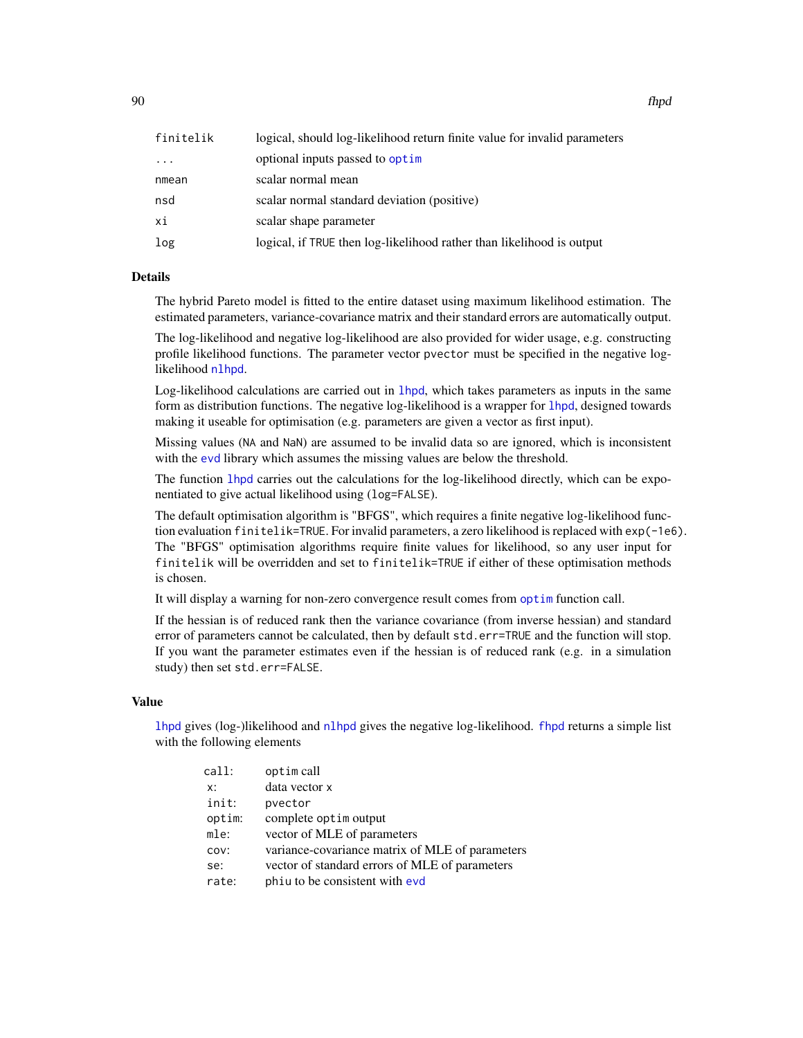| | |
|---|---|
| finitelik | logical, should log-likelihood return finite value for invalid parameters |
| ... | optional inputs passed to optim |
| nmean | scalar normal mean |
| nsd | scalar normal standard deviation (positive) |
| xi | scalar shape parameter |
| log | logical, if TRUE then log-likelihood rather than likelihood is output |

## Details

The hybrid Pareto model is fitted to the entire dataset using maximum likelihood estimation. The estimated parameters, variance-covariance matrix and their standard errors are automatically output.

The log-likelihood and negative log-likelihood are also provided for wider usage, e.g. constructing profile likelihood functions. The parameter vector pvector must be specified in the negative log-likelihood nlhpd.

Log-likelihood calculations are carried out in lhpd, which takes parameters as inputs in the same form as distribution functions. The negative log-likelihood is a wrapper for lhpd, designed towards making it useable for optimisation (e.g. parameters are given a vector as first input).

Missing values (NA and NaN) are assumed to be invalid data so are ignored, which is inconsistent with the evd library which assumes the missing values are below the threshold.

The function lhpd carries out the calculations for the log-likelihood directly, which can be exponentiated to give actual likelihood using (log=FALSE).

The default optimisation algorithm is "BFGS", which requires a finite negative log-likelihood function evaluation finitelik=TRUE. For invalid parameters, a zero likelihood is replaced with exp(-1e6). The "BFGS" optimisation algorithms require finite values for likelihood, so any user input for finitelik will be overridden and set to finitelik=TRUE if either of these optimisation methods is chosen.

It will display a warning for non-zero convergence result comes from optim function call.

If the hessian is of reduced rank then the variance covariance (from inverse hessian) and standard error of parameters cannot be calculated, then by default std.err=TRUE and the function will stop. If you want the parameter estimates even if the hessian is of reduced rank (e.g. in a simulation study) then set std.err=FALSE.

## Value

lhpd gives (log-)likelihood and nlhpd gives the negative log-likelihood. fhpd returns a simple list with the following elements

| | |
|---|---|
| call: | optim call |
| x: | data vector x |
| init: | pvector |
| optim: | complete optim output |
| mle: | vector of MLE of parameters |
| cov: | variance-covariance matrix of MLE of parameters |
| se: | vector of standard errors of MLE of parameters |
| rate: | phiu to be consistent with evd |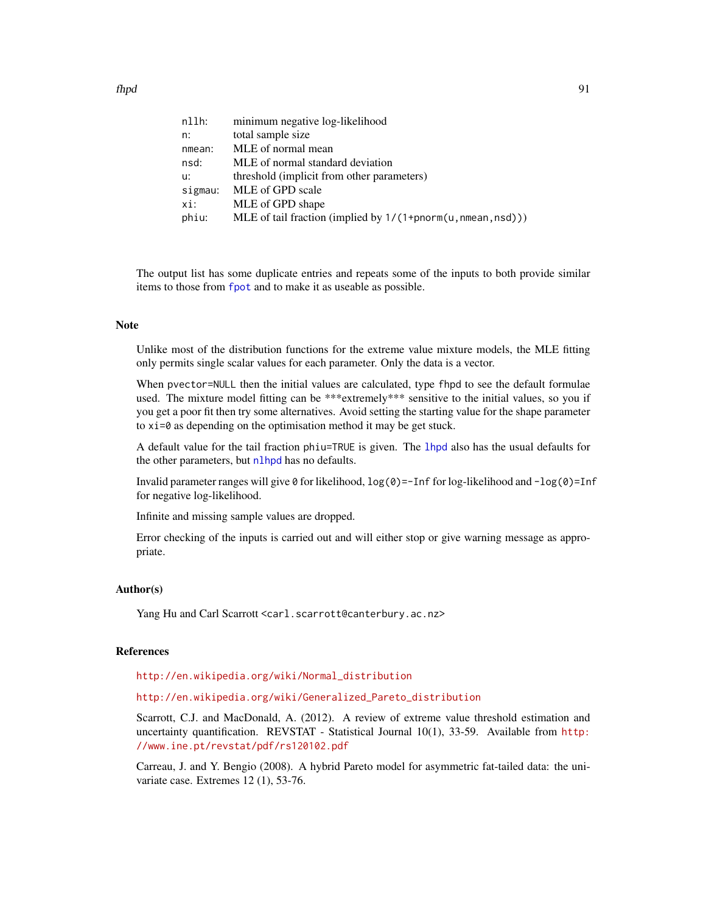| | |
|---|---|
| `nllh:` | minimum negative log-likelihood |
| `n:` | total sample size |
| `nmean:` | MLE of normal mean |
| `nsd:` | MLE of normal standard deviation |
| `u:` | threshold (implicit from other parameters) |
| `sigmau:` | MLE of GPD scale |
| `xi:` | MLE of GPD shape |
| `phiu:` | MLE of tail fraction (implied by `1/(1+pnorm(u,nmean,nsd))`) |

The output list has some duplicate entries and repeats some of the inputs to both provide similar items to those from `fpot` and to make it as useable as possible.

## Note

Unlike most of the distribution functions for the extreme value mixture models, the MLE fitting only permits single scalar values for each parameter. Only the data is a vector.

When `pvector=NULL` then the initial values are calculated, type `fhpd` to see the default formulae used. The mixture model fitting can be ***extremely*** sensitive to the initial values, so you if you get a poor fit then try some alternatives. Avoid setting the starting value for the shape parameter to `xi=0` as depending on the optimisation method it may be get stuck.

A default value for the tail fraction `phiu=TRUE` is given. The `lhpd` also has the usual defaults for the other parameters, but `nlhpd` has no defaults.

Invalid parameter ranges will give `0` for likelihood, `log(0)=-Inf` for log-likelihood and `-log(0)=Inf` for negative log-likelihood.

Infinite and missing sample values are dropped.

Error checking of the inputs is carried out and will either stop or give warning message as appropriate.

## Author(s)

Yang Hu and Carl Scarrott <carl.scarrott@canterbury.ac.nz>

## References

http://en.wikipedia.org/wiki/Normal_distribution

http://en.wikipedia.org/wiki/Generalized_Pareto_distribution

Scarrott, C.J. and MacDonald, A. (2012). A review of extreme value threshold estimation and uncertainty quantification. REVSTAT - Statistical Journal 10(1), 33-59. Available from http://www.ine.pt/revstat/pdf/rs120102.pdf

Carreau, J. and Y. Bengio (2008). A hybrid Pareto model for asymmetric fat-tailed data: the univariate case. Extremes 12 (1), 53-76.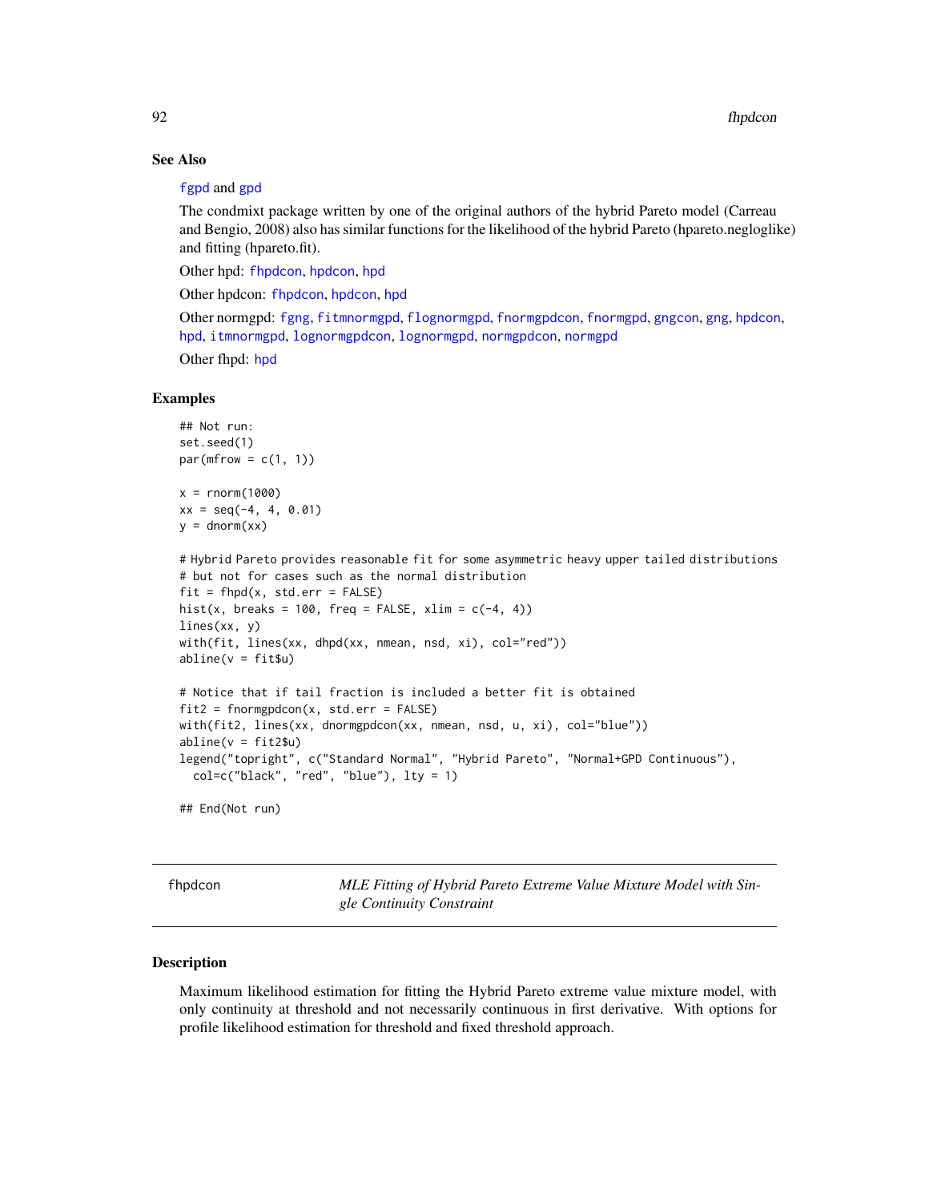### See Also

fgpd and gpd

The condmixt package written by one of the original authors of the hybrid Pareto model (Carreau and Bengio, 2008) also has similar functions for the likelihood of the hybrid Pareto (hpareto.negloglike) and fitting (hpareto.fit).

Other hpd: fhpdcon, hpdcon, hpd

Other hpdcon: fhpdcon, hpdcon, hpd

Other normgpd: fgng, fitmnormgpd, flognormgpd, fnormgpdcon, fnormgpd, gngcon, gng, hpdcon, hpd, itmnormgpd, lognormgpdcon, lognormgpd, normgpdcon, normgpd

Other fhpd: hpd

### Examples

```
## Not run:
set.seed(1)
par(mfrow = c(1, 1))

x = rnorm(1000)
xx = seq(-4, 4, 0.01)
y = dnorm(xx)

# Hybrid Pareto provides reasonable fit for some asymmetric heavy upper tailed distributions
# but not for cases such as the normal distribution
fit = fhpd(x, std.err = FALSE)
hist(x, breaks = 100, freq = FALSE, xlim = c(-4, 4))
lines(xx, y)
with(fit, lines(xx, dhpd(xx, nmean, nsd, xi), col="red"))
abline(v = fit$u)

# Notice that if tail fraction is included a better fit is obtained
fit2 = fnormgpdcon(x, std.err = FALSE)
with(fit2, lines(xx, dnormgpdcon(xx, nmean, nsd, u, xi), col="blue"))
abline(v = fit2$u)
legend("topright", c("Standard Normal", "Hybrid Pareto", "Normal+GPD Continuous"),
  col=c("black", "red", "blue"), lty = 1)

## End(Not run)
```

---

fhpdcon — *MLE Fitting of Hybrid Pareto Extreme Value Mixture Model with Single Continuity Constraint*

---

### Description

Maximum likelihood estimation for fitting the Hybrid Pareto extreme value mixture model, with only continuity at threshold and not necessarily continuous in first derivative. With options for profile likelihood estimation for threshold and fixed threshold approach.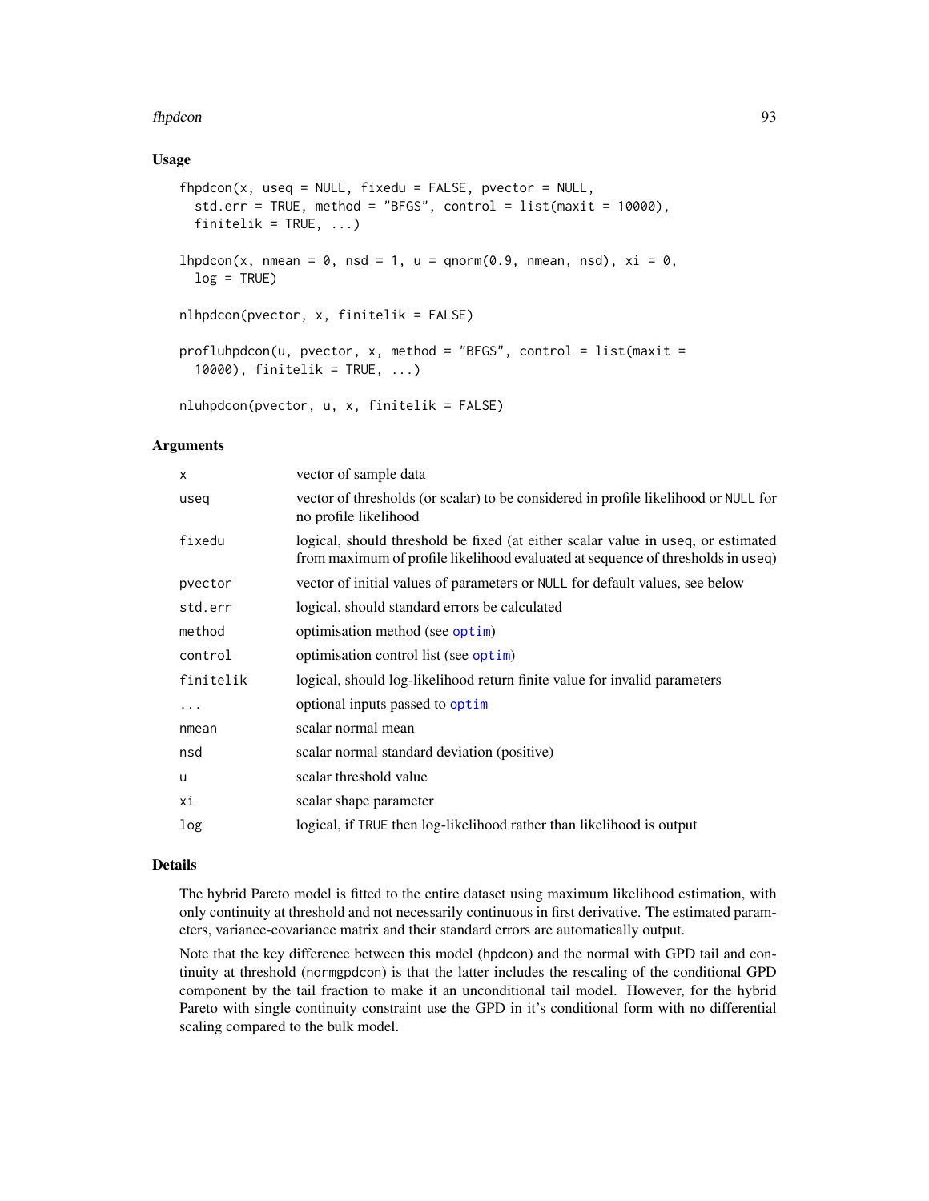## Usage

```
fhpdcon(x, useq = NULL, fixedu = FALSE, pvector = NULL,
  std.err = TRUE, method = "BFGS", control = list(maxit = 10000),
  finitelik = TRUE, ...)

lhpdcon(x, nmean = 0, nsd = 1, u = qnorm(0.9, nmean, nsd), xi = 0,
  log = TRUE)

nlhpdcon(pvector, x, finitelik = FALSE)

profluhpdcon(u, pvector, x, method = "BFGS", control = list(maxit =
  10000), finitelik = TRUE, ...)

nluhpdcon(pvector, u, x, finitelik = FALSE)
```

## Arguments

| | |
|---|---|
| x | vector of sample data |
| useq | vector of thresholds (or scalar) to be considered in profile likelihood or NULL for no profile likelihood |
| fixedu | logical, should threshold be fixed (at either scalar value in useq, or estimated from maximum of profile likelihood evaluated at sequence of thresholds in useq) |
| pvector | vector of initial values of parameters or NULL for default values, see below |
| std.err | logical, should standard errors be calculated |
| method | optimisation method (see optim) |
| control | optimisation control list (see optim) |
| finitelik | logical, should log-likelihood return finite value for invalid parameters |
| ... | optional inputs passed to optim |
| nmean | scalar normal mean |
| nsd | scalar normal standard deviation (positive) |
| u | scalar threshold value |
| xi | scalar shape parameter |
| log | logical, if TRUE then log-likelihood rather than likelihood is output |

## Details

The hybrid Pareto model is fitted to the entire dataset using maximum likelihood estimation, with only continuity at threshold and not necessarily continuous in first derivative. The estimated parameters, variance-covariance matrix and their standard errors are automatically output.

Note that the key difference between this model (hpdcon) and the normal with GPD tail and continuity at threshold (normgpdcon) is that the latter includes the rescaling of the conditional GPD component by the tail fraction to make it an unconditional tail model. However, for the hybrid Pareto with single continuity constraint use the GPD in it's conditional form with no differential scaling compared to the bulk model.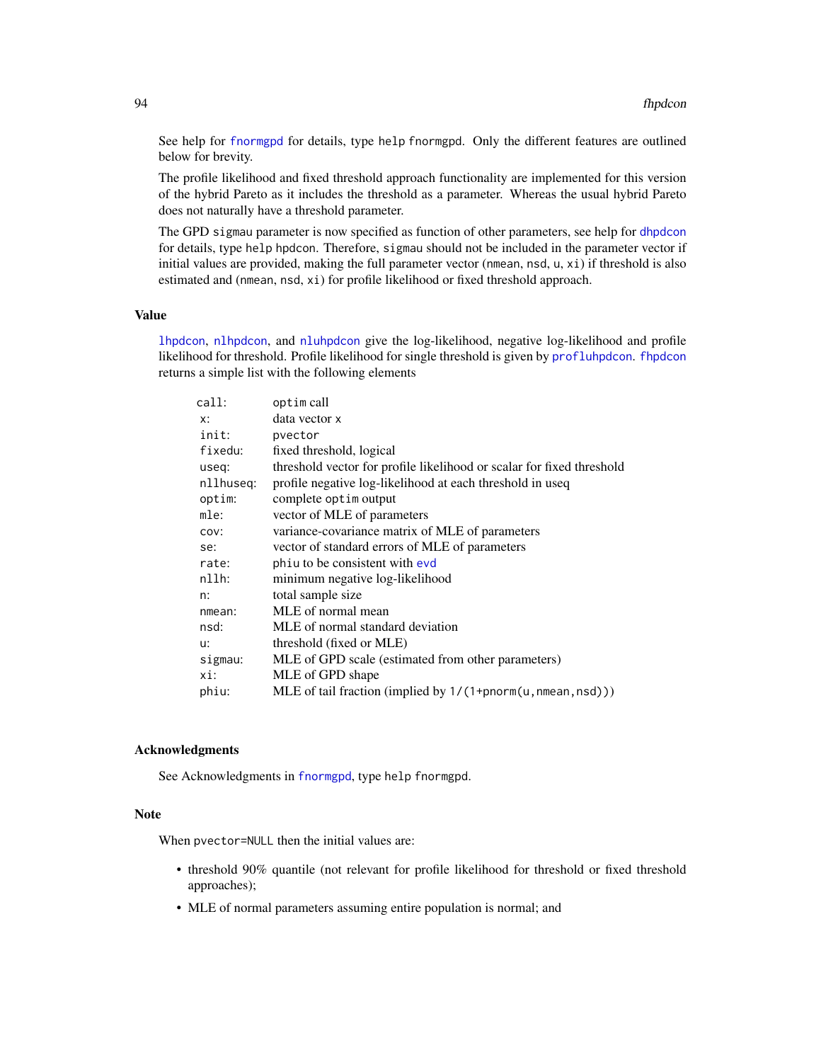See help for fnormgpd for details, type help fnormgpd. Only the different features are outlined below for brevity.

The profile likelihood and fixed threshold approach functionality are implemented for this version of the hybrid Pareto as it includes the threshold as a parameter. Whereas the usual hybrid Pareto does not naturally have a threshold parameter.

The GPD sigmau parameter is now specified as function of other parameters, see help for dhpdcon for details, type help hpdcon. Therefore, sigmau should not be included in the parameter vector if initial values are provided, making the full parameter vector (nmean, nsd, u, xi) if threshold is also estimated and (nmean, nsd, xi) for profile likelihood or fixed threshold approach.

## Value

lhpdcon, nlhpdcon, and nluhpdcon give the log-likelihood, negative log-likelihood and profile likelihood for threshold. Profile likelihood for single threshold is given by profluhpdcon. fhpdcon returns a simple list with the following elements

| | |
|---|---|
| call: | optim call |
| x: | data vector x |
| init: | pvector |
| fixedu: | fixed threshold, logical |
| useq: | threshold vector for profile likelihood or scalar for fixed threshold |
| nllhuseq: | profile negative log-likelihood at each threshold in useq |
| optim: | complete optim output |
| mle: | vector of MLE of parameters |
| cov: | variance-covariance matrix of MLE of parameters |
| se: | vector of standard errors of MLE of parameters |
| rate: | phiu to be consistent with evd |
| nllh: | minimum negative log-likelihood |
| n: | total sample size |
| nmean: | MLE of normal mean |
| nsd: | MLE of normal standard deviation |
| u: | threshold (fixed or MLE) |
| sigmau: | MLE of GPD scale (estimated from other parameters) |
| xi: | MLE of GPD shape |
| phiu: | MLE of tail fraction (implied by 1/(1+pnorm(u,nmean,nsd))) |

## Acknowledgments

See Acknowledgments in fnormgpd, type help fnormgpd.

## Note

When pvector=NULL then the initial values are:

- threshold 90% quantile (not relevant for profile likelihood for threshold or fixed threshold approaches);
- MLE of normal parameters assuming entire population is normal; and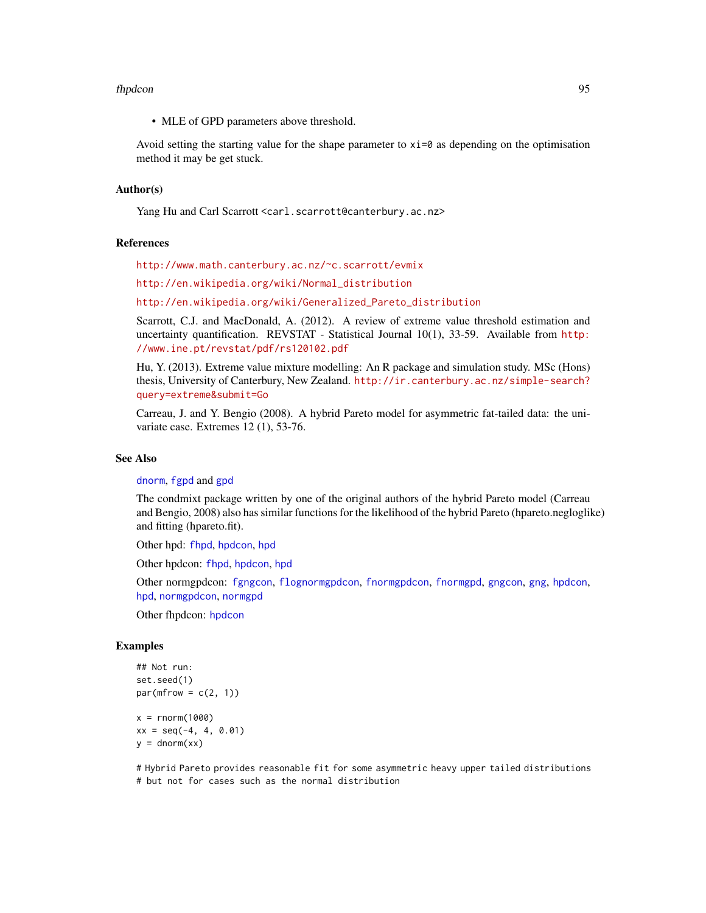- MLE of GPD parameters above threshold.

Avoid setting the starting value for the shape parameter to `xi=0` as depending on the optimisation method it may be get stuck.

### Author(s)

Yang Hu and Carl Scarrott <carl.scarrott@canterbury.ac.nz>

### References

http://www.math.canterbury.ac.nz/~c.scarrott/evmix

http://en.wikipedia.org/wiki/Normal_distribution

http://en.wikipedia.org/wiki/Generalized_Pareto_distribution

Scarrott, C.J. and MacDonald, A. (2012). A review of extreme value threshold estimation and uncertainty quantification. REVSTAT - Statistical Journal 10(1), 33-59. Available from http://www.ine.pt/revstat/pdf/rs120102.pdf

Hu, Y. (2013). Extreme value mixture modelling: An R package and simulation study. MSc (Hons) thesis, University of Canterbury, New Zealand. http://ir.canterbury.ac.nz/simple-search?query=extreme&submit=Go

Carreau, J. and Y. Bengio (2008). A hybrid Pareto model for asymmetric fat-tailed data: the univariate case. Extremes 12 (1), 53-76.

### See Also

dnorm, fgpd and gpd

The condmixt package written by one of the original authors of the hybrid Pareto model (Carreau and Bengio, 2008) also has similar functions for the likelihood of the hybrid Pareto (hpareto.negloglike) and fitting (hpareto.fit).

Other hpd: fhpd, hpdcon, hpd

Other hpdcon: fhpd, hpdcon, hpd

Other normgpdcon: fgngcon, flognormgpdcon, fnormgpdcon, fnormgpd, gngcon, gng, hpdcon, hpd, normgpdcon, normgpd

Other fhpdcon: hpdcon

### Examples

```
## Not run:
set.seed(1)
par(mfrow = c(2, 1))

x = rnorm(1000)
xx = seq(-4, 4, 0.01)
y = dnorm(xx)

# Hybrid Pareto provides reasonable fit for some asymmetric heavy upper tailed distributions
# but not for cases such as the normal distribution
```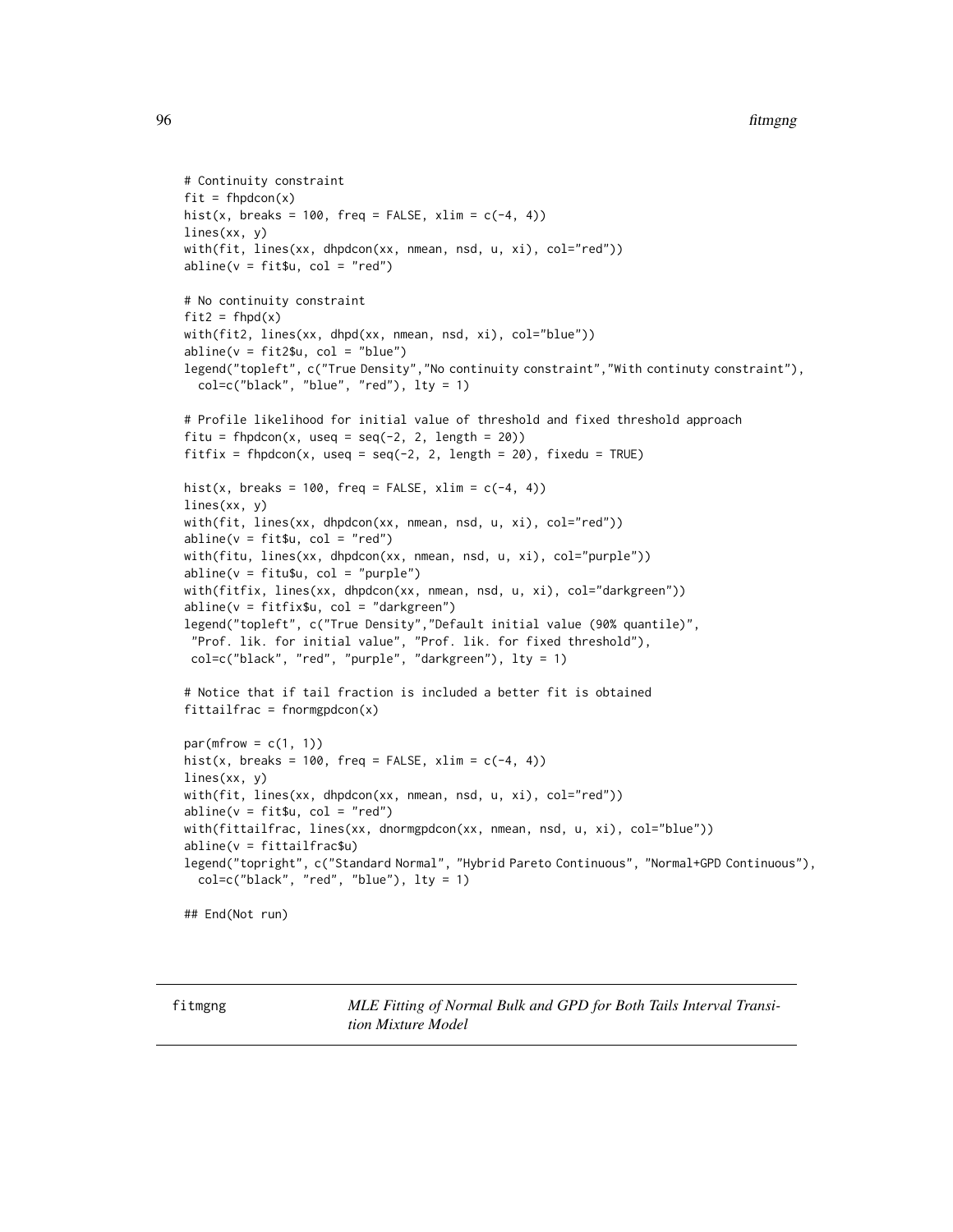```
# Continuity constraint
fit = fhpdcon(x)
hist(x, breaks = 100, freq = FALSE, xlim = c(-4, 4))
lines(xx, y)
with(fit, lines(xx, dhpdcon(xx, nmean, nsd, u, xi), col="red"))
abline(v = fit$u, col = "red")

# No continuity constraint
fit2 = fhpd(x)
with(fit2, lines(xx, dhpd(xx, nmean, nsd, xi), col="blue"))
abline(v = fit2$u, col = "blue")
legend("topleft", c("True Density","No continuity constraint","With continuty constraint"),
  col=c("black", "blue", "red"), lty = 1)

# Profile likelihood for initial value of threshold and fixed threshold approach
fitu = fhpdcon(x, useq = seq(-2, 2, length = 20))
fitfix = fhpdcon(x, useq = seq(-2, 2, length = 20), fixedu = TRUE)

hist(x, breaks = 100, freq = FALSE, xlim = c(-4, 4))
lines(xx, y)
with(fit, lines(xx, dhpdcon(xx, nmean, nsd, u, xi), col="red"))
abline(v = fit$u, col = "red")
with(fitu, lines(xx, dhpdcon(xx, nmean, nsd, u, xi), col="purple"))
abline(v = fitu$u, col = "purple")
with(fitfix, lines(xx, dhpdcon(xx, nmean, nsd, u, xi), col="darkgreen"))
abline(v = fitfix$u, col = "darkgreen")
legend("topleft", c("True Density","Default initial value (90% quantile)",
 "Prof. lik. for initial value", "Prof. lik. for fixed threshold"),
 col=c("black", "red", "purple", "darkgreen"), lty = 1)

# Notice that if tail fraction is included a better fit is obtained
fittailfrac = fnormgpdcon(x)

par(mfrow = c(1, 1))
hist(x, breaks = 100, freq = FALSE, xlim = c(-4, 4))
lines(xx, y)
with(fit, lines(xx, dhpdcon(xx, nmean, nsd, u, xi), col="red"))
abline(v = fit$u, col = "red")
with(fittailfrac, lines(xx, dnormgpdcon(xx, nmean, nsd, u, xi), col="blue"))
abline(v = fittailfrac$u)
legend("topright", c("Standard Normal", "Hybrid Pareto Continuous", "Normal+GPD Continuous"),
  col=c("black", "red", "blue"), lty = 1)

## End(Not run)
```

---

fitmgng — *MLE Fitting of Normal Bulk and GPD for Both Tails Interval Transition Mixture Model*

---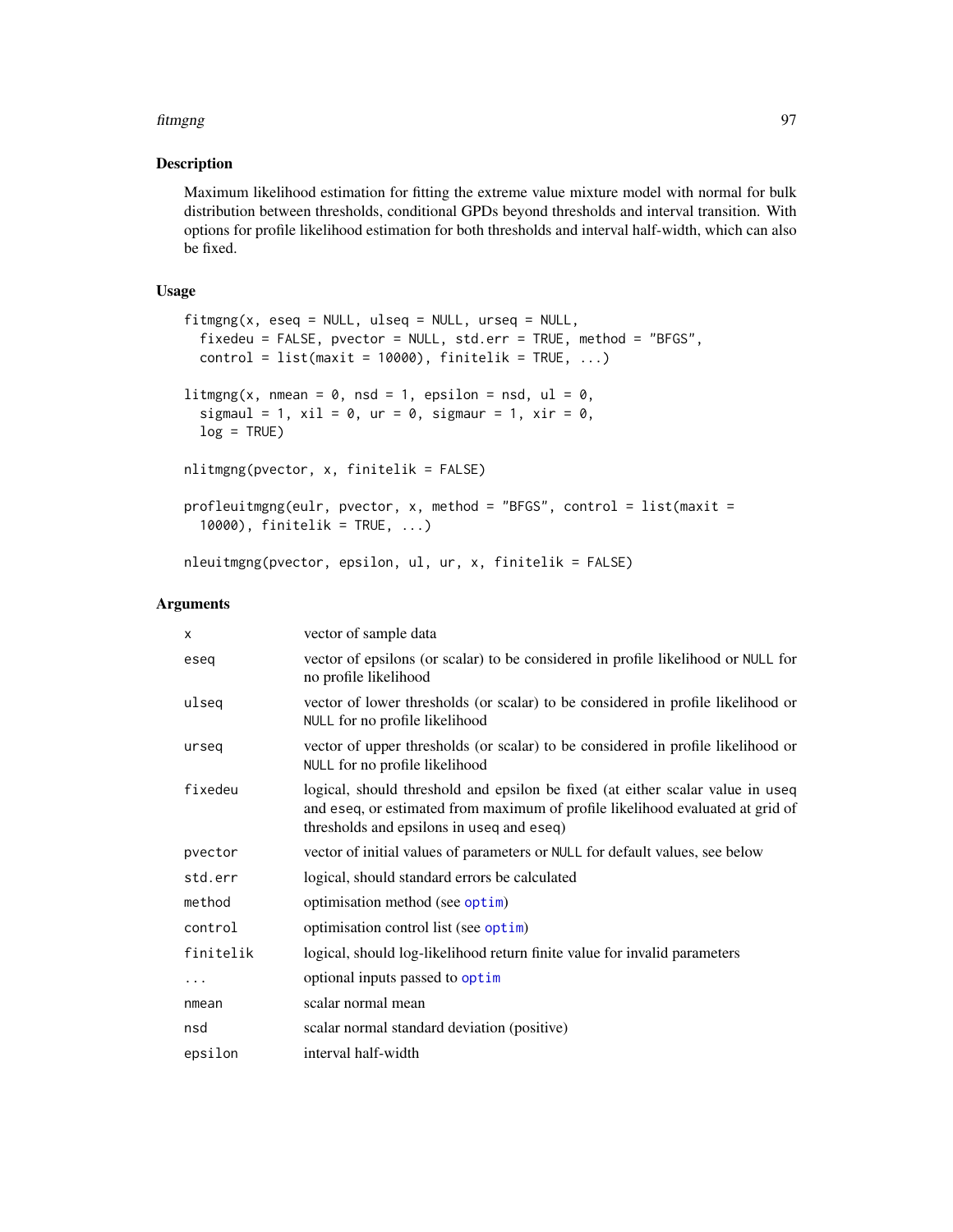## Description

Maximum likelihood estimation for fitting the extreme value mixture model with normal for bulk distribution between thresholds, conditional GPDs beyond thresholds and interval transition. With options for profile likelihood estimation for both thresholds and interval half-width, which can also be fixed.

## Usage

```
fitmgng(x, eseq = NULL, ulseq = NULL, urseq = NULL,
  fixedeu = FALSE, pvector = NULL, std.err = TRUE, method = "BFGS",
  control = list(maxit = 10000), finitelik = TRUE, ...)

litmgng(x, nmean = 0, nsd = 1, epsilon = nsd, ul = 0,
  sigmaul = 1, xil = 0, ur = 0, sigmaur = 1, xir = 0,
  log = TRUE)

nlitmgng(pvector, x, finitelik = FALSE)

profleuitmgng(eulr, pvector, x, method = "BFGS", control = list(maxit =
  10000), finitelik = TRUE, ...)

nleuitmgng(pvector, epsilon, ul, ur, x, finitelik = FALSE)
```

## Arguments

| | |
|---|---|
| x | vector of sample data |
| eseq | vector of epsilons (or scalar) to be considered in profile likelihood or NULL for no profile likelihood |
| ulseq | vector of lower thresholds (or scalar) to be considered in profile likelihood or NULL for no profile likelihood |
| urseq | vector of upper thresholds (or scalar) to be considered in profile likelihood or NULL for no profile likelihood |
| fixedeu | logical, should threshold and epsilon be fixed (at either scalar value in useq and eseq, or estimated from maximum of profile likelihood evaluated at grid of thresholds and epsilons in useq and eseq) |
| pvector | vector of initial values of parameters or NULL for default values, see below |
| std.err | logical, should standard errors be calculated |
| method | optimisation method (see optim) |
| control | optimisation control list (see optim) |
| finitelik | logical, should log-likelihood return finite value for invalid parameters |
| ... | optional inputs passed to optim |
| nmean | scalar normal mean |
| nsd | scalar normal standard deviation (positive) |
| epsilon | interval half-width |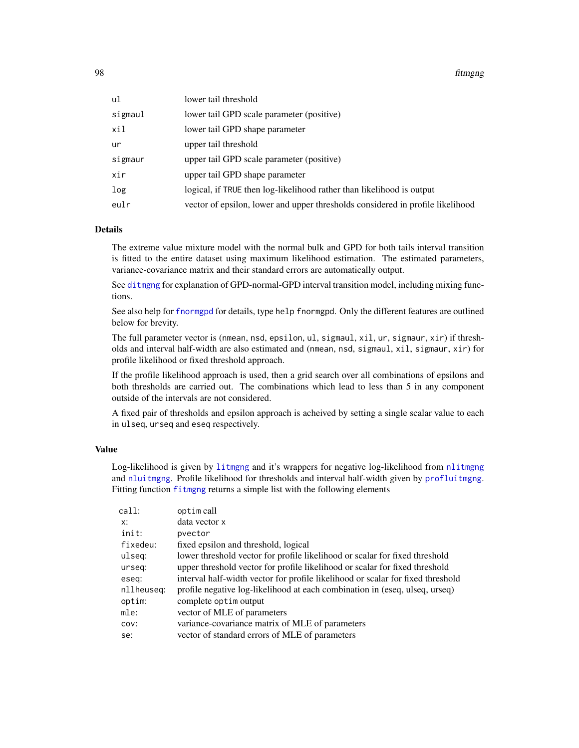| | |
|---|---|
| `ul` | lower tail threshold |
| `sigmaul` | lower tail GPD scale parameter (positive) |
| `xil` | lower tail GPD shape parameter |
| `ur` | upper tail threshold |
| `sigmaur` | upper tail GPD scale parameter (positive) |
| `xir` | upper tail GPD shape parameter |
| `log` | logical, if `TRUE` then log-likelihood rather than likelihood is output |
| `eulr` | vector of epsilon, lower and upper thresholds considered in profile likelihood |

## Details

The extreme value mixture model with the normal bulk and GPD for both tails interval transition is fitted to the entire dataset using maximum likelihood estimation. The estimated parameters, variance-covariance matrix and their standard errors are automatically output.

See `ditmgng` for explanation of GPD-normal-GPD interval transition model, including mixing functions.

See also help for `fnormgpd` for details, type `help fnormgpd`. Only the different features are outlined below for brevity.

The full parameter vector is (`nmean`, `nsd`, `epsilon`, `ul`, `sigmaul`, `xil`, `ur`, `sigmaur`, `xir`) if thresholds and interval half-width are also estimated and (`nmean`, `nsd`, `sigmaul`, `xil`, `sigmaur`, `xir`) for profile likelihood or fixed threshold approach.

If the profile likelihood approach is used, then a grid search over all combinations of epsilons and both thresholds are carried out. The combinations which lead to less than 5 in any component outside of the intervals are not considered.

A fixed pair of thresholds and epsilon approach is acheived by setting a single scalar value to each in `ulseq`, `urseq` and `eseq` respectively.

## Value

Log-likelihood is given by `litmgng` and it's wrappers for negative log-likelihood from `nlitmgng` and `nluitmgng`. Profile likelihood for thresholds and interval half-width given by `profluitmgng`. Fitting function `fitmgng` returns a simple list with the following elements

| | |
|---|---|
| `call:` | `optim` call |
| `x:` | data vector `x` |
| `init:` | `pvector` |
| `fixedeu:` | fixed epsilon and threshold, logical |
| `ulseq:` | lower threshold vector for profile likelihood or scalar for fixed threshold |
| `urseq:` | upper threshold vector for profile likelihood or scalar for fixed threshold |
| `eseq:` | interval half-width vector for profile likelihood or scalar for fixed threshold |
| `nllheuseq:` | profile negative log-likelihood at each combination in (eseq, ulseq, urseq) |
| `optim:` | complete `optim` output |
| `mle:` | vector of MLE of parameters |
| `cov:` | variance-covariance matrix of MLE of parameters |
| `se:` | vector of standard errors of MLE of parameters |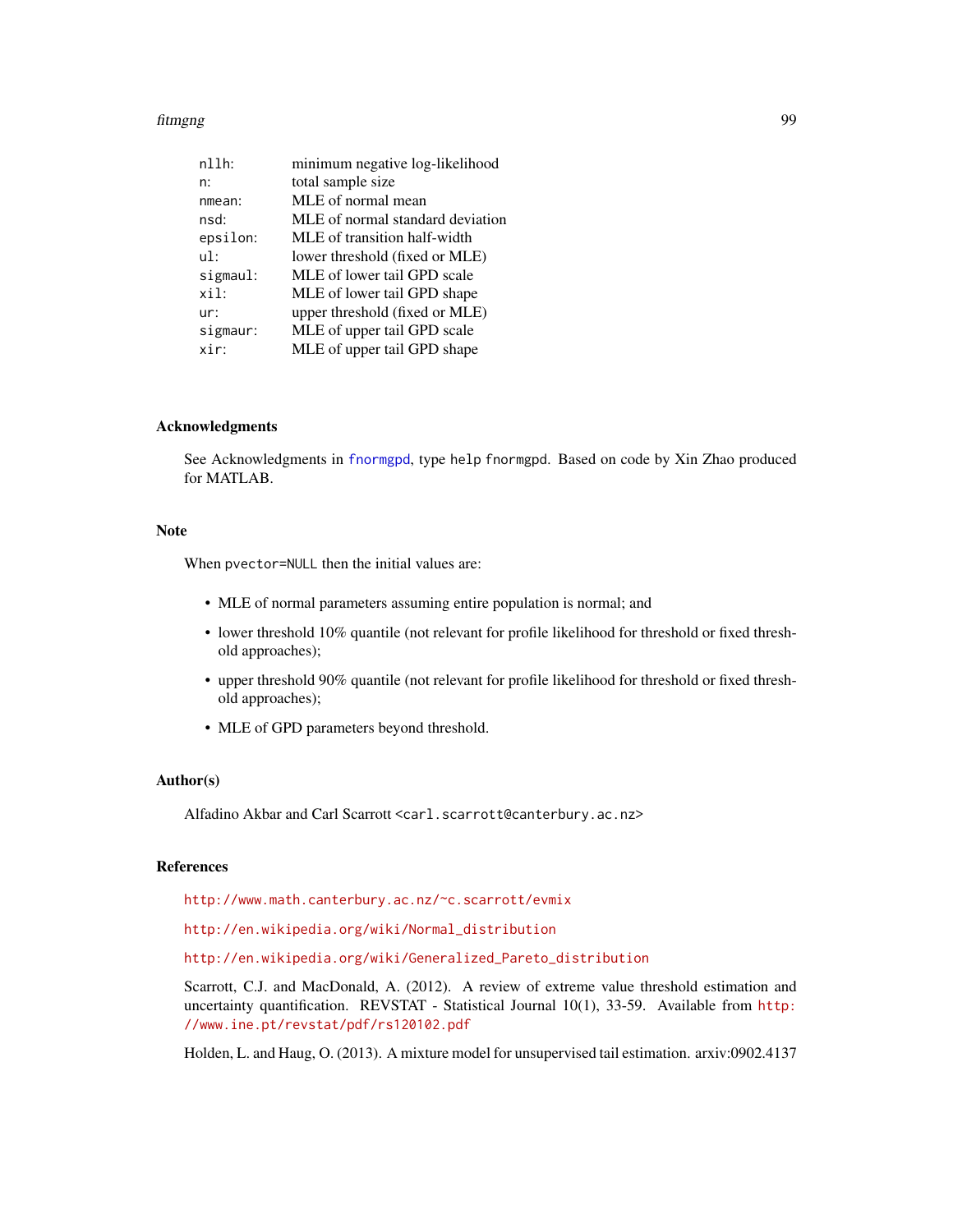| | |
|---|---|
| `nllh:` | minimum negative log-likelihood |
| `n:` | total sample size |
| `nmean:` | MLE of normal mean |
| `nsd:` | MLE of normal standard deviation |
| `epsilon:` | MLE of transition half-width |
| `ul:` | lower threshold (fixed or MLE) |
| `sigmaul:` | MLE of lower tail GPD scale |
| `xil:` | MLE of lower tail GPD shape |
| `ur:` | upper threshold (fixed or MLE) |
| `sigmaur:` | MLE of upper tail GPD scale |
| `xir:` | MLE of upper tail GPD shape |

## Acknowledgments

See Acknowledgments in `fnormgpd`, type `help fnormgpd`. Based on code by Xin Zhao produced for MATLAB.

## Note

When `pvector=NULL` then the initial values are:

- MLE of normal parameters assuming entire population is normal; and
- lower threshold 10% quantile (not relevant for profile likelihood for threshold or fixed threshold approaches);
- upper threshold 90% quantile (not relevant for profile likelihood for threshold or fixed threshold approaches);
- MLE of GPD parameters beyond threshold.

## Author(s)

Alfadino Akbar and Carl Scarrott <carl.scarrott@canterbury.ac.nz>

## References

http://www.math.canterbury.ac.nz/~c.scarrott/evmix

http://en.wikipedia.org/wiki/Normal_distribution

http://en.wikipedia.org/wiki/Generalized_Pareto_distribution

Scarrott, C.J. and MacDonald, A. (2012). A review of extreme value threshold estimation and uncertainty quantification. REVSTAT - Statistical Journal 10(1), 33-59. Available from http://www.ine.pt/revstat/pdf/rs120102.pdf

Holden, L. and Haug, O. (2013). A mixture model for unsupervised tail estimation. arxiv:0902.4137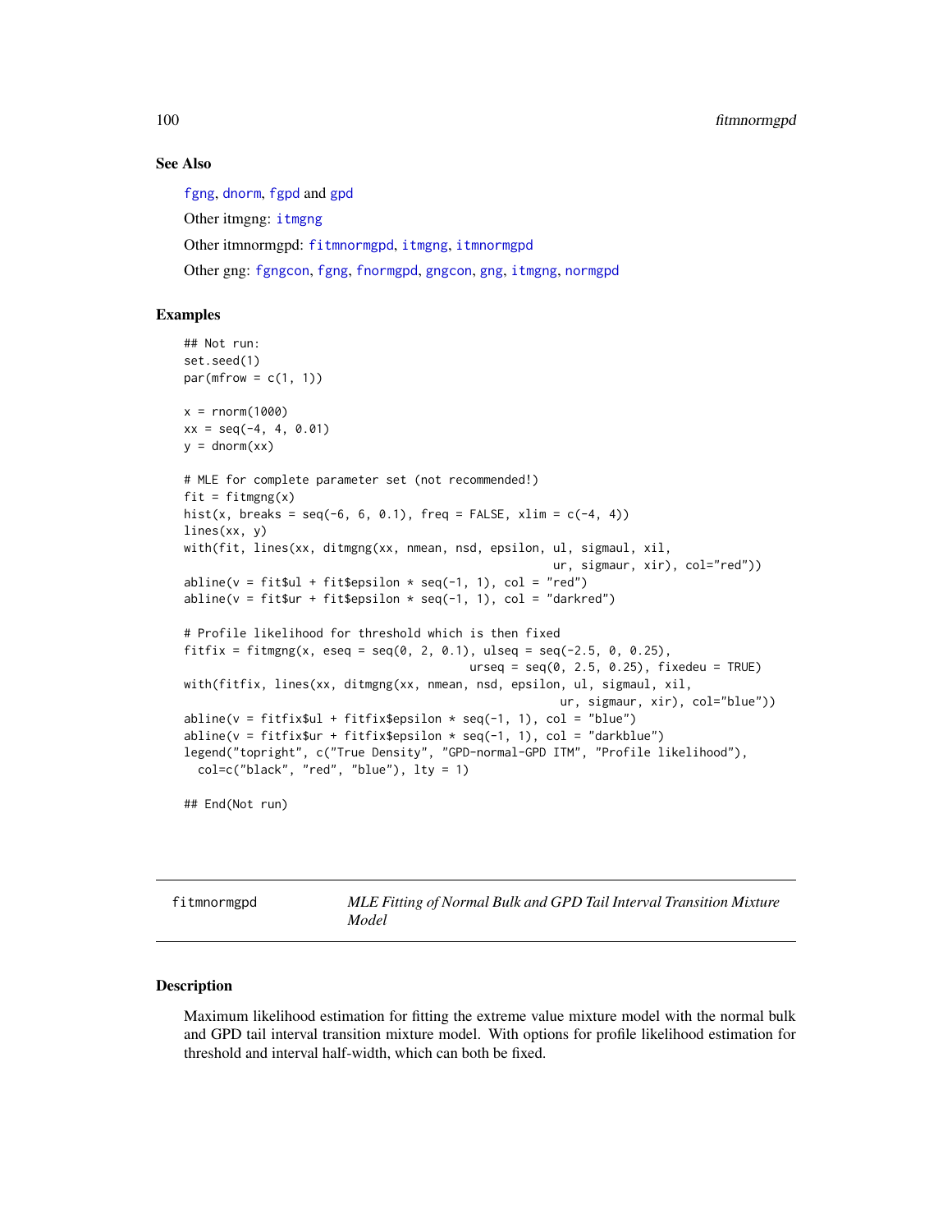### See Also

fgng, dnorm, fgpd and gpd

Other itmgng: itmgng

Other itmnormgpd: fitmnormgpd, itmgng, itmnormgpd

Other gng: fgngcon, fgng, fnormgpd, gngcon, gng, itmgng, normgpd

### Examples

```
## Not run:
set.seed(1)
par(mfrow = c(1, 1))

x = rnorm(1000)
xx = seq(-4, 4, 0.01)
y = dnorm(xx)

# MLE for complete parameter set (not recommended!)
fit = fitmgng(x)
hist(x, breaks = seq(-6, 6, 0.1), freq = FALSE, xlim = c(-4, 4))
lines(xx, y)
with(fit, lines(xx, ditmgng(xx, nmean, nsd, epsilon, ul, sigmaul, xil,
                                                ur, sigmaur, xir), col="red"))
abline(v = fit$ul + fit$epsilon * seq(-1, 1), col = "red")
abline(v = fit$ur + fit$epsilon * seq(-1, 1), col = "darkred")

# Profile likelihood for threshold which is then fixed
fitfix = fitmgng(x, eseq = seq(0, 2, 0.1), ulseq = seq(-2.5, 0, 0.25),
                                    urseq = seq(0, 2.5, 0.25), fixedeu = TRUE)
with(fitfix, lines(xx, ditmgng(xx, nmean, nsd, epsilon, ul, sigmaul, xil,
                                                 ur, sigmaur, xir), col="blue"))
abline(v = fitfix$ul + fitfix$epsilon * seq(-1, 1), col = "blue")
abline(v = fitfix$ur + fitfix$epsilon * seq(-1, 1), col = "darkblue")
legend("topright", c("True Density", "GPD-normal-GPD ITM", "Profile likelihood"),
  col=c("black", "red", "blue"), lty = 1)

## End(Not run)
```

---

## fitmnormgpd — *MLE Fitting of Normal Bulk and GPD Tail Interval Transition Mixture Model*

---

### Description

Maximum likelihood estimation for fitting the extreme value mixture model with the normal bulk and GPD tail interval transition mixture model. With options for profile likelihood estimation for threshold and interval half-width, which can both be fixed.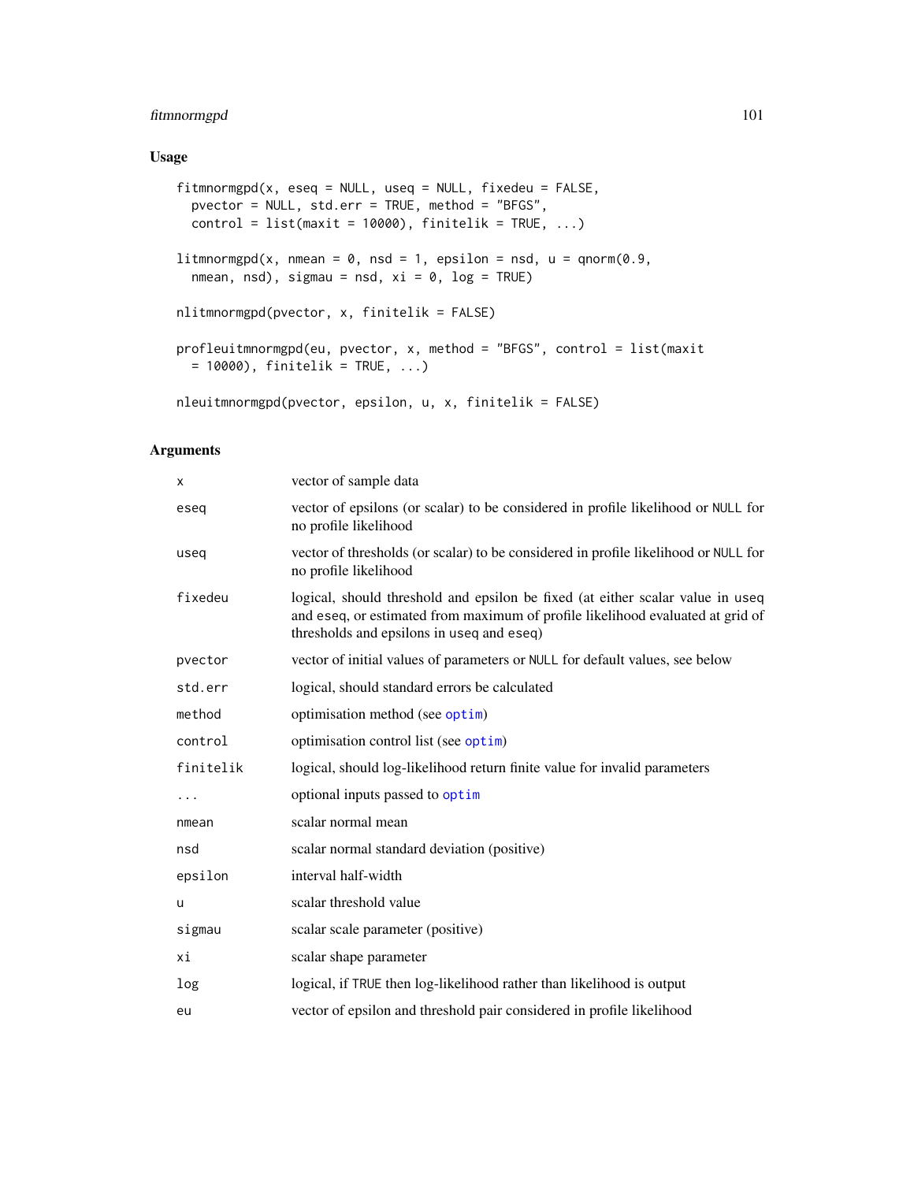## Usage

```
fitmnormgpd(x, eseq = NULL, useq = NULL, fixedeu = FALSE,
  pvector = NULL, std.err = TRUE, method = "BFGS",
  control = list(maxit = 10000), finitelik = TRUE, ...)

litmnormgpd(x, nmean = 0, nsd = 1, epsilon = nsd, u = qnorm(0.9,
  nmean, nsd), sigmau = nsd, xi = 0, log = TRUE)

nlitmnormgpd(pvector, x, finitelik = FALSE)

profleuitmnormgpd(eu, pvector, x, method = "BFGS", control = list(maxit
  = 10000), finitelik = TRUE, ...)

nleuitmnormgpd(pvector, epsilon, u, x, finitelik = FALSE)
```

## Arguments

| | |
|---|---|
| x | vector of sample data |
| eseq | vector of epsilons (or scalar) to be considered in profile likelihood or NULL for no profile likelihood |
| useq | vector of thresholds (or scalar) to be considered in profile likelihood or NULL for no profile likelihood |
| fixedeu | logical, should threshold and epsilon be fixed (at either scalar value in useq and eseq, or estimated from maximum of profile likelihood evaluated at grid of thresholds and epsilons in useq and eseq) |
| pvector | vector of initial values of parameters or NULL for default values, see below |
| std.err | logical, should standard errors be calculated |
| method | optimisation method (see optim) |
| control | optimisation control list (see optim) |
| finitelik | logical, should log-likelihood return finite value for invalid parameters |
| ... | optional inputs passed to optim |
| nmean | scalar normal mean |
| nsd | scalar normal standard deviation (positive) |
| epsilon | interval half-width |
| u | scalar threshold value |
| sigmau | scalar scale parameter (positive) |
| xi | scalar shape parameter |
| log | logical, if TRUE then log-likelihood rather than likelihood is output |
| eu | vector of epsilon and threshold pair considered in profile likelihood |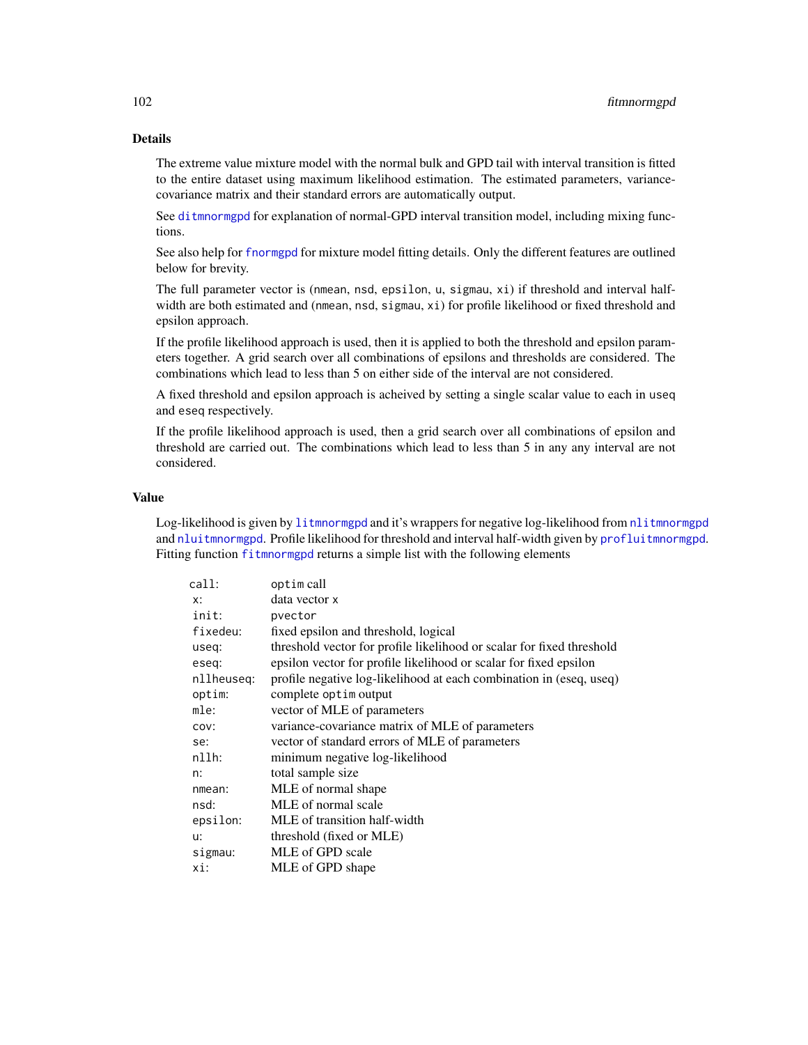## Details

The extreme value mixture model with the normal bulk and GPD tail with interval transition is fitted to the entire dataset using maximum likelihood estimation. The estimated parameters, variance-covariance matrix and their standard errors are automatically output.

See `ditmnormgpd` for explanation of normal-GPD interval transition model, including mixing functions.

See also help for `fnormgpd` for mixture model fitting details. Only the different features are outlined below for brevity.

The full parameter vector is (`nmean`, `nsd`, `epsilon`, `u`, `sigmau`, `xi`) if threshold and interval half-width are both estimated and (`nmean`, `nsd`, `sigmau`, `xi`) for profile likelihood or fixed threshold and epsilon approach.

If the profile likelihood approach is used, then it is applied to both the threshold and epsilon parameters together. A grid search over all combinations of epsilons and thresholds are considered. The combinations which lead to less than 5 on either side of the interval are not considered.

A fixed threshold and epsilon approach is acheived by setting a single scalar value to each in `useq` and `eseq` respectively.

If the profile likelihood approach is used, then a grid search over all combinations of epsilon and threshold are carried out. The combinations which lead to less than 5 in any any interval are not considered.

## Value

Log-likelihood is given by `litmnormgpd` and it's wrappers for negative log-likelihood from `nlitmnormgpd` and `nluitmnormgpd`. Profile likelihood for threshold and interval half-width given by `profluitmnormgpd`. Fitting function `fitmnormgpd` returns a simple list with the following elements

| | |
|---|---|
| `call`: | `optim` call |
| `x`: | data vector `x` |
| `init`: | `pvector` |
| `fixedeu`: | fixed epsilon and threshold, logical |
| `useq`: | threshold vector for profile likelihood or scalar for fixed threshold |
| `eseq`: | epsilon vector for profile likelihood or scalar for fixed epsilon |
| `nllheuseq`: | profile negative log-likelihood at each combination in (eseq, useq) |
| `optim`: | complete `optim` output |
| `mle`: | vector of MLE of parameters |
| `cov`: | variance-covariance matrix of MLE of parameters |
| `se`: | vector of standard errors of MLE of parameters |
| `nllh`: | minimum negative log-likelihood |
| `n`: | total sample size |
| `nmean`: | MLE of normal shape |
| `nsd`: | MLE of normal scale |
| `epsilon`: | MLE of transition half-width |
| `u`: | threshold (fixed or MLE) |
| `sigmau`: | MLE of GPD scale |
| `xi`: | MLE of GPD shape |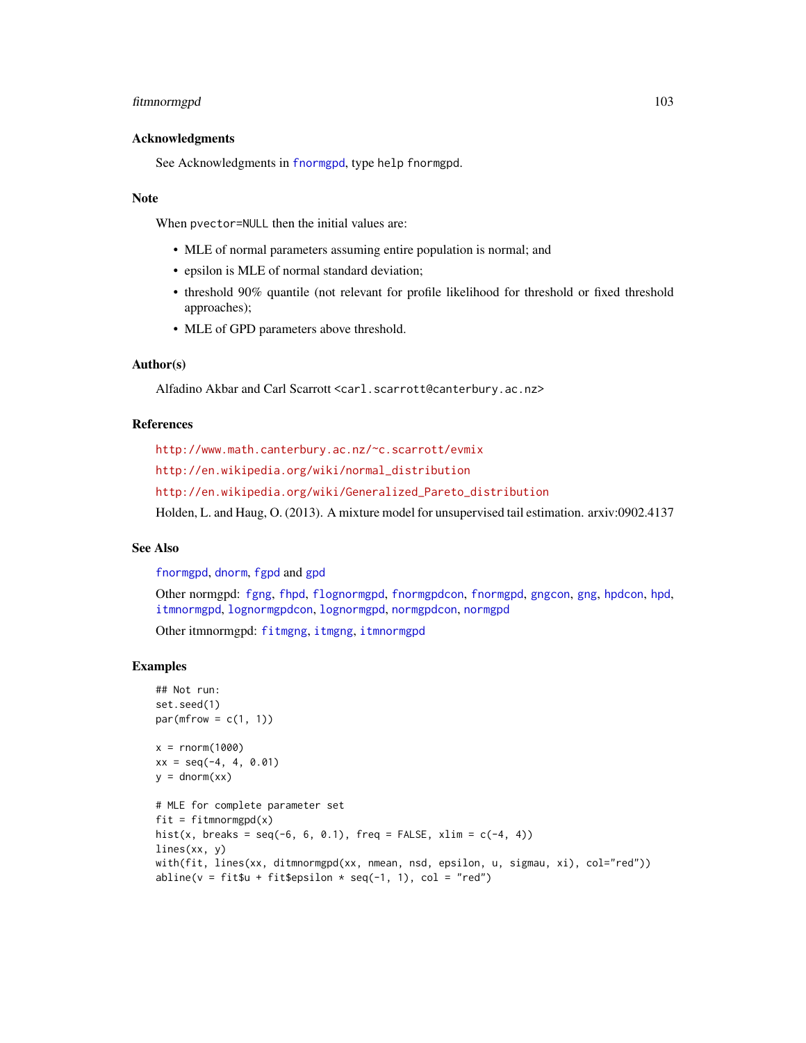## Acknowledgments

See Acknowledgments in fnormgpd, type help fnormgpd.

## Note

When pvector=NULL then the initial values are:

- MLE of normal parameters assuming entire population is normal; and
- epsilon is MLE of normal standard deviation;
- threshold 90% quantile (not relevant for profile likelihood for threshold or fixed threshold approaches);
- MLE of GPD parameters above threshold.

## Author(s)

Alfadino Akbar and Carl Scarrott <carl.scarrott@canterbury.ac.nz>

## References

http://www.math.canterbury.ac.nz/~c.scarrott/evmix

http://en.wikipedia.org/wiki/normal_distribution

http://en.wikipedia.org/wiki/Generalized_Pareto_distribution

Holden, L. and Haug, O. (2013). A mixture model for unsupervised tail estimation. arxiv:0902.4137

## See Also

fnormgpd, dnorm, fgpd and gpd

Other normgpd: fgng, fhpd, flognormgpd, fnormgpdcon, fnormgpd, gngcon, gng, hpdcon, hpd, itmnormgpd, lognormgpdcon, lognormgpd, normgpdcon, normgpd

Other itmnormgpd: fitmgng, itmgng, itmnormgpd

## Examples

```
## Not run:
set.seed(1)
par(mfrow = c(1, 1))

x = rnorm(1000)
xx = seq(-4, 4, 0.01)
y = dnorm(xx)

# MLE for complete parameter set
fit = fitmnormgpd(x)
hist(x, breaks = seq(-6, 6, 0.1), freq = FALSE, xlim = c(-4, 4))
lines(xx, y)
with(fit, lines(xx, ditmnormgpd(xx, nmean, nsd, epsilon, u, sigmau, xi), col="red"))
abline(v = fit$u + fit$epsilon * seq(-1, 1), col = "red")
```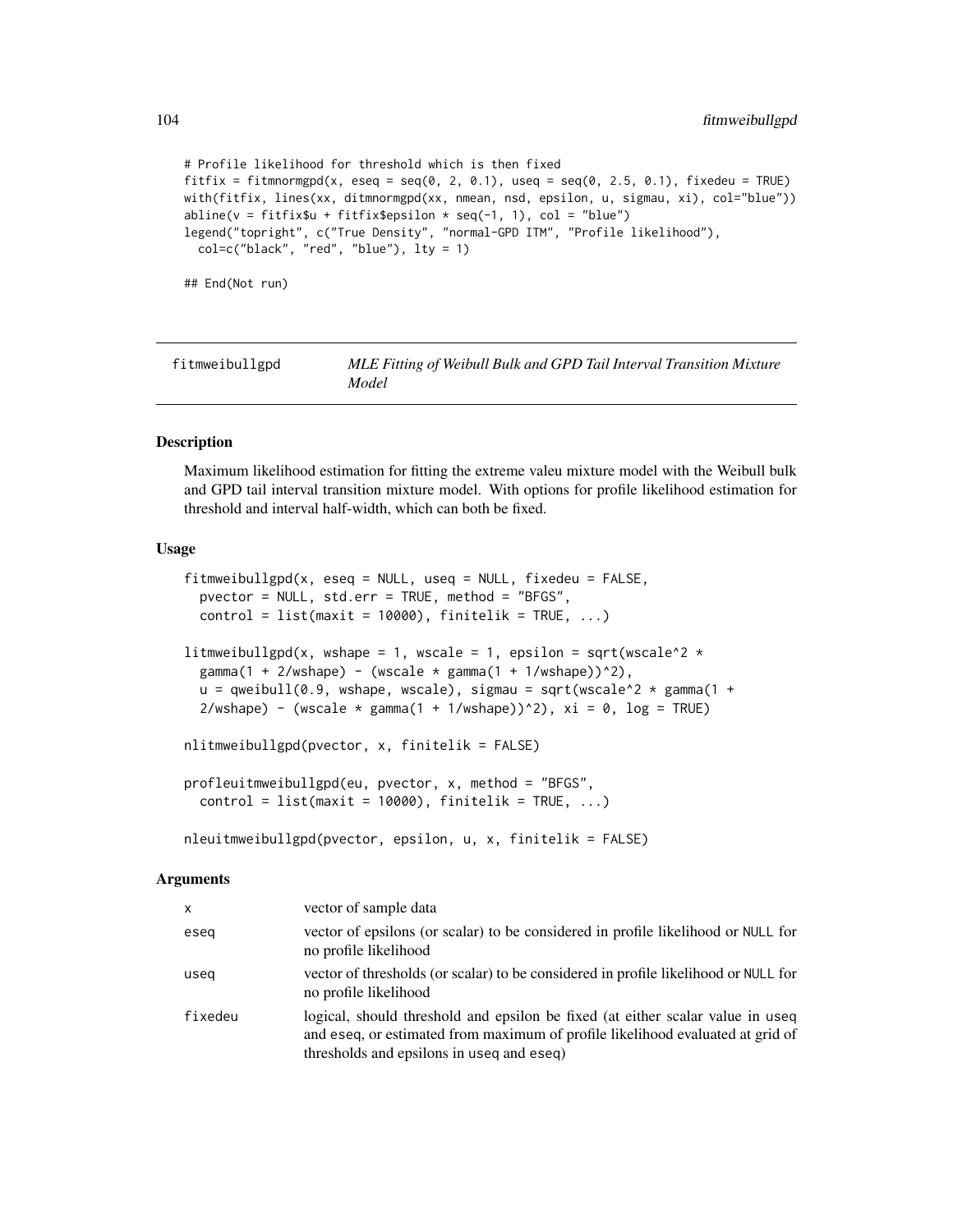```
# Profile likelihood for threshold which is then fixed
fitfix = fitmnormgpd(x, eseq = seq(0, 2, 0.1), useq = seq(0, 2.5, 0.1), fixedeu = TRUE)
with(fitfix, lines(xx, ditmnormgpd(xx, nmean, nsd, epsilon, u, sigmau, xi), col="blue"))
abline(v = fitfix$u + fitfix$epsilon * seq(-1, 1), col = "blue")
legend("topright", c("True Density", "normal-GPD ITM", "Profile likelihood"),
  col=c("black", "red", "blue"), lty = 1)

## End(Not run)
```

---

fitmweibullgpd — *MLE Fitting of Weibull Bulk and GPD Tail Interval Transition Mixture Model*

---

## Description

Maximum likelihood estimation for fitting the extreme valeu mixture model with the Weibull bulk and GPD tail interval transition mixture model. With options for profile likelihood estimation for threshold and interval half-width, which can both be fixed.

## Usage

```
fitmweibullgpd(x, eseq = NULL, useq = NULL, fixedeu = FALSE,
  pvector = NULL, std.err = TRUE, method = "BFGS",
  control = list(maxit = 10000), finitelik = TRUE, ...)

litmweibullgpd(x, wshape = 1, wscale = 1, epsilon = sqrt(wscale^2 *
  gamma(1 + 2/wshape) - (wscale * gamma(1 + 1/wshape))^2),
  u = qweibull(0.9, wshape, wscale), sigmau = sqrt(wscale^2 * gamma(1 +
  2/wshape) - (wscale * gamma(1 + 1/wshape))^2), xi = 0, log = TRUE)

nlitmweibullgpd(pvector, x, finitelik = FALSE)

profleuitmweibullgpd(eu, pvector, x, method = "BFGS",
  control = list(maxit = 10000), finitelik = TRUE, ...)

nleuitmweibullgpd(pvector, epsilon, u, x, finitelik = FALSE)
```

## Arguments

| | |
|---|---|
| x | vector of sample data |
| eseq | vector of epsilons (or scalar) to be considered in profile likelihood or NULL for no profile likelihood |
| useq | vector of thresholds (or scalar) to be considered in profile likelihood or NULL for no profile likelihood |
| fixedeu | logical, should threshold and epsilon be fixed (at either scalar value in useq and eseq, or estimated from maximum of profile likelihood evaluated at grid of thresholds and epsilons in useq and eseq) |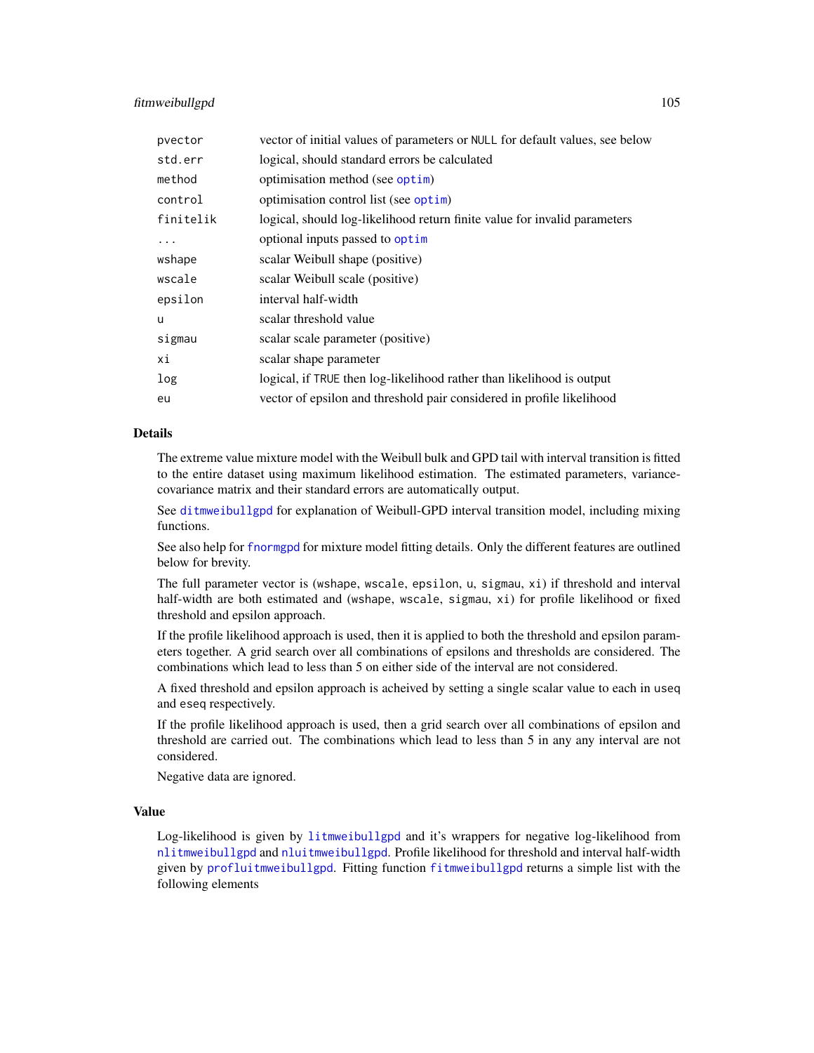| | |
|---|---|
| `pvector` | vector of initial values of parameters or `NULL` for default values, see below |
| `std.err` | logical, should standard errors be calculated |
| `method` | optimisation method (see `optim`) |
| `control` | optimisation control list (see `optim`) |
| `finitelik` | logical, should log-likelihood return finite value for invalid parameters |
| `...` | optional inputs passed to `optim` |
| `wshape` | scalar Weibull shape (positive) |
| `wscale` | scalar Weibull scale (positive) |
| `epsilon` | interval half-width |
| `u` | scalar threshold value |
| `sigmau` | scalar scale parameter (positive) |
| `xi` | scalar shape parameter |
| `log` | logical, if `TRUE` then log-likelihood rather than likelihood is output |
| `eu` | vector of epsilon and threshold pair considered in profile likelihood |

## Details

The extreme value mixture model with the Weibull bulk and GPD tail with interval transition is fitted to the entire dataset using maximum likelihood estimation. The estimated parameters, variance-covariance matrix and their standard errors are automatically output.

See `ditmweibullgpd` for explanation of Weibull-GPD interval transition model, including mixing functions.

See also help for `fnormgpd` for mixture model fitting details. Only the different features are outlined below for brevity.

The full parameter vector is (`wshape`, `wscale`, `epsilon`, `u`, `sigmau`, `xi`) if threshold and interval half-width are both estimated and (`wshape`, `wscale`, `sigmau`, `xi`) for profile likelihood or fixed threshold and epsilon approach.

If the profile likelihood approach is used, then it is applied to both the threshold and epsilon parameters together. A grid search over all combinations of epsilons and thresholds are considered. The combinations which lead to less than 5 on either side of the interval are not considered.

A fixed threshold and epsilon approach is acheived by setting a single scalar value to each in `useq` and `eseq` respectively.

If the profile likelihood approach is used, then a grid search over all combinations of epsilon and threshold are carried out. The combinations which lead to less than 5 in any any interval are not considered.

Negative data are ignored.

## Value

Log-likelihood is given by `litmweibullgpd` and it's wrappers for negative log-likelihood from `nlitmweibullgpd` and `nluitmweibullgpd`. Profile likelihood for threshold and interval half-width given by `profluitmweibullgpd`. Fitting function `fitmweibullgpd` returns a simple list with the following elements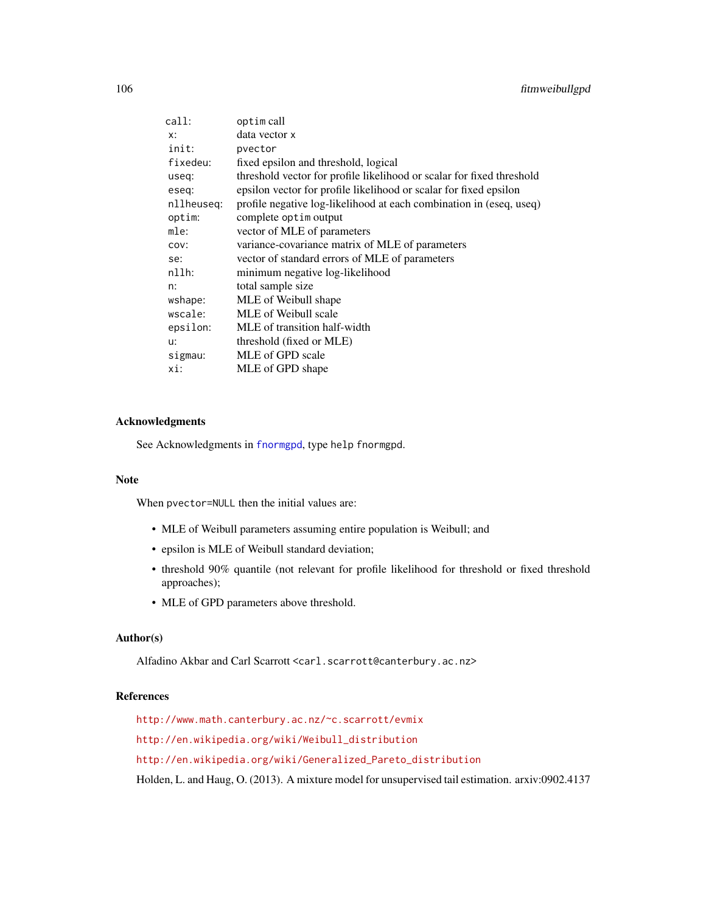| | |
|---|---|
| `call`: | `optim` call |
| `x`: | data vector `x` |
| `init`: | `pvector` |
| `fixedeu`: | fixed epsilon and threshold, logical |
| `useq`: | threshold vector for profile likelihood or scalar for fixed threshold |
| `eseq`: | epsilon vector for profile likelihood or scalar for fixed epsilon |
| `nllheuseq`: | profile negative log-likelihood at each combination in (eseq, useq) |
| `optim`: | complete `optim` output |
| `mle`: | vector of MLE of parameters |
| `cov`: | variance-covariance matrix of MLE of parameters |
| `se`: | vector of standard errors of MLE of parameters |
| `nllh`: | minimum negative log-likelihood |
| `n`: | total sample size |
| `wshape`: | MLE of Weibull shape |
| `wscale`: | MLE of Weibull scale |
| `epsilon`: | MLE of transition half-width |
| `u`: | threshold (fixed or MLE) |
| `sigmau`: | MLE of GPD scale |
| `xi`: | MLE of GPD shape |

## Acknowledgments

See Acknowledgments in `fnormgpd`, type `help fnormgpd`.

## Note

When `pvector=NULL` then the initial values are:

- MLE of Weibull parameters assuming entire population is Weibull; and
- epsilon is MLE of Weibull standard deviation;
- threshold 90% quantile (not relevant for profile likelihood for threshold or fixed threshold approaches);
- MLE of GPD parameters above threshold.

## Author(s)

Alfadino Akbar and Carl Scarrott <carl.scarrott@canterbury.ac.nz>

## References

http://www.math.canterbury.ac.nz/~c.scarrott/evmix

http://en.wikipedia.org/wiki/Weibull_distribution

http://en.wikipedia.org/wiki/Generalized_Pareto_distribution

Holden, L. and Haug, O. (2013). A mixture model for unsupervised tail estimation. arxiv:0902.4137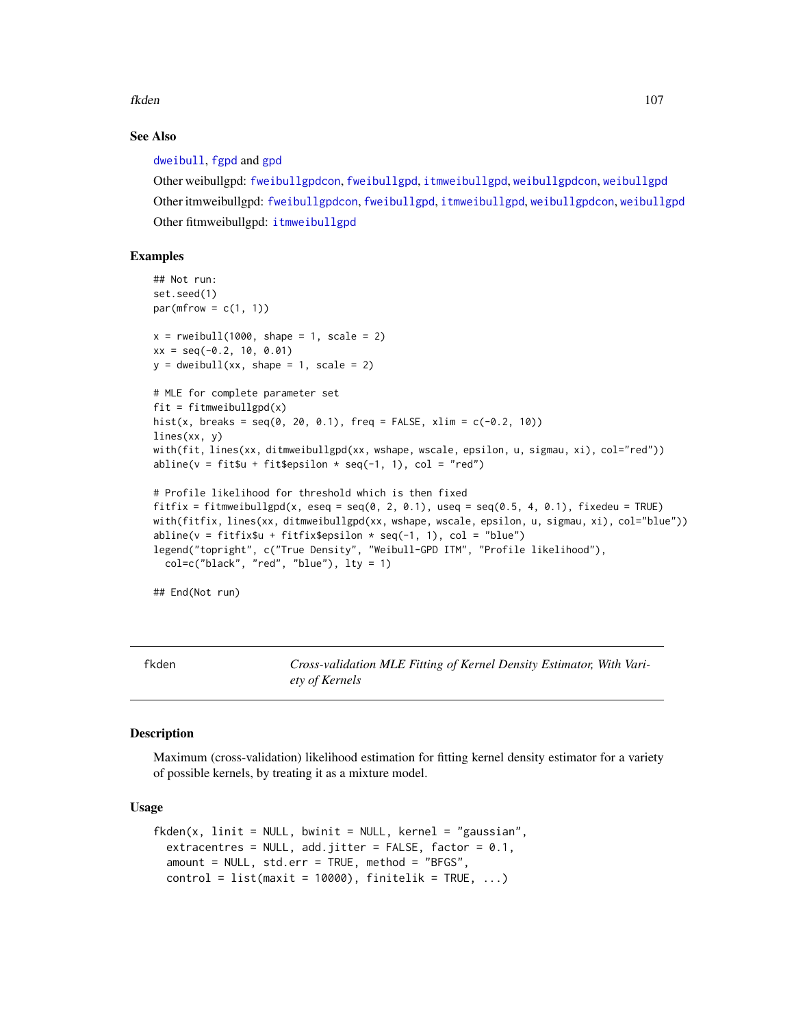### See Also

dweibull, fgpd and gpd

Other weibullgpd: fweibullgpdcon, fweibullgpd, itmweibullgpd, weibullgpdcon, weibullgpd

Other itmweibullgpd: fweibullgpdcon, fweibullgpd, itmweibullgpd, weibullgpdcon, weibullgpd

Other fitmweibullgpd: itmweibullgpd

### Examples

```
## Not run:
set.seed(1)
par(mfrow = c(1, 1))

x = rweibull(1000, shape = 1, scale = 2)
xx = seq(-0.2, 10, 0.01)
y = dweibull(xx, shape = 1, scale = 2)

# MLE for complete parameter set
fit = fitmweibullgpd(x)
hist(x, breaks = seq(0, 20, 0.1), freq = FALSE, xlim = c(-0.2, 10))
lines(xx, y)
with(fit, lines(xx, ditmweibullgpd(xx, wshape, wscale, epsilon, u, sigmau, xi), col="red"))
abline(v = fit$u + fit$epsilon * seq(-1, 1), col = "red")

# Profile likelihood for threshold which is then fixed
fitfix = fitmweibullgpd(x, eseq = seq(0, 2, 0.1), useq = seq(0.5, 4, 0.1), fixedeu = TRUE)
with(fitfix, lines(xx, ditmweibullgpd(xx, wshape, wscale, epsilon, u, sigmau, xi), col="blue"))
abline(v = fitfix$u + fitfix$epsilon * seq(-1, 1), col = "blue")
legend("topright", c("True Density", "Weibull-GPD ITM", "Profile likelihood"),
  col=c("black", "red", "blue"), lty = 1)

## End(Not run)
```

---

## fkden — *Cross-validation MLE Fitting of Kernel Density Estimator, With Variety of Kernels*

### Description

Maximum (cross-validation) likelihood estimation for fitting kernel density estimator for a variety of possible kernels, by treating it as a mixture model.

### Usage

```
fkden(x, linit = NULL, bwinit = NULL, kernel = "gaussian",
  extracentres = NULL, add.jitter = FALSE, factor = 0.1,
  amount = NULL, std.err = TRUE, method = "BFGS",
  control = list(maxit = 10000), finitelik = TRUE, ...)
```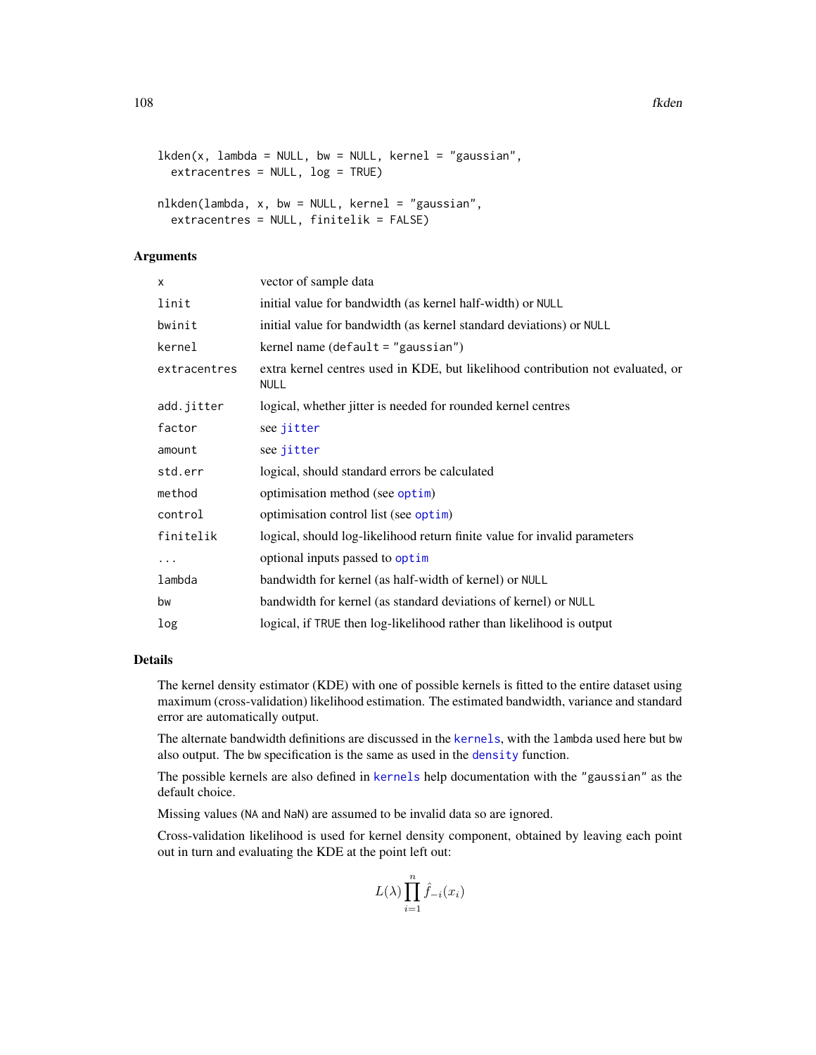```
lkden(x, lambda = NULL, bw = NULL, kernel = "gaussian",
  extracentres = NULL, log = TRUE)

nlkden(lambda, x, bw = NULL, kernel = "gaussian",
  extracentres = NULL, finitelik = FALSE)
```

### Arguments

| | |
|---|---|
| x | vector of sample data |
| linit | initial value for bandwidth (as kernel half-width) or NULL |
| bwinit | initial value for bandwidth (as kernel standard deviations) or NULL |
| kernel | kernel name (default = "gaussian") |
| extracentres | extra kernel centres used in KDE, but likelihood contribution not evaluated, or NULL |
| add.jitter | logical, whether jitter is needed for rounded kernel centres |
| factor | see jitter |
| amount | see jitter |
| std.err | logical, should standard errors be calculated |
| method | optimisation method (see optim) |
| control | optimisation control list (see optim) |
| finitelik | logical, should log-likelihood return finite value for invalid parameters |
| ... | optional inputs passed to optim |
| lambda | bandwidth for kernel (as half-width of kernel) or NULL |
| bw | bandwidth for kernel (as standard deviations of kernel) or NULL |
| log | logical, if TRUE then log-likelihood rather than likelihood is output |

### Details

The kernel density estimator (KDE) with one of possible kernels is fitted to the entire dataset using maximum (cross-validation) likelihood estimation. The estimated bandwidth, variance and standard error are automatically output.

The alternate bandwidth definitions are discussed in the kernels, with the lambda used here but bw also output. The bw specification is the same as used in the density function.

The possible kernels are also defined in kernels help documentation with the "gaussian" as the default choice.

Missing values (NA and NaN) are assumed to be invalid data so are ignored.

Cross-validation likelihood is used for kernel density component, obtained by leaving each point out in turn and evaluating the KDE at the point left out:

$$L(\lambda)\prod_{i=1}^{n}\hat{f}_{-i}(x_i)$$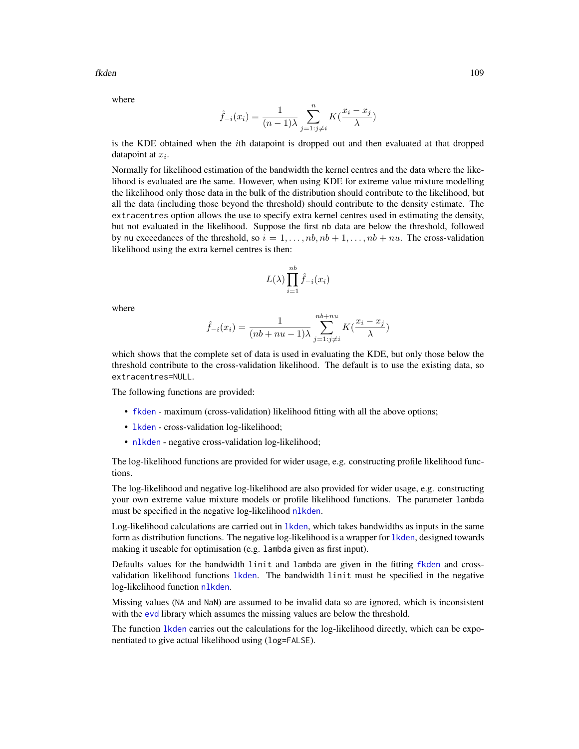where

$$\hat{f}_{-i}(x_i) = \frac{1}{(n-1)\lambda} \sum_{j=1:j \neq i}^{n} K(\frac{x_i - x_j}{\lambda})$$

is the KDE obtained when the $i$th datapoint is dropped out and then evaluated at that dropped datapoint at $x_i$.

Normally for likelihood estimation of the bandwidth the kernel centres and the data where the likelihood is evaluated are the same. However, when using KDE for extreme value mixture modelling the likelihood only those data in the bulk of the distribution should contribute to the likelihood, but all the data (including those beyond the threshold) should contribute to the density estimate. The `extracentres` option allows the use to specify extra kernel centres used in estimating the density, but not evaluated in the likelihood. Suppose the first `nb` data are below the threshold, followed by `nu` exceedances of the threshold, so $i = 1, \ldots, nb, nb+1, \ldots, nb+nu$. The cross-validation likelihood using the extra kernel centres is then:

$$L(\lambda) \prod_{i=1}^{nb} \hat{f}_{-i}(x_i)$$

where

$$\hat{f}_{-i}(x_i) = \frac{1}{(nb+nu-1)\lambda} \sum_{j=1:j \neq i}^{nb+nu} K(\frac{x_i - x_j}{\lambda})$$

which shows that the complete set of data is used in evaluating the KDE, but only those below the threshold contribute to the cross-validation likelihood. The default is to use the existing data, so `extracentres=NULL`.

The following functions are provided:

- `fkden` - maximum (cross-validation) likelihood fitting with all the above options;
- `lkden` - cross-validation log-likelihood;
- `nlkden` - negative cross-validation log-likelihood;

The log-likelihood functions are provided for wider usage, e.g. constructing profile likelihood functions.

The log-likelihood and negative log-likelihood are also provided for wider usage, e.g. constructing your own extreme value mixture models or profile likelihood functions. The parameter `lambda` must be specified in the negative log-likelihood `nlkden`.

Log-likelihood calculations are carried out in `lkden`, which takes bandwidths as inputs in the same form as distribution functions. The negative log-likelihood is a wrapper for `lkden`, designed towards making it useable for optimisation (e.g. `lambda` given as first input).

Defaults values for the bandwidth `linit` and `lambda` are given in the fitting `fkden` and cross-validation likelihood functions `lkden`. The bandwidth `linit` must be specified in the negative log-likelihood function `nlkden`.

Missing values (`NA` and `NaN`) are assumed to be invalid data so are ignored, which is inconsistent with the `evd` library which assumes the missing values are below the threshold.

The function `lkden` carries out the calculations for the log-likelihood directly, which can be exponentiated to give actual likelihood using (`log=FALSE`).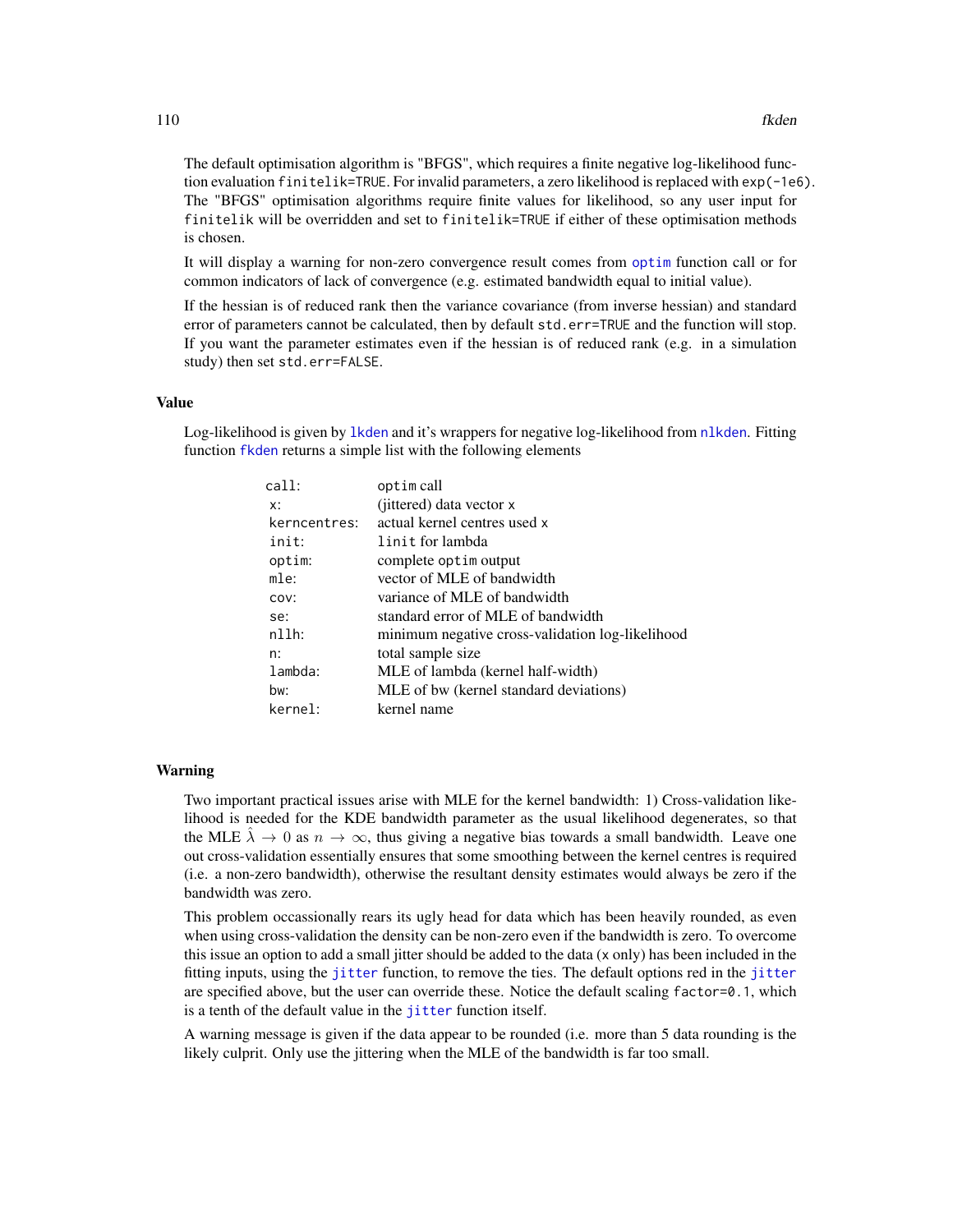The default optimisation algorithm is "BFGS", which requires a finite negative log-likelihood function evaluation `finitelik=TRUE`. For invalid parameters, a zero likelihood is replaced with `exp(-1e6)`. The "BFGS" optimisation algorithms require finite values for likelihood, so any user input for `finitelik` will be overridden and set to `finitelik=TRUE` if either of these optimisation methods is chosen.

It will display a warning for non-zero convergence result comes from `optim` function call or for common indicators of lack of convergence (e.g. estimated bandwidth equal to initial value).

If the hessian is of reduced rank then the variance covariance (from inverse hessian) and standard error of parameters cannot be calculated, then by default `std.err=TRUE` and the function will stop. If you want the parameter estimates even if the hessian is of reduced rank (e.g. in a simulation study) then set `std.err=FALSE`.

## Value

Log-likelihood is given by `lkden` and it's wrappers for negative log-likelihood from `nlkden`. Fitting function `fkden` returns a simple list with the following elements

| | |
|---|---|
| `call`: | `optim` call |
| `x`: | (jittered) data vector `x` |
| `kerncentres`: | actual kernel centres used `x` |
| `init`: | `linit` for lambda |
| `optim`: | complete `optim` output |
| `mle`: | vector of MLE of bandwidth |
| `cov`: | variance of MLE of bandwidth |
| `se`: | standard error of MLE of bandwidth |
| `nllh`: | minimum negative cross-validation log-likelihood |
| `n`: | total sample size |
| `lambda`: | MLE of lambda (kernel half-width) |
| `bw`: | MLE of bw (kernel standard deviations) |
| `kernel`: | kernel name |

## Warning

Two important practical issues arise with MLE for the kernel bandwidth: 1) Cross-validation likelihood is needed for the KDE bandwidth parameter as the usual likelihood degenerates, so that the MLE $\hat{\lambda} \rightarrow 0$ as $n \rightarrow \infty$, thus giving a negative bias towards a small bandwidth. Leave one out cross-validation essentially ensures that some smoothing between the kernel centres is required (i.e. a non-zero bandwidth), otherwise the resultant density estimates would always be zero if the bandwidth was zero.

This problem occassionally rears its ugly head for data which has been heavily rounded, as even when using cross-validation the density can be non-zero even if the bandwidth is zero. To overcome this issue an option to add a small jitter should be added to the data (`x` only) has been included in the fitting inputs, using the `jitter` function, to remove the ties. The default options red in the `jitter` are specified above, but the user can override these. Notice the default scaling `factor=0.1`, which is a tenth of the default value in the `jitter` function itself.

A warning message is given if the data appear to be rounded (i.e. more than 5 data rounding is the likely culprit. Only use the jittering when the MLE of the bandwidth is far too small.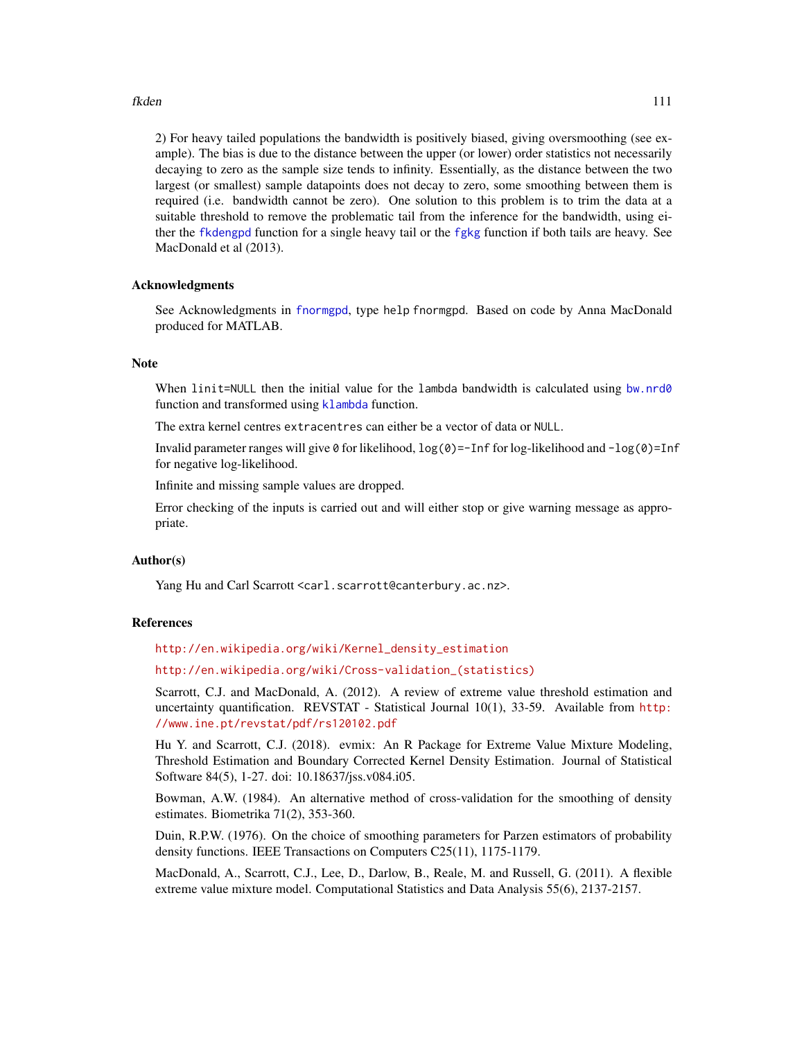2) For heavy tailed populations the bandwidth is positively biased, giving oversmoothing (see example). The bias is due to the distance between the upper (or lower) order statistics not necessarily decaying to zero as the sample size tends to infinity. Essentially, as the distance between the two largest (or smallest) sample datapoints does not decay to zero, some smoothing between them is required (i.e. bandwidth cannot be zero). One solution to this problem is to trim the data at a suitable threshold to remove the problematic tail from the inference for the bandwidth, using either the `fkdengpd` function for a single heavy tail or the `fgkg` function if both tails are heavy. See MacDonald et al (2013).

## Acknowledgments

See Acknowledgments in `fnormgpd`, type `help fnormgpd`. Based on code by Anna MacDonald produced for MATLAB.

## Note

When `linit=NULL` then the initial value for the `lambda` bandwidth is calculated using `bw.nrd0` function and transformed using `klambda` function.

The extra kernel centres `extracentres` can either be a vector of data or `NULL`.

Invalid parameter ranges will give `0` for likelihood, `log(0)=-Inf` for log-likelihood and `-log(0)=Inf` for negative log-likelihood.

Infinite and missing sample values are dropped.

Error checking of the inputs is carried out and will either stop or give warning message as appropriate.

## Author(s)

Yang Hu and Carl Scarrott <carl.scarrott@canterbury.ac.nz>.

## References

http://en.wikipedia.org/wiki/Kernel_density_estimation

http://en.wikipedia.org/wiki/Cross-validation_(statistics)

Scarrott, C.J. and MacDonald, A. (2012). A review of extreme value threshold estimation and uncertainty quantification. REVSTAT - Statistical Journal 10(1), 33-59. Available from http://www.ine.pt/revstat/pdf/rs120102.pdf

Hu Y. and Scarrott, C.J. (2018). evmix: An R Package for Extreme Value Mixture Modeling, Threshold Estimation and Boundary Corrected Kernel Density Estimation. Journal of Statistical Software 84(5), 1-27. doi: 10.18637/jss.v084.i05.

Bowman, A.W. (1984). An alternative method of cross-validation for the smoothing of density estimates. Biometrika 71(2), 353-360.

Duin, R.P.W. (1976). On the choice of smoothing parameters for Parzen estimators of probability density functions. IEEE Transactions on Computers C25(11), 1175-1179.

MacDonald, A., Scarrott, C.J., Lee, D., Darlow, B., Reale, M. and Russell, G. (2011). A flexible extreme value mixture model. Computational Statistics and Data Analysis 55(6), 2137-2157.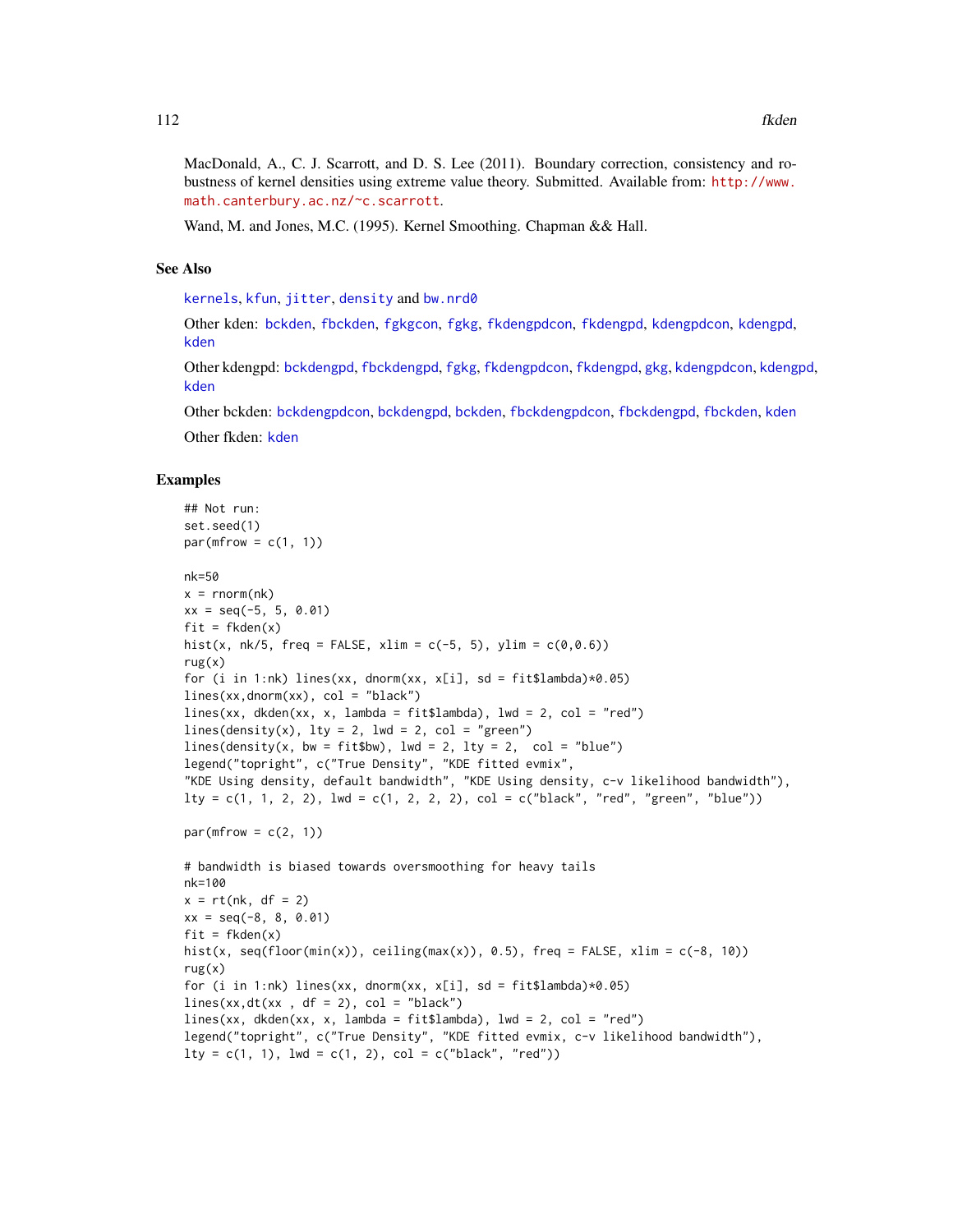MacDonald, A., C. J. Scarrott, and D. S. Lee (2011). Boundary correction, consistency and robustness of kernel densities using extreme value theory. Submitted. Available from: http://www.math.canterbury.ac.nz/~c.scarrott.

Wand, M. and Jones, M.C. (1995). Kernel Smoothing. Chapman && Hall.

## See Also

kernels, kfun, jitter, density and bw.nrd0

Other kden: bckden, fbckden, fgkgcon, fgkg, fkdengpdcon, fkdengpd, kdengpdcon, kdengpd, kden

Other kdengpd: bckdengpd, fbckdengpd, fgkg, fkdengpdcon, fkdengpd, gkg, kdengpdcon, kdengpd, kden

Other bckden: bckdengpdcon, bckdengpd, bckden, fbckdengpdcon, fbckdengpd, fbckden, kden

Other fkden: kden

## Examples

```
## Not run:
set.seed(1)
par(mfrow = c(1, 1))

nk=50
x = rnorm(nk)
xx = seq(-5, 5, 0.01)
fit = fkden(x)
hist(x, nk/5, freq = FALSE, xlim = c(-5, 5), ylim = c(0,0.6))
rug(x)
for (i in 1:nk) lines(xx, dnorm(xx, x[i], sd = fit$lambda)*0.05)
lines(xx,dnorm(xx), col = "black")
lines(xx, dkden(xx, x, lambda = fit$lambda), lwd = 2, col = "red")
lines(density(x), lty = 2, lwd = 2, col = "green")
lines(density(x, bw = fit$bw), lwd = 2, lty = 2,  col = "blue")
legend("topright", c("True Density", "KDE fitted evmix",
"KDE Using density, default bandwidth", "KDE Using density, c-v likelihood bandwidth"),
lty = c(1, 1, 2, 2), lwd = c(1, 2, 2, 2), col = c("black", "red", "green", "blue"))

par(mfrow = c(2, 1))

# bandwidth is biased towards oversmoothing for heavy tails
nk=100
x = rt(nk, df = 2)
xx = seq(-8, 8, 0.01)
fit = fkden(x)
hist(x, seq(floor(min(x)), ceiling(max(x)), 0.5), freq = FALSE, xlim = c(-8, 10))
rug(x)
for (i in 1:nk) lines(xx, dnorm(xx, x[i], sd = fit$lambda)*0.05)
lines(xx,dt(xx , df = 2), col = "black")
lines(xx, dkden(xx, x, lambda = fit$lambda), lwd = 2, col = "red")
legend("topright", c("True Density", "KDE fitted evmix, c-v likelihood bandwidth"),
lty = c(1, 1), lwd = c(1, 2), col = c("black", "red"))
```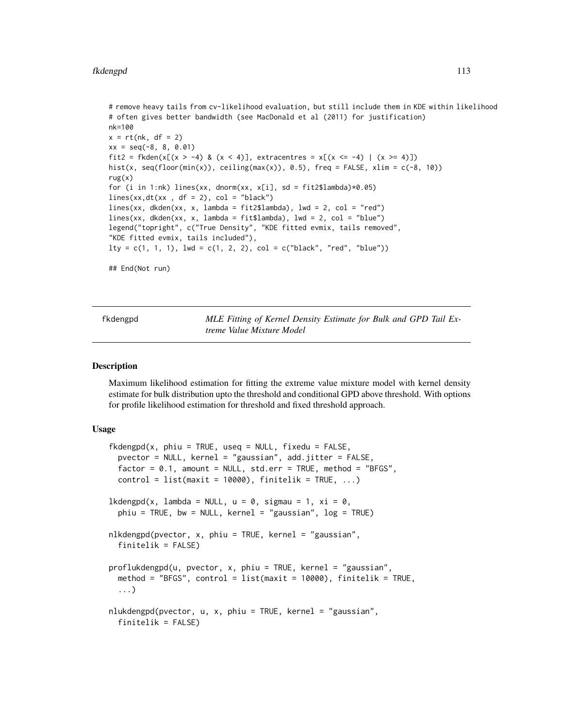```
# remove heavy tails from cv-likelihood evaluation, but still include them in KDE within likelihood
# often gives better bandwidth (see MacDonald et al (2011) for justification)
nk=100
x = rt(nk, df = 2)
xx = seq(-8, 8, 0.01)
fit2 = fkden(x[(x > -4) & (x < 4)], extracentres = x[(x <= -4) | (x >= 4)])
hist(x, seq(floor(min(x)), ceiling(max(x)), 0.5), freq = FALSE, xlim = c(-8, 10))
rug(x)
for (i in 1:nk) lines(xx, dnorm(xx, x[i], sd = fit2$lambda)*0.05)
lines(xx,dt(xx , df = 2), col = "black")
lines(xx, dkden(xx, x, lambda = fit2$lambda), lwd = 2, col = "red")
lines(xx, dkden(xx, x, lambda = fit$lambda), lwd = 2, col = "blue")
legend("topright", c("True Density", "KDE fitted evmix, tails removed",
"KDE fitted evmix, tails included"),
lty = c(1, 1, 1), lwd = c(1, 2, 2), col = c("black", "red", "blue"))

## End(Not run)
```

# fkdengpd — *MLE Fitting of Kernel Density Estimate for Bulk and GPD Tail Extreme Value Mixture Model*

## Description

Maximum likelihood estimation for fitting the extreme value mixture model with kernel density estimate for bulk distribution upto the threshold and conditional GPD above threshold. With options for profile likelihood estimation for threshold and fixed threshold approach.

## Usage

```
fkdengpd(x, phiu = TRUE, useq = NULL, fixedu = FALSE,
  pvector = NULL, kernel = "gaussian", add.jitter = FALSE,
  factor = 0.1, amount = NULL, std.err = TRUE, method = "BFGS",
  control = list(maxit = 10000), finitelik = TRUE, ...)

lkdengpd(x, lambda = NULL, u = 0, sigmau = 1, xi = 0,
  phiu = TRUE, bw = NULL, kernel = "gaussian", log = TRUE)

nlkdengpd(pvector, x, phiu = TRUE, kernel = "gaussian",
  finitelik = FALSE)

proflukdengpd(u, pvector, x, phiu = TRUE, kernel = "gaussian",
  method = "BFGS", control = list(maxit = 10000), finitelik = TRUE,
  ...)

nlukdengpd(pvector, u, x, phiu = TRUE, kernel = "gaussian",
  finitelik = FALSE)
```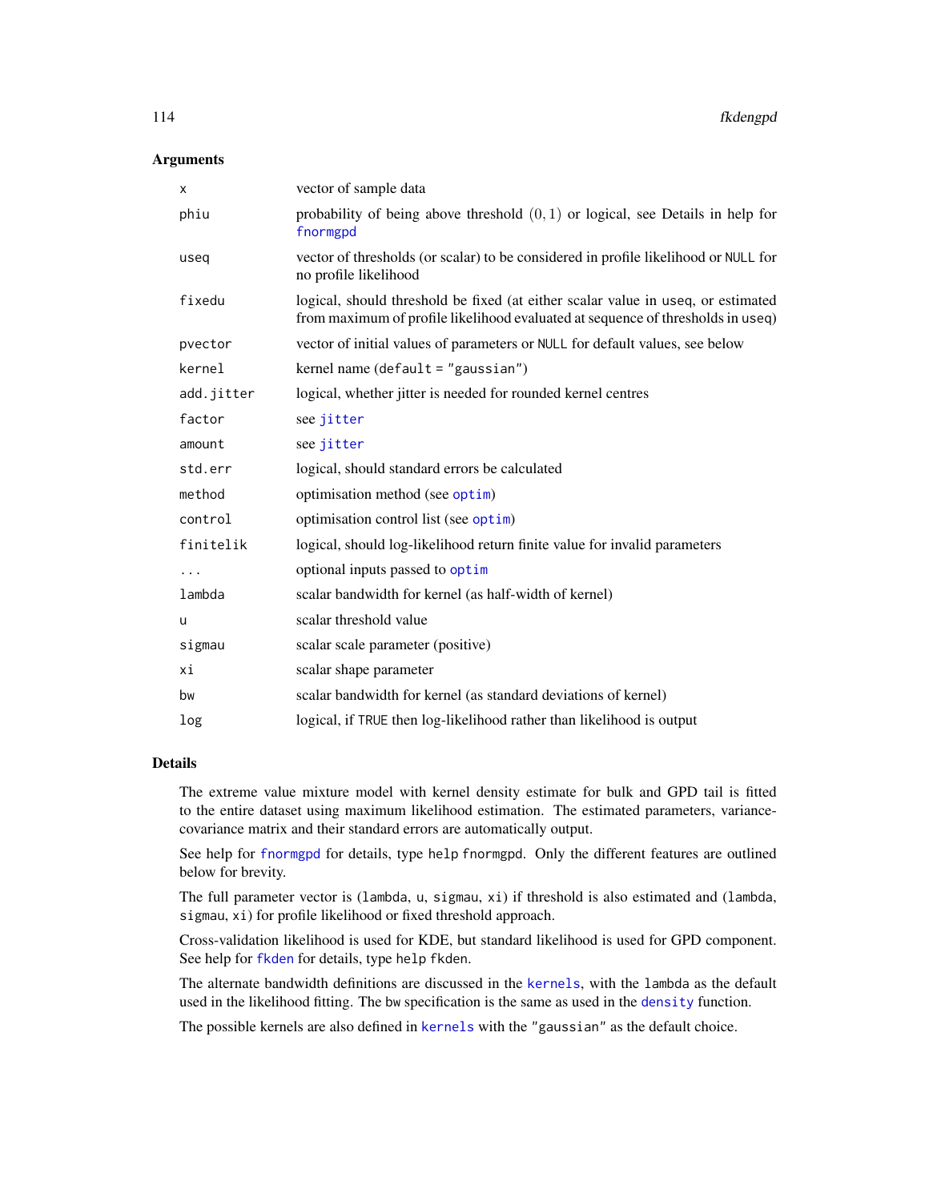## Arguments

| | |
|---|---|
| x | vector of sample data |
| phiu | probability of being above threshold $(0,1)$ or logical, see Details in help for fnormgpd |
| useq | vector of thresholds (or scalar) to be considered in profile likelihood or NULL for no profile likelihood |
| fixedu | logical, should threshold be fixed (at either scalar value in useq, or estimated from maximum of profile likelihood evaluated at sequence of thresholds in useq) |
| pvector | vector of initial values of parameters or NULL for default values, see below |
| kernel | kernel name (default = "gaussian") |
| add.jitter | logical, whether jitter is needed for rounded kernel centres |
| factor | see jitter |
| amount | see jitter |
| std.err | logical, should standard errors be calculated |
| method | optimisation method (see optim) |
| control | optimisation control list (see optim) |
| finitelik | logical, should log-likelihood return finite value for invalid parameters |
| ... | optional inputs passed to optim |
| lambda | scalar bandwidth for kernel (as half-width of kernel) |
| u | scalar threshold value |
| sigmau | scalar scale parameter (positive) |
| xi | scalar shape parameter |
| bw | scalar bandwidth for kernel (as standard deviations of kernel) |
| log | logical, if TRUE then log-likelihood rather than likelihood is output |

## Details

The extreme value mixture model with kernel density estimate for bulk and GPD tail is fitted to the entire dataset using maximum likelihood estimation. The estimated parameters, variance-covariance matrix and their standard errors are automatically output.

See help for fnormgpd for details, type help fnormgpd. Only the different features are outlined below for brevity.

The full parameter vector is (lambda, u, sigmau, xi) if threshold is also estimated and (lambda, sigmau, xi) for profile likelihood or fixed threshold approach.

Cross-validation likelihood is used for KDE, but standard likelihood is used for GPD component. See help for fkden for details, type help fkden.

The alternate bandwidth definitions are discussed in the kernels, with the lambda as the default used in the likelihood fitting. The bw specification is the same as used in the density function.

The possible kernels are also defined in kernels with the "gaussian" as the default choice.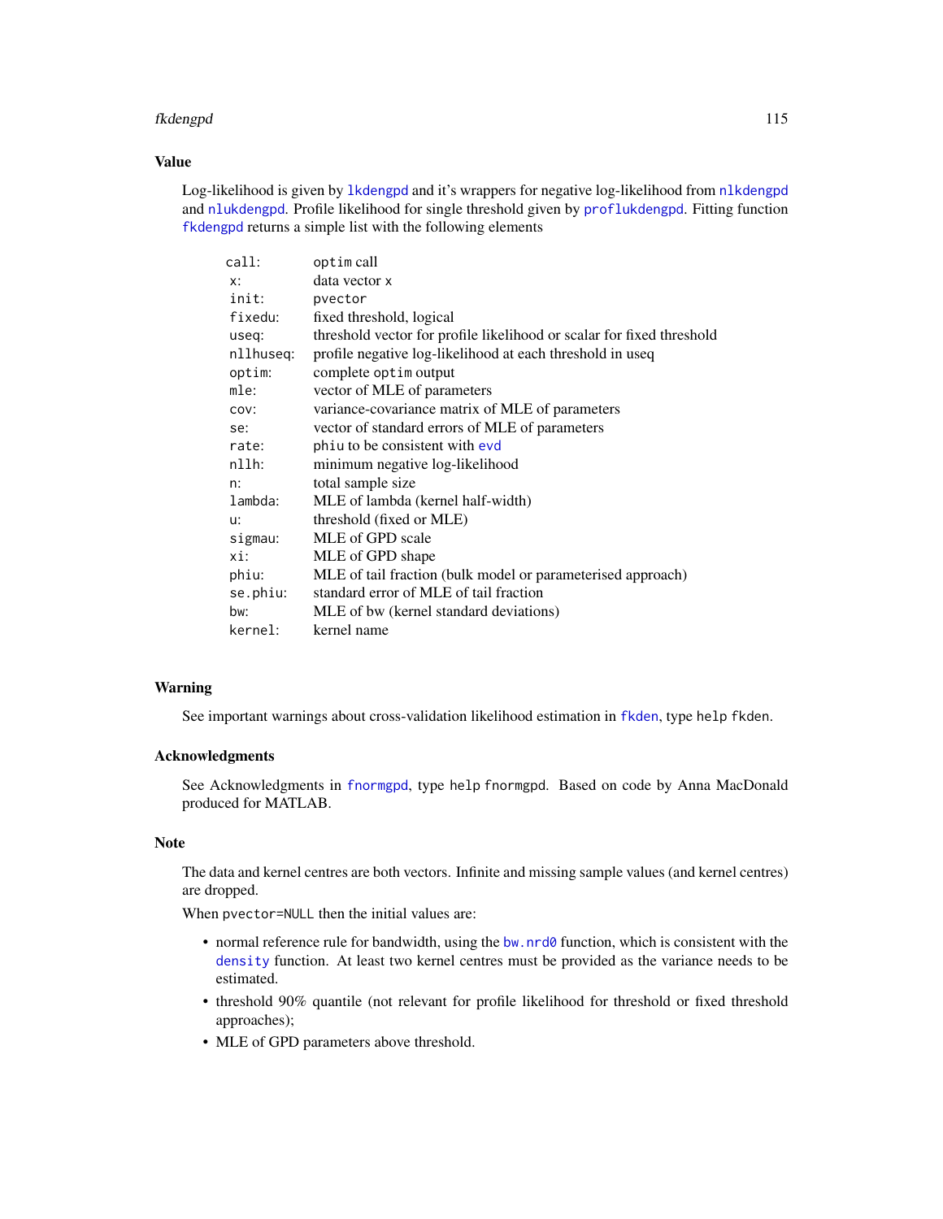## Value

Log-likelihood is given by `lkdengpd` and it's wrappers for negative log-likelihood from `nlkdengpd` and `nlukdengpd`. Profile likelihood for single threshold given by `proflukdengpd`. Fitting function `fkdengpd` returns a simple list with the following elements

| | |
|---|---|
| `call`: | `optim` call |
| `x`: | data vector `x` |
| `init`: | `pvector` |
| `fixedu`: | fixed threshold, logical |
| `useq`: | threshold vector for profile likelihood or scalar for fixed threshold |
| `nllhuseq`: | profile negative log-likelihood at each threshold in useq |
| `optim`: | complete `optim` output |
| `mle`: | vector of MLE of parameters |
| `cov`: | variance-covariance matrix of MLE of parameters |
| `se`: | vector of standard errors of MLE of parameters |
| `rate`: | `phiu` to be consistent with `evd` |
| `nllh`: | minimum negative log-likelihood |
| `n`: | total sample size |
| `lambda`: | MLE of lambda (kernel half-width) |
| `u`: | threshold (fixed or MLE) |
| `sigmau`: | MLE of GPD scale |
| `xi`: | MLE of GPD shape |
| `phiu`: | MLE of tail fraction (bulk model or parameterised approach) |
| `se.phiu`: | standard error of MLE of tail fraction |
| `bw`: | MLE of bw (kernel standard deviations) |
| `kernel`: | kernel name |

## Warning

See important warnings about cross-validation likelihood estimation in `fkden`, type `help fkden`.

## Acknowledgments

See Acknowledgments in `fnormgpd`, type `help fnormgpd`. Based on code by Anna MacDonald produced for MATLAB.

## Note

The data and kernel centres are both vectors. Infinite and missing sample values (and kernel centres) are dropped.

When `pvector=NULL` then the initial values are:

- normal reference rule for bandwidth, using the `bw.nrd0` function, which is consistent with the `density` function. At least two kernel centres must be provided as the variance needs to be estimated.
- threshold 90% quantile (not relevant for profile likelihood for threshold or fixed threshold approaches);
- MLE of GPD parameters above threshold.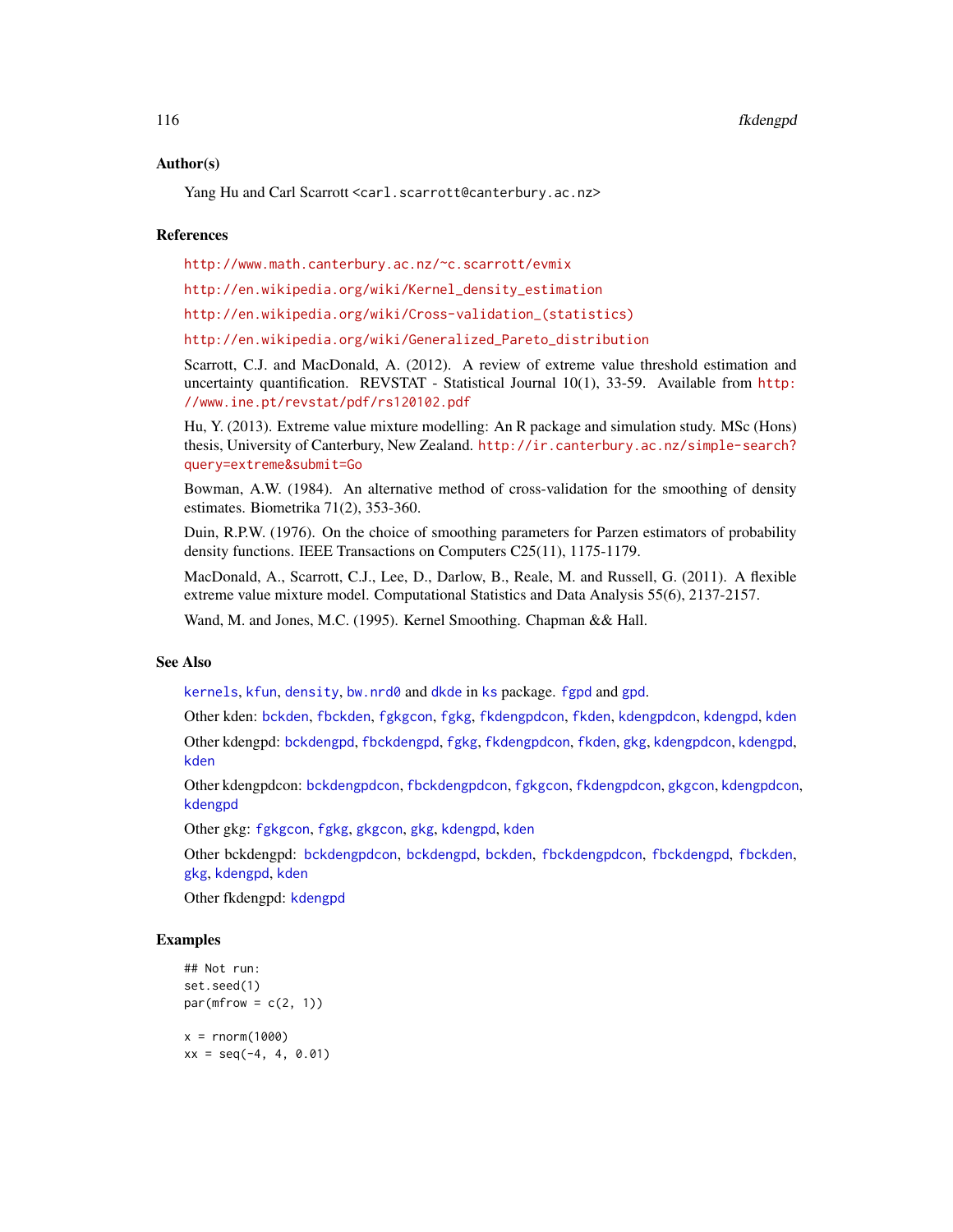## Author(s)

Yang Hu and Carl Scarrott <carl.scarrott@canterbury.ac.nz>

## References

http://www.math.canterbury.ac.nz/~c.scarrott/evmix

http://en.wikipedia.org/wiki/Kernel_density_estimation

http://en.wikipedia.org/wiki/Cross-validation_(statistics)

http://en.wikipedia.org/wiki/Generalized_Pareto_distribution

Scarrott, C.J. and MacDonald, A. (2012). A review of extreme value threshold estimation and uncertainty quantification. REVSTAT - Statistical Journal 10(1), 33-59. Available from http://www.ine.pt/revstat/pdf/rs120102.pdf

Hu, Y. (2013). Extreme value mixture modelling: An R package and simulation study. MSc (Hons) thesis, University of Canterbury, New Zealand. http://ir.canterbury.ac.nz/simple-search?query=extreme&submit=Go

Bowman, A.W. (1984). An alternative method of cross-validation for the smoothing of density estimates. Biometrika 71(2), 353-360.

Duin, R.P.W. (1976). On the choice of smoothing parameters for Parzen estimators of probability density functions. IEEE Transactions on Computers C25(11), 1175-1179.

MacDonald, A., Scarrott, C.J., Lee, D., Darlow, B., Reale, M. and Russell, G. (2011). A flexible extreme value mixture model. Computational Statistics and Data Analysis 55(6), 2137-2157.

Wand, M. and Jones, M.C. (1995). Kernel Smoothing. Chapman && Hall.

## See Also

kernels, kfun, density, bw.nrd0 and dkde in ks package. fgpd and gpd.

Other kden: bckden, fbckden, fgkgcon, fgkg, fkdengpdcon, fkden, kdengpdcon, kdengpd, kden

Other kdengpd: bckdengpd, fbckdengpd, fgkg, fkdengpdcon, fkden, gkg, kdengpdcon, kdengpd, kden

Other kdengpdcon: bckdengpdcon, fbckdengpdcon, fgkgcon, fkdengpdcon, gkgcon, kdengpdcon, kdengpd

Other gkg: fgkgcon, fgkg, gkgcon, gkg, kdengpd, kden

Other bckdengpd: bckdengpdcon, bckdengpd, bckden, fbckdengpdcon, fbckdengpd, fbckden, gkg, kdengpd, kden

Other fkdengpd: kdengpd

## Examples

```
## Not run:
set.seed(1)
par(mfrow = c(2, 1))

x = rnorm(1000)
xx = seq(-4, 4, 0.01)
```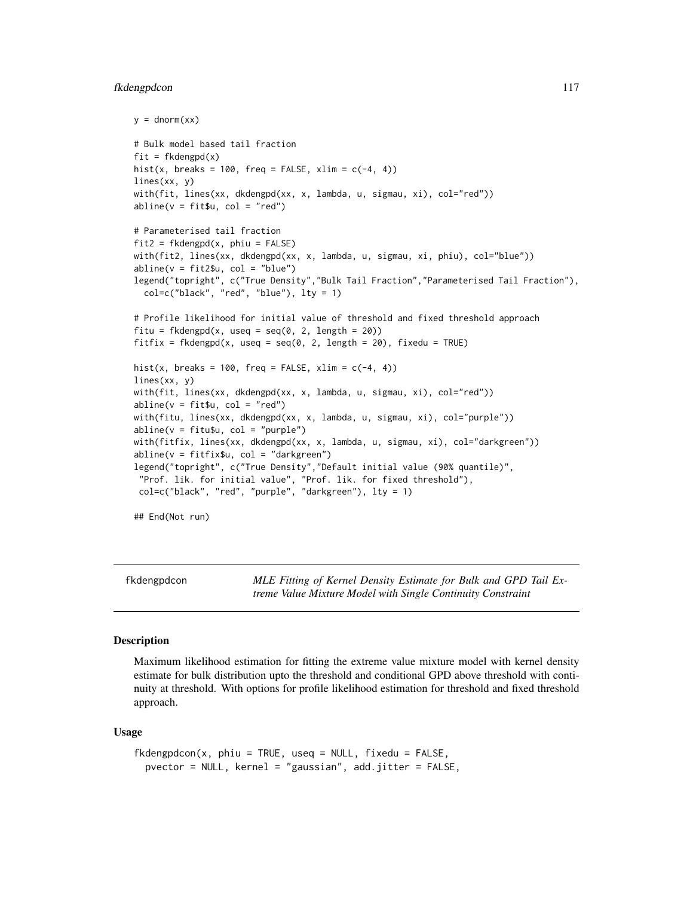```
y = dnorm(xx)

# Bulk model based tail fraction
fit = fkdengpd(x)
hist(x, breaks = 100, freq = FALSE, xlim = c(-4, 4))
lines(xx, y)
with(fit, lines(xx, dkdengpd(xx, x, lambda, u, sigmau, xi), col="red"))
abline(v = fit$u, col = "red")

# Parameterised tail fraction
fit2 = fkdengpd(x, phiu = FALSE)
with(fit2, lines(xx, dkdengpd(xx, x, lambda, u, sigmau, xi, phiu), col="blue"))
abline(v = fit2$u, col = "blue")
legend("topright", c("True Density","Bulk Tail Fraction","Parameterised Tail Fraction"),
  col=c("black", "red", "blue"), lty = 1)

# Profile likelihood for initial value of threshold and fixed threshold approach
fitu = fkdengpd(x, useq = seq(0, 2, length = 20))
fitfix = fkdengpd(x, useq = seq(0, 2, length = 20), fixedu = TRUE)

hist(x, breaks = 100, freq = FALSE, xlim = c(-4, 4))
lines(xx, y)
with(fit, lines(xx, dkdengpd(xx, x, lambda, u, sigmau, xi), col="red"))
abline(v = fit$u, col = "red")
with(fitu, lines(xx, dkdengpd(xx, x, lambda, u, sigmau, xi), col="purple"))
abline(v = fitu$u, col = "purple")
with(fitfix, lines(xx, dkdengpd(xx, x, lambda, u, sigmau, xi), col="darkgreen"))
abline(v = fitfix$u, col = "darkgreen")
legend("topright", c("True Density","Default initial value (90% quantile)",
 "Prof. lik. for initial value", "Prof. lik. for fixed threshold"),
 col=c("black", "red", "purple", "darkgreen"), lty = 1)

## End(Not run)
```

---

fkdengpdcon — *MLE Fitting of Kernel Density Estimate for Bulk and GPD Tail Extreme Value Mixture Model with Single Continuity Constraint*

---

### Description

Maximum likelihood estimation for fitting the extreme value mixture model with kernel density estimate for bulk distribution upto the threshold and conditional GPD above threshold with continuity at threshold. With options for profile likelihood estimation for threshold and fixed threshold approach.

### Usage

```
fkdengpdcon(x, phiu = TRUE, useq = NULL, fixedu = FALSE,
  pvector = NULL, kernel = "gaussian", add.jitter = FALSE,
```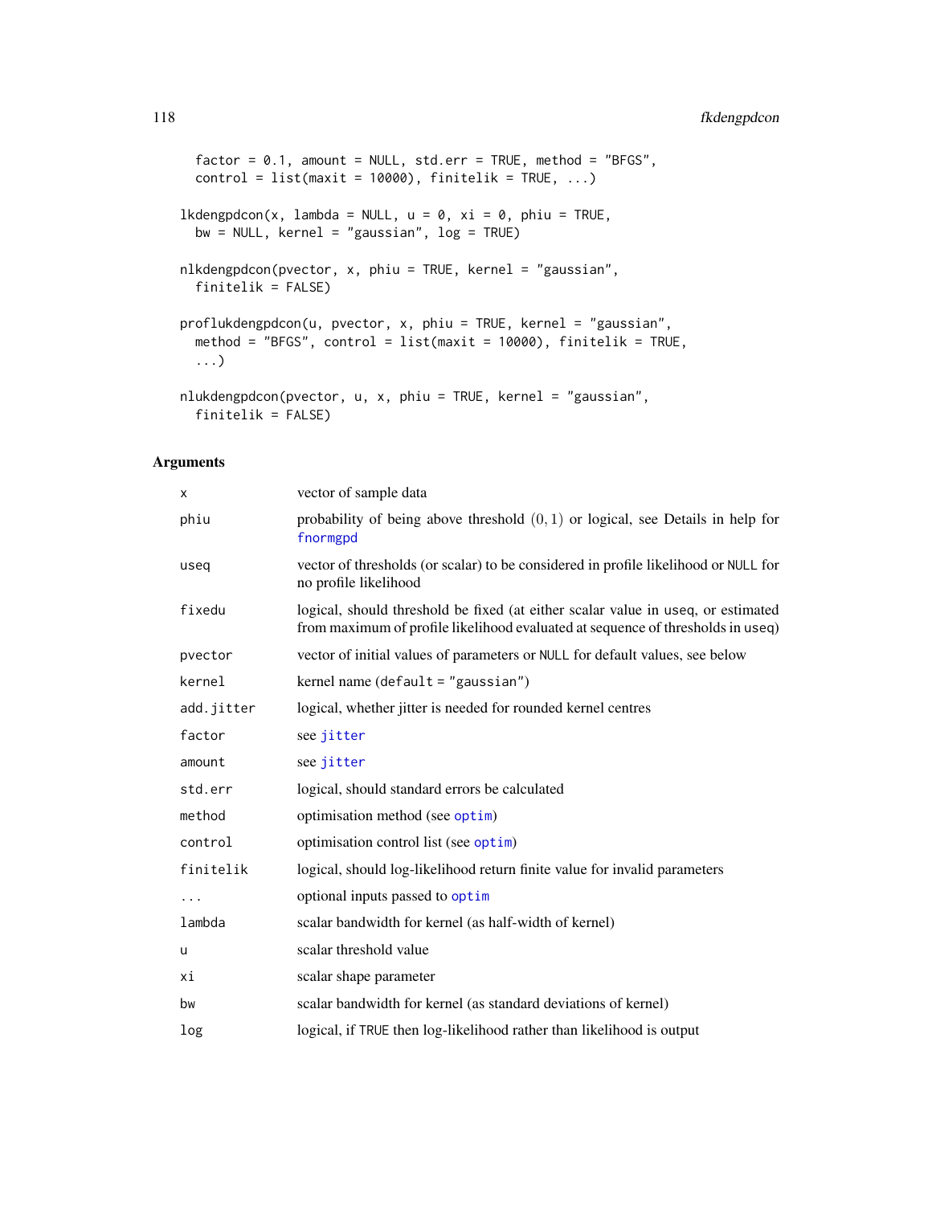```
  factor = 0.1, amount = NULL, std.err = TRUE, method = "BFGS",
  control = list(maxit = 10000), finitelik = TRUE, ...)

lkdengpdcon(x, lambda = NULL, u = 0, xi = 0, phiu = TRUE,
  bw = NULL, kernel = "gaussian", log = TRUE)

nlkdengpdcon(pvector, x, phiu = TRUE, kernel = "gaussian",
  finitelik = FALSE)

proflukdengpdcon(u, pvector, x, phiu = TRUE, kernel = "gaussian",
  method = "BFGS", control = list(maxit = 10000), finitelik = TRUE,
  ...)

nlukdengpdcon(pvector, u, x, phiu = TRUE, kernel = "gaussian",
  finitelik = FALSE)
```

## Arguments

| | |
|---|---|
| x | vector of sample data |
| phiu | probability of being above threshold $(0, 1)$ or logical, see Details in help for fnormgpd |
| useq | vector of thresholds (or scalar) to be considered in profile likelihood or NULL for no profile likelihood |
| fixedu | logical, should threshold be fixed (at either scalar value in useq, or estimated from maximum of profile likelihood evaluated at sequence of thresholds in useq) |
| pvector | vector of initial values of parameters or NULL for default values, see below |
| kernel | kernel name (default = "gaussian") |
| add.jitter | logical, whether jitter is needed for rounded kernel centres |
| factor | see jitter |
| amount | see jitter |
| std.err | logical, should standard errors be calculated |
| method | optimisation method (see optim) |
| control | optimisation control list (see optim) |
| finitelik | logical, should log-likelihood return finite value for invalid parameters |
| ... | optional inputs passed to optim |
| lambda | scalar bandwidth for kernel (as half-width of kernel) |
| u | scalar threshold value |
| xi | scalar shape parameter |
| bw | scalar bandwidth for kernel (as standard deviations of kernel) |
| log | logical, if TRUE then log-likelihood rather than likelihood is output |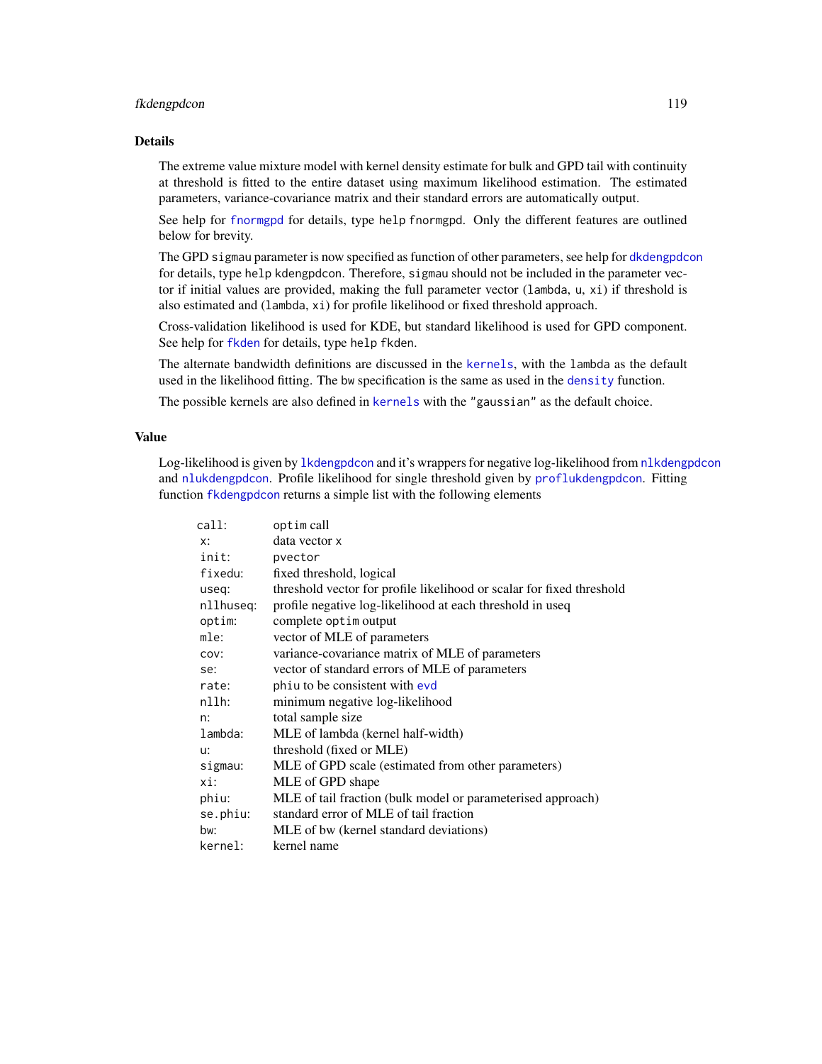## Details

The extreme value mixture model with kernel density estimate for bulk and GPD tail with continuity at threshold is fitted to the entire dataset using maximum likelihood estimation. The estimated parameters, variance-covariance matrix and their standard errors are automatically output.

See help for `fnormgpd` for details, type `help fnormgpd`. Only the different features are outlined below for brevity.

The GPD `sigmau` parameter is now specified as function of other parameters, see help for `dkdengpdcon` for details, type `help kdengpdcon`. Therefore, `sigmau` should not be included in the parameter vector if initial values are provided, making the full parameter vector (`lambda`, `u`, `xi`) if threshold is also estimated and (`lambda`, `xi`) for profile likelihood or fixed threshold approach.

Cross-validation likelihood is used for KDE, but standard likelihood is used for GPD component. See help for `fkden` for details, type `help fkden`.

The alternate bandwidth definitions are discussed in the `kernels`, with the `lambda` as the default used in the likelihood fitting. The `bw` specification is the same as used in the `density` function.

The possible kernels are also defined in `kernels` with the `"gaussian"` as the default choice.

## Value

Log-likelihood is given by `lkdengpdcon` and it's wrappers for negative log-likelihood from `nlkdengpdcon` and `nlukdengpdcon`. Profile likelihood for single threshold given by `proflukdengpdcon`. Fitting function `fkdengpdcon` returns a simple list with the following elements

| | |
|---|---|
| `call`: | `optim` call |
| `x`: | data vector `x` |
| `init`: | `pvector` |
| `fixedu`: | fixed threshold, logical |
| `useq`: | threshold vector for profile likelihood or scalar for fixed threshold |
| `nllhuseq`: | profile negative log-likelihood at each threshold in useq |
| `optim`: | complete `optim` output |
| `mle`: | vector of MLE of parameters |
| `cov`: | variance-covariance matrix of MLE of parameters |
| `se`: | vector of standard errors of MLE of parameters |
| `rate`: | `phiu` to be consistent with `evd` |
| `nllh`: | minimum negative log-likelihood |
| `n`: | total sample size |
| `lambda`: | MLE of lambda (kernel half-width) |
| `u`: | threshold (fixed or MLE) |
| `sigmau`: | MLE of GPD scale (estimated from other parameters) |
| `xi`: | MLE of GPD shape |
| `phiu`: | MLE of tail fraction (bulk model or parameterised approach) |
| `se.phiu`: | standard error of MLE of tail fraction |
| `bw`: | MLE of bw (kernel standard deviations) |
| `kernel`: | kernel name |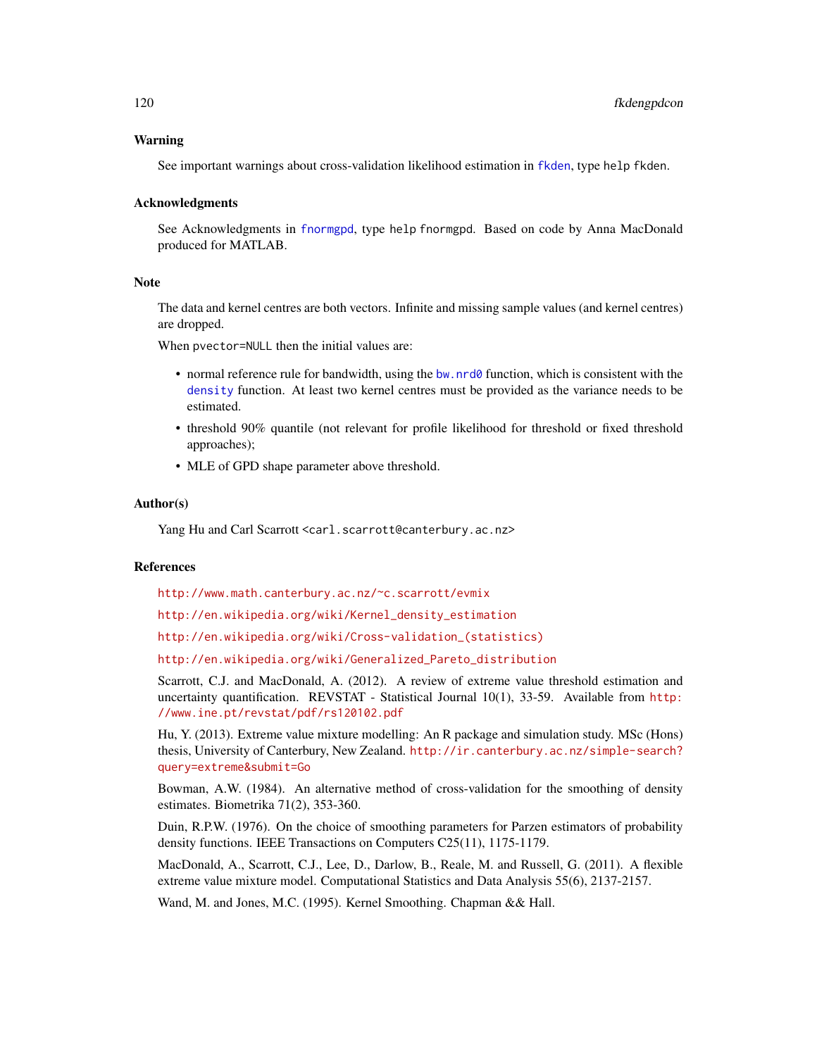## Warning

See important warnings about cross-validation likelihood estimation in `fkden`, type `help fkden`.

## Acknowledgments

See Acknowledgments in `fnormgpd`, type `help fnormgpd`. Based on code by Anna MacDonald produced for MATLAB.

## Note

The data and kernel centres are both vectors. Infinite and missing sample values (and kernel centres) are dropped.

When `pvector=NULL` then the initial values are:

- normal reference rule for bandwidth, using the `bw.nrd0` function, which is consistent with the `density` function. At least two kernel centres must be provided as the variance needs to be estimated.
- threshold 90% quantile (not relevant for profile likelihood for threshold or fixed threshold approaches);
- MLE of GPD shape parameter above threshold.

## Author(s)

Yang Hu and Carl Scarrott <carl.scarrott@canterbury.ac.nz>

## References

http://www.math.canterbury.ac.nz/~c.scarrott/evmix

http://en.wikipedia.org/wiki/Kernel_density_estimation

http://en.wikipedia.org/wiki/Cross-validation_(statistics)

http://en.wikipedia.org/wiki/Generalized_Pareto_distribution

Scarrott, C.J. and MacDonald, A. (2012). A review of extreme value threshold estimation and uncertainty quantification. REVSTAT - Statistical Journal 10(1), 33-59. Available from http://www.ine.pt/revstat/pdf/rs120102.pdf

Hu, Y. (2013). Extreme value mixture modelling: An R package and simulation study. MSc (Hons) thesis, University of Canterbury, New Zealand. http://ir.canterbury.ac.nz/simple-search?query=extreme&submit=Go

Bowman, A.W. (1984). An alternative method of cross-validation for the smoothing of density estimates. Biometrika 71(2), 353-360.

Duin, R.P.W. (1976). On the choice of smoothing parameters for Parzen estimators of probability density functions. IEEE Transactions on Computers C25(11), 1175-1179.

MacDonald, A., Scarrott, C.J., Lee, D., Darlow, B., Reale, M. and Russell, G. (2011). A flexible extreme value mixture model. Computational Statistics and Data Analysis 55(6), 2137-2157.

Wand, M. and Jones, M.C. (1995). Kernel Smoothing. Chapman && Hall.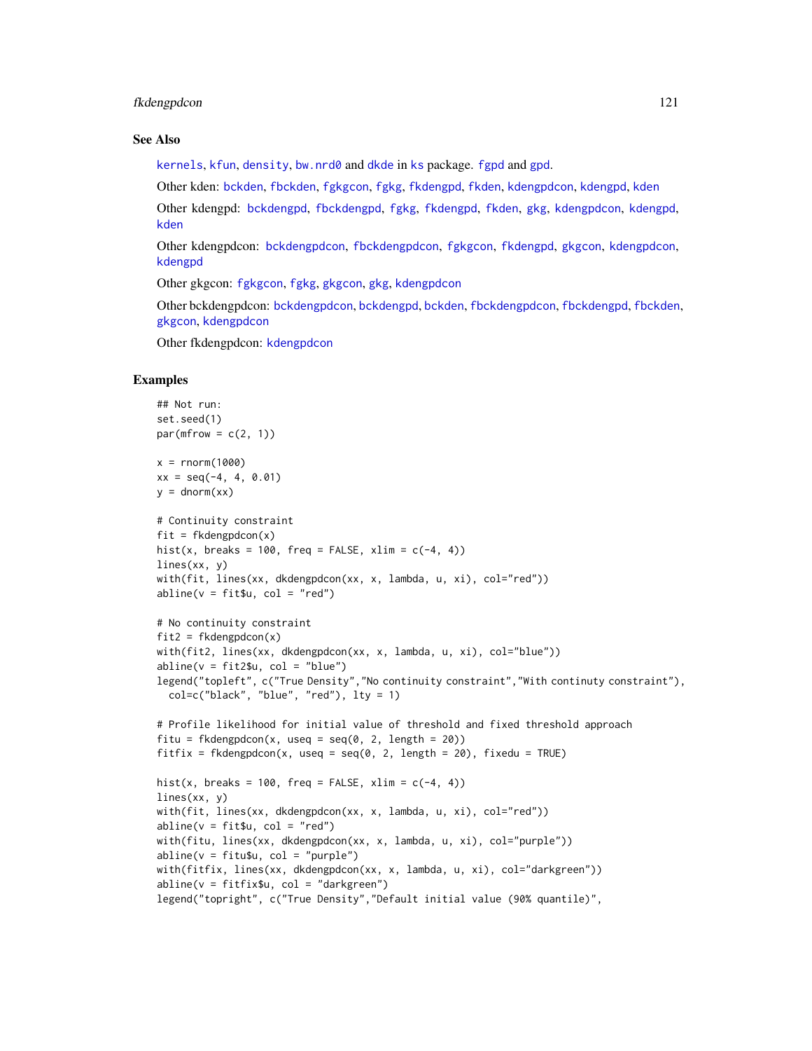## See Also

kernels, kfun, density, bw.nrd0 and dkde in ks package. fgpd and gpd.

Other kden: bckden, fbckden, fgkgcon, fgkg, fkdengpd, fkden, kdengpdcon, kdengpd, kden

Other kdengpd: bckdengpd, fbckdengpd, fgkg, fkdengpd, fkden, gkg, kdengpdcon, kdengpd, kden

Other kdengpdcon: bckdengpdcon, fbckdengpdcon, fgkgcon, fkdengpd, gkgcon, kdengpdcon, kdengpd

Other gkgcon: fgkgcon, fgkg, gkgcon, gkg, kdengpdcon

Other bckdengpdcon: bckdengpdcon, bckdengpd, bckden, fbckdengpdcon, fbckdengpd, fbckden, gkgcon, kdengpdcon

Other fkdengpdcon: kdengpdcon

## Examples

```
## Not run:
set.seed(1)
par(mfrow = c(2, 1))

x = rnorm(1000)
xx = seq(-4, 4, 0.01)
y = dnorm(xx)

# Continuity constraint
fit = fkdengpdcon(x)
hist(x, breaks = 100, freq = FALSE, xlim = c(-4, 4))
lines(xx, y)
with(fit, lines(xx, dkdengpdcon(xx, x, lambda, u, xi), col="red"))
abline(v = fit$u, col = "red")

# No continuity constraint
fit2 = fkdengpdcon(x)
with(fit2, lines(xx, dkdengpdcon(xx, x, lambda, u, xi), col="blue"))
abline(v = fit2$u, col = "blue")
legend("topleft", c("True Density","No continuity constraint","With continuty constraint"),
  col=c("black", "blue", "red"), lty = 1)

# Profile likelihood for initial value of threshold and fixed threshold approach
fitu = fkdengpdcon(x, useq = seq(0, 2, length = 20))
fitfix = fkdengpdcon(x, useq = seq(0, 2, length = 20), fixedu = TRUE)

hist(x, breaks = 100, freq = FALSE, xlim = c(-4, 4))
lines(xx, y)
with(fit, lines(xx, dkdengpdcon(xx, x, lambda, u, xi), col="red"))
abline(v = fit$u, col = "red")
with(fitu, lines(xx, dkdengpdcon(xx, x, lambda, u, xi), col="purple"))
abline(v = fitu$u, col = "purple")
with(fitfix, lines(xx, dkdengpdcon(xx, x, lambda, u, xi), col="darkgreen"))
abline(v = fitfix$u, col = "darkgreen")
legend("topright", c("True Density","Default initial value (90% quantile)",
```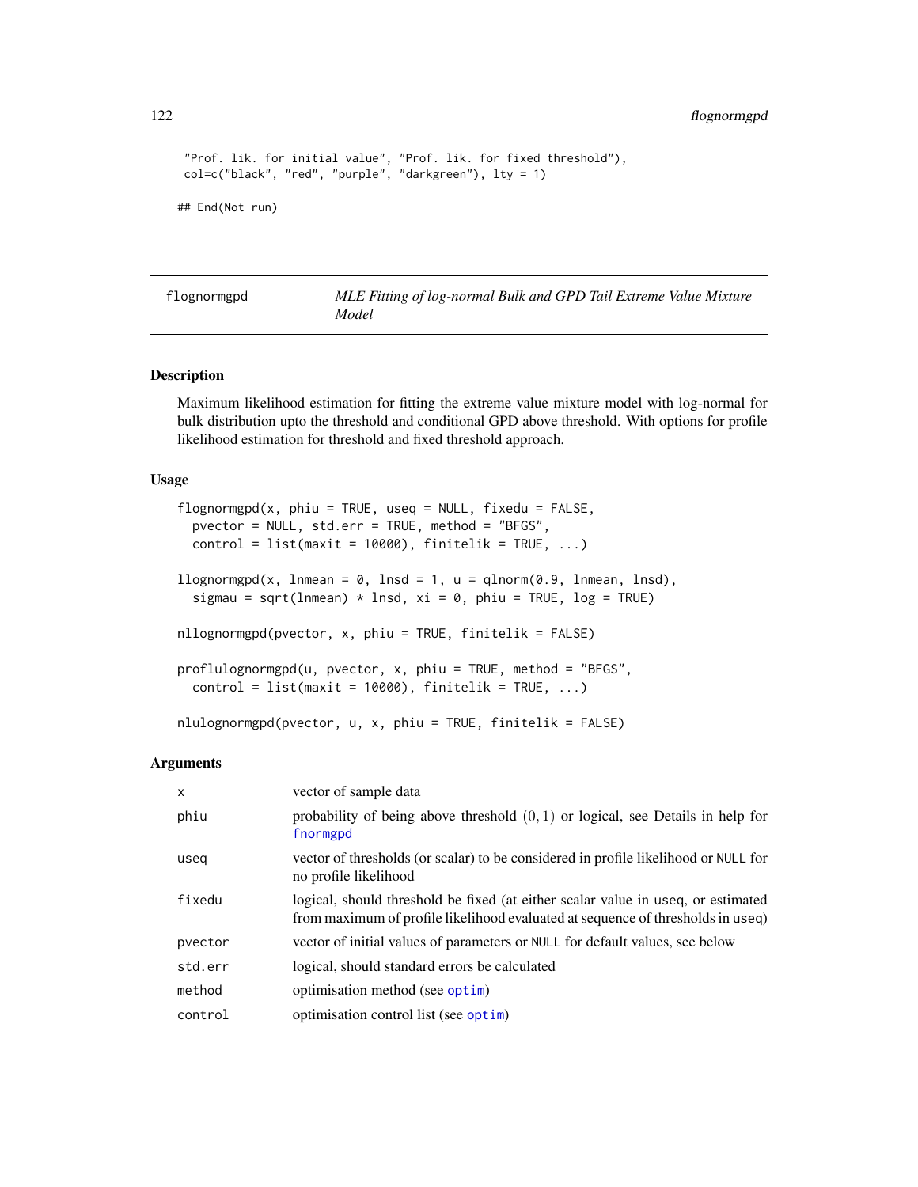```
"Prof. lik. for initial value", "Prof. lik. for fixed threshold"),
col=c("black", "red", "purple", "darkgreen"), lty = 1)

## End(Not run)
```

## flognormgpd — *MLE Fitting of log-normal Bulk and GPD Tail Extreme Value Mixture Model*

### Description

Maximum likelihood estimation for fitting the extreme value mixture model with log-normal for bulk distribution upto the threshold and conditional GPD above threshold. With options for profile likelihood estimation for threshold and fixed threshold approach.

### Usage

```
flognormgpd(x, phiu = TRUE, useq = NULL, fixedu = FALSE,
  pvector = NULL, std.err = TRUE, method = "BFGS",
  control = list(maxit = 10000), finitelik = TRUE, ...)

llognormgpd(x, lnmean = 0, lnsd = 1, u = qlnorm(0.9, lnmean, lnsd),
  sigmau = sqrt(lnmean) * lnsd, xi = 0, phiu = TRUE, log = TRUE)

nllognormgpd(pvector, x, phiu = TRUE, finitelik = FALSE)

proflulognormgpd(u, pvector, x, phiu = TRUE, method = "BFGS",
  control = list(maxit = 10000), finitelik = TRUE, ...)

nlulognormgpd(pvector, u, x, phiu = TRUE, finitelik = FALSE)
```

### Arguments

| | |
|---|---|
| x | vector of sample data |
| phiu | probability of being above threshold $(0, 1)$ or logical, see Details in help for fnormgpd |
| useq | vector of thresholds (or scalar) to be considered in profile likelihood or NULL for no profile likelihood |
| fixedu | logical, should threshold be fixed (at either scalar value in useq, or estimated from maximum of profile likelihood evaluated at sequence of thresholds in useq) |
| pvector | vector of initial values of parameters or NULL for default values, see below |
| std.err | logical, should standard errors be calculated |
| method | optimisation method (see optim) |
| control | optimisation control list (see optim) |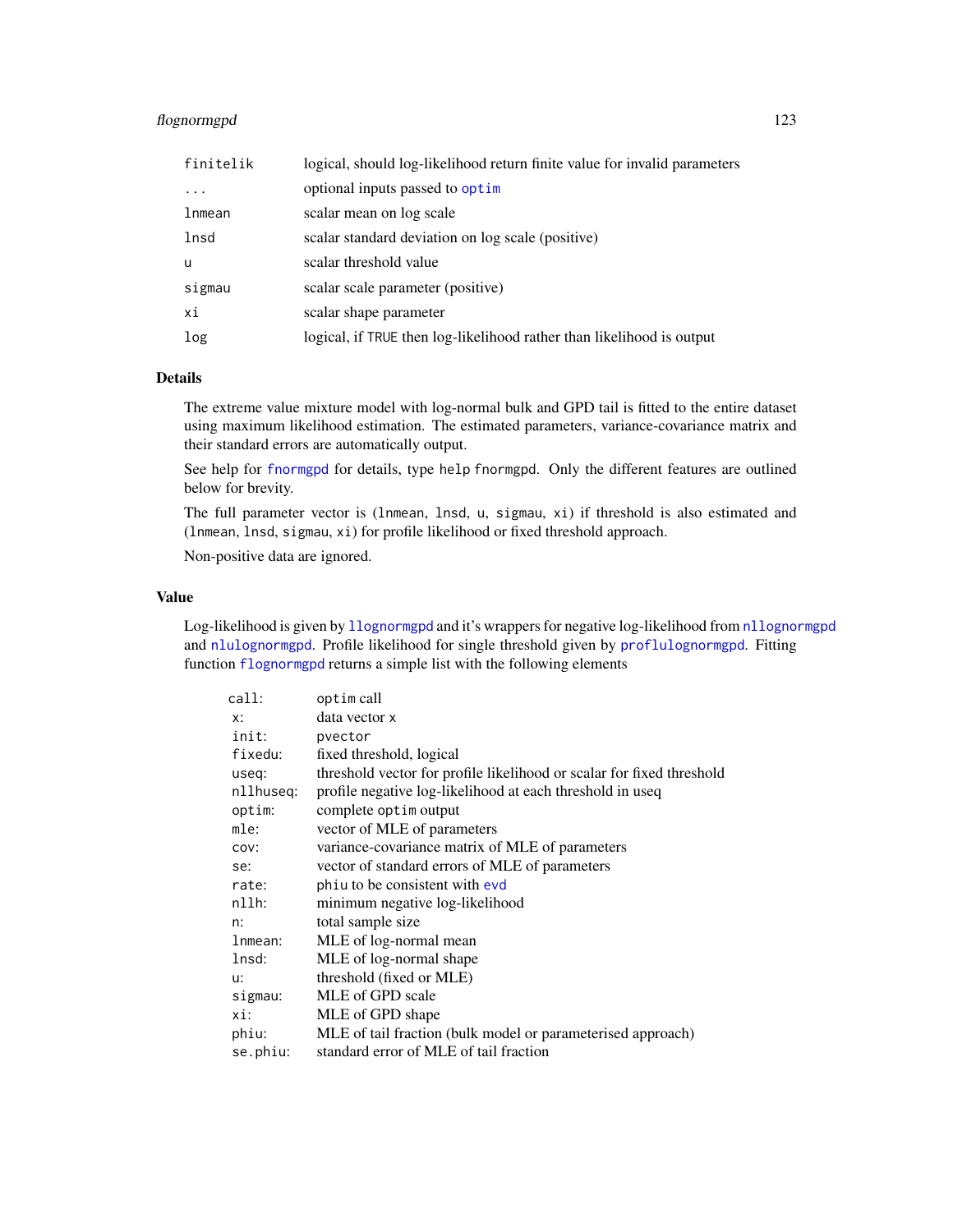| | |
|---|---|
| `finitelik` | logical, should log-likelihood return finite value for invalid parameters |
| `...` | optional inputs passed to `optim` |
| `lnmean` | scalar mean on log scale |
| `lnsd` | scalar standard deviation on log scale (positive) |
| `u` | scalar threshold value |
| `sigmau` | scalar scale parameter (positive) |
| `xi` | scalar shape parameter |
| `log` | logical, if `TRUE` then log-likelihood rather than likelihood is output |

## Details

The extreme value mixture model with log-normal bulk and GPD tail is fitted to the entire dataset using maximum likelihood estimation. The estimated parameters, variance-covariance matrix and their standard errors are automatically output.

See help for `fnormgpd` for details, type `help fnormgpd`. Only the different features are outlined below for brevity.

The full parameter vector is (`lnmean`, `lnsd`, `u`, `sigmau`, `xi`) if threshold is also estimated and (`lnmean`, `lnsd`, `sigmau`, `xi`) for profile likelihood or fixed threshold approach.

Non-positive data are ignored.

## Value

Log-likelihood is given by `llognormgpd` and it's wrappers for negative log-likelihood from `nllognormgpd` and `nlulognormgpd`. Profile likelihood for single threshold given by `proflulognormgpd`. Fitting function `flognormgpd` returns a simple list with the following elements

| | |
|---|---|
| `call`: | `optim` call |
| `x`: | data vector `x` |
| `init`: | `pvector` |
| `fixedu`: | fixed threshold, logical |
| `useq`: | threshold vector for profile likelihood or scalar for fixed threshold |
| `nllhuseq`: | profile negative log-likelihood at each threshold in useq |
| `optim`: | complete `optim` output |
| `mle`: | vector of MLE of parameters |
| `cov`: | variance-covariance matrix of MLE of parameters |
| `se`: | vector of standard errors of MLE of parameters |
| `rate`: | `phiu` to be consistent with `evd` |
| `nllh`: | minimum negative log-likelihood |
| `n`: | total sample size |
| `lnmean`: | MLE of log-normal mean |
| `lnsd`: | MLE of log-normal shape |
| `u`: | threshold (fixed or MLE) |
| `sigmau`: | MLE of GPD scale |
| `xi`: | MLE of GPD shape |
| `phiu`: | MLE of tail fraction (bulk model or parameterised approach) |
| `se.phiu`: | standard error of MLE of tail fraction |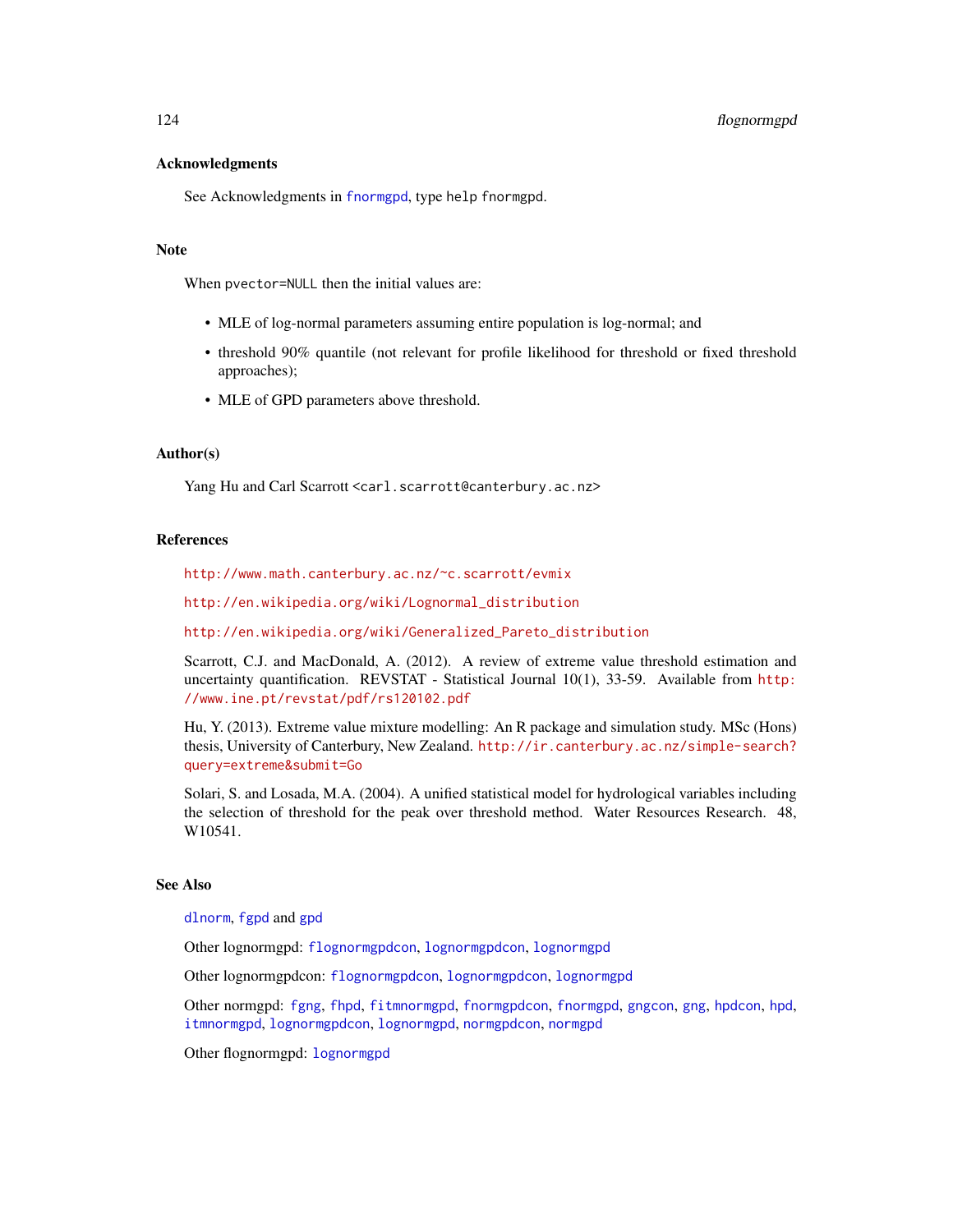## Acknowledgments

See Acknowledgments in fnormgpd, type help fnormgpd.

## Note

When pvector=NULL then the initial values are:

- MLE of log-normal parameters assuming entire population is log-normal; and
- threshold 90% quantile (not relevant for profile likelihood for threshold or fixed threshold approaches);
- MLE of GPD parameters above threshold.

## Author(s)

Yang Hu and Carl Scarrott <carl.scarrott@canterbury.ac.nz>

## References

http://www.math.canterbury.ac.nz/~c.scarrott/evmix

http://en.wikipedia.org/wiki/Lognormal_distribution

http://en.wikipedia.org/wiki/Generalized_Pareto_distribution

Scarrott, C.J. and MacDonald, A. (2012). A review of extreme value threshold estimation and uncertainty quantification. REVSTAT - Statistical Journal 10(1), 33-59. Available from http://www.ine.pt/revstat/pdf/rs120102.pdf

Hu, Y. (2013). Extreme value mixture modelling: An R package and simulation study. MSc (Hons) thesis, University of Canterbury, New Zealand. http://ir.canterbury.ac.nz/simple-search?query=extreme&submit=Go

Solari, S. and Losada, M.A. (2004). A unified statistical model for hydrological variables including the selection of threshold for the peak over threshold method. Water Resources Research. 48, W10541.

## See Also

dlnorm, fgpd and gpd

Other lognormgpd: flognormgpdcon, lognormgpdcon, lognormgpd

Other lognormgpdcon: flognormgpdcon, lognormgpdcon, lognormgpd

Other normgpd: fgng, fhpd, fitmnormgpd, fnormgpdcon, fnormgpd, gngcon, gng, hpdcon, hpd, itmnormgpd, lognormgpdcon, lognormgpd, normgpdcon, normgpd

Other flognormgpd: lognormgpd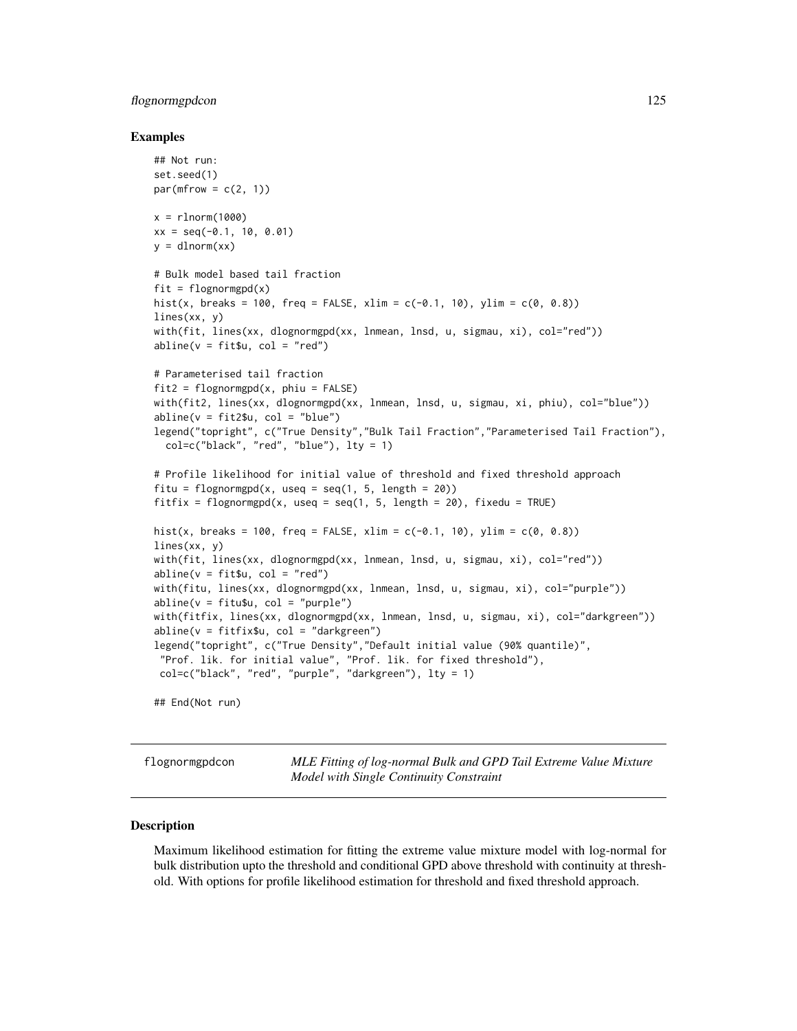## Examples

```
## Not run:
set.seed(1)
par(mfrow = c(2, 1))

x = rlnorm(1000)
xx = seq(-0.1, 10, 0.01)
y = dlnorm(xx)

# Bulk model based tail fraction
fit = flognormgpd(x)
hist(x, breaks = 100, freq = FALSE, xlim = c(-0.1, 10), ylim = c(0, 0.8))
lines(xx, y)
with(fit, lines(xx, dlognormgpd(xx, lnmean, lnsd, u, sigmau, xi), col="red"))
abline(v = fit$u, col = "red")

# Parameterised tail fraction
fit2 = flognormgpd(x, phiu = FALSE)
with(fit2, lines(xx, dlognormgpd(xx, lnmean, lnsd, u, sigmau, xi, phiu), col="blue"))
abline(v = fit2$u, col = "blue")
legend("topright", c("True Density","Bulk Tail Fraction","Parameterised Tail Fraction"),
  col=c("black", "red", "blue"), lty = 1)

# Profile likelihood for initial value of threshold and fixed threshold approach
fitu = flognormgpd(x, useq = seq(1, 5, length = 20))
fitfix = flognormgpd(x, useq = seq(1, 5, length = 20), fixedu = TRUE)

hist(x, breaks = 100, freq = FALSE, xlim = c(-0.1, 10), ylim = c(0, 0.8))
lines(xx, y)
with(fit, lines(xx, dlognormgpd(xx, lnmean, lnsd, u, sigmau, xi), col="red"))
abline(v = fit$u, col = "red")
with(fitu, lines(xx, dlognormgpd(xx, lnmean, lnsd, u, sigmau, xi), col="purple"))
abline(v = fitu$u, col = "purple")
with(fitfix, lines(xx, dlognormgpd(xx, lnmean, lnsd, u, sigmau, xi), col="darkgreen"))
abline(v = fitfix$u, col = "darkgreen")
legend("topright", c("True Density","Default initial value (90% quantile)",
 "Prof. lik. for initial value", "Prof. lik. for fixed threshold"),
 col=c("black", "red", "purple", "darkgreen"), lty = 1)

## End(Not run)
```

---

flognormgpdcon — *MLE Fitting of log-normal Bulk and GPD Tail Extreme Value Mixture Model with Single Continuity Constraint*

---

## Description

Maximum likelihood estimation for fitting the extreme value mixture model with log-normal for bulk distribution upto the threshold and conditional GPD above threshold with continuity at threshold. With options for profile likelihood estimation for threshold and fixed threshold approach.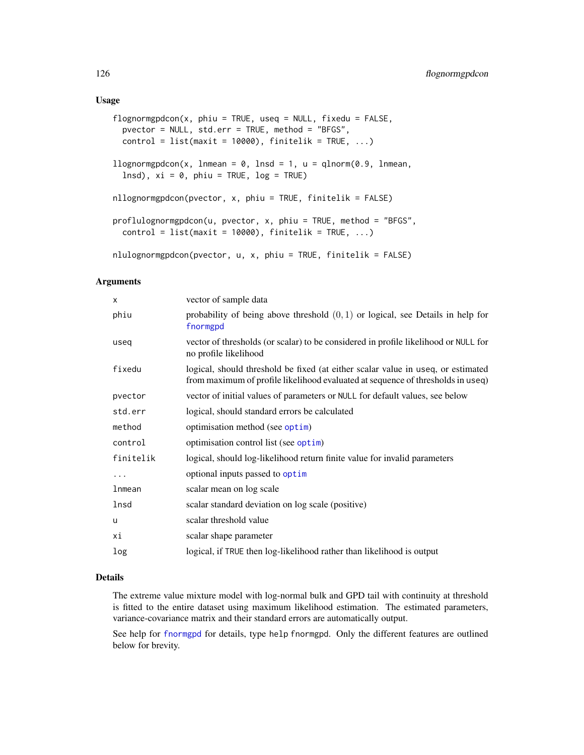## Usage

```
flognormgpdcon(x, phiu = TRUE, useq = NULL, fixedu = FALSE,
  pvector = NULL, std.err = TRUE, method = "BFGS",
  control = list(maxit = 10000), finitelik = TRUE, ...)

llognormgpdcon(x, lnmean = 0, lnsd = 1, u = qlnorm(0.9, lnmean,
  lnsd), xi = 0, phiu = TRUE, log = TRUE)

nllognormgpdcon(pvector, x, phiu = TRUE, finitelik = FALSE)

proflulognormgpdcon(u, pvector, x, phiu = TRUE, method = "BFGS",
  control = list(maxit = 10000), finitelik = TRUE, ...)

nlulognormgpdcon(pvector, u, x, phiu = TRUE, finitelik = FALSE)
```

## Arguments

| Argument | Description |
|---|---|
| `x` | vector of sample data |
| `phiu` | probability of being above threshold $(0, 1)$ or logical, see Details in help for `fnormgpd` |
| `useq` | vector of thresholds (or scalar) to be considered in profile likelihood or `NULL` for no profile likelihood |
| `fixedu` | logical, should threshold be fixed (at either scalar value in `useq`, or estimated from maximum of profile likelihood evaluated at sequence of thresholds in `useq`) |
| `pvector` | vector of initial values of parameters or `NULL` for default values, see below |
| `std.err` | logical, should standard errors be calculated |
| `method` | optimisation method (see `optim`) |
| `control` | optimisation control list (see `optim`) |
| `finitelik` | logical, should log-likelihood return finite value for invalid parameters |
| `...` | optional inputs passed to `optim` |
| `lnmean` | scalar mean on log scale |
| `lnsd` | scalar standard deviation on log scale (positive) |
| `u` | scalar threshold value |
| `xi` | scalar shape parameter |
| `log` | logical, if `TRUE` then log-likelihood rather than likelihood is output |

## Details

The extreme value mixture model with log-normal bulk and GPD tail with continuity at threshold is fitted to the entire dataset using maximum likelihood estimation. The estimated parameters, variance-covariance matrix and their standard errors are automatically output.

See help for `fnormgpd` for details, type `help fnormgpd`. Only the different features are outlined below for brevity.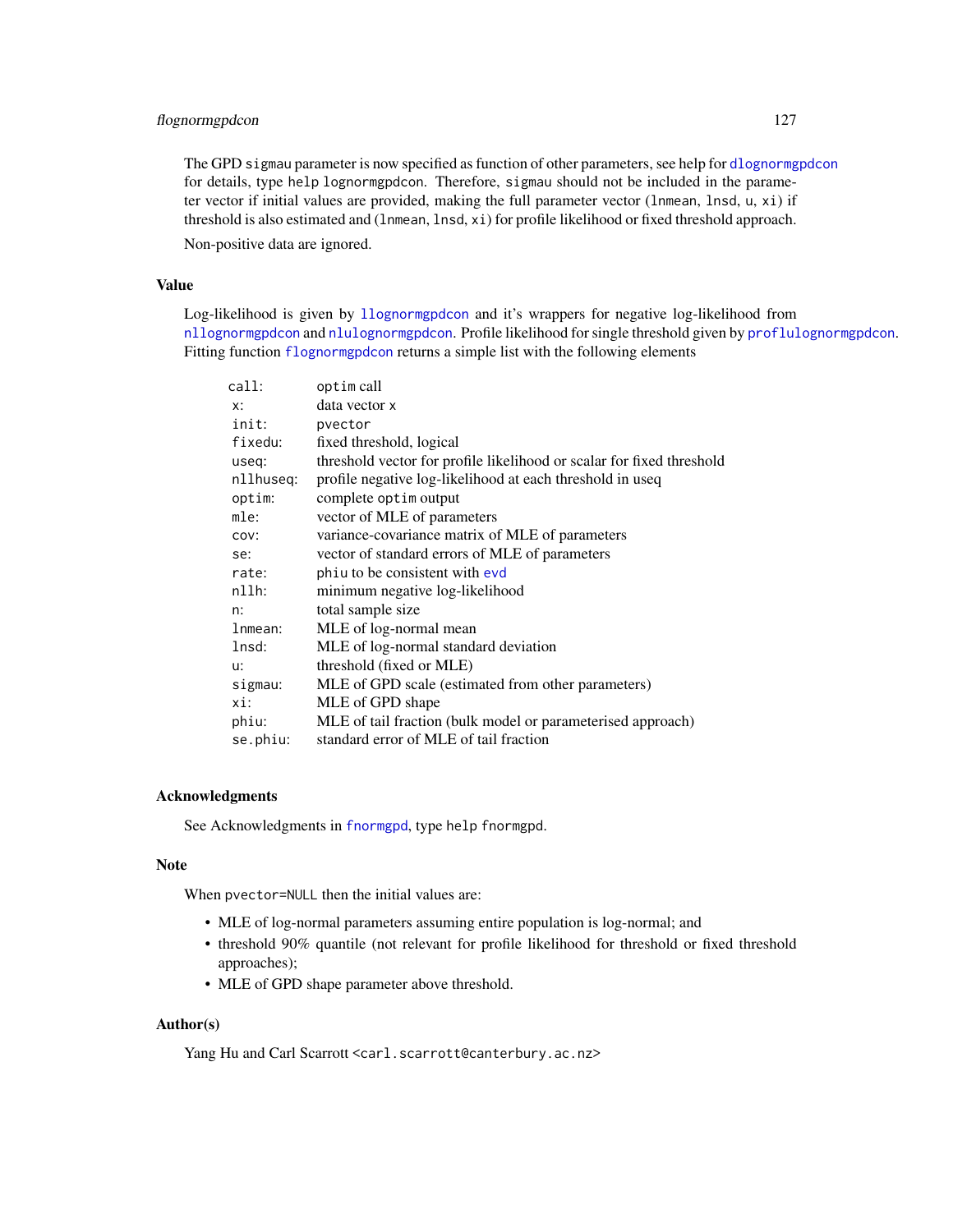The GPD `sigmau` parameter is now specified as function of other parameters, see help for `dlognormgpdcon` for details, type `help lognormgpdcon`. Therefore, `sigmau` should not be included in the parameter vector if initial values are provided, making the full parameter vector (`lnmean`, `lnsd`, `u`, `xi`) if threshold is also estimated and (`lnmean`, `lnsd`, `xi`) for profile likelihood or fixed threshold approach.

Non-positive data are ignored.

## Value

Log-likelihood is given by `llognormgpdcon` and it's wrappers for negative log-likelihood from `nllognormgpdcon` and `nlulognormgpdcon`. Profile likelihood for single threshold given by `proflulognormgpdcon`. Fitting function `flognormgpdcon` returns a simple list with the following elements

| | |
|---|---|
| `call`: | `optim` call |
| `x`: | data vector `x` |
| `init`: | `pvector` |
| `fixedu`: | fixed threshold, logical |
| `useq`: | threshold vector for profile likelihood or scalar for fixed threshold |
| `nllhuseq`: | profile negative log-likelihood at each threshold in useq |
| `optim`: | complete `optim` output |
| `mle`: | vector of MLE of parameters |
| `cov`: | variance-covariance matrix of MLE of parameters |
| `se`: | vector of standard errors of MLE of parameters |
| `rate`: | `phiu` to be consistent with `evd` |
| `nllh`: | minimum negative log-likelihood |
| `n`: | total sample size |
| `lnmean`: | MLE of log-normal mean |
| `lnsd`: | MLE of log-normal standard deviation |
| `u`: | threshold (fixed or MLE) |
| `sigmau`: | MLE of GPD scale (estimated from other parameters) |
| `xi`: | MLE of GPD shape |
| `phiu`: | MLE of tail fraction (bulk model or parameterised approach) |
| `se.phiu`: | standard error of MLE of tail fraction |

## Acknowledgments

See Acknowledgments in `fnormgpd`, type `help fnormgpd`.

## Note

When `pvector=NULL` then the initial values are:

- MLE of log-normal parameters assuming entire population is log-normal; and
- threshold 90% quantile (not relevant for profile likelihood for threshold or fixed threshold approaches);
- MLE of GPD shape parameter above threshold.

## Author(s)

Yang Hu and Carl Scarrott <carl.scarrott@canterbury.ac.nz>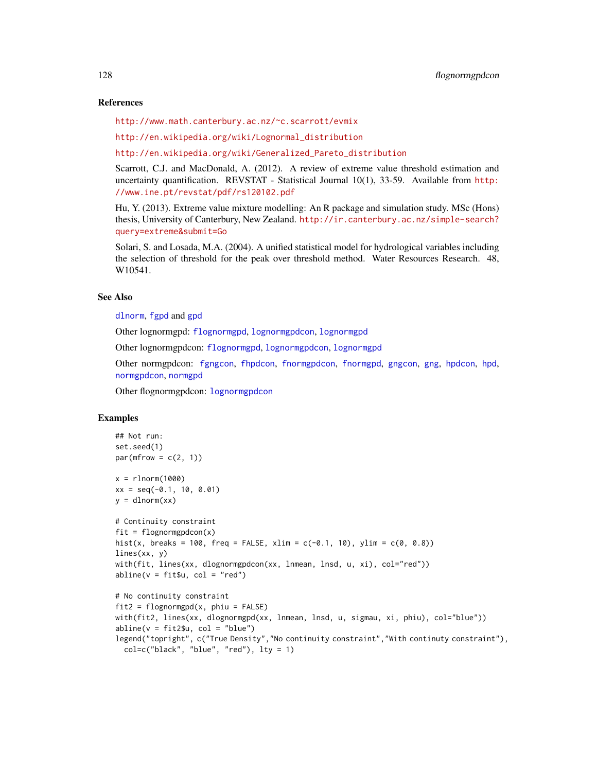## References

http://www.math.canterbury.ac.nz/~c.scarrott/evmix

http://en.wikipedia.org/wiki/Lognormal_distribution

http://en.wikipedia.org/wiki/Generalized_Pareto_distribution

Scarrott, C.J. and MacDonald, A. (2012). A review of extreme value threshold estimation and uncertainty quantification. REVSTAT - Statistical Journal 10(1), 33-59. Available from http://www.ine.pt/revstat/pdf/rs120102.pdf

Hu, Y. (2013). Extreme value mixture modelling: An R package and simulation study. MSc (Hons) thesis, University of Canterbury, New Zealand. http://ir.canterbury.ac.nz/simple-search?query=extreme&submit=Go

Solari, S. and Losada, M.A. (2004). A unified statistical model for hydrological variables including the selection of threshold for the peak over threshold method. Water Resources Research. 48, W10541.

## See Also

dlnorm, fgpd and gpd

Other lognormgpd: flognormgpd, lognormgpdcon, lognormgpd

Other lognormgpdcon: flognormgpd, lognormgpdcon, lognormgpd

Other normgpdcon: fgngcon, fhpdcon, fnormgpdcon, fnormgpd, gngcon, gng, hpdcon, hpd, normgpdcon, normgpd

Other flognormgpdcon: lognormgpdcon

## Examples

```
## Not run:
set.seed(1)
par(mfrow = c(2, 1))

x = rlnorm(1000)
xx = seq(-0.1, 10, 0.01)
y = dlnorm(xx)

# Continuity constraint
fit = flognormgpdcon(x)
hist(x, breaks = 100, freq = FALSE, xlim = c(-0.1, 10), ylim = c(0, 0.8))
lines(xx, y)
with(fit, lines(xx, dlognormgpdcon(xx, lnmean, lnsd, u, xi), col="red"))
abline(v = fit$u, col = "red")

# No continuity constraint
fit2 = flognormgpd(x, phiu = FALSE)
with(fit2, lines(xx, dlognormgpd(xx, lnmean, lnsd, u, sigmau, xi, phiu), col="blue"))
abline(v = fit2$u, col = "blue")
legend("topright", c("True Density","No continuity constraint","With continuty constraint"),
  col=c("black", "blue", "red"), lty = 1)
```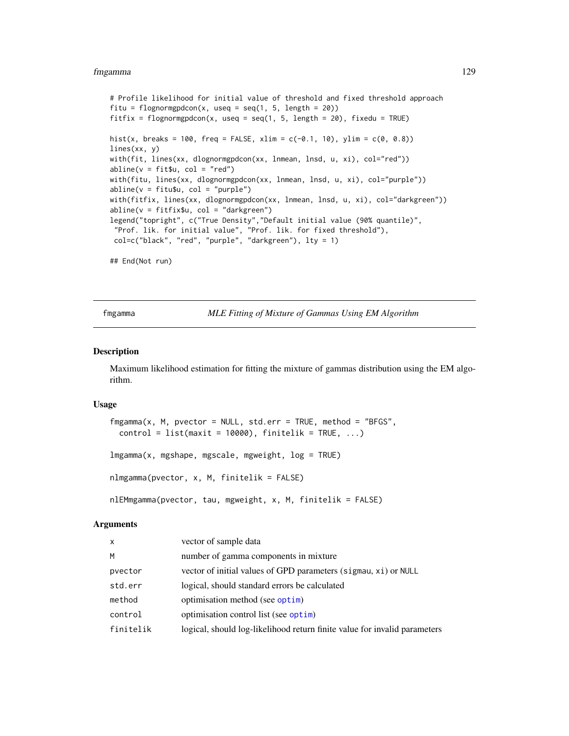```
# Profile likelihood for initial value of threshold and fixed threshold approach
fitu = flognormgpdcon(x, useq = seq(1, 5, length = 20))
fitfix = flognormgpdcon(x, useq = seq(1, 5, length = 20), fixedu = TRUE)

hist(x, breaks = 100, freq = FALSE, xlim = c(-0.1, 10), ylim = c(0, 0.8))
lines(xx, y)
with(fit, lines(xx, dlognormgpdcon(xx, lnmean, lnsd, u, xi), col="red"))
abline(v = fit$u, col = "red")
with(fitu, lines(xx, dlognormgpdcon(xx, lnmean, lnsd, u, xi), col="purple"))
abline(v = fitu$u, col = "purple")
with(fitfix, lines(xx, dlognormgpdcon(xx, lnmean, lnsd, u, xi), col="darkgreen"))
abline(v = fitfix$u, col = "darkgreen")
legend("topright", c("True Density","Default initial value (90% quantile)",
 "Prof. lik. for initial value", "Prof. lik. for fixed threshold"),
 col=c("black", "red", "purple", "darkgreen"), lty = 1)

## End(Not run)
```

---

fmgamma — *MLE Fitting of Mixture of Gammas Using EM Algorithm*

---

## Description

Maximum likelihood estimation for fitting the mixture of gammas distribution using the EM algorithm.

## Usage

```
fmgamma(x, M, pvector = NULL, std.err = TRUE, method = "BFGS",
  control = list(maxit = 10000), finitelik = TRUE, ...)

lmgamma(x, mgshape, mgscale, mgweight, log = TRUE)

nlmgamma(pvector, x, M, finitelik = FALSE)

nlEMmgamma(pvector, tau, mgweight, x, M, finitelik = FALSE)
```

## Arguments

| | |
|---|---|
| x | vector of sample data |
| M | number of gamma components in mixture |
| pvector | vector of initial values of GPD parameters (sigmau, xi) or NULL |
| std.err | logical, should standard errors be calculated |
| method | optimisation method (see optim) |
| control | optimisation control list (see optim) |
| finitelik | logical, should log-likelihood return finite value for invalid parameters |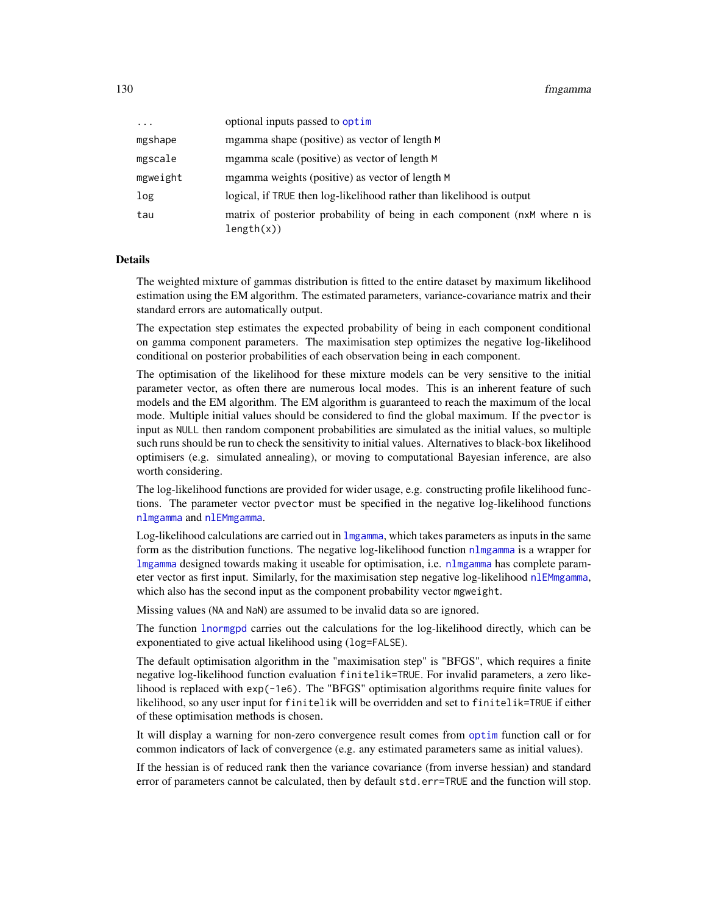| | |
|---|---|
| ... | optional inputs passed to `optim` |
| mgshape | mgamma shape (positive) as vector of length M |
| mgscale | mgamma scale (positive) as vector of length M |
| mgweight | mgamma weights (positive) as vector of length M |
| log | logical, if TRUE then log-likelihood rather than likelihood is output |
| tau | matrix of posterior probability of being in each component (nxM where n is length(x)) |

## Details

The weighted mixture of gammas distribution is fitted to the entire dataset by maximum likelihood estimation using the EM algorithm. The estimated parameters, variance-covariance matrix and their standard errors are automatically output.

The expectation step estimates the expected probability of being in each component conditional on gamma component parameters. The maximisation step optimizes the negative log-likelihood conditional on posterior probabilities of each observation being in each component.

The optimisation of the likelihood for these mixture models can be very sensitive to the initial parameter vector, as often there are numerous local modes. This is an inherent feature of such models and the EM algorithm. The EM algorithm is guaranteed to reach the maximum of the local mode. Multiple initial values should be considered to find the global maximum. If the `pvector` is input as NULL then random component probabilities are simulated as the initial values, so multiple such runs should be run to check the sensitivity to initial values. Alternatives to black-box likelihood optimisers (e.g. simulated annealing), or moving to computational Bayesian inference, are also worth considering.

The log-likelihood functions are provided for wider usage, e.g. constructing profile likelihood functions. The parameter vector `pvector` must be specified in the negative log-likelihood functions `nlmgamma` and `nlEMmgamma`.

Log-likelihood calculations are carried out in `lmgamma`, which takes parameters as inputs in the same form as the distribution functions. The negative log-likelihood function `nlmgamma` is a wrapper for `lmgamma` designed towards making it useable for optimisation, i.e. `nlmgamma` has complete parameter vector as first input. Similarly, for the maximisation step negative log-likelihood `nlEMmgamma`, which also has the second input as the component probability vector `mgweight`.

Missing values (NA and NaN) are assumed to be invalid data so are ignored.

The function `lnormgpd` carries out the calculations for the log-likelihood directly, which can be exponentiated to give actual likelihood using (`log=FALSE`).

The default optimisation algorithm in the "maximisation step" is "BFGS", which requires a finite negative log-likelihood function evaluation `finitelik=TRUE`. For invalid parameters, a zero likelihood is replaced with `exp(-1e6)`. The "BFGS" optimisation algorithms require finite values for likelihood, so any user input for `finitelik` will be overridden and set to `finitelik=TRUE` if either of these optimisation methods is chosen.

It will display a warning for non-zero convergence result comes from `optim` function call or for common indicators of lack of convergence (e.g. any estimated parameters same as initial values).

If the hessian is of reduced rank then the variance covariance (from inverse hessian) and standard error of parameters cannot be calculated, then by default `std.err=TRUE` and the function will stop.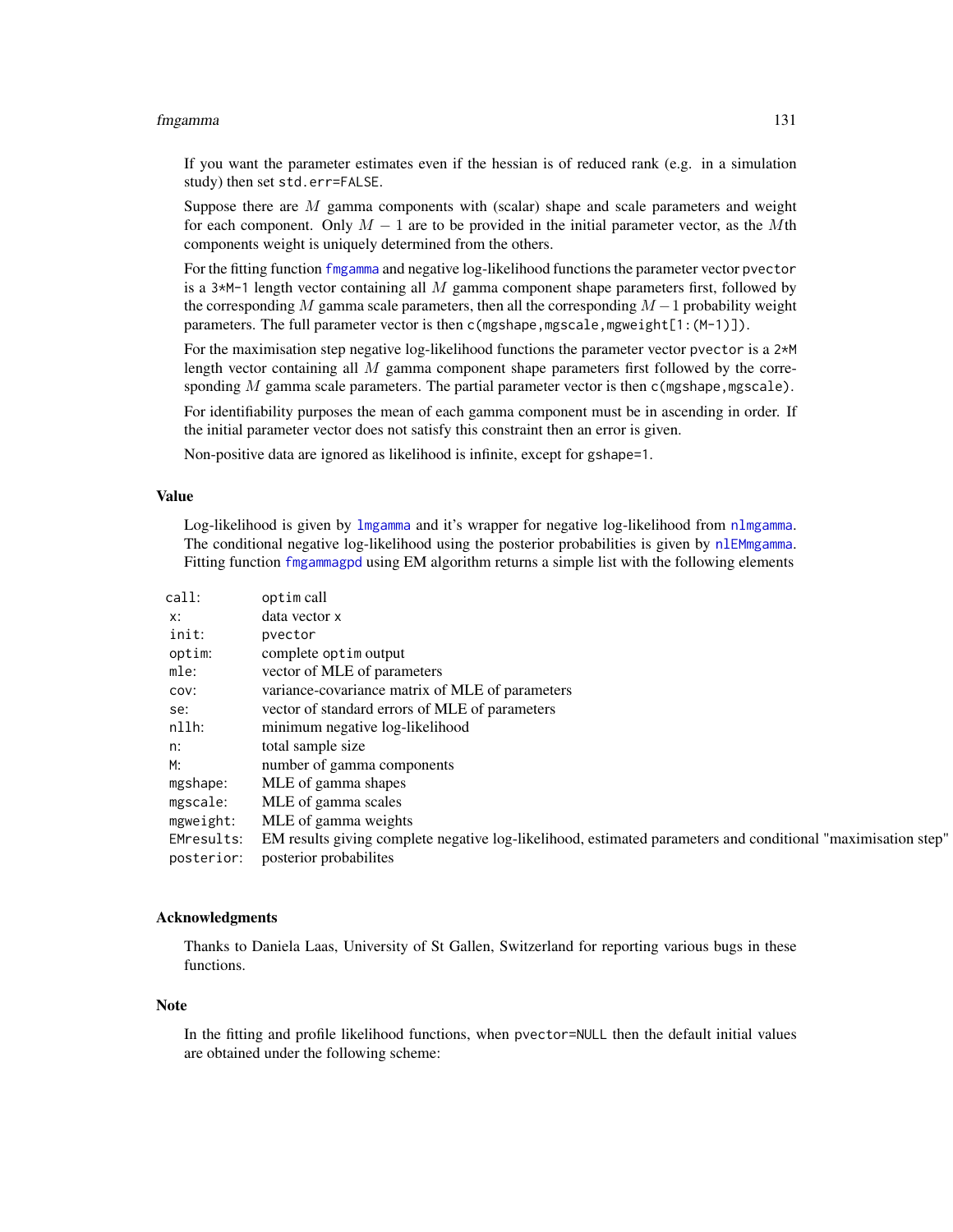If you want the parameter estimates even if the hessian is of reduced rank (e.g. in a simulation study) then set `std.err=FALSE`.

Suppose there are $M$ gamma components with (scalar) shape and scale parameters and weight for each component. Only $M - 1$ are to be provided in the initial parameter vector, as the $M$th components weight is uniquely determined from the others.

For the fitting function `fmgamma` and negative log-likelihood functions the parameter vector `pvector` is a `3*M-1` length vector containing all $M$ gamma component shape parameters first, followed by the corresponding $M$ gamma scale parameters, then all the corresponding $M-1$ probability weight parameters. The full parameter vector is then `c(mgshape,mgscale,mgweight[1:(M-1)])`.

For the maximisation step negative log-likelihood functions the parameter vector `pvector` is a `2*M` length vector containing all $M$ gamma component shape parameters first followed by the corresponding $M$ gamma scale parameters. The partial parameter vector is then `c(mgshape,mgscale)`.

For identifiability purposes the mean of each gamma component must be in ascending in order. If the initial parameter vector does not satisfy this constraint then an error is given.

Non-positive data are ignored as likelihood is infinite, except for `gshape=1`.

## Value

Log-likelihood is given by `lmgamma` and it's wrapper for negative log-likelihood from `nlmgamma`. The conditional negative log-likelihood using the posterior probabilities is given by `nlEMmgamma`. Fitting function `fmgammagpd` using EM algorithm returns a simple list with the following elements

| | |
|---|---|
| `call`: | `optim` call |
| `x`: | data vector `x` |
| `init`: | `pvector` |
| `optim`: | complete `optim` output |
| `mle`: | vector of MLE of parameters |
| `cov`: | variance-covariance matrix of MLE of parameters |
| `se`: | vector of standard errors of MLE of parameters |
| `nllh`: | minimum negative log-likelihood |
| `n`: | total sample size |
| `M`: | number of gamma components |
| `mgshape`: | MLE of gamma shapes |
| `mgscale`: | MLE of gamma scales |
| `mgweight`: | MLE of gamma weights |
| `EMresults`: | EM results giving complete negative log-likelihood, estimated parameters and conditional "maximisation step" |
| `posterior`: | posterior probabilites |

## Acknowledgments

Thanks to Daniela Laas, University of St Gallen, Switzerland for reporting various bugs in these functions.

## Note

In the fitting and profile likelihood functions, when `pvector=NULL` then the default initial values are obtained under the following scheme: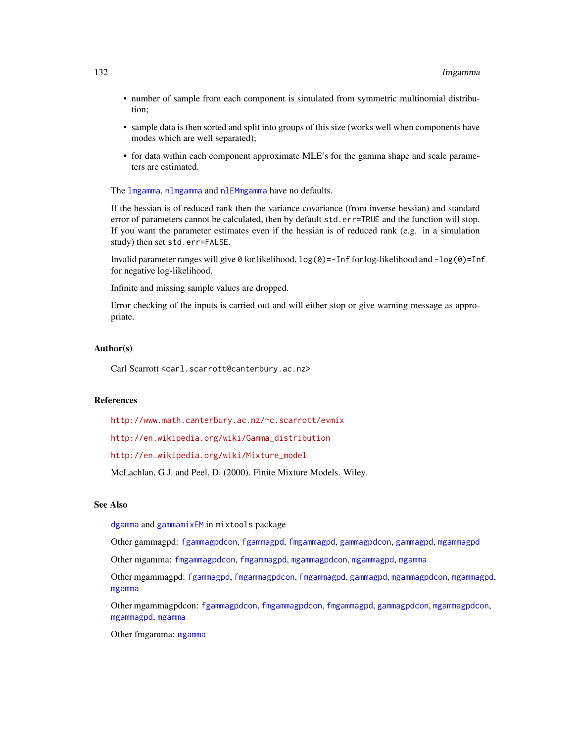- number of sample from each component is simulated from symmetric multinomial distribution;
- sample data is then sorted and split into groups of this size (works well when components have modes which are well separated);
- for data within each component approximate MLE's for the gamma shape and scale parameters are estimated.

The lmgamma, nlmgamma and nlEMmgamma have no defaults.

If the hessian is of reduced rank then the variance covariance (from inverse hessian) and standard error of parameters cannot be calculated, then by default `std.err=TRUE` and the function will stop. If you want the parameter estimates even if the hessian is of reduced rank (e.g. in a simulation study) then set `std.err=FALSE`.

Invalid parameter ranges will give `0` for likelihood, `log(0)=-Inf` for log-likelihood and `-log(0)=Inf` for negative log-likelihood.

Infinite and missing sample values are dropped.

Error checking of the inputs is carried out and will either stop or give warning message as appropriate.

## Author(s)

Carl Scarrott <carl.scarrott@canterbury.ac.nz>

## References

http://www.math.canterbury.ac.nz/~c.scarrott/evmix

http://en.wikipedia.org/wiki/Gamma_distribution

http://en.wikipedia.org/wiki/Mixture_model

McLachlan, G.J. and Peel, D. (2000). Finite Mixture Models. Wiley.

## See Also

dgamma and gammamixEM in mixtools package

Other gammagpd: fgammagpdcon, fgammagpd, fmgammagpd, gammagpdcon, gammagpd, mgammagpd

Other mgamma: fmgammagpdcon, fmgammagpd, mgammagpdcon, mgammagpd, mgamma

Other mgammagpd: fgammagpd, fmgammagpdcon, fmgammagpd, gammagpd, mgammagpdcon, mgammagpd, mgamma

Other mgammagpdcon: fgammagpdcon, fmgammagpdcon, fmgammagpd, gammagpdcon, mgammagpdcon, mgammagpd, mgamma

Other fmgamma: mgamma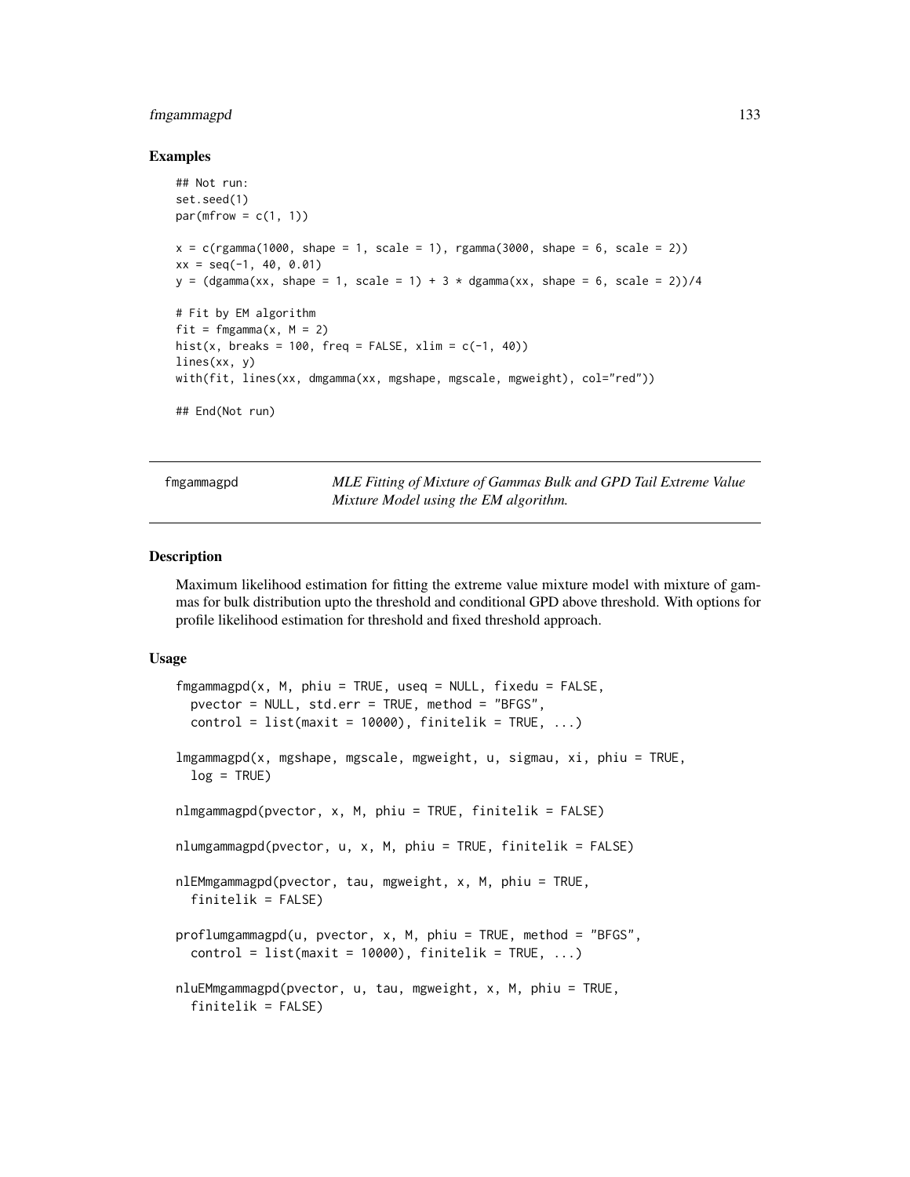## Examples

```
## Not run:
set.seed(1)
par(mfrow = c(1, 1))

x = c(rgamma(1000, shape = 1, scale = 1), rgamma(3000, shape = 6, scale = 2))
xx = seq(-1, 40, 0.01)
y = (dgamma(xx, shape = 1, scale = 1) + 3 * dgamma(xx, shape = 6, scale = 2))/4

# Fit by EM algorithm
fit = fmgamma(x, M = 2)
hist(x, breaks = 100, freq = FALSE, xlim = c(-1, 40))
lines(xx, y)
with(fit, lines(xx, dmgamma(xx, mgshape, mgscale, mgweight), col="red"))

## End(Not run)
```

---

fmgammagpd *MLE Fitting of Mixture of Gammas Bulk and GPD Tail Extreme Value Mixture Model using the EM algorithm.*

---

## Description

Maximum likelihood estimation for fitting the extreme value mixture model with mixture of gammas for bulk distribution upto the threshold and conditional GPD above threshold. With options for profile likelihood estimation for threshold and fixed threshold approach.

## Usage

```
fmgammagpd(x, M, phiu = TRUE, useq = NULL, fixedu = FALSE,
  pvector = NULL, std.err = TRUE, method = "BFGS",
  control = list(maxit = 10000), finitelik = TRUE, ...)

lmgammagpd(x, mgshape, mgscale, mgweight, u, sigmau, xi, phiu = TRUE,
  log = TRUE)

nlmgammagpd(pvector, x, M, phiu = TRUE, finitelik = FALSE)

nlumgammagpd(pvector, u, x, M, phiu = TRUE, finitelik = FALSE)

nlEMmgammagpd(pvector, tau, mgweight, x, M, phiu = TRUE,
  finitelik = FALSE)

proflumgammagpd(u, pvector, x, M, phiu = TRUE, method = "BFGS",
  control = list(maxit = 10000), finitelik = TRUE, ...)

nluEMmgammagpd(pvector, u, tau, mgweight, x, M, phiu = TRUE,
  finitelik = FALSE)
```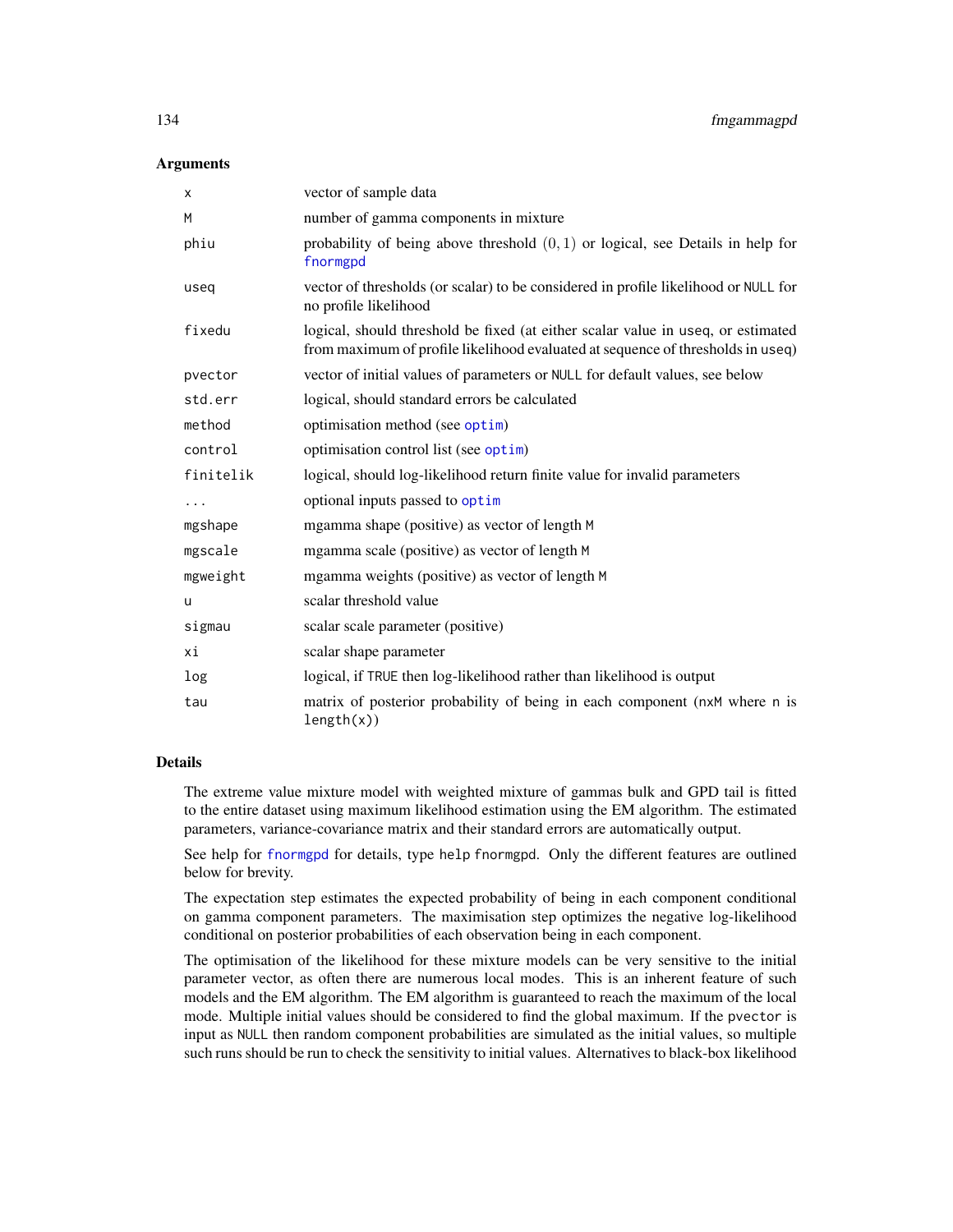## Arguments

| | |
|---|---|
| x | vector of sample data |
| M | number of gamma components in mixture |
| phiu | probability of being above threshold $(0, 1)$ or logical, see Details in help for fnormgpd |
| useq | vector of thresholds (or scalar) to be considered in profile likelihood or NULL for no profile likelihood |
| fixedu | logical, should threshold be fixed (at either scalar value in useq, or estimated from maximum of profile likelihood evaluated at sequence of thresholds in useq) |
| pvector | vector of initial values of parameters or NULL for default values, see below |
| std.err | logical, should standard errors be calculated |
| method | optimisation method (see optim) |
| control | optimisation control list (see optim) |
| finitelik | logical, should log-likelihood return finite value for invalid parameters |
| ... | optional inputs passed to optim |
| mgshape | mgamma shape (positive) as vector of length M |
| mgscale | mgamma scale (positive) as vector of length M |
| mgweight | mgamma weights (positive) as vector of length M |
| u | scalar threshold value |
| sigmau | scalar scale parameter (positive) |
| xi | scalar shape parameter |
| log | logical, if TRUE then log-likelihood rather than likelihood is output |
| tau | matrix of posterior probability of being in each component (nxM where n is length(x)) |

## Details

The extreme value mixture model with weighted mixture of gammas bulk and GPD tail is fitted to the entire dataset using maximum likelihood estimation using the EM algorithm. The estimated parameters, variance-covariance matrix and their standard errors are automatically output.

See help for fnormgpd for details, type help fnormgpd. Only the different features are outlined below for brevity.

The expectation step estimates the expected probability of being in each component conditional on gamma component parameters. The maximisation step optimizes the negative log-likelihood conditional on posterior probabilities of each observation being in each component.

The optimisation of the likelihood for these mixture models can be very sensitive to the initial parameter vector, as often there are numerous local modes. This is an inherent feature of such models and the EM algorithm. The EM algorithm is guaranteed to reach the maximum of the local mode. Multiple initial values should be considered to find the global maximum. If the pvector is input as NULL then random component probabilities are simulated as the initial values, so multiple such runs should be run to check the sensitivity to initial values. Alternatives to black-box likelihood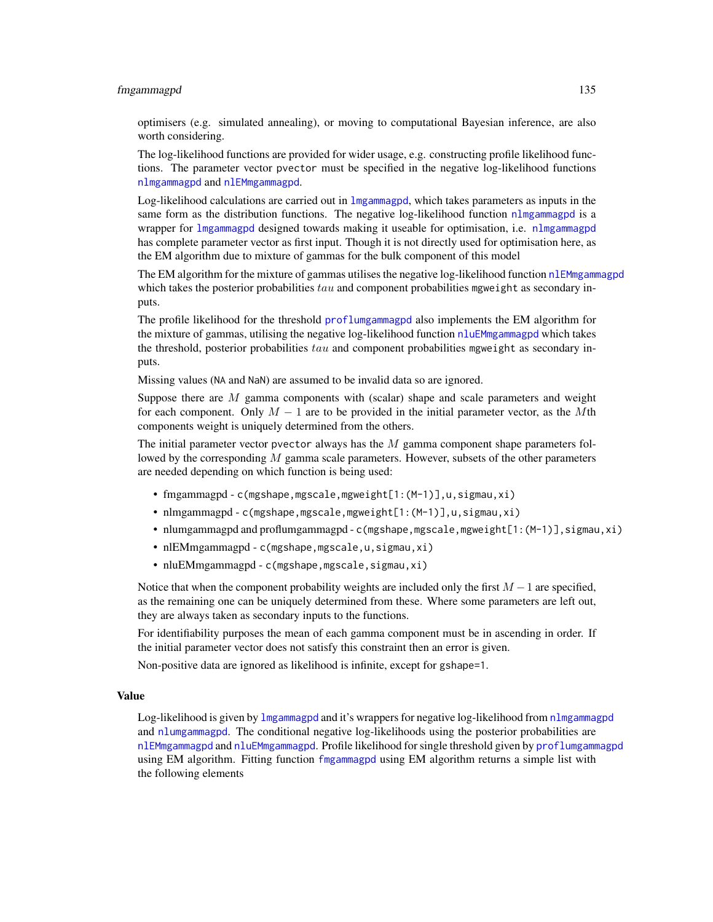optimisers (e.g. simulated annealing), or moving to computational Bayesian inference, are also worth considering.

The log-likelihood functions are provided for wider usage, e.g. constructing profile likelihood functions. The parameter vector `pvector` must be specified in the negative log-likelihood functions `nlmgammagpd` and `nlEMmgammagpd`.

Log-likelihood calculations are carried out in `lmgammagpd`, which takes parameters as inputs in the same form as the distribution functions. The negative log-likelihood function `nlmgammagpd` is a wrapper for `lmgammagpd` designed towards making it useable for optimisation, i.e. `nlmgammagpd` has complete parameter vector as first input. Though it is not directly used for optimisation here, as the EM algorithm due to mixture of gammas for the bulk component of this model

The EM algorithm for the mixture of gammas utilises the negative log-likelihood function `nlEMmgammagpd` which takes the posterior probabilities $tau$ and component probabilities `mgweight` as secondary inputs.

The profile likelihood for the threshold `proflumgammagpd` also implements the EM algorithm for the mixture of gammas, utilising the negative log-likelihood function `nluEMmgammagpd` which takes the threshold, posterior probabilities $tau$ and component probabilities `mgweight` as secondary inputs.

Missing values (`NA` and `NaN`) are assumed to be invalid data so are ignored.

Suppose there are $M$ gamma components with (scalar) shape and scale parameters and weight for each component. Only $M - 1$ are to be provided in the initial parameter vector, as the $M$th components weight is uniquely determined from the others.

The initial parameter vector `pvector` always has the $M$ gamma component shape parameters followed by the corresponding $M$ gamma scale parameters. However, subsets of the other parameters are needed depending on which function is being used:

- fmgammagpd - `c(mgshape,mgscale,mgweight[1:(M-1)],u,sigmau,xi)`
- nlmgammagpd - `c(mgshape,mgscale,mgweight[1:(M-1)],u,sigmau,xi)`
- nlumgammagpd and proflumgammagpd - `c(mgshape,mgscale,mgweight[1:(M-1)],sigmau,xi)`
- nlEMmgammagpd - `c(mgshape,mgscale,u,sigmau,xi)`
- nluEMmgammagpd - `c(mgshape,mgscale,sigmau,xi)`

Notice that when the component probability weights are included only the first $M - 1$ are specified, as the remaining one can be uniquely determined from these. Where some parameters are left out, they are always taken as secondary inputs to the functions.

For identifiability purposes the mean of each gamma component must be in ascending in order. If the initial parameter vector does not satisfy this constraint then an error is given.

Non-positive data are ignored as likelihood is infinite, except for `gshape=1`.

## Value

Log-likelihood is given by `lmgammagpd` and it's wrappers for negative log-likelihood from `nlmgammagpd` and `nlumgammagpd`. The conditional negative log-likelihoods using the posterior probabilities are `nlEMmgammagpd` and `nluEMmgammagpd`. Profile likelihood for single threshold given by `proflumgammagpd` using EM algorithm. Fitting function `fmgammagpd` using EM algorithm returns a simple list with the following elements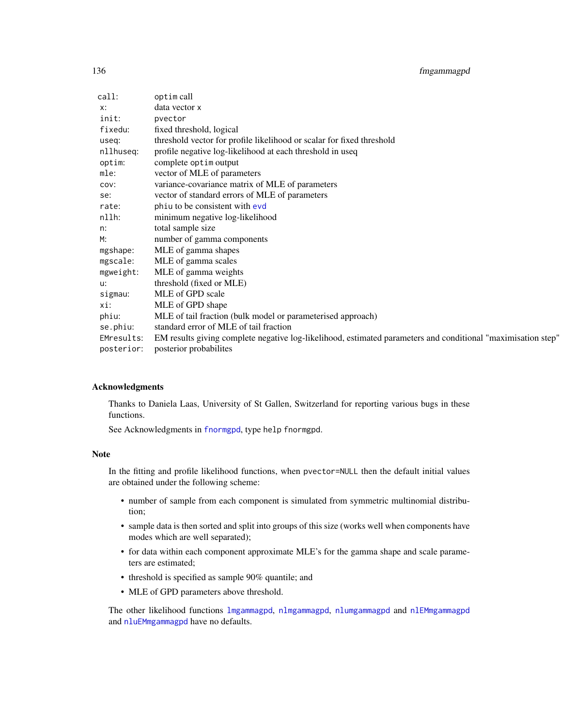| | |
|---|---|
| `call:` | `optim` call |
| `x:` | data vector `x` |
| `init:` | `pvector` |
| `fixedu:` | fixed threshold, logical |
| `useq:` | threshold vector for profile likelihood or scalar for fixed threshold |
| `nllhuseq:` | profile negative log-likelihood at each threshold in useq |
| `optim:` | complete `optim` output |
| `mle:` | vector of MLE of parameters |
| `cov:` | variance-covariance matrix of MLE of parameters |
| `se:` | vector of standard errors of MLE of parameters |
| `rate:` | `phiu` to be consistent with `evd` |
| `nllh:` | minimum negative log-likelihood |
| `n:` | total sample size |
| `M:` | number of gamma components |
| `mgshape:` | MLE of gamma shapes |
| `mgscale:` | MLE of gamma scales |
| `mgweight:` | MLE of gamma weights |
| `u:` | threshold (fixed or MLE) |
| `sigmau:` | MLE of GPD scale |
| `xi:` | MLE of GPD shape |
| `phiu:` | MLE of tail fraction (bulk model or parameterised approach) |
| `se.phiu:` | standard error of MLE of tail fraction |
| `EMresults:` | EM results giving complete negative log-likelihood, estimated parameters and conditional "maximisation step" |
| `posterior:` | posterior probabilites |

## Acknowledgments

Thanks to Daniela Laas, University of St Gallen, Switzerland for reporting various bugs in these functions.

See Acknowledgments in `fnormgpd`, type `help fnormgpd`.

## Note

In the fitting and profile likelihood functions, when `pvector=NULL` then the default initial values are obtained under the following scheme:

- number of sample from each component is simulated from symmetric multinomial distribution;
- sample data is then sorted and split into groups of this size (works well when components have modes which are well separated);
- for data within each component approximate MLE's for the gamma shape and scale parameters are estimated;
- threshold is specified as sample 90% quantile; and
- MLE of GPD parameters above threshold.

The other likelihood functions `lmgammagpd`, `nlmgammagpd`, `nlumgammagpd` and `nlEMmgammagpd` and `nluEMmgammagpd` have no defaults.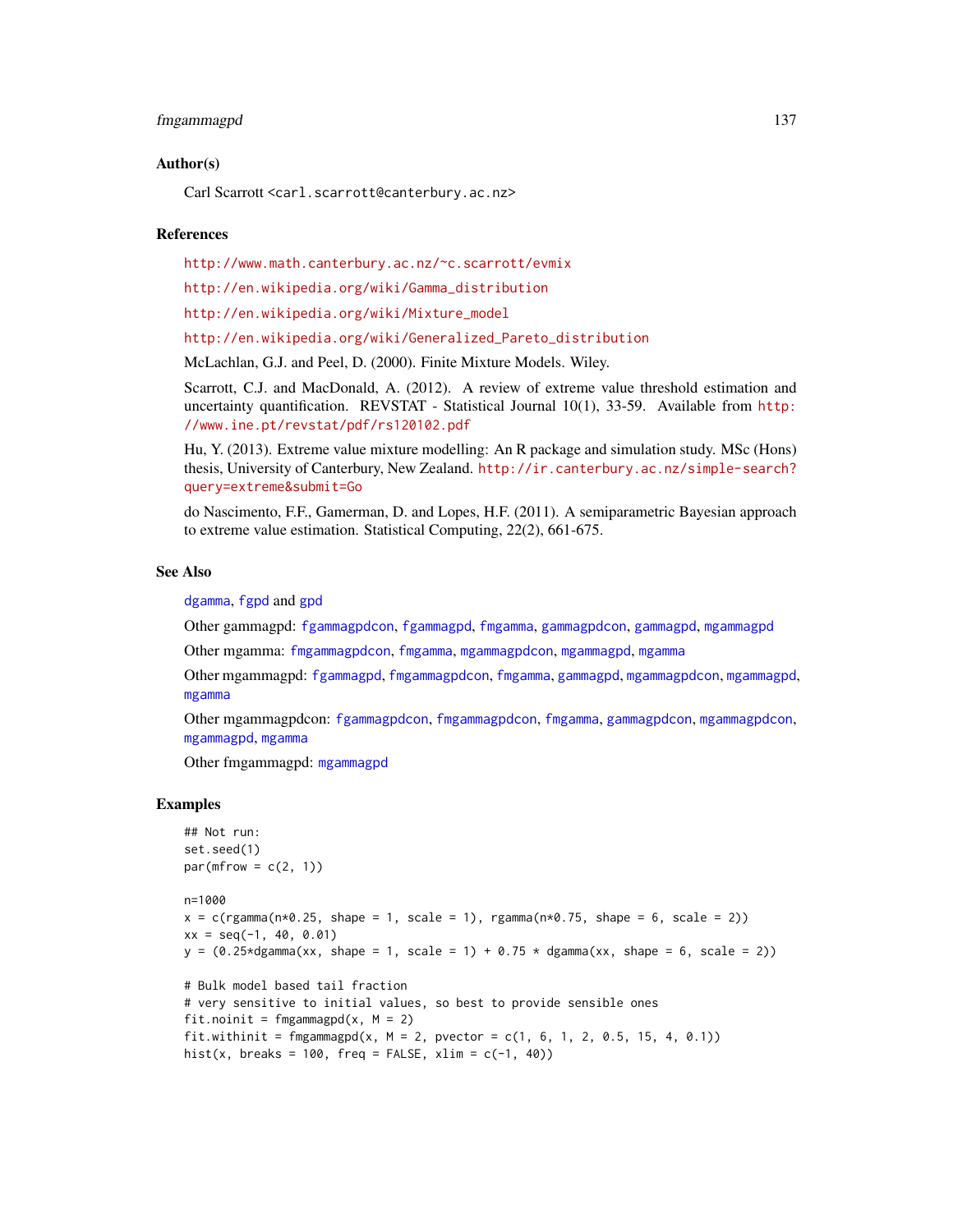### Author(s)

Carl Scarrott <carl.scarrott@canterbury.ac.nz>

### References

http://www.math.canterbury.ac.nz/~c.scarrott/evmix

http://en.wikipedia.org/wiki/Gamma_distribution

http://en.wikipedia.org/wiki/Mixture_model

http://en.wikipedia.org/wiki/Generalized_Pareto_distribution

McLachlan, G.J. and Peel, D. (2000). Finite Mixture Models. Wiley.

Scarrott, C.J. and MacDonald, A. (2012). A review of extreme value threshold estimation and uncertainty quantification. REVSTAT - Statistical Journal 10(1), 33-59. Available from http://www.ine.pt/revstat/pdf/rs120102.pdf

Hu, Y. (2013). Extreme value mixture modelling: An R package and simulation study. MSc (Hons) thesis, University of Canterbury, New Zealand. http://ir.canterbury.ac.nz/simple-search?query=extreme&submit=Go

do Nascimento, F.F., Gamerman, D. and Lopes, H.F. (2011). A semiparametric Bayesian approach to extreme value estimation. Statistical Computing, 22(2), 661-675.

### See Also

dgamma, fgpd and gpd

Other gammagpd: fgammagpdcon, fgammagpd, fmgamma, gammagpdcon, gammagpd, mgammagpd

Other mgamma: fmgammagpdcon, fmgamma, mgammagpdcon, mgammagpd, mgamma

Other mgammagpd: fgammagpd, fmgammagpdcon, fmgamma, gammagpd, mgammagpdcon, mgammagpd, mgamma

Other mgammagpdcon: fgammagpdcon, fmgammagpdcon, fmgamma, gammagpdcon, mgammagpdcon, mgammagpd, mgamma

Other fmgammagpd: mgammagpd

### Examples

```
## Not run:
set.seed(1)
par(mfrow = c(2, 1))

n=1000
x = c(rgamma(n*0.25, shape = 1, scale = 1), rgamma(n*0.75, shape = 6, scale = 2))
xx = seq(-1, 40, 0.01)
y = (0.25*dgamma(xx, shape = 1, scale = 1) + 0.75 * dgamma(xx, shape = 6, scale = 2))

# Bulk model based tail fraction
# very sensitive to initial values, so best to provide sensible ones
fit.noinit = fmgammagpd(x, M = 2)
fit.withinit = fmgammagpd(x, M = 2, pvector = c(1, 6, 1, 2, 0.5, 15, 4, 0.1))
hist(x, breaks = 100, freq = FALSE, xlim = c(-1, 40))
```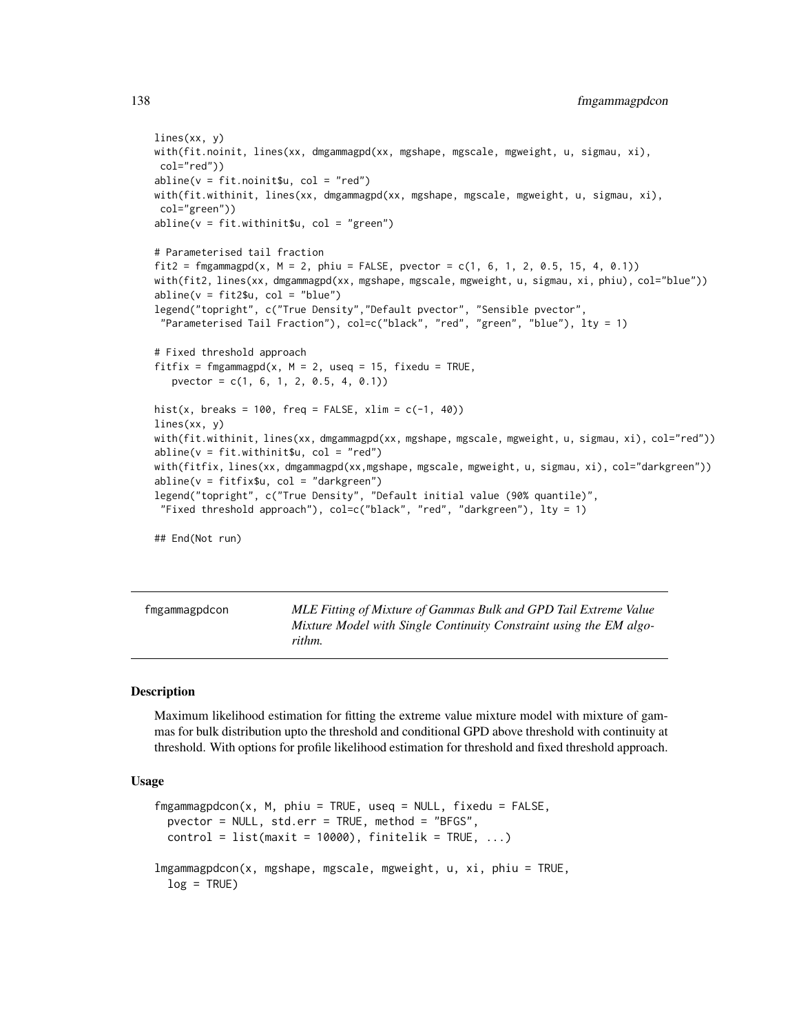```
lines(xx, y)
with(fit.noinit, lines(xx, dmgammagpd(xx, mgshape, mgscale, mgweight, u, sigmau, xi),
 col="red"))
abline(v = fit.noinit$u, col = "red")
with(fit.withinit, lines(xx, dmgammagpd(xx, mgshape, mgscale, mgweight, u, sigmau, xi),
 col="green"))
abline(v = fit.withinit$u, col = "green")

# Parameterised tail fraction
fit2 = fmgammagpd(x, M = 2, phiu = FALSE, pvector = c(1, 6, 1, 2, 0.5, 15, 4, 0.1))
with(fit2, lines(xx, dmgammagpd(xx, mgshape, mgscale, mgweight, u, sigmau, xi, phiu), col="blue"))
abline(v = fit2$u, col = "blue")
legend("topright", c("True Density","Default pvector", "Sensible pvector",
 "Parameterised Tail Fraction"), col=c("black", "red", "green", "blue"), lty = 1)

# Fixed threshold approach
fitfix = fmgammagpd(x, M = 2, useq = 15, fixedu = TRUE,
   pvector = c(1, 6, 1, 2, 0.5, 4, 0.1))

hist(x, breaks = 100, freq = FALSE, xlim = c(-1, 40))
lines(xx, y)
with(fit.withinit, lines(xx, dmgammagpd(xx, mgshape, mgscale, mgweight, u, sigmau, xi), col="red"))
abline(v = fit.withinit$u, col = "red")
with(fitfix, lines(xx, dmgammagpd(xx,mgshape, mgscale, mgweight, u, sigmau, xi), col="darkgreen"))
abline(v = fitfix$u, col = "darkgreen")
legend("topright", c("True Density", "Default initial value (90% quantile)",
 "Fixed threshold approach"), col=c("black", "red", "darkgreen"), lty = 1)

## End(Not run)
```

## fmgammagpdcon — *MLE Fitting of Mixture of Gammas Bulk and GPD Tail Extreme Value Mixture Model with Single Continuity Constraint using the EM algorithm.*

### Description

Maximum likelihood estimation for fitting the extreme value mixture model with mixture of gammas for bulk distribution upto the threshold and conditional GPD above threshold with continuity at threshold. With options for profile likelihood estimation for threshold and fixed threshold approach.

### Usage

```
fmgammagpdcon(x, M, phiu = TRUE, useq = NULL, fixedu = FALSE,
  pvector = NULL, std.err = TRUE, method = "BFGS",
  control = list(maxit = 10000), finitelik = TRUE, ...)

lmgammagpdcon(x, mgshape, mgscale, mgweight, u, xi, phiu = TRUE,
  log = TRUE)
```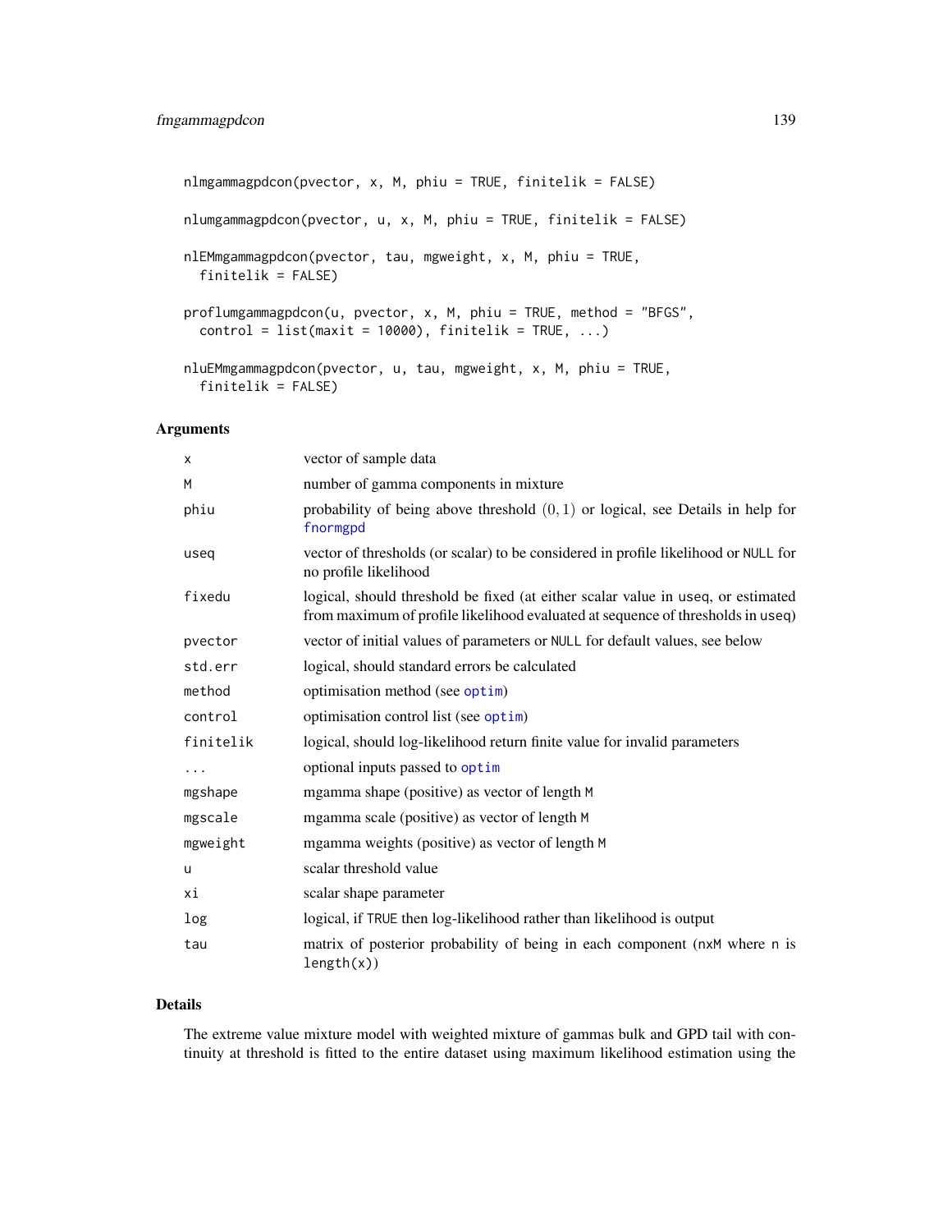```
nlmgammagpdcon(pvector, x, M, phiu = TRUE, finitelik = FALSE)

nlumgammagpdcon(pvector, u, x, M, phiu = TRUE, finitelik = FALSE)

nlEMmgammagpdcon(pvector, tau, mgweight, x, M, phiu = TRUE,
  finitelik = FALSE)

proflumgammagpdcon(u, pvector, x, M, phiu = TRUE, method = "BFGS",
  control = list(maxit = 10000), finitelik = TRUE, ...)

nluEMmgammagpdcon(pvector, u, tau, mgweight, x, M, phiu = TRUE,
  finitelik = FALSE)
```

## Arguments

| | |
|---|---|
| x | vector of sample data |
| M | number of gamma components in mixture |
| phiu | probability of being above threshold $(0, 1)$ or logical, see Details in help for fnormgpd |
| useq | vector of thresholds (or scalar) to be considered in profile likelihood or NULL for no profile likelihood |
| fixedu | logical, should threshold be fixed (at either scalar value in useq, or estimated from maximum of profile likelihood evaluated at sequence of thresholds in useq) |
| pvector | vector of initial values of parameters or NULL for default values, see below |
| std.err | logical, should standard errors be calculated |
| method | optimisation method (see optim) |
| control | optimisation control list (see optim) |
| finitelik | logical, should log-likelihood return finite value for invalid parameters |
| ... | optional inputs passed to optim |
| mgshape | mgamma shape (positive) as vector of length M |
| mgscale | mgamma scale (positive) as vector of length M |
| mgweight | mgamma weights (positive) as vector of length M |
| u | scalar threshold value |
| xi | scalar shape parameter |
| log | logical, if TRUE then log-likelihood rather than likelihood is output |
| tau | matrix of posterior probability of being in each component (nxM where n is length(x)) |

## Details

The extreme value mixture model with weighted mixture of gammas bulk and GPD tail with continuity at threshold is fitted to the entire dataset using maximum likelihood estimation using the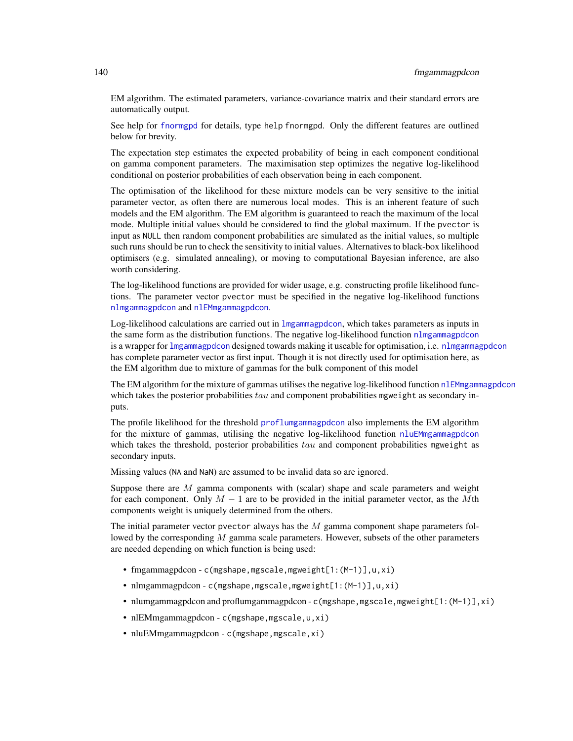EM algorithm. The estimated parameters, variance-covariance matrix and their standard errors are automatically output.

See help for `fnormgpd` for details, type `help fnormgpd`. Only the different features are outlined below for brevity.

The expectation step estimates the expected probability of being in each component conditional on gamma component parameters. The maximisation step optimizes the negative log-likelihood conditional on posterior probabilities of each observation being in each component.

The optimisation of the likelihood for these mixture models can be very sensitive to the initial parameter vector, as often there are numerous local modes. This is an inherent feature of such models and the EM algorithm. The EM algorithm is guaranteed to reach the maximum of the local mode. Multiple initial values should be considered to find the global maximum. If the `pvector` is input as `NULL` then random component probabilities are simulated as the initial values, so multiple such runs should be run to check the sensitivity to initial values. Alternatives to black-box likelihood optimisers (e.g. simulated annealing), or moving to computational Bayesian inference, are also worth considering.

The log-likelihood functions are provided for wider usage, e.g. constructing profile likelihood functions. The parameter vector `pvector` must be specified in the negative log-likelihood functions `nlmgammagpdcon` and `nlEMmgammagpdcon`.

Log-likelihood calculations are carried out in `lmgammagpdcon`, which takes parameters as inputs in the same form as the distribution functions. The negative log-likelihood function `nlmgammagpdcon` is a wrapper for `lmgammagpdcon` designed towards making it useable for optimisation, i.e. `nlmgammagpdcon` has complete parameter vector as first input. Though it is not directly used for optimisation here, as the EM algorithm due to mixture of gammas for the bulk component of this model

The EM algorithm for the mixture of gammas utilises the negative log-likelihood function `nlEMmgammagpdcon` which takes the posterior probabilities $tau$ and component probabilities `mgweight` as secondary inputs.

The profile likelihood for the threshold `proflumgammagpdcon` also implements the EM algorithm for the mixture of gammas, utilising the negative log-likelihood function `nluEMmgammagpdcon` which takes the threshold, posterior probabilities $tau$ and component probabilities `mgweight` as secondary inputs.

Missing values (`NA` and `NaN`) are assumed to be invalid data so are ignored.

Suppose there are $M$ gamma components with (scalar) shape and scale parameters and weight for each component. Only $M - 1$ are to be provided in the initial parameter vector, as the $M$th components weight is uniquely determined from the others.

The initial parameter vector `pvector` always has the $M$ gamma component shape parameters followed by the corresponding $M$ gamma scale parameters. However, subsets of the other parameters are needed depending on which function is being used:

- fmgammagpdcon - `c(mgshape,mgscale,mgweight[1:(M-1)],u,xi)`
- nlmgammagpdcon - `c(mgshape,mgscale,mgweight[1:(M-1)],u,xi)`
- nlumgammagpdcon and proflumgammagpdcon - `c(mgshape,mgscale,mgweight[1:(M-1)],xi)`
- nlEMmgammagpdcon - `c(mgshape,mgscale,u,xi)`
- nluEMmgammagpdcon - `c(mgshape,mgscale,xi)`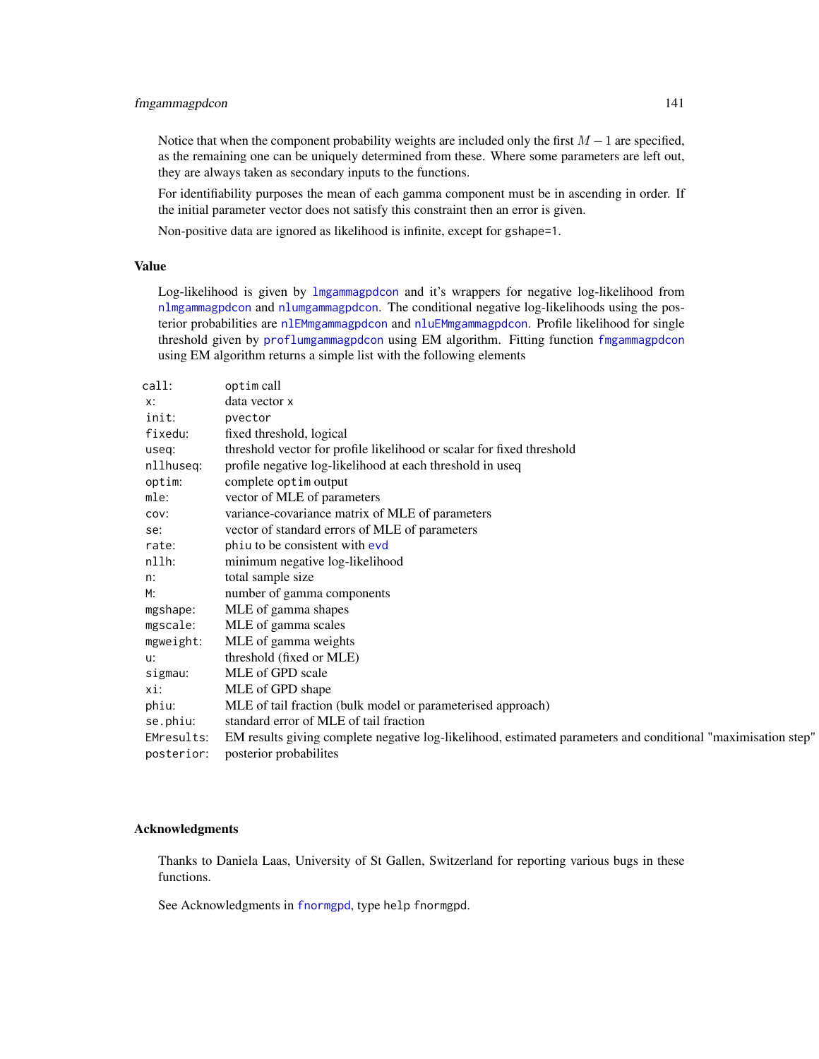Notice that when the component probability weights are included only the first $M - 1$ are specified, as the remaining one can be uniquely determined from these. Where some parameters are left out, they are always taken as secondary inputs to the functions.

For identifiability purposes the mean of each gamma component must be in ascending in order. If the initial parameter vector does not satisfy this constraint then an error is given.

Non-positive data are ignored as likelihood is infinite, except for `gshape=1`.

## Value

Log-likelihood is given by `lmgammagpdcon` and it's wrappers for negative log-likelihood from `nlmgammagpdcon` and `nlumgammagpdcon`. The conditional negative log-likelihoods using the posterior probabilities are `nlEMmgammagpdcon` and `nluEMmgammagpdcon`. Profile likelihood for single threshold given by `proflumgammagpdcon` using EM algorithm. Fitting function `fmgammagpdcon` using EM algorithm returns a simple list with the following elements

| | |
|---|---|
| `call`: | `optim` call |
| `x`: | data vector `x` |
| `init`: | `pvector` |
| `fixedu`: | fixed threshold, logical |
| `useq`: | threshold vector for profile likelihood or scalar for fixed threshold |
| `nllhuseq`: | profile negative log-likelihood at each threshold in useq |
| `optim`: | complete `optim` output |
| `mle`: | vector of MLE of parameters |
| `cov`: | variance-covariance matrix of MLE of parameters |
| `se`: | vector of standard errors of MLE of parameters |
| `rate`: | `phiu` to be consistent with `evd` |
| `nllh`: | minimum negative log-likelihood |
| `n`: | total sample size |
| `M`: | number of gamma components |
| `mgshape`: | MLE of gamma shapes |
| `mgscale`: | MLE of gamma scales |
| `mgweight`: | MLE of gamma weights |
| `u`: | threshold (fixed or MLE) |
| `sigmau`: | MLE of GPD scale |
| `xi`: | MLE of GPD shape |
| `phiu`: | MLE of tail fraction (bulk model or parameterised approach) |
| `se.phiu`: | standard error of MLE of tail fraction |
| `EMresults`: | EM results giving complete negative log-likelihood, estimated parameters and conditional "maximisation step" |
| `posterior`: | posterior probabilites |

## Acknowledgments

Thanks to Daniela Laas, University of St Gallen, Switzerland for reporting various bugs in these functions.

See Acknowledgments in `fnormgpd`, type `help fnormgpd`.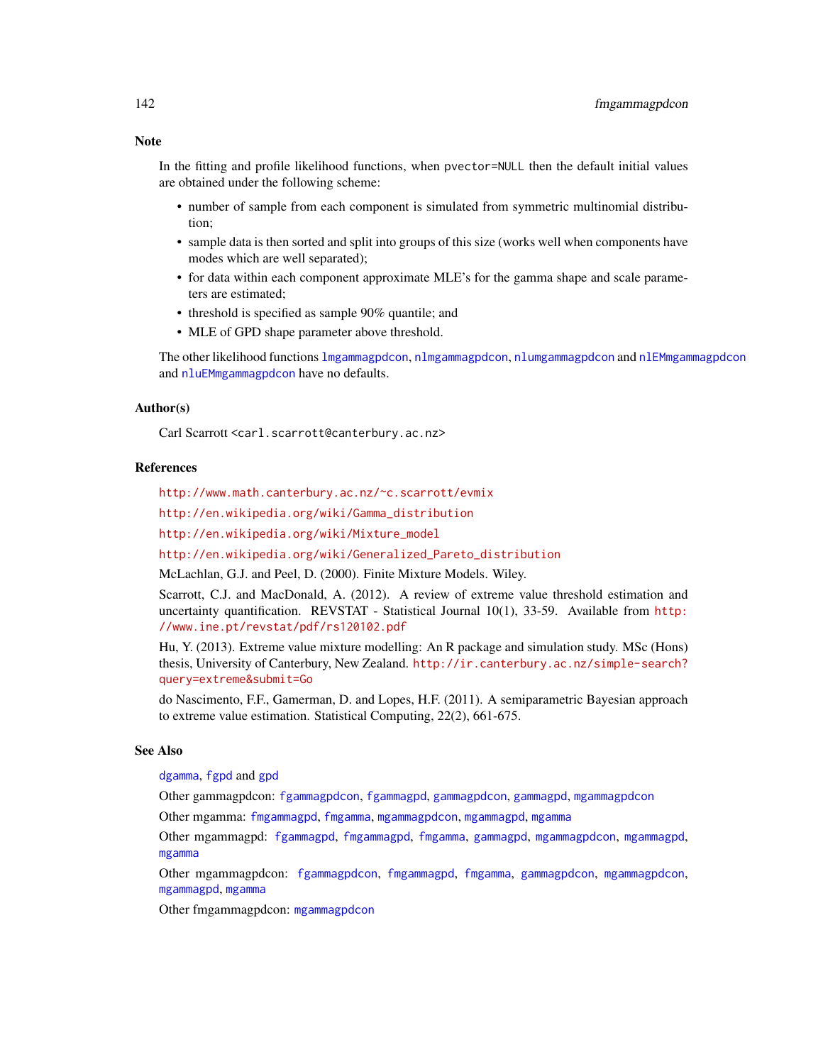## Note

In the fitting and profile likelihood functions, when `pvector=NULL` then the default initial values are obtained under the following scheme:

- number of sample from each component is simulated from symmetric multinomial distribution;
- sample data is then sorted and split into groups of this size (works well when components have modes which are well separated);
- for data within each component approximate MLE's for the gamma shape and scale parameters are estimated;
- threshold is specified as sample 90% quantile; and
- MLE of GPD shape parameter above threshold.

The other likelihood functions `lmgammagpdcon`, `nlmgammagpdcon`, `nlumgammagpdcon` and `nlEMmgammagpdcon` and `nluEMmgammagpdcon` have no defaults.

## Author(s)

Carl Scarrott <carl.scarrott@canterbury.ac.nz>

## References

http://www.math.canterbury.ac.nz/~c.scarrott/evmix

http://en.wikipedia.org/wiki/Gamma_distribution

http://en.wikipedia.org/wiki/Mixture_model

http://en.wikipedia.org/wiki/Generalized_Pareto_distribution

McLachlan, G.J. and Peel, D. (2000). Finite Mixture Models. Wiley.

Scarrott, C.J. and MacDonald, A. (2012). A review of extreme value threshold estimation and uncertainty quantification. REVSTAT - Statistical Journal 10(1), 33-59. Available from http://www.ine.pt/revstat/pdf/rs120102.pdf

Hu, Y. (2013). Extreme value mixture modelling: An R package and simulation study. MSc (Hons) thesis, University of Canterbury, New Zealand. http://ir.canterbury.ac.nz/simple-search?query=extreme&submit=Go

do Nascimento, F.F., Gamerman, D. and Lopes, H.F. (2011). A semiparametric Bayesian approach to extreme value estimation. Statistical Computing, 22(2), 661-675.

## See Also

`dgamma`, `fgpd` and `gpd`

Other gammagpdcon: `fgammagpdcon`, `fgammagpd`, `gammagpdcon`, `gammagpd`, `mgammagpdcon`

Other mgamma: `fmgammagpd`, `fmgamma`, `mgammagpdcon`, `mgammagpd`, `mgamma`

Other mgammagpd: `fgammagpd`, `fmgammagpd`, `fmgamma`, `gammagpd`, `mgammagpdcon`, `mgammagpd`, `mgamma`

Other mgammagpdcon: `fgammagpdcon`, `fmgammagpd`, `fmgamma`, `gammagpdcon`, `mgammagpdcon`, `mgammagpd`, `mgamma`

Other fmgammagpdcon: `mgammagpdcon`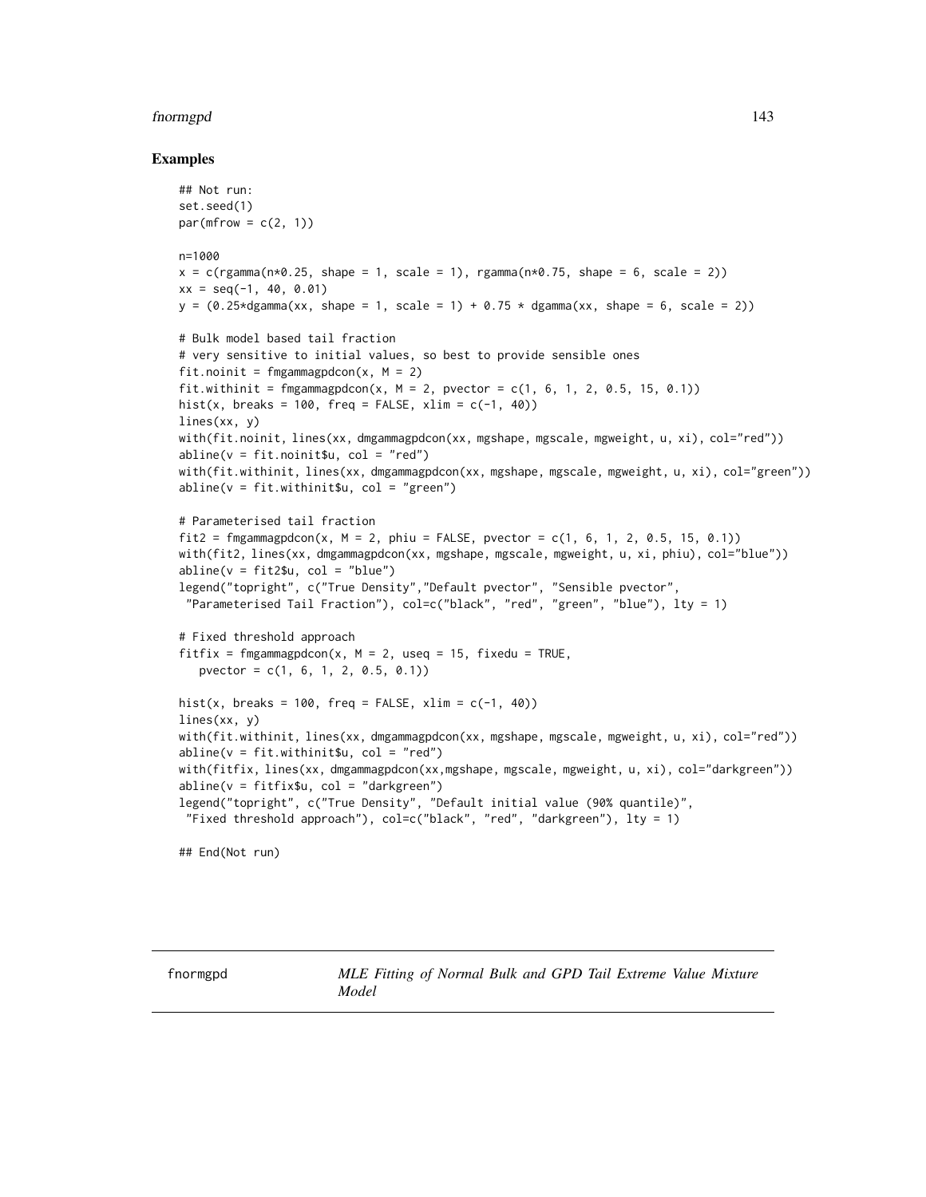## Examples

```
## Not run:
set.seed(1)
par(mfrow = c(2, 1))

n=1000
x = c(rgamma(n*0.25, shape = 1, scale = 1), rgamma(n*0.75, shape = 6, scale = 2))
xx = seq(-1, 40, 0.01)
y = (0.25*dgamma(xx, shape = 1, scale = 1) + 0.75 * dgamma(xx, shape = 6, scale = 2))

# Bulk model based tail fraction
# very sensitive to initial values, so best to provide sensible ones
fit.noinit = fmgammagpdcon(x, M = 2)
fit.withinit = fmgammagpdcon(x, M = 2, pvector = c(1, 6, 1, 2, 0.5, 15, 0.1))
hist(x, breaks = 100, freq = FALSE, xlim = c(-1, 40))
lines(xx, y)
with(fit.noinit, lines(xx, dmgammagpdcon(xx, mgshape, mgscale, mgweight, u, xi), col="red"))
abline(v = fit.noinit$u, col = "red")
with(fit.withinit, lines(xx, dmgammagpdcon(xx, mgshape, mgscale, mgweight, u, xi), col="green"))
abline(v = fit.withinit$u, col = "green")

# Parameterised tail fraction
fit2 = fmgammagpdcon(x, M = 2, phiu = FALSE, pvector = c(1, 6, 1, 2, 0.5, 15, 0.1))
with(fit2, lines(xx, dmgammagpdcon(xx, mgshape, mgscale, mgweight, u, xi, phiu), col="blue"))
abline(v = fit2$u, col = "blue")
legend("topright", c("True Density","Default pvector", "Sensible pvector",
 "Parameterised Tail Fraction"), col=c("black", "red", "green", "blue"), lty = 1)

# Fixed threshold approach
fitfix = fmgammagpdcon(x, M = 2, useq = 15, fixedu = TRUE,
   pvector = c(1, 6, 1, 2, 0.5, 0.1))

hist(x, breaks = 100, freq = FALSE, xlim = c(-1, 40))
lines(xx, y)
with(fit.withinit, lines(xx, dmgammagpdcon(xx, mgshape, mgscale, mgweight, u, xi), col="red"))
abline(v = fit.withinit$u, col = "red")
with(fitfix, lines(xx, dmgammagpdcon(xx,mgshape, mgscale, mgweight, u, xi), col="darkgreen"))
abline(v = fitfix$u, col = "darkgreen")
legend("topright", c("True Density", "Default initial value (90% quantile)",
 "Fixed threshold approach"), col=c("black", "red", "darkgreen"), lty = 1)

## End(Not run)
```

---

fnormgpd — *MLE Fitting of Normal Bulk and GPD Tail Extreme Value Mixture Model*

---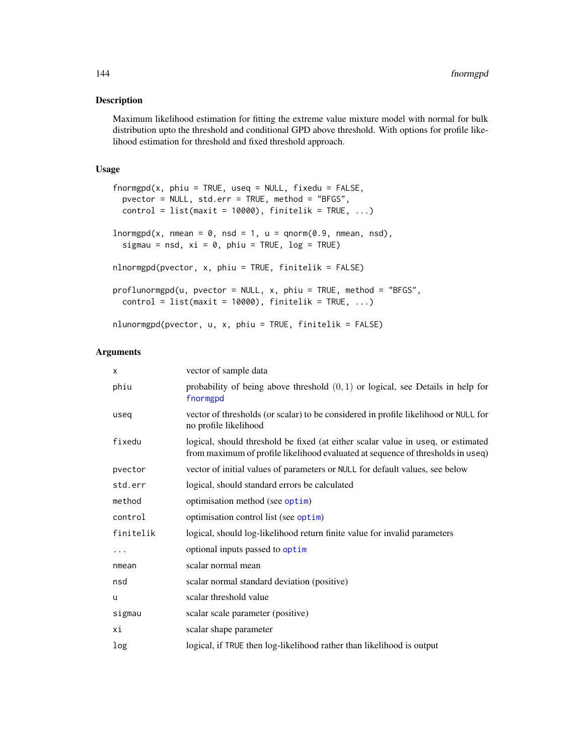## Description

Maximum likelihood estimation for fitting the extreme value mixture model with normal for bulk distribution upto the threshold and conditional GPD above threshold. With options for profile likelihood estimation for threshold and fixed threshold approach.

## Usage

```
fnormgpd(x, phiu = TRUE, useq = NULL, fixedu = FALSE,
  pvector = NULL, std.err = TRUE, method = "BFGS",
  control = list(maxit = 10000), finitelik = TRUE, ...)

lnormgpd(x, nmean = 0, nsd = 1, u = qnorm(0.9, nmean, nsd),
  sigmau = nsd, xi = 0, phiu = TRUE, log = TRUE)

nlnormgpd(pvector, x, phiu = TRUE, finitelik = FALSE)

proflunormgpd(u, pvector = NULL, x, phiu = TRUE, method = "BFGS",
  control = list(maxit = 10000), finitelik = TRUE, ...)

nlunormgpd(pvector, u, x, phiu = TRUE, finitelik = FALSE)
```

## Arguments

| | |
|---|---|
| x | vector of sample data |
| phiu | probability of being above threshold $(0, 1)$ or logical, see Details in help for fnormgpd |
| useq | vector of thresholds (or scalar) to be considered in profile likelihood or NULL for no profile likelihood |
| fixedu | logical, should threshold be fixed (at either scalar value in useq, or estimated from maximum of profile likelihood evaluated at sequence of thresholds in useq) |
| pvector | vector of initial values of parameters or NULL for default values, see below |
| std.err | logical, should standard errors be calculated |
| method | optimisation method (see optim) |
| control | optimisation control list (see optim) |
| finitelik | logical, should log-likelihood return finite value for invalid parameters |
| ... | optional inputs passed to optim |
| nmean | scalar normal mean |
| nsd | scalar normal standard deviation (positive) |
| u | scalar threshold value |
| sigmau | scalar scale parameter (positive) |
| xi | scalar shape parameter |
| log | logical, if TRUE then log-likelihood rather than likelihood is output |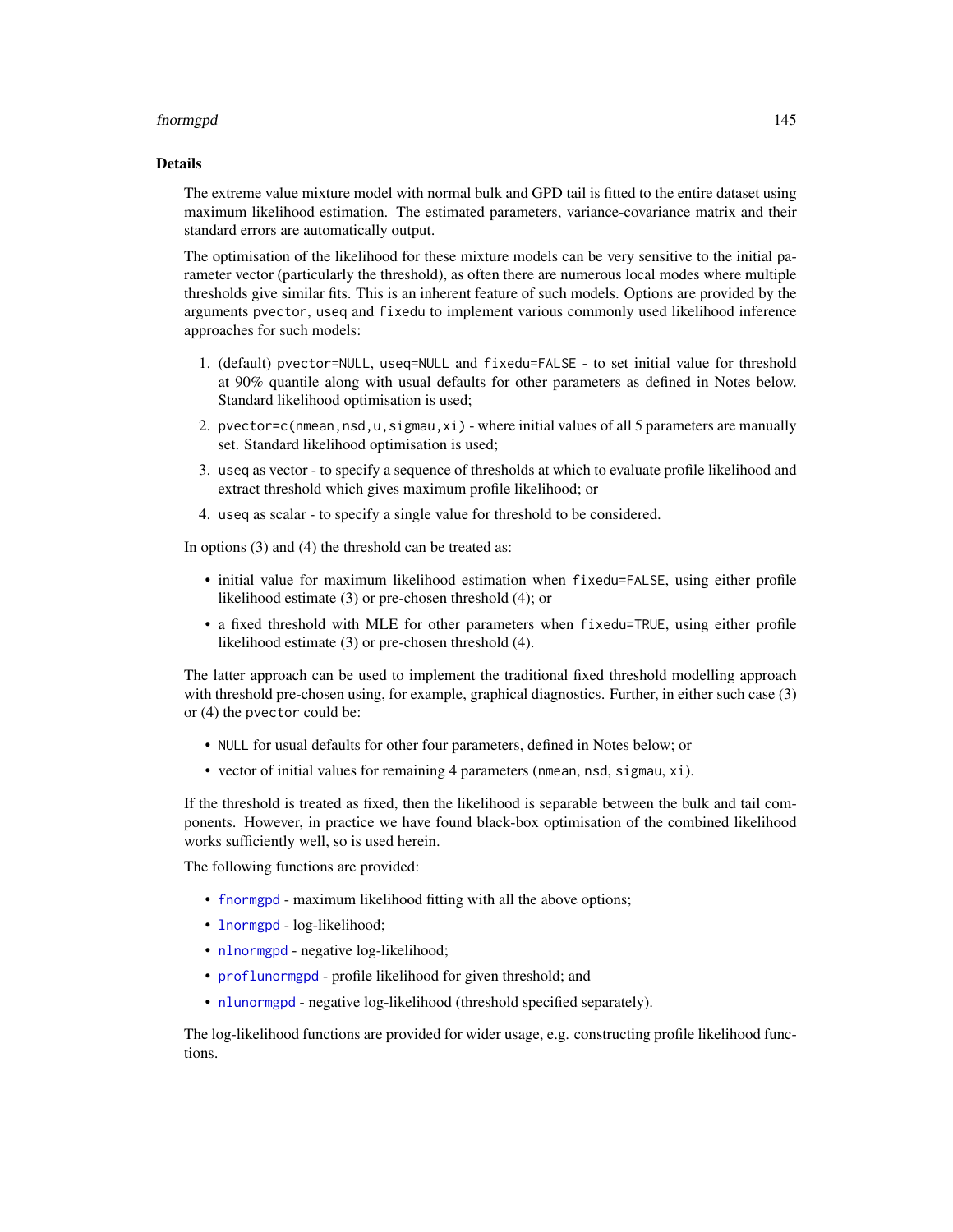## Details

The extreme value mixture model with normal bulk and GPD tail is fitted to the entire dataset using maximum likelihood estimation. The estimated parameters, variance-covariance matrix and their standard errors are automatically output.

The optimisation of the likelihood for these mixture models can be very sensitive to the initial parameter vector (particularly the threshold), as often there are numerous local modes where multiple thresholds give similar fits. This is an inherent feature of such models. Options are provided by the arguments `pvector`, `useq` and `fixedu` to implement various commonly used likelihood inference approaches for such models:

1. (default) `pvector=NULL`, `useq=NULL` and `fixedu=FALSE` - to set initial value for threshold at 90% quantile along with usual defaults for other parameters as defined in Notes below. Standard likelihood optimisation is used;
2. `pvector=c(nmean,nsd,u,sigmau,xi)` - where initial values of all 5 parameters are manually set. Standard likelihood optimisation is used;
3. `useq` as vector - to specify a sequence of thresholds at which to evaluate profile likelihood and extract threshold which gives maximum profile likelihood; or
4. `useq` as scalar - to specify a single value for threshold to be considered.

In options (3) and (4) the threshold can be treated as:

- initial value for maximum likelihood estimation when `fixedu=FALSE`, using either profile likelihood estimate (3) or pre-chosen threshold (4); or
- a fixed threshold with MLE for other parameters when `fixedu=TRUE`, using either profile likelihood estimate (3) or pre-chosen threshold (4).

The latter approach can be used to implement the traditional fixed threshold modelling approach with threshold pre-chosen using, for example, graphical diagnostics. Further, in either such case (3) or (4) the `pvector` could be:

- `NULL` for usual defaults for other four parameters, defined in Notes below; or
- vector of initial values for remaining 4 parameters (`nmean`, `nsd`, `sigmau`, `xi`).

If the threshold is treated as fixed, then the likelihood is separable between the bulk and tail components. However, in practice we have found black-box optimisation of the combined likelihood works sufficiently well, so is used herein.

The following functions are provided:

- `fnormgpd` - maximum likelihood fitting with all the above options;
- `lnormgpd` - log-likelihood;
- `nlnormgpd` - negative log-likelihood;
- `proflunormgpd` - profile likelihood for given threshold; and
- `nlunormgpd` - negative log-likelihood (threshold specified separately).

The log-likelihood functions are provided for wider usage, e.g. constructing profile likelihood functions.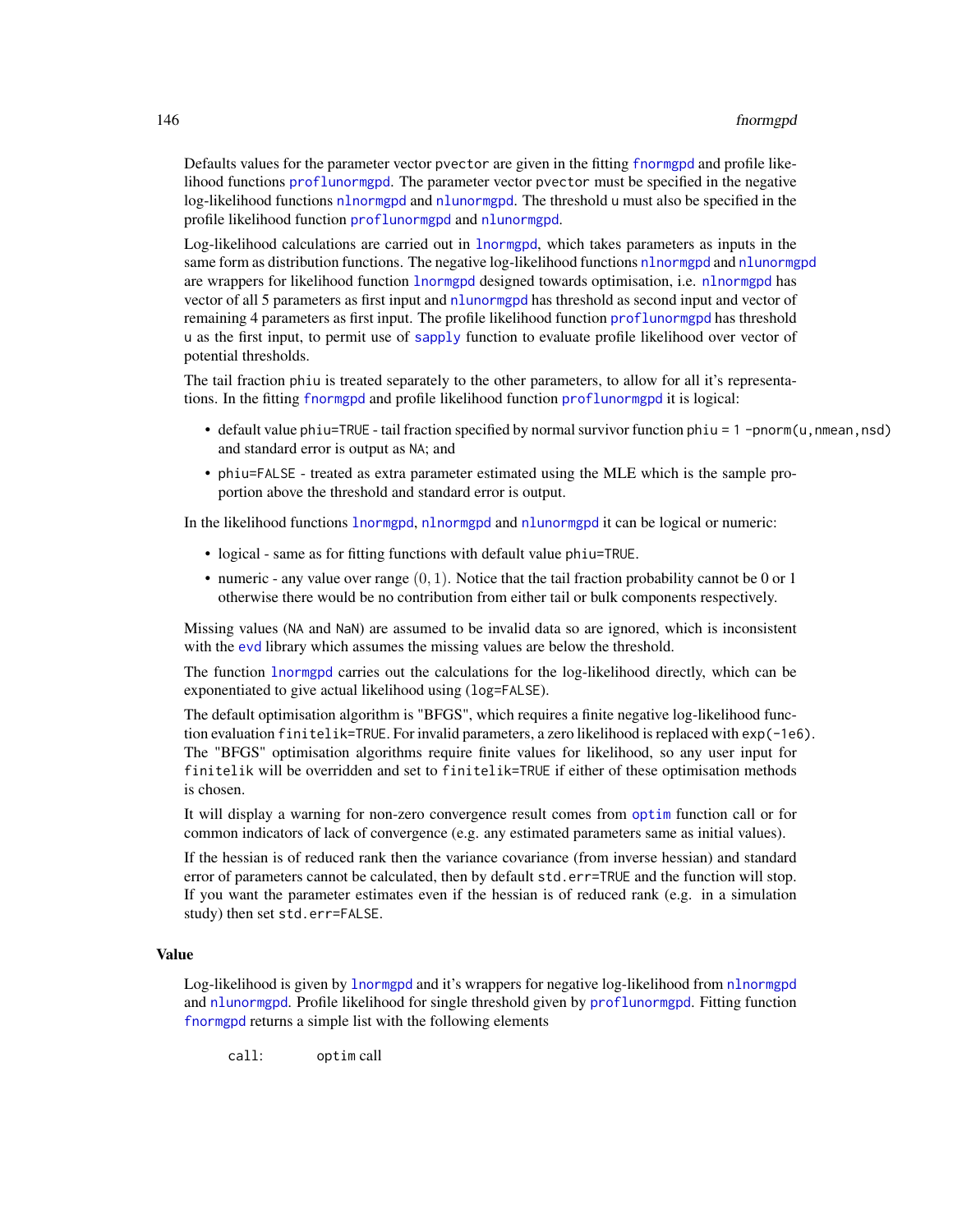Defaults values for the parameter vector pvector are given in the fitting fnormgpd and profile likelihood functions proflunormgpd. The parameter vector pvector must be specified in the negative log-likelihood functions nlnormgpd and nlunormgpd. The threshold u must also be specified in the profile likelihood function proflunormgpd and nlunormgpd.

Log-likelihood calculations are carried out in lnormgpd, which takes parameters as inputs in the same form as distribution functions. The negative log-likelihood functions nlnormgpd and nlunormgpd are wrappers for likelihood function lnormgpd designed towards optimisation, i.e. nlnormgpd has vector of all 5 parameters as first input and nlunormgpd has threshold as second input and vector of remaining 4 parameters as first input. The profile likelihood function proflunormgpd has threshold u as the first input, to permit use of sapply function to evaluate profile likelihood over vector of potential thresholds.

The tail fraction phiu is treated separately to the other parameters, to allow for all it's representations. In the fitting fnormgpd and profile likelihood function proflunormgpd it is logical:

- default value phiu=TRUE - tail fraction specified by normal survivor function phiu = 1 -pnorm(u,nmean,nsd) and standard error is output as NA; and
- phiu=FALSE - treated as extra parameter estimated using the MLE which is the sample proportion above the threshold and standard error is output.

In the likelihood functions lnormgpd, nlnormgpd and nlunormgpd it can be logical or numeric:

- logical - same as for fitting functions with default value phiu=TRUE.
- numeric - any value over range $(0, 1)$. Notice that the tail fraction probability cannot be 0 or 1 otherwise there would be no contribution from either tail or bulk components respectively.

Missing values (NA and NaN) are assumed to be invalid data so are ignored, which is inconsistent with the evd library which assumes the missing values are below the threshold.

The function lnormgpd carries out the calculations for the log-likelihood directly, which can be exponentiated to give actual likelihood using (log=FALSE).

The default optimisation algorithm is "BFGS", which requires a finite negative log-likelihood function evaluation finitelik=TRUE. For invalid parameters, a zero likelihood is replaced with exp(-1e6). The "BFGS" optimisation algorithms require finite values for likelihood, so any user input for finitelik will be overridden and set to finitelik=TRUE if either of these optimisation methods is chosen.

It will display a warning for non-zero convergence result comes from optim function call or for common indicators of lack of convergence (e.g. any estimated parameters same as initial values).

If the hessian is of reduced rank then the variance covariance (from inverse hessian) and standard error of parameters cannot be calculated, then by default std.err=TRUE and the function will stop. If you want the parameter estimates even if the hessian is of reduced rank (e.g. in a simulation study) then set std.err=FALSE.

## Value

Log-likelihood is given by lnormgpd and it's wrappers for negative log-likelihood from nlnormgpd and nlunormgpd. Profile likelihood for single threshold given by proflunormgpd. Fitting function fnormgpd returns a simple list with the following elements

call: optim call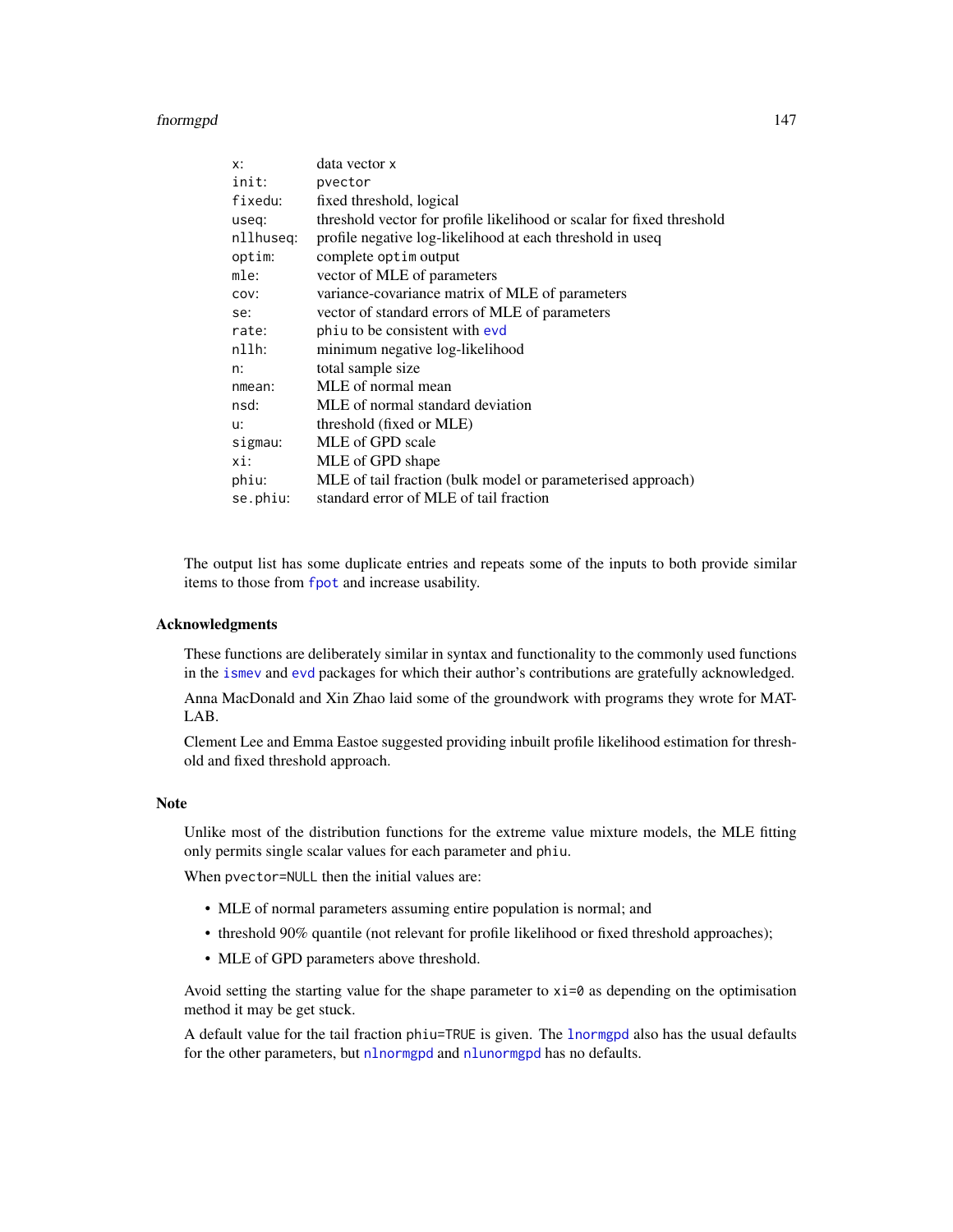| | |
|---|---|
| x: | data vector x |
| init: | pvector |
| fixedu: | fixed threshold, logical |
| useq: | threshold vector for profile likelihood or scalar for fixed threshold |
| nllhuseq: | profile negative log-likelihood at each threshold in useq |
| optim: | complete optim output |
| mle: | vector of MLE of parameters |
| cov: | variance-covariance matrix of MLE of parameters |
| se: | vector of standard errors of MLE of parameters |
| rate: | phiu to be consistent with evd |
| nllh: | minimum negative log-likelihood |
| n: | total sample size |
| nmean: | MLE of normal mean |
| nsd: | MLE of normal standard deviation |
| u: | threshold (fixed or MLE) |
| sigmau: | MLE of GPD scale |
| xi: | MLE of GPD shape |
| phiu: | MLE of tail fraction (bulk model or parameterised approach) |
| se.phiu: | standard error of MLE of tail fraction |

The output list has some duplicate entries and repeats some of the inputs to both provide similar items to those from fpot and increase usability.

## Acknowledgments

These functions are deliberately similar in syntax and functionality to the commonly used functions in the ismev and evd packages for which their author's contributions are gratefully acknowledged.

Anna MacDonald and Xin Zhao laid some of the groundwork with programs they wrote for MATLAB.

Clement Lee and Emma Eastoe suggested providing inbuilt profile likelihood estimation for threshold and fixed threshold approach.

## Note

Unlike most of the distribution functions for the extreme value mixture models, the MLE fitting only permits single scalar values for each parameter and phiu.

When pvector=NULL then the initial values are:

- MLE of normal parameters assuming entire population is normal; and
- threshold 90% quantile (not relevant for profile likelihood or fixed threshold approaches);
- MLE of GPD parameters above threshold.

Avoid setting the starting value for the shape parameter to xi=0 as depending on the optimisation method it may be get stuck.

A default value for the tail fraction phiu=TRUE is given. The lnormgpd also has the usual defaults for the other parameters, but nlnormgpd and nlunormgpd has no defaults.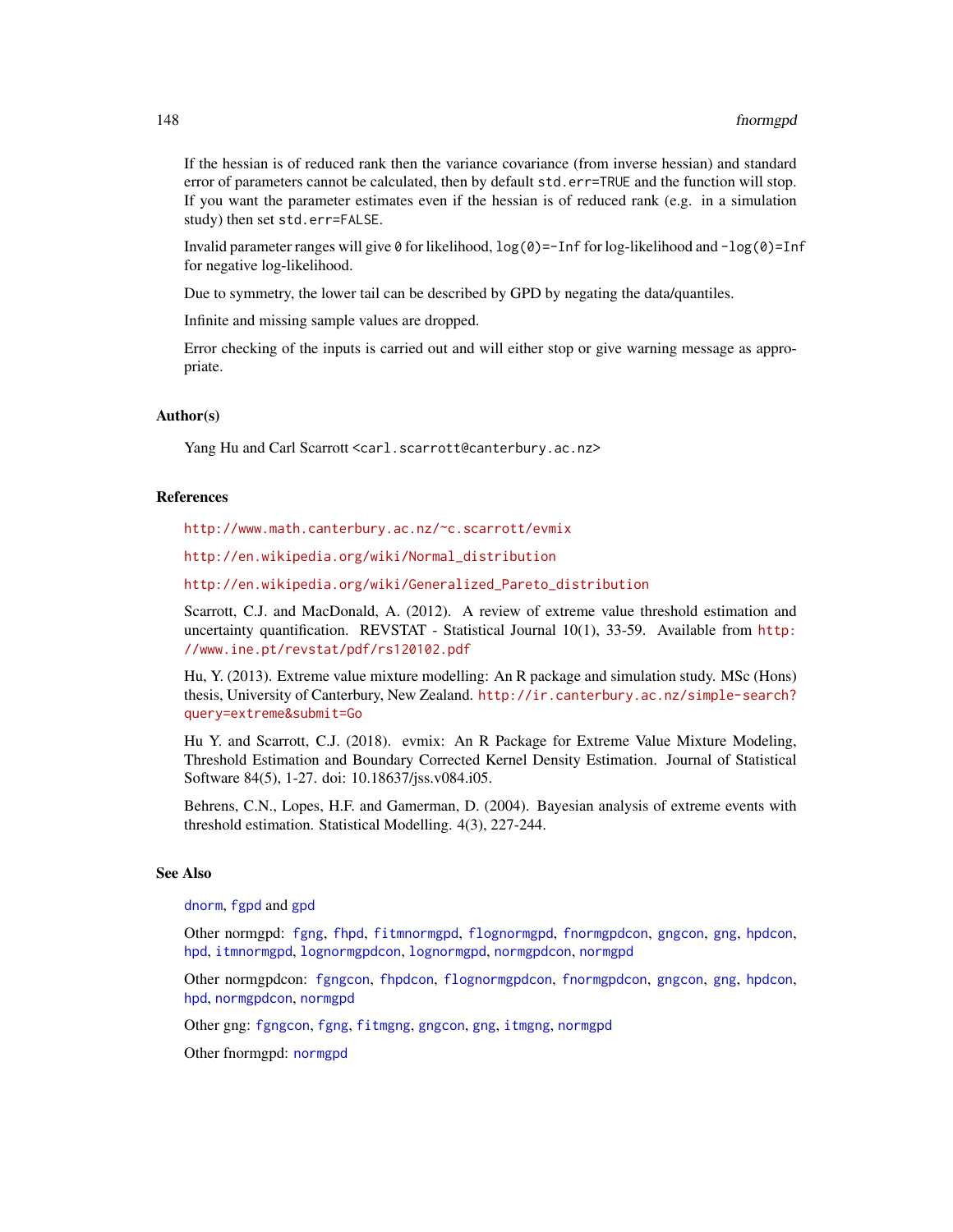If the hessian is of reduced rank then the variance covariance (from inverse hessian) and standard error of parameters cannot be calculated, then by default `std.err=TRUE` and the function will stop. If you want the parameter estimates even if the hessian is of reduced rank (e.g. in a simulation study) then set `std.err=FALSE`.

Invalid parameter ranges will give `0` for likelihood, `log(0)=-Inf` for log-likelihood and `-log(0)=Inf` for negative log-likelihood.

Due to symmetry, the lower tail can be described by GPD by negating the data/quantiles.

Infinite and missing sample values are dropped.

Error checking of the inputs is carried out and will either stop or give warning message as appropriate.

### Author(s)

Yang Hu and Carl Scarrott <carl.scarrott@canterbury.ac.nz>

### References

http://www.math.canterbury.ac.nz/~c.scarrott/evmix

http://en.wikipedia.org/wiki/Normal_distribution

http://en.wikipedia.org/wiki/Generalized_Pareto_distribution

Scarrott, C.J. and MacDonald, A. (2012). A review of extreme value threshold estimation and uncertainty quantification. REVSTAT - Statistical Journal 10(1), 33-59. Available from http://www.ine.pt/revstat/pdf/rs120102.pdf

Hu, Y. (2013). Extreme value mixture modelling: An R package and simulation study. MSc (Hons) thesis, University of Canterbury, New Zealand. http://ir.canterbury.ac.nz/simple-search?query=extreme&submit=Go

Hu Y. and Scarrott, C.J. (2018). evmix: An R Package for Extreme Value Mixture Modeling, Threshold Estimation and Boundary Corrected Kernel Density Estimation. Journal of Statistical Software 84(5), 1-27. doi: 10.18637/jss.v084.i05.

Behrens, C.N., Lopes, H.F. and Gamerman, D. (2004). Bayesian analysis of extreme events with threshold estimation. Statistical Modelling. 4(3), 227-244.

### See Also

`dnorm`, `fgpd` and `gpd`

Other normgpd: `fgng`, `fhpd`, `fitmnormgpd`, `flognormgpd`, `fnormgpdcon`, `gngcon`, `gng`, `hpdcon`, `hpd`, `itmnormgpd`, `lognormgpdcon`, `lognormgpd`, `normgpdcon`, `normgpd`

Other normgpdcon: `fgngcon`, `fhpdcon`, `flognormgpdcon`, `fnormgpdcon`, `gngcon`, `gng`, `hpdcon`, `hpd`, `normgpdcon`, `normgpd`

Other gng: `fgngcon`, `fgng`, `fitmgng`, `gngcon`, `gng`, `itmgng`, `normgpd`

Other fnormgpd: `normgpd`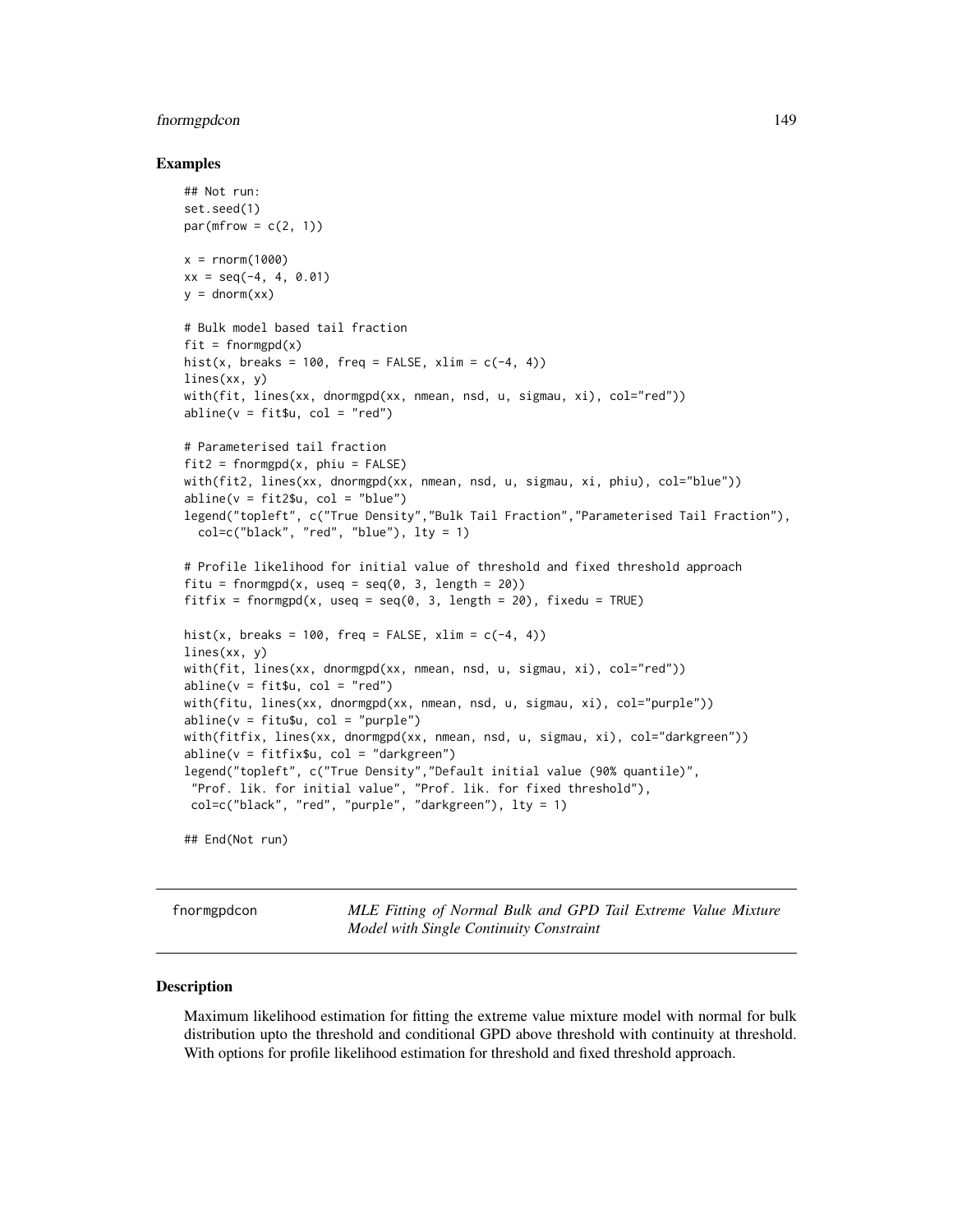### Examples

```
## Not run:
set.seed(1)
par(mfrow = c(2, 1))

x = rnorm(1000)
xx = seq(-4, 4, 0.01)
y = dnorm(xx)

# Bulk model based tail fraction
fit = fnormgpd(x)
hist(x, breaks = 100, freq = FALSE, xlim = c(-4, 4))
lines(xx, y)
with(fit, lines(xx, dnormgpd(xx, nmean, nsd, u, sigmau, xi), col="red"))
abline(v = fit$u, col = "red")

# Parameterised tail fraction
fit2 = fnormgpd(x, phiu = FALSE)
with(fit2, lines(xx, dnormgpd(xx, nmean, nsd, u, sigmau, xi, phiu), col="blue"))
abline(v = fit2$u, col = "blue")
legend("topleft", c("True Density","Bulk Tail Fraction","Parameterised Tail Fraction"),
  col=c("black", "red", "blue"), lty = 1)

# Profile likelihood for initial value of threshold and fixed threshold approach
fitu = fnormgpd(x, useq = seq(0, 3, length = 20))
fitfix = fnormgpd(x, useq = seq(0, 3, length = 20), fixedu = TRUE)

hist(x, breaks = 100, freq = FALSE, xlim = c(-4, 4))
lines(xx, y)
with(fit, lines(xx, dnormgpd(xx, nmean, nsd, u, sigmau, xi), col="red"))
abline(v = fit$u, col = "red")
with(fitu, lines(xx, dnormgpd(xx, nmean, nsd, u, sigmau, xi), col="purple"))
abline(v = fitu$u, col = "purple")
with(fitfix, lines(xx, dnormgpd(xx, nmean, nsd, u, sigmau, xi), col="darkgreen"))
abline(v = fitfix$u, col = "darkgreen")
legend("topleft", c("True Density","Default initial value (90% quantile)",
 "Prof. lik. for initial value", "Prof. lik. for fixed threshold"),
 col=c("black", "red", "purple", "darkgreen"), lty = 1)

## End(Not run)
```

---

## fnormgpdcon — *MLE Fitting of Normal Bulk and GPD Tail Extreme Value Mixture Model with Single Continuity Constraint*

### Description

Maximum likelihood estimation for fitting the extreme value mixture model with normal for bulk distribution upto the threshold and conditional GPD above threshold with continuity at threshold. With options for profile likelihood estimation for threshold and fixed threshold approach.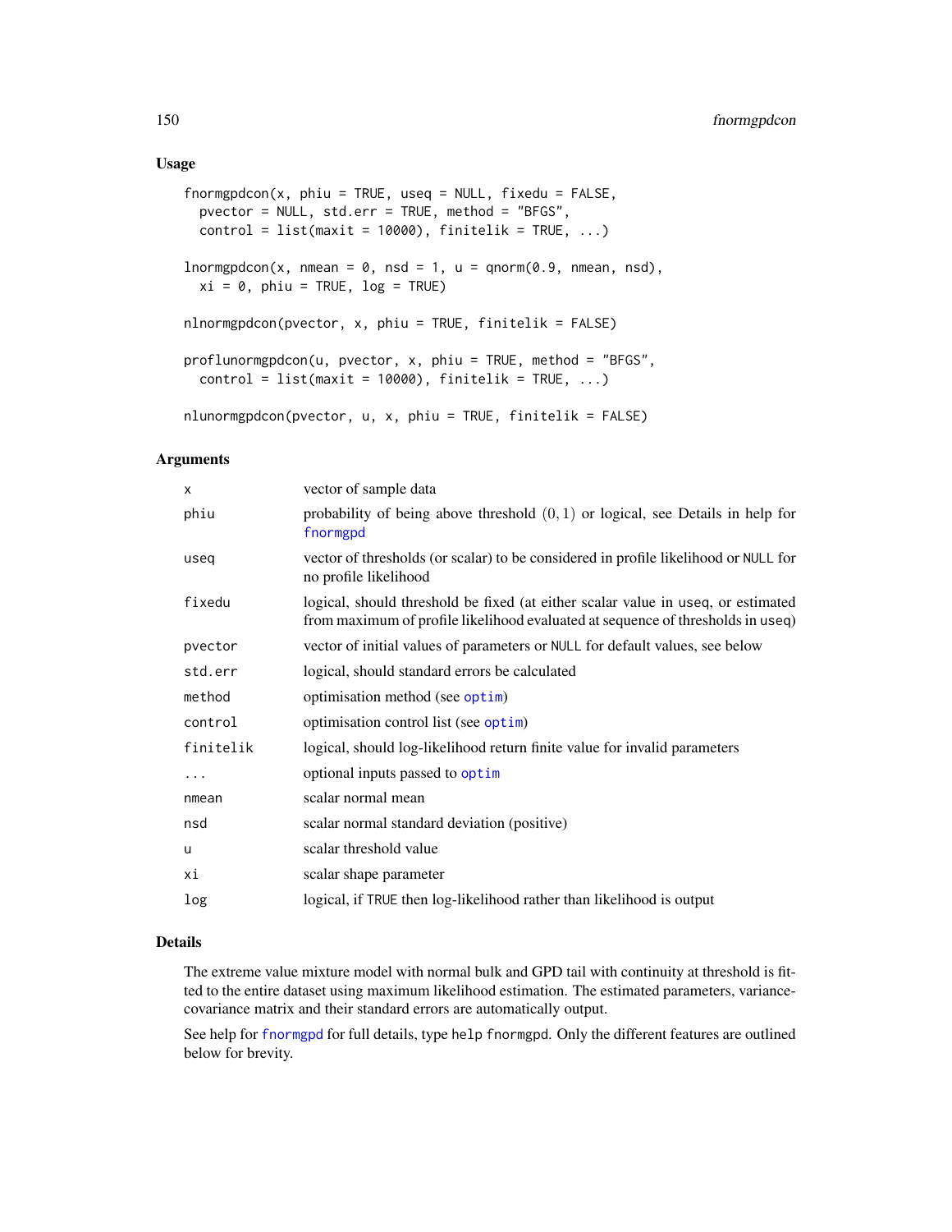## Usage

```
fnormgpdcon(x, phiu = TRUE, useq = NULL, fixedu = FALSE,
  pvector = NULL, std.err = TRUE, method = "BFGS",
  control = list(maxit = 10000), finitelik = TRUE, ...)

lnormgpdcon(x, nmean = 0, nsd = 1, u = qnorm(0.9, nmean, nsd),
  xi = 0, phiu = TRUE, log = TRUE)

nlnormgpdcon(pvector, x, phiu = TRUE, finitelik = FALSE)

proflunormgpdcon(u, pvector, x, phiu = TRUE, method = "BFGS",
  control = list(maxit = 10000), finitelik = TRUE, ...)

nlunormgpdcon(pvector, u, x, phiu = TRUE, finitelik = FALSE)
```

## Arguments

| | |
|---|---|
| x | vector of sample data |
| phiu | probability of being above threshold $(0, 1)$ or logical, see Details in help for fnormgpd |
| useq | vector of thresholds (or scalar) to be considered in profile likelihood or NULL for no profile likelihood |
| fixedu | logical, should threshold be fixed (at either scalar value in useq, or estimated from maximum of profile likelihood evaluated at sequence of thresholds in useq) |
| pvector | vector of initial values of parameters or NULL for default values, see below |
| std.err | logical, should standard errors be calculated |
| method | optimisation method (see optim) |
| control | optimisation control list (see optim) |
| finitelik | logical, should log-likelihood return finite value for invalid parameters |
| ... | optional inputs passed to optim |
| nmean | scalar normal mean |
| nsd | scalar normal standard deviation (positive) |
| u | scalar threshold value |
| xi | scalar shape parameter |
| log | logical, if TRUE then log-likelihood rather than likelihood is output |

## Details

The extreme value mixture model with normal bulk and GPD tail with continuity at threshold is fitted to the entire dataset using maximum likelihood estimation. The estimated parameters, variance-covariance matrix and their standard errors are automatically output.

See help for fnormgpd for full details, type help fnormgpd. Only the different features are outlined below for brevity.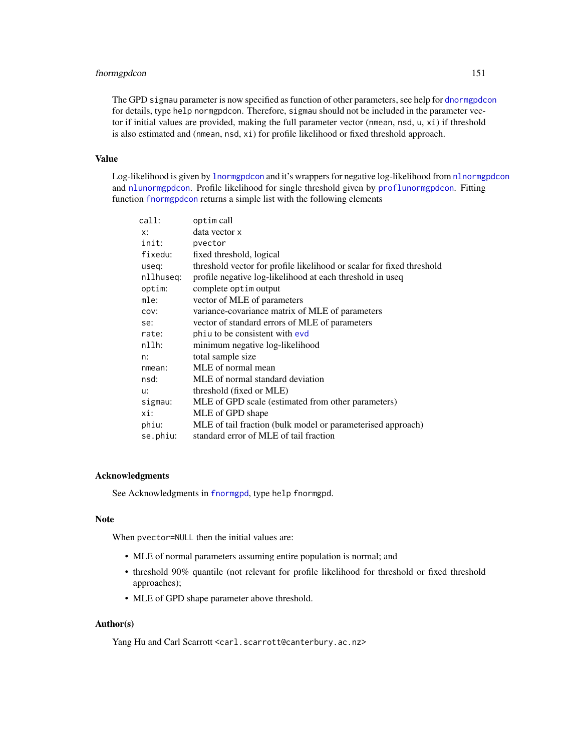The GPD sigmau parameter is now specified as function of other parameters, see help for dnormgpdcon for details, type help normgpdcon. Therefore, sigmau should not be included in the parameter vector if initial values are provided, making the full parameter vector (nmean, nsd, u, xi) if threshold is also estimated and (nmean, nsd, xi) for profile likelihood or fixed threshold approach.

## Value

Log-likelihood is given by lnormgpdcon and it's wrappers for negative log-likelihood from nlnormgpdcon and nlunormgpdcon. Profile likelihood for single threshold given by proflunormgpdcon. Fitting function fnormgpdcon returns a simple list with the following elements

| | |
|---|---|
| call: | optim call |
| x: | data vector x |
| init: | pvector |
| fixedu: | fixed threshold, logical |
| useq: | threshold vector for profile likelihood or scalar for fixed threshold |
| nllhuseq: | profile negative log-likelihood at each threshold in useq |
| optim: | complete optim output |
| mle: | vector of MLE of parameters |
| cov: | variance-covariance matrix of MLE of parameters |
| se: | vector of standard errors of MLE of parameters |
| rate: | phiu to be consistent with evd |
| nllh: | minimum negative log-likelihood |
| n: | total sample size |
| nmean: | MLE of normal mean |
| nsd: | MLE of normal standard deviation |
| u: | threshold (fixed or MLE) |
| sigmau: | MLE of GPD scale (estimated from other parameters) |
| xi: | MLE of GPD shape |
| phiu: | MLE of tail fraction (bulk model or parameterised approach) |
| se.phiu: | standard error of MLE of tail fraction |

## Acknowledgments

See Acknowledgments in fnormgpd, type help fnormgpd.

## Note

When pvector=NULL then the initial values are:

- MLE of normal parameters assuming entire population is normal; and
- threshold 90% quantile (not relevant for profile likelihood for threshold or fixed threshold approaches);
- MLE of GPD shape parameter above threshold.

## Author(s)

Yang Hu and Carl Scarrott <carl.scarrott@canterbury.ac.nz>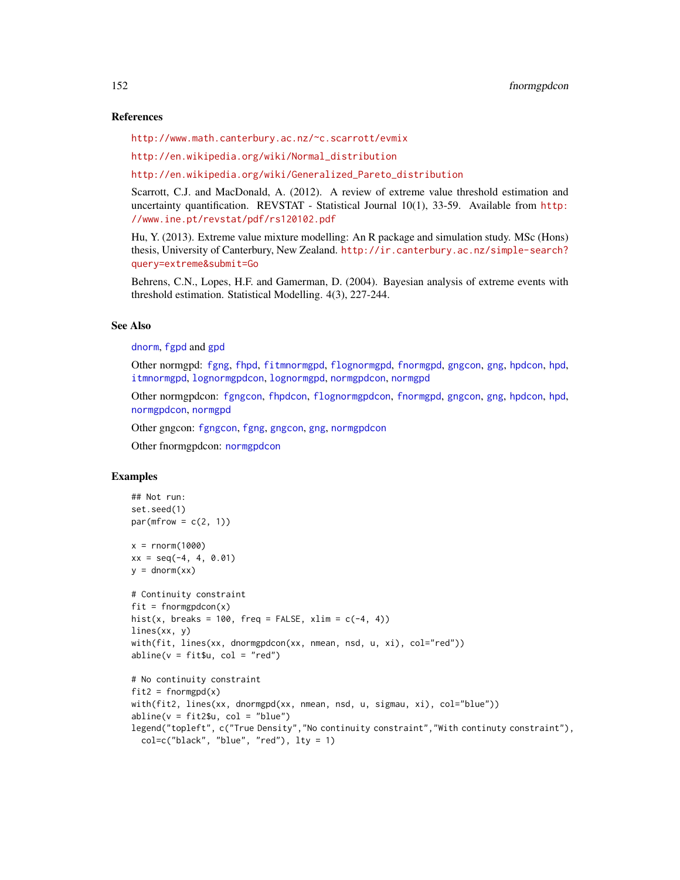## References

http://www.math.canterbury.ac.nz/~c.scarrott/evmix

http://en.wikipedia.org/wiki/Normal_distribution

http://en.wikipedia.org/wiki/Generalized_Pareto_distribution

Scarrott, C.J. and MacDonald, A. (2012). A review of extreme value threshold estimation and uncertainty quantification. REVSTAT - Statistical Journal 10(1), 33-59. Available from http://www.ine.pt/revstat/pdf/rs120102.pdf

Hu, Y. (2013). Extreme value mixture modelling: An R package and simulation study. MSc (Hons) thesis, University of Canterbury, New Zealand. http://ir.canterbury.ac.nz/simple-search?query=extreme&submit=Go

Behrens, C.N., Lopes, H.F. and Gamerman, D. (2004). Bayesian analysis of extreme events with threshold estimation. Statistical Modelling. 4(3), 227-244.

## See Also

dnorm, fgpd and gpd

Other normgpd: fgng, fhpd, fitmnormgpd, flognormgpd, fnormgpd, gngcon, gng, hpdcon, hpd, itmnormgpd, lognormgpdcon, lognormgpd, normgpdcon, normgpd

Other normgpdcon: fgngcon, fhpdcon, flognormgpdcon, fnormgpd, gngcon, gng, hpdcon, hpd, normgpdcon, normgpd

Other gngcon: fgngcon, fgng, gngcon, gng, normgpdcon

Other fnormgpdcon: normgpdcon

## Examples

```
## Not run:
set.seed(1)
par(mfrow = c(2, 1))

x = rnorm(1000)
xx = seq(-4, 4, 0.01)
y = dnorm(xx)

# Continuity constraint
fit = fnormgpdcon(x)
hist(x, breaks = 100, freq = FALSE, xlim = c(-4, 4))
lines(xx, y)
with(fit, lines(xx, dnormgpdcon(xx, nmean, nsd, u, xi), col="red"))
abline(v = fit$u, col = "red")

# No continuity constraint
fit2 = fnormgpd(x)
with(fit2, lines(xx, dnormgpd(xx, nmean, nsd, u, sigmau, xi), col="blue"))
abline(v = fit2$u, col = "blue")
legend("topleft", c("True Density","No continuity constraint","With continuty constraint"),
  col=c("black", "blue", "red"), lty = 1)
```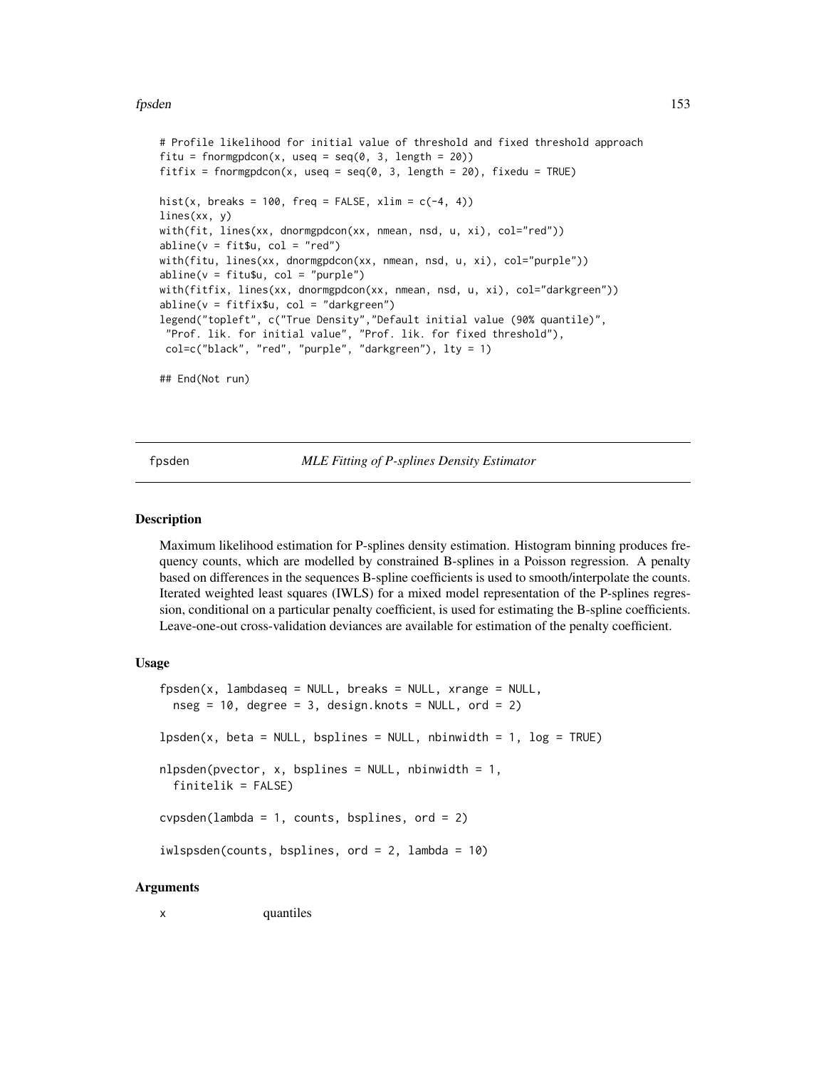```
# Profile likelihood for initial value of threshold and fixed threshold approach
fitu = fnormgpdcon(x, useq = seq(0, 3, length = 20))
fitfix = fnormgpdcon(x, useq = seq(0, 3, length = 20), fixedu = TRUE)

hist(x, breaks = 100, freq = FALSE, xlim = c(-4, 4))
lines(xx, y)
with(fit, lines(xx, dnormgpdcon(xx, nmean, nsd, u, xi), col="red"))
abline(v = fit$u, col = "red")
with(fitu, lines(xx, dnormgpdcon(xx, nmean, nsd, u, xi), col="purple"))
abline(v = fitu$u, col = "purple")
with(fitfix, lines(xx, dnormgpdcon(xx, nmean, nsd, u, xi), col="darkgreen"))
abline(v = fitfix$u, col = "darkgreen")
legend("topleft", c("True Density","Default initial value (90% quantile)",
 "Prof. lik. for initial value", "Prof. lik. for fixed threshold"),
 col=c("black", "red", "purple", "darkgreen"), lty = 1)

## End(Not run)
```

# fpsden — *MLE Fitting of P-splines Density Estimator*

## Description

Maximum likelihood estimation for P-splines density estimation. Histogram binning produces frequency counts, which are modelled by constrained B-splines in a Poisson regression. A penalty based on differences in the sequences B-spline coefficients is used to smooth/interpolate the counts. Iterated weighted least squares (IWLS) for a mixed model representation of the P-splines regression, conditional on a particular penalty coefficient, is used for estimating the B-spline coefficients. Leave-one-out cross-validation deviances are available for estimation of the penalty coefficient.

## Usage

```
fpsden(x, lambdaseq = NULL, breaks = NULL, xrange = NULL,
  nseg = 10, degree = 3, design.knots = NULL, ord = 2)

lpsden(x, beta = NULL, bsplines = NULL, nbinwidth = 1, log = TRUE)

nlpsden(pvector, x, bsplines = NULL, nbinwidth = 1,
  finitelik = FALSE)

cvpsden(lambda = 1, counts, bsplines, ord = 2)

iwlspsden(counts, bsplines, ord = 2, lambda = 10)
```

## Arguments

x        quantiles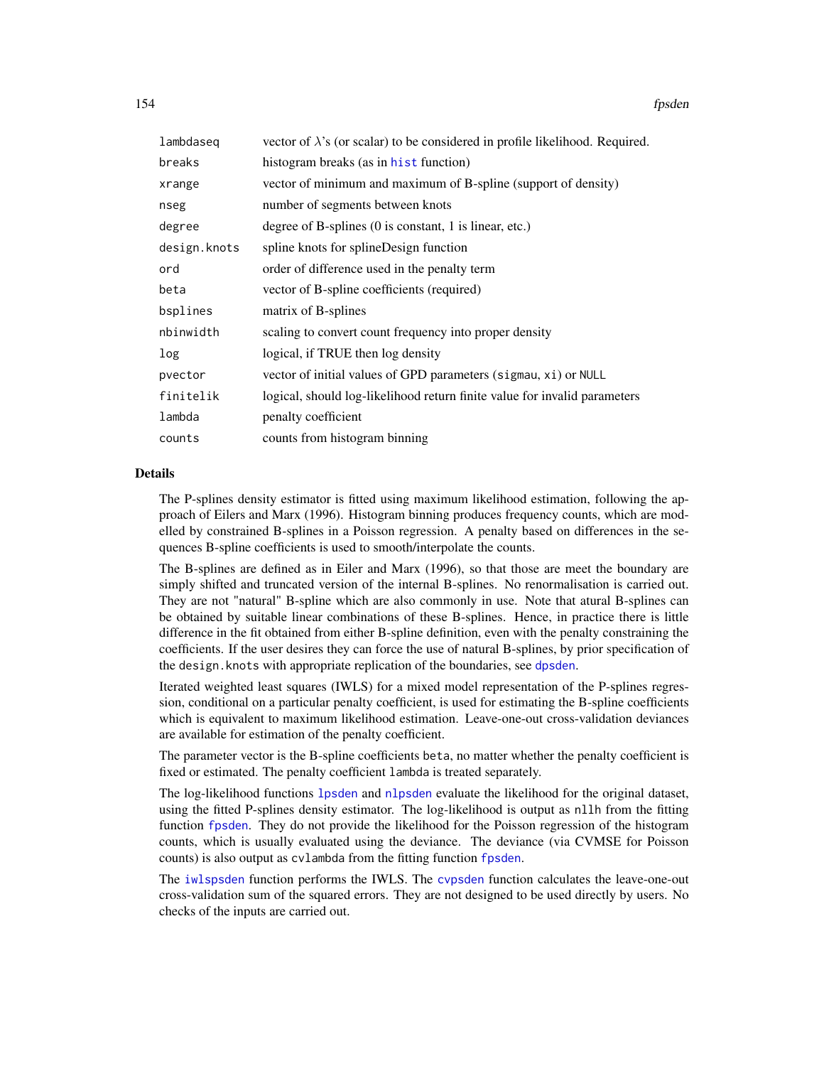| | |
|---|---|
| lambdaseq | vector of $\lambda$'s (or scalar) to be considered in profile likelihood. Required. |
| breaks | histogram breaks (as in hist function) |
| xrange | vector of minimum and maximum of B-spline (support of density) |
| nseg | number of segments between knots |
| degree | degree of B-splines (0 is constant, 1 is linear, etc.) |
| design.knots | spline knots for splineDesign function |
| ord | order of difference used in the penalty term |
| beta | vector of B-spline coefficients (required) |
| bsplines | matrix of B-splines |
| nbinwidth | scaling to convert count frequency into proper density |
| log | logical, if TRUE then log density |
| pvector | vector of initial values of GPD parameters (sigmau, xi) or NULL |
| finitelik | logical, should log-likelihood return finite value for invalid parameters |
| lambda | penalty coefficient |
| counts | counts from histogram binning |

## Details

The P-splines density estimator is fitted using maximum likelihood estimation, following the approach of Eilers and Marx (1996). Histogram binning produces frequency counts, which are modelled by constrained B-splines in a Poisson regression. A penalty based on differences in the sequences B-spline coefficients is used to smooth/interpolate the counts.

The B-splines are defined as in Eiler and Marx (1996), so that those are meet the boundary are simply shifted and truncated version of the internal B-splines. No renormalisation is carried out. They are not "natural" B-spline which are also commonly in use. Note that atural B-splines can be obtained by suitable linear combinations of these B-splines. Hence, in practice there is little difference in the fit obtained from either B-spline definition, even with the penalty constraining the coefficients. If the user desires they can force the use of natural B-splines, by prior specification of the design.knots with appropriate replication of the boundaries, see dpsden.

Iterated weighted least squares (IWLS) for a mixed model representation of the P-splines regression, conditional on a particular penalty coefficient, is used for estimating the B-spline coefficients which is equivalent to maximum likelihood estimation. Leave-one-out cross-validation deviances are available for estimation of the penalty coefficient.

The parameter vector is the B-spline coefficients beta, no matter whether the penalty coefficient is fixed or estimated. The penalty coefficient lambda is treated separately.

The log-likelihood functions lpsden and nlpsden evaluate the likelihood for the original dataset, using the fitted P-splines density estimator. The log-likelihood is output as nllh from the fitting function fpsden. They do not provide the likelihood for the Poisson regression of the histogram counts, which is usually evaluated using the deviance. The deviance (via CVMSE for Poisson counts) is also output as cvlambda from the fitting function fpsden.

The iwlspsden function performs the IWLS. The cvpsden function calculates the leave-one-out cross-validation sum of the squared errors. They are not designed to be used directly by users. No checks of the inputs are carried out.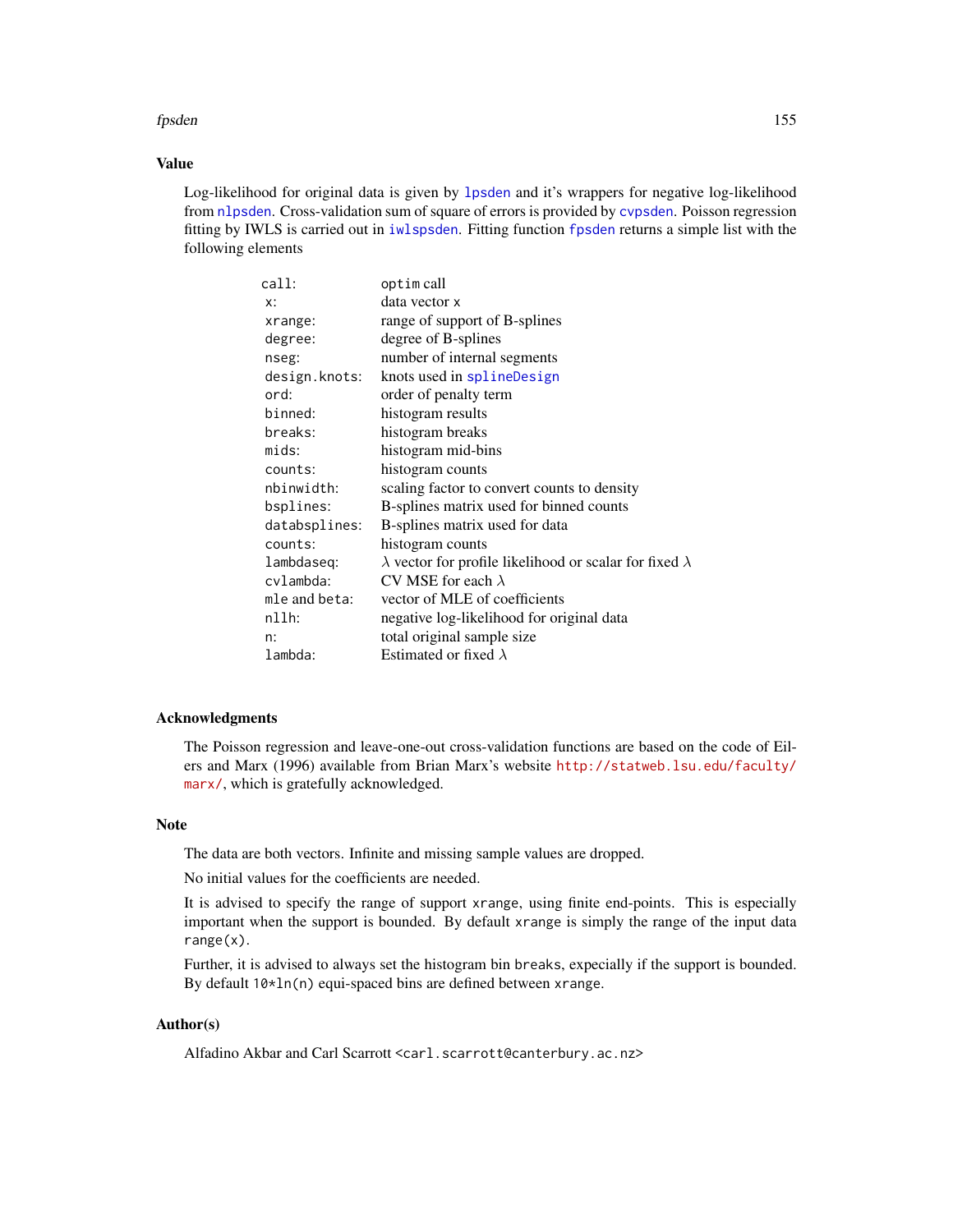## Value

Log-likelihood for original data is given by `lpsden` and it's wrappers for negative log-likelihood from `nlpsden`. Cross-validation sum of square of errors is provided by `cvpsden`. Poisson regression fitting by IWLS is carried out in `iwlspsden`. Fitting function `fpsden` returns a simple list with the following elements

| | |
|---|---|
| `call`: | `optim` call |
| `x`: | data vector `x` |
| `xrange`: | range of support of B-splines |
| `degree`: | degree of B-splines |
| `nseg`: | number of internal segments |
| `design.knots`: | knots used in `splineDesign` |
| `ord`: | order of penalty term |
| `binned`: | histogram results |
| `breaks`: | histogram breaks |
| `mids`: | histogram mid-bins |
| `counts`: | histogram counts |
| `nbinwidth`: | scaling factor to convert counts to density |
| `bsplines`: | B-splines matrix used for binned counts |
| `databsplines`: | B-splines matrix used for data |
| `counts`: | histogram counts |
| `lambdaseq`: | $\lambda$ vector for profile likelihood or scalar for fixed $\lambda$ |
| `cvlambda`: | CV MSE for each $\lambda$ |
| `mle` and `beta`: | vector of MLE of coefficients |
| `nllh`: | negative log-likelihood for original data |
| `n`: | total original sample size |
| `lambda`: | Estimated or fixed $\lambda$ |

## Acknowledgments

The Poisson regression and leave-one-out cross-validation functions are based on the code of Eilers and Marx (1996) available from Brian Marx's website http://statweb.lsu.edu/faculty/marx/, which is gratefully acknowledged.

## Note

The data are both vectors. Infinite and missing sample values are dropped.

No initial values for the coefficients are needed.

It is advised to specify the range of support `xrange`, using finite end-points. This is especially important when the support is bounded. By default `xrange` is simply the range of the input data `range(x)`.

Further, it is advised to always set the histogram bin `breaks`, expecially if the support is bounded. By default `10*ln(n)` equi-spaced bins are defined between `xrange`.

## Author(s)

Alfadino Akbar and Carl Scarrott <carl.scarrott@canterbury.ac.nz>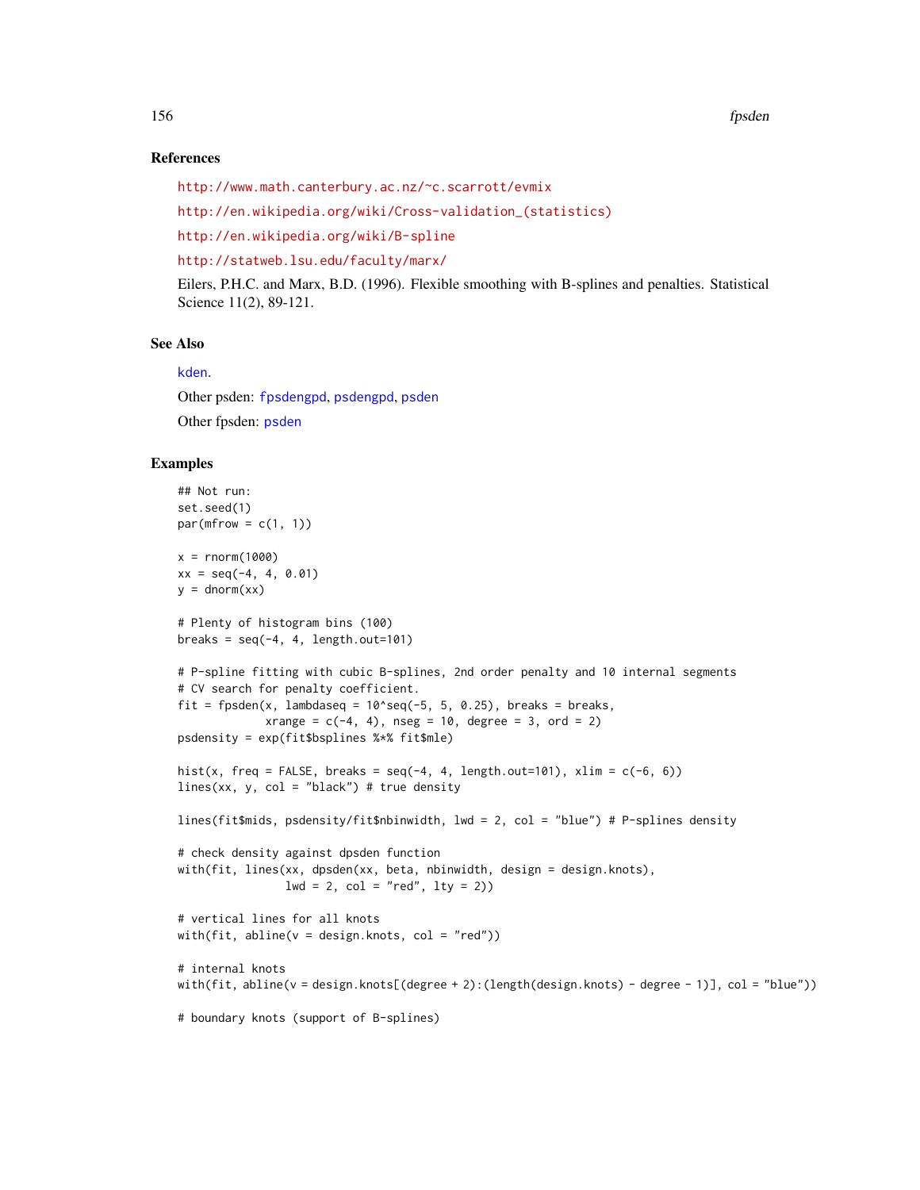## References

http://www.math.canterbury.ac.nz/~c.scarrott/evmix

http://en.wikipedia.org/wiki/Cross-validation_(statistics)

http://en.wikipedia.org/wiki/B-spline

http://statweb.lsu.edu/faculty/marx/

Eilers, P.H.C. and Marx, B.D. (1996). Flexible smoothing with B-splines and penalties. Statistical Science 11(2), 89-121.

## See Also

kden.

Other psden: fpsdengpd, psdengpd, psden

Other fpsden: psden

## Examples

```
## Not run:
set.seed(1)
par(mfrow = c(1, 1))

x = rnorm(1000)
xx = seq(-4, 4, 0.01)
y = dnorm(xx)

# Plenty of histogram bins (100)
breaks = seq(-4, 4, length.out=101)

# P-spline fitting with cubic B-splines, 2nd order penalty and 10 internal segments
# CV search for penalty coefficient.
fit = fpsden(x, lambdaseq = 10^seq(-5, 5, 0.25), breaks = breaks,
             xrange = c(-4, 4), nseg = 10, degree = 3, ord = 2)
psdensity = exp(fit$bsplines %*% fit$mle)

hist(x, freq = FALSE, breaks = seq(-4, 4, length.out=101), xlim = c(-6, 6))
lines(xx, y, col = "black") # true density

lines(fit$mids, psdensity/fit$nbinwidth, lwd = 2, col = "blue") # P-splines density

# check density against dpsden function
with(fit, lines(xx, dpsden(xx, beta, nbinwidth, design = design.knots),
                lwd = 2, col = "red", lty = 2))

# vertical lines for all knots
with(fit, abline(v = design.knots, col = "red"))

# internal knots
with(fit, abline(v = design.knots[(degree + 2):(length(design.knots) - degree - 1)], col = "blue"))

# boundary knots (support of B-splines)
```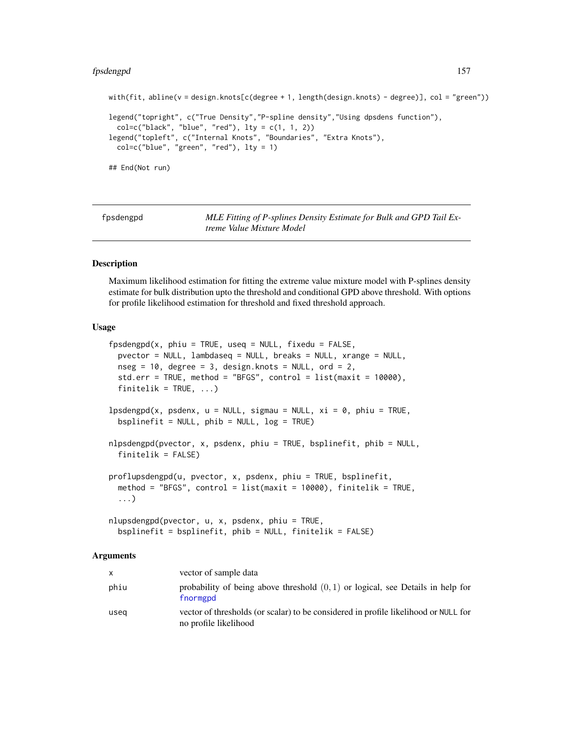```
with(fit, abline(v = design.knots[c(degree + 1, length(design.knots) - degree)], col = "green"))

legend("topright", c("True Density","P-spline density","Using dpsdens function"),
  col=c("black", "blue", "red"), lty = c(1, 1, 2))
legend("topleft", c("Internal Knots", "Boundaries", "Extra Knots"),
  col=c("blue", "green", "red"), lty = 1)

## End(Not run)
```

## fpsdengpd — *MLE Fitting of P-splines Density Estimate for Bulk and GPD Tail Extreme Value Mixture Model*

### Description

Maximum likelihood estimation for fitting the extreme value mixture model with P-splines density estimate for bulk distribution upto the threshold and conditional GPD above threshold. With options for profile likelihood estimation for threshold and fixed threshold approach.

### Usage

```
fpsdengpd(x, phiu = TRUE, useq = NULL, fixedu = FALSE,
  pvector = NULL, lambdaseq = NULL, breaks = NULL, xrange = NULL,
  nseg = 10, degree = 3, design.knots = NULL, ord = 2,
  std.err = TRUE, method = "BFGS", control = list(maxit = 10000),
  finitelik = TRUE, ...)

lpsdengpd(x, psdenx, u = NULL, sigmau = NULL, xi = 0, phiu = TRUE,
  bsplinefit = NULL, phib = NULL, log = TRUE)

nlpsdengpd(pvector, x, psdenx, phiu = TRUE, bsplinefit, phib = NULL,
  finitelik = FALSE)

proflupsdengpd(u, pvector, x, psdenx, phiu = TRUE, bsplinefit,
  method = "BFGS", control = list(maxit = 10000), finitelik = TRUE,
  ...)

nlupsdengpd(pvector, u, x, psdenx, phiu = TRUE,
  bsplinefit = bsplinefit, phib = NULL, finitelik = FALSE)
```

### Arguments

| | |
|---|---|
| x | vector of sample data |
| phiu | probability of being above threshold $(0, 1)$ or logical, see Details in help for fnormgpd |
| useq | vector of thresholds (or scalar) to be considered in profile likelihood or NULL for no profile likelihood |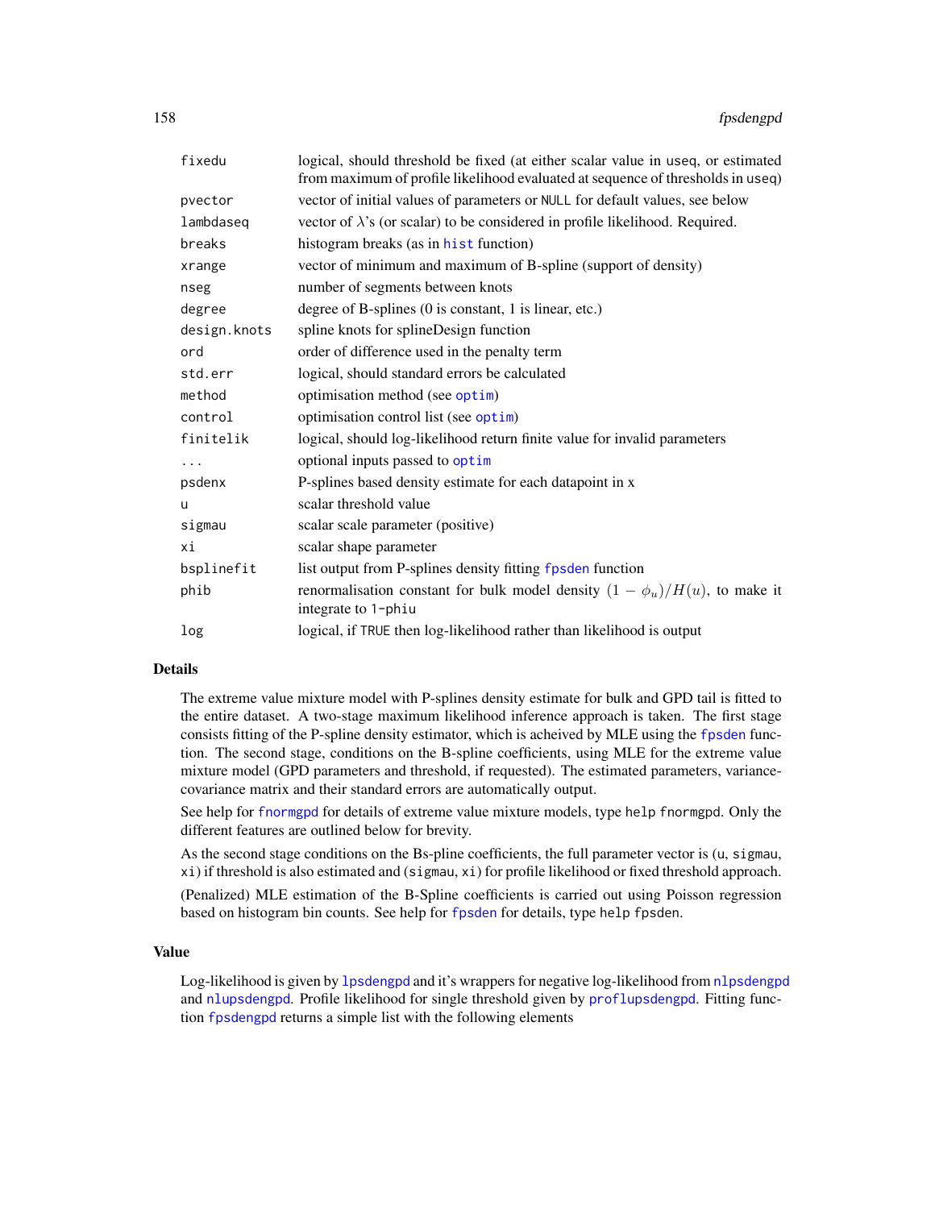| | |
|---|---|
| fixedu | logical, should threshold be fixed (at either scalar value in useq, or estimated from maximum of profile likelihood evaluated at sequence of thresholds in useq) |
| pvector | vector of initial values of parameters or NULL for default values, see below |
| lambdaseq | vector of $\lambda$'s (or scalar) to be considered in profile likelihood. Required. |
| breaks | histogram breaks (as in hist function) |
| xrange | vector of minimum and maximum of B-spline (support of density) |
| nseg | number of segments between knots |
| degree | degree of B-splines (0 is constant, 1 is linear, etc.) |
| design.knots | spline knots for splineDesign function |
| ord | order of difference used in the penalty term |
| std.err | logical, should standard errors be calculated |
| method | optimisation method (see optim) |
| control | optimisation control list (see optim) |
| finitelik | logical, should log-likelihood return finite value for invalid parameters |
| ... | optional inputs passed to optim |
| psdenx | P-splines based density estimate for each datapoint in x |
| u | scalar threshold value |
| sigmau | scalar scale parameter (positive) |
| xi | scalar shape parameter |
| bsplinefit | list output from P-splines density fitting fpsden function |
| phib | renormalisation constant for bulk model density $(1 - \phi_u)/H(u)$, to make it integrate to 1-phiu |
| log | logical, if TRUE then log-likelihood rather than likelihood is output |

## Details

The extreme value mixture model with P-splines density estimate for bulk and GPD tail is fitted to the entire dataset. A two-stage maximum likelihood inference approach is taken. The first stage consists fitting of the P-spline density estimator, which is acheived by MLE using the fpsden function. The second stage, conditions on the B-spline coefficients, using MLE for the extreme value mixture model (GPD parameters and threshold, if requested). The estimated parameters, variance-covariance matrix and their standard errors are automatically output.

See help for fnormgpd for details of extreme value mixture models, type help fnormgpd. Only the different features are outlined below for brevity.

As the second stage conditions on the Bs-pline coefficients, the full parameter vector is (u, sigmau, xi) if threshold is also estimated and (sigmau, xi) for profile likelihood or fixed threshold approach.

(Penalized) MLE estimation of the B-Spline coefficients is carried out using Poisson regression based on histogram bin counts. See help for fpsden for details, type help fpsden.

## Value

Log-likelihood is given by lpsdengpd and it's wrappers for negative log-likelihood from nlpsdengpd and nlupsdengpd. Profile likelihood for single threshold given by proflupsdengpd. Fitting function fpsdengpd returns a simple list with the following elements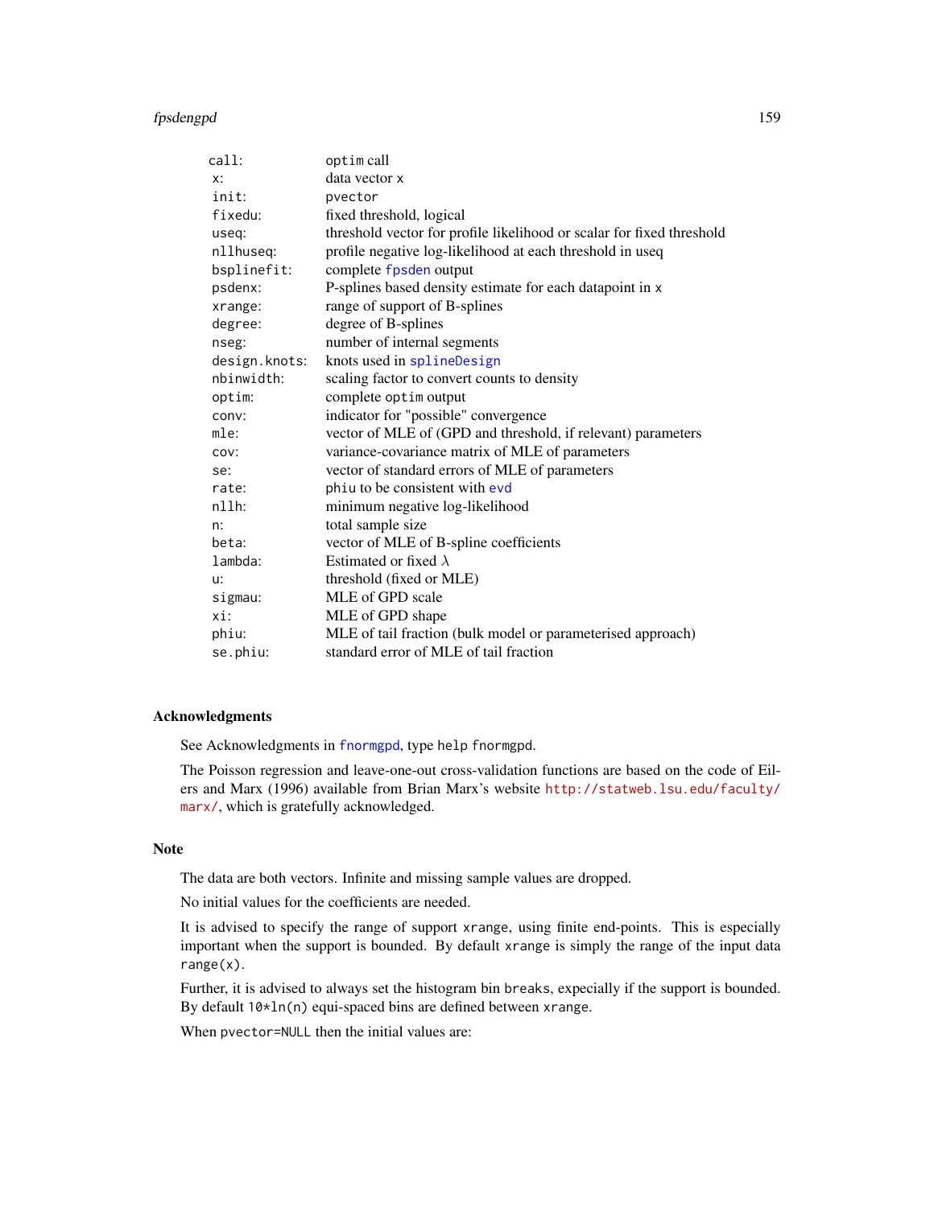| | |
|---|---|
| call: | optim call |
| x: | data vector x |
| init: | pvector |
| fixedu: | fixed threshold, logical |
| useq: | threshold vector for profile likelihood or scalar for fixed threshold |
| nllhuseq: | profile negative log-likelihood at each threshold in useq |
| bsplinefit: | complete fpsden output |
| psdenx: | P-splines based density estimate for each datapoint in x |
| xrange: | range of support of B-splines |
| degree: | degree of B-splines |
| nseg: | number of internal segments |
| design.knots: | knots used in splineDesign |
| nbinwidth: | scaling factor to convert counts to density |
| optim: | complete optim output |
| conv: | indicator for "possible" convergence |
| mle: | vector of MLE of (GPD and threshold, if relevant) parameters |
| cov: | variance-covariance matrix of MLE of parameters |
| se: | vector of standard errors of MLE of parameters |
| rate: | phiu to be consistent with evd |
| nllh: | minimum negative log-likelihood |
| n: | total sample size |
| beta: | vector of MLE of B-spline coefficients |
| lambda: | Estimated or fixed $\lambda$ |
| u: | threshold (fixed or MLE) |
| sigmau: | MLE of GPD scale |
| xi: | MLE of GPD shape |
| phiu: | MLE of tail fraction (bulk model or parameterised approach) |
| se.phiu: | standard error of MLE of tail fraction |

## Acknowledgments

See Acknowledgments in fnormgpd, type help fnormgpd.

The Poisson regression and leave-one-out cross-validation functions are based on the code of Eilers and Marx (1996) available from Brian Marx's website http://statweb.lsu.edu/faculty/marx/, which is gratefully acknowledged.

## Note

The data are both vectors. Infinite and missing sample values are dropped.

No initial values for the coefficients are needed.

It is advised to specify the range of support xrange, using finite end-points. This is especially important when the support is bounded. By default xrange is simply the range of the input data range(x).

Further, it is advised to always set the histogram bin breaks, expecially if the support is bounded. By default 10*ln(n) equi-spaced bins are defined between xrange.

When pvector=NULL then the initial values are: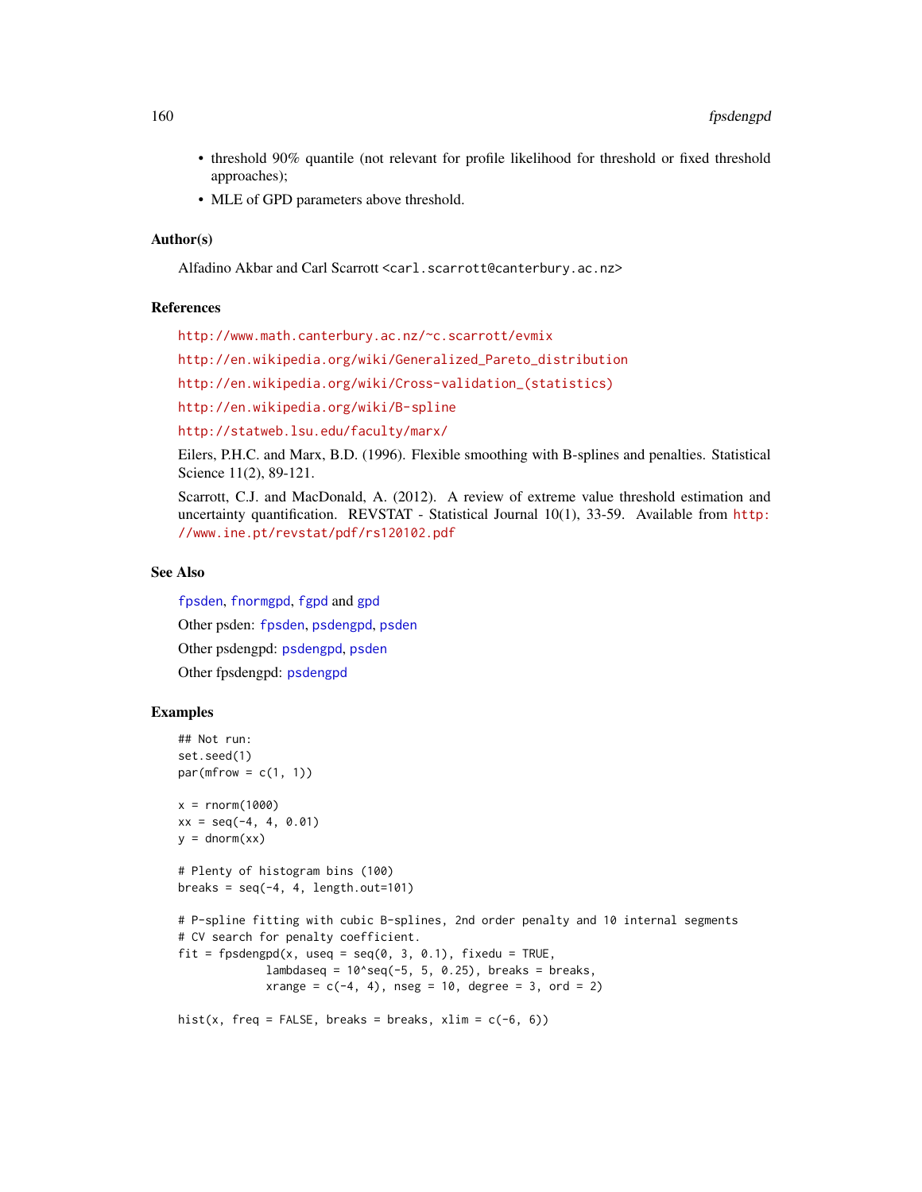- threshold 90% quantile (not relevant for profile likelihood for threshold or fixed threshold approaches);
- MLE of GPD parameters above threshold.

## Author(s)

Alfadino Akbar and Carl Scarrott <carl.scarrott@canterbury.ac.nz>

## References

http://www.math.canterbury.ac.nz/~c.scarrott/evmix

http://en.wikipedia.org/wiki/Generalized_Pareto_distribution

http://en.wikipedia.org/wiki/Cross-validation_(statistics)

http://en.wikipedia.org/wiki/B-spline

http://statweb.lsu.edu/faculty/marx/

Eilers, P.H.C. and Marx, B.D. (1996). Flexible smoothing with B-splines and penalties. Statistical Science 11(2), 89-121.

Scarrott, C.J. and MacDonald, A. (2012). A review of extreme value threshold estimation and uncertainty quantification. REVSTAT - Statistical Journal 10(1), 33-59. Available from http://www.ine.pt/revstat/pdf/rs120102.pdf

## See Also

fpsden, fnormgpd, fgpd and gpd

Other psden: fpsden, psdengpd, psden

Other psdengpd: psdengpd, psden

Other fpsdengpd: psdengpd

## Examples

```
## Not run:
set.seed(1)
par(mfrow = c(1, 1))

x = rnorm(1000)
xx = seq(-4, 4, 0.01)
y = dnorm(xx)

# Plenty of histogram bins (100)
breaks = seq(-4, 4, length.out=101)

# P-spline fitting with cubic B-splines, 2nd order penalty and 10 internal segments
# CV search for penalty coefficient.
fit = fpsdengpd(x, useq = seq(0, 3, 0.1), fixedu = TRUE,
             lambdaseq = 10^seq(-5, 5, 0.25), breaks = breaks,
             xrange = c(-4, 4), nseg = 10, degree = 3, ord = 2)

hist(x, freq = FALSE, breaks = breaks, xlim = c(-6, 6))
```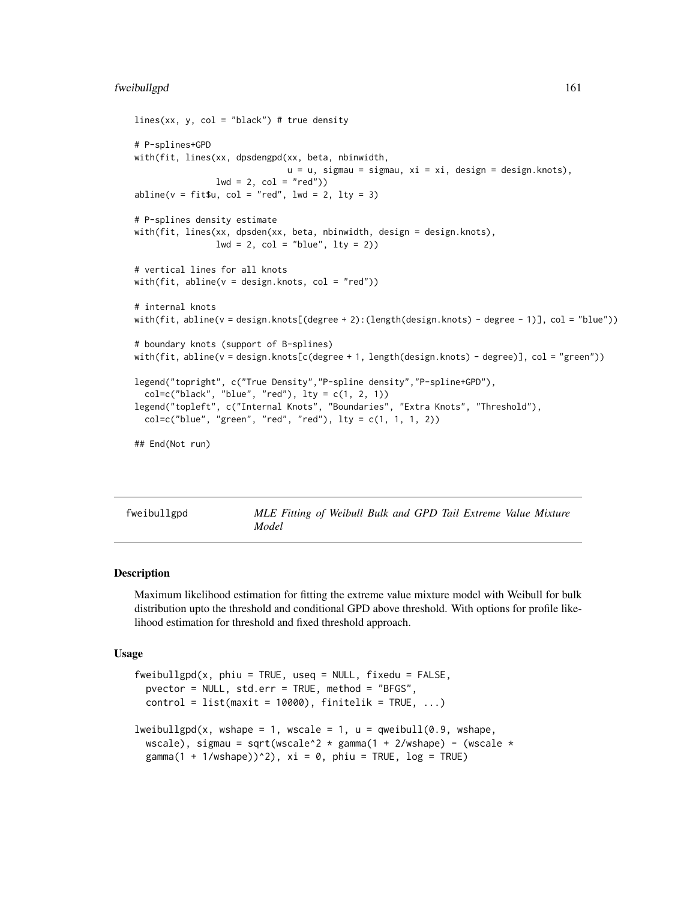```
lines(xx, y, col = "black") # true density

# P-splines+GPD
with(fit, lines(xx, dpsdengpd(xx, beta, nbinwidth,
                              u = u, sigmau = sigmau, xi = xi, design = design.knots),
                lwd = 2, col = "red"))
abline(v = fit$u, col = "red", lwd = 2, lty = 3)

# P-splines density estimate
with(fit, lines(xx, dpsden(xx, beta, nbinwidth, design = design.knots),
                lwd = 2, col = "blue", lty = 2))

# vertical lines for all knots
with(fit, abline(v = design.knots, col = "red"))

# internal knots
with(fit, abline(v = design.knots[(degree + 2):(length(design.knots) - degree - 1)], col = "blue"))

# boundary knots (support of B-splines)
with(fit, abline(v = design.knots[c(degree + 1, length(design.knots) - degree)], col = "green"))

legend("topright", c("True Density","P-spline density","P-spline+GPD"),
  col=c("black", "blue", "red"), lty = c(1, 2, 1))
legend("topleft", c("Internal Knots", "Boundaries", "Extra Knots", "Threshold"),
  col=c("blue", "green", "red", "red"), lty = c(1, 1, 1, 2))

## End(Not run)
```

## fweibullgpd — *MLE Fitting of Weibull Bulk and GPD Tail Extreme Value Mixture Model*

### Description

Maximum likelihood estimation for fitting the extreme value mixture model with Weibull for bulk distribution upto the threshold and conditional GPD above threshold. With options for profile likelihood estimation for threshold and fixed threshold approach.

### Usage

```
fweibullgpd(x, phiu = TRUE, useq = NULL, fixedu = FALSE,
  pvector = NULL, std.err = TRUE, method = "BFGS",
  control = list(maxit = 10000), finitelik = TRUE, ...)

lweibullgpd(x, wshape = 1, wscale = 1, u = qweibull(0.9, wshape,
  wscale), sigmau = sqrt(wscale^2 * gamma(1 + 2/wshape) - (wscale *
  gamma(1 + 1/wshape))^2), xi = 0, phiu = TRUE, log = TRUE)
```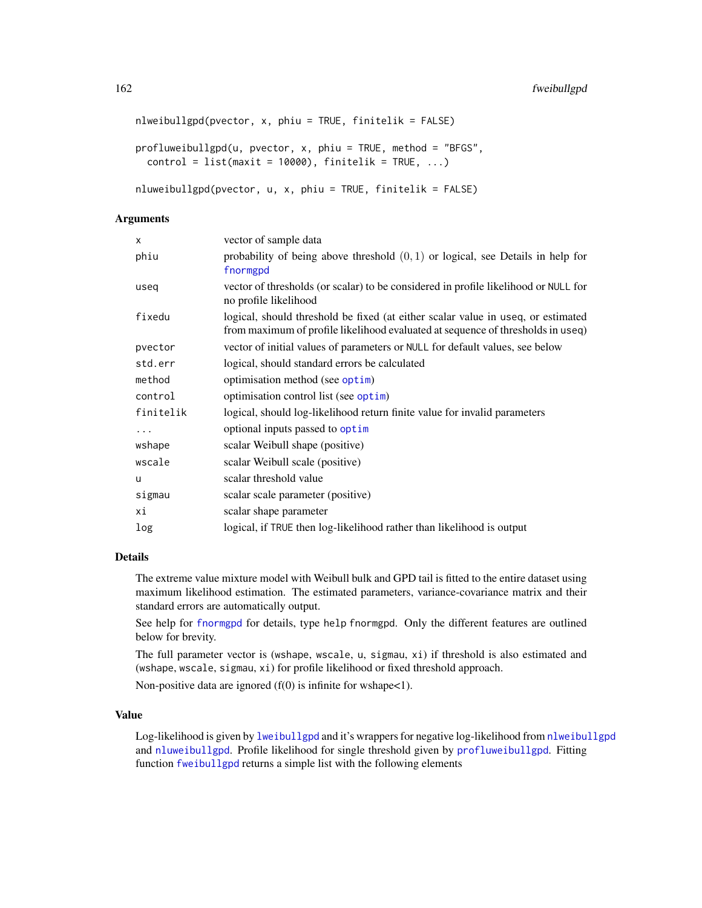```
nlweibullgpd(pvector, x, phiu = TRUE, finitelik = FALSE)

profluweibullgpd(u, pvector, x, phiu = TRUE, method = "BFGS",
  control = list(maxit = 10000), finitelik = TRUE, ...)

nluweibullgpd(pvector, u, x, phiu = TRUE, finitelik = FALSE)
```

## Arguments

| | |
|---|---|
| x | vector of sample data |
| phiu | probability of being above threshold $(0, 1)$ or logical, see Details in help for fnormgpd |
| useq | vector of thresholds (or scalar) to be considered in profile likelihood or NULL for no profile likelihood |
| fixedu | logical, should threshold be fixed (at either scalar value in useq, or estimated from maximum of profile likelihood evaluated at sequence of thresholds in useq) |
| pvector | vector of initial values of parameters or NULL for default values, see below |
| std.err | logical, should standard errors be calculated |
| method | optimisation method (see optim) |
| control | optimisation control list (see optim) |
| finitelik | logical, should log-likelihood return finite value for invalid parameters |
| ... | optional inputs passed to optim |
| wshape | scalar Weibull shape (positive) |
| wscale | scalar Weibull scale (positive) |
| u | scalar threshold value |
| sigmau | scalar scale parameter (positive) |
| xi | scalar shape parameter |
| log | logical, if TRUE then log-likelihood rather than likelihood is output |

## Details

The extreme value mixture model with Weibull bulk and GPD tail is fitted to the entire dataset using maximum likelihood estimation. The estimated parameters, variance-covariance matrix and their standard errors are automatically output.

See help for fnormgpd for details, type help fnormgpd. Only the different features are outlined below for brevity.

The full parameter vector is (wshape, wscale, u, sigmau, xi) if threshold is also estimated and (wshape, wscale, sigmau, xi) for profile likelihood or fixed threshold approach.

Non-positive data are ignored (f(0) is infinite for wshape<1).

## Value

Log-likelihood is given by lweibullgpd and it's wrappers for negative log-likelihood from nlweibullgpd and nluweibullgpd. Profile likelihood for single threshold given by profluweibullgpd. Fitting function fweibullgpd returns a simple list with the following elements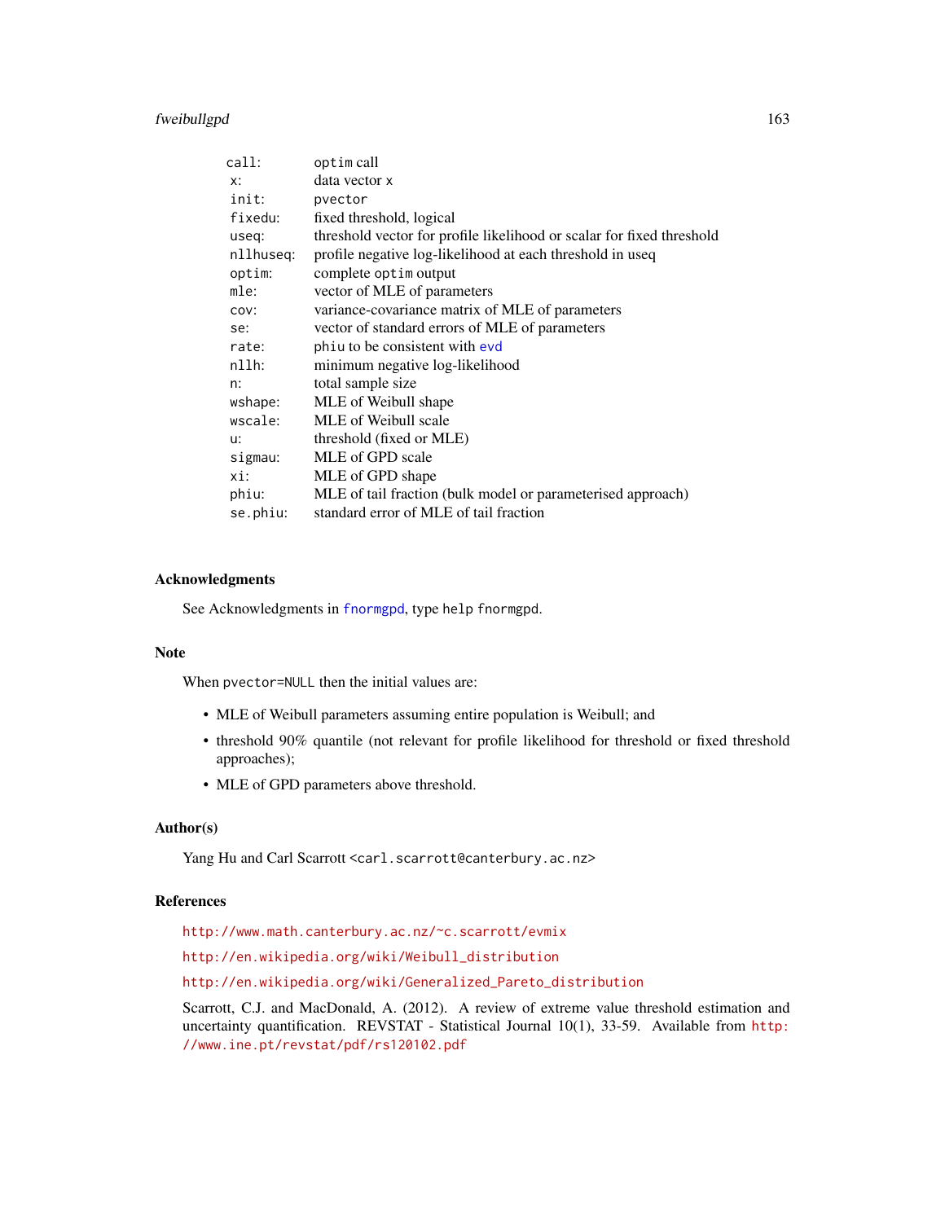| | |
|---|---|
| `call:` | `optim` call |
| `x:` | data vector `x` |
| `init:` | `pvector` |
| `fixedu:` | fixed threshold, logical |
| `useq:` | threshold vector for profile likelihood or scalar for fixed threshold |
| `nllhuseq:` | profile negative log-likelihood at each threshold in useq |
| `optim:` | complete `optim` output |
| `mle:` | vector of MLE of parameters |
| `cov:` | variance-covariance matrix of MLE of parameters |
| `se:` | vector of standard errors of MLE of parameters |
| `rate:` | `phiu` to be consistent with `evd` |
| `nllh:` | minimum negative log-likelihood |
| `n:` | total sample size |
| `wshape:` | MLE of Weibull shape |
| `wscale:` | MLE of Weibull scale |
| `u:` | threshold (fixed or MLE) |
| `sigmau:` | MLE of GPD scale |
| `xi:` | MLE of GPD shape |
| `phiu:` | MLE of tail fraction (bulk model or parameterised approach) |
| `se.phiu:` | standard error of MLE of tail fraction |

## Acknowledgments

See Acknowledgments in `fnormgpd`, type `help fnormgpd`.

## Note

When `pvector=NULL` then the initial values are:

- MLE of Weibull parameters assuming entire population is Weibull; and
- threshold 90% quantile (not relevant for profile likelihood for threshold or fixed threshold approaches);
- MLE of GPD parameters above threshold.

## Author(s)

Yang Hu and Carl Scarrott <carl.scarrott@canterbury.ac.nz>

## References

http://www.math.canterbury.ac.nz/~c.scarrott/evmix

http://en.wikipedia.org/wiki/Weibull_distribution

http://en.wikipedia.org/wiki/Generalized_Pareto_distribution

Scarrott, C.J. and MacDonald, A. (2012). A review of extreme value threshold estimation and uncertainty quantification. REVSTAT - Statistical Journal 10(1), 33-59. Available from http://www.ine.pt/revstat/pdf/rs120102.pdf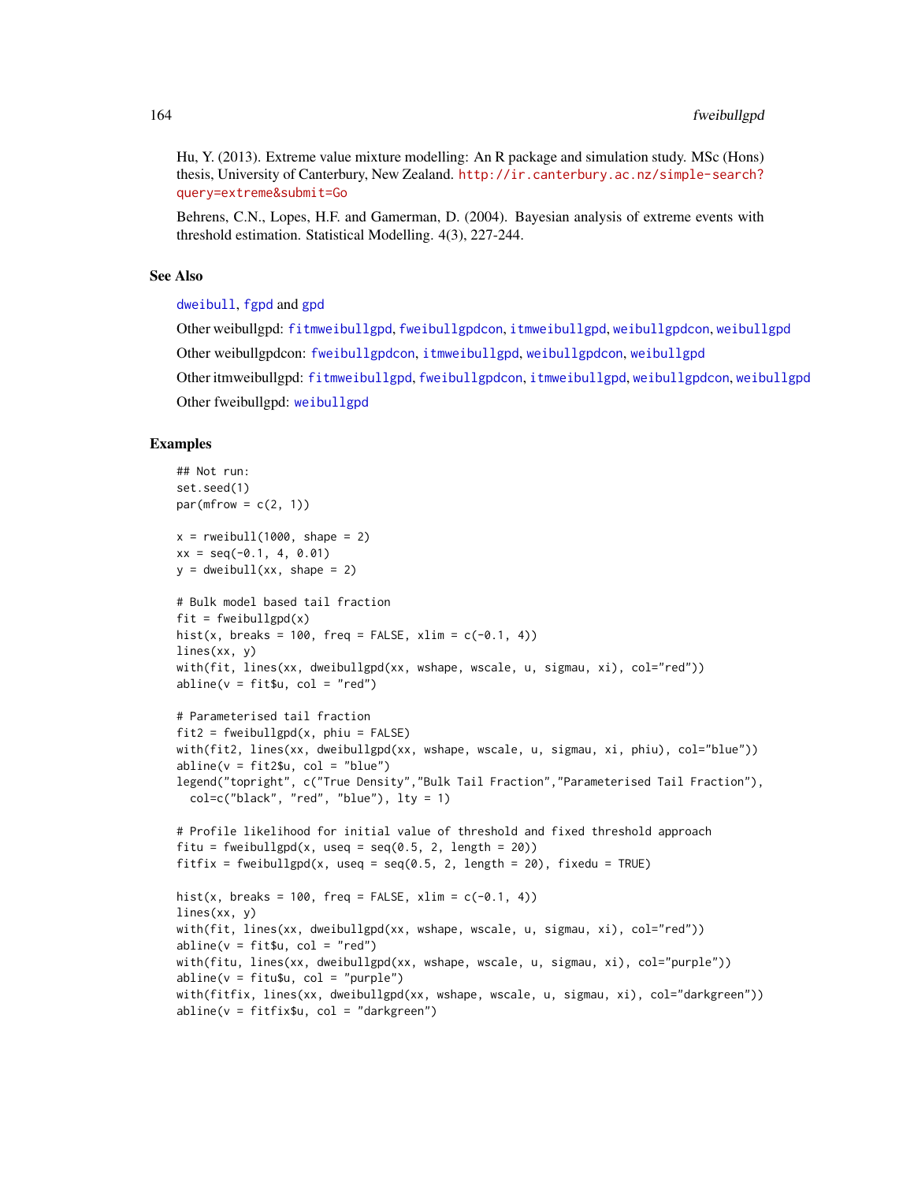Hu, Y. (2013). Extreme value mixture modelling: An R package and simulation study. MSc (Hons) thesis, University of Canterbury, New Zealand. http://ir.canterbury.ac.nz/simple-search?query=extreme&submit=Go

Behrens, C.N., Lopes, H.F. and Gamerman, D. (2004). Bayesian analysis of extreme events with threshold estimation. Statistical Modelling. 4(3), 227-244.

### See Also

dweibull, fgpd and gpd

Other weibullgpd: fitmweibullgpd, fweibullgpdcon, itmweibullgpd, weibullgpdcon, weibullgpd

Other weibullgpdcon: fweibullgpdcon, itmweibullgpd, weibullgpdcon, weibullgpd

Other itmweibullgpd: fitmweibullgpd, fweibullgpdcon, itmweibullgpd, weibullgpdcon, weibullgpd

Other fweibullgpd: weibullgpd

### Examples

```
## Not run:
set.seed(1)
par(mfrow = c(2, 1))

x = rweibull(1000, shape = 2)
xx = seq(-0.1, 4, 0.01)
y = dweibull(xx, shape = 2)

# Bulk model based tail fraction
fit = fweibullgpd(x)
hist(x, breaks = 100, freq = FALSE, xlim = c(-0.1, 4))
lines(xx, y)
with(fit, lines(xx, dweibullgpd(xx, wshape, wscale, u, sigmau, xi), col="red"))
abline(v = fit$u, col = "red")

# Parameterised tail fraction
fit2 = fweibullgpd(x, phiu = FALSE)
with(fit2, lines(xx, dweibullgpd(xx, wshape, wscale, u, sigmau, xi, phiu), col="blue"))
abline(v = fit2$u, col = "blue")
legend("topright", c("True Density","Bulk Tail Fraction","Parameterised Tail Fraction"),
  col=c("black", "red", "blue"), lty = 1)

# Profile likelihood for initial value of threshold and fixed threshold approach
fitu = fweibullgpd(x, useq = seq(0.5, 2, length = 20))
fitfix = fweibullgpd(x, useq = seq(0.5, 2, length = 20), fixedu = TRUE)

hist(x, breaks = 100, freq = FALSE, xlim = c(-0.1, 4))
lines(xx, y)
with(fit, lines(xx, dweibullgpd(xx, wshape, wscale, u, sigmau, xi), col="red"))
abline(v = fit$u, col = "red")
with(fitu, lines(xx, dweibullgpd(xx, wshape, wscale, u, sigmau, xi), col="purple"))
abline(v = fitu$u, col = "purple")
with(fitfix, lines(xx, dweibullgpd(xx, wshape, wscale, u, sigmau, xi), col="darkgreen"))
abline(v = fitfix$u, col = "darkgreen")
```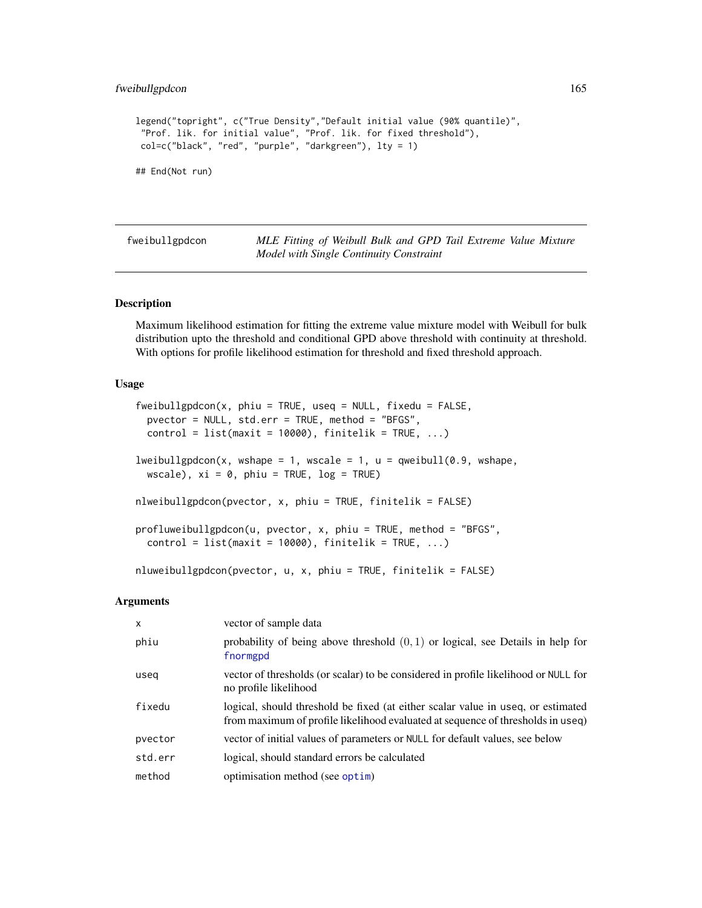```
legend("topright", c("True Density","Default initial value (90% quantile)",
 "Prof. lik. for initial value", "Prof. lik. for fixed threshold"),
 col=c("black", "red", "purple", "darkgreen"), lty = 1)

## End(Not run)
```

## fweibullgpdcon — *MLE Fitting of Weibull Bulk and GPD Tail Extreme Value Mixture Model with Single Continuity Constraint*

### Description

Maximum likelihood estimation for fitting the extreme value mixture model with Weibull for bulk distribution upto the threshold and conditional GPD above threshold with continuity at threshold. With options for profile likelihood estimation for threshold and fixed threshold approach.

### Usage

```
fweibullgpdcon(x, phiu = TRUE, useq = NULL, fixedu = FALSE,
  pvector = NULL, std.err = TRUE, method = "BFGS",
  control = list(maxit = 10000), finitelik = TRUE, ...)

lweibullgpdcon(x, wshape = 1, wscale = 1, u = qweibull(0.9, wshape,
  wscale), xi = 0, phiu = TRUE, log = TRUE)

nlweibullgpdcon(pvector, x, phiu = TRUE, finitelik = FALSE)

profluweibullgpdcon(u, pvector, x, phiu = TRUE, method = "BFGS",
  control = list(maxit = 10000), finitelik = TRUE, ...)

nluweibullgpdcon(pvector, u, x, phiu = TRUE, finitelik = FALSE)
```

### Arguments

| | |
|---|---|
| x | vector of sample data |
| phiu | probability of being above threshold $(0, 1)$ or logical, see Details in help for fnormgpd |
| useq | vector of thresholds (or scalar) to be considered in profile likelihood or NULL for no profile likelihood |
| fixedu | logical, should threshold be fixed (at either scalar value in useq, or estimated from maximum of profile likelihood evaluated at sequence of thresholds in useq) |
| pvector | vector of initial values of parameters or NULL for default values, see below |
| std.err | logical, should standard errors be calculated |
| method | optimisation method (see optim) |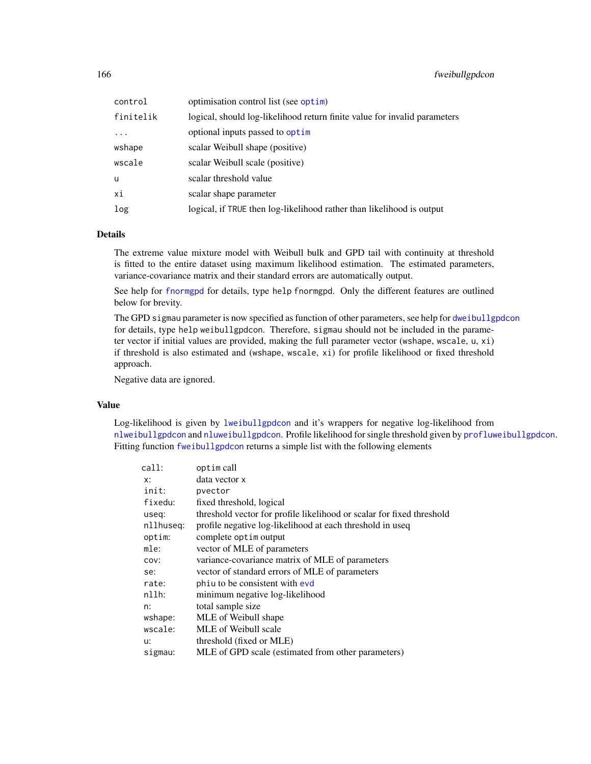| | |
|---|---|
| control | optimisation control list (see optim) |
| finitelik | logical, should log-likelihood return finite value for invalid parameters |
| ... | optional inputs passed to optim |
| wshape | scalar Weibull shape (positive) |
| wscale | scalar Weibull scale (positive) |
| u | scalar threshold value |
| xi | scalar shape parameter |
| log | logical, if TRUE then log-likelihood rather than likelihood is output |

## Details

The extreme value mixture model with Weibull bulk and GPD tail with continuity at threshold is fitted to the entire dataset using maximum likelihood estimation. The estimated parameters, variance-covariance matrix and their standard errors are automatically output.

See help for fnormgpd for details, type help fnormgpd. Only the different features are outlined below for brevity.

The GPD sigmau parameter is now specified as function of other parameters, see help for dweibullgpdcon for details, type help weibullgpdcon. Therefore, sigmau should not be included in the parameter vector if initial values are provided, making the full parameter vector (wshape, wscale, u, xi) if threshold is also estimated and (wshape, wscale, xi) for profile likelihood or fixed threshold approach.

Negative data are ignored.

## Value

Log-likelihood is given by lweibullgpdcon and it's wrappers for negative log-likelihood from nlweibullgpdcon and nluweibullgpdcon. Profile likelihood for single threshold given by profluweibullgpdcon. Fitting function fweibullgpdcon returns a simple list with the following elements

| | |
|---|---|
| call: | optim call |
| x: | data vector x |
| init: | pvector |
| fixedu: | fixed threshold, logical |
| useq: | threshold vector for profile likelihood or scalar for fixed threshold |
| nllhuseq: | profile negative log-likelihood at each threshold in useq |
| optim: | complete optim output |
| mle: | vector of MLE of parameters |
| cov: | variance-covariance matrix of MLE of parameters |
| se: | vector of standard errors of MLE of parameters |
| rate: | phiu to be consistent with evd |
| nllh: | minimum negative log-likelihood |
| n: | total sample size |
| wshape: | MLE of Weibull shape |
| wscale: | MLE of Weibull scale |
| u: | threshold (fixed or MLE) |
| sigmau: | MLE of GPD scale (estimated from other parameters) |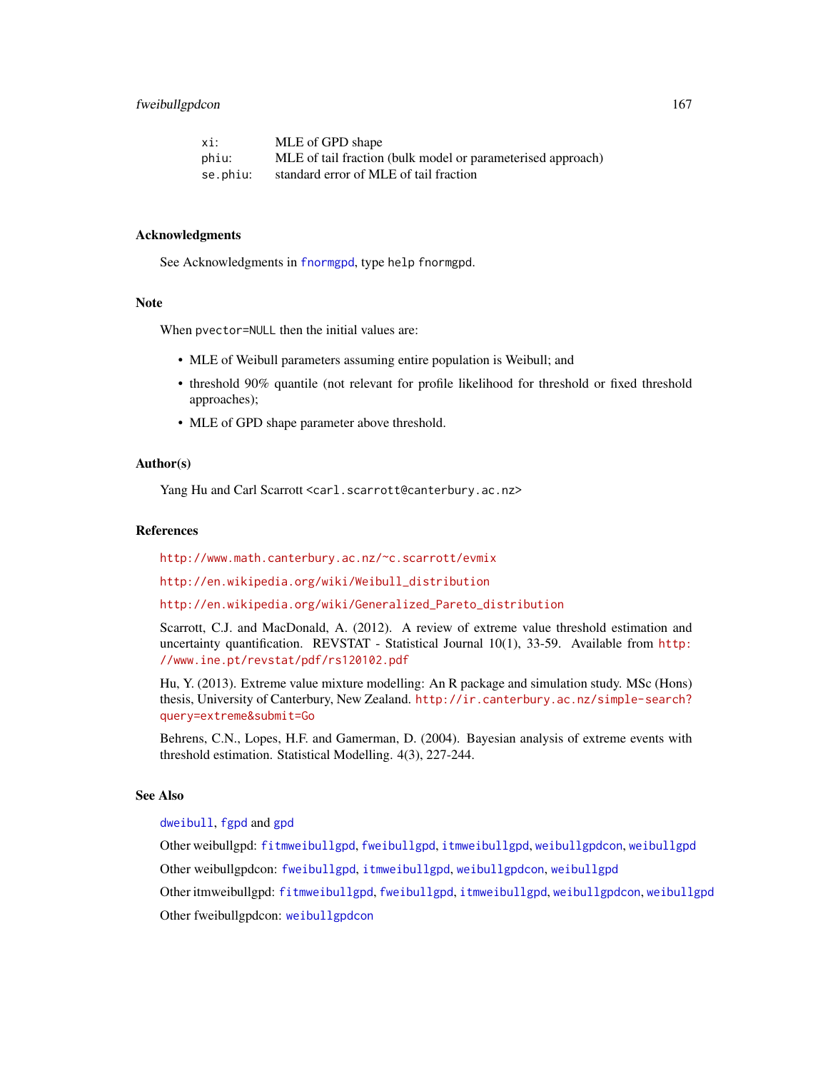| | |
|---|---|
| `xi:` | MLE of GPD shape |
| `phiu:` | MLE of tail fraction (bulk model or parameterised approach) |
| `se.phiu:` | standard error of MLE of tail fraction |

## Acknowledgments

See Acknowledgments in `fnormgpd`, type `help fnormgpd`.

## Note

When `pvector=NULL` then the initial values are:

- MLE of Weibull parameters assuming entire population is Weibull; and
- threshold 90% quantile (not relevant for profile likelihood for threshold or fixed threshold approaches);
- MLE of GPD shape parameter above threshold.

## Author(s)

Yang Hu and Carl Scarrott <carl.scarrott@canterbury.ac.nz>

## References

http://www.math.canterbury.ac.nz/~c.scarrott/evmix

http://en.wikipedia.org/wiki/Weibull_distribution

http://en.wikipedia.org/wiki/Generalized_Pareto_distribution

Scarrott, C.J. and MacDonald, A. (2012). A review of extreme value threshold estimation and uncertainty quantification. REVSTAT - Statistical Journal 10(1), 33-59. Available from http://www.ine.pt/revstat/pdf/rs120102.pdf

Hu, Y. (2013). Extreme value mixture modelling: An R package and simulation study. MSc (Hons) thesis, University of Canterbury, New Zealand. http://ir.canterbury.ac.nz/simple-search?query=extreme&submit=Go

Behrens, C.N., Lopes, H.F. and Gamerman, D. (2004). Bayesian analysis of extreme events with threshold estimation. Statistical Modelling. 4(3), 227-244.

## See Also

`dweibull`, `fgpd` and `gpd`

Other weibullgpd: `fitmweibullgpd`, `fweibullgpd`, `itmweibullgpd`, `weibullgpdcon`, `weibullgpd`

Other weibullgpdcon: `fweibullgpd`, `itmweibullgpd`, `weibullgpdcon`, `weibullgpd`

Other itmweibullgpd: `fitmweibullgpd`, `fweibullgpd`, `itmweibullgpd`, `weibullgpdcon`, `weibullgpd`

Other fweibullgpdcon: `weibullgpdcon`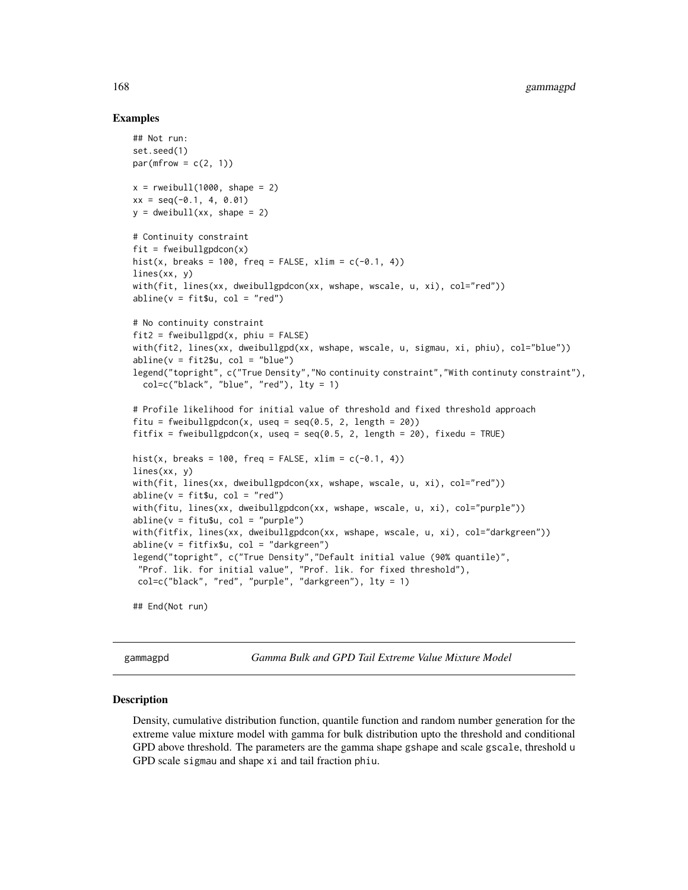## Examples

```
## Not run:
set.seed(1)
par(mfrow = c(2, 1))

x = rweibull(1000, shape = 2)
xx = seq(-0.1, 4, 0.01)
y = dweibull(xx, shape = 2)

# Continuity constraint
fit = fweibullgpdcon(x)
hist(x, breaks = 100, freq = FALSE, xlim = c(-0.1, 4))
lines(xx, y)
with(fit, lines(xx, dweibullgpdcon(xx, wshape, wscale, u, xi), col="red"))
abline(v = fit$u, col = "red")

# No continuity constraint
fit2 = fweibullgpd(x, phiu = FALSE)
with(fit2, lines(xx, dweibullgpd(xx, wshape, wscale, u, sigmau, xi, phiu), col="blue"))
abline(v = fit2$u, col = "blue")
legend("topright", c("True Density","No continuity constraint","With continuty constraint"),
  col=c("black", "blue", "red"), lty = 1)

# Profile likelihood for initial value of threshold and fixed threshold approach
fitu = fweibullgpdcon(x, useq = seq(0.5, 2, length = 20))
fitfix = fweibullgpdcon(x, useq = seq(0.5, 2, length = 20), fixedu = TRUE)

hist(x, breaks = 100, freq = FALSE, xlim = c(-0.1, 4))
lines(xx, y)
with(fit, lines(xx, dweibullgpdcon(xx, wshape, wscale, u, xi), col="red"))
abline(v = fit$u, col = "red")
with(fitu, lines(xx, dweibullgpdcon(xx, wshape, wscale, u, xi), col="purple"))
abline(v = fitu$u, col = "purple")
with(fitfix, lines(xx, dweibullgpdcon(xx, wshape, wscale, u, xi), col="darkgreen"))
abline(v = fitfix$u, col = "darkgreen")
legend("topright", c("True Density","Default initial value (90% quantile)",
 "Prof. lik. for initial value", "Prof. lik. for fixed threshold"),
 col=c("black", "red", "purple", "darkgreen"), lty = 1)

## End(Not run)
```

---

gammagpd — *Gamma Bulk and GPD Tail Extreme Value Mixture Model*

---

## Description

Density, cumulative distribution function, quantile function and random number generation for the extreme value mixture model with gamma for bulk distribution upto the threshold and conditional GPD above threshold. The parameters are the gamma shape `gshape` and scale `gscale`, threshold `u` GPD scale `sigmau` and shape `xi` and tail fraction `phiu`.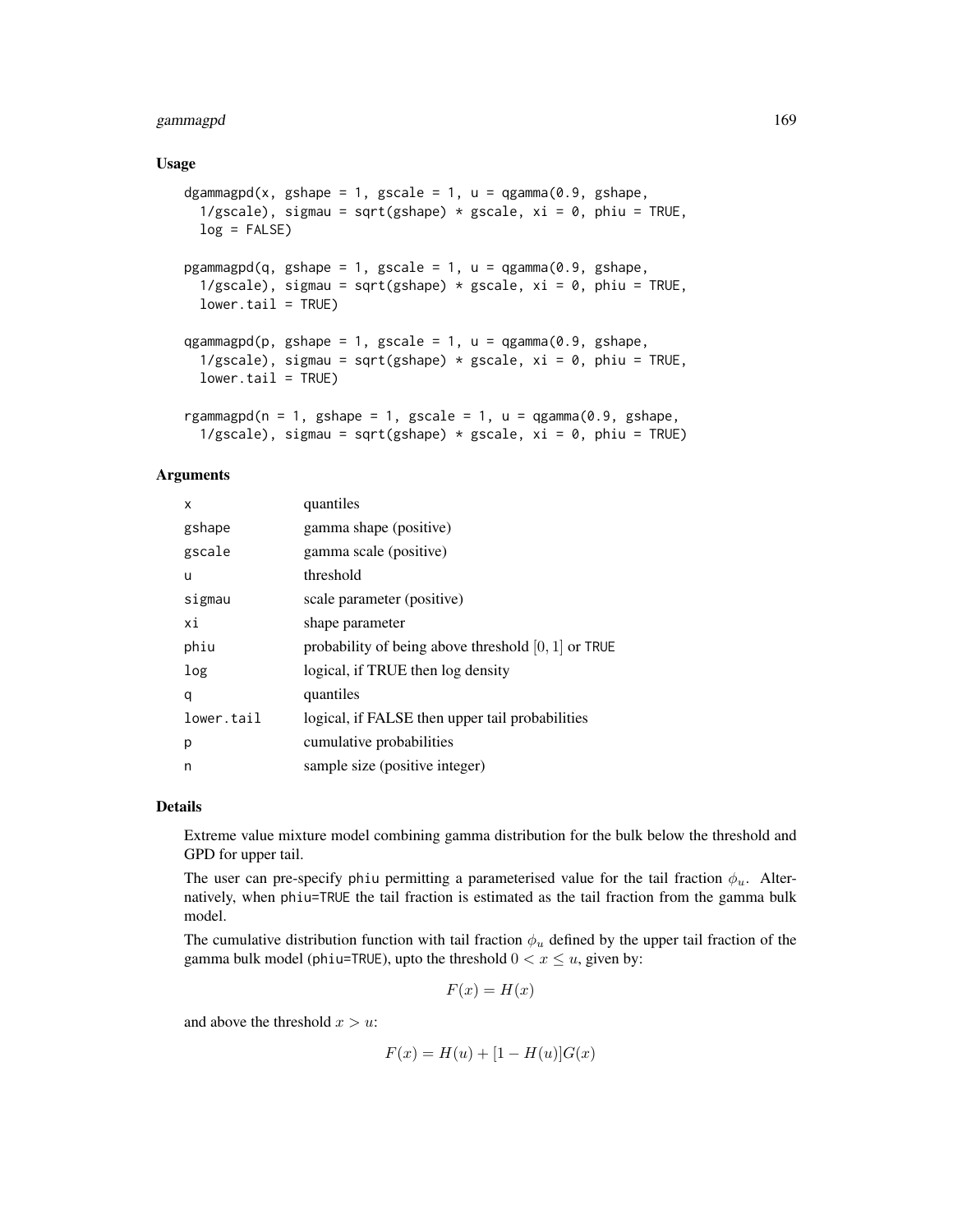## Usage

```
dgammagpd(x, gshape = 1, gscale = 1, u = qgamma(0.9, gshape,
  1/gscale), sigmau = sqrt(gshape) * gscale, xi = 0, phiu = TRUE,
  log = FALSE)

pgammagpd(q, gshape = 1, gscale = 1, u = qgamma(0.9, gshape,
  1/gscale), sigmau = sqrt(gshape) * gscale, xi = 0, phiu = TRUE,
  lower.tail = TRUE)

qgammagpd(p, gshape = 1, gscale = 1, u = qgamma(0.9, gshape,
  1/gscale), sigmau = sqrt(gshape) * gscale, xi = 0, phiu = TRUE,
  lower.tail = TRUE)

rgammagpd(n = 1, gshape = 1, gscale = 1, u = qgamma(0.9, gshape,
  1/gscale), sigmau = sqrt(gshape) * gscale, xi = 0, phiu = TRUE)
```

## Arguments

| | |
|---|---|
| x | quantiles |
| gshape | gamma shape (positive) |
| gscale | gamma scale (positive) |
| u | threshold |
| sigmau | scale parameter (positive) |
| xi | shape parameter |
| phiu | probability of being above threshold $[0, 1]$ or TRUE |
| log | logical, if TRUE then log density |
| q | quantiles |
| lower.tail | logical, if FALSE then upper tail probabilities |
| p | cumulative probabilities |
| n | sample size (positive integer) |

## Details

Extreme value mixture model combining gamma distribution for the bulk below the threshold and GPD for upper tail.

The user can pre-specify phiu permitting a parameterised value for the tail fraction $\phi_u$. Alternatively, when phiu=TRUE the tail fraction is estimated as the tail fraction from the gamma bulk model.

The cumulative distribution function with tail fraction $\phi_u$ defined by the upper tail fraction of the gamma bulk model (phiu=TRUE), upto the threshold $0 < x \leq u$, given by:

$$F(x) = H(x)$$

and above the threshold $x > u$:

$$F(x) = H(u) + [1 - H(u)]G(x)$$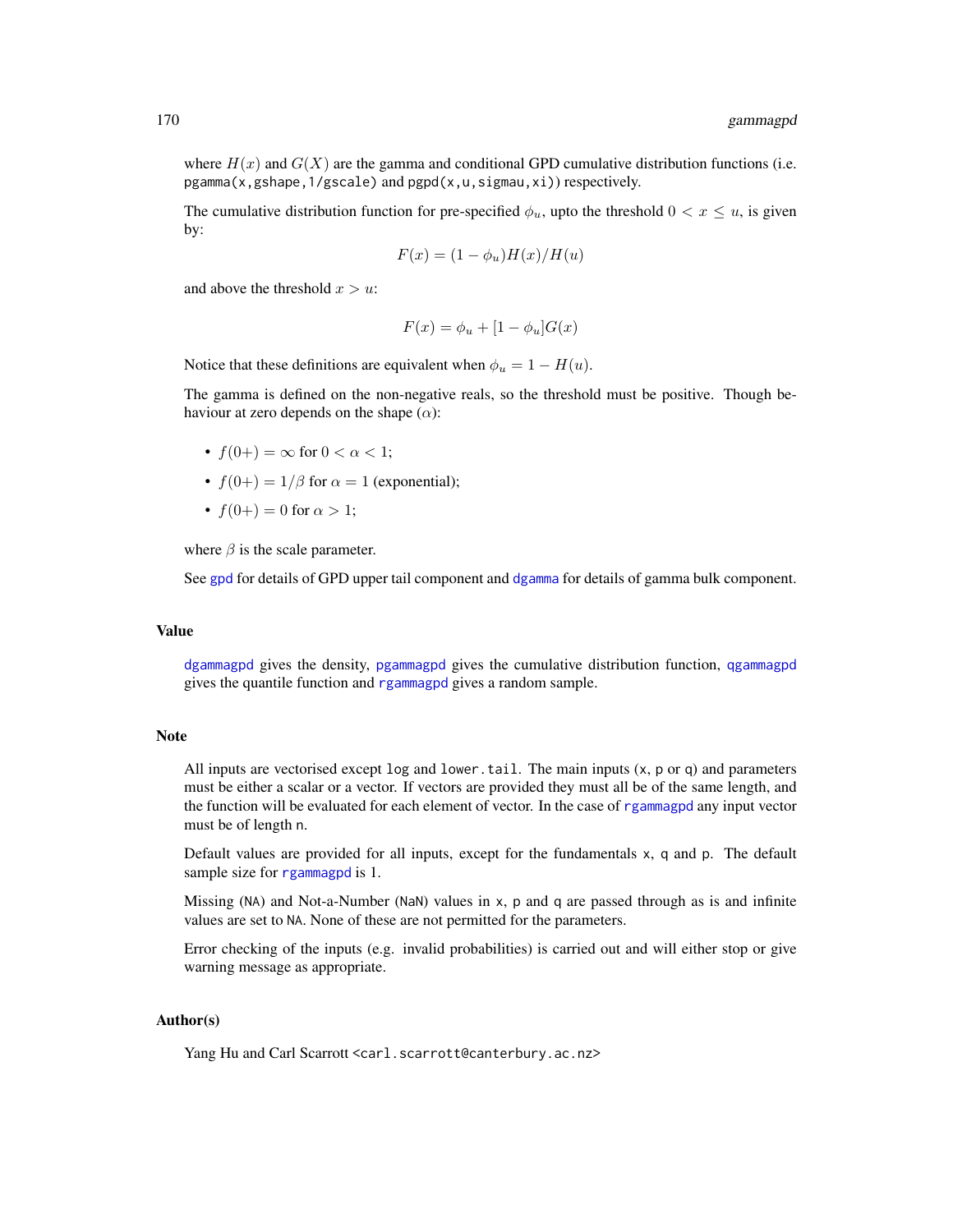where $H(x)$ and $G(X)$ are the gamma and conditional GPD cumulative distribution functions (i.e. `pgamma(x,gshape,1/gscale)` and `pgpd(x,u,sigmau,xi)`) respectively.

The cumulative distribution function for pre-specified $\phi_u$, upto the threshold $0 < x \le u$, is given by:

$$F(x) = (1 - \phi_u)H(x)/H(u)$$

and above the threshold $x > u$:

$$F(x) = \phi_u + [1 - \phi_u]G(x)$$

Notice that these definitions are equivalent when $\phi_u = 1 - H(u)$.

The gamma is defined on the non-negative reals, so the threshold must be positive. Though behaviour at zero depends on the shape ($\alpha$):

- $f(0+) = \infty$ for $0 < \alpha < 1$;
- $f(0+) = 1/\beta$ for $\alpha = 1$ (exponential);
- $f(0+) = 0$ for $\alpha > 1$;

where $\beta$ is the scale parameter.

See `gpd` for details of GPD upper tail component and `dgamma` for details of gamma bulk component.

## Value

`dgammagpd` gives the density, `pgammagpd` gives the cumulative distribution function, `qgammagpd` gives the quantile function and `rgammagpd` gives a random sample.

## Note

All inputs are vectorised except `log` and `lower.tail`. The main inputs (`x`, `p` or `q`) and parameters must be either a scalar or a vector. If vectors are provided they must all be of the same length, and the function will be evaluated for each element of vector. In the case of `rgammagpd` any input vector must be of length `n`.

Default values are provided for all inputs, except for the fundamentals `x`, `q` and `p`. The default sample size for `rgammagpd` is 1.

Missing (`NA`) and Not-a-Number (`NaN`) values in `x`, `p` and `q` are passed through as is and infinite values are set to `NA`. None of these are not permitted for the parameters.

Error checking of the inputs (e.g. invalid probabilities) is carried out and will either stop or give warning message as appropriate.

## Author(s)

Yang Hu and Carl Scarrott <carl.scarrott@canterbury.ac.nz>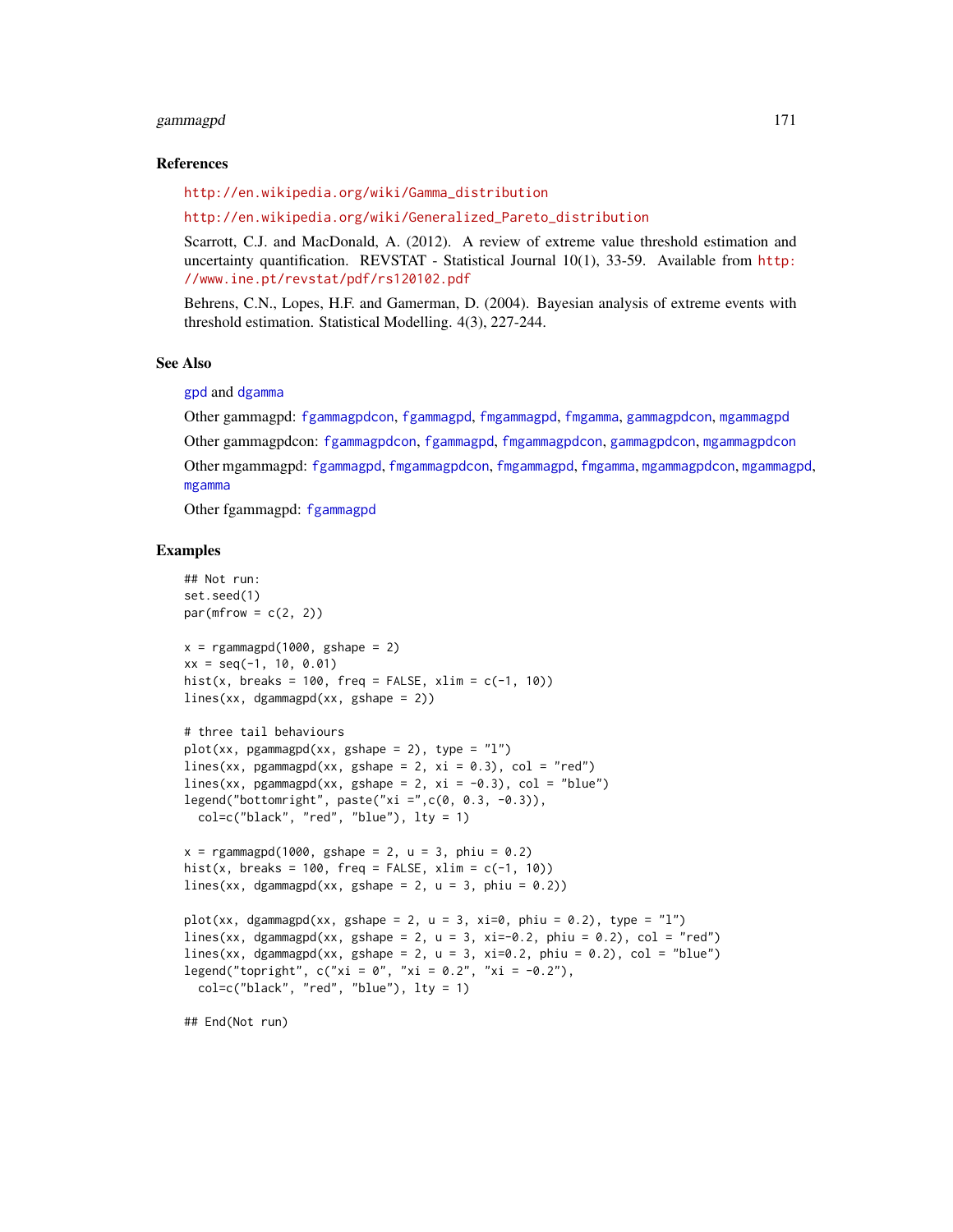## References

http://en.wikipedia.org/wiki/Gamma_distribution

http://en.wikipedia.org/wiki/Generalized_Pareto_distribution

Scarrott, C.J. and MacDonald, A. (2012). A review of extreme value threshold estimation and uncertainty quantification. REVSTAT - Statistical Journal 10(1), 33-59. Available from http://www.ine.pt/revstat/pdf/rs120102.pdf

Behrens, C.N., Lopes, H.F. and Gamerman, D. (2004). Bayesian analysis of extreme events with threshold estimation. Statistical Modelling. 4(3), 227-244.

## See Also

gpd and dgamma

Other gammagpd: fgammagpdcon, fgammagpd, fmgammagpd, fmgamma, gammagpdcon, mgammagpd

Other gammagpdcon: fgammagpdcon, fgammagpd, fmgammagpdcon, gammagpdcon, mgammagpdcon

Other mgammagpd: fgammagpd, fmgammagpdcon, fmgammagpd, fmgamma, mgammagpdcon, mgammagpd, mgamma

Other fgammagpd: fgammagpd

## Examples

```
## Not run:
set.seed(1)
par(mfrow = c(2, 2))

x = rgammagpd(1000, gshape = 2)
xx = seq(-1, 10, 0.01)
hist(x, breaks = 100, freq = FALSE, xlim = c(-1, 10))
lines(xx, dgammagpd(xx, gshape = 2))

# three tail behaviours
plot(xx, pgammagpd(xx, gshape = 2), type = "l")
lines(xx, pgammagpd(xx, gshape = 2, xi = 0.3), col = "red")
lines(xx, pgammagpd(xx, gshape = 2, xi = -0.3), col = "blue")
legend("bottomright", paste("xi =",c(0, 0.3, -0.3)),
  col=c("black", "red", "blue"), lty = 1)

x = rgammagpd(1000, gshape = 2, u = 3, phiu = 0.2)
hist(x, breaks = 100, freq = FALSE, xlim = c(-1, 10))
lines(xx, dgammagpd(xx, gshape = 2, u = 3, phiu = 0.2))

plot(xx, dgammagpd(xx, gshape = 2, u = 3, xi=0, phiu = 0.2), type = "l")
lines(xx, dgammagpd(xx, gshape = 2, u = 3, xi=-0.2, phiu = 0.2), col = "red")
lines(xx, dgammagpd(xx, gshape = 2, u = 3, xi=0.2, phiu = 0.2), col = "blue")
legend("topright", c("xi = 0", "xi = 0.2", "xi = -0.2"),
  col=c("black", "red", "blue"), lty = 1)

## End(Not run)
```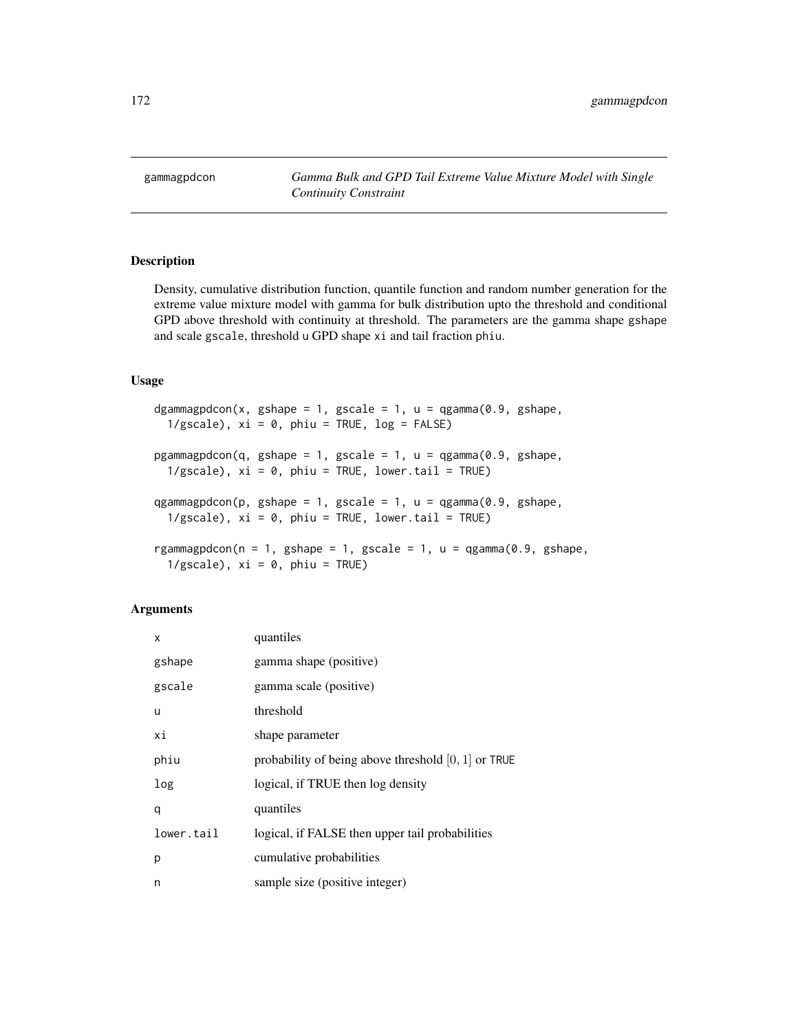gammagpdcon — *Gamma Bulk and GPD Tail Extreme Value Mixture Model with Single Continuity Constraint*

## Description

Density, cumulative distribution function, quantile function and random number generation for the extreme value mixture model with gamma for bulk distribution upto the threshold and conditional GPD above threshold with continuity at threshold. The parameters are the gamma shape gshape and scale gscale, threshold u GPD shape xi and tail fraction phiu.

## Usage

```
dgammagpdcon(x, gshape = 1, gscale = 1, u = qgamma(0.9, gshape,
  1/gscale), xi = 0, phiu = TRUE, log = FALSE)

pgammagpdcon(q, gshape = 1, gscale = 1, u = qgamma(0.9, gshape,
  1/gscale), xi = 0, phiu = TRUE, lower.tail = TRUE)

qgammagpdcon(p, gshape = 1, gscale = 1, u = qgamma(0.9, gshape,
  1/gscale), xi = 0, phiu = TRUE, lower.tail = TRUE)

rgammagpdcon(n = 1, gshape = 1, gscale = 1, u = qgamma(0.9, gshape,
  1/gscale), xi = 0, phiu = TRUE)
```

## Arguments

| | |
|---|---|
| x | quantiles |
| gshape | gamma shape (positive) |
| gscale | gamma scale (positive) |
| u | threshold |
| xi | shape parameter |
| phiu | probability of being above threshold $[0, 1]$ or TRUE |
| log | logical, if TRUE then log density |
| q | quantiles |
| lower.tail | logical, if FALSE then upper tail probabilities |
| p | cumulative probabilities |
| n | sample size (positive integer) |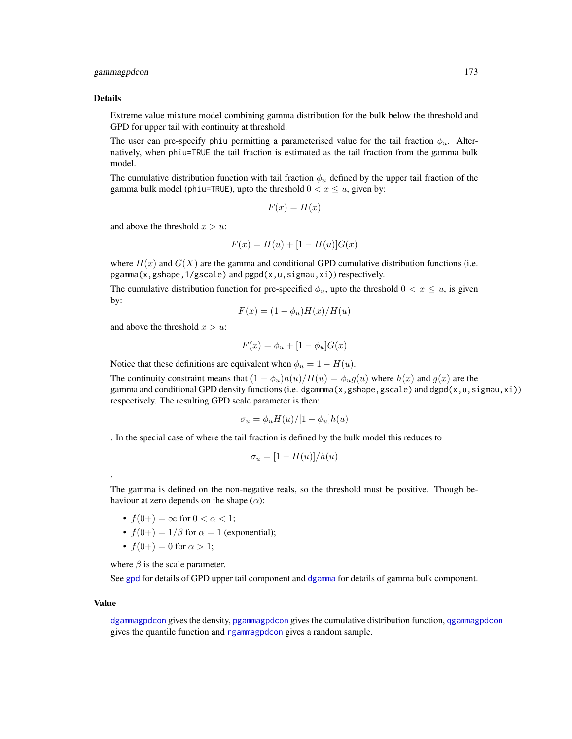## Details

Extreme value mixture model combining gamma distribution for the bulk below the threshold and GPD for upper tail with continuity at threshold.

The user can pre-specify `phiu` permitting a parameterised value for the tail fraction $\phi_u$. Alternatively, when `phiu=TRUE` the tail fraction is estimated as the tail fraction from the gamma bulk model.

The cumulative distribution function with tail fraction $\phi_u$ defined by the upper tail fraction of the gamma bulk model (`phiu=TRUE`), upto the threshold $0 < x \le u$, given by:

$$F(x) = H(x)$$

and above the threshold $x > u$:

$$F(x) = H(u) + [1 - H(u)]G(x)$$

where $H(x)$ and $G(X)$ are the gamma and conditional GPD cumulative distribution functions (i.e. `pgamma(x,gshape,1/gscale)` and `pgpd(x,u,sigmau,xi)`) respectively.

The cumulative distribution function for pre-specified $\phi_u$, upto the threshold $0 < x \le u$, is given by:

$$F(x) = (1 - \phi_u)H(x)/H(u)$$

and above the threshold $x > u$:

$$F(x) = \phi_u + [1 - \phi_u]G(x)$$

Notice that these definitions are equivalent when $\phi_u = 1 - H(u)$.

The continuity constraint means that $(1 - \phi_u)h(u)/H(u) = \phi_u g(u)$ where $h(x)$ and $g(x)$ are the gamma and conditional GPD density functions (i.e. `dgammma(x,gshape,gscale)` and `dgpd(x,u,sigmau,xi)`) respectively. The resulting GPD scale parameter is then:

$$\sigma_u = \phi_u H(u)/[1 - \phi_u]h(u)$$

. In the special case of where the tail fraction is defined by the bulk model this reduces to

$$\sigma_u = [1 - H(u)]/h(u)$$

.

The gamma is defined on the non-negative reals, so the threshold must be positive. Though behaviour at zero depends on the shape ($\alpha$):

- $f(0+) = \infty$ for $0 < \alpha < 1$;
- $f(0+) = 1/\beta$ for $\alpha = 1$ (exponential);
- $f(0+) = 0$ for $\alpha > 1$;

where $\beta$ is the scale parameter.

See `gpd` for details of GPD upper tail component and `dgamma` for details of gamma bulk component.

## Value

`dgammagpdcon` gives the density, `pgammagpdcon` gives the cumulative distribution function, `qgammagpdcon` gives the quantile function and `rgammagpdcon` gives a random sample.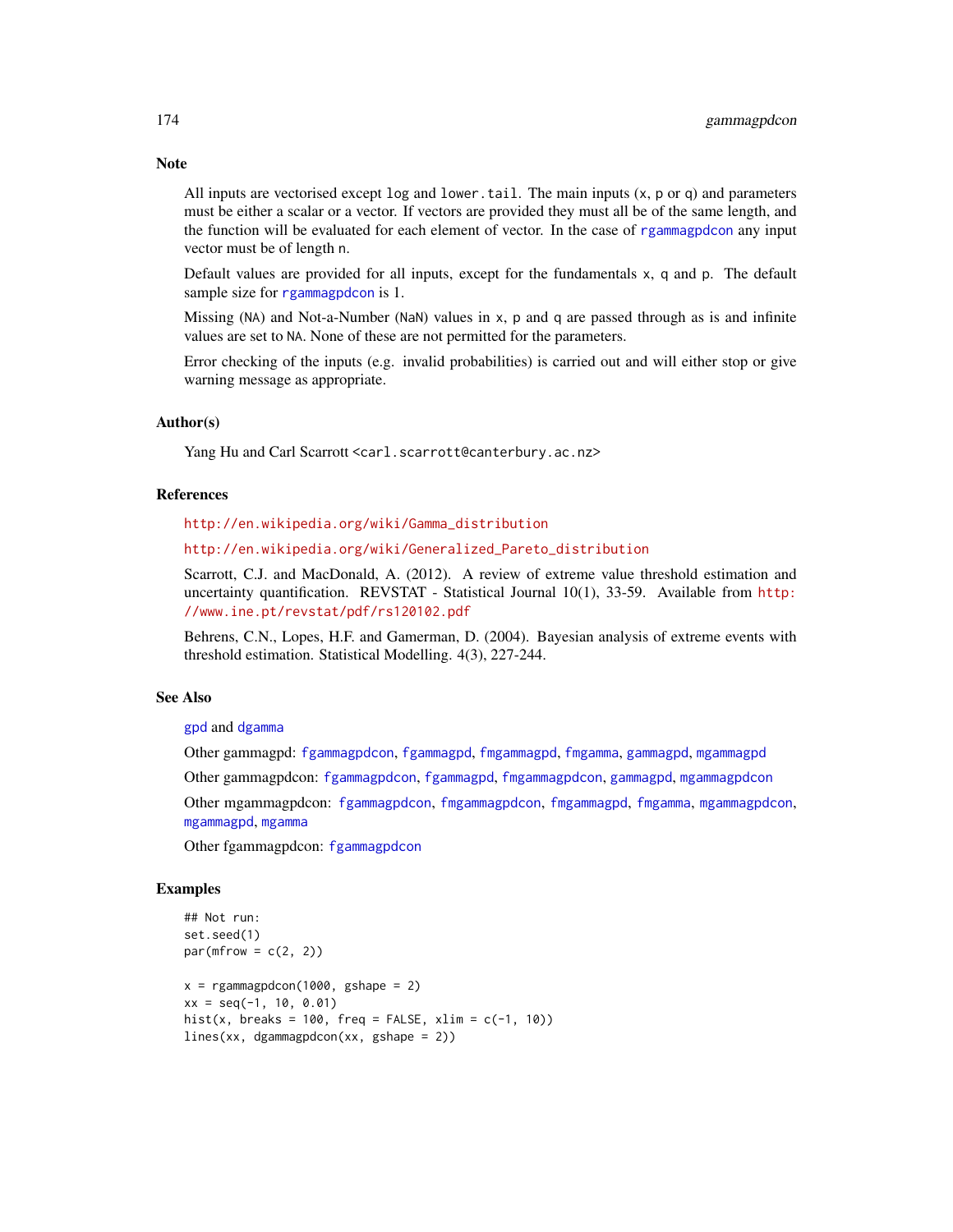## Note

All inputs are vectorised except `log` and `lower.tail`. The main inputs (`x`, `p` or `q`) and parameters must be either a scalar or a vector. If vectors are provided they must all be of the same length, and the function will be evaluated for each element of vector. In the case of `rgammagpdcon` any input vector must be of length `n`.

Default values are provided for all inputs, except for the fundamentals `x`, `q` and `p`. The default sample size for `rgammagpdcon` is 1.

Missing (`NA`) and Not-a-Number (`NaN`) values in `x`, `p` and `q` are passed through as is and infinite values are set to `NA`. None of these are not permitted for the parameters.

Error checking of the inputs (e.g. invalid probabilities) is carried out and will either stop or give warning message as appropriate.

## Author(s)

Yang Hu and Carl Scarrott <carl.scarrott@canterbury.ac.nz>

## References

http://en.wikipedia.org/wiki/Gamma_distribution

http://en.wikipedia.org/wiki/Generalized_Pareto_distribution

Scarrott, C.J. and MacDonald, A. (2012). A review of extreme value threshold estimation and uncertainty quantification. REVSTAT - Statistical Journal 10(1), 33-59. Available from http://www.ine.pt/revstat/pdf/rs120102.pdf

Behrens, C.N., Lopes, H.F. and Gamerman, D. (2004). Bayesian analysis of extreme events with threshold estimation. Statistical Modelling. 4(3), 227-244.

## See Also

`gpd` and `dgamma`

Other gammagpd: `fgammagpdcon`, `fgammagpd`, `fmgammagpd`, `fmgamma`, `gammagpd`, `mgammagpd`

Other gammagpdcon: `fgammagpdcon`, `fgammagpd`, `fmgammagpdcon`, `gammagpd`, `mgammagpdcon`

Other mgammagpdcon: `fgammagpdcon`, `fmgammagpdcon`, `fmgammagpd`, `fmgamma`, `mgammagpdcon`, `mgammagpd`, `mgamma`

Other fgammagpdcon: `fgammagpdcon`

## Examples

```
## Not run:
set.seed(1)
par(mfrow = c(2, 2))

x = rgammagpdcon(1000, gshape = 2)
xx = seq(-1, 10, 0.01)
hist(x, breaks = 100, freq = FALSE, xlim = c(-1, 10))
lines(xx, dgammagpdcon(xx, gshape = 2))
```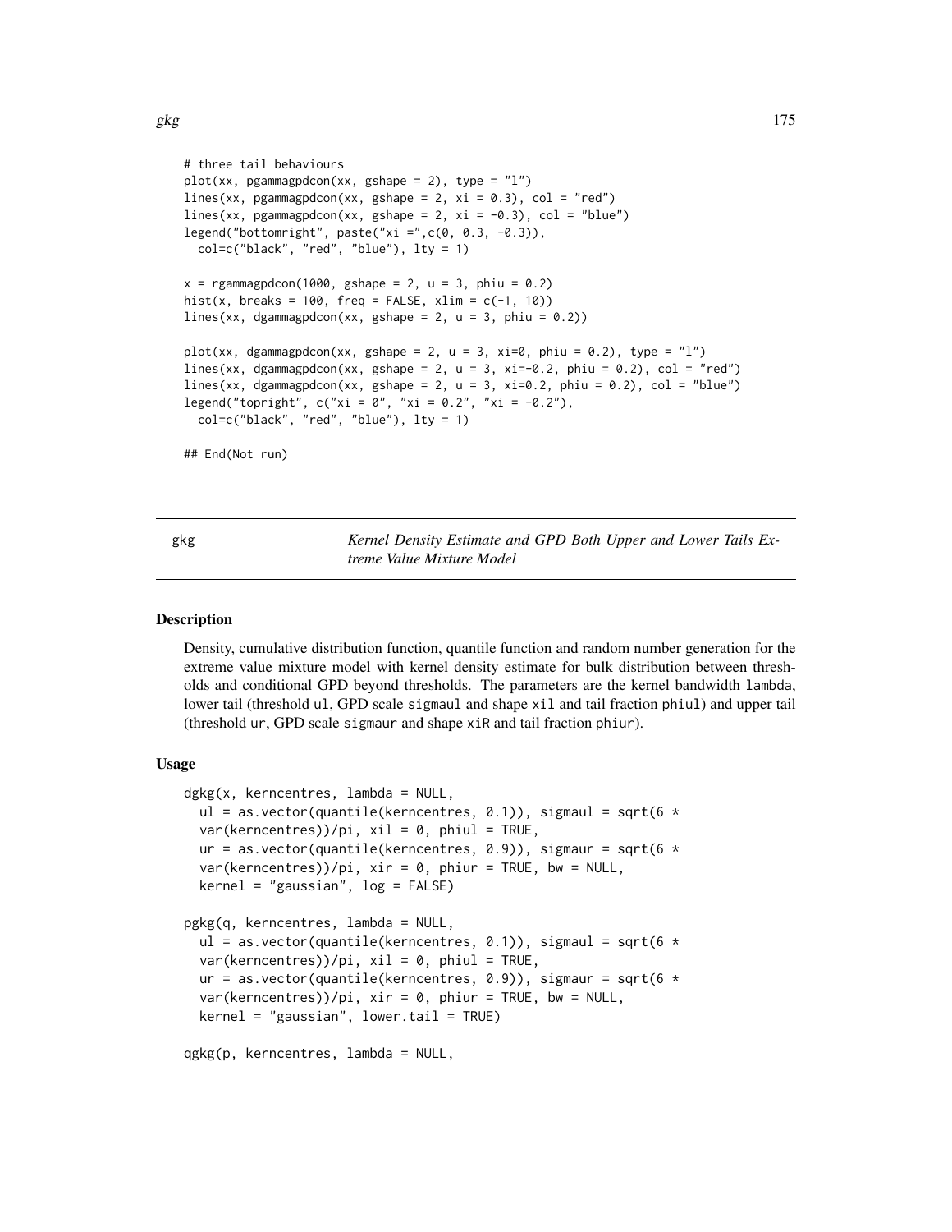```
# three tail behaviours
plot(xx, pgammagpdcon(xx, gshape = 2), type = "l")
lines(xx, pgammagpdcon(xx, gshape = 2, xi = 0.3), col = "red")
lines(xx, pgammagpdcon(xx, gshape = 2, xi = -0.3), col = "blue")
legend("bottomright", paste("xi =",c(0, 0.3, -0.3)),
  col=c("black", "red", "blue"), lty = 1)

x = rgammagpdcon(1000, gshape = 2, u = 3, phiu = 0.2)
hist(x, breaks = 100, freq = FALSE, xlim = c(-1, 10))
lines(xx, dgammagpdcon(xx, gshape = 2, u = 3, phiu = 0.2))

plot(xx, dgammagpdcon(xx, gshape = 2, u = 3, xi=0, phiu = 0.2), type = "l")
lines(xx, dgammagpdcon(xx, gshape = 2, u = 3, xi=-0.2, phiu = 0.2), col = "red")
lines(xx, dgammagpdcon(xx, gshape = 2, u = 3, xi=0.2, phiu = 0.2), col = "blue")
legend("topright", c("xi = 0", "xi = 0.2", "xi = -0.2"),
  col=c("black", "red", "blue"), lty = 1)

## End(Not run)
```

---

gkg — *Kernel Density Estimate and GPD Both Upper and Lower Tails Extreme Value Mixture Model*

---

### Description

Density, cumulative distribution function, quantile function and random number generation for the extreme value mixture model with kernel density estimate for bulk distribution between thresholds and conditional GPD beyond thresholds. The parameters are the kernel bandwidth lambda, lower tail (threshold ul, GPD scale sigmaul and shape xil and tail fraction phiul) and upper tail (threshold ur, GPD scale sigmaur and shape xiR and tail fraction phiur).

### Usage

```
dgkg(x, kerncentres, lambda = NULL,
  ul = as.vector(quantile(kerncentres, 0.1)), sigmaul = sqrt(6 *
  var(kerncentres))/pi, xil = 0, phiul = TRUE,
  ur = as.vector(quantile(kerncentres, 0.9)), sigmaur = sqrt(6 *
  var(kerncentres))/pi, xir = 0, phiur = TRUE, bw = NULL,
  kernel = "gaussian", log = FALSE)

pgkg(q, kerncentres, lambda = NULL,
  ul = as.vector(quantile(kerncentres, 0.1)), sigmaul = sqrt(6 *
  var(kerncentres))/pi, xil = 0, phiul = TRUE,
  ur = as.vector(quantile(kerncentres, 0.9)), sigmaur = sqrt(6 *
  var(kerncentres))/pi, xir = 0, phiur = TRUE, bw = NULL,
  kernel = "gaussian", lower.tail = TRUE)

qgkg(p, kerncentres, lambda = NULL,
```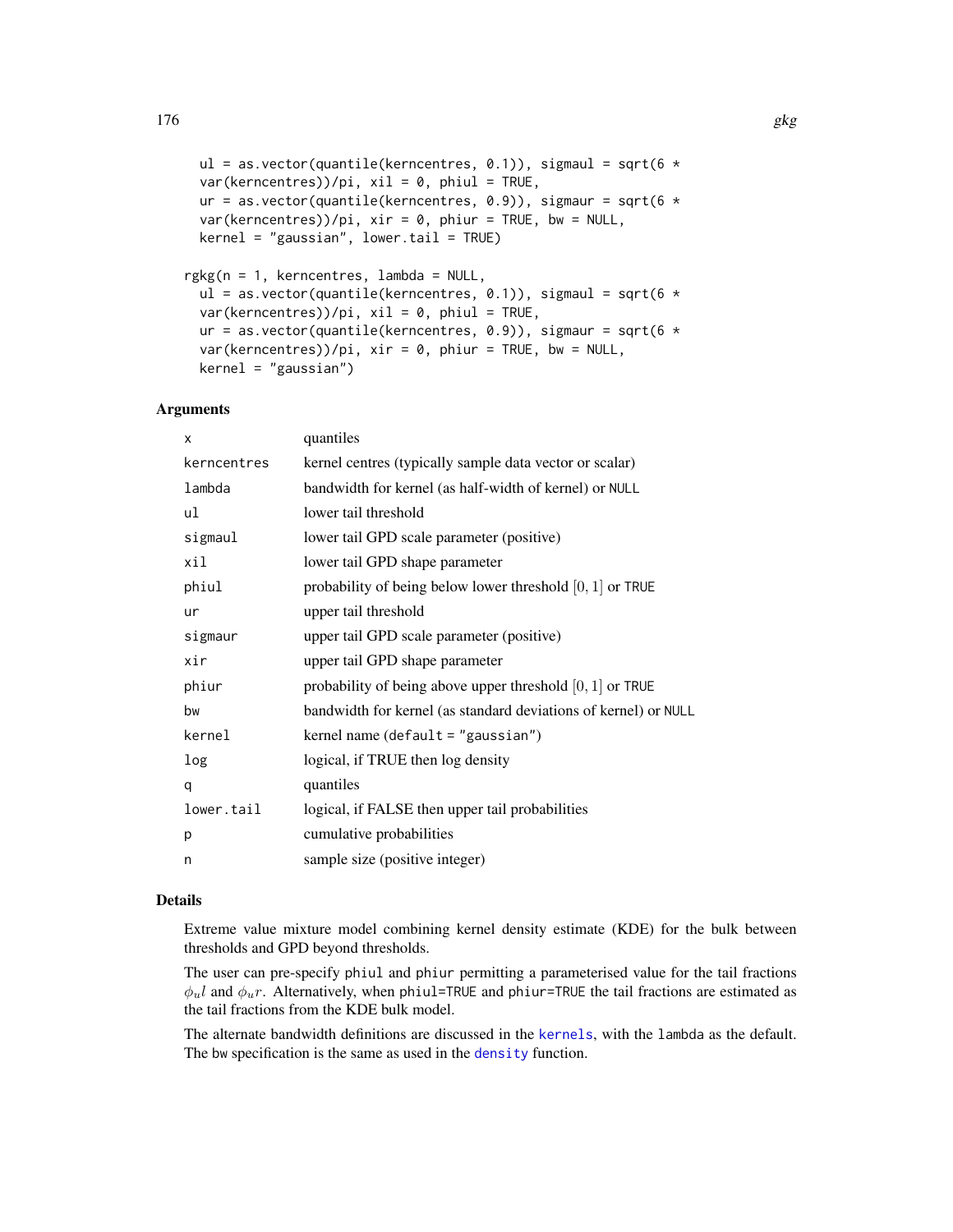```
  ul = as.vector(quantile(kerncentres, 0.1)), sigmaul = sqrt(6 *
  var(kerncentres))/pi, xil = 0, phiul = TRUE,
  ur = as.vector(quantile(kerncentres, 0.9)), sigmaur = sqrt(6 *
  var(kerncentres))/pi, xir = 0, phiur = TRUE, bw = NULL,
  kernel = "gaussian", lower.tail = TRUE)

rgkg(n = 1, kerncentres, lambda = NULL,
  ul = as.vector(quantile(kerncentres, 0.1)), sigmaul = sqrt(6 *
  var(kerncentres))/pi, xil = 0, phiul = TRUE,
  ur = as.vector(quantile(kerncentres, 0.9)), sigmaur = sqrt(6 *
  var(kerncentres))/pi, xir = 0, phiur = TRUE, bw = NULL,
  kernel = "gaussian")
```

### Arguments

| | |
|---|---|
| `x` | quantiles |
| `kerncentres` | kernel centres (typically sample data vector or scalar) |
| `lambda` | bandwidth for kernel (as half-width of kernel) or `NULL` |
| `ul` | lower tail threshold |
| `sigmaul` | lower tail GPD scale parameter (positive) |
| `xil` | lower tail GPD shape parameter |
| `phiul` | probability of being below lower threshold $[0, 1]$ or `TRUE` |
| `ur` | upper tail threshold |
| `sigmaur` | upper tail GPD scale parameter (positive) |
| `xir` | upper tail GPD shape parameter |
| `phiur` | probability of being above upper threshold $[0, 1]$ or `TRUE` |
| `bw` | bandwidth for kernel (as standard deviations of kernel) or `NULL` |
| `kernel` | kernel name (`default = "gaussian"`) |
| `log` | logical, if TRUE then log density |
| `q` | quantiles |
| `lower.tail` | logical, if FALSE then upper tail probabilities |
| `p` | cumulative probabilities |
| `n` | sample size (positive integer) |

### Details

Extreme value mixture model combining kernel density estimate (KDE) for the bulk between thresholds and GPD beyond thresholds.

The user can pre-specify `phiul` and `phiur` permitting a parameterised value for the tail fractions $\phi_u l$ and $\phi_u r$. Alternatively, when `phiul=TRUE` and `phiur=TRUE` the tail fractions are estimated as the tail fractions from the KDE bulk model.

The alternate bandwidth definitions are discussed in the `kernels`, with the `lambda` as the default. The `bw` specification is the same as used in the `density` function.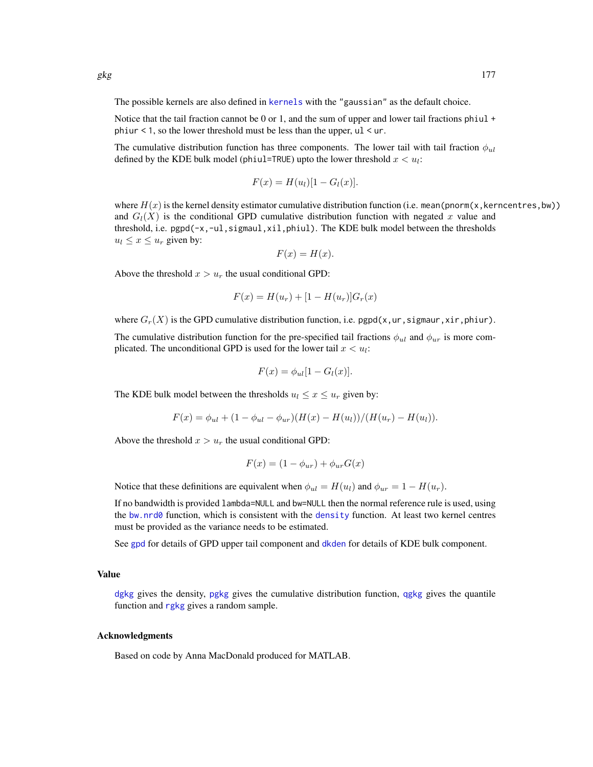The possible kernels are also defined in `kernels` with the `"gaussian"` as the default choice.

Notice that the tail fraction cannot be 0 or 1, and the sum of upper and lower tail fractions `phiul + phiur < 1`, so the lower threshold must be less than the upper, `ul < ur`.

The cumulative distribution function has three components. The lower tail with tail fraction $\phi_{ul}$ defined by the KDE bulk model (`phiul=TRUE`) upto the lower threshold $x < u_l$:

$$F(x) = H(u_l)[1 - G_l(x)].$$

where $H(x)$ is the kernel density estimator cumulative distribution function (i.e. `mean(pnorm(x,kerncentres,bw))` and $G_l(X)$ is the conditional GPD cumulative distribution function with negated $x$ value and threshold, i.e. `pgpd(-x,-ul,sigmaul,xil,phiul)`. The KDE bulk model between the thresholds $u_l \le x \le u_r$ given by:

$$F(x) = H(x).$$

Above the threshold $x > u_r$ the usual conditional GPD:

$$F(x) = H(u_r) + [1 - H(u_r)]G_r(x)$$

where $G_r(X)$ is the GPD cumulative distribution function, i.e. `pgpd(x,ur,sigmaur,xir,phiur)`.

The cumulative distribution function for the pre-specified tail fractions $\phi_{ul}$ and $\phi_{ur}$ is more complicated. The unconditional GPD is used for the lower tail $x < u_l$:

$$F(x) = \phi_{ul}[1 - G_l(x)].$$

The KDE bulk model between the thresholds $u_l \le x \le u_r$ given by:

$$F(x) = \phi_{ul} + (1 - \phi_{ul} - \phi_{ur})(H(x) - H(u_l))/(H(u_r) - H(u_l)).$$

Above the threshold $x > u_r$ the usual conditional GPD:

$$F(x) = (1 - \phi_{ur}) + \phi_{ur}G(x)$$

Notice that these definitions are equivalent when $\phi_{ul} = H(u_l)$ and $\phi_{ur} = 1 - H(u_r)$.

If no bandwidth is provided `lambda=NULL` and `bw=NULL` then the normal reference rule is used, using the `bw.nrd0` function, which is consistent with the `density` function. At least two kernel centres must be provided as the variance needs to be estimated.

See `gpd` for details of GPD upper tail component and `dkden` for details of KDE bulk component.

## Value

`dgkg` gives the density, `pgkg` gives the cumulative distribution function, `qgkg` gives the quantile function and `rgkg` gives a random sample.

## Acknowledgments

Based on code by Anna MacDonald produced for MATLAB.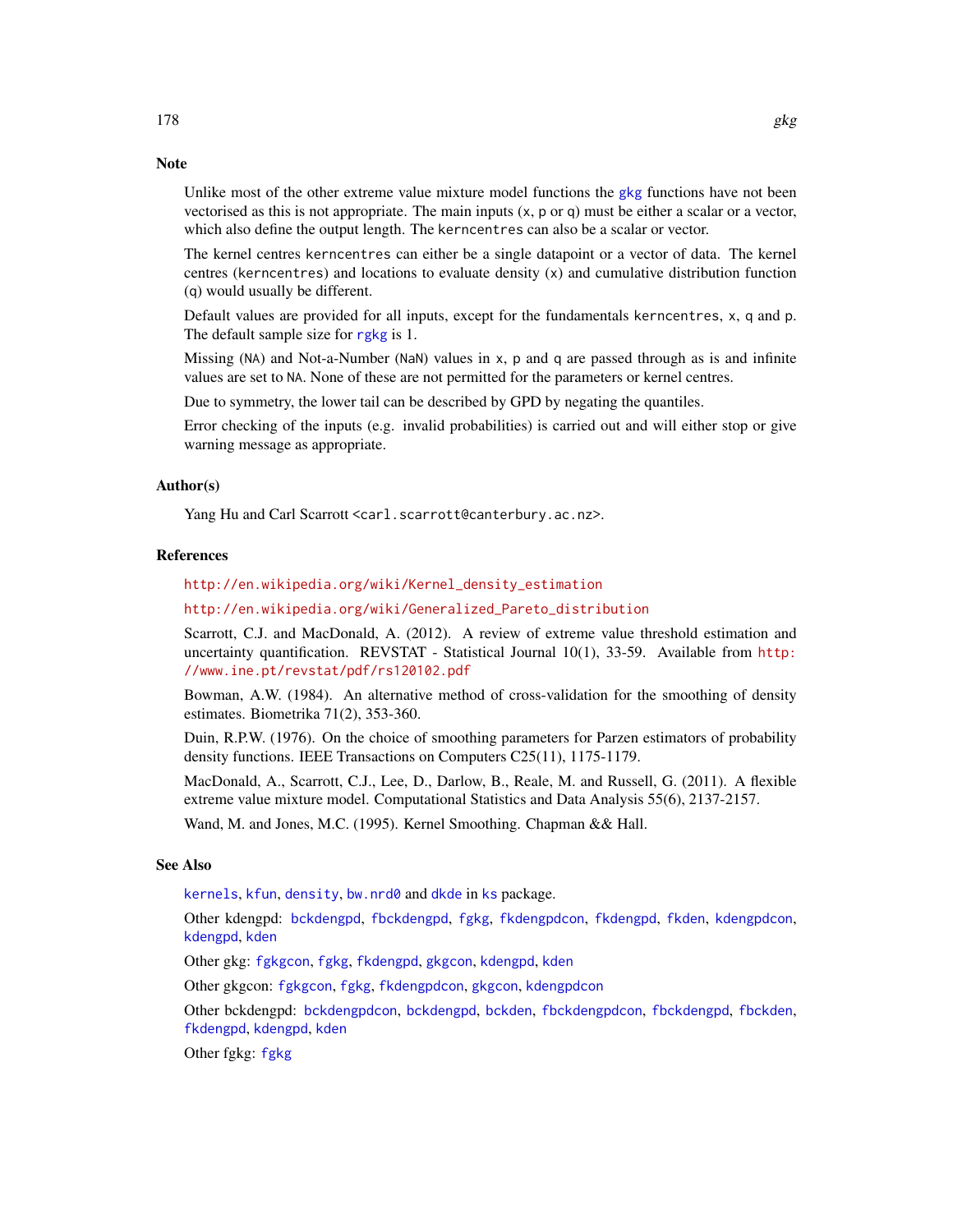## Note

Unlike most of the other extreme value mixture model functions the gkg functions have not been vectorised as this is not appropriate. The main inputs (x, p or q) must be either a scalar or a vector, which also define the output length. The kerncentres can also be a scalar or vector.

The kernel centres kerncentres can either be a single datapoint or a vector of data. The kernel centres (kerncentres) and locations to evaluate density (x) and cumulative distribution function (q) would usually be different.

Default values are provided for all inputs, except for the fundamentals kerncentres, x, q and p. The default sample size for rgkg is 1.

Missing (NA) and Not-a-Number (NaN) values in x, p and q are passed through as is and infinite values are set to NA. None of these are not permitted for the parameters or kernel centres.

Due to symmetry, the lower tail can be described by GPD by negating the quantiles.

Error checking of the inputs (e.g. invalid probabilities) is carried out and will either stop or give warning message as appropriate.

## Author(s)

Yang Hu and Carl Scarrott <carl.scarrott@canterbury.ac.nz>.

## References

http://en.wikipedia.org/wiki/Kernel_density_estimation

http://en.wikipedia.org/wiki/Generalized_Pareto_distribution

Scarrott, C.J. and MacDonald, A. (2012). A review of extreme value threshold estimation and uncertainty quantification. REVSTAT - Statistical Journal 10(1), 33-59. Available from http://www.ine.pt/revstat/pdf/rs120102.pdf

Bowman, A.W. (1984). An alternative method of cross-validation for the smoothing of density estimates. Biometrika 71(2), 353-360.

Duin, R.P.W. (1976). On the choice of smoothing parameters for Parzen estimators of probability density functions. IEEE Transactions on Computers C25(11), 1175-1179.

MacDonald, A., Scarrott, C.J., Lee, D., Darlow, B., Reale, M. and Russell, G. (2011). A flexible extreme value mixture model. Computational Statistics and Data Analysis 55(6), 2137-2157.

Wand, M. and Jones, M.C. (1995). Kernel Smoothing. Chapman && Hall.

## See Also

kernels, kfun, density, bw.nrd0 and dkde in ks package.

Other kdengpd: bckdengpd, fbckdengpd, fgkg, fkdengpdcon, fkdengpd, fkden, kdengpdcon, kdengpd, kden

Other gkg: fgkgcon, fgkg, fkdengpd, gkgcon, kdengpd, kden

Other gkgcon: fgkgcon, fgkg, fkdengpdcon, gkgcon, kdengpdcon

Other bckdengpd: bckdengpdcon, bckdengpd, bckden, fbckdengpdcon, fbckdengpd, fbckden, fkdengpd, kdengpd, kden

Other fgkg: fgkg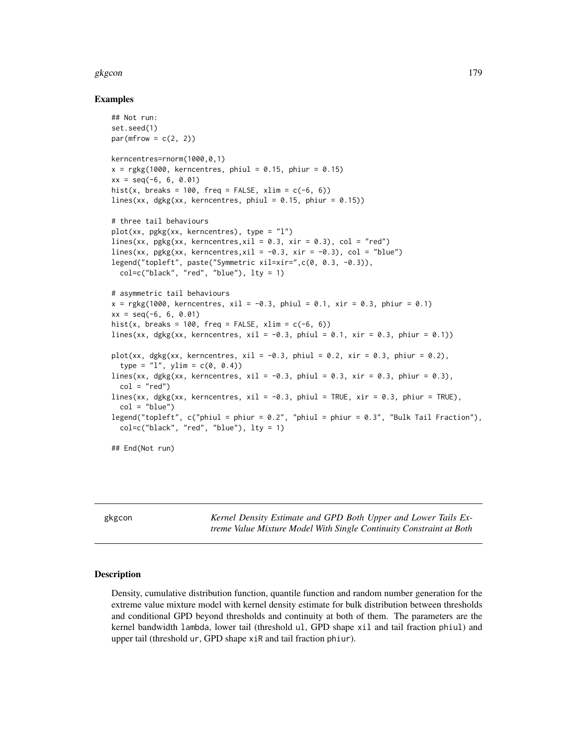## Examples

```
## Not run:
set.seed(1)
par(mfrow = c(2, 2))

kerncentres=rnorm(1000,0,1)
x = rgkg(1000, kerncentres, phiul = 0.15, phiur = 0.15)
xx = seq(-6, 6, 0.01)
hist(x, breaks = 100, freq = FALSE, xlim = c(-6, 6))
lines(xx, dgkg(xx, kerncentres, phiul = 0.15, phiur = 0.15))

# three tail behaviours
plot(xx, pgkg(xx, kerncentres), type = "l")
lines(xx, pgkg(xx, kerncentres,xil = 0.3, xir = 0.3), col = "red")
lines(xx, pgkg(xx, kerncentres,xil = -0.3, xir = -0.3), col = "blue")
legend("topleft", paste("Symmetric xil=xir=",c(0, 0.3, -0.3)),
  col=c("black", "red", "blue"), lty = 1)

# asymmetric tail behaviours
x = rgkg(1000, kerncentres, xil = -0.3, phiul = 0.1, xir = 0.3, phiur = 0.1)
xx = seq(-6, 6, 0.01)
hist(x, breaks = 100, freq = FALSE, xlim = c(-6, 6))
lines(xx, dgkg(xx, kerncentres, xil = -0.3, phiul = 0.1, xir = 0.3, phiur = 0.1))

plot(xx, dgkg(xx, kerncentres, xil = -0.3, phiul = 0.2, xir = 0.3, phiur = 0.2),
  type = "l", ylim = c(0, 0.4))
lines(xx, dgkg(xx, kerncentres, xil = -0.3, phiul = 0.3, xir = 0.3, phiur = 0.3),
  col = "red")
lines(xx, dgkg(xx, kerncentres, xil = -0.3, phiul = TRUE, xir = 0.3, phiur = TRUE),
  col = "blue")
legend("topleft", c("phiul = phiur = 0.2", "phiul = phiur = 0.3", "Bulk Tail Fraction"),
  col=c("black", "red", "blue"), lty = 1)

## End(Not run)
```

---

gkgcon — *Kernel Density Estimate and GPD Both Upper and Lower Tails Extreme Value Mixture Model With Single Continuity Constraint at Both*

---

## Description

Density, cumulative distribution function, quantile function and random number generation for the extreme value mixture model with kernel density estimate for bulk distribution between thresholds and conditional GPD beyond thresholds and continuity at both of them. The parameters are the kernel bandwidth `lambda`, lower tail (threshold `ul`, GPD shape `xil` and tail fraction `phiul`) and upper tail (threshold `ur`, GPD shape `xiR` and tail fraction `phiur`).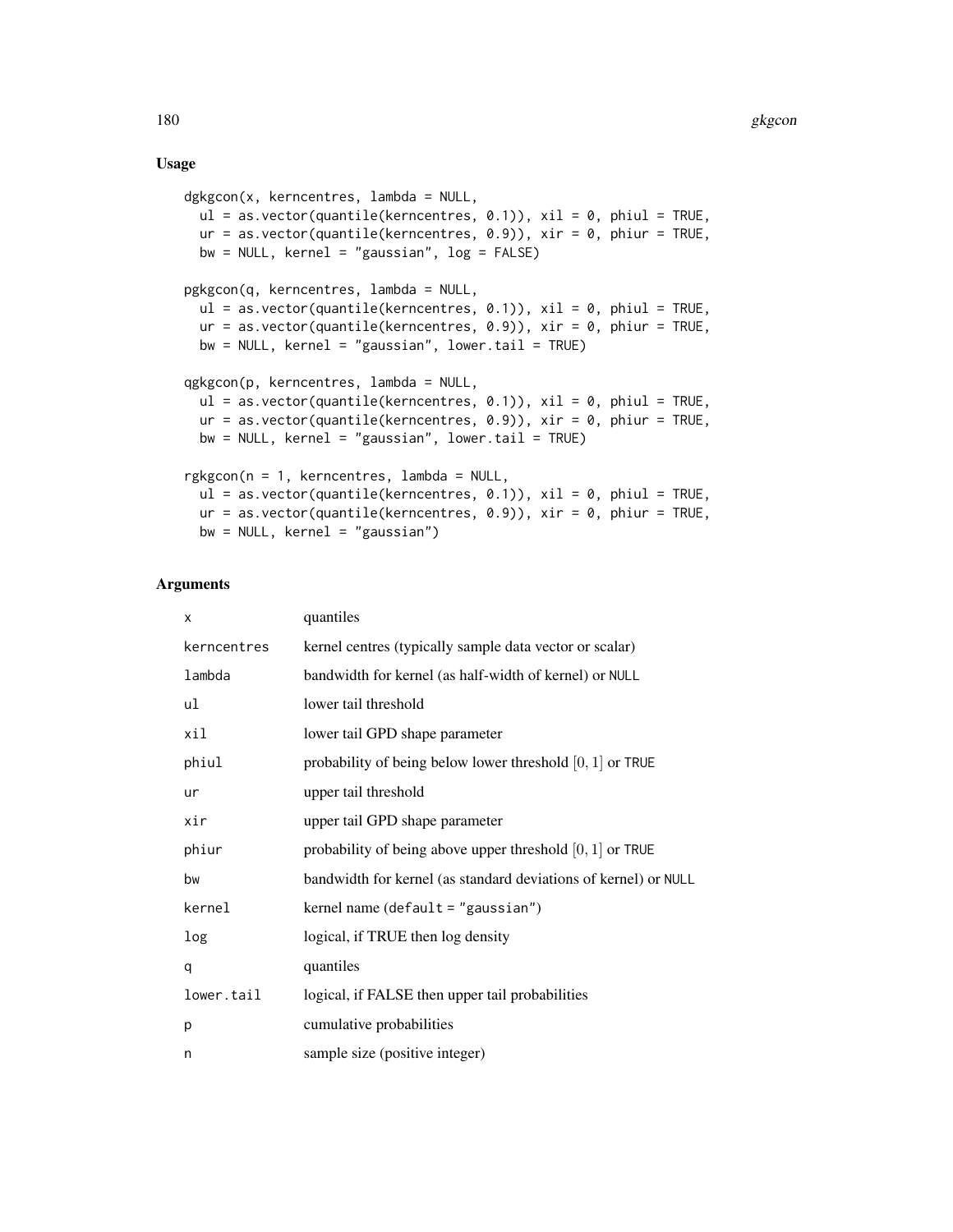## Usage

```
dgkgcon(x, kerncentres, lambda = NULL,
  ul = as.vector(quantile(kerncentres, 0.1)), xil = 0, phiul = TRUE,
  ur = as.vector(quantile(kerncentres, 0.9)), xir = 0, phiur = TRUE,
  bw = NULL, kernel = "gaussian", log = FALSE)

pgkgcon(q, kerncentres, lambda = NULL,
  ul = as.vector(quantile(kerncentres, 0.1)), xil = 0, phiul = TRUE,
  ur = as.vector(quantile(kerncentres, 0.9)), xir = 0, phiur = TRUE,
  bw = NULL, kernel = "gaussian", lower.tail = TRUE)

qgkgcon(p, kerncentres, lambda = NULL,
  ul = as.vector(quantile(kerncentres, 0.1)), xil = 0, phiul = TRUE,
  ur = as.vector(quantile(kerncentres, 0.9)), xir = 0, phiur = TRUE,
  bw = NULL, kernel = "gaussian", lower.tail = TRUE)

rgkgcon(n = 1, kerncentres, lambda = NULL,
  ul = as.vector(quantile(kerncentres, 0.1)), xil = 0, phiul = TRUE,
  ur = as.vector(quantile(kerncentres, 0.9)), xir = 0, phiur = TRUE,
  bw = NULL, kernel = "gaussian")
```

## Arguments

| | |
|---|---|
| x | quantiles |
| kerncentres | kernel centres (typically sample data vector or scalar) |
| lambda | bandwidth for kernel (as half-width of kernel) or NULL |
| ul | lower tail threshold |
| xil | lower tail GPD shape parameter |
| phiul | probability of being below lower threshold $[0, 1]$ or TRUE |
| ur | upper tail threshold |
| xir | upper tail GPD shape parameter |
| phiur | probability of being above upper threshold $[0, 1]$ or TRUE |
| bw | bandwidth for kernel (as standard deviations of kernel) or NULL |
| kernel | kernel name (default = "gaussian") |
| log | logical, if TRUE then log density |
| q | quantiles |
| lower.tail | logical, if FALSE then upper tail probabilities |
| p | cumulative probabilities |
| n | sample size (positive integer) |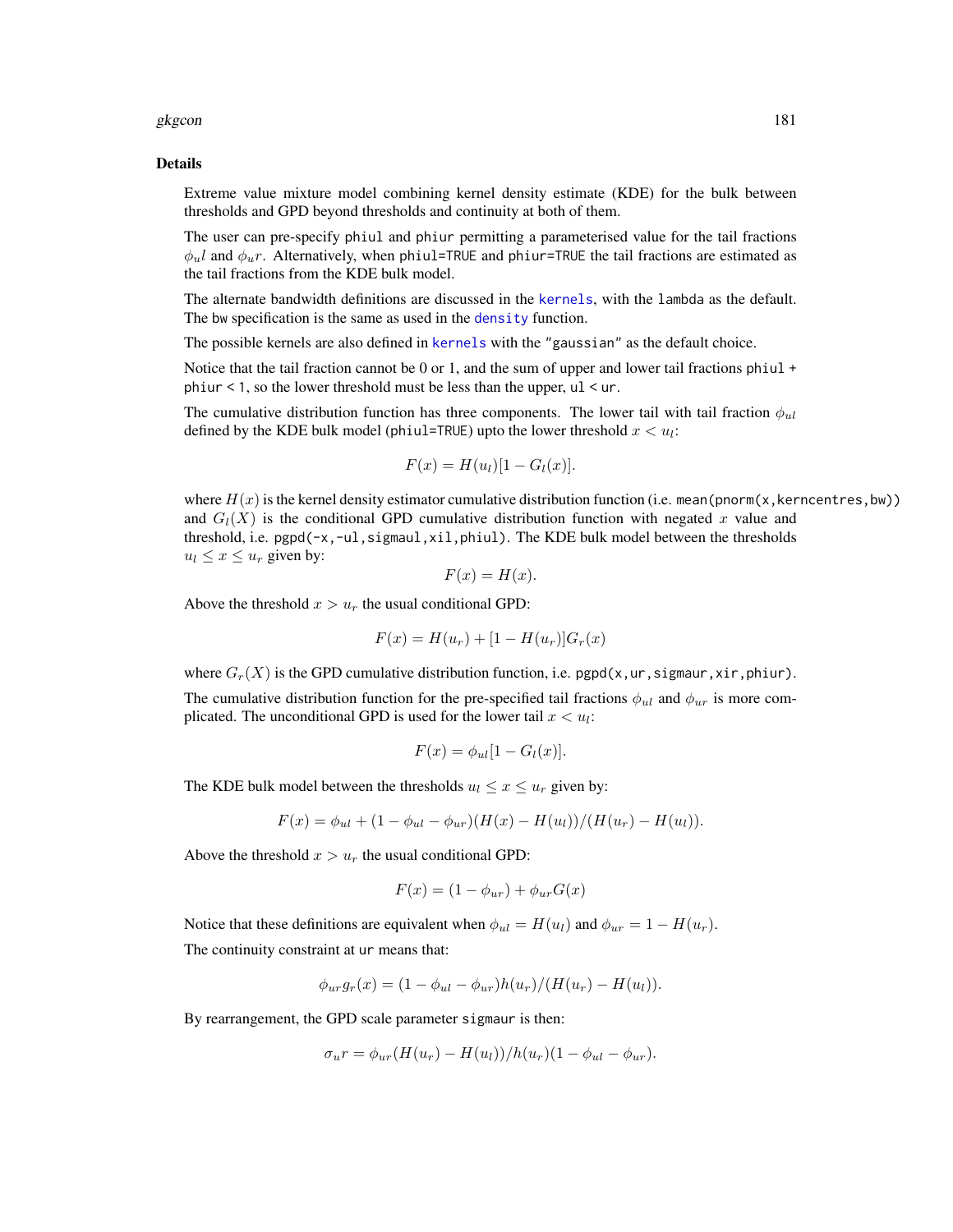## Details

Extreme value mixture model combining kernel density estimate (KDE) for the bulk between thresholds and GPD beyond thresholds and continuity at both of them.

The user can pre-specify `phiul` and `phiur` permitting a parameterised value for the tail fractions $\phi_u l$ and $\phi_u r$. Alternatively, when `phiul=TRUE` and `phiur=TRUE` the tail fractions are estimated as the tail fractions from the KDE bulk model.

The alternate bandwidth definitions are discussed in the `kernels`, with the `lambda` as the default. The `bw` specification is the same as used in the `density` function.

The possible kernels are also defined in `kernels` with the `"gaussian"` as the default choice.

Notice that the tail fraction cannot be 0 or 1, and the sum of upper and lower tail fractions `phiul + phiur < 1`, so the lower threshold must be less than the upper, `ul < ur`.

The cumulative distribution function has three components. The lower tail with tail fraction $\phi_{ul}$ defined by the KDE bulk model (`phiul=TRUE`) upto the lower threshold $x < u_l$:

$$F(x) = H(u_l)[1 - G_l(x)].$$

where $H(x)$ is the kernel density estimator cumulative distribution function (i.e. `mean(pnorm(x,kerncentres,bw))` and $G_l(X)$ is the conditional GPD cumulative distribution function with negated $x$ value and threshold, i.e. `pgpd(-x,-ul,sigmaul,xil,phiul)`. The KDE bulk model between the thresholds $u_l \le x \le u_r$ given by:

$$F(x) = H(x).$$

Above the threshold $x > u_r$ the usual conditional GPD:

$$F(x) = H(u_r) + [1 - H(u_r)]G_r(x)$$

where $G_r(X)$ is the GPD cumulative distribution function, i.e. `pgpd(x,ur,sigmaur,xir,phiur)`.

The cumulative distribution function for the pre-specified tail fractions $\phi_{ul}$ and $\phi_{ur}$ is more complicated. The unconditional GPD is used for the lower tail $x < u_l$:

$$F(x) = \phi_{ul}[1 - G_l(x)].$$

The KDE bulk model between the thresholds $u_l \le x \le u_r$ given by:

$$F(x) = \phi_{ul} + (1 - \phi_{ul} - \phi_{ur})(H(x) - H(u_l))/(H(u_r) - H(u_l)).$$

Above the threshold $x > u_r$ the usual conditional GPD:

$$F(x) = (1 - \phi_{ur}) + \phi_{ur}G(x)$$

Notice that these definitions are equivalent when $\phi_{ul} = H(u_l)$ and $\phi_{ur} = 1 - H(u_r)$.

The continuity constraint at `ur` means that:

$$\phi_{ur}g_r(x) = (1 - \phi_{ul} - \phi_{ur})h(u_r)/(H(u_r) - H(u_l)).$$

By rearrangement, the GPD scale parameter `sigmaur` is then:

$$\sigma_u r = \phi_{ur}(H(u_r) - H(u_l))/h(u_r)(1 - \phi_{ul} - \phi_{ur}).$$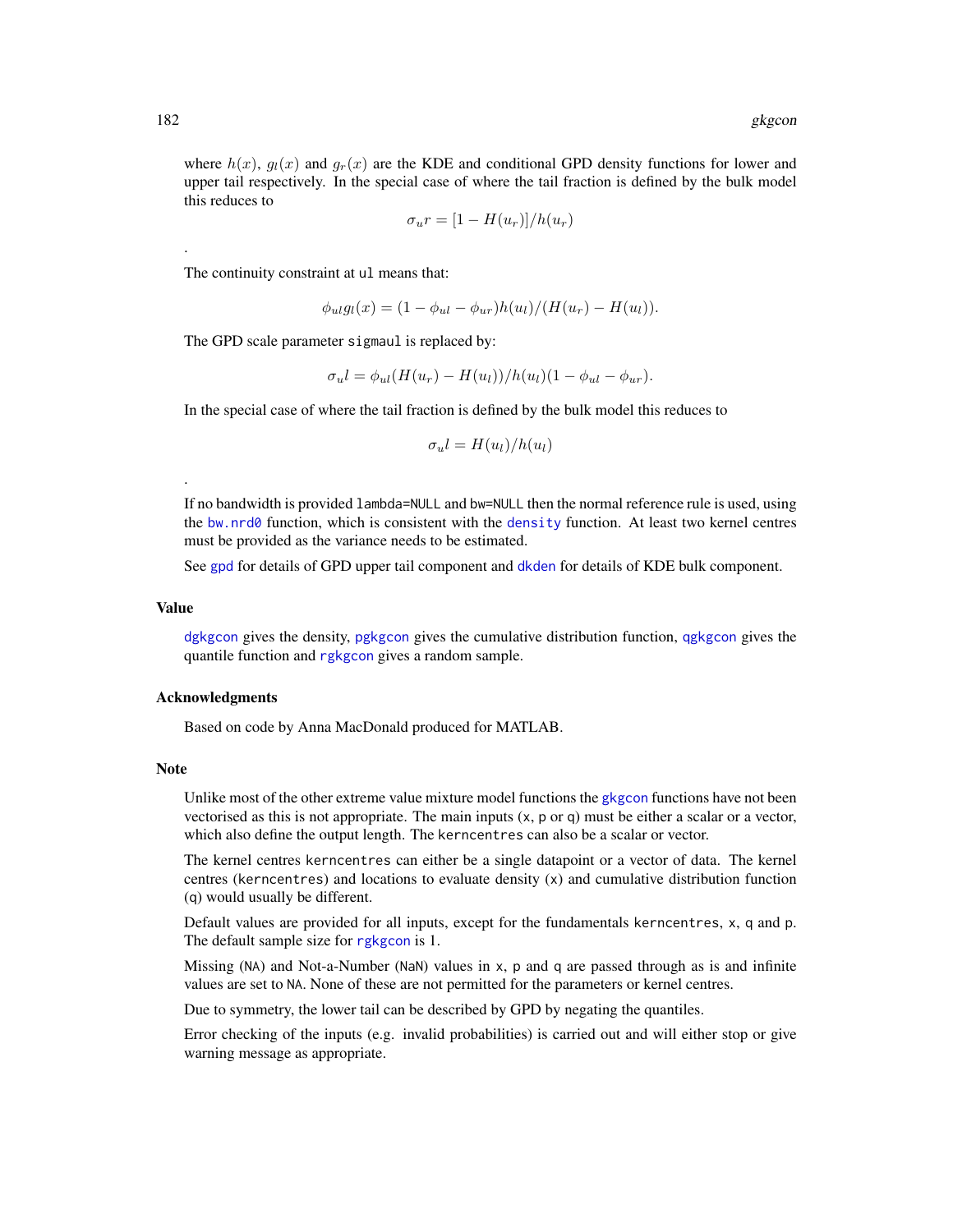where $h(x)$, $g_l(x)$ and $g_r(x)$ are the KDE and conditional GPD density functions for lower and upper tail respectively. In the special case of where the tail fraction is defined by the bulk model this reduces to

$$\sigma_u r = [1 - H(u_r)]/h(u_r)$$

.

The continuity constraint at `ul` means that:

$$\phi_{ul} g_l(x) = (1 - \phi_{ul} - \phi_{ur}) h(u_l)/(H(u_r) - H(u_l)).$$

The GPD scale parameter `sigmaul` is replaced by:

$$\sigma_u l = \phi_{ul}(H(u_r) - H(u_l))/h(u_l)(1 - \phi_{ul} - \phi_{ur}).$$

In the special case of where the tail fraction is defined by the bulk model this reduces to

$$\sigma_u l = H(u_l)/h(u_l)$$

.

If no bandwidth is provided `lambda=NULL` and `bw=NULL` then the normal reference rule is used, using the `bw.nrd0` function, which is consistent with the `density` function. At least two kernel centres must be provided as the variance needs to be estimated.

See `gpd` for details of GPD upper tail component and `dkden` for details of KDE bulk component.

## Value

`dgkgcon` gives the density, `pgkgcon` gives the cumulative distribution function, `qgkgcon` gives the quantile function and `rgkgcon` gives a random sample.

## Acknowledgments

Based on code by Anna MacDonald produced for MATLAB.

## Note

Unlike most of the other extreme value mixture model functions the `gkgcon` functions have not been vectorised as this is not appropriate. The main inputs (`x`, `p` or `q`) must be either a scalar or a vector, which also define the output length. The `kerncentres` can also be a scalar or vector.

The kernel centres `kerncentres` can either be a single datapoint or a vector of data. The kernel centres (`kerncentres`) and locations to evaluate density (`x`) and cumulative distribution function (`q`) would usually be different.

Default values are provided for all inputs, except for the fundamentals `kerncentres`, `x`, `q` and `p`. The default sample size for `rgkgcon` is 1.

Missing (`NA`) and Not-a-Number (`NaN`) values in `x`, `p` and `q` are passed through as is and infinite values are set to `NA`. None of these are not permitted for the parameters or kernel centres.

Due to symmetry, the lower tail can be described by GPD by negating the quantiles.

Error checking of the inputs (e.g. invalid probabilities) is carried out and will either stop or give warning message as appropriate.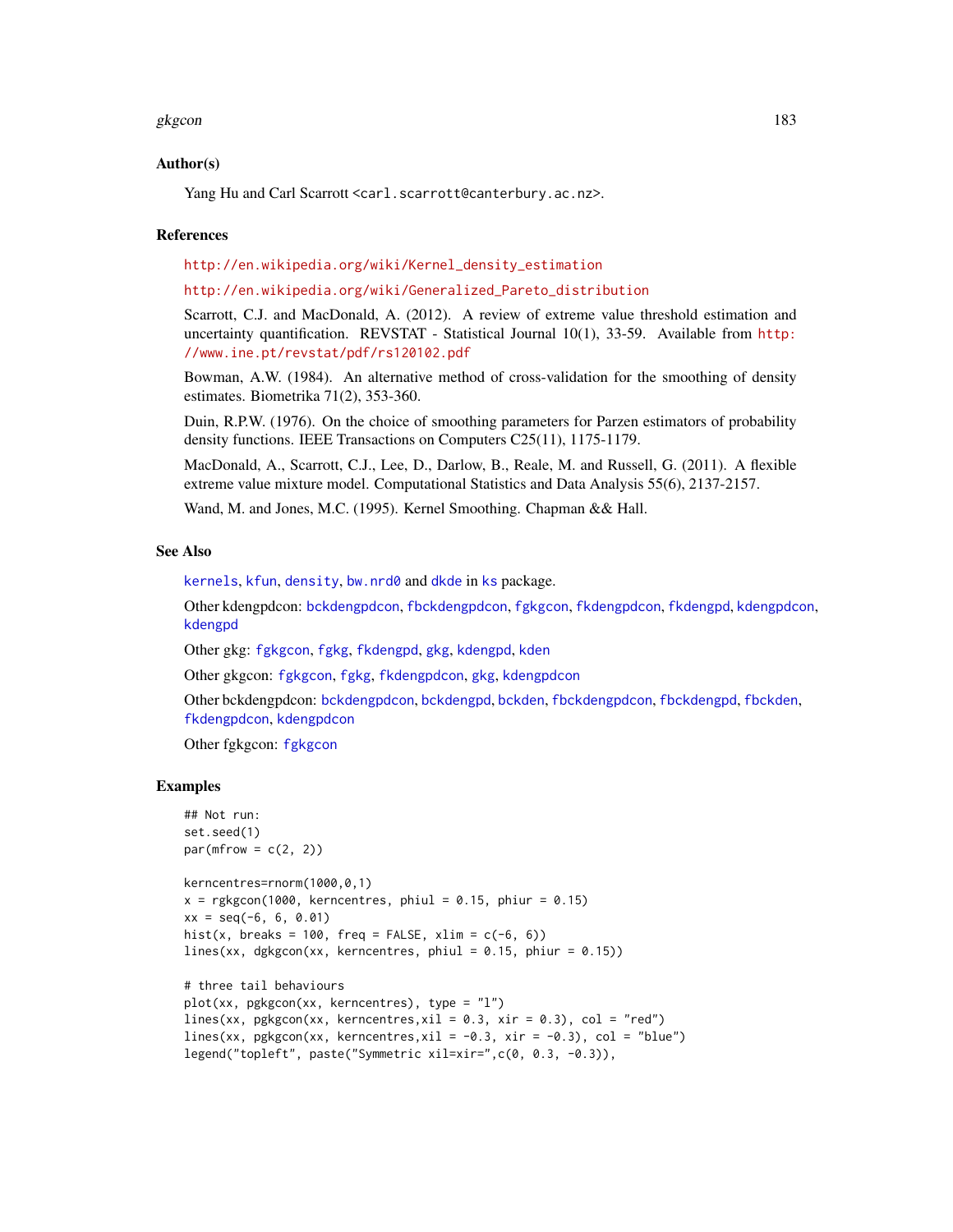## Author(s)

Yang Hu and Carl Scarrott <carl.scarrott@canterbury.ac.nz>.

## References

http://en.wikipedia.org/wiki/Kernel_density_estimation

http://en.wikipedia.org/wiki/Generalized_Pareto_distribution

Scarrott, C.J. and MacDonald, A. (2012). A review of extreme value threshold estimation and uncertainty quantification. REVSTAT - Statistical Journal 10(1), 33-59. Available from http://www.ine.pt/revstat/pdf/rs120102.pdf

Bowman, A.W. (1984). An alternative method of cross-validation for the smoothing of density estimates. Biometrika 71(2), 353-360.

Duin, R.P.W. (1976). On the choice of smoothing parameters for Parzen estimators of probability density functions. IEEE Transactions on Computers C25(11), 1175-1179.

MacDonald, A., Scarrott, C.J., Lee, D., Darlow, B., Reale, M. and Russell, G. (2011). A flexible extreme value mixture model. Computational Statistics and Data Analysis 55(6), 2137-2157.

Wand, M. and Jones, M.C. (1995). Kernel Smoothing. Chapman && Hall.

## See Also

kernels, kfun, density, bw.nrd0 and dkde in ks package.

Other kdengpdcon: bckdengpdcon, fbckdengpdcon, fgkgcon, fkdengpdcon, fkdengpd, kdengpdcon, kdengpd

Other gkg: fgkgcon, fgkg, fkdengpd, gkg, kdengpd, kden

Other gkgcon: fgkgcon, fgkg, fkdengpdcon, gkg, kdengpdcon

Other bckdengpdcon: bckdengpdcon, bckdengpd, bckden, fbckdengpdcon, fbckdengpd, fbckden, fkdengpdcon, kdengpdcon

Other fgkgcon: fgkgcon

## Examples

```
## Not run:
set.seed(1)
par(mfrow = c(2, 2))

kerncentres=rnorm(1000,0,1)
x = rgkgcon(1000, kerncentres, phiul = 0.15, phiur = 0.15)
xx = seq(-6, 6, 0.01)
hist(x, breaks = 100, freq = FALSE, xlim = c(-6, 6))
lines(xx, dgkgcon(xx, kerncentres, phiul = 0.15, phiur = 0.15))

# three tail behaviours
plot(xx, pgkgcon(xx, kerncentres), type = "l")
lines(xx, pgkgcon(xx, kerncentres,xil = 0.3, xir = 0.3), col = "red")
lines(xx, pgkgcon(xx, kerncentres,xil = -0.3, xir = -0.3), col = "blue")
legend("topleft", paste("Symmetric xil=xir=",c(0, 0.3, -0.3)),
```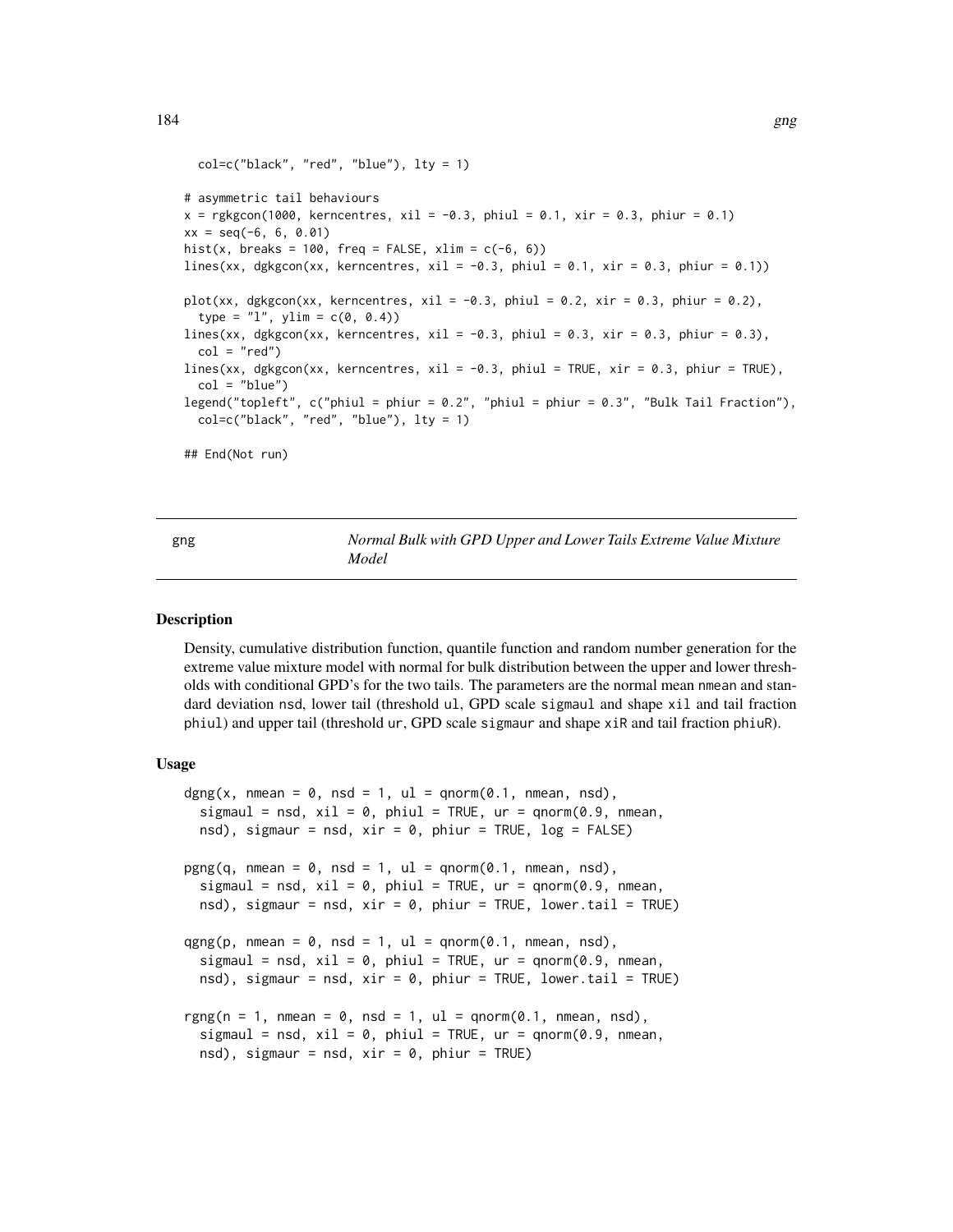```
  col=c("black", "red", "blue"), lty = 1)

# asymmetric tail behaviours
x = rgkgcon(1000, kerncentres, xil = -0.3, phiul = 0.1, xir = 0.3, phiur = 0.1)
xx = seq(-6, 6, 0.01)
hist(x, breaks = 100, freq = FALSE, xlim = c(-6, 6))
lines(xx, dgkgcon(xx, kerncentres, xil = -0.3, phiul = 0.1, xir = 0.3, phiur = 0.1))

plot(xx, dgkgcon(xx, kerncentres, xil = -0.3, phiul = 0.2, xir = 0.3, phiur = 0.2),
  type = "l", ylim = c(0, 0.4))
lines(xx, dgkgcon(xx, kerncentres, xil = -0.3, phiul = 0.3, xir = 0.3, phiur = 0.3),
  col = "red")
lines(xx, dgkgcon(xx, kerncentres, xil = -0.3, phiul = TRUE, xir = 0.3, phiur = TRUE),
  col = "blue")
legend("topleft", c("phiul = phiur = 0.2", "phiul = phiur = 0.3", "Bulk Tail Fraction"),
  col=c("black", "red", "blue"), lty = 1)

## End(Not run)
```

---

gng — *Normal Bulk with GPD Upper and Lower Tails Extreme Value Mixture Model*

---

### Description

Density, cumulative distribution function, quantile function and random number generation for the extreme value mixture model with normal for bulk distribution between the upper and lower thresholds with conditional GPD's for the two tails. The parameters are the normal mean nmean and standard deviation nsd, lower tail (threshold ul, GPD scale sigmaul and shape xil and tail fraction phiul) and upper tail (threshold ur, GPD scale sigmaur and shape xiR and tail fraction phiuR).

### Usage

```
dgng(x, nmean = 0, nsd = 1, ul = qnorm(0.1, nmean, nsd),
  sigmaul = nsd, xil = 0, phiul = TRUE, ur = qnorm(0.9, nmean,
  nsd), sigmaur = nsd, xir = 0, phiur = TRUE, log = FALSE)

pgng(q, nmean = 0, nsd = 1, ul = qnorm(0.1, nmean, nsd),
  sigmaul = nsd, xil = 0, phiul = TRUE, ur = qnorm(0.9, nmean,
  nsd), sigmaur = nsd, xir = 0, phiur = TRUE, lower.tail = TRUE)

qgng(p, nmean = 0, nsd = 1, ul = qnorm(0.1, nmean, nsd),
  sigmaul = nsd, xil = 0, phiul = TRUE, ur = qnorm(0.9, nmean,
  nsd), sigmaur = nsd, xir = 0, phiur = TRUE, lower.tail = TRUE)

rgng(n = 1, nmean = 0, nsd = 1, ul = qnorm(0.1, nmean, nsd),
  sigmaul = nsd, xil = 0, phiul = TRUE, ur = qnorm(0.9, nmean,
  nsd), sigmaur = nsd, xir = 0, phiur = TRUE)
```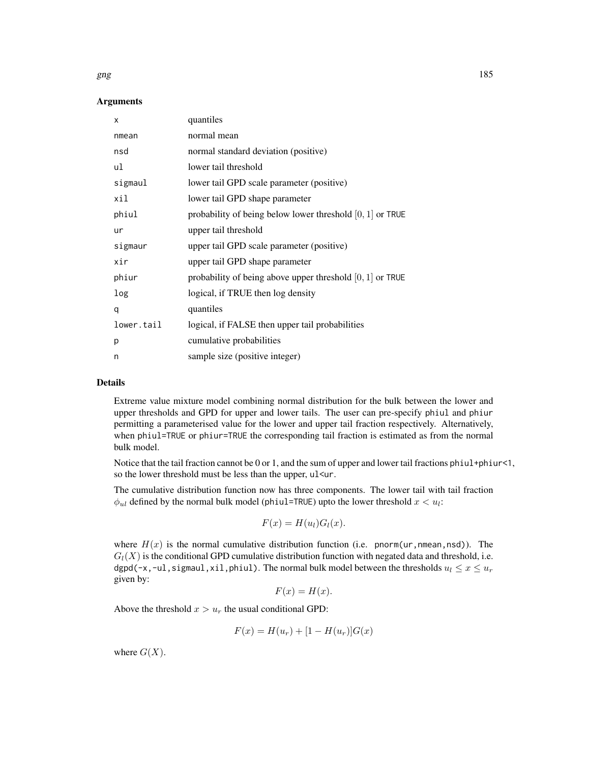## Arguments

| | |
|---|---|
| `x` | quantiles |
| `nmean` | normal mean |
| `nsd` | normal standard deviation (positive) |
| `ul` | lower tail threshold |
| `sigmaul` | lower tail GPD scale parameter (positive) |
| `xil` | lower tail GPD shape parameter |
| `phiul` | probability of being below lower threshold $[0, 1]$ or `TRUE` |
| `ur` | upper tail threshold |
| `sigmaur` | upper tail GPD scale parameter (positive) |
| `xir` | upper tail GPD shape parameter |
| `phiur` | probability of being above upper threshold $[0, 1]$ or `TRUE` |
| `log` | logical, if TRUE then log density |
| `q` | quantiles |
| `lower.tail` | logical, if FALSE then upper tail probabilities |
| `p` | cumulative probabilities |
| `n` | sample size (positive integer) |

## Details

Extreme value mixture model combining normal distribution for the bulk between the lower and upper thresholds and GPD for upper and lower tails. The user can pre-specify `phiul` and `phiur` permitting a parameterised value for the lower and upper tail fraction respectively. Alternatively, when `phiul=TRUE` or `phiur=TRUE` the corresponding tail fraction is estimated as from the normal bulk model.

Notice that the tail fraction cannot be 0 or 1, and the sum of upper and lower tail fractions `phiul+phiur<1`, so the lower threshold must be less than the upper, `ul<ur`.

The cumulative distribution function now has three components. The lower tail with tail fraction $\phi_{ul}$ defined by the normal bulk model (`phiul=TRUE`) upto the lower threshold $x < u_l$:

$$F(x) = H(u_l)G_l(x).$$

where $H(x)$ is the normal cumulative distribution function (i.e. `pnorm(ur,nmean,nsd)`). The $G_l(X)$ is the conditional GPD cumulative distribution function with negated data and threshold, i.e. `dgpd(-x,-ul,sigmaul,xil,phiul)`. The normal bulk model between the thresholds $u_l \le x \le u_r$ given by:

$$F(x) = H(x).$$

Above the threshold $x > u_r$ the usual conditional GPD:

$$F(x) = H(u_r) + [1 - H(u_r)]G(x)$$

where $G(X)$.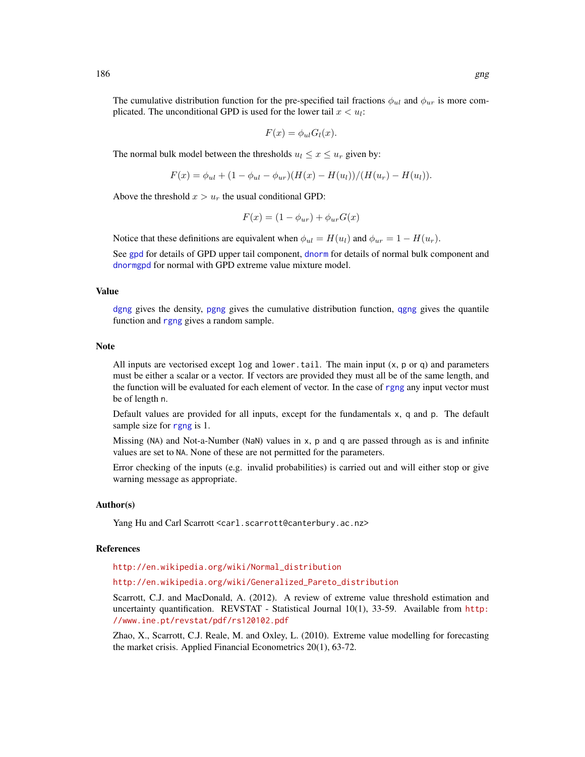The cumulative distribution function for the pre-specified tail fractions $\phi_{ul}$ and $\phi_{ur}$ is more complicated. The unconditional GPD is used for the lower tail $x < u_l$:

$$F(x) = \phi_{ul} G_l(x).$$

The normal bulk model between the thresholds $u_l \le x \le u_r$ given by:

$$F(x) = \phi_{ul} + (1 - \phi_{ul} - \phi_{ur})(H(x) - H(u_l))/(H(u_r) - H(u_l)).$$

Above the threshold $x > u_r$ the usual conditional GPD:

$$F(x) = (1 - \phi_{ur}) + \phi_{ur} G(x)$$

Notice that these definitions are equivalent when $\phi_{ul} = H(u_l)$ and $\phi_{ur} = 1 - H(u_r)$.

See gpd for details of GPD upper tail component, dnorm for details of normal bulk component and dnormgpd for normal with GPD extreme value mixture model.

## Value

dgng gives the density, pgng gives the cumulative distribution function, qgng gives the quantile function and rgng gives a random sample.

## Note

All inputs are vectorised except `log` and `lower.tail`. The main input (`x`, `p` or `q`) and parameters must be either a scalar or a vector. If vectors are provided they must all be of the same length, and the function will be evaluated for each element of vector. In the case of rgng any input vector must be of length `n`.

Default values are provided for all inputs, except for the fundamentals `x`, `q` and `p`. The default sample size for rgng is 1.

Missing (`NA`) and Not-a-Number (`NaN`) values in `x`, `p` and `q` are passed through as is and infinite values are set to `NA`. None of these are not permitted for the parameters.

Error checking of the inputs (e.g. invalid probabilities) is carried out and will either stop or give warning message as appropriate.

## Author(s)

Yang Hu and Carl Scarrott <carl.scarrott@canterbury.ac.nz>

## References

http://en.wikipedia.org/wiki/Normal_distribution

http://en.wikipedia.org/wiki/Generalized_Pareto_distribution

Scarrott, C.J. and MacDonald, A. (2012). A review of extreme value threshold estimation and uncertainty quantification. REVSTAT - Statistical Journal 10(1), 33-59. Available from http://www.ine.pt/revstat/pdf/rs120102.pdf

Zhao, X., Scarrott, C.J. Reale, M. and Oxley, L. (2010). Extreme value modelling for forecasting the market crisis. Applied Financial Econometrics 20(1), 63-72.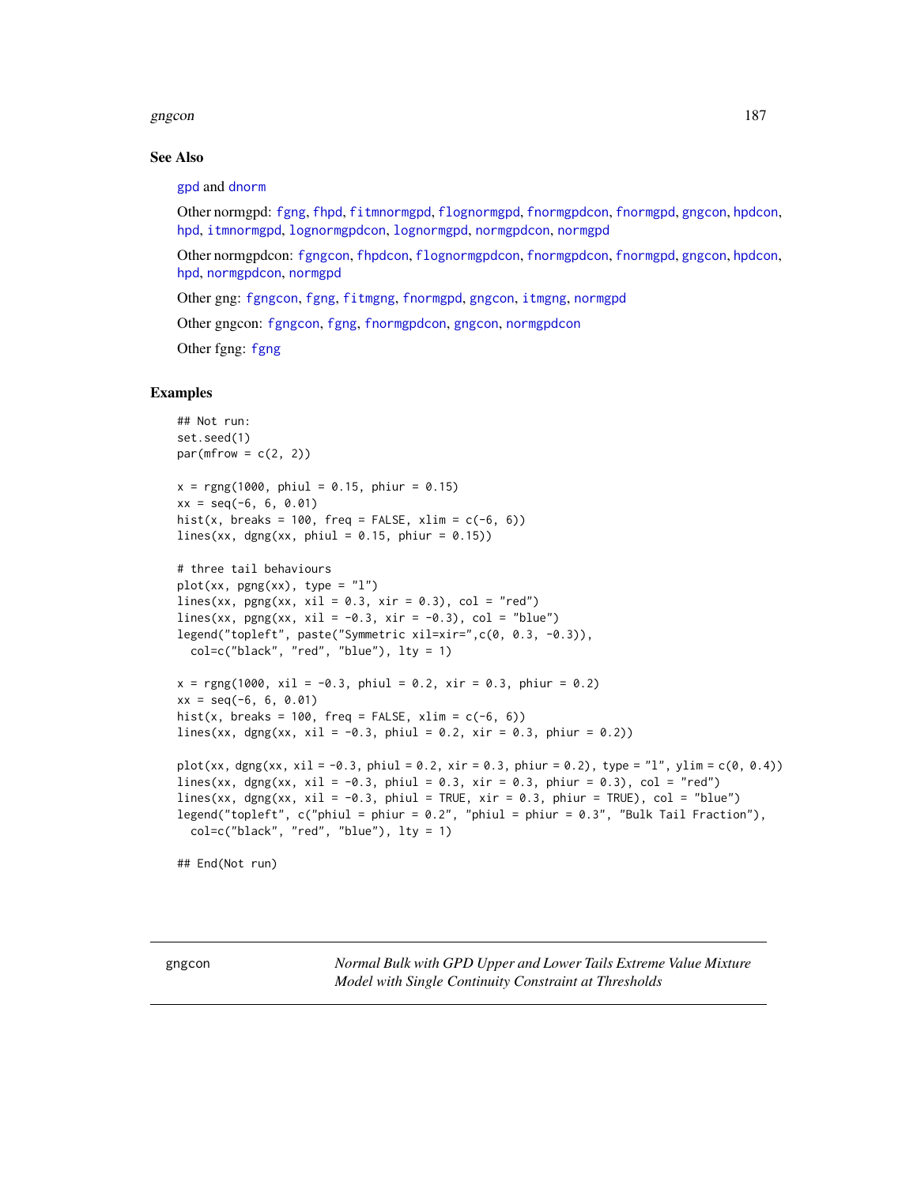## See Also

gpd and dnorm

Other normgpd: fgng, fhpd, fitmnormgpd, flognormgpd, fnormgpdcon, fnormgpd, gngcon, hpdcon, hpd, itmnormgpd, lognormgpdcon, lognormgpd, normgpdcon, normgpd

Other normgpdcon: fgngcon, fhpdcon, flognormgpdcon, fnormgpdcon, fnormgpd, gngcon, hpdcon, hpd, normgpdcon, normgpd

Other gng: fgngcon, fgng, fitmgng, fnormgpd, gngcon, itmgng, normgpd

Other gngcon: fgngcon, fgng, fnormgpdcon, gngcon, normgpdcon

Other fgng: fgng

## Examples

```
## Not run:
set.seed(1)
par(mfrow = c(2, 2))

x = rgng(1000, phiul = 0.15, phiur = 0.15)
xx = seq(-6, 6, 0.01)
hist(x, breaks = 100, freq = FALSE, xlim = c(-6, 6))
lines(xx, dgng(xx, phiul = 0.15, phiur = 0.15))

# three tail behaviours
plot(xx, pgng(xx), type = "l")
lines(xx, pgng(xx, xil = 0.3, xir = 0.3), col = "red")
lines(xx, pgng(xx, xil = -0.3, xir = -0.3), col = "blue")
legend("topleft", paste("Symmetric xil=xir=",c(0, 0.3, -0.3)),
  col=c("black", "red", "blue"), lty = 1)

x = rgng(1000, xil = -0.3, phiul = 0.2, xir = 0.3, phiur = 0.2)
xx = seq(-6, 6, 0.01)
hist(x, breaks = 100, freq = FALSE, xlim = c(-6, 6))
lines(xx, dgng(xx, xil = -0.3, phiul = 0.2, xir = 0.3, phiur = 0.2))

plot(xx, dgng(xx, xil = -0.3, phiul = 0.2, xir = 0.3, phiur = 0.2), type = "l", ylim = c(0, 0.4))
lines(xx, dgng(xx, xil = -0.3, phiul = 0.3, xir = 0.3, phiur = 0.3), col = "red")
lines(xx, dgng(xx, xil = -0.3, phiul = TRUE, xir = 0.3, phiur = TRUE), col = "blue")
legend("topleft", c("phiul = phiur = 0.2", "phiul = phiur = 0.3", "Bulk Tail Fraction"),
  col=c("black", "red", "blue"), lty = 1)

## End(Not run)
```

---

gngcon — *Normal Bulk with GPD Upper and Lower Tails Extreme Value Mixture Model with Single Continuity Constraint at Thresholds*

---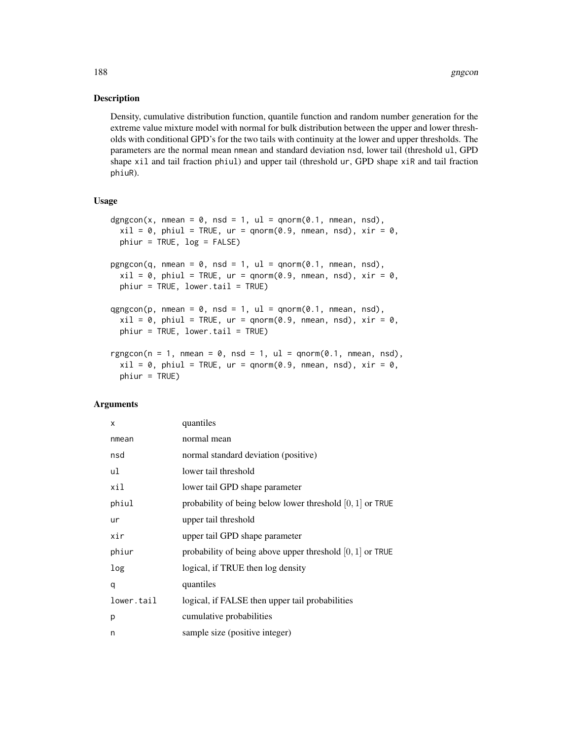## Description

Density, cumulative distribution function, quantile function and random number generation for the extreme value mixture model with normal for bulk distribution between the upper and lower thresholds with conditional GPD's for the two tails with continuity at the lower and upper thresholds. The parameters are the normal mean `nmean` and standard deviation `nsd`, lower tail (threshold `ul`, GPD shape `xil` and tail fraction `phiul`) and upper tail (threshold `ur`, GPD shape `xiR` and tail fraction `phiuR`).

## Usage

```
dgngcon(x, nmean = 0, nsd = 1, ul = qnorm(0.1, nmean, nsd),
  xil = 0, phiul = TRUE, ur = qnorm(0.9, nmean, nsd), xir = 0,
  phiur = TRUE, log = FALSE)

pgngcon(q, nmean = 0, nsd = 1, ul = qnorm(0.1, nmean, nsd),
  xil = 0, phiul = TRUE, ur = qnorm(0.9, nmean, nsd), xir = 0,
  phiur = TRUE, lower.tail = TRUE)

qgngcon(p, nmean = 0, nsd = 1, ul = qnorm(0.1, nmean, nsd),
  xil = 0, phiul = TRUE, ur = qnorm(0.9, nmean, nsd), xir = 0,
  phiur = TRUE, lower.tail = TRUE)

rgngcon(n = 1, nmean = 0, nsd = 1, ul = qnorm(0.1, nmean, nsd),
  xil = 0, phiul = TRUE, ur = qnorm(0.9, nmean, nsd), xir = 0,
  phiur = TRUE)
```

## Arguments

| | |
|---|---|
| `x` | quantiles |
| `nmean` | normal mean |
| `nsd` | normal standard deviation (positive) |
| `ul` | lower tail threshold |
| `xil` | lower tail GPD shape parameter |
| `phiul` | probability of being below lower threshold $[0, 1]$ or `TRUE` |
| `ur` | upper tail threshold |
| `xir` | upper tail GPD shape parameter |
| `phiur` | probability of being above upper threshold $[0, 1]$ or `TRUE` |
| `log` | logical, if TRUE then log density |
| `q` | quantiles |
| `lower.tail` | logical, if FALSE then upper tail probabilities |
| `p` | cumulative probabilities |
| `n` | sample size (positive integer) |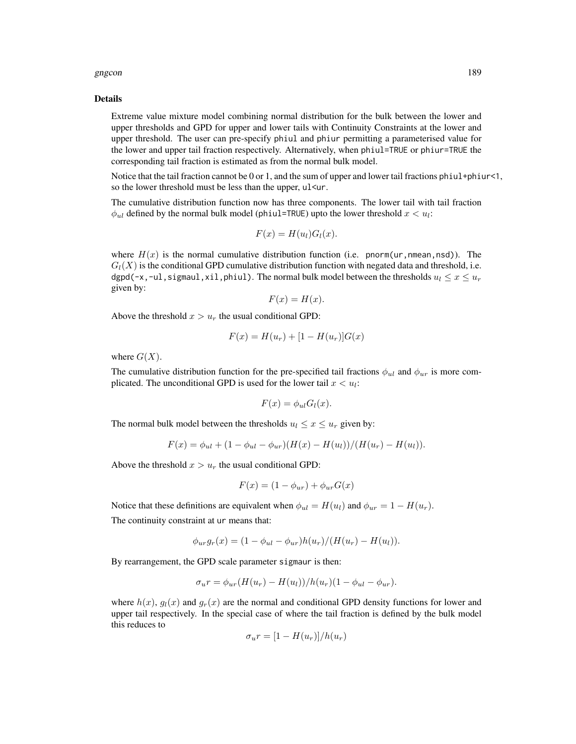## Details

Extreme value mixture model combining normal distribution for the bulk between the lower and upper thresholds and GPD for upper and lower tails with Continuity Constraints at the lower and upper threshold. The user can pre-specify `phiul` and `phiur` permitting a parameterised value for the lower and upper tail fraction respectively. Alternatively, when `phiul=TRUE` or `phiur=TRUE` the corresponding tail fraction is estimated as from the normal bulk model.

Notice that the tail fraction cannot be 0 or 1, and the sum of upper and lower tail fractions `phiul+phiur<1`, so the lower threshold must be less than the upper, `ul<ur`.

The cumulative distribution function now has three components. The lower tail with tail fraction $\phi_{ul}$ defined by the normal bulk model (`phiul=TRUE`) upto the lower threshold $x < u_l$:

$$F(x) = H(u_l)G_l(x).$$

where $H(x)$ is the normal cumulative distribution function (i.e. `pnorm(ur,nmean,nsd)`). The $G_l(X)$ is the conditional GPD cumulative distribution function with negated data and threshold, i.e. `dgpd(-x,-ul,sigmaul,xil,phiul)`. The normal bulk model between the thresholds $u_l \le x \le u_r$ given by:

$$F(x) = H(x).$$

Above the threshold $x > u_r$ the usual conditional GPD:

$$F(x) = H(u_r) + [1 - H(u_r)]G(x)$$

where $G(X)$.

The cumulative distribution function for the pre-specified tail fractions $\phi_{ul}$ and $\phi_{ur}$ is more complicated. The unconditional GPD is used for the lower tail $x < u_l$:

$$F(x) = \phi_{ul} G_l(x).$$

The normal bulk model between the thresholds $u_l \le x \le u_r$ given by:

$$F(x) = \phi_{ul} + (1 - \phi_{ul} - \phi_{ur})(H(x) - H(u_l))/(H(u_r) - H(u_l)).$$

Above the threshold $x > u_r$ the usual conditional GPD:

$$F(x) = (1 - \phi_{ur}) + \phi_{ur} G(x)$$

Notice that these definitions are equivalent when $\phi_{ul} = H(u_l)$ and $\phi_{ur} = 1 - H(u_r)$.

The continuity constraint at `ur` means that:

$$\phi_{ur} g_r(x) = (1 - \phi_{ul} - \phi_{ur})h(u_r)/(H(u_r) - H(u_l)).$$

By rearrangement, the GPD scale parameter `sigmaur` is then:

$$\sigma_u r = \phi_{ur}(H(u_r) - H(u_l))/h(u_r)(1 - \phi_{ul} - \phi_{ur}).$$

where $h(x)$, $g_l(x)$ and $g_r(x)$ are the normal and conditional GPD density functions for lower and upper tail respectively. In the special case of where the tail fraction is defined by the bulk model this reduces to

$$\sigma_u r = [1 - H(u_r)]/h(u_r)$$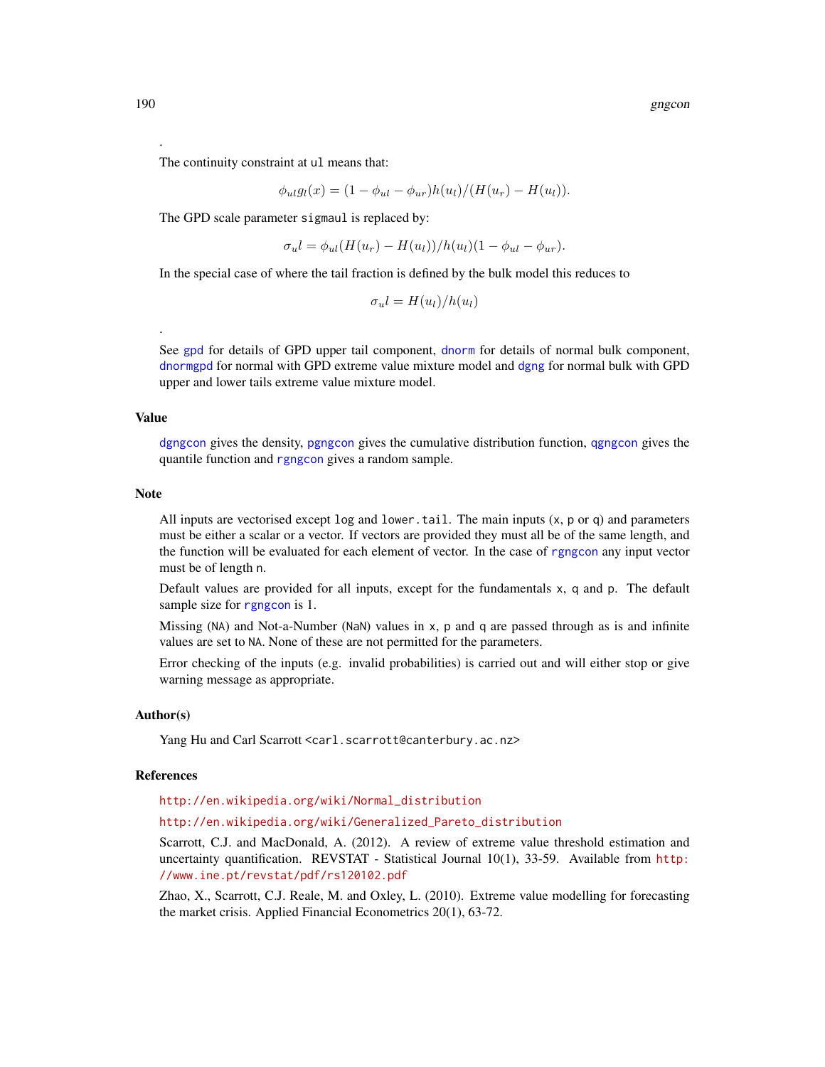.

The continuity constraint at ul means that:

$$\phi_{ul} g_l(x) = (1 - \phi_{ul} - \phi_{ur}) h(u_l)/(H(u_r) - H(u_l)).$$

The GPD scale parameter sigmaul is replaced by:

$$\sigma_u l = \phi_{ul}(H(u_r) - H(u_l))/h(u_l)(1 - \phi_{ul} - \phi_{ur}).$$

In the special case of where the tail fraction is defined by the bulk model this reduces to

$$\sigma_u l = H(u_l)/h(u_l)$$

.

See gpd for details of GPD upper tail component, dnorm for details of normal bulk component, dnormgpd for normal with GPD extreme value mixture model and dgng for normal bulk with GPD upper and lower tails extreme value mixture model.

### Value

dgngcon gives the density, pgngcon gives the cumulative distribution function, qgngcon gives the quantile function and rgngcon gives a random sample.

### Note

All inputs are vectorised except log and lower.tail. The main inputs (x, p or q) and parameters must be either a scalar or a vector. If vectors are provided they must all be of the same length, and the function will be evaluated for each element of vector. In the case of rgngcon any input vector must be of length n.

Default values are provided for all inputs, except for the fundamentals x, q and p. The default sample size for rgngcon is 1.

Missing (NA) and Not-a-Number (NaN) values in x, p and q are passed through as is and infinite values are set to NA. None of these are not permitted for the parameters.

Error checking of the inputs (e.g. invalid probabilities) is carried out and will either stop or give warning message as appropriate.

### Author(s)

Yang Hu and Carl Scarrott <carl.scarrott@canterbury.ac.nz>

### References

http://en.wikipedia.org/wiki/Normal_distribution

http://en.wikipedia.org/wiki/Generalized_Pareto_distribution

Scarrott, C.J. and MacDonald, A. (2012). A review of extreme value threshold estimation and uncertainty quantification. REVSTAT - Statistical Journal 10(1), 33-59. Available from http://www.ine.pt/revstat/pdf/rs120102.pdf

Zhao, X., Scarrott, C.J. Reale, M. and Oxley, L. (2010). Extreme value modelling for forecasting the market crisis. Applied Financial Econometrics 20(1), 63-72.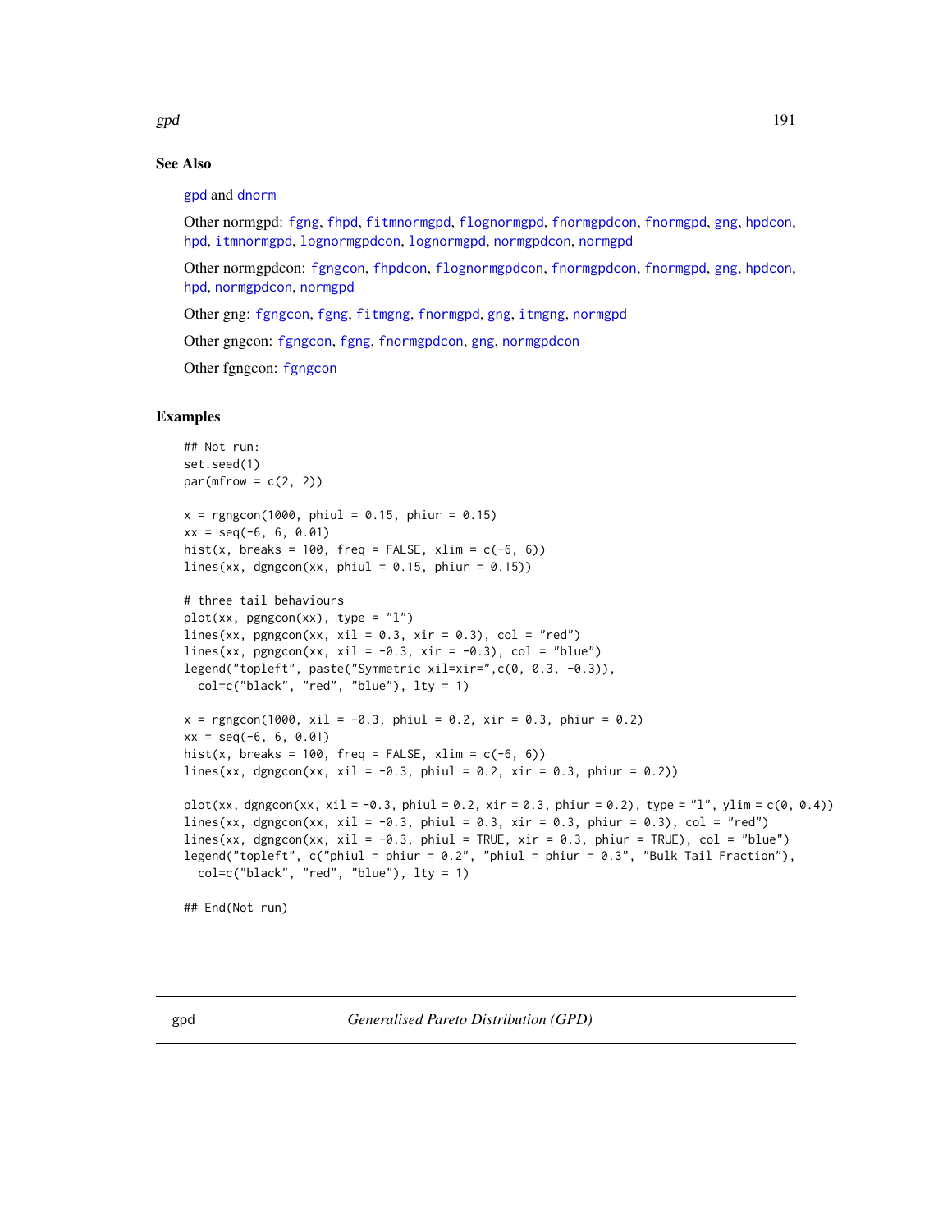## See Also

gpd and dnorm

Other normgpd: fgng, fhpd, fitmnormgpd, flognormgpd, fnormgpdcon, fnormgpd, gng, hpdcon, hpd, itmnormgpd, lognormgpdcon, lognormgpd, normgpdcon, normgpd

Other normgpdcon: fgngcon, fhpdcon, flognormgpdcon, fnormgpdcon, fnormgpd, gng, hpdcon, hpd, normgpdcon, normgpd

Other gng: fgngcon, fgng, fitmgng, fnormgpd, gng, itmgng, normgpd

Other gngcon: fgngcon, fgng, fnormgpdcon, gng, normgpdcon

Other fgngcon: fgngcon

## Examples

```
## Not run:
set.seed(1)
par(mfrow = c(2, 2))

x = rgngcon(1000, phiul = 0.15, phiur = 0.15)
xx = seq(-6, 6, 0.01)
hist(x, breaks = 100, freq = FALSE, xlim = c(-6, 6))
lines(xx, dgngcon(xx, phiul = 0.15, phiur = 0.15))

# three tail behaviours
plot(xx, pgngcon(xx), type = "l")
lines(xx, pgngcon(xx, xil = 0.3, xir = 0.3), col = "red")
lines(xx, pgngcon(xx, xil = -0.3, xir = -0.3), col = "blue")
legend("topleft", paste("Symmetric xil=xir=",c(0, 0.3, -0.3)),
  col=c("black", "red", "blue"), lty = 1)

x = rgngcon(1000, xil = -0.3, phiul = 0.2, xir = 0.3, phiur = 0.2)
xx = seq(-6, 6, 0.01)
hist(x, breaks = 100, freq = FALSE, xlim = c(-6, 6))
lines(xx, dgngcon(xx, xil = -0.3, phiul = 0.2, xir = 0.3, phiur = 0.2))

plot(xx, dgngcon(xx, xil = -0.3, phiul = 0.2, xir = 0.3, phiur = 0.2), type = "l", ylim = c(0, 0.4))
lines(xx, dgngcon(xx, xil = -0.3, phiul = 0.3, xir = 0.3, phiur = 0.3), col = "red")
lines(xx, dgngcon(xx, xil = -0.3, phiul = TRUE, xir = 0.3, phiur = TRUE), col = "blue")
legend("topleft", c("phiul = phiur = 0.2", "phiul = phiur = 0.3", "Bulk Tail Fraction"),
  col=c("black", "red", "blue"), lty = 1)

## End(Not run)
```

---

gpd *Generalised Pareto Distribution (GPD)*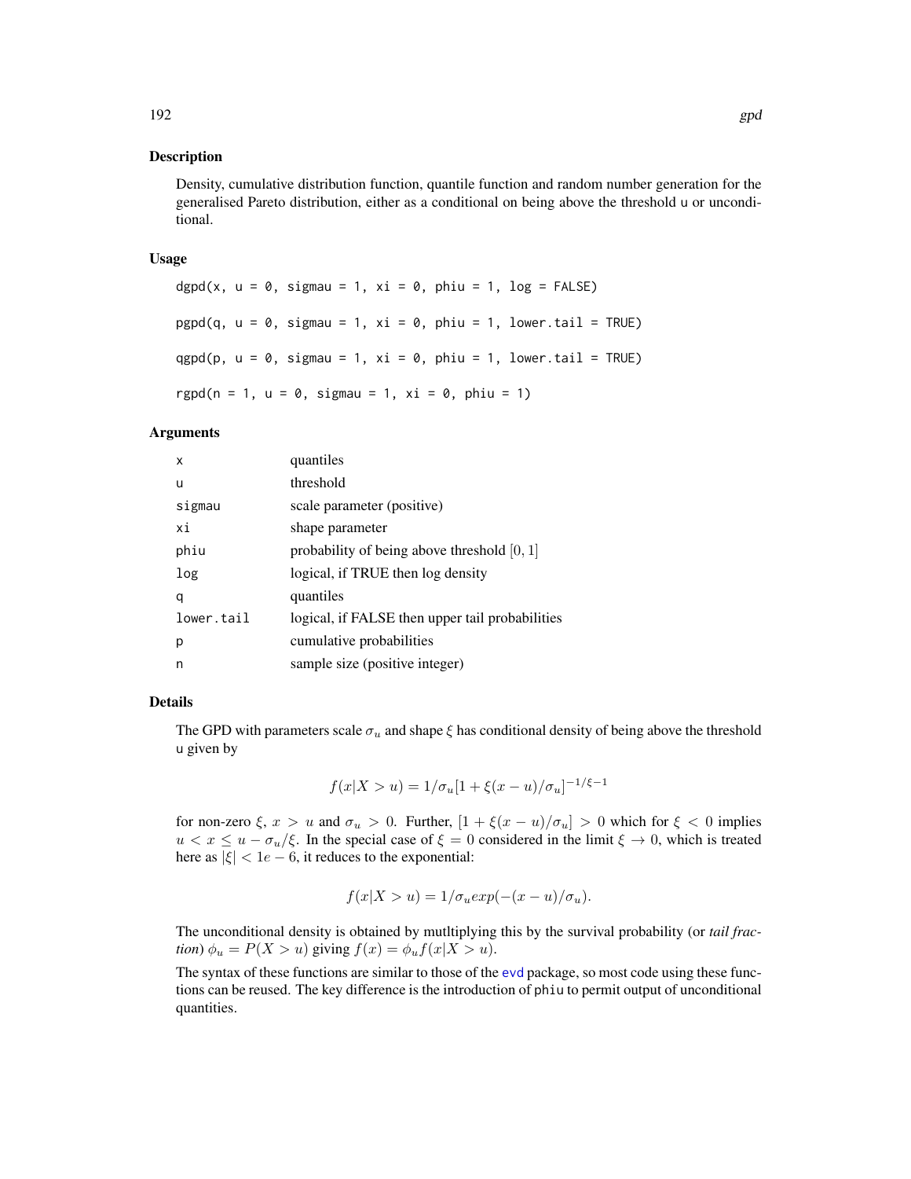## Description

Density, cumulative distribution function, quantile function and random number generation for the generalised Pareto distribution, either as a conditional on being above the threshold u or unconditional.

## Usage

```
dgpd(x, u = 0, sigmau = 1, xi = 0, phiu = 1, log = FALSE)

pgpd(q, u = 0, sigmau = 1, xi = 0, phiu = 1, lower.tail = TRUE)

qgpd(p, u = 0, sigmau = 1, xi = 0, phiu = 1, lower.tail = TRUE)

rgpd(n = 1, u = 0, sigmau = 1, xi = 0, phiu = 1)
```

## Arguments

| | |
|---|---|
| x | quantiles |
| u | threshold |
| sigmau | scale parameter (positive) |
| xi | shape parameter |
| phiu | probability of being above threshold $[0, 1]$ |
| log | logical, if TRUE then log density |
| q | quantiles |
| lower.tail | logical, if FALSE then upper tail probabilities |
| p | cumulative probabilities |
| n | sample size (positive integer) |

## Details

The GPD with parameters scale $\sigma_u$ and shape $\xi$ has conditional density of being above the threshold u given by

$$f(x|X > u) = 1/\sigma_u[1 + \xi(x - u)/\sigma_u]^{-1/\xi - 1}$$

for non-zero $\xi$, $x > u$ and $\sigma_u > 0$. Further, $[1 + \xi(x - u)/\sigma_u] > 0$ which for $\xi < 0$ implies $u < x \leq u - \sigma_u/\xi$. In the special case of $\xi = 0$ considered in the limit $\xi \to 0$, which is treated here as $|\xi| < 1e - 6$, it reduces to the exponential:

$$f(x|X > u) = 1/\sigma_u exp(-(x - u)/\sigma_u).$$

The unconditional density is obtained by mutltiplying this by the survival probability (or *tail fraction*) $\phi_u = P(X > u)$ giving $f(x) = \phi_u f(x|X > u)$.

The syntax of these functions are similar to those of the evd package, so most code using these functions can be reused. The key difference is the introduction of phiu to permit output of unconditional quantities.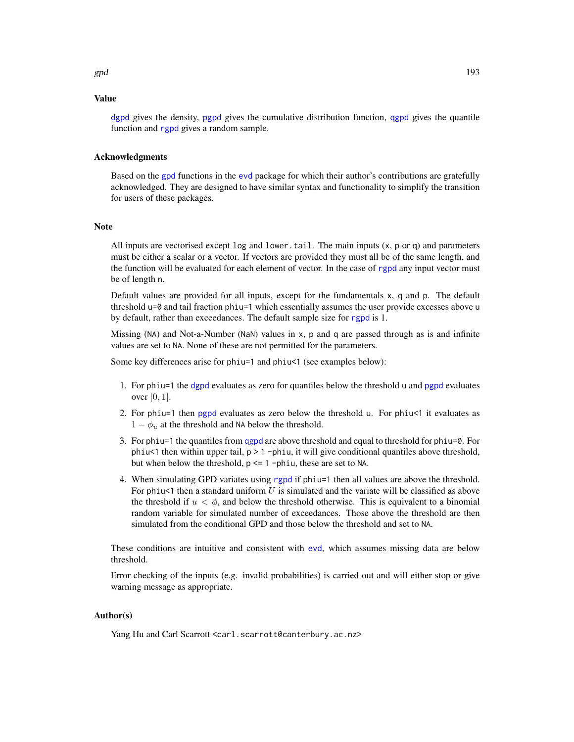## Value

dgpd gives the density, pgpd gives the cumulative distribution function, qgpd gives the quantile function and rgpd gives a random sample.

## Acknowledgments

Based on the gpd functions in the evd package for which their author's contributions are gratefully acknowledged. They are designed to have similar syntax and functionality to simplify the transition for users of these packages.

## Note

All inputs are vectorised except log and lower.tail. The main inputs (x, p or q) and parameters must be either a scalar or a vector. If vectors are provided they must all be of the same length, and the function will be evaluated for each element of vector. In the case of rgpd any input vector must be of length n.

Default values are provided for all inputs, except for the fundamentals x, q and p. The default threshold u=0 and tail fraction phiu=1 which essentially assumes the user provide excesses above u by default, rather than exceedances. The default sample size for rgpd is 1.

Missing (NA) and Not-a-Number (NaN) values in x, p and q are passed through as is and infinite values are set to NA. None of these are not permitted for the parameters.

Some key differences arise for phiu=1 and phiu<1 (see examples below):

1. For phiu=1 the dgpd evaluates as zero for quantiles below the threshold u and pgpd evaluates over $[0, 1]$.
2. For phiu=1 then pgpd evaluates as zero below the threshold u. For phiu<1 it evaluates as $1 - \phi_u$ at the threshold and NA below the threshold.
3. For phiu=1 the quantiles from qgpd are above threshold and equal to threshold for phiu=0. For phiu<1 then within upper tail, p > 1 -phiu, it will give conditional quantiles above threshold, but when below the threshold, p <= 1 -phiu, these are set to NA.
4. When simulating GPD variates using rgpd if phiu=1 then all values are above the threshold. For phiu<1 then a standard uniform $U$ is simulated and the variate will be classified as above the threshold if $u < \phi$, and below the threshold otherwise. This is equivalent to a binomial random variable for simulated number of exceedances. Those above the threshold are then simulated from the conditional GPD and those below the threshold and set to NA.

These conditions are intuitive and consistent with evd, which assumes missing data are below threshold.

Error checking of the inputs (e.g. invalid probabilities) is carried out and will either stop or give warning message as appropriate.

## Author(s)

Yang Hu and Carl Scarrott <carl.scarrott@canterbury.ac.nz>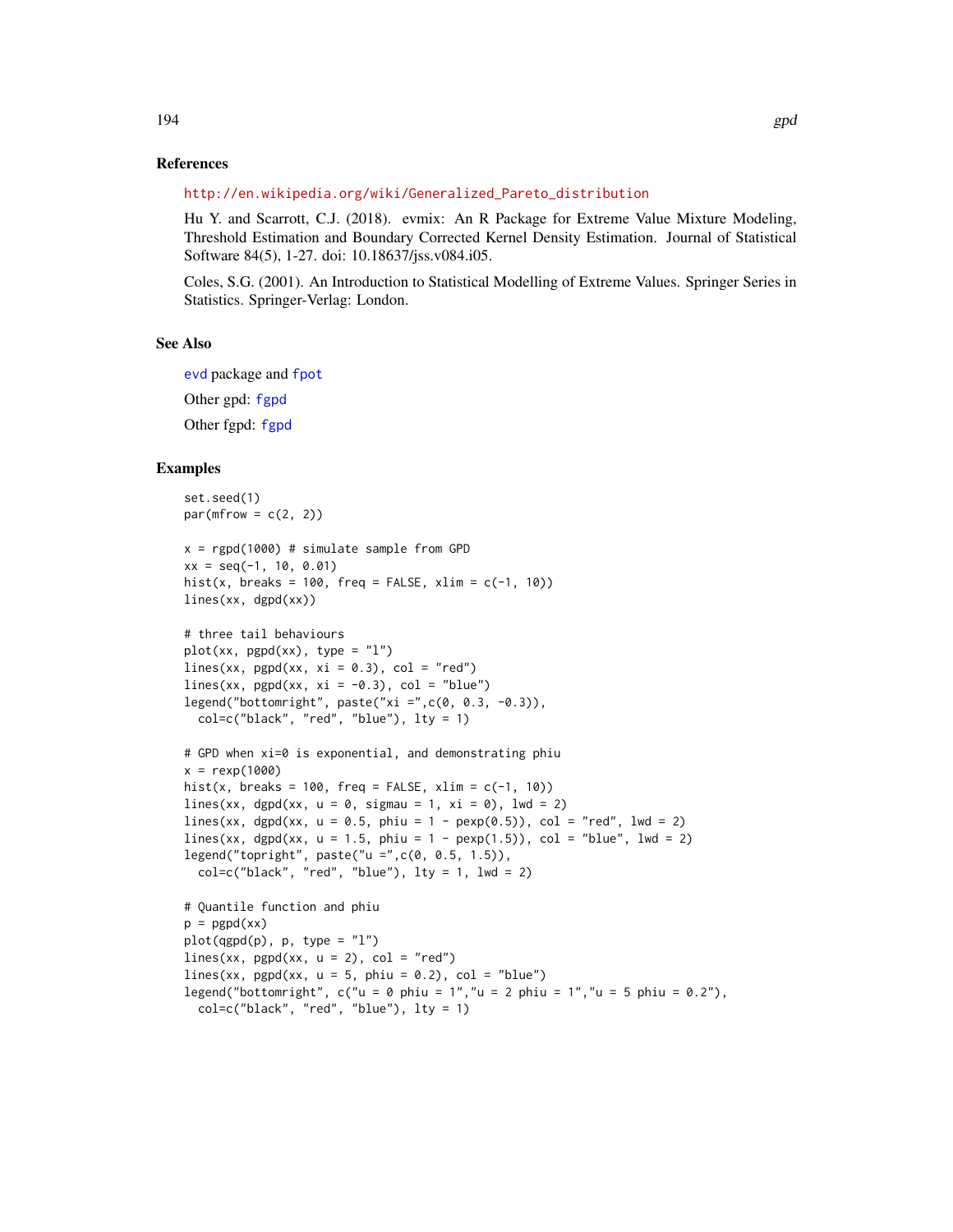### References

http://en.wikipedia.org/wiki/Generalized_Pareto_distribution

Hu Y. and Scarrott, C.J. (2018). evmix: An R Package for Extreme Value Mixture Modeling, Threshold Estimation and Boundary Corrected Kernel Density Estimation. Journal of Statistical Software 84(5), 1-27. doi: 10.18637/jss.v084.i05.

Coles, S.G. (2001). An Introduction to Statistical Modelling of Extreme Values. Springer Series in Statistics. Springer-Verlag: London.

### See Also

evd package and fpot

Other gpd: fgpd

Other fgpd: fgpd

### Examples

```
set.seed(1)
par(mfrow = c(2, 2))

x = rgpd(1000) # simulate sample from GPD
xx = seq(-1, 10, 0.01)
hist(x, breaks = 100, freq = FALSE, xlim = c(-1, 10))
lines(xx, dgpd(xx))

# three tail behaviours
plot(xx, pgpd(xx), type = "l")
lines(xx, pgpd(xx, xi = 0.3), col = "red")
lines(xx, pgpd(xx, xi = -0.3), col = "blue")
legend("bottomright", paste("xi =",c(0, 0.3, -0.3)),
  col=c("black", "red", "blue"), lty = 1)

# GPD when xi=0 is exponential, and demonstrating phiu
x = rexp(1000)
hist(x, breaks = 100, freq = FALSE, xlim = c(-1, 10))
lines(xx, dgpd(xx, u = 0, sigmau = 1, xi = 0), lwd = 2)
lines(xx, dgpd(xx, u = 0.5, phiu = 1 - pexp(0.5)), col = "red", lwd = 2)
lines(xx, dgpd(xx, u = 1.5, phiu = 1 - pexp(1.5)), col = "blue", lwd = 2)
legend("topright", paste("u =",c(0, 0.5, 1.5)),
  col=c("black", "red", "blue"), lty = 1, lwd = 2)

# Quantile function and phiu
p = pgpd(xx)
plot(qgpd(p), p, type = "l")
lines(xx, pgpd(xx, u = 2), col = "red")
lines(xx, pgpd(xx, u = 5, phiu = 0.2), col = "blue")
legend("bottomright", c("u = 0 phiu = 1","u = 2 phiu = 1","u = 5 phiu = 0.2"),
  col=c("black", "red", "blue"), lty = 1)
```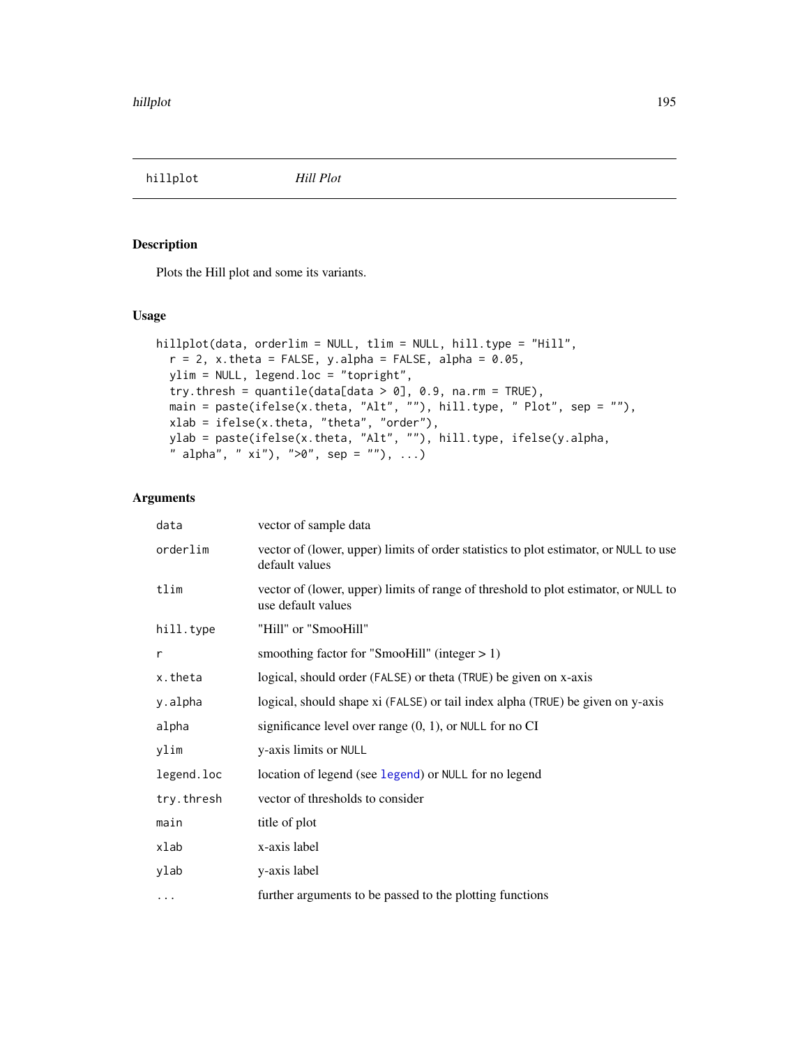# hillplot *Hill Plot*

## Description

Plots the Hill plot and some its variants.

## Usage

```
hillplot(data, orderlim = NULL, tlim = NULL, hill.type = "Hill",
  r = 2, x.theta = FALSE, y.alpha = FALSE, alpha = 0.05,
  ylim = NULL, legend.loc = "topright",
  try.thresh = quantile(data[data > 0], 0.9, na.rm = TRUE),
  main = paste(ifelse(x.theta, "Alt", ""), hill.type, " Plot", sep = ""),
  xlab = ifelse(x.theta, "theta", "order"),
  ylab = paste(ifelse(x.theta, "Alt", ""), hill.type, ifelse(y.alpha,
  " alpha", " xi"), ">0", sep = ""), ...)
```

## Arguments

| | |
|---|---|
| data | vector of sample data |
| orderlim | vector of (lower, upper) limits of order statistics to plot estimator, or NULL to use default values |
| tlim | vector of (lower, upper) limits of range of threshold to plot estimator, or NULL to use default values |
| hill.type | "Hill" or "SmooHill" |
| r | smoothing factor for "SmooHill" (integer > 1) |
| x.theta | logical, should order (FALSE) or theta (TRUE) be given on x-axis |
| y.alpha | logical, should shape xi (FALSE) or tail index alpha (TRUE) be given on y-axis |
| alpha | significance level over range (0, 1), or NULL for no CI |
| ylim | y-axis limits or NULL |
| legend.loc | location of legend (see legend) or NULL for no legend |
| try.thresh | vector of thresholds to consider |
| main | title of plot |
| xlab | x-axis label |
| ylab | y-axis label |
| ... | further arguments to be passed to the plotting functions |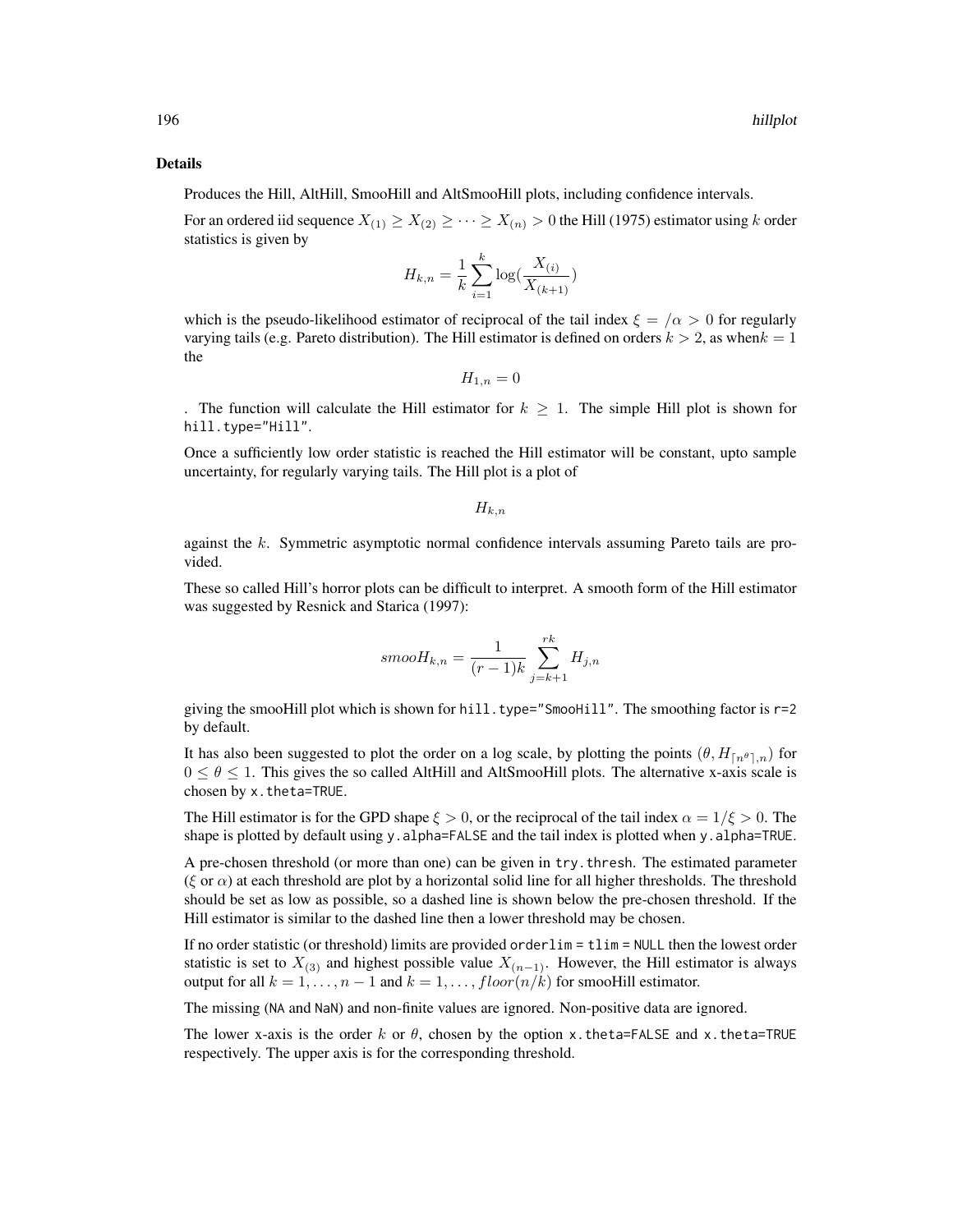### Details

Produces the Hill, AltHill, SmooHill and AltSmooHill plots, including confidence intervals.

For an ordered iid sequence $X_{(1)} \geq X_{(2)} \geq \cdots \geq X_{(n)} > 0$ the Hill (1975) estimator using $k$ order statistics is given by

$$H_{k,n} = \frac{1}{k} \sum_{i=1}^{k} \log(\frac{X_{(i)}}{X_{(k+1)}})$$

which is the pseudo-likelihood estimator of reciprocal of the tail index $\xi = /\alpha > 0$ for regularly varying tails (e.g. Pareto distribution). The Hill estimator is defined on orders $k > 2$, as when$k = 1$ the

$$H_{1,n} = 0$$

. The function will calculate the Hill estimator for $k \geq 1$. The simple Hill plot is shown for `hill.type="Hill"`.

Once a sufficiently low order statistic is reached the Hill estimator will be constant, upto sample uncertainty, for regularly varying tails. The Hill plot is a plot of

$$H_{k,n}$$

against the $k$. Symmetric asymptotic normal confidence intervals assuming Pareto tails are provided.

These so called Hill's horror plots can be difficult to interpret. A smooth form of the Hill estimator was suggested by Resnick and Starica (1997):

$$smooH_{k,n} = \frac{1}{(r-1)k} \sum_{j=k+1}^{rk} H_{j,n}$$

giving the smooHill plot which is shown for `hill.type="SmooHill"`. The smoothing factor is `r=2` by default.

It has also been suggested to plot the order on a log scale, by plotting the points $(\theta, H_{\lceil n^{\theta} \rceil, n})$ for $0 \leq \theta \leq 1$. This gives the so called AltHill and AltSmooHill plots. The alternative x-axis scale is chosen by `x.theta=TRUE`.

The Hill estimator is for the GPD shape $\xi > 0$, or the reciprocal of the tail index $\alpha = 1/\xi > 0$. The shape is plotted by default using `y.alpha=FALSE` and the tail index is plotted when `y.alpha=TRUE`.

A pre-chosen threshold (or more than one) can be given in `try.thresh`. The estimated parameter ($\xi$ or $\alpha$) at each threshold are plot by a horizontal solid line for all higher thresholds. The threshold should be set as low as possible, so a dashed line is shown below the pre-chosen threshold. If the Hill estimator is similar to the dashed line then a lower threshold may be chosen.

If no order statistic (or threshold) limits are provided `orderlim = tlim = NULL` then the lowest order statistic is set to $X_{(3)}$ and highest possible value $X_{(n-1)}$. However, the Hill estimator is always output for all $k = 1, \ldots, n-1$ and $k = 1, \ldots, floor(n/k)$ for smooHill estimator.

The missing (`NA` and `NaN`) and non-finite values are ignored. Non-positive data are ignored.

The lower x-axis is the order $k$ or $\theta$, chosen by the option `x.theta=FALSE` and `x.theta=TRUE` respectively. The upper axis is for the corresponding threshold.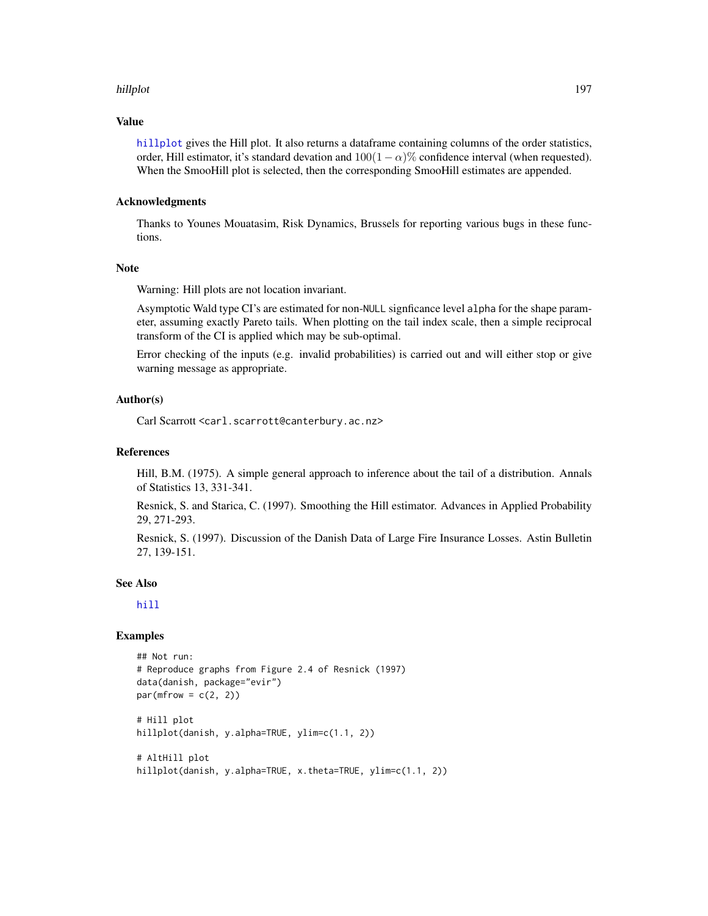## Value

hillplot gives the Hill plot. It also returns a dataframe containing columns of the order statistics, order, Hill estimator, it's standard devation and $100(1-\alpha)\%$ confidence interval (when requested). When the SmooHill plot is selected, then the corresponding SmooHill estimates are appended.

## Acknowledgments

Thanks to Younes Mouatasim, Risk Dynamics, Brussels for reporting various bugs in these functions.

## Note

Warning: Hill plots are not location invariant.

Asymptotic Wald type CI's are estimated for non-NULL signficance level alpha for the shape parameter, assuming exactly Pareto tails. When plotting on the tail index scale, then a simple reciprocal transform of the CI is applied which may be sub-optimal.

Error checking of the inputs (e.g. invalid probabilities) is carried out and will either stop or give warning message as appropriate.

## Author(s)

Carl Scarrott <carl.scarrott@canterbury.ac.nz>

## References

Hill, B.M. (1975). A simple general approach to inference about the tail of a distribution. Annals of Statistics 13, 331-341.

Resnick, S. and Starica, C. (1997). Smoothing the Hill estimator. Advances in Applied Probability 29, 271-293.

Resnick, S. (1997). Discussion of the Danish Data of Large Fire Insurance Losses. Astin Bulletin 27, 139-151.

## See Also

hill

## Examples

```
## Not run:
# Reproduce graphs from Figure 2.4 of Resnick (1997)
data(danish, package="evir")
par(mfrow = c(2, 2))

# Hill plot
hillplot(danish, y.alpha=TRUE, ylim=c(1.1, 2))

# AltHill plot
hillplot(danish, y.alpha=TRUE, x.theta=TRUE, ylim=c(1.1, 2))
```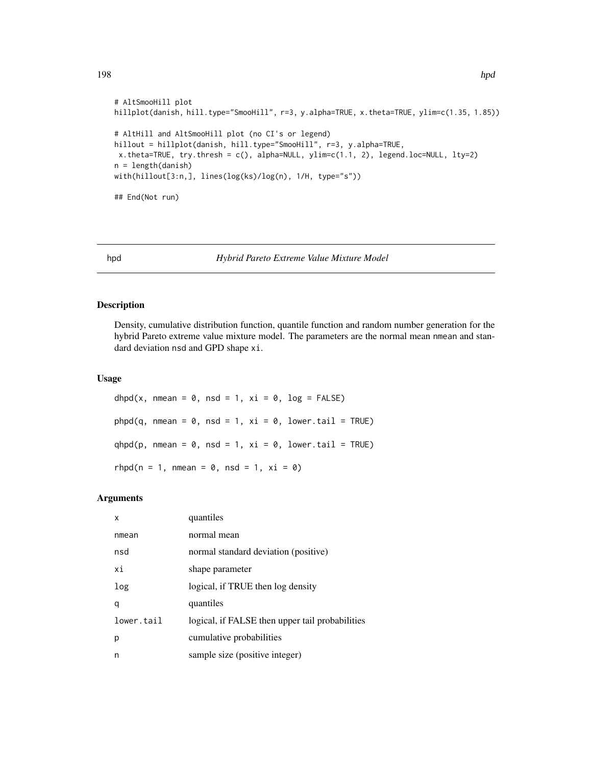```
# AltSmooHill plot
hillplot(danish, hill.type="SmooHill", r=3, y.alpha=TRUE, x.theta=TRUE, ylim=c(1.35, 1.85))

# AltHill and AltSmooHill plot (no CI's or legend)
hillout = hillplot(danish, hill.type="SmooHill", r=3, y.alpha=TRUE,
 x.theta=TRUE, try.thresh = c(), alpha=NULL, ylim=c(1.1, 2), legend.loc=NULL, lty=2)
n = length(danish)
with(hillout[3:n,], lines(log(ks)/log(n), 1/H, type="s"))

## End(Not run)
```

---

## hpd — *Hybrid Pareto Extreme Value Mixture Model*

---

### Description

Density, cumulative distribution function, quantile function and random number generation for the hybrid Pareto extreme value mixture model. The parameters are the normal mean `nmean` and standard deviation `nsd` and GPD shape `xi`.

### Usage

```
dhpd(x, nmean = 0, nsd = 1, xi = 0, log = FALSE)

phpd(q, nmean = 0, nsd = 1, xi = 0, lower.tail = TRUE)

qhpd(p, nmean = 0, nsd = 1, xi = 0, lower.tail = TRUE)

rhpd(n = 1, nmean = 0, nsd = 1, xi = 0)
```

### Arguments

| | |
|---|---|
| x | quantiles |
| nmean | normal mean |
| nsd | normal standard deviation (positive) |
| xi | shape parameter |
| log | logical, if TRUE then log density |
| q | quantiles |
| lower.tail | logical, if FALSE then upper tail probabilities |
| p | cumulative probabilities |
| n | sample size (positive integer) |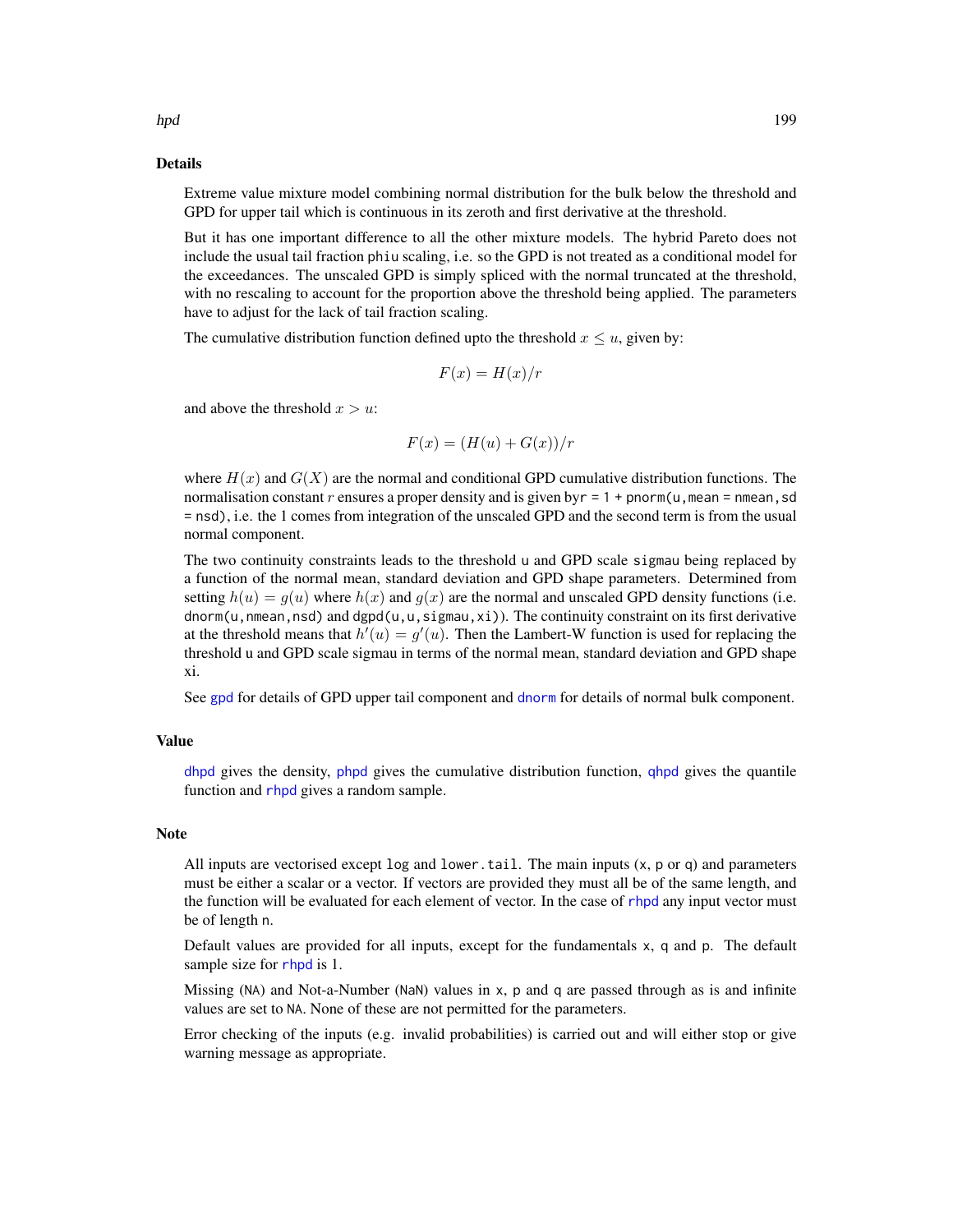## Details

Extreme value mixture model combining normal distribution for the bulk below the threshold and GPD for upper tail which is continuous in its zeroth and first derivative at the threshold.

But it has one important difference to all the other mixture models. The hybrid Pareto does not include the usual tail fraction `phiu` scaling, i.e. so the GPD is not treated as a conditional model for the exceedances. The unscaled GPD is simply spliced with the normal truncated at the threshold, with no rescaling to account for the proportion above the threshold being applied. The parameters have to adjust for the lack of tail fraction scaling.

The cumulative distribution function defined upto the threshold $x \leq u$, given by:

$$F(x) = H(x)/r$$

and above the threshold $x > u$:

$$F(x) = (H(u) + G(x))/r$$

where $H(x)$ and $G(X)$ are the normal and conditional GPD cumulative distribution functions. The normalisation constant $r$ ensures a proper density and is given by`r = 1 + pnorm(u,mean = nmean,sd = nsd)`, i.e. the 1 comes from integration of the unscaled GPD and the second term is from the usual normal component.

The two continuity constraints leads to the threshold `u` and GPD scale `sigmau` being replaced by a function of the normal mean, standard deviation and GPD shape parameters. Determined from setting $h(u) = g(u)$ where $h(x)$ and $g(x)$ are the normal and unscaled GPD density functions (i.e. `dnorm(u,nmean,nsd)` and `dgpd(u,u,sigmau,xi)`). The continuity constraint on its first derivative at the threshold means that $h'(u) = g'(u)$. Then the Lambert-W function is used for replacing the threshold u and GPD scale sigmau in terms of the normal mean, standard deviation and GPD shape xi.

See `gpd` for details of GPD upper tail component and `dnorm` for details of normal bulk component.

## Value

`dhpd` gives the density, `phpd` gives the cumulative distribution function, `qhpd` gives the quantile function and `rhpd` gives a random sample.

## Note

All inputs are vectorised except `log` and `lower.tail`. The main inputs (`x`, `p` or `q`) and parameters must be either a scalar or a vector. If vectors are provided they must all be of the same length, and the function will be evaluated for each element of vector. In the case of `rhpd` any input vector must be of length `n`.

Default values are provided for all inputs, except for the fundamentals `x`, `q` and `p`. The default sample size for `rhpd` is 1.

Missing (`NA`) and Not-a-Number (`NaN`) values in `x`, `p` and `q` are passed through as is and infinite values are set to `NA`. None of these are not permitted for the parameters.

Error checking of the inputs (e.g. invalid probabilities) is carried out and will either stop or give warning message as appropriate.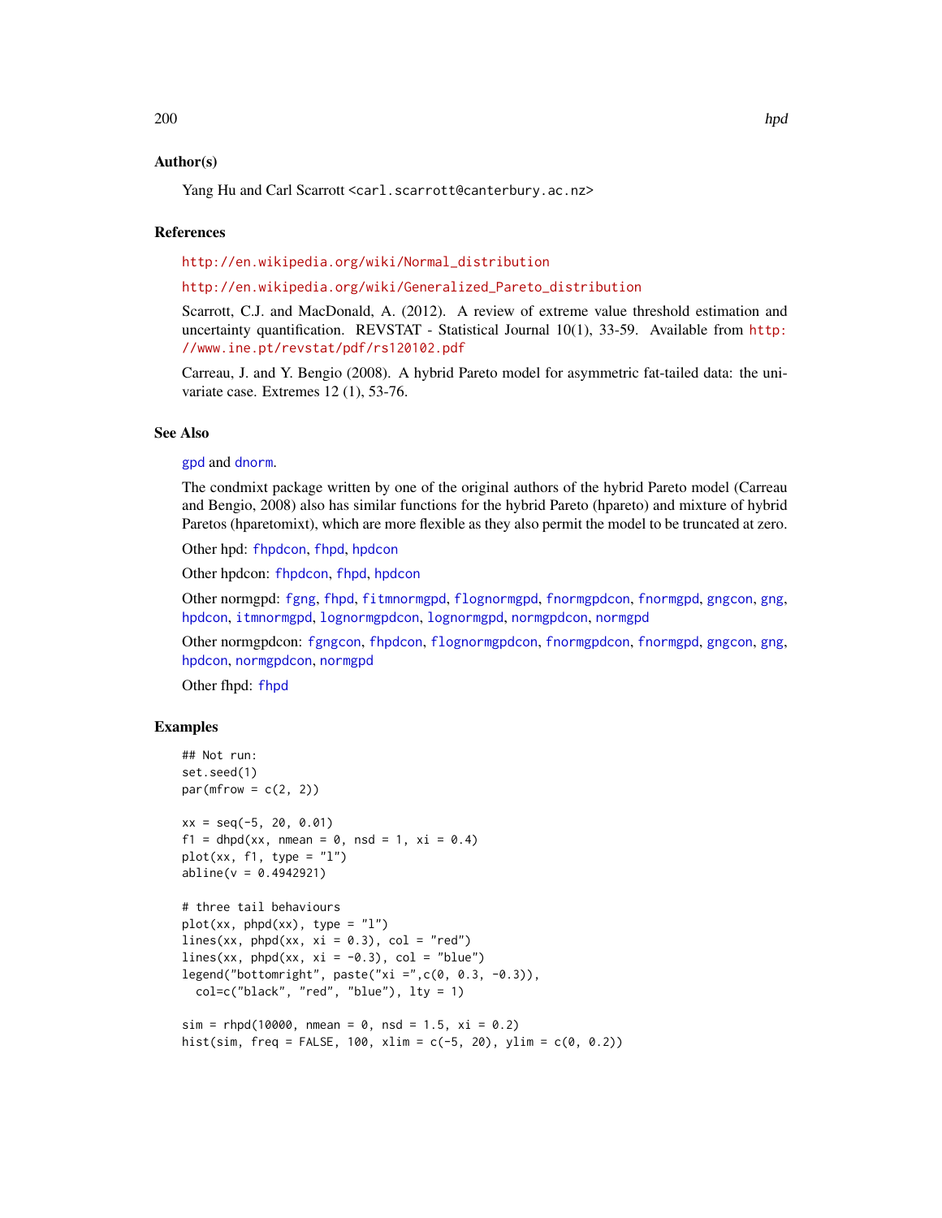## Author(s)

Yang Hu and Carl Scarrott <carl.scarrott@canterbury.ac.nz>

## References

http://en.wikipedia.org/wiki/Normal_distribution

http://en.wikipedia.org/wiki/Generalized_Pareto_distribution

Scarrott, C.J. and MacDonald, A. (2012). A review of extreme value threshold estimation and uncertainty quantification. REVSTAT - Statistical Journal 10(1), 33-59. Available from http://www.ine.pt/revstat/pdf/rs120102.pdf

Carreau, J. and Y. Bengio (2008). A hybrid Pareto model for asymmetric fat-tailed data: the univariate case. Extremes 12 (1), 53-76.

## See Also

gpd and dnorm.

The condmixt package written by one of the original authors of the hybrid Pareto model (Carreau and Bengio, 2008) also has similar functions for the hybrid Pareto (hpareto) and mixture of hybrid Paretos (hparetomixt), which are more flexible as they also permit the model to be truncated at zero.

Other hpd: fhpdcon, fhpd, hpdcon

Other hpdcon: fhpdcon, fhpd, hpdcon

Other normgpd: fgng, fhpd, fitmnormgpd, flognormgpd, fnormgpdcon, fnormgpd, gngcon, gng, hpdcon, itmnormgpd, lognormgpdcon, lognormgpd, normgpdcon, normgpd

Other normgpdcon: fgngcon, fhpdcon, flognormgpdcon, fnormgpdcon, fnormgpd, gngcon, gng, hpdcon, normgpdcon, normgpd

Other fhpd: fhpd

## Examples

```
## Not run:
set.seed(1)
par(mfrow = c(2, 2))

xx = seq(-5, 20, 0.01)
f1 = dhpd(xx, nmean = 0, nsd = 1, xi = 0.4)
plot(xx, f1, type = "l")
abline(v = 0.4942921)

# three tail behaviours
plot(xx, phpd(xx), type = "l")
lines(xx, phpd(xx, xi = 0.3), col = "red")
lines(xx, phpd(xx, xi = -0.3), col = "blue")
legend("bottomright", paste("xi =",c(0, 0.3, -0.3)),
  col=c("black", "red", "blue"), lty = 1)

sim = rhpd(10000, nmean = 0, nsd = 1.5, xi = 0.2)
hist(sim, freq = FALSE, 100, xlim = c(-5, 20), ylim = c(0, 0.2))
```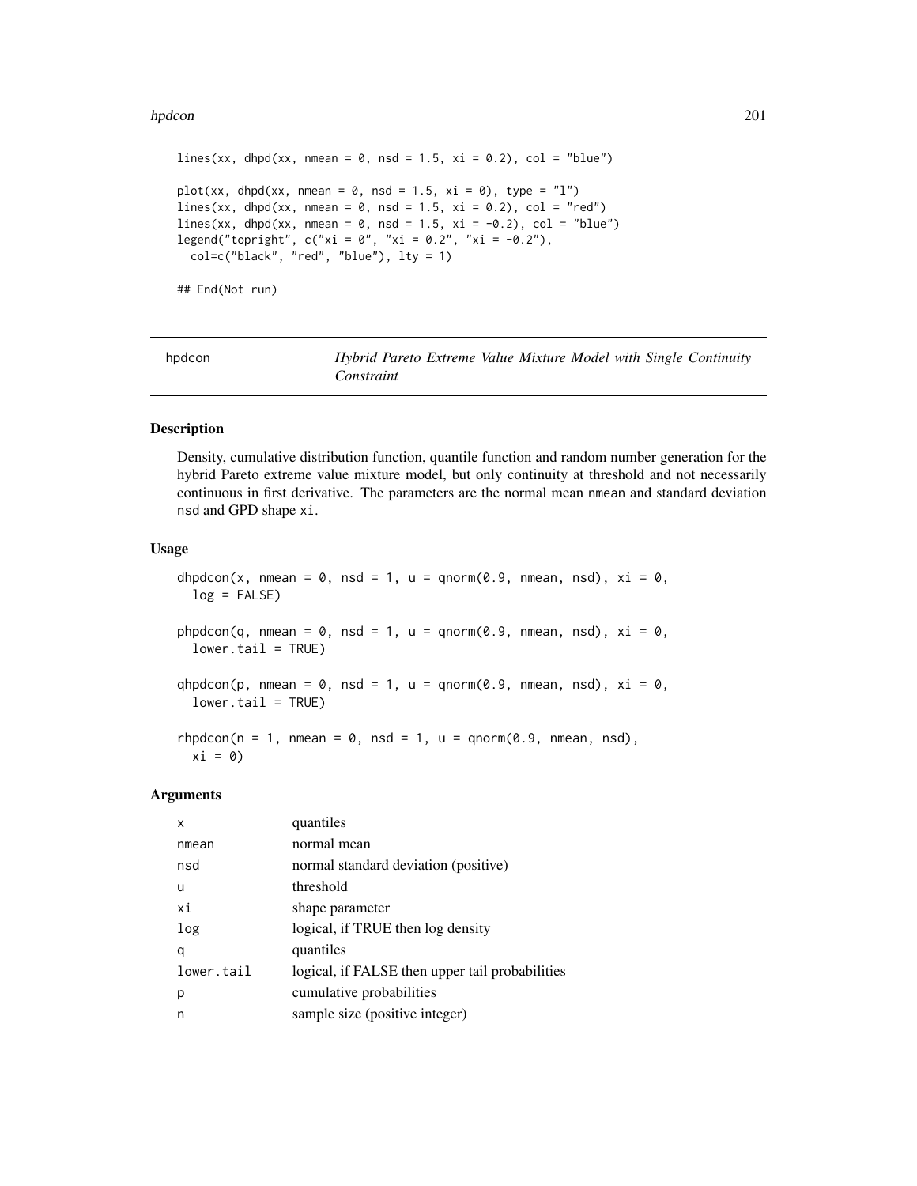```
lines(xx, dhpd(xx, nmean = 0, nsd = 1.5, xi = 0.2), col = "blue")

plot(xx, dhpd(xx, nmean = 0, nsd = 1.5, xi = 0), type = "l")
lines(xx, dhpd(xx, nmean = 0, nsd = 1.5, xi = 0.2), col = "red")
lines(xx, dhpd(xx, nmean = 0, nsd = 1.5, xi = -0.2), col = "blue")
legend("topright", c("xi = 0", "xi = 0.2", "xi = -0.2"),
  col=c("black", "red", "blue"), lty = 1)

## End(Not run)
```

---

## hpdcon *Hybrid Pareto Extreme Value Mixture Model with Single Continuity Constraint*

---

### Description

Density, cumulative distribution function, quantile function and random number generation for the hybrid Pareto extreme value mixture model, but only continuity at threshold and not necessarily continuous in first derivative. The parameters are the normal mean `nmean` and standard deviation `nsd` and GPD shape `xi`.

### Usage

```
dhpdcon(x, nmean = 0, nsd = 1, u = qnorm(0.9, nmean, nsd), xi = 0,
  log = FALSE)

phpdcon(q, nmean = 0, nsd = 1, u = qnorm(0.9, nmean, nsd), xi = 0,
  lower.tail = TRUE)

qhpdcon(p, nmean = 0, nsd = 1, u = qnorm(0.9, nmean, nsd), xi = 0,
  lower.tail = TRUE)

rhpdcon(n = 1, nmean = 0, nsd = 1, u = qnorm(0.9, nmean, nsd),
  xi = 0)
```

### Arguments

| | |
|---|---|
| x | quantiles |
| nmean | normal mean |
| nsd | normal standard deviation (positive) |
| u | threshold |
| xi | shape parameter |
| log | logical, if TRUE then log density |
| q | quantiles |
| lower.tail | logical, if FALSE then upper tail probabilities |
| p | cumulative probabilities |
| n | sample size (positive integer) |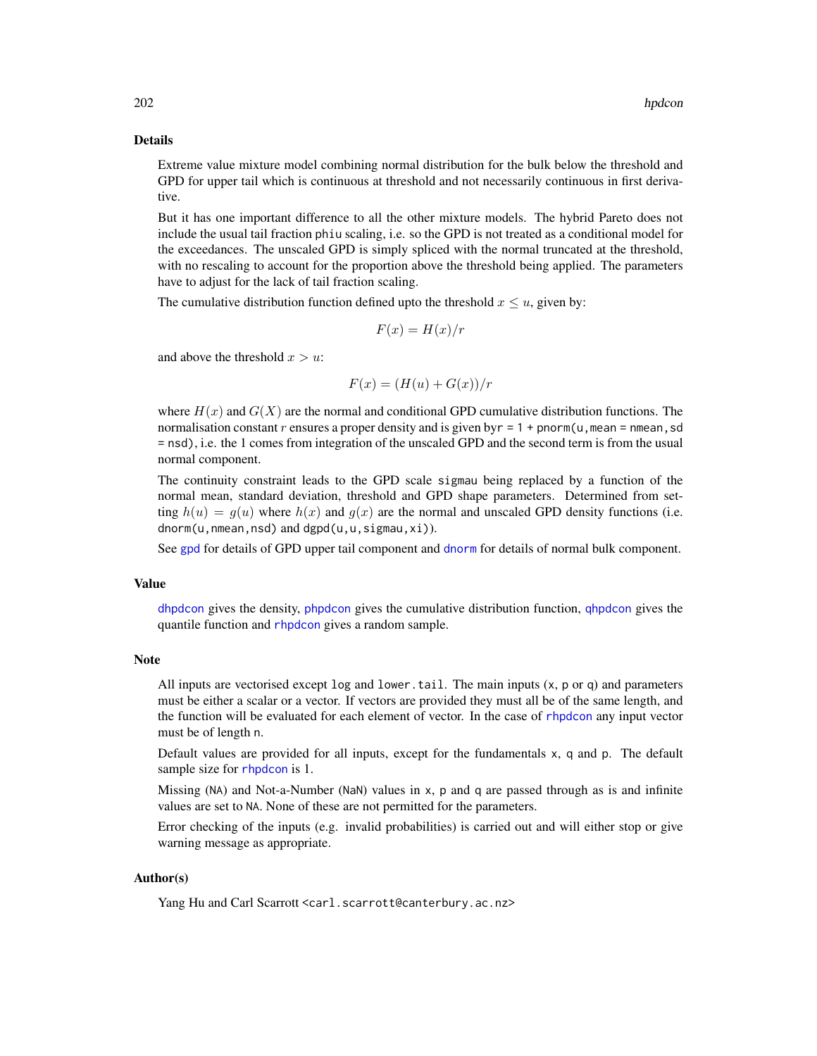## Details

Extreme value mixture model combining normal distribution for the bulk below the threshold and GPD for upper tail which is continuous at threshold and not necessarily continuous in first derivative.

But it has one important difference to all the other mixture models. The hybrid Pareto does not include the usual tail fraction `phiu` scaling, i.e. so the GPD is not treated as a conditional model for the exceedances. The unscaled GPD is simply spliced with the normal truncated at the threshold, with no rescaling to account for the proportion above the threshold being applied. The parameters have to adjust for the lack of tail fraction scaling.

The cumulative distribution function defined upto the threshold $x \le u$, given by:

$$F(x) = H(x)/r$$

and above the threshold $x > u$:

$$F(x) = (H(u) + G(x))/r$$

where $H(x)$ and $G(X)$ are the normal and conditional GPD cumulative distribution functions. The normalisation constant $r$ ensures a proper density and is given by`r = 1 + pnorm(u,mean = nmean,sd = nsd)`, i.e. the 1 comes from integration of the unscaled GPD and the second term is from the usual normal component.

The continuity constraint leads to the GPD scale `sigmau` being replaced by a function of the normal mean, standard deviation, threshold and GPD shape parameters. Determined from setting $h(u) = g(u)$ where $h(x)$ and $g(x)$ are the normal and unscaled GPD density functions (i.e. `dnorm(u,nmean,nsd)` and `dgpd(u,u,sigmau,xi)`).

See `gpd` for details of GPD upper tail component and `dnorm` for details of normal bulk component.

## Value

`dhpdcon` gives the density, `phpdcon` gives the cumulative distribution function, `qhpdcon` gives the quantile function and `rhpdcon` gives a random sample.

## Note

All inputs are vectorised except `log` and `lower.tail`. The main inputs (`x`, `p` or `q`) and parameters must be either a scalar or a vector. If vectors are provided they must all be of the same length, and the function will be evaluated for each element of vector. In the case of `rhpdcon` any input vector must be of length `n`.

Default values are provided for all inputs, except for the fundamentals `x`, `q` and `p`. The default sample size for `rhpdcon` is 1.

Missing (`NA`) and Not-a-Number (`NaN`) values in `x`, `p` and `q` are passed through as is and infinite values are set to `NA`. None of these are not permitted for the parameters.

Error checking of the inputs (e.g. invalid probabilities) is carried out and will either stop or give warning message as appropriate.

## Author(s)

Yang Hu and Carl Scarrott <carl.scarrott@canterbury.ac.nz>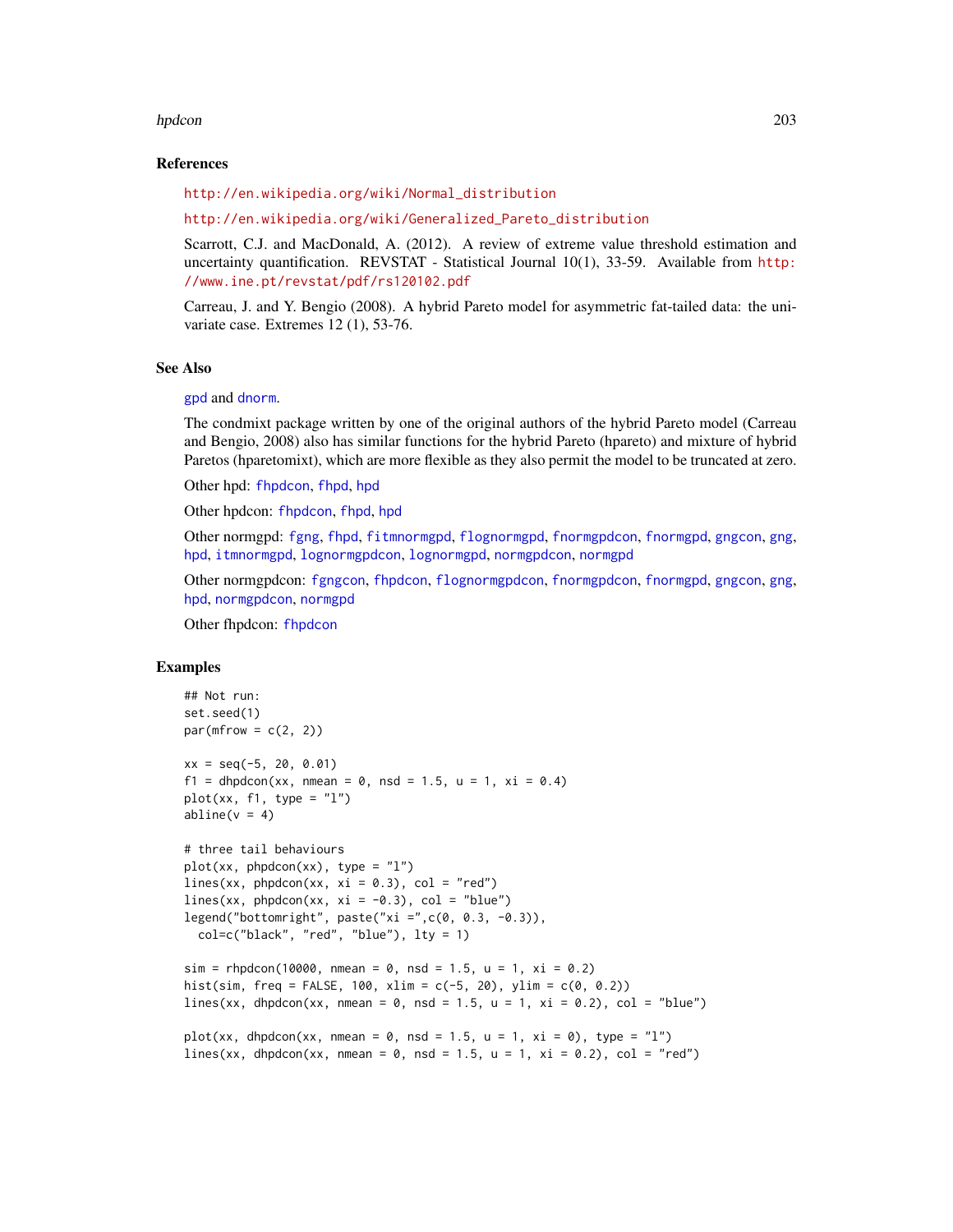## References

http://en.wikipedia.org/wiki/Normal_distribution

http://en.wikipedia.org/wiki/Generalized_Pareto_distribution

Scarrott, C.J. and MacDonald, A. (2012). A review of extreme value threshold estimation and uncertainty quantification. REVSTAT - Statistical Journal 10(1), 33-59. Available from http://www.ine.pt/revstat/pdf/rs120102.pdf

Carreau, J. and Y. Bengio (2008). A hybrid Pareto model for asymmetric fat-tailed data: the univariate case. Extremes 12 (1), 53-76.

## See Also

gpd and dnorm.

The condmixt package written by one of the original authors of the hybrid Pareto model (Carreau and Bengio, 2008) also has similar functions for the hybrid Pareto (hpareto) and mixture of hybrid Paretos (hparetomixt), which are more flexible as they also permit the model to be truncated at zero.

Other hpd: fhpdcon, fhpd, hpd

Other hpdcon: fhpdcon, fhpd, hpd

Other normgpd: fgng, fhpd, fitmnormgpd, flognormgpd, fnormgpdcon, fnormgpd, gngcon, gng, hpd, itmnormgpd, lognormgpdcon, lognormgpd, normgpdcon, normgpd

Other normgpdcon: fgngcon, fhpdcon, flognormgpdcon, fnormgpdcon, fnormgpd, gngcon, gng, hpd, normgpdcon, normgpd

Other fhpdcon: fhpdcon

## Examples

```
## Not run:
set.seed(1)
par(mfrow = c(2, 2))

xx = seq(-5, 20, 0.01)
f1 = dhpdcon(xx, nmean = 0, nsd = 1.5, u = 1, xi = 0.4)
plot(xx, f1, type = "l")
abline(v = 4)

# three tail behaviours
plot(xx, phpdcon(xx), type = "l")
lines(xx, phpdcon(xx, xi = 0.3), col = "red")
lines(xx, phpdcon(xx, xi = -0.3), col = "blue")
legend("bottomright", paste("xi =",c(0, 0.3, -0.3)),
  col=c("black", "red", "blue"), lty = 1)

sim = rhpdcon(10000, nmean = 0, nsd = 1.5, u = 1, xi = 0.2)
hist(sim, freq = FALSE, 100, xlim = c(-5, 20), ylim = c(0, 0.2))
lines(xx, dhpdcon(xx, nmean = 0, nsd = 1.5, u = 1, xi = 0.2), col = "blue")

plot(xx, dhpdcon(xx, nmean = 0, nsd = 1.5, u = 1, xi = 0), type = "l")
lines(xx, dhpdcon(xx, nmean = 0, nsd = 1.5, u = 1, xi = 0.2), col = "red")
```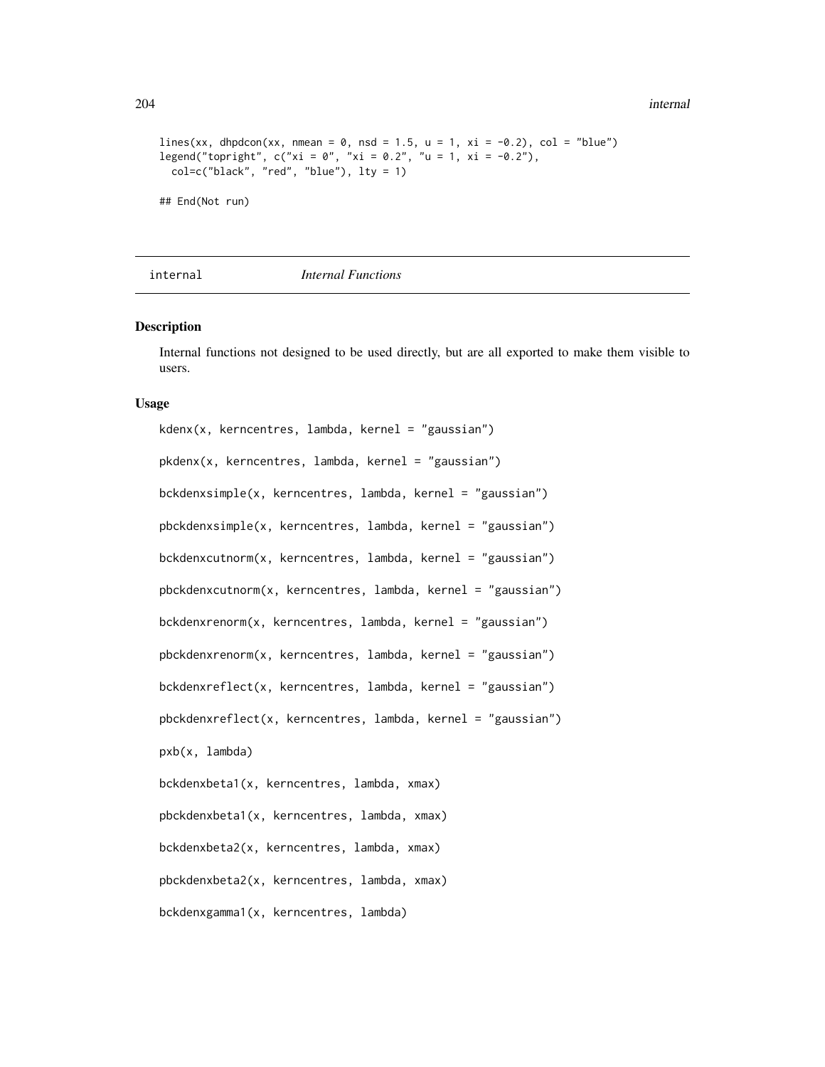```
lines(xx, dhpdcon(xx, nmean = 0, nsd = 1.5, u = 1, xi = -0.2), col = "blue")
legend("topright", c("xi = 0", "xi = 0.2", "u = 1, xi = -0.2"),
  col=c("black", "red", "blue"), lty = 1)

## End(Not run)
```

---

internal *Internal Functions*

---

### Description

Internal functions not designed to be used directly, but are all exported to make them visible to users.

### Usage

```
kdenx(x, kerncentres, lambda, kernel = "gaussian")

pkdenx(x, kerncentres, lambda, kernel = "gaussian")

bckdenxsimple(x, kerncentres, lambda, kernel = "gaussian")

pbckdenxsimple(x, kerncentres, lambda, kernel = "gaussian")

bckdenxcutnorm(x, kerncentres, lambda, kernel = "gaussian")

pbckdenxcutnorm(x, kerncentres, lambda, kernel = "gaussian")

bckdenxrenorm(x, kerncentres, lambda, kernel = "gaussian")

pbckdenxrenorm(x, kerncentres, lambda, kernel = "gaussian")

bckdenxreflect(x, kerncentres, lambda, kernel = "gaussian")

pbckdenxreflect(x, kerncentres, lambda, kernel = "gaussian")

pxb(x, lambda)

bckdenxbeta1(x, kerncentres, lambda, xmax)

pbckdenxbeta1(x, kerncentres, lambda, xmax)

bckdenxbeta2(x, kerncentres, lambda, xmax)

pbckdenxbeta2(x, kerncentres, lambda, xmax)

bckdenxgamma1(x, kerncentres, lambda)
```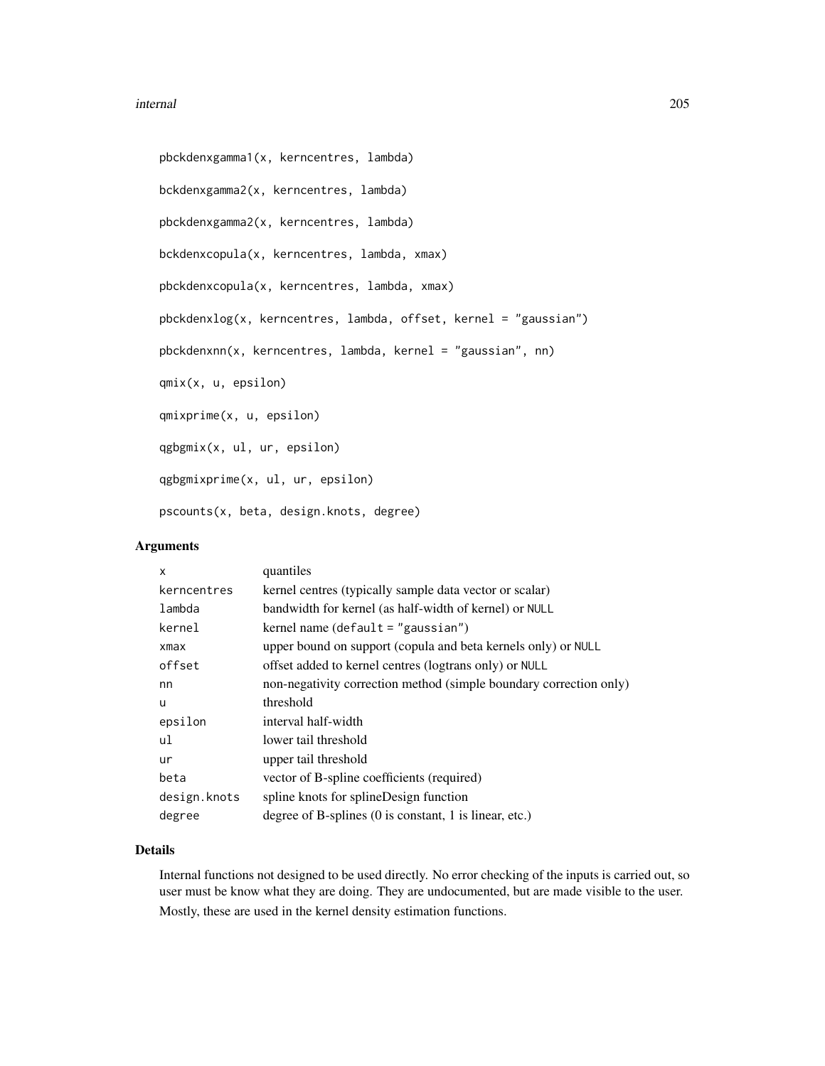```
pbckdenxgamma1(x, kerncentres, lambda)

bckdenxgamma2(x, kerncentres, lambda)

pbckdenxgamma2(x, kerncentres, lambda)

bckdenxcopula(x, kerncentres, lambda, xmax)

pbckdenxcopula(x, kerncentres, lambda, xmax)

pbckdenxlog(x, kerncentres, lambda, offset, kernel = "gaussian")

pbckdenxnn(x, kerncentres, lambda, kernel = "gaussian", nn)

qmix(x, u, epsilon)

qmixprime(x, u, epsilon)

qgbgmix(x, ul, ur, epsilon)

qgbgmixprime(x, ul, ur, epsilon)

pscounts(x, beta, design.knots, degree)
```

## Arguments

| | |
|---|---|
| x | quantiles |
| kerncentres | kernel centres (typically sample data vector or scalar) |
| lambda | bandwidth for kernel (as half-width of kernel) or NULL |
| kernel | kernel name (default = "gaussian") |
| xmax | upper bound on support (copula and beta kernels only) or NULL |
| offset | offset added to kernel centres (logtrans only) or NULL |
| nn | non-negativity correction method (simple boundary correction only) |
| u | threshold |
| epsilon | interval half-width |
| ul | lower tail threshold |
| ur | upper tail threshold |
| beta | vector of B-spline coefficients (required) |
| design.knots | spline knots for splineDesign function |
| degree | degree of B-splines (0 is constant, 1 is linear, etc.) |

## Details

Internal functions not designed to be used directly. No error checking of the inputs is carried out, so user must be know what they are doing. They are undocumented, but are made visible to the user.

Mostly, these are used in the kernel density estimation functions.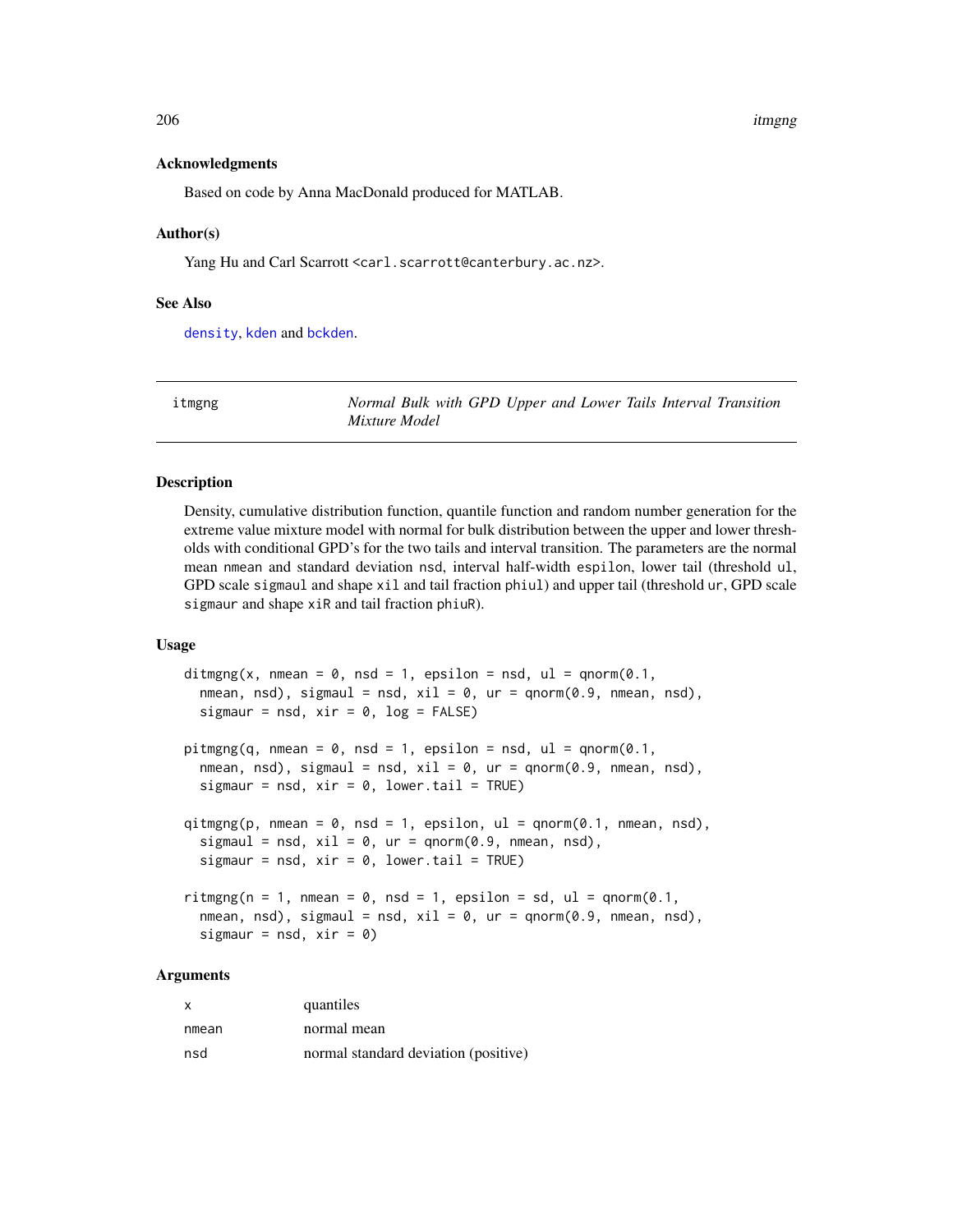### Acknowledgments

Based on code by Anna MacDonald produced for MATLAB.

### Author(s)

Yang Hu and Carl Scarrott <carl.scarrott@canterbury.ac.nz>.

### See Also

density, kden and bckden.

---

## itmgng — *Normal Bulk with GPD Upper and Lower Tails Interval Transition Mixture Model*

### Description

Density, cumulative distribution function, quantile function and random number generation for the extreme value mixture model with normal for bulk distribution between the upper and lower thresholds with conditional GPD's for the two tails and interval transition. The parameters are the normal mean `nmean` and standard deviation `nsd`, interval half-width `espilon`, lower tail (threshold `ul`, GPD scale `sigmaul` and shape `xil` and tail fraction `phiul`) and upper tail (threshold `ur`, GPD scale `sigmaur` and shape `xiR` and tail fraction `phiuR`).

### Usage

```
ditmgng(x, nmean = 0, nsd = 1, epsilon = nsd, ul = qnorm(0.1,
  nmean, nsd), sigmaul = nsd, xil = 0, ur = qnorm(0.9, nmean, nsd),
  sigmaur = nsd, xir = 0, log = FALSE)

pitmgng(q, nmean = 0, nsd = 1, epsilon = nsd, ul = qnorm(0.1,
  nmean, nsd), sigmaul = nsd, xil = 0, ur = qnorm(0.9, nmean, nsd),
  sigmaur = nsd, xir = 0, lower.tail = TRUE)

qitmgng(p, nmean = 0, nsd = 1, epsilon, ul = qnorm(0.1, nmean, nsd),
  sigmaul = nsd, xil = 0, ur = qnorm(0.9, nmean, nsd),
  sigmaur = nsd, xir = 0, lower.tail = TRUE)

ritmgng(n = 1, nmean = 0, nsd = 1, epsilon = sd, ul = qnorm(0.1,
  nmean, nsd), sigmaul = nsd, xil = 0, ur = qnorm(0.9, nmean, nsd),
  sigmaur = nsd, xir = 0)
```

### Arguments

| | |
|---|---|
| x | quantiles |
| nmean | normal mean |
| nsd | normal standard deviation (positive) |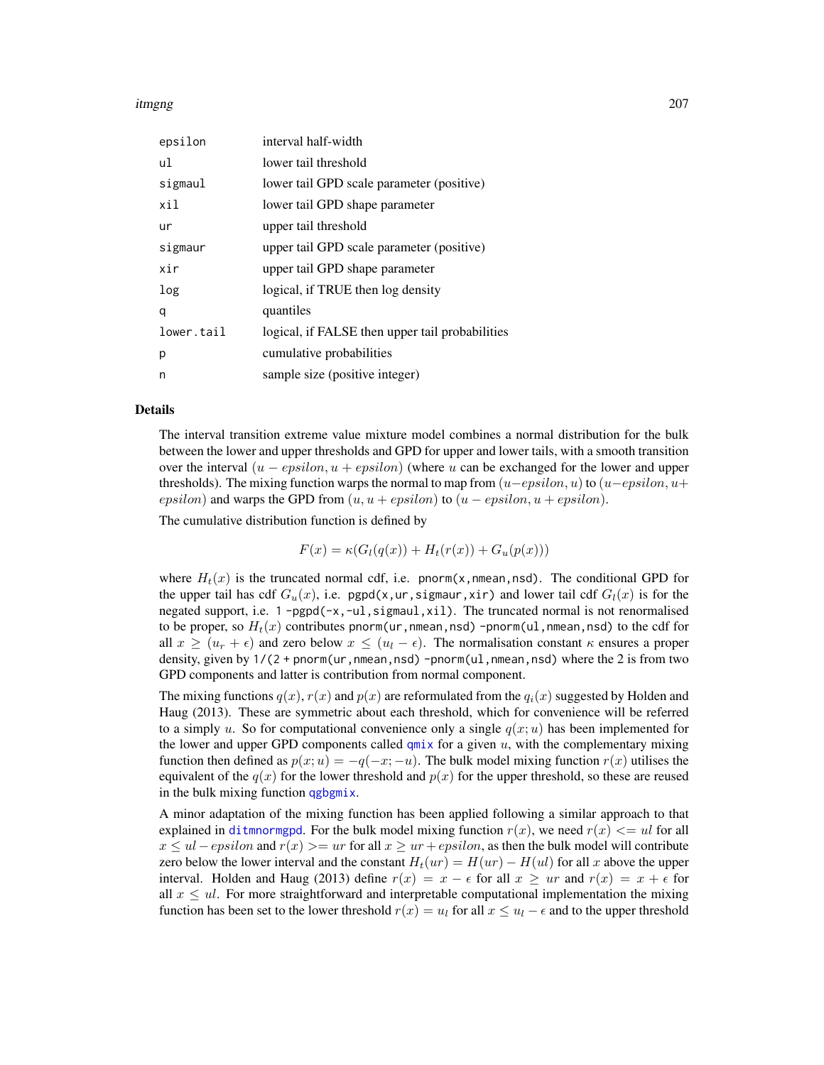| | |
|---|---|
| `epsilon` | interval half-width |
| `ul` | lower tail threshold |
| `sigmaul` | lower tail GPD scale parameter (positive) |
| `xil` | lower tail GPD shape parameter |
| `ur` | upper tail threshold |
| `sigmaur` | upper tail GPD scale parameter (positive) |
| `xir` | upper tail GPD shape parameter |
| `log` | logical, if TRUE then log density |
| `q` | quantiles |
| `lower.tail` | logical, if FALSE then upper tail probabilities |
| `p` | cumulative probabilities |
| `n` | sample size (positive integer) |

## Details

The interval transition extreme value mixture model combines a normal distribution for the bulk between the lower and upper thresholds and GPD for upper and lower tails, with a smooth transition over the interval $(u - epsilon, u + epsilon)$ (where $u$ can be exchanged for the lower and upper thresholds). The mixing function warps the normal to map from $(u - epsilon, u)$ to $(u - epsilon, u + epsilon)$ and warps the GPD from $(u, u + epsilon)$ to $(u - epsilon, u + epsilon)$.

The cumulative distribution function is defined by

$$F(x) = \kappa(G_l(q(x)) + H_t(r(x)) + G_u(p(x)))$$

where $H_t(x)$ is the truncated normal cdf, i.e. `pnorm(x,nmean,nsd)`. The conditional GPD for the upper tail has cdf $G_u(x)$, i.e. `pgpd(x,ur,sigmaur,xir)` and lower tail cdf $G_l(x)$ is for the negated support, i.e. `1 -pgpd(-x,-ul,sigmaul,xil)`. The truncated normal is not renormalised to be proper, so $H_t(x)$ contributes `pnorm(ur,nmean,nsd) -pnorm(ul,nmean,nsd)` to the cdf for all $x \geq (u_r + \epsilon)$ and zero below $x \leq (u_l - \epsilon)$. The normalisation constant $\kappa$ ensures a proper density, given by `1/(2 + pnorm(ur,nmean,nsd) -pnorm(ul,nmean,nsd)` where the 2 is from two GPD components and latter is contribution from normal component.

The mixing functions $q(x)$, $r(x)$ and $p(x)$ are reformulated from the $q_i(x)$ suggested by Holden and Haug (2013). These are symmetric about each threshold, which for convenience will be referred to a simply $u$. So for computational convenience only a single $q(x; u)$ has been implemented for the lower and upper GPD components called `qmix` for a given $u$, with the complementary mixing function then defined as $p(x; u) = -q(-x; -u)$. The bulk model mixing function $r(x)$ utilises the equivalent of the $q(x)$ for the lower threshold and $p(x)$ for the upper threshold, so these are reused in the bulk mixing function `qgbgmix`.

A minor adaptation of the mixing function has been applied following a similar approach to that explained in `ditmnormgpd`. For the bulk model mixing function $r(x)$, we need $r(x) <= ul$ for all $x \leq ul - epsilon$ and $r(x) >= ur$ for all $x \geq ur + epsilon$, as then the bulk model will contribute zero below the lower interval and the constant $H_t(ur) = H(ur) - H(ul)$ for all $x$ above the upper interval. Holden and Haug (2013) define $r(x) = x - \epsilon$ for all $x \geq ur$ and $r(x) = x + \epsilon$ for all $x \leq ul$. For more straightforward and interpretable computational implementation the mixing function has been set to the lower threshold $r(x) = u_l$ for all $x \leq u_l - \epsilon$ and to the upper threshold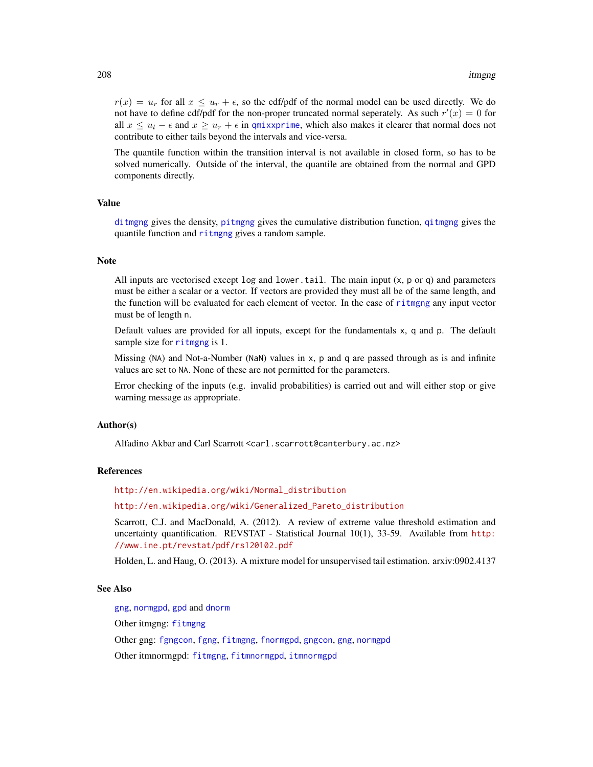$r(x) = u_r$ for all $x \leq u_r + \epsilon$, so the cdf/pdf of the normal model can be used directly. We do not have to define cdf/pdf for the non-proper truncated normal seperately. As such $r'(x) = 0$ for all $x \leq u_l - \epsilon$ and $x \geq u_r + \epsilon$ in `qmixxprime`, which also makes it clearer that normal does not contribute to either tails beyond the intervals and vice-versa.

The quantile function within the transition interval is not available in closed form, so has to be solved numerically. Outside of the interval, the quantile are obtained from the normal and GPD components directly.

## Value

`ditmgng` gives the density, `pitmgng` gives the cumulative distribution function, `qitmgng` gives the quantile function and `ritmgng` gives a random sample.

## Note

All inputs are vectorised except `log` and `lower.tail`. The main input (`x`, `p` or `q`) and parameters must be either a scalar or a vector. If vectors are provided they must all be of the same length, and the function will be evaluated for each element of vector. In the case of `ritmgng` any input vector must be of length `n`.

Default values are provided for all inputs, except for the fundamentals `x`, `q` and `p`. The default sample size for `ritmgng` is 1.

Missing (`NA`) and Not-a-Number (`NaN`) values in `x`, `p` and `q` are passed through as is and infinite values are set to `NA`. None of these are not permitted for the parameters.

Error checking of the inputs (e.g. invalid probabilities) is carried out and will either stop or give warning message as appropriate.

## Author(s)

Alfadino Akbar and Carl Scarrott <carl.scarrott@canterbury.ac.nz>

## References

http://en.wikipedia.org/wiki/Normal_distribution

http://en.wikipedia.org/wiki/Generalized_Pareto_distribution

Scarrott, C.J. and MacDonald, A. (2012). A review of extreme value threshold estimation and uncertainty quantification. REVSTAT - Statistical Journal 10(1), 33-59. Available from http://www.ine.pt/revstat/pdf/rs120102.pdf

Holden, L. and Haug, O. (2013). A mixture model for unsupervised tail estimation. arxiv:0902.4137

## See Also

`gng`, `normgpd`, `gpd` and `dnorm`

Other itmgng: `fitmgng`

Other gng: `fgngcon`, `fgng`, `fitmgng`, `fnormgpd`, `gngcon`, `gng`, `normgpd`

Other itmnormgpd: `fitmgng`, `fitmnormgpd`, `itmnormgpd`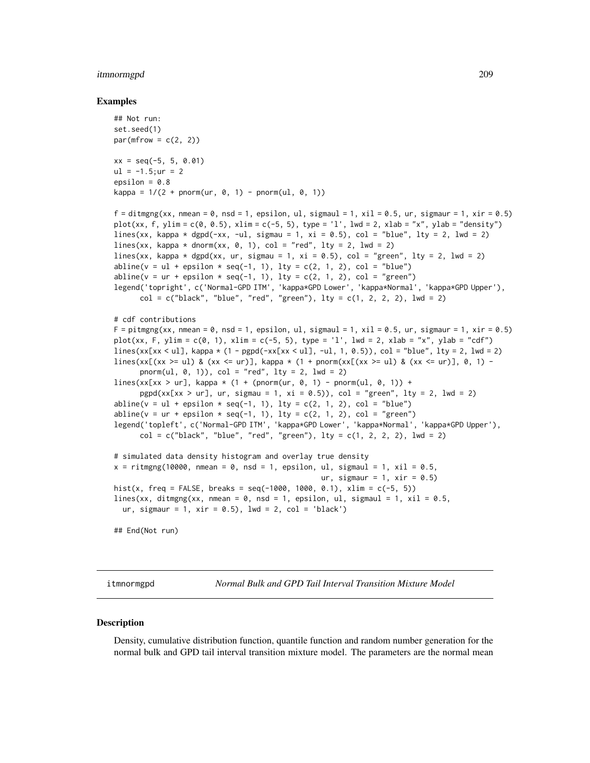## Examples

```
## Not run:
set.seed(1)
par(mfrow = c(2, 2))

xx = seq(-5, 5, 0.01)
ul = -1.5;ur = 2
epsilon = 0.8
kappa = 1/(2 + pnorm(ur, 0, 1) - pnorm(ul, 0, 1))

f = ditmgng(xx, nmean = 0, nsd = 1, epsilon, ul, sigmaul = 1, xil = 0.5, ur, sigmaur = 1, xir = 0.5)
plot(xx, f, ylim = c(0, 0.5), xlim = c(-5, 5), type = 'l', lwd = 2, xlab = "x", ylab = "density")
lines(xx, kappa * dgpd(-xx, -ul, sigmau = 1, xi = 0.5), col = "blue", lty = 2, lwd = 2)
lines(xx, kappa * dnorm(xx, 0, 1), col = "red", lty = 2, lwd = 2)
lines(xx, kappa * dgpd(xx, ur, sigmau = 1, xi = 0.5), col = "green", lty = 2, lwd = 2)
abline(v = ul + epsilon * seq(-1, 1), lty = c(2, 1, 2), col = "blue")
abline(v = ur + epsilon * seq(-1, 1), lty = c(2, 1, 2), col = "green")
legend('topright', c('Normal-GPD ITM', 'kappa*GPD Lower', 'kappa*Normal', 'kappa*GPD Upper'),
      col = c("black", "blue", "red", "green"), lty = c(1, 2, 2, 2), lwd = 2)

# cdf contributions
F = pitmgng(xx, nmean = 0, nsd = 1, epsilon, ul, sigmaul = 1, xil = 0.5, ur, sigmaur = 1, xir = 0.5)
plot(xx, F, ylim = c(0, 1), xlim = c(-5, 5), type = 'l', lwd = 2, xlab = "x", ylab = "cdf")
lines(xx[xx < ul], kappa * (1 - pgpd(-xx[xx < ul], -ul, 1, 0.5)), col = "blue", lty = 2, lwd = 2)
lines(xx[(xx >= ul) & (xx <= ur)], kappa * (1 + pnorm(xx[(xx >= ul) & (xx <= ur)], 0, 1) -
      pnorm(ul, 0, 1)), col = "red", lty = 2, lwd = 2)
lines(xx[xx > ur], kappa * (1 + (pnorm(ur, 0, 1) - pnorm(ul, 0, 1)) +
      pgpd(xx[xx > ur], ur, sigmau = 1, xi = 0.5)), col = "green", lty = 2, lwd = 2)
abline(v = ul + epsilon * seq(-1, 1), lty = c(2, 1, 2), col = "blue")
abline(v = ur + epsilon * seq(-1, 1), lty = c(2, 1, 2), col = "green")
legend('topleft', c('Normal-GPD ITM', 'kappa*GPD Lower', 'kappa*Normal', 'kappa*GPD Upper'),
      col = c("black", "blue", "red", "green"), lty = c(1, 2, 2, 2), lwd = 2)

# simulated data density histogram and overlay true density
x = ritmgng(10000, nmean = 0, nsd = 1, epsilon, ul, sigmaul = 1, xil = 0.5,
                                                ur, sigmaur = 1, xir = 0.5)
hist(x, freq = FALSE, breaks = seq(-1000, 1000, 0.1), xlim = c(-5, 5))
lines(xx, ditmgng(xx, nmean = 0, nsd = 1, epsilon, ul, sigmaul = 1, xil = 0.5,
  ur, sigmaur = 1, xir = 0.5), lwd = 2, col = 'black')

## End(Not run)
```

---

itmnormgpd *Normal Bulk and GPD Tail Interval Transition Mixture Model*

---

## Description

Density, cumulative distribution function, quantile function and random number generation for the normal bulk and GPD tail interval transition mixture model. The parameters are the normal mean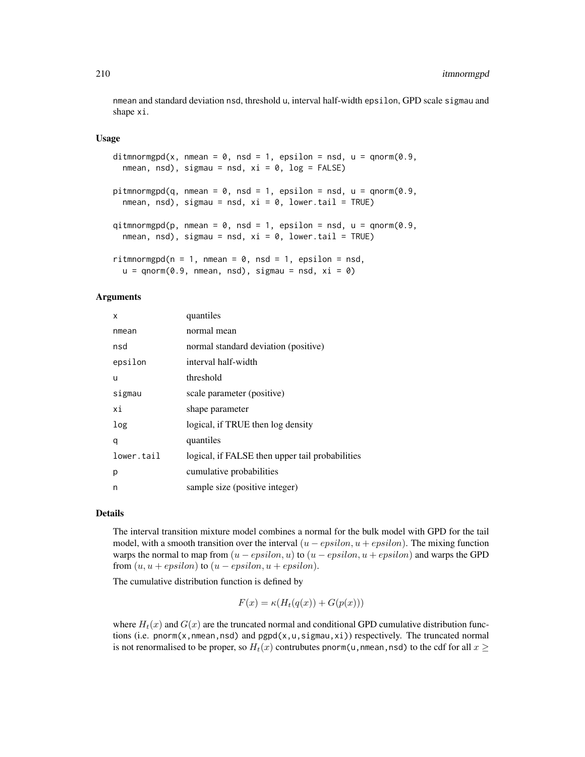nmean and standard deviation nsd, threshold u, interval half-width epsilon, GPD scale sigmau and shape xi.

## Usage

```
ditmnormgpd(x, nmean = 0, nsd = 1, epsilon = nsd, u = qnorm(0.9,
  nmean, nsd), sigmau = nsd, xi = 0, log = FALSE)

pitmnormgpd(q, nmean = 0, nsd = 1, epsilon = nsd, u = qnorm(0.9,
  nmean, nsd), sigmau = nsd, xi = 0, lower.tail = TRUE)

qitmnormgpd(p, nmean = 0, nsd = 1, epsilon = nsd, u = qnorm(0.9,
  nmean, nsd), sigmau = nsd, xi = 0, lower.tail = TRUE)

ritmnormgpd(n = 1, nmean = 0, nsd = 1, epsilon = nsd,
  u = qnorm(0.9, nmean, nsd), sigmau = nsd, xi = 0)
```

## Arguments

| | |
|---|---|
| x | quantiles |
| nmean | normal mean |
| nsd | normal standard deviation (positive) |
| epsilon | interval half-width |
| u | threshold |
| sigmau | scale parameter (positive) |
| xi | shape parameter |
| log | logical, if TRUE then log density |
| q | quantiles |
| lower.tail | logical, if FALSE then upper tail probabilities |
| p | cumulative probabilities |
| n | sample size (positive integer) |

## Details

The interval transition mixture model combines a normal for the bulk model with GPD for the tail model, with a smooth transition over the interval $(u - epsilon, u + epsilon)$. The mixing function warps the normal to map from $(u - epsilon, u)$ to $(u - epsilon, u + epsilon)$ and warps the GPD from $(u, u + epsilon)$ to $(u - epsilon, u + epsilon)$.

The cumulative distribution function is defined by

$$F(x) = \kappa(H_t(q(x)) + G(p(x)))$$

where $H_t(x)$ and $G(x)$ are the truncated normal and conditional GPD cumulative distribution functions (i.e. pnorm(x,nmean,nsd) and pgpd(x,u,sigmau,xi)) respectively. The truncated normal is not renormalised to be proper, so $H_t(x)$ contrubutes pnorm(u,nmean,nsd) to the cdf for all $x \geq$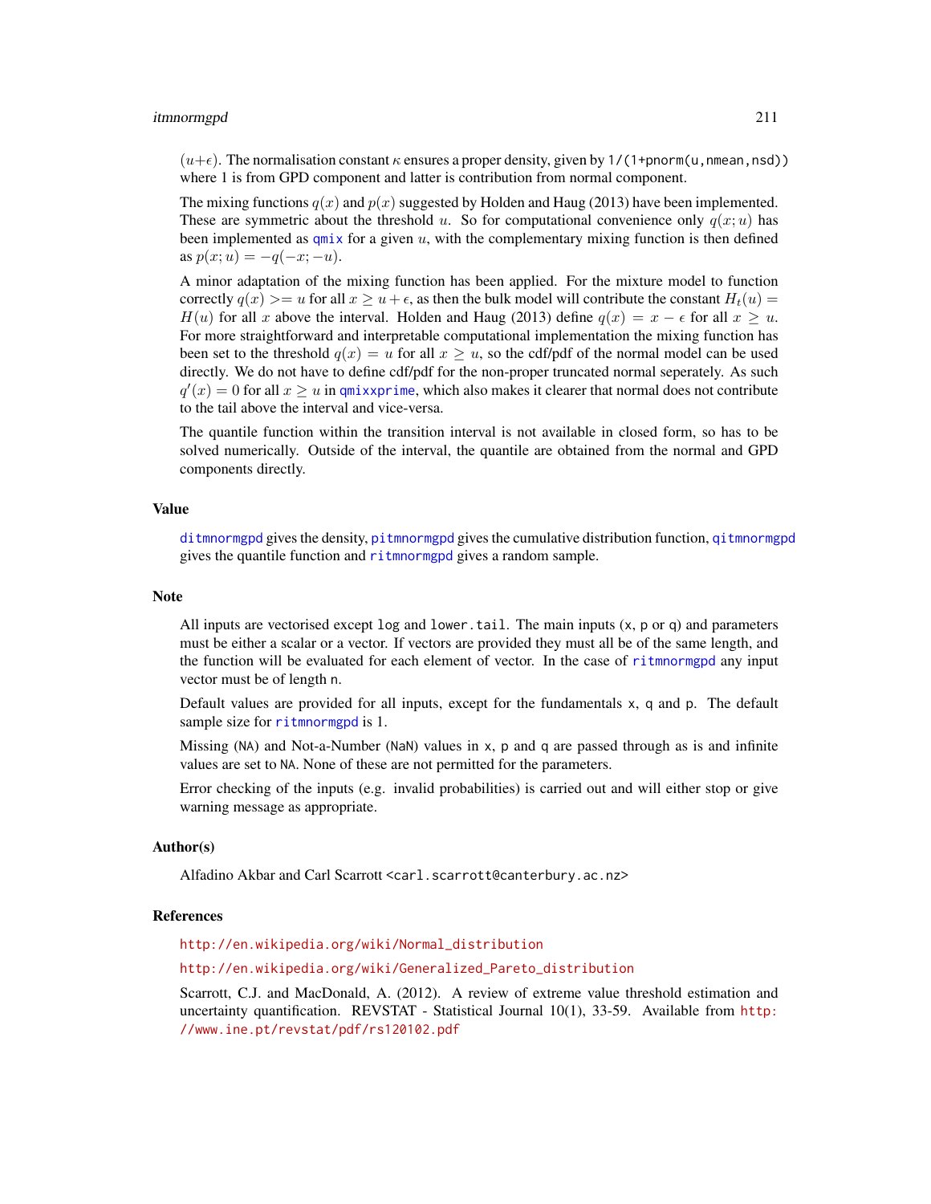$(u+\epsilon)$. The normalisation constant $\kappa$ ensures a proper density, given by `1/(1+pnorm(u,nmean,nsd))` where 1 is from GPD component and latter is contribution from normal component.

The mixing functions $q(x)$ and $p(x)$ suggested by Holden and Haug (2013) have been implemented. These are symmetric about the threshold $u$. So for computational convenience only $q(x;u)$ has been implemented as `qmix` for a given $u$, with the complementary mixing function is then defined as $p(x;u) = -q(-x;-u)$.

A minor adaptation of the mixing function has been applied. For the mixture model to function correctly $q(x) >= u$ for all $x \geq u+\epsilon$, as then the bulk model will contribute the constant $H_t(u) = H(u)$ for all $x$ above the interval. Holden and Haug (2013) define $q(x) = x - \epsilon$ for all $x \geq u$. For more straightforward and interpretable computational implementation the mixing function has been set to the threshold $q(x) = u$ for all $x \geq u$, so the cdf/pdf of the normal model can be used directly. We do not have to define cdf/pdf for the non-proper truncated normal seperately. As such $q'(x) = 0$ for all $x \geq u$ in `qmixxprime`, which also makes it clearer that normal does not contribute to the tail above the interval and vice-versa.

The quantile function within the transition interval is not available in closed form, so has to be solved numerically. Outside of the interval, the quantile are obtained from the normal and GPD components directly.

## Value

`ditmnormgpd` gives the density, `pitmnormgpd` gives the cumulative distribution function, `qitmnormgpd` gives the quantile function and `ritmnormgpd` gives a random sample.

## Note

All inputs are vectorised except `log` and `lower.tail`. The main inputs (`x`, `p` or `q`) and parameters must be either a scalar or a vector. If vectors are provided they must all be of the same length, and the function will be evaluated for each element of vector. In the case of `ritmnormgpd` any input vector must be of length `n`.

Default values are provided for all inputs, except for the fundamentals `x`, `q` and `p`. The default sample size for `ritmnormgpd` is 1.

Missing (`NA`) and Not-a-Number (`NaN`) values in `x`, `p` and `q` are passed through as is and infinite values are set to `NA`. None of these are not permitted for the parameters.

Error checking of the inputs (e.g. invalid probabilities) is carried out and will either stop or give warning message as appropriate.

## Author(s)

Alfadino Akbar and Carl Scarrott <carl.scarrott@canterbury.ac.nz>

## References

http://en.wikipedia.org/wiki/Normal_distribution

http://en.wikipedia.org/wiki/Generalized_Pareto_distribution

Scarrott, C.J. and MacDonald, A. (2012). A review of extreme value threshold estimation and uncertainty quantification. REVSTAT - Statistical Journal 10(1), 33-59. Available from http://www.ine.pt/revstat/pdf/rs120102.pdf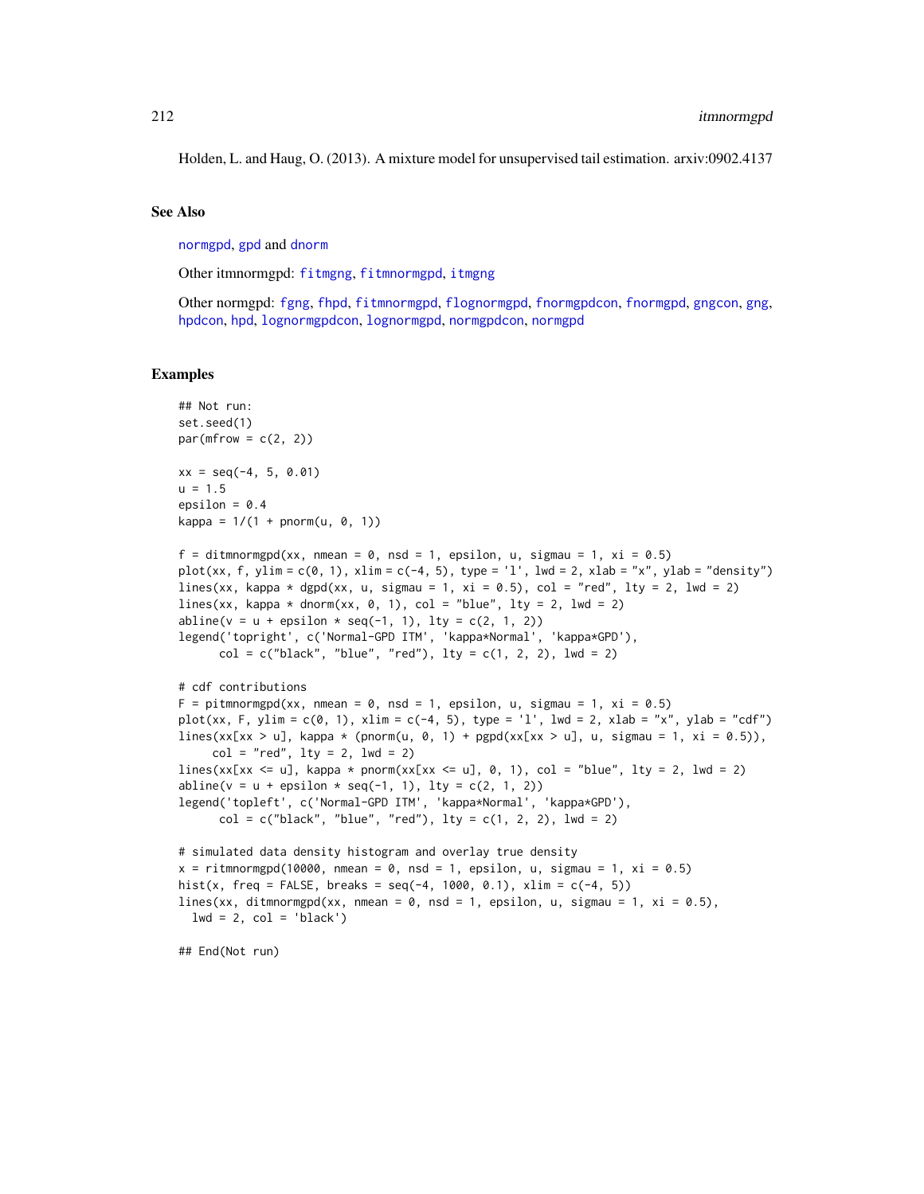Holden, L. and Haug, O. (2013). A mixture model for unsupervised tail estimation. arxiv:0902.4137

## See Also

normgpd, gpd and dnorm

Other itmnormgpd: fitmgng, fitmnormgpd, itmgng

Other normgpd: fgng, fhpd, fitmnormgpd, flognormgpd, fnormgpdcon, fnormgpd, gngcon, gng, hpdcon, hpd, lognormgpdcon, lognormgpd, normgpdcon, normgpd

## Examples

```
## Not run:
set.seed(1)
par(mfrow = c(2, 2))

xx = seq(-4, 5, 0.01)
u = 1.5
epsilon = 0.4
kappa = 1/(1 + pnorm(u, 0, 1))

f = ditmnormgpd(xx, nmean = 0, nsd = 1, epsilon, u, sigmau = 1, xi = 0.5)
plot(xx, f, ylim = c(0, 1), xlim = c(-4, 5), type = 'l', lwd = 2, xlab = "x", ylab = "density")
lines(xx, kappa * dgpd(xx, u, sigmau = 1, xi = 0.5), col = "red", lty = 2, lwd = 2)
lines(xx, kappa * dnorm(xx, 0, 1), col = "blue", lty = 2, lwd = 2)
abline(v = u + epsilon * seq(-1, 1), lty = c(2, 1, 2))
legend('topright', c('Normal-GPD ITM', 'kappa*Normal', 'kappa*GPD'),
      col = c("black", "blue", "red"), lty = c(1, 2, 2), lwd = 2)

# cdf contributions
F = pitmnormgpd(xx, nmean = 0, nsd = 1, epsilon, u, sigmau = 1, xi = 0.5)
plot(xx, F, ylim = c(0, 1), xlim = c(-4, 5), type = 'l', lwd = 2, xlab = "x", ylab = "cdf")
lines(xx[xx > u], kappa * (pnorm(u, 0, 1) + pgpd(xx[xx > u], u, sigmau = 1, xi = 0.5)),
     col = "red", lty = 2, lwd = 2)
lines(xx[xx <= u], kappa * pnorm(xx[xx <= u], 0, 1), col = "blue", lty = 2, lwd = 2)
abline(v = u + epsilon * seq(-1, 1), lty = c(2, 1, 2))
legend('topleft', c('Normal-GPD ITM', 'kappa*Normal', 'kappa*GPD'),
      col = c("black", "blue", "red"), lty = c(1, 2, 2), lwd = 2)

# simulated data density histogram and overlay true density
x = ritmnormgpd(10000, nmean = 0, nsd = 1, epsilon, u, sigmau = 1, xi = 0.5)
hist(x, freq = FALSE, breaks = seq(-4, 1000, 0.1), xlim = c(-4, 5))
lines(xx, ditmnormgpd(xx, nmean = 0, nsd = 1, epsilon, u, sigmau = 1, xi = 0.5),
  lwd = 2, col = 'black')

## End(Not run)
```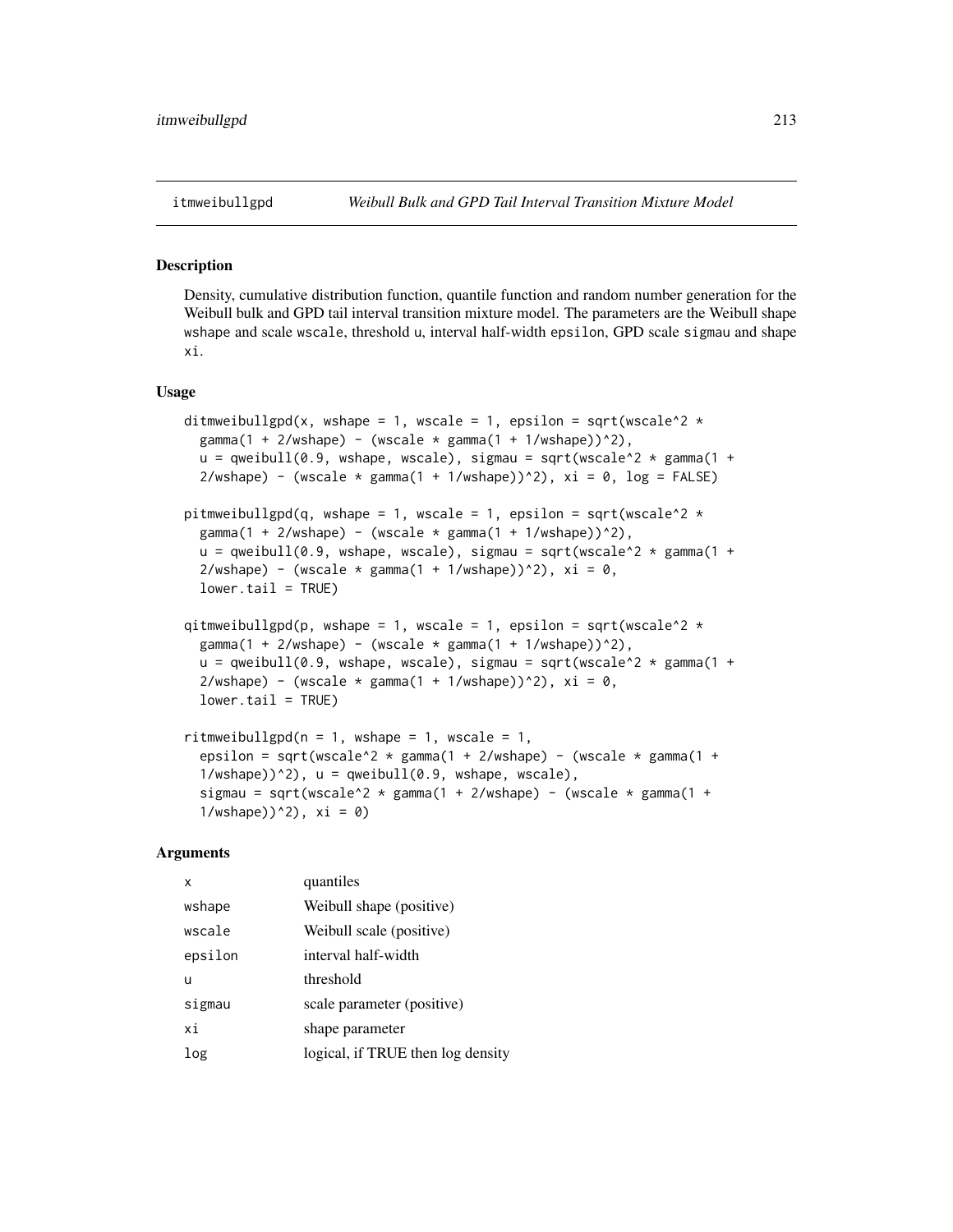# itmweibullgpd — *Weibull Bulk and GPD Tail Interval Transition Mixture Model*

## Description

Density, cumulative distribution function, quantile function and random number generation for the Weibull bulk and GPD tail interval transition mixture model. The parameters are the Weibull shape `wshape` and scale `wscale`, threshold `u`, interval half-width `epsilon`, GPD scale `sigmau` and shape `xi`.

## Usage

```
ditmweibullgpd(x, wshape = 1, wscale = 1, epsilon = sqrt(wscale^2 *
  gamma(1 + 2/wshape) - (wscale * gamma(1 + 1/wshape))^2),
  u = qweibull(0.9, wshape, wscale), sigmau = sqrt(wscale^2 * gamma(1 +
  2/wshape) - (wscale * gamma(1 + 1/wshape))^2), xi = 0, log = FALSE)

pitmweibullgpd(q, wshape = 1, wscale = 1, epsilon = sqrt(wscale^2 *
  gamma(1 + 2/wshape) - (wscale * gamma(1 + 1/wshape))^2),
  u = qweibull(0.9, wshape, wscale), sigmau = sqrt(wscale^2 * gamma(1 +
  2/wshape) - (wscale * gamma(1 + 1/wshape))^2), xi = 0,
  lower.tail = TRUE)

qitmweibullgpd(p, wshape = 1, wscale = 1, epsilon = sqrt(wscale^2 *
  gamma(1 + 2/wshape) - (wscale * gamma(1 + 1/wshape))^2),
  u = qweibull(0.9, wshape, wscale), sigmau = sqrt(wscale^2 * gamma(1 +
  2/wshape) - (wscale * gamma(1 + 1/wshape))^2), xi = 0,
  lower.tail = TRUE)

ritmweibullgpd(n = 1, wshape = 1, wscale = 1,
  epsilon = sqrt(wscale^2 * gamma(1 + 2/wshape) - (wscale * gamma(1 +
  1/wshape))^2), u = qweibull(0.9, wshape, wscale),
  sigmau = sqrt(wscale^2 * gamma(1 + 2/wshape) - (wscale * gamma(1 +
  1/wshape))^2), xi = 0)
```

## Arguments

| | |
|---|---|
| `x` | quantiles |
| `wshape` | Weibull shape (positive) |
| `wscale` | Weibull scale (positive) |
| `epsilon` | interval half-width |
| `u` | threshold |
| `sigmau` | scale parameter (positive) |
| `xi` | shape parameter |
| `log` | logical, if TRUE then log density |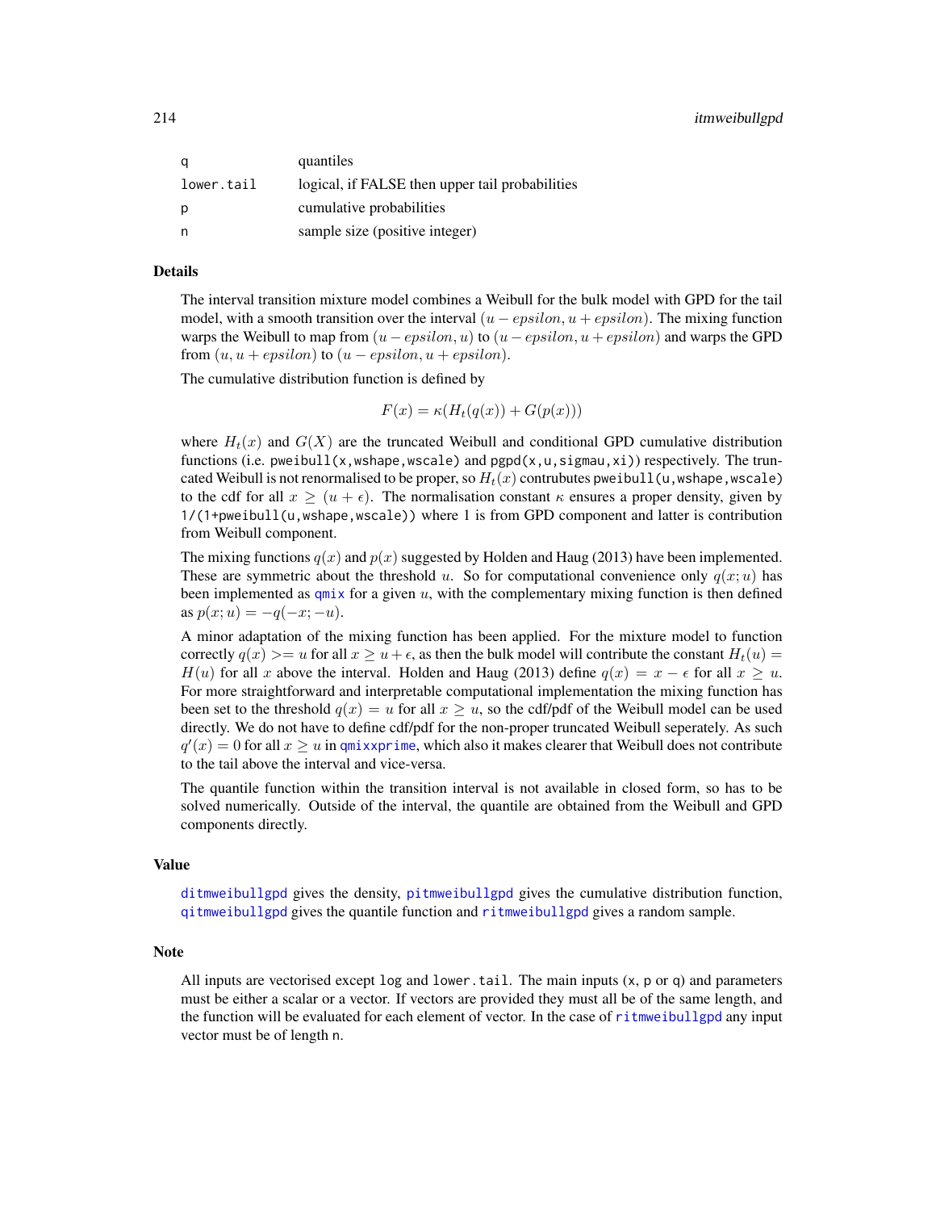| | |
|---|---|
| `q` | quantiles |
| `lower.tail` | logical, if FALSE then upper tail probabilities |
| `p` | cumulative probabilities |
| `n` | sample size (positive integer) |

## Details

The interval transition mixture model combines a Weibull for the bulk model with GPD for the tail model, with a smooth transition over the interval $(u - epsilon, u + epsilon)$. The mixing function warps the Weibull to map from $(u - epsilon, u)$ to $(u - epsilon, u + epsilon)$ and warps the GPD from $(u, u + epsilon)$ to $(u - epsilon, u + epsilon)$.

The cumulative distribution function is defined by

$$F(x) = \kappa(H_t(q(x)) + G(p(x)))$$

where $H_t(x)$ and $G(X)$ are the truncated Weibull and conditional GPD cumulative distribution functions (i.e. `pweibull(x,wshape,wscale)` and `pgpd(x,u,sigmau,xi)`) respectively. The truncated Weibull is not renormalised to be proper, so $H_t(x)$ contrubutes `pweibull(u,wshape,wscale)` to the cdf for all $x \geq (u + \epsilon)$. The normalisation constant $\kappa$ ensures a proper density, given by `1/(1+pweibull(u,wshape,wscale))` where 1 is from GPD component and latter is contribution from Weibull component.

The mixing functions $q(x)$ and $p(x)$ suggested by Holden and Haug (2013) have been implemented. These are symmetric about the threshold $u$. So for computational convenience only $q(x; u)$ has been implemented as `qmix` for a given $u$, with the complementary mixing function is then defined as $p(x; u) = -q(-x; -u)$.

A minor adaptation of the mixing function has been applied. For the mixture model to function correctly $q(x) >= u$ for all $x \geq u + \epsilon$, as then the bulk model will contribute the constant $H_t(u) = H(u)$ for all $x$ above the interval. Holden and Haug (2013) define $q(x) = x - \epsilon$ for all $x \geq u$. For more straightforward and interpretable computational implementation the mixing function has been set to the threshold $q(x) = u$ for all $x \geq u$, so the cdf/pdf of the Weibull model can be used directly. We do not have to define cdf/pdf for the non-proper truncated Weibull seperately. As such $q'(x) = 0$ for all $x \geq u$ in `qmixxprime`, which also it makes clearer that Weibull does not contribute to the tail above the interval and vice-versa.

The quantile function within the transition interval is not available in closed form, so has to be solved numerically. Outside of the interval, the quantile are obtained from the Weibull and GPD components directly.

## Value

`ditmweibullgpd` gives the density, `pitmweibullgpd` gives the cumulative distribution function, `qitmweibullgpd` gives the quantile function and `ritmweibullgpd` gives a random sample.

## Note

All inputs are vectorised except `log` and `lower.tail`. The main inputs (`x`, `p` or `q`) and parameters must be either a scalar or a vector. If vectors are provided they must all be of the same length, and the function will be evaluated for each element of vector. In the case of `ritmweibullgpd` any input vector must be of length `n`.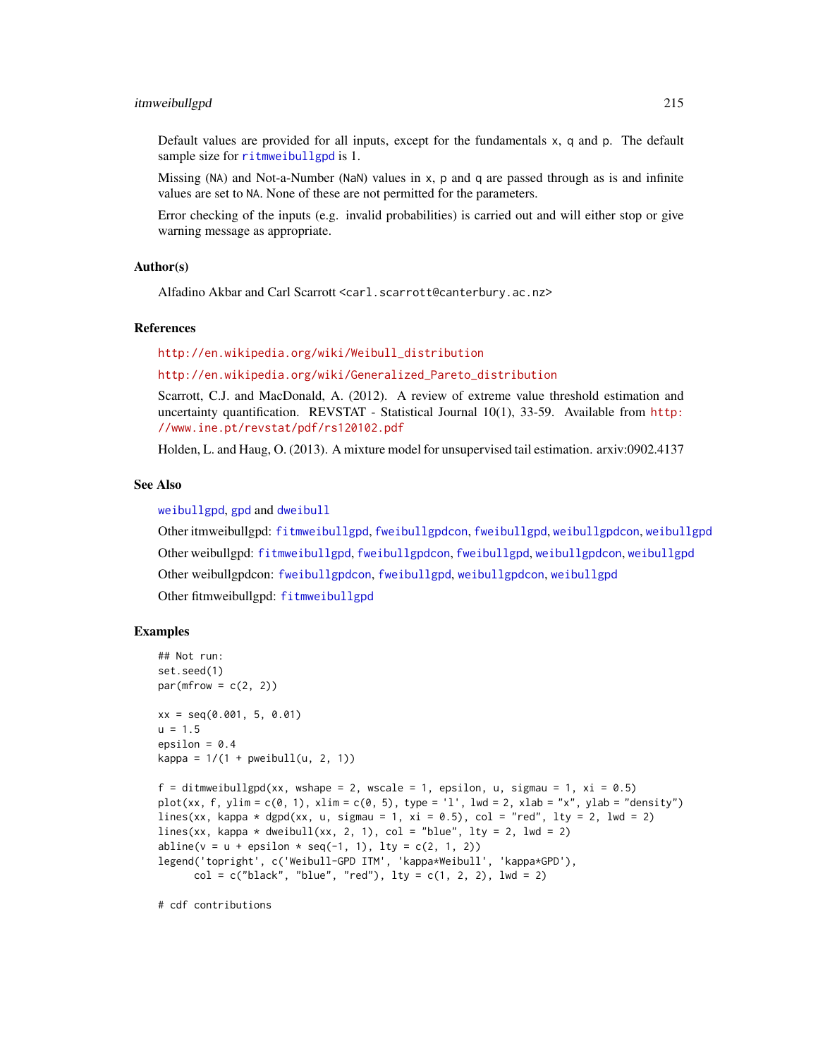Default values are provided for all inputs, except for the fundamentals x, q and p. The default sample size for ritmweibullgpd is 1.

Missing (NA) and Not-a-Number (NaN) values in x, p and q are passed through as is and infinite values are set to NA. None of these are not permitted for the parameters.

Error checking of the inputs (e.g. invalid probabilities) is carried out and will either stop or give warning message as appropriate.

## Author(s)

Alfadino Akbar and Carl Scarrott <carl.scarrott@canterbury.ac.nz>

## References

http://en.wikipedia.org/wiki/Weibull_distribution

http://en.wikipedia.org/wiki/Generalized_Pareto_distribution

Scarrott, C.J. and MacDonald, A. (2012). A review of extreme value threshold estimation and uncertainty quantification. REVSTAT - Statistical Journal 10(1), 33-59. Available from http://www.ine.pt/revstat/pdf/rs120102.pdf

Holden, L. and Haug, O. (2013). A mixture model for unsupervised tail estimation. arxiv:0902.4137

## See Also

weibullgpd, gpd and dweibull

Other itmweibullgpd: fitmweibullgpd, fweibullgpdcon, fweibullgpd, weibullgpdcon, weibullgpd

Other weibullgpd: fitmweibullgpd, fweibullgpdcon, fweibullgpd, weibullgpdcon, weibullgpd

Other weibullgpdcon: fweibullgpdcon, fweibullgpd, weibullgpdcon, weibullgpd

Other fitmweibullgpd: fitmweibullgpd

## Examples

```
## Not run:
set.seed(1)
par(mfrow = c(2, 2))

xx = seq(0.001, 5, 0.01)
u = 1.5
epsilon = 0.4
kappa = 1/(1 + pweibull(u, 2, 1))

f = ditmweibullgpd(xx, wshape = 2, wscale = 1, epsilon, u, sigmau = 1, xi = 0.5)
plot(xx, f, ylim = c(0, 1), xlim = c(0, 5), type = 'l', lwd = 2, xlab = "x", ylab = "density")
lines(xx, kappa * dgpd(xx, u, sigmau = 1, xi = 0.5), col = "red", lty = 2, lwd = 2)
lines(xx, kappa * dweibull(xx, 2, 1), col = "blue", lty = 2, lwd = 2)
abline(v = u + epsilon * seq(-1, 1), lty = c(2, 1, 2))
legend('topright', c('Weibull-GPD ITM', 'kappa*Weibull', 'kappa*GPD'),
      col = c("black", "blue", "red"), lty = c(1, 2, 2), lwd = 2)

# cdf contributions
```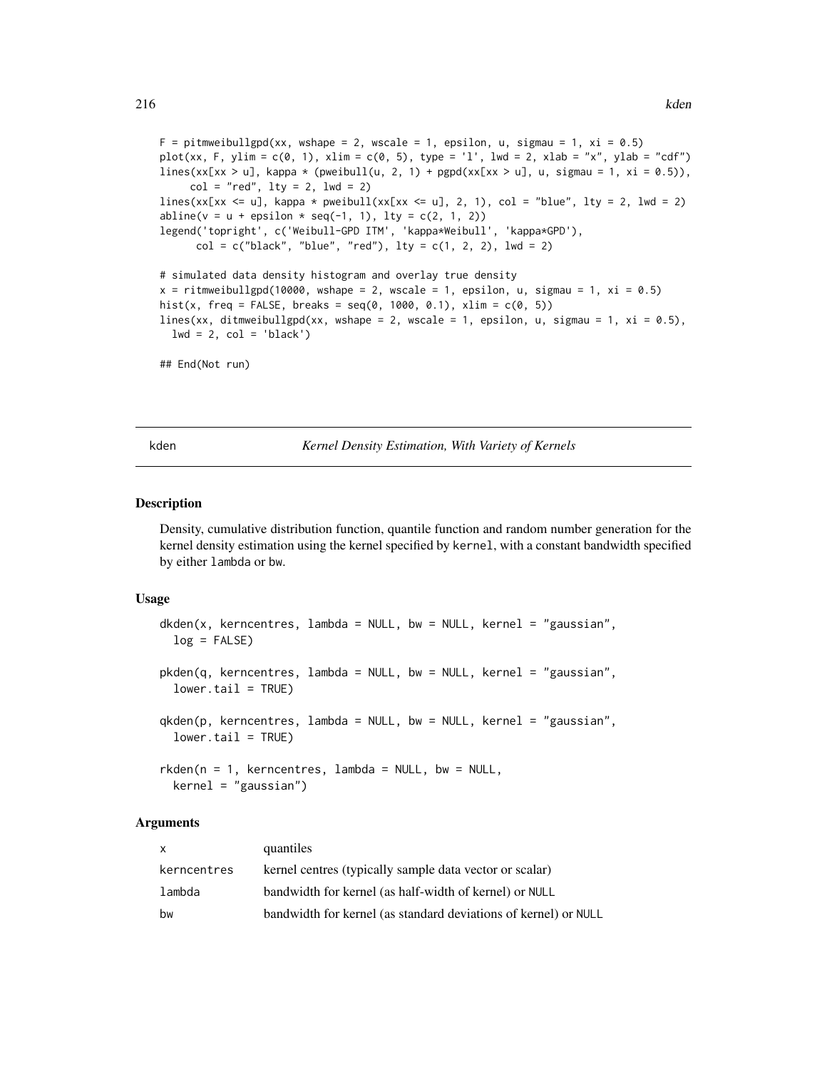```
F = pitmweibullgpd(xx, wshape = 2, wscale = 1, epsilon, u, sigmau = 1, xi = 0.5)
plot(xx, F, ylim = c(0, 1), xlim = c(0, 5), type = 'l', lwd = 2, xlab = "x", ylab = "cdf")
lines(xx[xx > u], kappa * (pweibull(u, 2, 1) + pgpd(xx[xx > u], u, sigmau = 1, xi = 0.5)),
     col = "red", lty = 2, lwd = 2)
lines(xx[xx <= u], kappa * pweibull(xx[xx <= u], 2, 1), col = "blue", lty = 2, lwd = 2)
abline(v = u + epsilon * seq(-1, 1), lty = c(2, 1, 2))
legend('topright', c('Weibull-GPD ITM', 'kappa*Weibull', 'kappa*GPD'),
      col = c("black", "blue", "red"), lty = c(1, 2, 2), lwd = 2)

# simulated data density histogram and overlay true density
x = ritmweibullgpd(10000, wshape = 2, wscale = 1, epsilon, u, sigmau = 1, xi = 0.5)
hist(x, freq = FALSE, breaks = seq(0, 1000, 0.1), xlim = c(0, 5))
lines(xx, ditmweibullgpd(xx, wshape = 2, wscale = 1, epsilon, u, sigmau = 1, xi = 0.5),
  lwd = 2, col = 'black')

## End(Not run)
```

## kden — *Kernel Density Estimation, With Variety of Kernels*

### Description

Density, cumulative distribution function, quantile function and random number generation for the kernel density estimation using the kernel specified by `kernel`, with a constant bandwidth specified by either `lambda` or `bw`.

### Usage

```
dkden(x, kerncentres, lambda = NULL, bw = NULL, kernel = "gaussian",
  log = FALSE)

pkden(q, kerncentres, lambda = NULL, bw = NULL, kernel = "gaussian",
  lower.tail = TRUE)

qkden(p, kerncentres, lambda = NULL, bw = NULL, kernel = "gaussian",
  lower.tail = TRUE)

rkden(n = 1, kerncentres, lambda = NULL, bw = NULL,
  kernel = "gaussian")
```

### Arguments

| | |
|---|---|
| `x` | quantiles |
| `kerncentres` | kernel centres (typically sample data vector or scalar) |
| `lambda` | bandwidth for kernel (as half-width of kernel) or `NULL` |
| `bw` | bandwidth for kernel (as standard deviations of kernel) or `NULL` |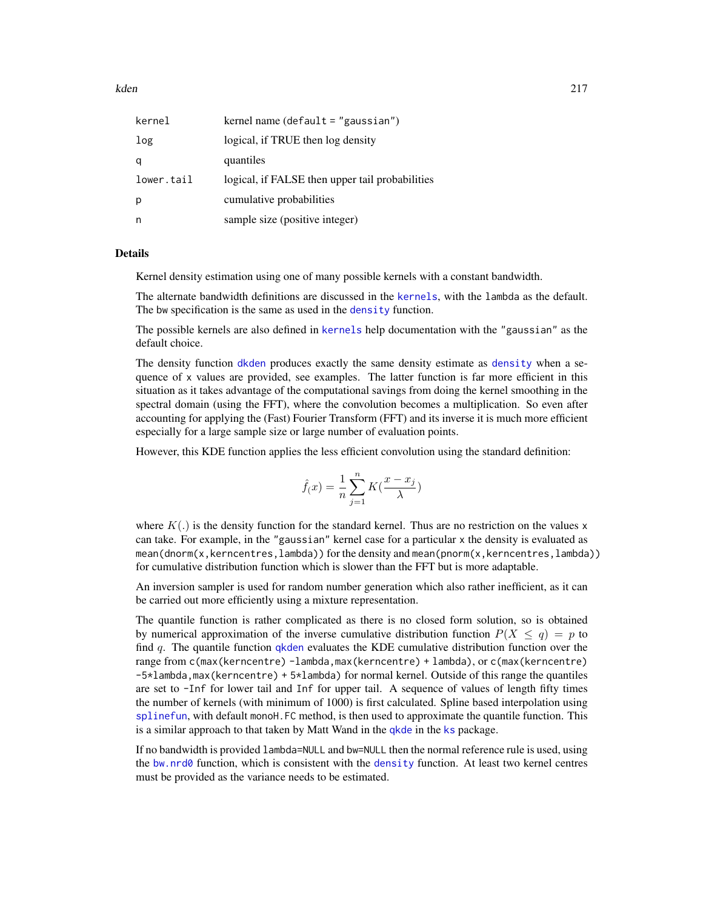| | |
|---|---|
| kernel | kernel name (default = "gaussian") |
| log | logical, if TRUE then log density |
| q | quantiles |
| lower.tail | logical, if FALSE then upper tail probabilities |
| p | cumulative probabilities |
| n | sample size (positive integer) |

### Details

Kernel density estimation using one of many possible kernels with a constant bandwidth.

The alternate bandwidth definitions are discussed in the kernels, with the lambda as the default. The bw specification is the same as used in the density function.

The possible kernels are also defined in kernels help documentation with the "gaussian" as the default choice.

The density function dkden produces exactly the same density estimate as density when a sequence of x values are provided, see examples. The latter function is far more efficient in this situation as it takes advantage of the computational savings from doing the kernel smoothing in the spectral domain (using the FFT), where the convolution becomes a multiplication. So even after accounting for applying the (Fast) Fourier Transform (FFT) and its inverse it is much more efficient especially for a large sample size or large number of evaluation points.

However, this KDE function applies the less efficient convolution using the standard definition:

$$\hat{f}_(x) = \frac{1}{n}\sum_{j=1}^{n} K(\frac{x - x_j}{\lambda})$$

where $K(.)$ is the density function for the standard kernel. Thus are no restriction on the values x can take. For example, in the "gaussian" kernel case for a particular x the density is evaluated as mean(dnorm(x,kerncentres,lambda)) for the density and mean(pnorm(x,kerncentres,lambda)) for cumulative distribution function which is slower than the FFT but is more adaptable.

An inversion sampler is used for random number generation which also rather inefficient, as it can be carried out more efficiently using a mixture representation.

The quantile function is rather complicated as there is no closed form solution, so is obtained by numerical approximation of the inverse cumulative distribution function $P(X \leq q) = p$ to find $q$. The quantile function qkden evaluates the KDE cumulative distribution function over the range from c(max(kerncentre) -lambda,max(kerncentre) + lambda), or c(max(kerncentre) -5*lambda,max(kerncentre) + 5*lambda) for normal kernel. Outside of this range the quantiles are set to -Inf for lower tail and Inf for upper tail. A sequence of values of length fifty times the number of kernels (with minimum of 1000) is first calculated. Spline based interpolation using splinefun, with default monoH.FC method, is then used to approximate the quantile function. This is a similar approach to that taken by Matt Wand in the qkde in the ks package.

If no bandwidth is provided lambda=NULL and bw=NULL then the normal reference rule is used, using the bw.nrd0 function, which is consistent with the density function. At least two kernel centres must be provided as the variance needs to be estimated.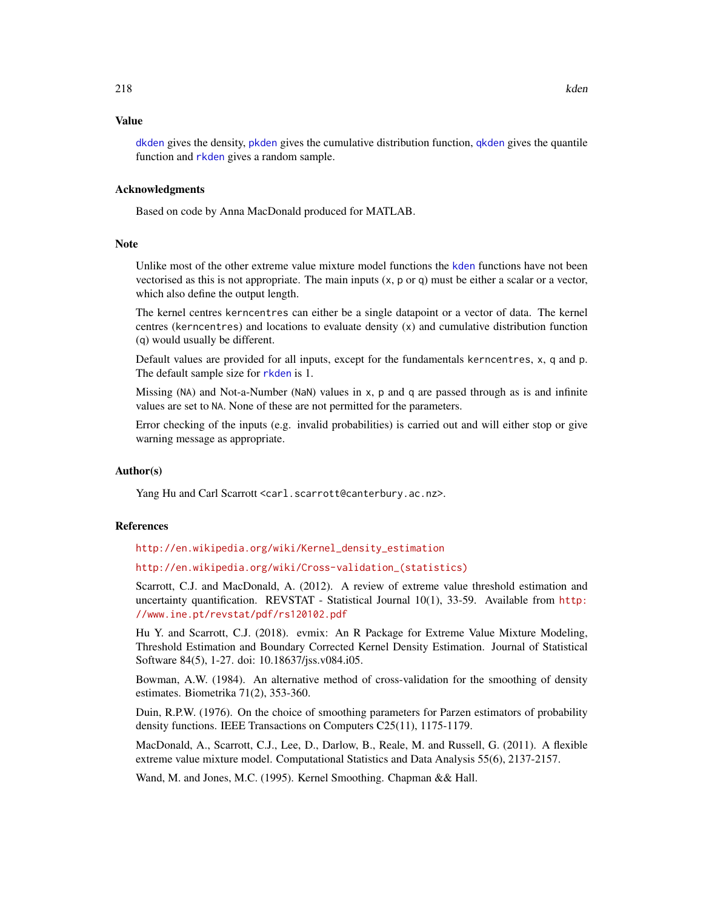## Value

dkden gives the density, pkden gives the cumulative distribution function, qkden gives the quantile function and rkden gives a random sample.

## Acknowledgments

Based on code by Anna MacDonald produced for MATLAB.

## Note

Unlike most of the other extreme value mixture model functions the kden functions have not been vectorised as this is not appropriate. The main inputs (x, p or q) must be either a scalar or a vector, which also define the output length.

The kernel centres kerncentres can either be a single datapoint or a vector of data. The kernel centres (kerncentres) and locations to evaluate density (x) and cumulative distribution function (q) would usually be different.

Default values are provided for all inputs, except for the fundamentals kerncentres, x, q and p. The default sample size for rkden is 1.

Missing (NA) and Not-a-Number (NaN) values in x, p and q are passed through as is and infinite values are set to NA. None of these are not permitted for the parameters.

Error checking of the inputs (e.g. invalid probabilities) is carried out and will either stop or give warning message as appropriate.

## Author(s)

Yang Hu and Carl Scarrott <carl.scarrott@canterbury.ac.nz>.

## References

http://en.wikipedia.org/wiki/Kernel_density_estimation

http://en.wikipedia.org/wiki/Cross-validation_(statistics)

Scarrott, C.J. and MacDonald, A. (2012). A review of extreme value threshold estimation and uncertainty quantification. REVSTAT - Statistical Journal 10(1), 33-59. Available from http://www.ine.pt/revstat/pdf/rs120102.pdf

Hu Y. and Scarrott, C.J. (2018). evmix: An R Package for Extreme Value Mixture Modeling, Threshold Estimation and Boundary Corrected Kernel Density Estimation. Journal of Statistical Software 84(5), 1-27. doi: 10.18637/jss.v084.i05.

Bowman, A.W. (1984). An alternative method of cross-validation for the smoothing of density estimates. Biometrika 71(2), 353-360.

Duin, R.P.W. (1976). On the choice of smoothing parameters for Parzen estimators of probability density functions. IEEE Transactions on Computers C25(11), 1175-1179.

MacDonald, A., Scarrott, C.J., Lee, D., Darlow, B., Reale, M. and Russell, G. (2011). A flexible extreme value mixture model. Computational Statistics and Data Analysis 55(6), 2137-2157.

Wand, M. and Jones, M.C. (1995). Kernel Smoothing. Chapman && Hall.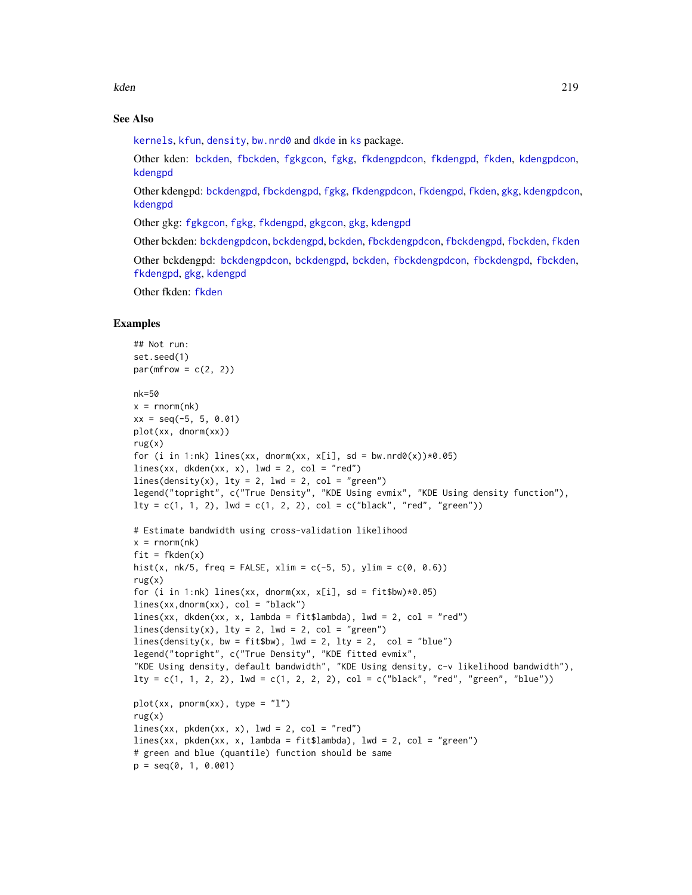## See Also

kernels, kfun, density, bw.nrd0 and dkde in ks package.

Other kden: bckden, fbckden, fgkgcon, fgkg, fkdengpdcon, fkdengpd, fkden, kdengpdcon, kdengpd

Other kdengpd: bckdengpd, fbckdengpd, fgkg, fkdengpdcon, fkdengpd, fkden, gkg, kdengpdcon, kdengpd

Other gkg: fgkgcon, fgkg, fkdengpd, gkgcon, gkg, kdengpd

Other bckden: bckdengpdcon, bckdengpd, bckden, fbckdengpdcon, fbckdengpd, fbckden, fkden

Other bckdengpd: bckdengpdcon, bckdengpd, bckden, fbckdengpdcon, fbckdengpd, fbckden, fkdengpd, gkg, kdengpd

Other fkden: fkden

## Examples

```
## Not run:
set.seed(1)
par(mfrow = c(2, 2))

nk=50
x = rnorm(nk)
xx = seq(-5, 5, 0.01)
plot(xx, dnorm(xx))
rug(x)
for (i in 1:nk) lines(xx, dnorm(xx, x[i], sd = bw.nrd0(x))*0.05)
lines(xx, dkden(xx, x), lwd = 2, col = "red")
lines(density(x), lty = 2, lwd = 2, col = "green")
legend("topright", c("True Density", "KDE Using evmix", "KDE Using density function"),
lty = c(1, 1, 2), lwd = c(1, 2, 2), col = c("black", "red", "green"))

# Estimate bandwidth using cross-validation likelihood
x = rnorm(nk)
fit = fkden(x)
hist(x, nk/5, freq = FALSE, xlim = c(-5, 5), ylim = c(0, 0.6))
rug(x)
for (i in 1:nk) lines(xx, dnorm(xx, x[i], sd = fit$bw)*0.05)
lines(xx,dnorm(xx), col = "black")
lines(xx, dkden(xx, x, lambda = fit$lambda), lwd = 2, col = "red")
lines(density(x), lty = 2, lwd = 2, col = "green")
lines(density(x, bw = fit$bw), lwd = 2, lty = 2,  col = "blue")
legend("topright", c("True Density", "KDE fitted evmix",
"KDE Using density, default bandwidth", "KDE Using density, c-v likelihood bandwidth"),
lty = c(1, 1, 2, 2), lwd = c(1, 2, 2, 2), col = c("black", "red", "green", "blue"))

plot(xx, pnorm(xx), type = "l")
rug(x)
lines(xx, pkden(xx, x), lwd = 2, col = "red")
lines(xx, pkden(xx, x, lambda = fit$lambda), lwd = 2, col = "green")
# green and blue (quantile) function should be same
p = seq(0, 1, 0.001)
```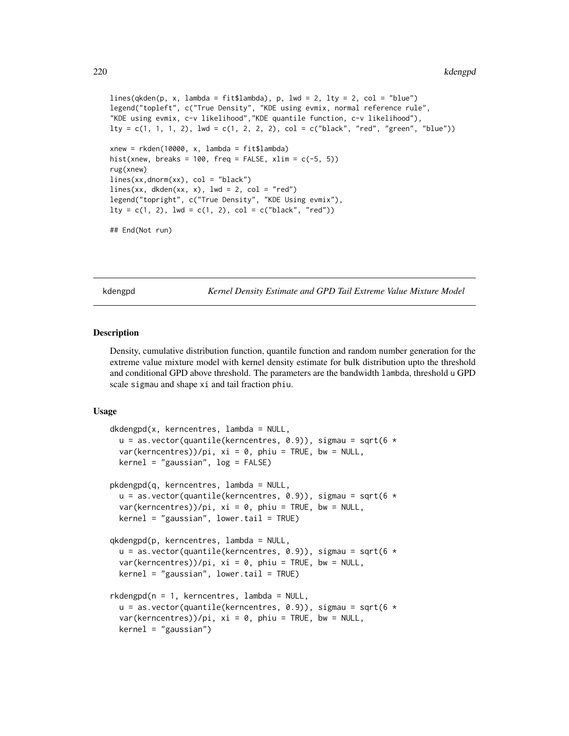```
lines(qkden(p, x, lambda = fit$lambda), p, lwd = 2, lty = 2, col = "blue")
legend("topleft", c("True Density", "KDE using evmix, normal reference rule",
"KDE using evmix, c-v likelihood","KDE quantile function, c-v likelihood"),
lty = c(1, 1, 1, 2), lwd = c(1, 2, 2, 2), col = c("black", "red", "green", "blue"))

xnew = rkden(10000, x, lambda = fit$lambda)
hist(xnew, breaks = 100, freq = FALSE, xlim = c(-5, 5))
rug(xnew)
lines(xx,dnorm(xx), col = "black")
lines(xx, dkden(xx, x), lwd = 2, col = "red")
legend("topright", c("True Density", "KDE Using evmix"),
lty = c(1, 2), lwd = c(1, 2), col = c("black", "red"))

## End(Not run)
```

## kdengpd — *Kernel Density Estimate and GPD Tail Extreme Value Mixture Model*

### Description

Density, cumulative distribution function, quantile function and random number generation for the extreme value mixture model with kernel density estimate for bulk distribution upto the threshold and conditional GPD above threshold. The parameters are the bandwidth `lambda`, threshold `u` GPD scale `sigmau` and shape `xi` and tail fraction `phiu`.

### Usage

```
dkdengpd(x, kerncentres, lambda = NULL,
  u = as.vector(quantile(kerncentres, 0.9)), sigmau = sqrt(6 *
  var(kerncentres))/pi, xi = 0, phiu = TRUE, bw = NULL,
  kernel = "gaussian", log = FALSE)

pkdengpd(q, kerncentres, lambda = NULL,
  u = as.vector(quantile(kerncentres, 0.9)), sigmau = sqrt(6 *
  var(kerncentres))/pi, xi = 0, phiu = TRUE, bw = NULL,
  kernel = "gaussian", lower.tail = TRUE)

qkdengpd(p, kerncentres, lambda = NULL,
  u = as.vector(quantile(kerncentres, 0.9)), sigmau = sqrt(6 *
  var(kerncentres))/pi, xi = 0, phiu = TRUE, bw = NULL,
  kernel = "gaussian", lower.tail = TRUE)

rkdengpd(n = 1, kerncentres, lambda = NULL,
  u = as.vector(quantile(kerncentres, 0.9)), sigmau = sqrt(6 *
  var(kerncentres))/pi, xi = 0, phiu = TRUE, bw = NULL,
  kernel = "gaussian")
```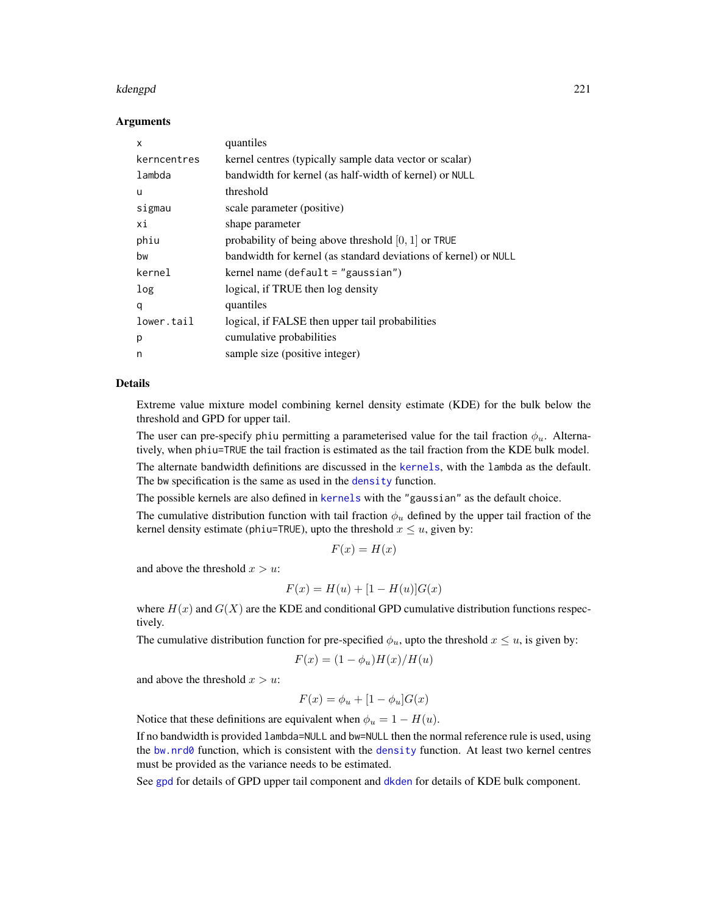## Arguments

| | |
|---|---|
| x | quantiles |
| kerncentres | kernel centres (typically sample data vector or scalar) |
| lambda | bandwidth for kernel (as half-width of kernel) or NULL |
| u | threshold |
| sigmau | scale parameter (positive) |
| xi | shape parameter |
| phiu | probability of being above threshold $[0, 1]$ or TRUE |
| bw | bandwidth for kernel (as standard deviations of kernel) or NULL |
| kernel | kernel name (default = "gaussian") |
| log | logical, if TRUE then log density |
| q | quantiles |
| lower.tail | logical, if FALSE then upper tail probabilities |
| p | cumulative probabilities |
| n | sample size (positive integer) |

## Details

Extreme value mixture model combining kernel density estimate (KDE) for the bulk below the threshold and GPD for upper tail.

The user can pre-specify phiu permitting a parameterised value for the tail fraction $\phi_u$. Alternatively, when phiu=TRUE the tail fraction is estimated as the tail fraction from the KDE bulk model.

The alternate bandwidth definitions are discussed in the kernels, with the lambda as the default. The bw specification is the same as used in the density function.

The possible kernels are also defined in kernels with the "gaussian" as the default choice.

The cumulative distribution function with tail fraction $\phi_u$ defined by the upper tail fraction of the kernel density estimate (phiu=TRUE), upto the threshold $x \le u$, given by:

$$F(x) = H(x)$$

and above the threshold $x > u$:

$$F(x) = H(u) + [1 - H(u)]G(x)$$

where $H(x)$ and $G(X)$ are the KDE and conditional GPD cumulative distribution functions respectively.

The cumulative distribution function for pre-specified $\phi_u$, upto the threshold $x \le u$, is given by:

$$F(x) = (1 - \phi_u)H(x)/H(u)$$

and above the threshold $x > u$:

$$F(x) = \phi_u + [1 - \phi_u]G(x)$$

Notice that these definitions are equivalent when $\phi_u = 1 - H(u)$.

If no bandwidth is provided lambda=NULL and bw=NULL then the normal reference rule is used, using the bw.nrd0 function, which is consistent with the density function. At least two kernel centres must be provided as the variance needs to be estimated.

See gpd for details of GPD upper tail component and dkden for details of KDE bulk component.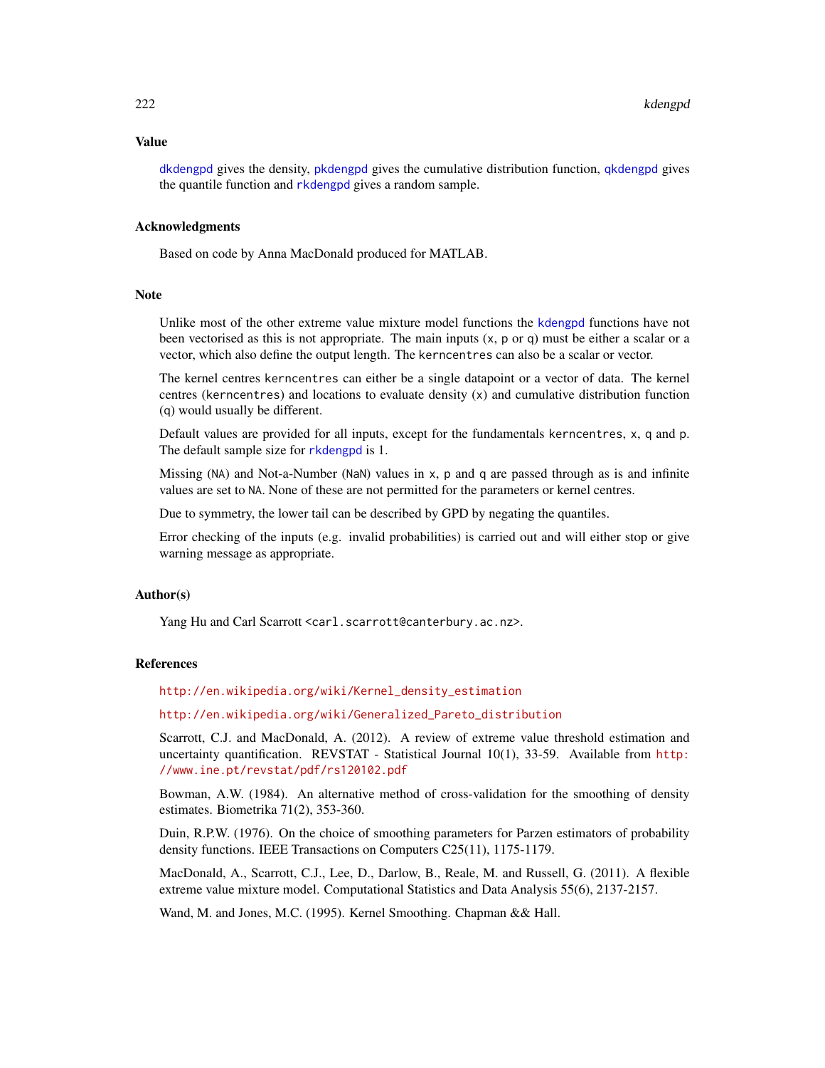## Value

dkdengpd gives the density, pkdengpd gives the cumulative distribution function, qkdengpd gives the quantile function and rkdengpd gives a random sample.

## Acknowledgments

Based on code by Anna MacDonald produced for MATLAB.

## Note

Unlike most of the other extreme value mixture model functions the kdengpd functions have not been vectorised as this is not appropriate. The main inputs (x, p or q) must be either a scalar or a vector, which also define the output length. The kerncentres can also be a scalar or vector.

The kernel centres kerncentres can either be a single datapoint or a vector of data. The kernel centres (kerncentres) and locations to evaluate density (x) and cumulative distribution function (q) would usually be different.

Default values are provided for all inputs, except for the fundamentals kerncentres, x, q and p. The default sample size for rkdengpd is 1.

Missing (NA) and Not-a-Number (NaN) values in x, p and q are passed through as is and infinite values are set to NA. None of these are not permitted for the parameters or kernel centres.

Due to symmetry, the lower tail can be described by GPD by negating the quantiles.

Error checking of the inputs (e.g. invalid probabilities) is carried out and will either stop or give warning message as appropriate.

## Author(s)

Yang Hu and Carl Scarrott <carl.scarrott@canterbury.ac.nz>.

## References

http://en.wikipedia.org/wiki/Kernel_density_estimation

http://en.wikipedia.org/wiki/Generalized_Pareto_distribution

Scarrott, C.J. and MacDonald, A. (2012). A review of extreme value threshold estimation and uncertainty quantification. REVSTAT - Statistical Journal 10(1), 33-59. Available from http://www.ine.pt/revstat/pdf/rs120102.pdf

Bowman, A.W. (1984). An alternative method of cross-validation for the smoothing of density estimates. Biometrika 71(2), 353-360.

Duin, R.P.W. (1976). On the choice of smoothing parameters for Parzen estimators of probability density functions. IEEE Transactions on Computers C25(11), 1175-1179.

MacDonald, A., Scarrott, C.J., Lee, D., Darlow, B., Reale, M. and Russell, G. (2011). A flexible extreme value mixture model. Computational Statistics and Data Analysis 55(6), 2137-2157.

Wand, M. and Jones, M.C. (1995). Kernel Smoothing. Chapman && Hall.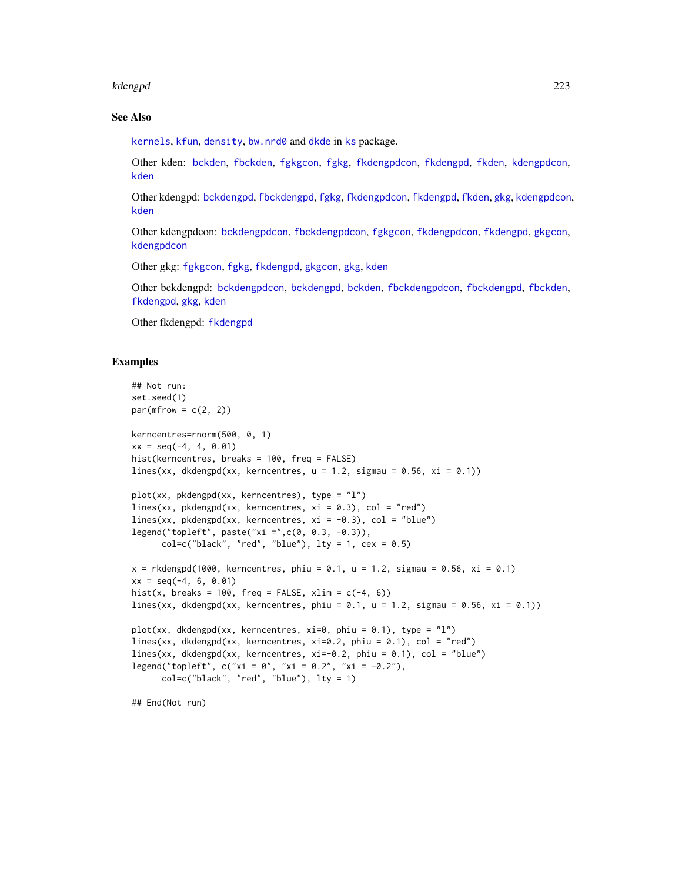## See Also

kernels, kfun, density, bw.nrd0 and dkde in ks package.

Other kden: bckden, fbckden, fgkgcon, fgkg, fkdengpdcon, fkdengpd, fkden, kdengpdcon, kden

Other kdengpd: bckdengpd, fbckdengpd, fgkg, fkdengpdcon, fkdengpd, fkden, gkg, kdengpdcon, kden

Other kdengpdcon: bckdengpdcon, fbckdengpdcon, fgkgcon, fkdengpdcon, fkdengpd, gkgcon, kdengpdcon

Other gkg: fgkgcon, fgkg, fkdengpd, gkgcon, gkg, kden

Other bckdengpd: bckdengpdcon, bckdengpd, bckden, fbckdengpdcon, fbckdengpd, fbckden, fkdengpd, gkg, kden

Other fkdengpd: fkdengpd

## Examples

```
## Not run:
set.seed(1)
par(mfrow = c(2, 2))

kerncentres=rnorm(500, 0, 1)
xx = seq(-4, 4, 0.01)
hist(kerncentres, breaks = 100, freq = FALSE)
lines(xx, dkdengpd(xx, kerncentres, u = 1.2, sigmau = 0.56, xi = 0.1))

plot(xx, pkdengpd(xx, kerncentres), type = "l")
lines(xx, pkdengpd(xx, kerncentres, xi = 0.3), col = "red")
lines(xx, pkdengpd(xx, kerncentres, xi = -0.3), col = "blue")
legend("topleft", paste("xi =",c(0, 0.3, -0.3)),
      col=c("black", "red", "blue"), lty = 1, cex = 0.5)

x = rkdengpd(1000, kerncentres, phiu = 0.1, u = 1.2, sigmau = 0.56, xi = 0.1)
xx = seq(-4, 6, 0.01)
hist(x, breaks = 100, freq = FALSE, xlim = c(-4, 6))
lines(xx, dkdengpd(xx, kerncentres, phiu = 0.1, u = 1.2, sigmau = 0.56, xi = 0.1))

plot(xx, dkdengpd(xx, kerncentres, xi=0, phiu = 0.1), type = "l")
lines(xx, dkdengpd(xx, kerncentres, xi=0.2, phiu = 0.1), col = "red")
lines(xx, dkdengpd(xx, kerncentres, xi=-0.2, phiu = 0.1), col = "blue")
legend("topleft", c("xi = 0", "xi = 0.2", "xi = -0.2"),
      col=c("black", "red", "blue"), lty = 1)

## End(Not run)
```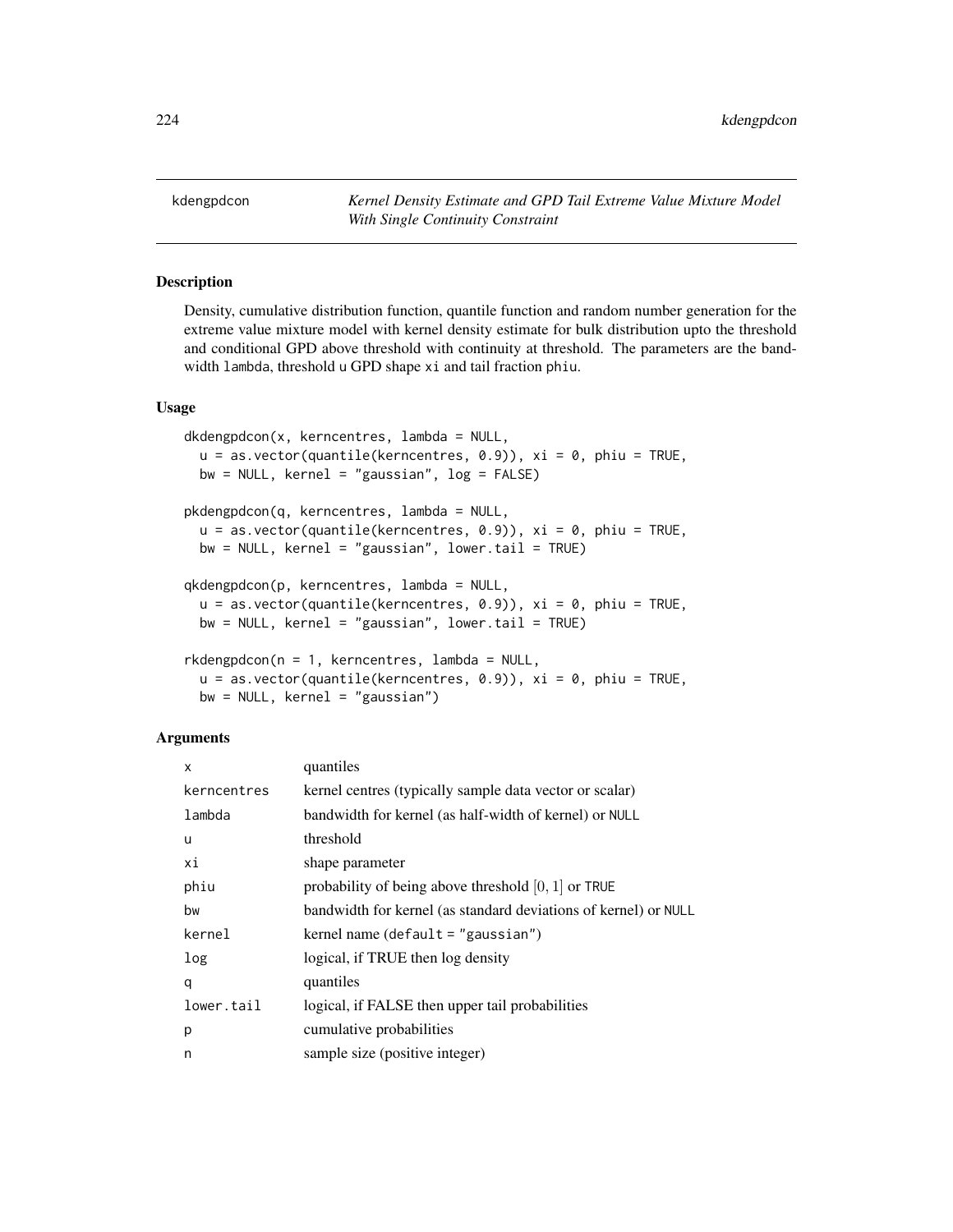kdengpdcon *Kernel Density Estimate and GPD Tail Extreme Value Mixture Model With Single Continuity Constraint*

## Description

Density, cumulative distribution function, quantile function and random number generation for the extreme value mixture model with kernel density estimate for bulk distribution upto the threshold and conditional GPD above threshold with continuity at threshold. The parameters are the bandwidth lambda, threshold u GPD shape xi and tail fraction phiu.

## Usage

```
dkdengpdcon(x, kerncentres, lambda = NULL,
  u = as.vector(quantile(kerncentres, 0.9)), xi = 0, phiu = TRUE,
  bw = NULL, kernel = "gaussian", log = FALSE)

pkdengpdcon(q, kerncentres, lambda = NULL,
  u = as.vector(quantile(kerncentres, 0.9)), xi = 0, phiu = TRUE,
  bw = NULL, kernel = "gaussian", lower.tail = TRUE)

qkdengpdcon(p, kerncentres, lambda = NULL,
  u = as.vector(quantile(kerncentres, 0.9)), xi = 0, phiu = TRUE,
  bw = NULL, kernel = "gaussian", lower.tail = TRUE)

rkdengpdcon(n = 1, kerncentres, lambda = NULL,
  u = as.vector(quantile(kerncentres, 0.9)), xi = 0, phiu = TRUE,
  bw = NULL, kernel = "gaussian")
```

## Arguments

| | |
|---|---|
| x | quantiles |
| kerncentres | kernel centres (typically sample data vector or scalar) |
| lambda | bandwidth for kernel (as half-width of kernel) or NULL |
| u | threshold |
| xi | shape parameter |
| phiu | probability of being above threshold $[0, 1]$ or TRUE |
| bw | bandwidth for kernel (as standard deviations of kernel) or NULL |
| kernel | kernel name (default = "gaussian") |
| log | logical, if TRUE then log density |
| q | quantiles |
| lower.tail | logical, if FALSE then upper tail probabilities |
| p | cumulative probabilities |
| n | sample size (positive integer) |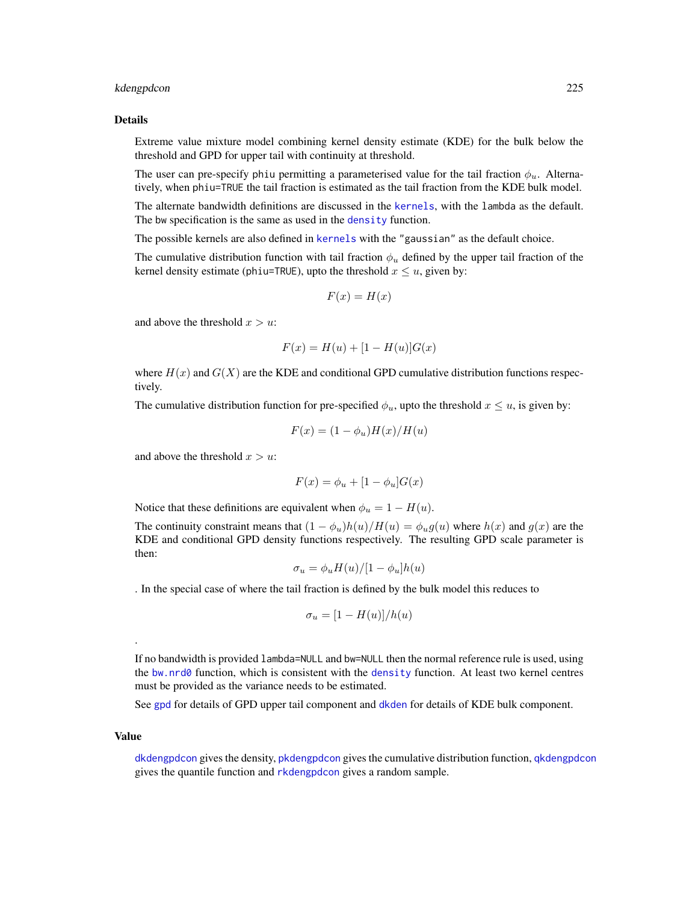## Details

Extreme value mixture model combining kernel density estimate (KDE) for the bulk below the threshold and GPD for upper tail with continuity at threshold.

The user can pre-specify `phiu` permitting a parameterised value for the tail fraction $\phi_u$. Alternatively, when `phiu=TRUE` the tail fraction is estimated as the tail fraction from the KDE bulk model.

The alternate bandwidth definitions are discussed in the `kernels`, with the `lambda` as the default. The `bw` specification is the same as used in the `density` function.

The possible kernels are also defined in `kernels` with the `"gaussian"` as the default choice.

The cumulative distribution function with tail fraction $\phi_u$ defined by the upper tail fraction of the kernel density estimate (`phiu=TRUE`), upto the threshold $x \leq u$, given by:

$$F(x) = H(x)$$

and above the threshold $x > u$:

$$F(x) = H(u) + [1 - H(u)]G(x)$$

where $H(x)$ and $G(X)$ are the KDE and conditional GPD cumulative distribution functions respectively.

The cumulative distribution function for pre-specified $\phi_u$, upto the threshold $x \leq u$, is given by:

$$F(x) = (1 - \phi_u)H(x)/H(u)$$

and above the threshold $x > u$:

$$F(x) = \phi_u + [1 - \phi_u]G(x)$$

Notice that these definitions are equivalent when $\phi_u = 1 - H(u)$.

The continuity constraint means that $(1 - \phi_u)h(u)/H(u) = \phi_u g(u)$ where $h(x)$ and $g(x)$ are the KDE and conditional GPD density functions respectively. The resulting GPD scale parameter is then:

$$\sigma_u = \phi_u H(u)/[1 - \phi_u]h(u)$$

. In the special case of where the tail fraction is defined by the bulk model this reduces to

$$\sigma_u = [1 - H(u)]/h(u)$$

.

If no bandwidth is provided `lambda=NULL` and `bw=NULL` then the normal reference rule is used, using the `bw.nrd0` function, which is consistent with the `density` function. At least two kernel centres must be provided as the variance needs to be estimated.

See `gpd` for details of GPD upper tail component and `dkden` for details of KDE bulk component.

## Value

`dkdengpdcon` gives the density, `pkdengpdcon` gives the cumulative distribution function, `qkdengpdcon` gives the quantile function and `rkdengpdcon` gives a random sample.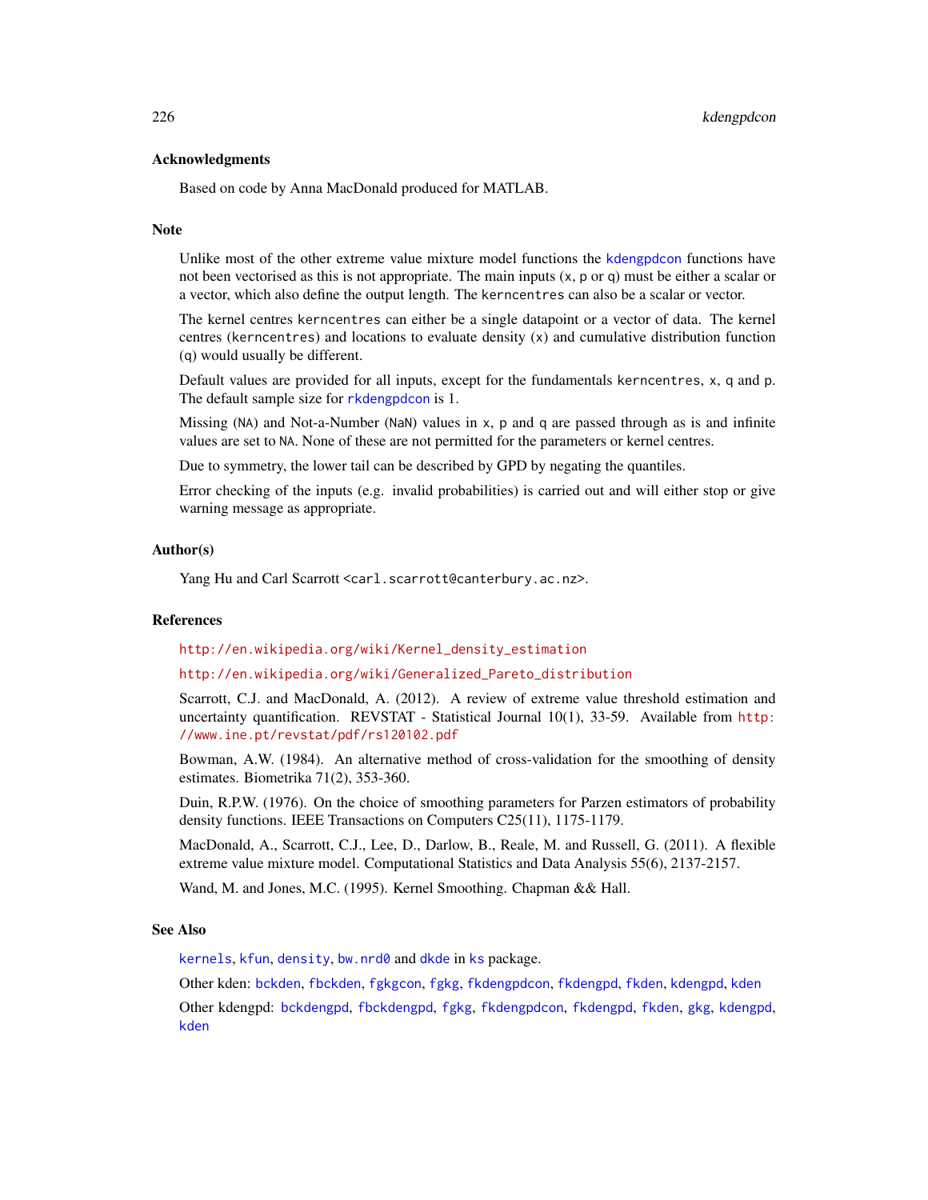### Acknowledgments

Based on code by Anna MacDonald produced for MATLAB.

### Note

Unlike most of the other extreme value mixture model functions the `kdengpdcon` functions have not been vectorised as this is not appropriate. The main inputs (`x`, `p` or `q`) must be either a scalar or a vector, which also define the output length. The `kerncentres` can also be a scalar or vector.

The kernel centres `kerncentres` can either be a single datapoint or a vector of data. The kernel centres (`kerncentres`) and locations to evaluate density (`x`) and cumulative distribution function (`q`) would usually be different.

Default values are provided for all inputs, except for the fundamentals `kerncentres`, `x`, `q` and `p`. The default sample size for `rkdengpdcon` is 1.

Missing (`NA`) and Not-a-Number (`NaN`) values in `x`, `p` and `q` are passed through as is and infinite values are set to `NA`. None of these are not permitted for the parameters or kernel centres.

Due to symmetry, the lower tail can be described by GPD by negating the quantiles.

Error checking of the inputs (e.g. invalid probabilities) is carried out and will either stop or give warning message as appropriate.

### Author(s)

Yang Hu and Carl Scarrott <carl.scarrott@canterbury.ac.nz>.

### References

http://en.wikipedia.org/wiki/Kernel_density_estimation

http://en.wikipedia.org/wiki/Generalized_Pareto_distribution

Scarrott, C.J. and MacDonald, A. (2012). A review of extreme value threshold estimation and uncertainty quantification. REVSTAT - Statistical Journal 10(1), 33-59. Available from http://www.ine.pt/revstat/pdf/rs120102.pdf

Bowman, A.W. (1984). An alternative method of cross-validation for the smoothing of density estimates. Biometrika 71(2), 353-360.

Duin, R.P.W. (1976). On the choice of smoothing parameters for Parzen estimators of probability density functions. IEEE Transactions on Computers C25(11), 1175-1179.

MacDonald, A., Scarrott, C.J., Lee, D., Darlow, B., Reale, M. and Russell, G. (2011). A flexible extreme value mixture model. Computational Statistics and Data Analysis 55(6), 2137-2157.

Wand, M. and Jones, M.C. (1995). Kernel Smoothing. Chapman && Hall.

### See Also

`kernels`, `kfun`, `density`, `bw.nrd0` and `dkde` in `ks` package.

Other kden: `bckden`, `fbckden`, `fgkgcon`, `fgkg`, `fkdengpdcon`, `fkdengpd`, `fkden`, `kdengpd`, `kden`

Other kdengpd: `bckdengpd`, `fbckdengpd`, `fgkg`, `fkdengpdcon`, `fkdengpd`, `fkden`, `gkg`, `kdengpd`, `kden`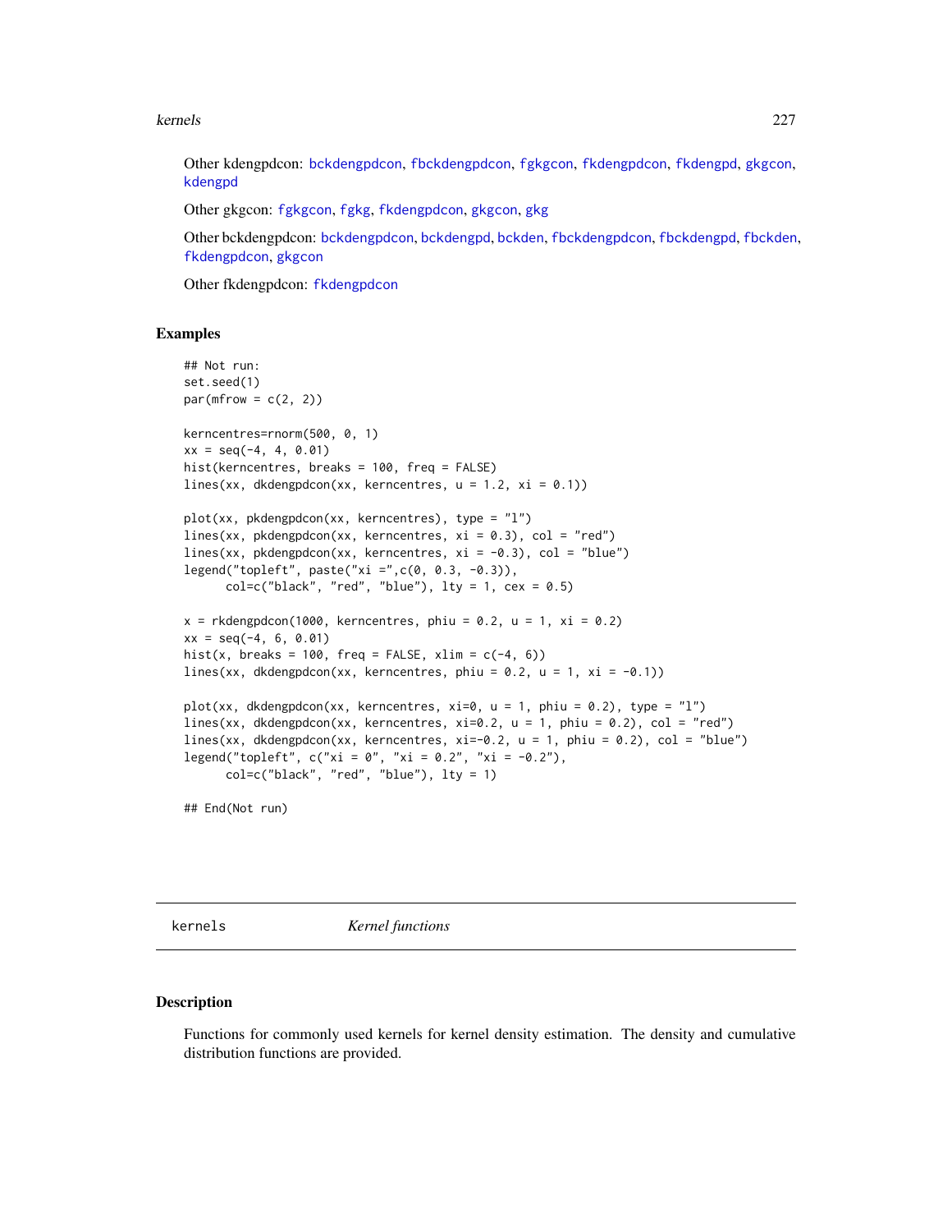Other kdengpdcon: bckdengpdcon, fbckdengpdcon, fgkgcon, fkdengpdcon, fkdengpd, gkgcon, kdengpd

Other gkgcon: fgkgcon, fgkg, fkdengpdcon, gkgcon, gkg

Other bckdengpdcon: bckdengpdcon, bckdengpd, bckden, fbckdengpdcon, fbckdengpd, fbckden, fkdengpdcon, gkgcon

Other fkdengpdcon: fkdengpdcon

## Examples

```
## Not run:
set.seed(1)
par(mfrow = c(2, 2))

kerncentres=rnorm(500, 0, 1)
xx = seq(-4, 4, 0.01)
hist(kerncentres, breaks = 100, freq = FALSE)
lines(xx, dkdengpdcon(xx, kerncentres, u = 1.2, xi = 0.1))

plot(xx, pkdengpdcon(xx, kerncentres), type = "l")
lines(xx, pkdengpdcon(xx, kerncentres, xi = 0.3), col = "red")
lines(xx, pkdengpdcon(xx, kerncentres, xi = -0.3), col = "blue")
legend("topleft", paste("xi =",c(0, 0.3, -0.3)),
      col=c("black", "red", "blue"), lty = 1, cex = 0.5)

x = rkdengpdcon(1000, kerncentres, phiu = 0.2, u = 1, xi = 0.2)
xx = seq(-4, 6, 0.01)
hist(x, breaks = 100, freq = FALSE, xlim = c(-4, 6))
lines(xx, dkdengpdcon(xx, kerncentres, phiu = 0.2, u = 1, xi = -0.1))

plot(xx, dkdengpdcon(xx, kerncentres, xi=0, u = 1, phiu = 0.2), type = "l")
lines(xx, dkdengpdcon(xx, kerncentres, xi=0.2, u = 1, phiu = 0.2), col = "red")
lines(xx, dkdengpdcon(xx, kerncentres, xi=-0.2, u = 1, phiu = 0.2), col = "blue")
legend("topleft", c("xi = 0", "xi = 0.2", "xi = -0.2"),
      col=c("black", "red", "blue"), lty = 1)

## End(Not run)
```

---

# kernels — *Kernel functions*

## Description

Functions for commonly used kernels for kernel density estimation. The density and cumulative distribution functions are provided.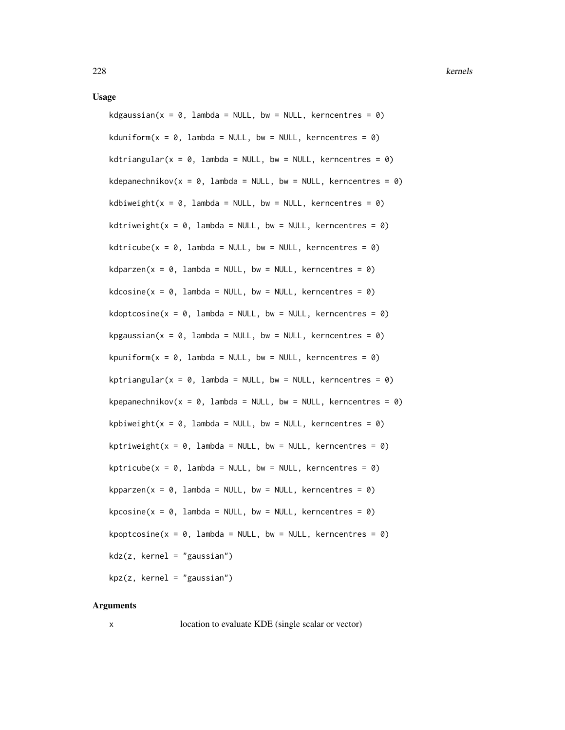## Usage

```
kdgaussian(x = 0, lambda = NULL, bw = NULL, kerncentres = 0)

kduniform(x = 0, lambda = NULL, bw = NULL, kerncentres = 0)

kdtriangular(x = 0, lambda = NULL, bw = NULL, kerncentres = 0)

kdepanechnikov(x = 0, lambda = NULL, bw = NULL, kerncentres = 0)

kdbiweight(x = 0, lambda = NULL, bw = NULL, kerncentres = 0)

kdtriweight(x = 0, lambda = NULL, bw = NULL, kerncentres = 0)

kdtricube(x = 0, lambda = NULL, bw = NULL, kerncentres = 0)

kdparzen(x = 0, lambda = NULL, bw = NULL, kerncentres = 0)

kdcosine(x = 0, lambda = NULL, bw = NULL, kerncentres = 0)

kdoptcosine(x = 0, lambda = NULL, bw = NULL, kerncentres = 0)

kpgaussian(x = 0, lambda = NULL, bw = NULL, kerncentres = 0)

kpuniform(x = 0, lambda = NULL, bw = NULL, kerncentres = 0)

kptriangular(x = 0, lambda = NULL, bw = NULL, kerncentres = 0)

kpepanechnikov(x = 0, lambda = NULL, bw = NULL, kerncentres = 0)

kpbiweight(x = 0, lambda = NULL, bw = NULL, kerncentres = 0)

kptriweight(x = 0, lambda = NULL, bw = NULL, kerncentres = 0)

kptricube(x = 0, lambda = NULL, bw = NULL, kerncentres = 0)

kpparzen(x = 0, lambda = NULL, bw = NULL, kerncentres = 0)

kpcosine(x = 0, lambda = NULL, bw = NULL, kerncentres = 0)

kpoptcosine(x = 0, lambda = NULL, bw = NULL, kerncentres = 0)

kdz(z, kernel = "gaussian")

kpz(z, kernel = "gaussian")
```

## Arguments

| | |
|---|---|
| x | location to evaluate KDE (single scalar or vector) |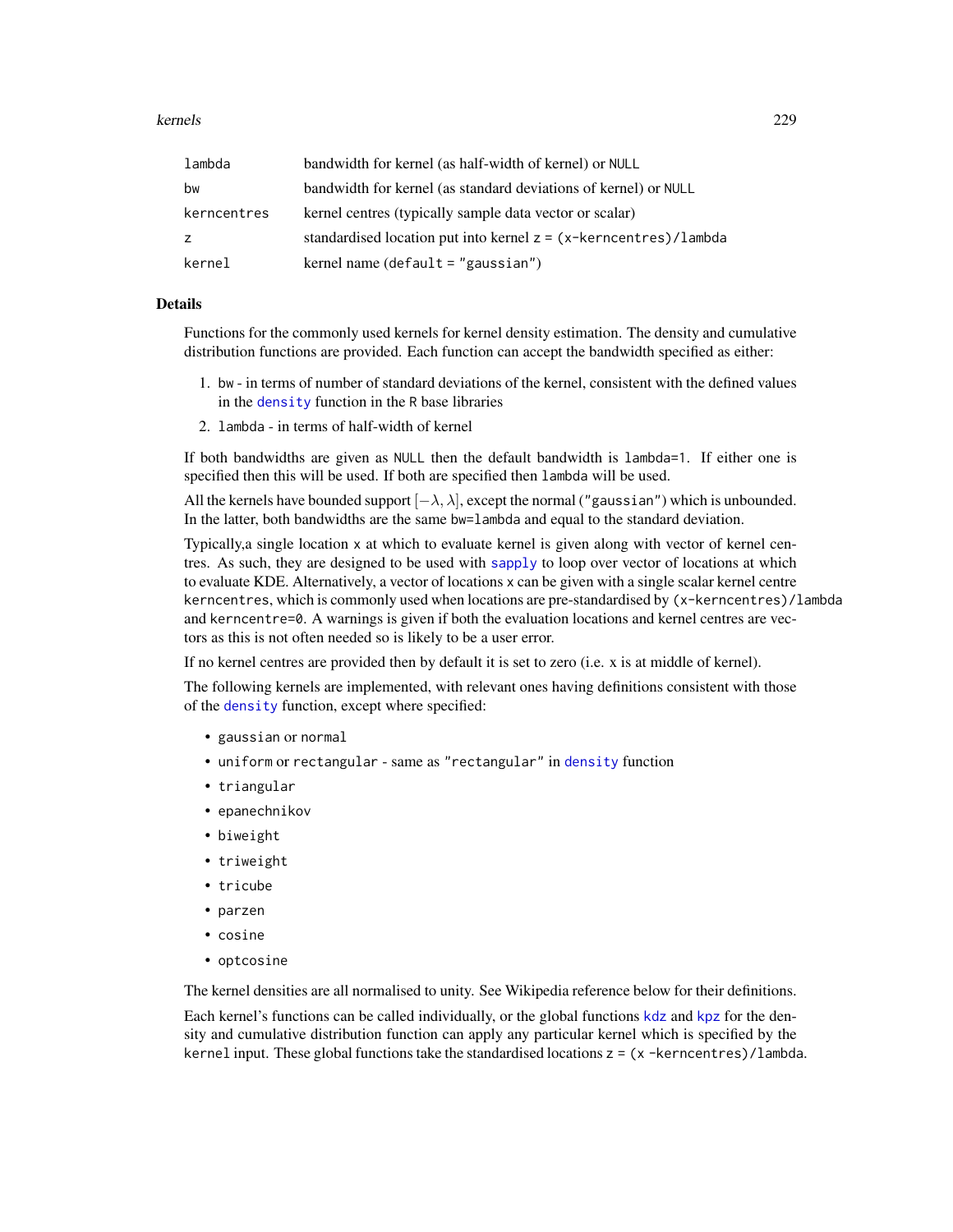| | |
|---|---|
| lambda | bandwidth for kernel (as half-width of kernel) or NULL |
| bw | bandwidth for kernel (as standard deviations of kernel) or NULL |
| kerncentres | kernel centres (typically sample data vector or scalar) |
| z | standardised location put into kernel z = (x-kerncentres)/lambda |
| kernel | kernel name (default = "gaussian") |

## Details

Functions for the commonly used kernels for kernel density estimation. The density and cumulative distribution functions are provided. Each function can accept the bandwidth specified as either:

1. bw - in terms of number of standard deviations of the kernel, consistent with the defined values in the density function in the R base libraries
2. lambda - in terms of half-width of kernel

If both bandwidths are given as NULL then the default bandwidth is lambda=1. If either one is specified then this will be used. If both are specified then lambda will be used.

All the kernels have bounded support $[-\lambda, \lambda]$, except the normal ("gaussian") which is unbounded. In the latter, both bandwidths are the same bw=lambda and equal to the standard deviation.

Typically,a single location x at which to evaluate kernel is given along with vector of kernel centres. As such, they are designed to be used with sapply to loop over vector of locations at which to evaluate KDE. Alternatively, a vector of locations x can be given with a single scalar kernel centre kerncentres, which is commonly used when locations are pre-standardised by (x-kerncentres)/lambda and kerncentre=0. A warnings is given if both the evaluation locations and kernel centres are vectors as this is not often needed so is likely to be a user error.

If no kernel centres are provided then by default it is set to zero (i.e. x is at middle of kernel).

The following kernels are implemented, with relevant ones having definitions consistent with those of the density function, except where specified:

- gaussian or normal
- uniform or rectangular - same as "rectangular" in density function
- triangular
- epanechnikov
- biweight
- triweight
- tricube
- parzen
- cosine
- optcosine

The kernel densities are all normalised to unity. See Wikipedia reference below for their definitions.

Each kernel's functions can be called individually, or the global functions kdz and kpz for the density and cumulative distribution function can apply any particular kernel which is specified by the kernel input. These global functions take the standardised locations z = (x -kerncentres)/lambda.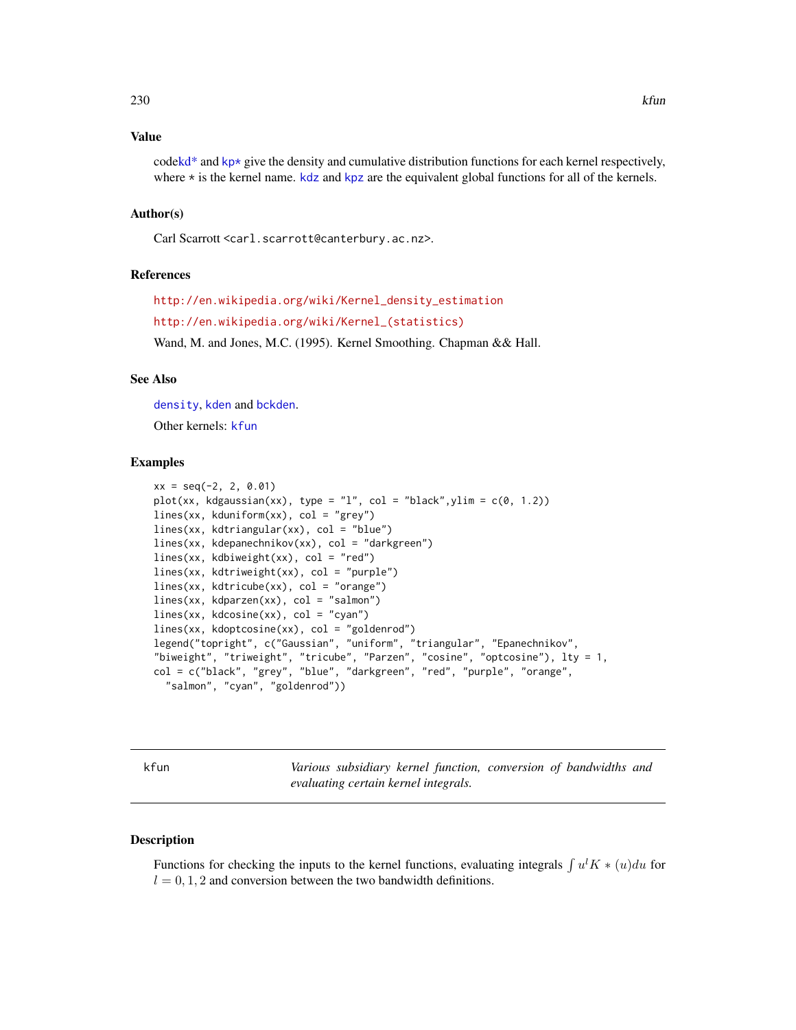## Value

codekd* and kp* give the density and cumulative distribution functions for each kernel respectively, where * is the kernel name. kdz and kpz are the equivalent global functions for all of the kernels.

## Author(s)

Carl Scarrott <carl.scarrott@canterbury.ac.nz>.

## References

http://en.wikipedia.org/wiki/Kernel_density_estimation

http://en.wikipedia.org/wiki/Kernel_(statistics)

Wand, M. and Jones, M.C. (1995). Kernel Smoothing. Chapman && Hall.

## See Also

density, kden and bckden.

Other kernels: kfun

## Examples

```
xx = seq(-2, 2, 0.01)
plot(xx, kdgaussian(xx), type = "l", col = "black",ylim = c(0, 1.2))
lines(xx, kduniform(xx), col = "grey")
lines(xx, kdtriangular(xx), col = "blue")
lines(xx, kdepanechnikov(xx), col = "darkgreen")
lines(xx, kdbiweight(xx), col = "red")
lines(xx, kdtriweight(xx), col = "purple")
lines(xx, kdtricube(xx), col = "orange")
lines(xx, kdparzen(xx), col = "salmon")
lines(xx, kdcosine(xx), col = "cyan")
lines(xx, kdoptcosine(xx), col = "goldenrod")
legend("topright", c("Gaussian", "uniform", "triangular", "Epanechnikov",
"biweight", "triweight", "tricube", "Parzen", "cosine", "optcosine"), lty = 1,
col = c("black", "grey", "blue", "darkgreen", "red", "purple", "orange",
  "salmon", "cyan", "goldenrod"))
```

---

# kfun — *Various subsidiary kernel function, conversion of bandwidths and evaluating certain kernel integrals.*

## Description

Functions for checking the inputs to the kernel functions, evaluating integrals $\int u^l K * (u) du$ for $l = 0, 1, 2$ and conversion between the two bandwidth definitions.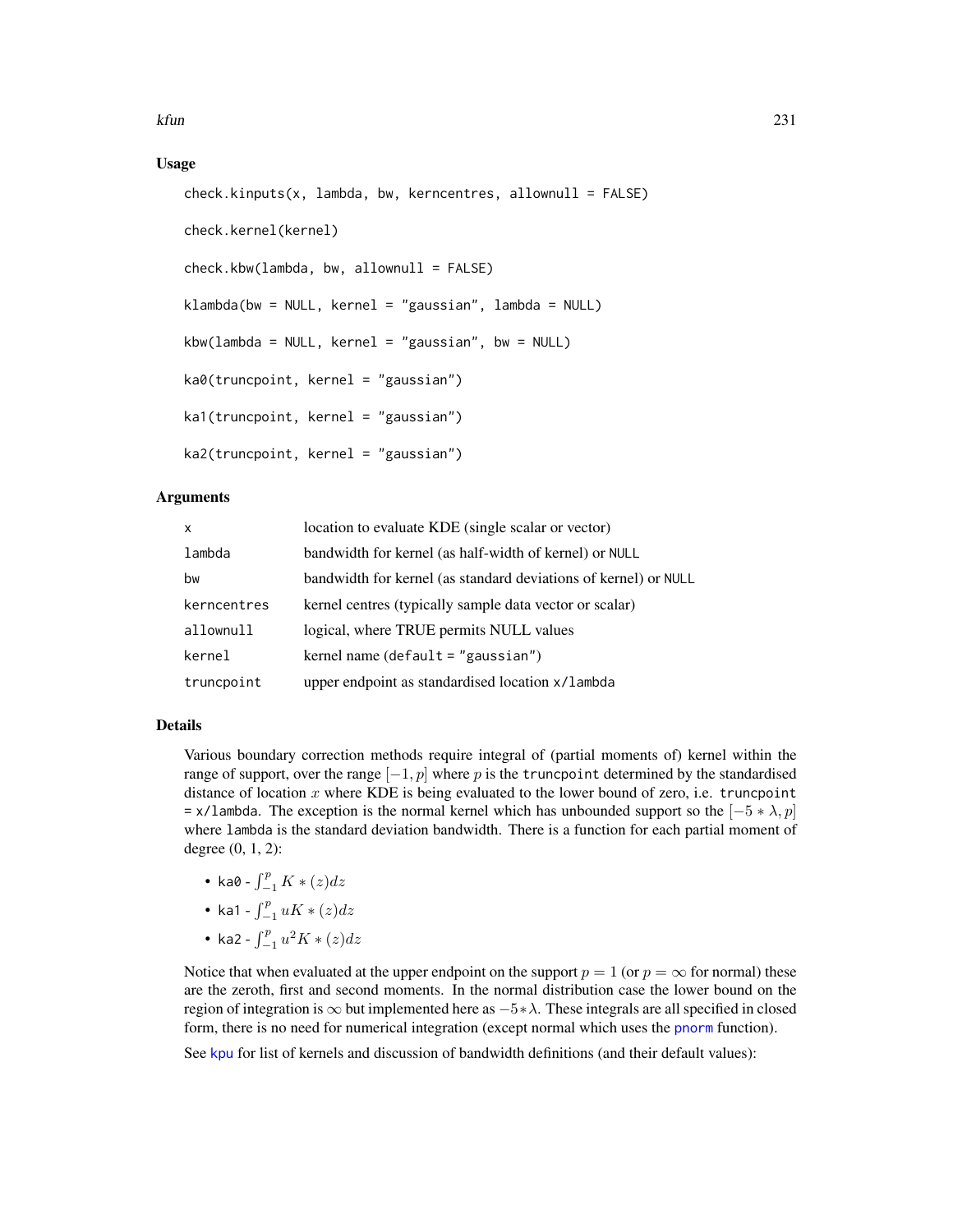## Usage

```
check.kinputs(x, lambda, bw, kerncentres, allownull = FALSE)

check.kernel(kernel)

check.kbw(lambda, bw, allownull = FALSE)

klambda(bw = NULL, kernel = "gaussian", lambda = NULL)

kbw(lambda = NULL, kernel = "gaussian", bw = NULL)

ka0(truncpoint, kernel = "gaussian")

ka1(truncpoint, kernel = "gaussian")

ka2(truncpoint, kernel = "gaussian")
```

## Arguments

| | |
|---|---|
| x | location to evaluate KDE (single scalar or vector) |
| lambda | bandwidth for kernel (as half-width of kernel) or NULL |
| bw | bandwidth for kernel (as standard deviations of kernel) or NULL |
| kerncentres | kernel centres (typically sample data vector or scalar) |
| allownull | logical, where TRUE permits NULL values |
| kernel | kernel name (default = "gaussian") |
| truncpoint | upper endpoint as standardised location x/lambda |

## Details

Various boundary correction methods require integral of (partial moments of) kernel within the range of support, over the range $[-1, p]$ where $p$ is the truncpoint determined by the standardised distance of location $x$ where KDE is being evaluated to the lower bound of zero, i.e. truncpoint = x/lambda. The exception is the normal kernel which has unbounded support so the $[-5 * \lambda, p]$ where lambda is the standard deviation bandwidth. There is a function for each partial moment of degree (0, 1, 2):

- ka0 - $\int_{-1}^{p} K * (z) dz$
- ka1 - $\int_{-1}^{p} u K * (z) dz$
- ka2 - $\int_{-1}^{p} u^2 K * (z) dz$

Notice that when evaluated at the upper endpoint on the support $p = 1$ (or $p = \infty$ for normal) these are the zeroth, first and second moments. In the normal distribution case the lower bound on the region of integration is $\infty$ but implemented here as $-5 * \lambda$. These integrals are all specified in closed form, there is no need for numerical integration (except normal which uses the pnorm function).

See kpu for list of kernels and discussion of bandwidth definitions (and their default values):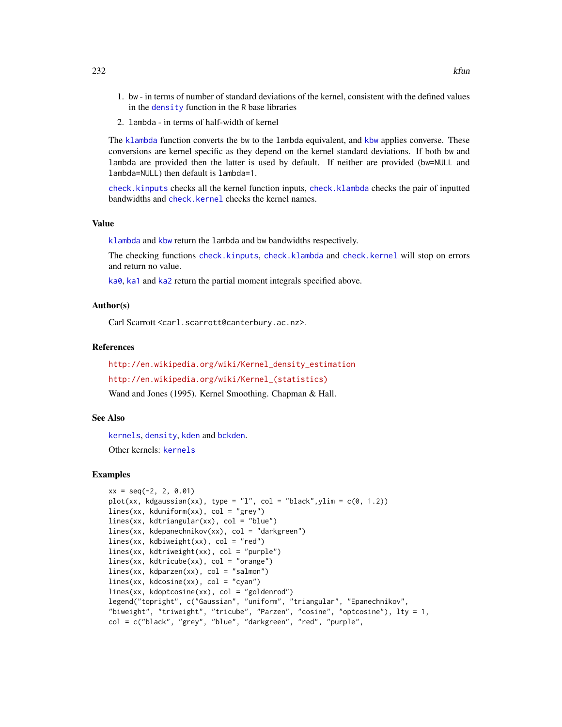1. bw - in terms of number of standard deviations of the kernel, consistent with the defined values in the density function in the R base libraries
2. lambda - in terms of half-width of kernel

The klambda function converts the bw to the lambda equivalent, and kbw applies converse. These conversions are kernel specific as they depend on the kernel standard deviations. If both bw and lambda are provided then the latter is used by default. If neither are provided (bw=NULL and lambda=NULL) then default is lambda=1.

check.kinputs checks all the kernel function inputs, check.klambda checks the pair of inputted bandwidths and check.kernel checks the kernel names.

## Value

klambda and kbw return the lambda and bw bandwidths respectively.

The checking functions check.kinputs, check.klambda and check.kernel will stop on errors and return no value.

ka0, ka1 and ka2 return the partial moment integrals specified above.

## Author(s)

Carl Scarrott <carl.scarrott@canterbury.ac.nz>.

## References

http://en.wikipedia.org/wiki/Kernel_density_estimation

http://en.wikipedia.org/wiki/Kernel_(statistics)

Wand and Jones (1995). Kernel Smoothing. Chapman & Hall.

## See Also

kernels, density, kden and bckden.

Other kernels: kernels

## Examples

```
xx = seq(-2, 2, 0.01)
plot(xx, kdgaussian(xx), type = "l", col = "black",ylim = c(0, 1.2))
lines(xx, kduniform(xx), col = "grey")
lines(xx, kdtriangular(xx), col = "blue")
lines(xx, kdepanechnikov(xx), col = "darkgreen")
lines(xx, kdbiweight(xx), col = "red")
lines(xx, kdtriweight(xx), col = "purple")
lines(xx, kdtricube(xx), col = "orange")
lines(xx, kdparzen(xx), col = "salmon")
lines(xx, kdcosine(xx), col = "cyan")
lines(xx, kdoptcosine(xx), col = "goldenrod")
legend("topright", c("Gaussian", "uniform", "triangular", "Epanechnikov",
"biweight", "triweight", "tricube", "Parzen", "cosine", "optcosine"), lty = 1,
col = c("black", "grey", "blue", "darkgreen", "red", "purple",
```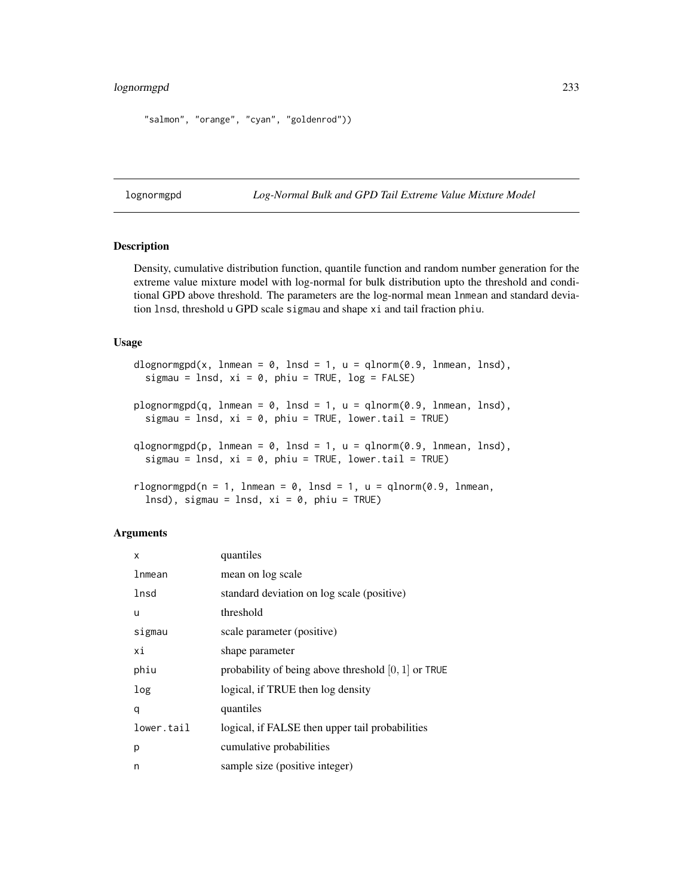```
"salmon", "orange", "cyan", "goldenrod"))
```

## lognormgpd — *Log-Normal Bulk and GPD Tail Extreme Value Mixture Model*

### Description

Density, cumulative distribution function, quantile function and random number generation for the extreme value mixture model with log-normal for bulk distribution upto the threshold and conditional GPD above threshold. The parameters are the log-normal mean `lnmean` and standard deviation `lnsd`, threshold `u` GPD scale `sigmau` and shape `xi` and tail fraction `phiu`.

### Usage

```
dlognormgpd(x, lnmean = 0, lnsd = 1, u = qlnorm(0.9, lnmean, lnsd),
  sigmau = lnsd, xi = 0, phiu = TRUE, log = FALSE)

plognormgpd(q, lnmean = 0, lnsd = 1, u = qlnorm(0.9, lnmean, lnsd),
  sigmau = lnsd, xi = 0, phiu = TRUE, lower.tail = TRUE)

qlognormgpd(p, lnmean = 0, lnsd = 1, u = qlnorm(0.9, lnmean, lnsd),
  sigmau = lnsd, xi = 0, phiu = TRUE, lower.tail = TRUE)

rlognormgpd(n = 1, lnmean = 0, lnsd = 1, u = qlnorm(0.9, lnmean,
  lnsd), sigmau = lnsd, xi = 0, phiu = TRUE)
```

### Arguments

| | |
|---|---|
| `x` | quantiles |
| `lnmean` | mean on log scale |
| `lnsd` | standard deviation on log scale (positive) |
| `u` | threshold |
| `sigmau` | scale parameter (positive) |
| `xi` | shape parameter |
| `phiu` | probability of being above threshold $[0,1]$ or `TRUE` |
| `log` | logical, if TRUE then log density |
| `q` | quantiles |
| `lower.tail` | logical, if FALSE then upper tail probabilities |
| `p` | cumulative probabilities |
| `n` | sample size (positive integer) |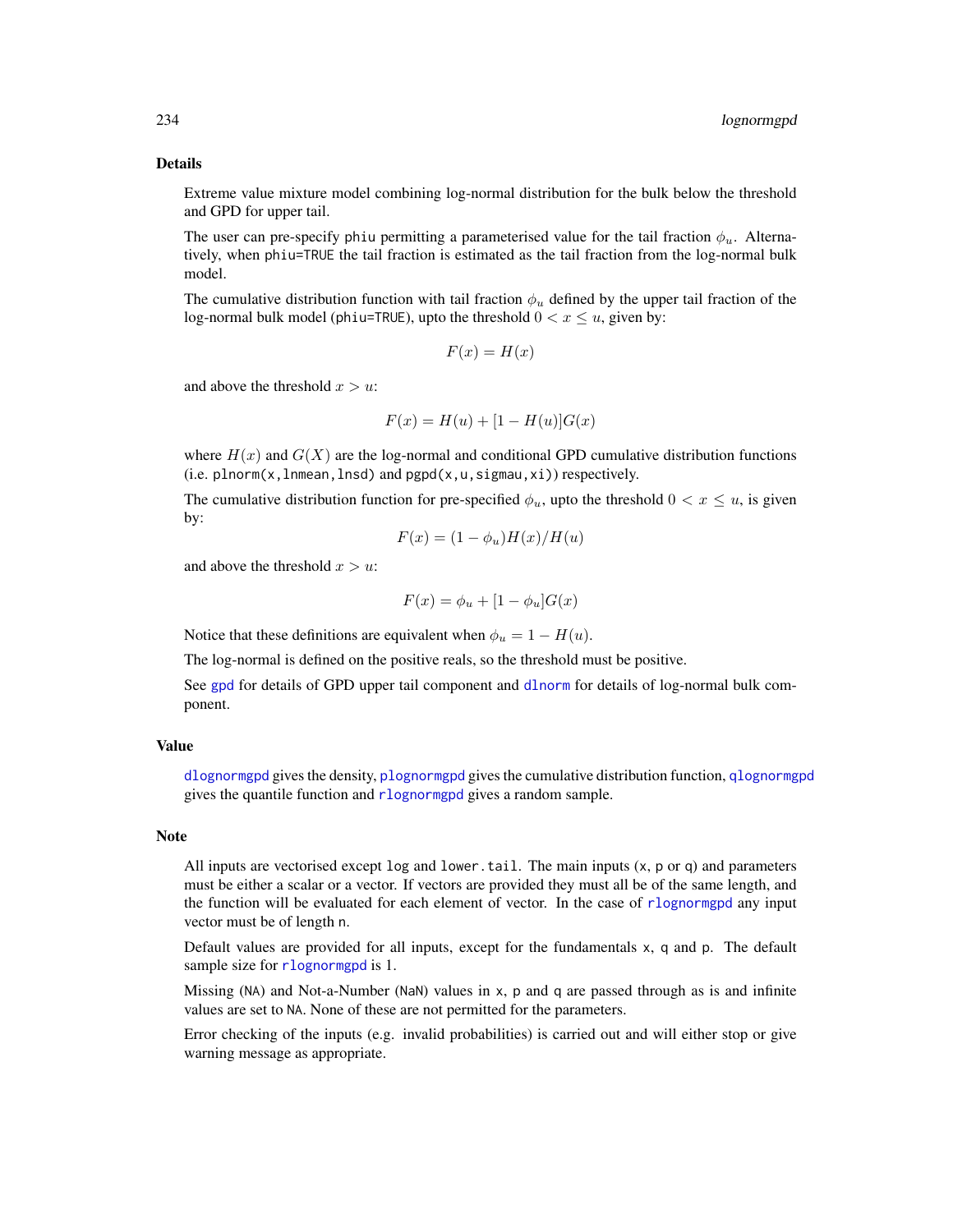## Details

Extreme value mixture model combining log-normal distribution for the bulk below the threshold and GPD for upper tail.

The user can pre-specify `phiu` permitting a parameterised value for the tail fraction $\phi_u$. Alternatively, when `phiu=TRUE` the tail fraction is estimated as the tail fraction from the log-normal bulk model.

The cumulative distribution function with tail fraction $\phi_u$ defined by the upper tail fraction of the log-normal bulk model (`phiu=TRUE`), upto the threshold $0 < x \le u$, given by:

$$F(x) = H(x)$$

and above the threshold $x > u$:

$$F(x) = H(u) + [1 - H(u)]G(x)$$

where $H(x)$ and $G(X)$ are the log-normal and conditional GPD cumulative distribution functions (i.e. `plnorm(x,lnmean,lnsd)` and `pgpd(x,u,sigmau,xi)`) respectively.

The cumulative distribution function for pre-specified $\phi_u$, upto the threshold $0 < x \le u$, is given by:

$$F(x) = (1 - \phi_u)H(x)/H(u)$$

and above the threshold $x > u$:

$$F(x) = \phi_u + [1 - \phi_u]G(x)$$

Notice that these definitions are equivalent when $\phi_u = 1 - H(u)$.

The log-normal is defined on the positive reals, so the threshold must be positive.

See `gpd` for details of GPD upper tail component and `dlnorm` for details of log-normal bulk component.

## Value

`dlognormgpd` gives the density, `plognormgpd` gives the cumulative distribution function, `qlognormgpd` gives the quantile function and `rlognormgpd` gives a random sample.

## Note

All inputs are vectorised except `log` and `lower.tail`. The main inputs (`x`, `p` or `q`) and parameters must be either a scalar or a vector. If vectors are provided they must all be of the same length, and the function will be evaluated for each element of vector. In the case of `rlognormgpd` any input vector must be of length `n`.

Default values are provided for all inputs, except for the fundamentals `x`, `q` and `p`. The default sample size for `rlognormgpd` is 1.

Missing (`NA`) and Not-a-Number (`NaN`) values in `x`, `p` and `q` are passed through as is and infinite values are set to `NA`. None of these are not permitted for the parameters.

Error checking of the inputs (e.g. invalid probabilities) is carried out and will either stop or give warning message as appropriate.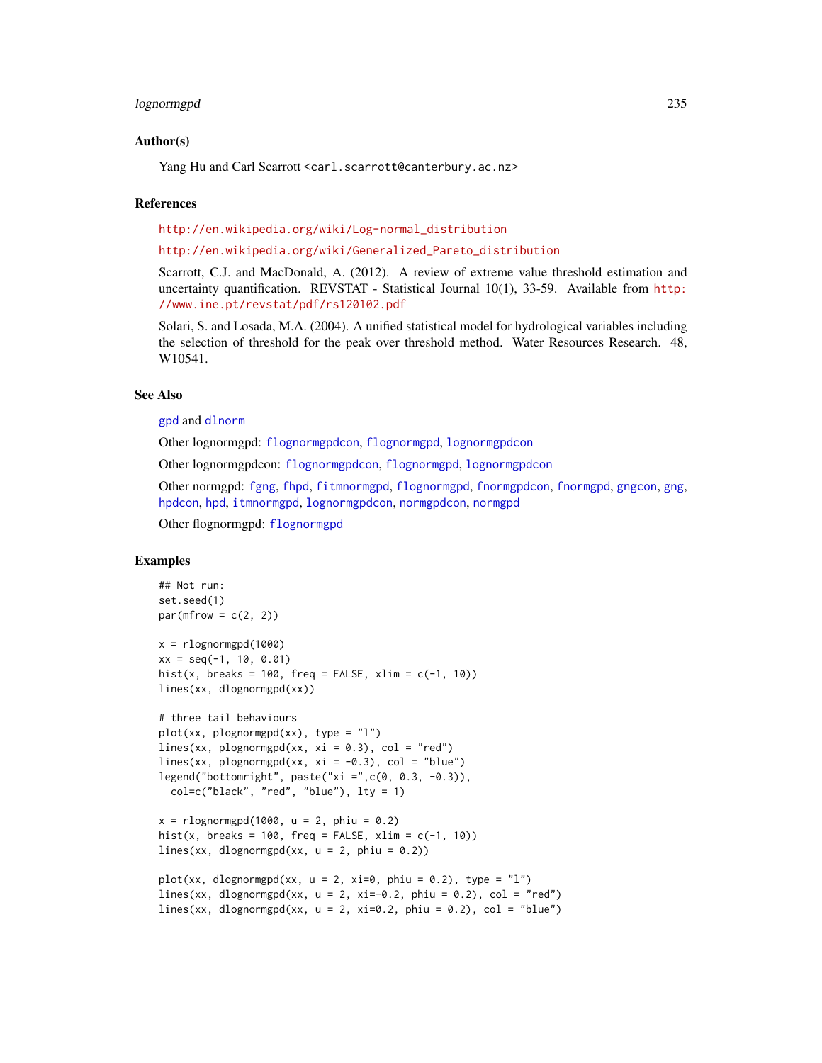## Author(s)

Yang Hu and Carl Scarrott <carl.scarrott@canterbury.ac.nz>

## References

http://en.wikipedia.org/wiki/Log-normal_distribution

http://en.wikipedia.org/wiki/Generalized_Pareto_distribution

Scarrott, C.J. and MacDonald, A. (2012). A review of extreme value threshold estimation and uncertainty quantification. REVSTAT - Statistical Journal 10(1), 33-59. Available from http://www.ine.pt/revstat/pdf/rs120102.pdf

Solari, S. and Losada, M.A. (2004). A unified statistical model for hydrological variables including the selection of threshold for the peak over threshold method. Water Resources Research. 48, W10541.

## See Also

gpd and dlnorm

Other lognormgpd: flognormgpdcon, flognormgpd, lognormgpdcon

Other lognormgpdcon: flognormgpdcon, flognormgpd, lognormgpdcon

Other normgpd: fgng, fhpd, fitmnormgpd, flognormgpd, fnormgpdcon, fnormgpd, gngcon, gng, hpdcon, hpd, itmnormgpd, lognormgpdcon, normgpdcon, normgpd

Other flognormgpd: flognormgpd

## Examples

```
## Not run:
set.seed(1)
par(mfrow = c(2, 2))

x = rlognormgpd(1000)
xx = seq(-1, 10, 0.01)
hist(x, breaks = 100, freq = FALSE, xlim = c(-1, 10))
lines(xx, dlognormgpd(xx))

# three tail behaviours
plot(xx, plognormgpd(xx), type = "l")
lines(xx, plognormgpd(xx, xi = 0.3), col = "red")
lines(xx, plognormgpd(xx, xi = -0.3), col = "blue")
legend("bottomright", paste("xi =",c(0, 0.3, -0.3)),
  col=c("black", "red", "blue"), lty = 1)

x = rlognormgpd(1000, u = 2, phiu = 0.2)
hist(x, breaks = 100, freq = FALSE, xlim = c(-1, 10))
lines(xx, dlognormgpd(xx, u = 2, phiu = 0.2))

plot(xx, dlognormgpd(xx, u = 2, xi=0, phiu = 0.2), type = "l")
lines(xx, dlognormgpd(xx, u = 2, xi=-0.2, phiu = 0.2), col = "red")
lines(xx, dlognormgpd(xx, u = 2, xi=0.2, phiu = 0.2), col = "blue")
```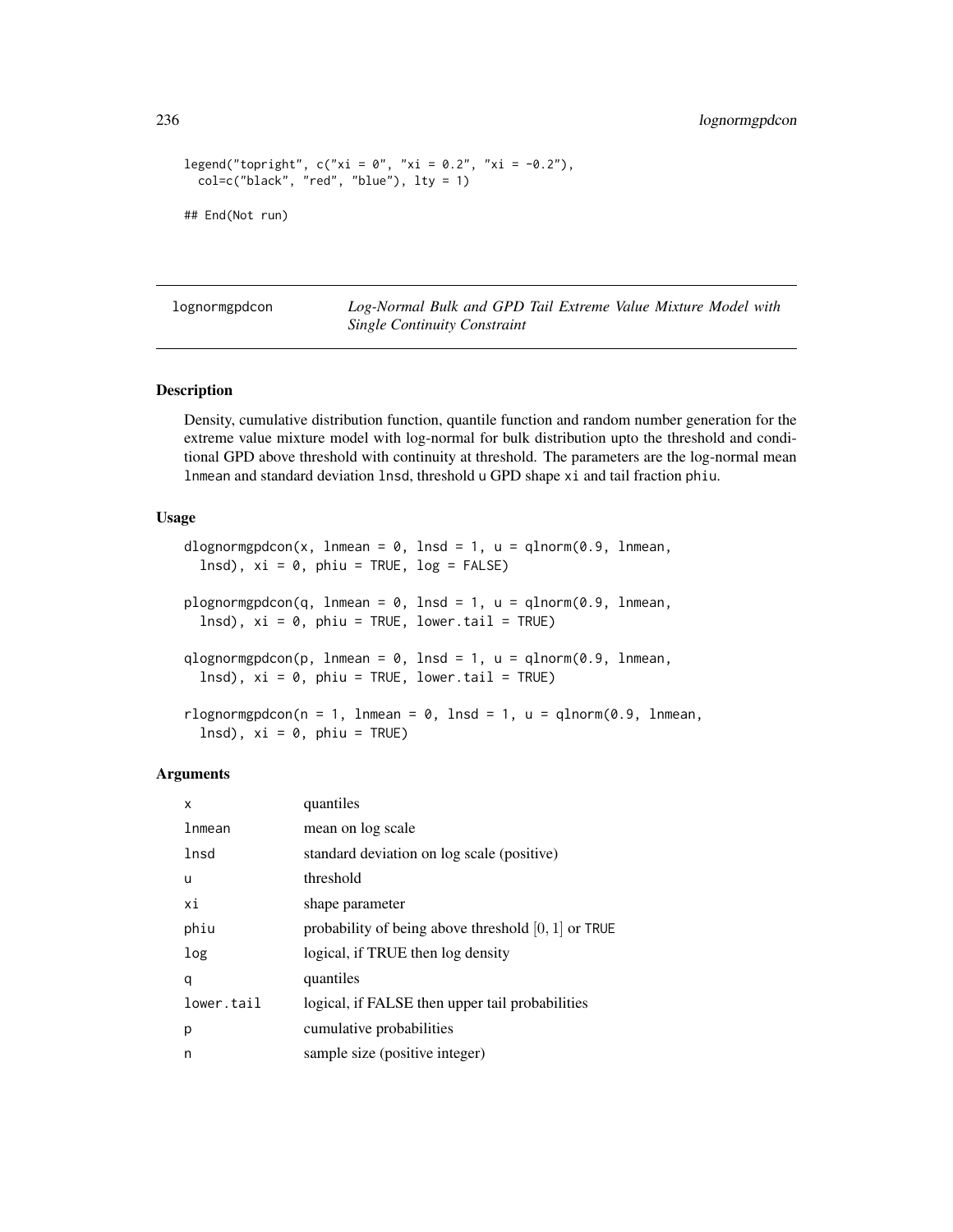```
legend("topright", c("xi = 0", "xi = 0.2", "xi = -0.2"),
  col=c("black", "red", "blue"), lty = 1)

## End(Not run)
```

## lognormgpdcon — *Log-Normal Bulk and GPD Tail Extreme Value Mixture Model with Single Continuity Constraint*

### Description

Density, cumulative distribution function, quantile function and random number generation for the extreme value mixture model with log-normal for bulk distribution upto the threshold and conditional GPD above threshold with continuity at threshold. The parameters are the log-normal mean `lnmean` and standard deviation `lnsd`, threshold `u` GPD shape `xi` and tail fraction `phiu`.

### Usage

```
dlognormgpdcon(x, lnmean = 0, lnsd = 1, u = qlnorm(0.9, lnmean,
  lnsd), xi = 0, phiu = TRUE, log = FALSE)

plognormgpdcon(q, lnmean = 0, lnsd = 1, u = qlnorm(0.9, lnmean,
  lnsd), xi = 0, phiu = TRUE, lower.tail = TRUE)

qlognormgpdcon(p, lnmean = 0, lnsd = 1, u = qlnorm(0.9, lnmean,
  lnsd), xi = 0, phiu = TRUE, lower.tail = TRUE)

rlognormgpdcon(n = 1, lnmean = 0, lnsd = 1, u = qlnorm(0.9, lnmean,
  lnsd), xi = 0, phiu = TRUE)
```

### Arguments

| | |
|---|---|
| `x` | quantiles |
| `lnmean` | mean on log scale |
| `lnsd` | standard deviation on log scale (positive) |
| `u` | threshold |
| `xi` | shape parameter |
| `phiu` | probability of being above threshold $[0, 1]$ or `TRUE` |
| `log` | logical, if TRUE then log density |
| `q` | quantiles |
| `lower.tail` | logical, if FALSE then upper tail probabilities |
| `p` | cumulative probabilities |
| `n` | sample size (positive integer) |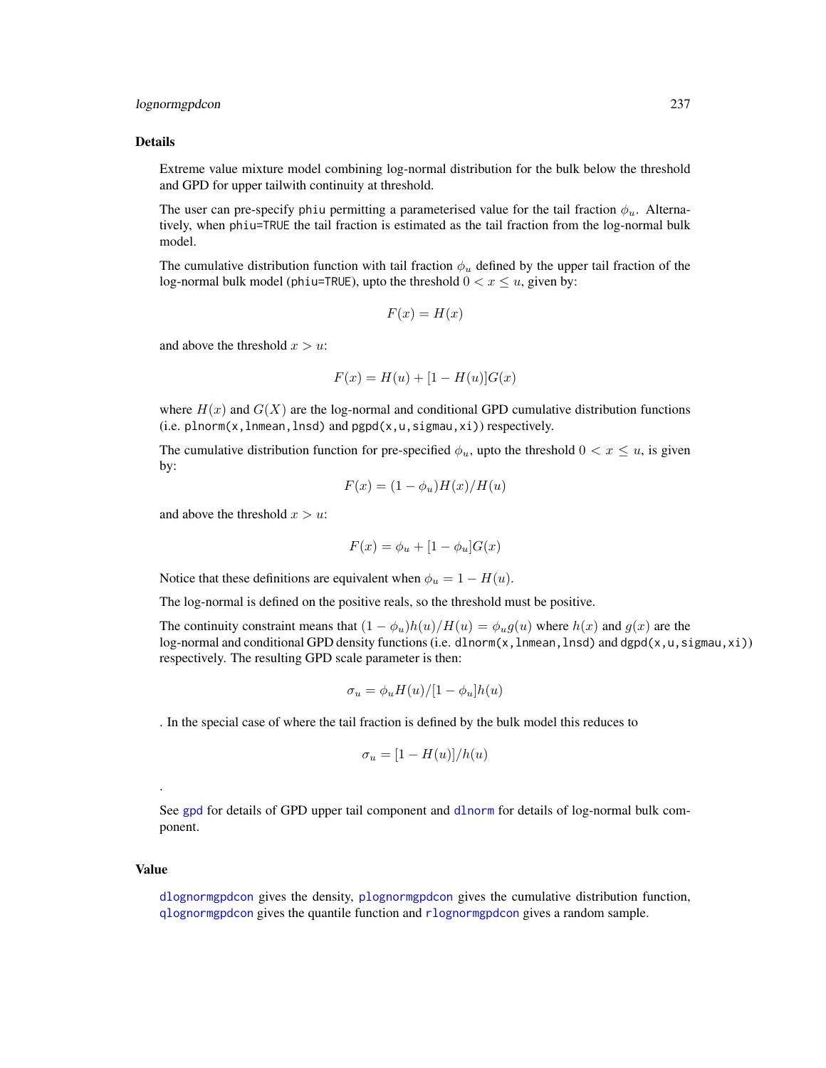### Details

Extreme value mixture model combining log-normal distribution for the bulk below the threshold and GPD for upper tailwith continuity at threshold.

The user can pre-specify `phiu` permitting a parameterised value for the tail fraction $\phi_u$. Alternatively, when `phiu=TRUE` the tail fraction is estimated as the tail fraction from the log-normal bulk model.

The cumulative distribution function with tail fraction $\phi_u$ defined by the upper tail fraction of the log-normal bulk model (`phiu=TRUE`), upto the threshold $0 < x \leq u$, given by:

$$F(x) = H(x)$$

and above the threshold $x > u$:

$$F(x) = H(u) + [1 - H(u)]G(x)$$

where $H(x)$ and $G(X)$ are the log-normal and conditional GPD cumulative distribution functions (i.e. `plnorm(x,lnmean,lnsd)` and `pgpd(x,u,sigmau,xi)`) respectively.

The cumulative distribution function for pre-specified $\phi_u$, upto the threshold $0 < x \leq u$, is given by:

$$F(x) = (1 - \phi_u)H(x)/H(u)$$

and above the threshold $x > u$:

$$F(x) = \phi_u + [1 - \phi_u]G(x)$$

Notice that these definitions are equivalent when $\phi_u = 1 - H(u)$.

The log-normal is defined on the positive reals, so the threshold must be positive.

The continuity constraint means that $(1 - \phi_u)h(u)/H(u) = \phi_u g(u)$ where $h(x)$ and $g(x)$ are the log-normal and conditional GPD density functions (i.e. `dlnorm(x,lnmean,lnsd)` and `dgpd(x,u,sigmau,xi)`) respectively. The resulting GPD scale parameter is then:

$$\sigma_u = \phi_u H(u)/[1 - \phi_u]h(u)$$

. In the special case of where the tail fraction is defined by the bulk model this reduces to

$$\sigma_u = [1 - H(u)]/h(u)$$

.

See `gpd` for details of GPD upper tail component and `dlnorm` for details of log-normal bulk component.

### Value

`dlognormgpdcon` gives the density, `plognormgpdcon` gives the cumulative distribution function, `qlognormgpdcon` gives the quantile function and `rlognormgpdcon` gives a random sample.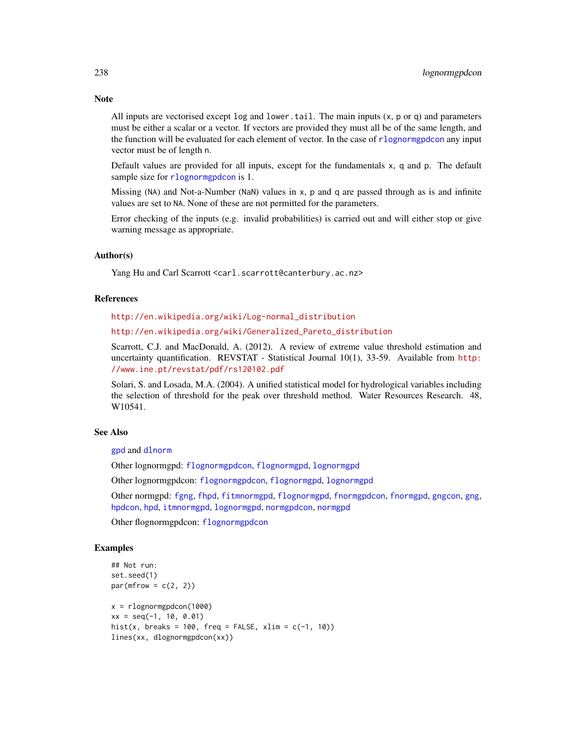## Note

All inputs are vectorised except log and lower.tail. The main inputs (x, p or q) and parameters must be either a scalar or a vector. If vectors are provided they must all be of the same length, and the function will be evaluated for each element of vector. In the case of rlognormgpdcon any input vector must be of length n.

Default values are provided for all inputs, except for the fundamentals x, q and p. The default sample size for rlognormgpdcon is 1.

Missing (NA) and Not-a-Number (NaN) values in x, p and q are passed through as is and infinite values are set to NA. None of these are not permitted for the parameters.

Error checking of the inputs (e.g. invalid probabilities) is carried out and will either stop or give warning message as appropriate.

## Author(s)

Yang Hu and Carl Scarrott <carl.scarrott@canterbury.ac.nz>

## References

http://en.wikipedia.org/wiki/Log-normal_distribution

http://en.wikipedia.org/wiki/Generalized_Pareto_distribution

Scarrott, C.J. and MacDonald, A. (2012). A review of extreme value threshold estimation and uncertainty quantification. REVSTAT - Statistical Journal 10(1), 33-59. Available from http://www.ine.pt/revstat/pdf/rs120102.pdf

Solari, S. and Losada, M.A. (2004). A unified statistical model for hydrological variables including the selection of threshold for the peak over threshold method. Water Resources Research. 48, W10541.

## See Also

gpd and dlnorm

Other lognormgpd: flognormgpdcon, flognormgpd, lognormgpd

Other lognormgpdcon: flognormgpdcon, flognormgpd, lognormgpd

Other normgpd: fgng, fhpd, fitmnormgpd, flognormgpd, fnormgpdcon, fnormgpd, gngcon, gng, hpdcon, hpd, itmnormgpd, lognormgpd, normgpdcon, normgpd

Other flognormgpdcon: flognormgpdcon

## Examples

```
## Not run:
set.seed(1)
par(mfrow = c(2, 2))

x = rlognormgpdcon(1000)
xx = seq(-1, 10, 0.01)
hist(x, breaks = 100, freq = FALSE, xlim = c(-1, 10))
lines(xx, dlognormgpdcon(xx))
```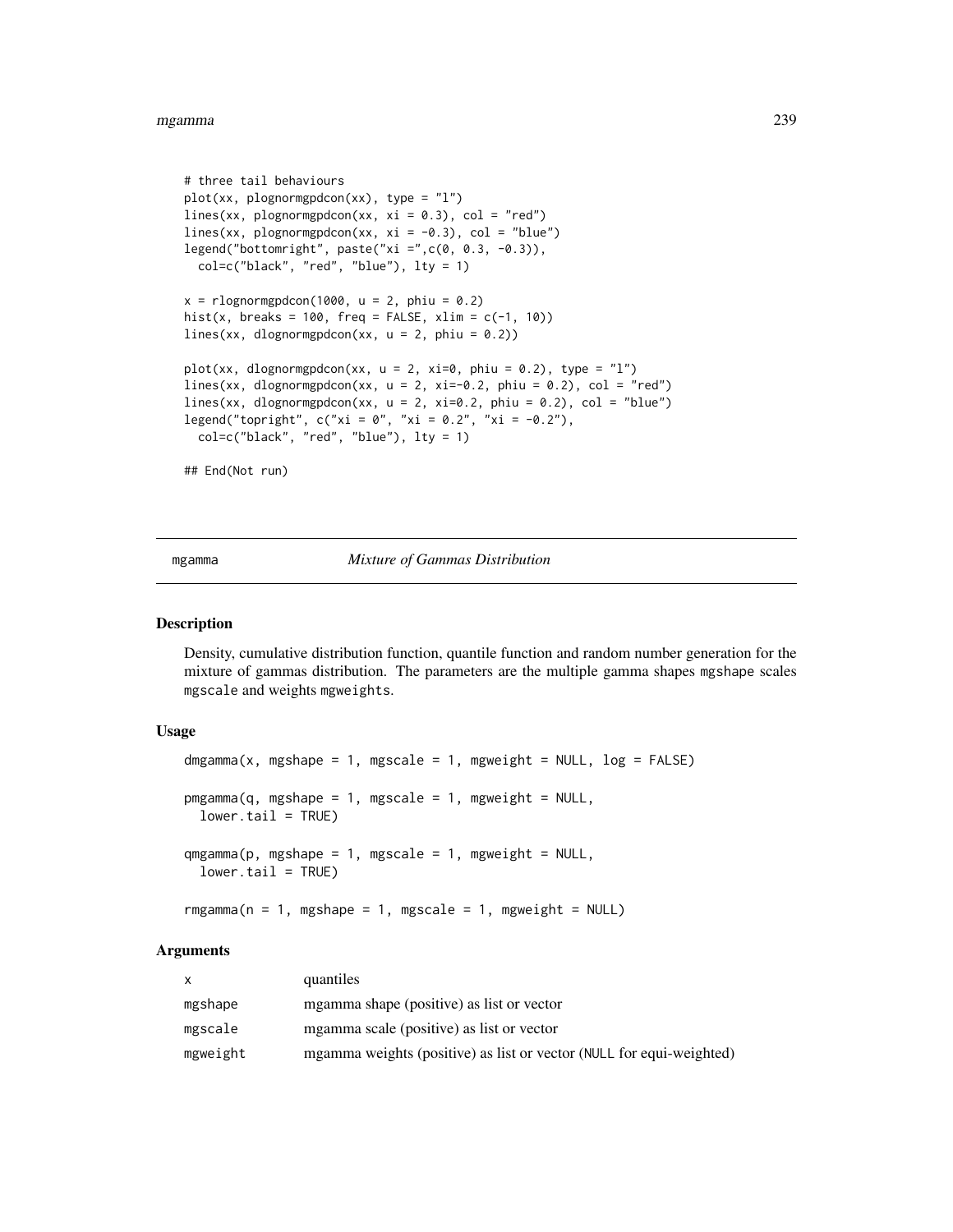```
# three tail behaviours
plot(xx, plognormgpdcon(xx), type = "l")
lines(xx, plognormgpdcon(xx, xi = 0.3), col = "red")
lines(xx, plognormgpdcon(xx, xi = -0.3), col = "blue")
legend("bottomright", paste("xi =",c(0, 0.3, -0.3)),
  col=c("black", "red", "blue"), lty = 1)

x = rlognormgpdcon(1000, u = 2, phiu = 0.2)
hist(x, breaks = 100, freq = FALSE, xlim = c(-1, 10))
lines(xx, dlognormgpdcon(xx, u = 2, phiu = 0.2))

plot(xx, dlognormgpdcon(xx, u = 2, xi=0, phiu = 0.2), type = "l")
lines(xx, dlognormgpdcon(xx, u = 2, xi=-0.2, phiu = 0.2), col = "red")
lines(xx, dlognormgpdcon(xx, u = 2, xi=0.2, phiu = 0.2), col = "blue")
legend("topright", c("xi = 0", "xi = 0.2", "xi = -0.2"),
  col=c("black", "red", "blue"), lty = 1)

## End(Not run)
```

## mgamma *Mixture of Gammas Distribution*

### Description

Density, cumulative distribution function, quantile function and random number generation for the mixture of gammas distribution. The parameters are the multiple gamma shapes `mgshape` scales `mgscale` and weights `mgweights`.

### Usage

```
dmgamma(x, mgshape = 1, mgscale = 1, mgweight = NULL, log = FALSE)

pmgamma(q, mgshape = 1, mgscale = 1, mgweight = NULL,
  lower.tail = TRUE)

qmgamma(p, mgshape = 1, mgscale = 1, mgweight = NULL,
  lower.tail = TRUE)

rmgamma(n = 1, mgshape = 1, mgscale = 1, mgweight = NULL)
```

### Arguments

| | |
|---|---|
| x | quantiles |
| mgshape | mgamma shape (positive) as list or vector |
| mgscale | mgamma scale (positive) as list or vector |
| mgweight | mgamma weights (positive) as list or vector (NULL for equi-weighted) |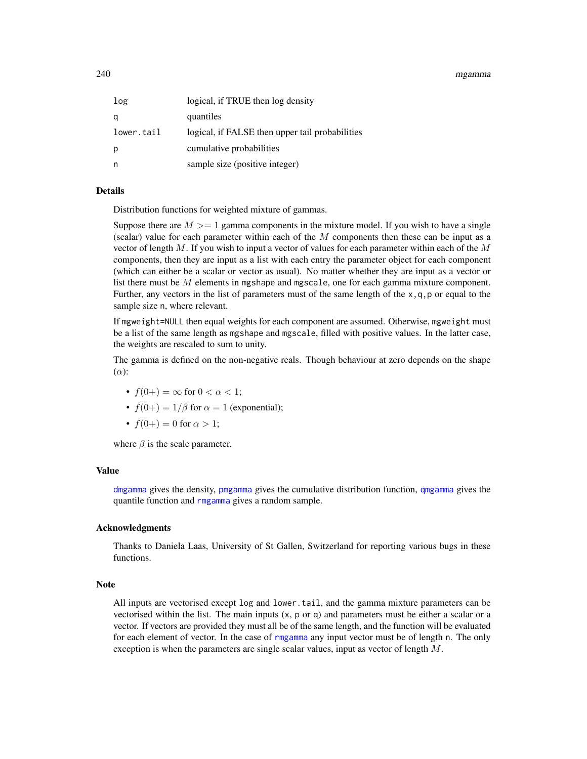| | |
|---|---|
| log | logical, if TRUE then log density |
| q | quantiles |
| lower.tail | logical, if FALSE then upper tail probabilities |
| p | cumulative probabilities |
| n | sample size (positive integer) |

## Details

Distribution functions for weighted mixture of gammas.

Suppose there are $M >= 1$ gamma components in the mixture model. If you wish to have a single (scalar) value for each parameter within each of the $M$ components then these can be input as a vector of length $M$. If you wish to input a vector of values for each parameter within each of the $M$ components, then they are input as a list with each entry the parameter object for each component (which can either be a scalar or vector as usual). No matter whether they are input as a vector or list there must be $M$ elements in `mgshape` and `mgscale`, one for each gamma mixture component. Further, any vectors in the list of parameters must of the same length of the `x,q,p` or equal to the sample size `n`, where relevant.

If `mgweight=NULL` then equal weights for each component are assumed. Otherwise, `mgweight` must be a list of the same length as `mgshape` and `mgscale`, filled with positive values. In the latter case, the weights are rescaled to sum to unity.

The gamma is defined on the non-negative reals. Though behaviour at zero depends on the shape ($\alpha$):

- $f(0+) = \infty$ for $0 < \alpha < 1$;
- $f(0+) = 1/\beta$ for $\alpha = 1$ (exponential);
- $f(0+) = 0$ for $\alpha > 1$;

where $\beta$ is the scale parameter.

## Value

`dmgamma` gives the density, `pmgamma` gives the cumulative distribution function, `qmgamma` gives the quantile function and `rmgamma` gives a random sample.

## Acknowledgments

Thanks to Daniela Laas, University of St Gallen, Switzerland for reporting various bugs in these functions.

## Note

All inputs are vectorised except `log` and `lower.tail`, and the gamma mixture parameters can be vectorised within the list. The main inputs (`x`, `p` or `q`) and parameters must be either a scalar or a vector. If vectors are provided they must all be of the same length, and the function will be evaluated for each element of vector. In the case of `rmgamma` any input vector must be of length `n`. The only exception is when the parameters are single scalar values, input as vector of length $M$.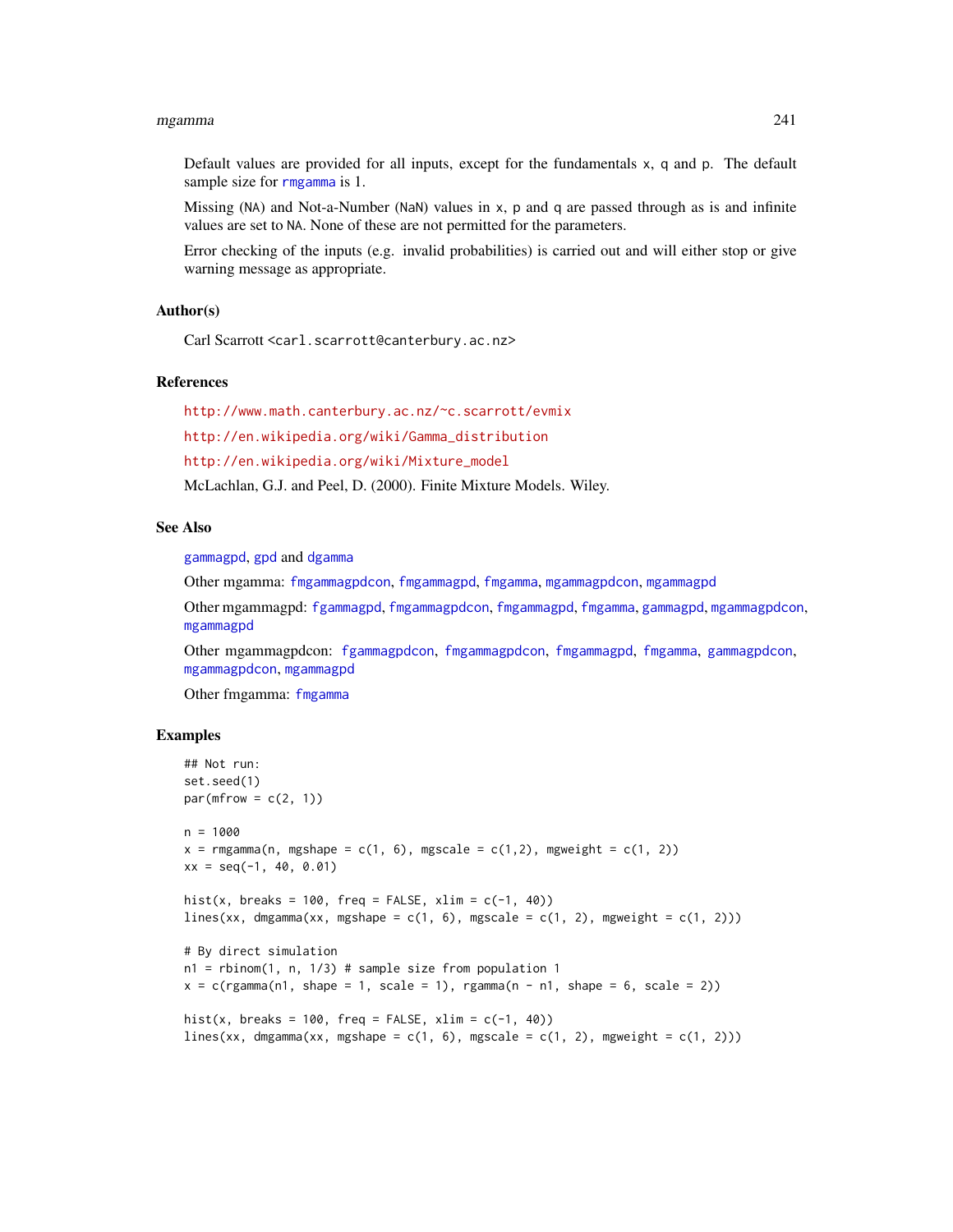Default values are provided for all inputs, except for the fundamentals x, q and p. The default sample size for rmgamma is 1.

Missing (NA) and Not-a-Number (NaN) values in x, p and q are passed through as is and infinite values are set to NA. None of these are not permitted for the parameters.

Error checking of the inputs (e.g. invalid probabilities) is carried out and will either stop or give warning message as appropriate.

### Author(s)

Carl Scarrott <carl.scarrott@canterbury.ac.nz>

### References

http://www.math.canterbury.ac.nz/~c.scarrott/evmix

http://en.wikipedia.org/wiki/Gamma_distribution

http://en.wikipedia.org/wiki/Mixture_model

McLachlan, G.J. and Peel, D. (2000). Finite Mixture Models. Wiley.

### See Also

gammagpd, gpd and dgamma

Other mgamma: fmgammagpdcon, fmgammagpd, fmgamma, mgammagpdcon, mgammagpd

Other mgammagpd: fgammagpd, fmgammagpdcon, fmgammagpd, fmgamma, gammagpd, mgammagpdcon, mgammagpd

Other mgammagpdcon: fgammagpdcon, fmgammagpdcon, fmgammagpd, fmgamma, gammagpdcon, mgammagpdcon, mgammagpd

Other fmgamma: fmgamma

### Examples

```
## Not run:
set.seed(1)
par(mfrow = c(2, 1))

n = 1000
x = rmgamma(n, mgshape = c(1, 6), mgscale = c(1,2), mgweight = c(1, 2))
xx = seq(-1, 40, 0.01)

hist(x, breaks = 100, freq = FALSE, xlim = c(-1, 40))
lines(xx, dmgamma(xx, mgshape = c(1, 6), mgscale = c(1, 2), mgweight = c(1, 2)))

# By direct simulation
n1 = rbinom(1, n, 1/3) # sample size from population 1
x = c(rgamma(n1, shape = 1, scale = 1), rgamma(n - n1, shape = 6, scale = 2))

hist(x, breaks = 100, freq = FALSE, xlim = c(-1, 40))
lines(xx, dmgamma(xx, mgshape = c(1, 6), mgscale = c(1, 2), mgweight = c(1, 2)))
```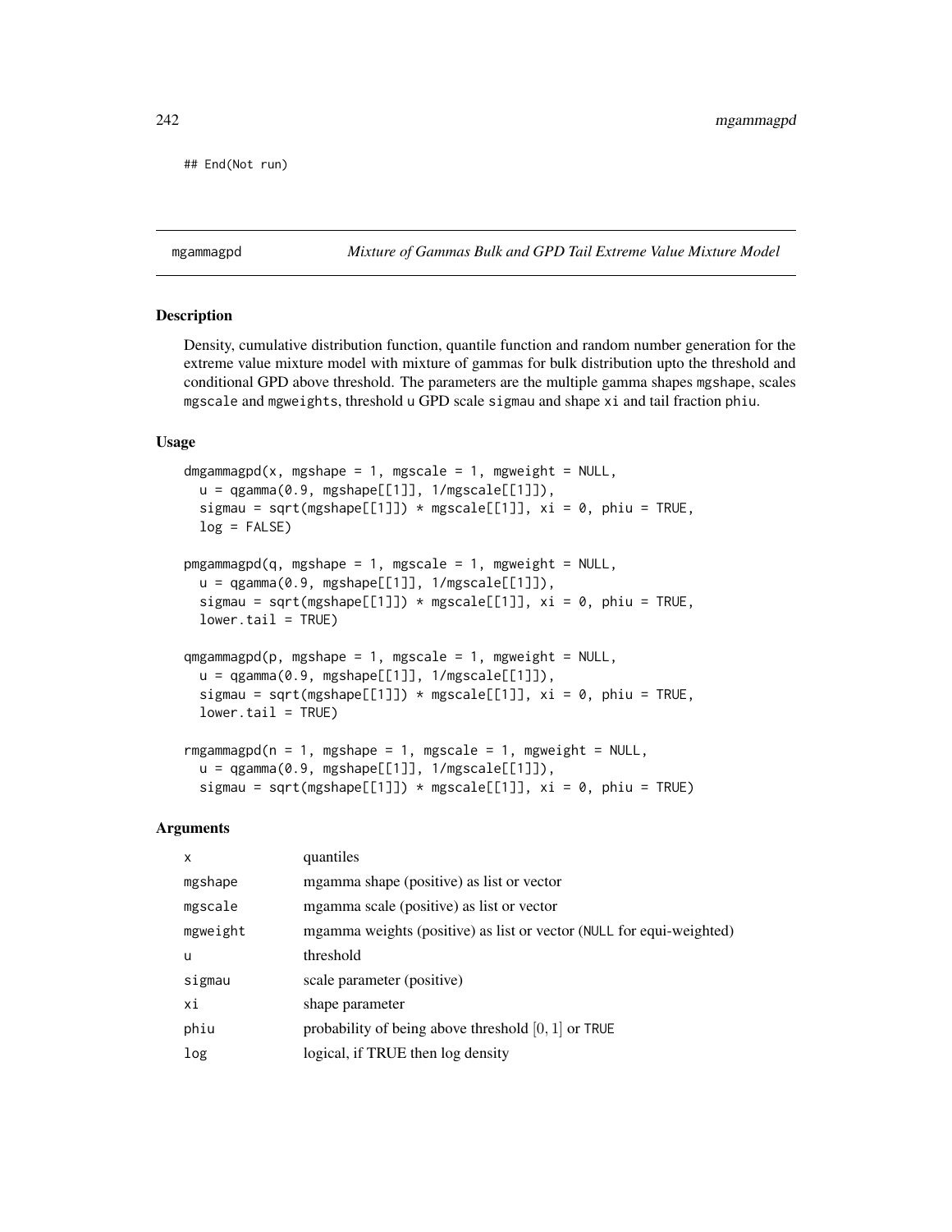```
## End(Not run)
```

## mgammagpd *Mixture of Gammas Bulk and GPD Tail Extreme Value Mixture Model*

### Description

Density, cumulative distribution function, quantile function and random number generation for the extreme value mixture model with mixture of gammas for bulk distribution upto the threshold and conditional GPD above threshold. The parameters are the multiple gamma shapes mgshape, scales mgscale and mgweights, threshold u GPD scale sigmau and shape xi and tail fraction phiu.

### Usage

```
dmgammagpd(x, mgshape = 1, mgscale = 1, mgweight = NULL,
  u = qgamma(0.9, mgshape[[1]], 1/mgscale[[1]]),
  sigmau = sqrt(mgshape[[1]]) * mgscale[[1]], xi = 0, phiu = TRUE,
  log = FALSE)

pmgammagpd(q, mgshape = 1, mgscale = 1, mgweight = NULL,
  u = qgamma(0.9, mgshape[[1]], 1/mgscale[[1]]),
  sigmau = sqrt(mgshape[[1]]) * mgscale[[1]], xi = 0, phiu = TRUE,
  lower.tail = TRUE)

qmgammagpd(p, mgshape = 1, mgscale = 1, mgweight = NULL,
  u = qgamma(0.9, mgshape[[1]], 1/mgscale[[1]]),
  sigmau = sqrt(mgshape[[1]]) * mgscale[[1]], xi = 0, phiu = TRUE,
  lower.tail = TRUE)

rmgammagpd(n = 1, mgshape = 1, mgscale = 1, mgweight = NULL,
  u = qgamma(0.9, mgshape[[1]], 1/mgscale[[1]]),
  sigmau = sqrt(mgshape[[1]]) * mgscale[[1]], xi = 0, phiu = TRUE)
```

### Arguments

| | |
|---|---|
| x | quantiles |
| mgshape | mgamma shape (positive) as list or vector |
| mgscale | mgamma scale (positive) as list or vector |
| mgweight | mgamma weights (positive) as list or vector (NULL for equi-weighted) |
| u | threshold |
| sigmau | scale parameter (positive) |
| xi | shape parameter |
| phiu | probability of being above threshold $[0, 1]$ or TRUE |
| log | logical, if TRUE then log density |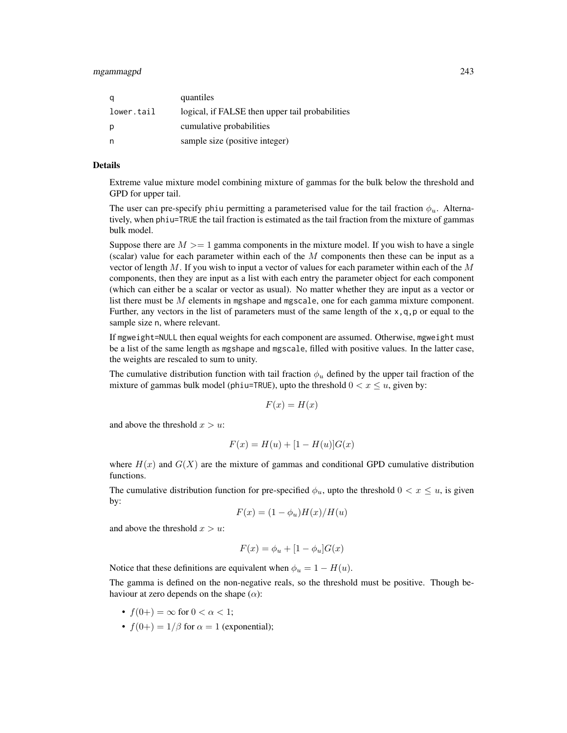| | |
|---|---|
| q | quantiles |
| lower.tail | logical, if FALSE then upper tail probabilities |
| p | cumulative probabilities |
| n | sample size (positive integer) |

## Details

Extreme value mixture model combining mixture of gammas for the bulk below the threshold and GPD for upper tail.

The user can pre-specify phiu permitting a parameterised value for the tail fraction $\phi_u$. Alternatively, when phiu=TRUE the tail fraction is estimated as the tail fraction from the mixture of gammas bulk model.

Suppose there are $M >= 1$ gamma components in the mixture model. If you wish to have a single (scalar) value for each parameter within each of the $M$ components then these can be input as a vector of length $M$. If you wish to input a vector of values for each parameter within each of the $M$ components, then they are input as a list with each entry the parameter object for each component (which can either be a scalar or vector as usual). No matter whether they are input as a vector or list there must be $M$ elements in mgshape and mgscale, one for each gamma mixture component. Further, any vectors in the list of parameters must of the same length of the x,q,p or equal to the sample size n, where relevant.

If mgweight=NULL then equal weights for each component are assumed. Otherwise, mgweight must be a list of the same length as mgshape and mgscale, filled with positive values. In the latter case, the weights are rescaled to sum to unity.

The cumulative distribution function with tail fraction $\phi_u$ defined by the upper tail fraction of the mixture of gammas bulk model (phiu=TRUE), upto the threshold $0 < x \leq u$, given by:

$$F(x) = H(x)$$

and above the threshold $x > u$:

$$F(x) = H(u) + [1 - H(u)]G(x)$$

where $H(x)$ and $G(X)$ are the mixture of gammas and conditional GPD cumulative distribution functions.

The cumulative distribution function for pre-specified $\phi_u$, upto the threshold $0 < x \leq u$, is given by:

$$F(x) = (1 - \phi_u)H(x)/H(u)$$

and above the threshold $x > u$:

$$F(x) = \phi_u + [1 - \phi_u]G(x)$$

Notice that these definitions are equivalent when $\phi_u = 1 - H(u)$.

The gamma is defined on the non-negative reals, so the threshold must be positive. Though behaviour at zero depends on the shape ($\alpha$):

- $f(0+) = \infty$ for $0 < \alpha < 1$;
- $f(0+) = 1/\beta$ for $\alpha = 1$ (exponential);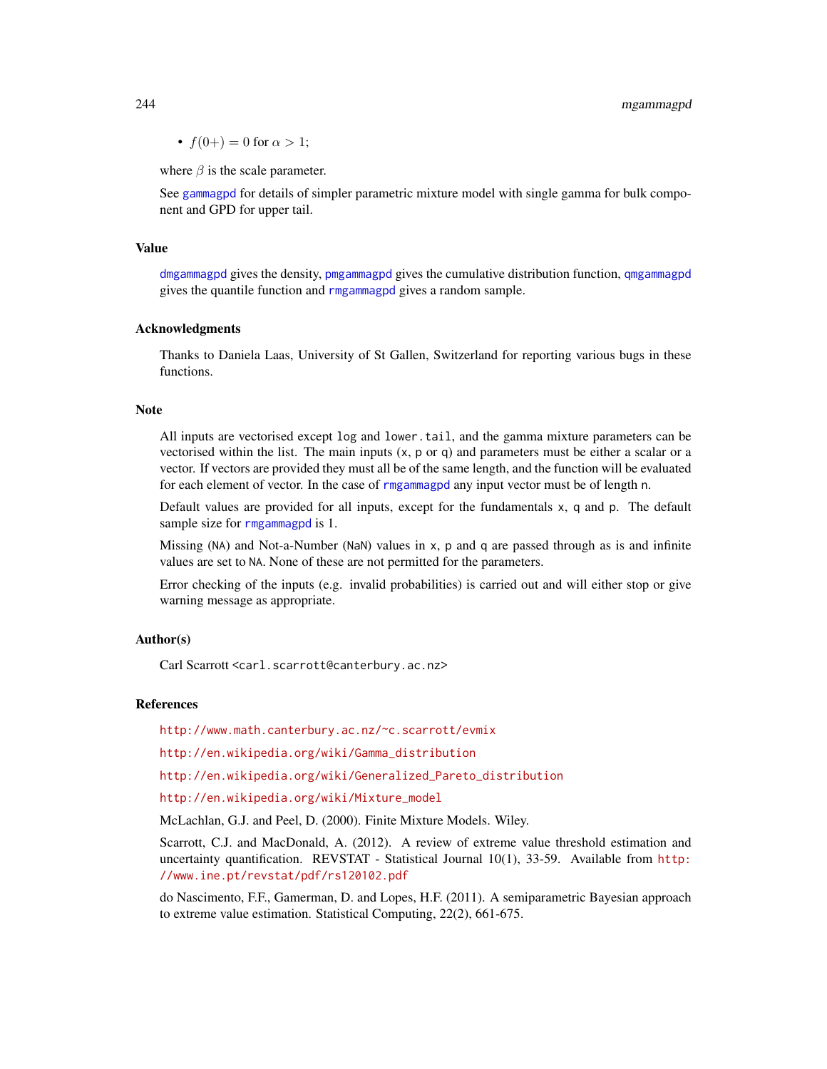- $f(0+) = 0$ for $\alpha > 1$;

where $\beta$ is the scale parameter.

See gammagpd for details of simpler parametric mixture model with single gamma for bulk component and GPD for upper tail.

## Value

dmgammagpd gives the density, pmgammagpd gives the cumulative distribution function, qmgammagpd gives the quantile function and rmgammagpd gives a random sample.

## Acknowledgments

Thanks to Daniela Laas, University of St Gallen, Switzerland for reporting various bugs in these functions.

## Note

All inputs are vectorised except `log` and `lower.tail`, and the gamma mixture parameters can be vectorised within the list. The main inputs (`x`, `p` or `q`) and parameters must be either a scalar or a vector. If vectors are provided they must all be of the same length, and the function will be evaluated for each element of vector. In the case of rmgammagpd any input vector must be of length `n`.

Default values are provided for all inputs, except for the fundamentals `x`, `q` and `p`. The default sample size for rmgammagpd is 1.

Missing (`NA`) and Not-a-Number (`NaN`) values in `x`, `p` and `q` are passed through as is and infinite values are set to `NA`. None of these are not permitted for the parameters.

Error checking of the inputs (e.g. invalid probabilities) is carried out and will either stop or give warning message as appropriate.

## Author(s)

Carl Scarrott <carl.scarrott@canterbury.ac.nz>

## References

http://www.math.canterbury.ac.nz/~c.scarrott/evmix

http://en.wikipedia.org/wiki/Gamma_distribution

http://en.wikipedia.org/wiki/Generalized_Pareto_distribution

http://en.wikipedia.org/wiki/Mixture_model

McLachlan, G.J. and Peel, D. (2000). Finite Mixture Models. Wiley.

Scarrott, C.J. and MacDonald, A. (2012). A review of extreme value threshold estimation and uncertainty quantification. REVSTAT - Statistical Journal 10(1), 33-59. Available from http://www.ine.pt/revstat/pdf/rs120102.pdf

do Nascimento, F.F., Gamerman, D. and Lopes, H.F. (2011). A semiparametric Bayesian approach to extreme value estimation. Statistical Computing, 22(2), 661-675.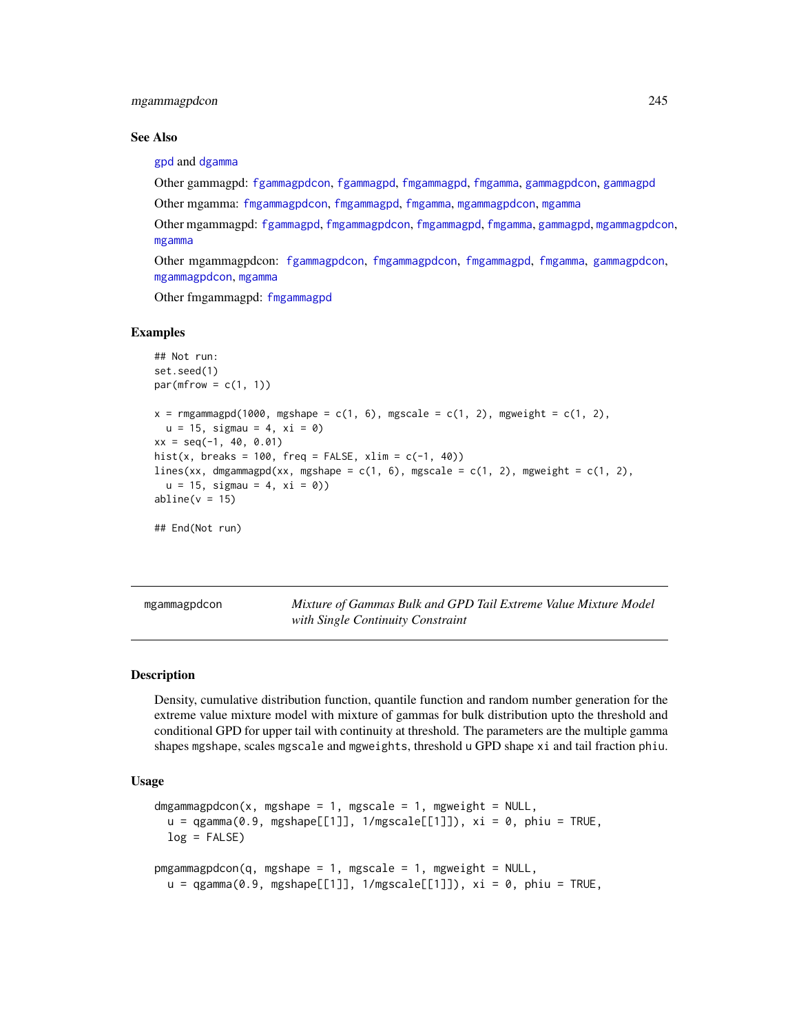### See Also

gpd and dgamma

Other gammagpd: fgammagpdcon, fgammagpd, fmgammagpd, fmgamma, gammagpdcon, gammagpd

Other mgamma: fmgammagpdcon, fmgammagpd, fmgamma, mgammagpdcon, mgamma

Other mgammagpd: fgammagpd, fmgammagpdcon, fmgammagpd, fmgamma, gammagpd, mgammagpdcon, mgamma

Other mgammagpdcon: fgammagpdcon, fmgammagpdcon, fmgammagpd, fmgamma, gammagpdcon, mgammagpdcon, mgamma

Other fmgammagpd: fmgammagpd

### Examples

```
## Not run:
set.seed(1)
par(mfrow = c(1, 1))

x = rmgammagpd(1000, mgshape = c(1, 6), mgscale = c(1, 2), mgweight = c(1, 2),
  u = 15, sigmau = 4, xi = 0)
xx = seq(-1, 40, 0.01)
hist(x, breaks = 100, freq = FALSE, xlim = c(-1, 40))
lines(xx, dmgammagpd(xx, mgshape = c(1, 6), mgscale = c(1, 2), mgweight = c(1, 2),
  u = 15, sigmau = 4, xi = 0))
abline(v = 15)

## End(Not run)
```

---

## mgammagpdcon — *Mixture of Gammas Bulk and GPD Tail Extreme Value Mixture Model with Single Continuity Constraint*

### Description

Density, cumulative distribution function, quantile function and random number generation for the extreme value mixture model with mixture of gammas for bulk distribution upto the threshold and conditional GPD for upper tail with continuity at threshold. The parameters are the multiple gamma shapes mgshape, scales mgscale and mgweights, threshold u GPD shape xi and tail fraction phiu.

### Usage

```
dmgammagpdcon(x, mgshape = 1, mgscale = 1, mgweight = NULL,
  u = qgamma(0.9, mgshape[[1]], 1/mgscale[[1]]), xi = 0, phiu = TRUE,
  log = FALSE)

pmgammagpdcon(q, mgshape = 1, mgscale = 1, mgweight = NULL,
  u = qgamma(0.9, mgshape[[1]], 1/mgscale[[1]]), xi = 0, phiu = TRUE,
```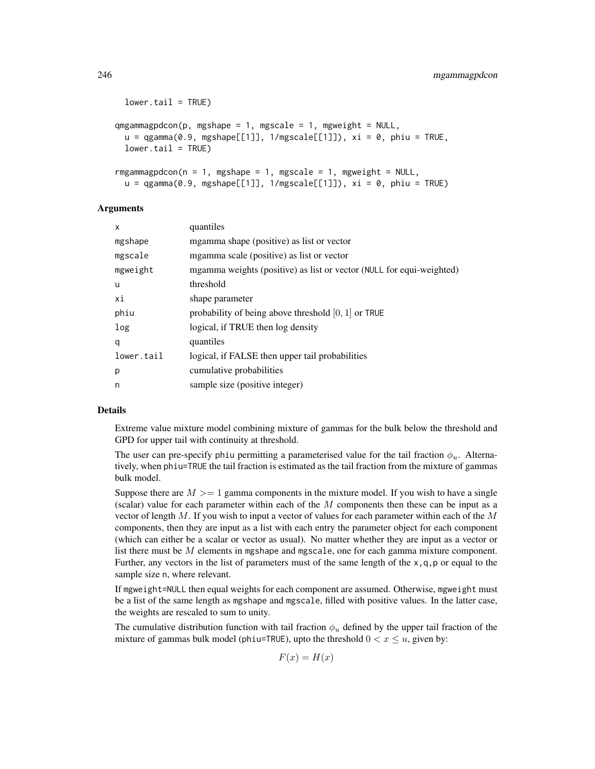```
  lower.tail = TRUE)

qmgammagpdcon(p, mgshape = 1, mgscale = 1, mgweight = NULL,
  u = qgamma(0.9, mgshape[[1]], 1/mgscale[[1]]), xi = 0, phiu = TRUE,
  lower.tail = TRUE)

rmgammagpdcon(n = 1, mgshape = 1, mgscale = 1, mgweight = NULL,
  u = qgamma(0.9, mgshape[[1]], 1/mgscale[[1]]), xi = 0, phiu = TRUE)
```

## Arguments

| | |
|---|---|
| x | quantiles |
| mgshape | mgamma shape (positive) as list or vector |
| mgscale | mgamma scale (positive) as list or vector |
| mgweight | mgamma weights (positive) as list or vector (NULL for equi-weighted) |
| u | threshold |
| xi | shape parameter |
| phiu | probability of being above threshold $[0, 1]$ or TRUE |
| log | logical, if TRUE then log density |
| q | quantiles |
| lower.tail | logical, if FALSE then upper tail probabilities |
| p | cumulative probabilities |
| n | sample size (positive integer) |

## Details

Extreme value mixture model combining mixture of gammas for the bulk below the threshold and GPD for upper tail with continuity at threshold.

The user can pre-specify phiu permitting a parameterised value for the tail fraction $\phi_u$. Alternatively, when phiu=TRUE the tail fraction is estimated as the tail fraction from the mixture of gammas bulk model.

Suppose there are $M >= 1$ gamma components in the mixture model. If you wish to have a single (scalar) value for each parameter within each of the $M$ components then these can be input as a vector of length $M$. If you wish to input a vector of values for each parameter within each of the $M$ components, then they are input as a list with each entry the parameter object for each component (which can either be a scalar or vector as usual). No matter whether they are input as a vector or list there must be $M$ elements in mgshape and mgscale, one for each gamma mixture component. Further, any vectors in the list of parameters must of the same length of the x,q,p or equal to the sample size n, where relevant.

If mgweight=NULL then equal weights for each component are assumed. Otherwise, mgweight must be a list of the same length as mgshape and mgscale, filled with positive values. In the latter case, the weights are rescaled to sum to unity.

The cumulative distribution function with tail fraction $\phi_u$ defined by the upper tail fraction of the mixture of gammas bulk model (phiu=TRUE), upto the threshold $0 < x \leq u$, given by:

$$F(x) = H(x)$$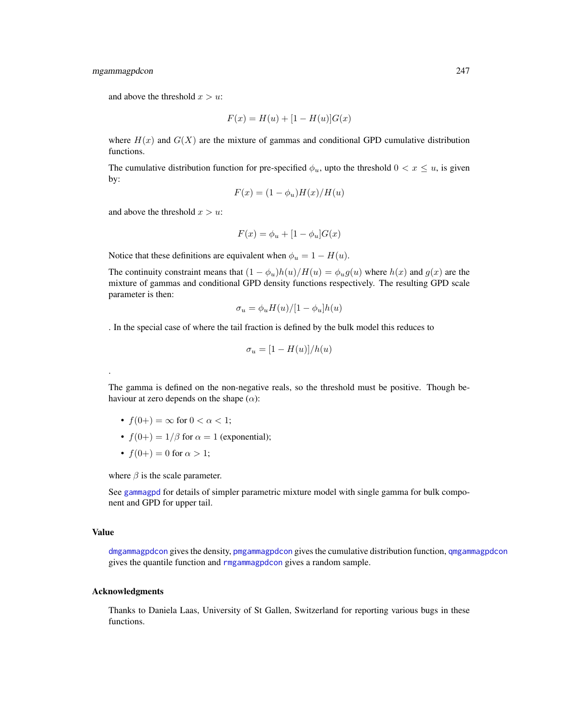and above the threshold $x > u$:

$$F(x) = H(u) + [1 - H(u)]G(x)$$

where $H(x)$ and $G(X)$ are the mixture of gammas and conditional GPD cumulative distribution functions.

The cumulative distribution function for pre-specified $\phi_u$, upto the threshold $0 < x \le u$, is given by:

$$F(x) = (1 - \phi_u)H(x)/H(u)$$

and above the threshold $x > u$:

$$F(x) = \phi_u + [1 - \phi_u]G(x)$$

Notice that these definitions are equivalent when $\phi_u = 1 - H(u)$.

The continuity constraint means that $(1 - \phi_u)h(u)/H(u) = \phi_u g(u)$ where $h(x)$ and $g(x)$ are the mixture of gammas and conditional GPD density functions respectively. The resulting GPD scale parameter is then:

$$\sigma_u = \phi_u H(u)/[1 - \phi_u]h(u)$$

. In the special case of where the tail fraction is defined by the bulk model this reduces to

$$\sigma_u = [1 - H(u)]/h(u)$$

.

The gamma is defined on the non-negative reals, so the threshold must be positive. Though behaviour at zero depends on the shape ($\alpha$):

- $f(0+) = \infty$ for $0 < \alpha < 1$;
- $f(0+) = 1/\beta$ for $\alpha = 1$ (exponential);
- $f(0+) = 0$ for $\alpha > 1$;

where $\beta$ is the scale parameter.

See gammagpd for details of simpler parametric mixture model with single gamma for bulk component and GPD for upper tail.

## Value

dmgammagpdcon gives the density, pmgammagpdcon gives the cumulative distribution function, qmgammagpdcon gives the quantile function and rmgammagpdcon gives a random sample.

## Acknowledgments

Thanks to Daniela Laas, University of St Gallen, Switzerland for reporting various bugs in these functions.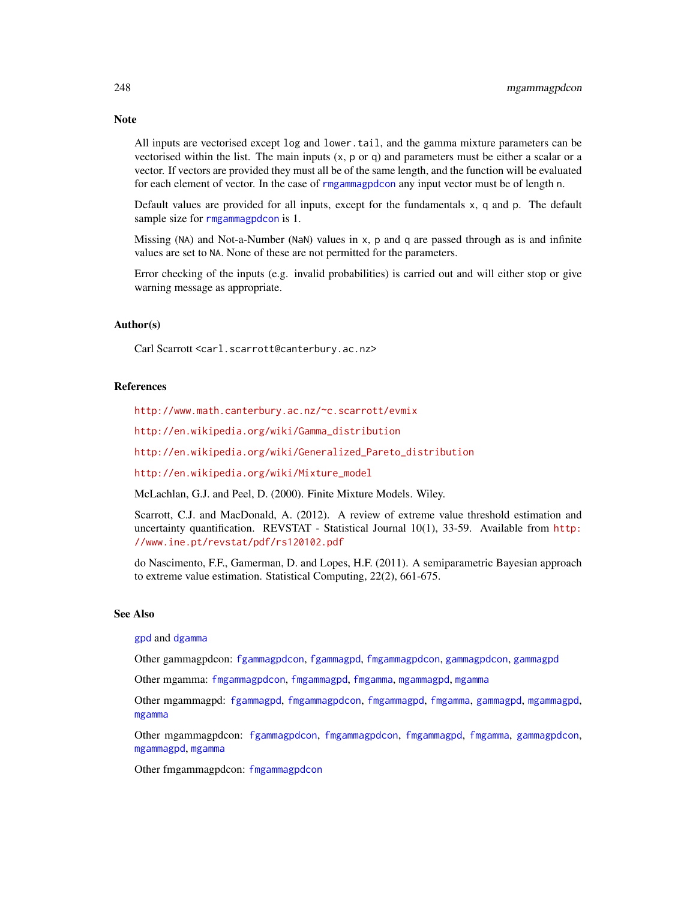## Note

All inputs are vectorised except `log` and `lower.tail`, and the gamma mixture parameters can be vectorised within the list. The main inputs (`x`, `p` or `q`) and parameters must be either a scalar or a vector. If vectors are provided they must all be of the same length, and the function will be evaluated for each element of vector. In the case of `rmgammagpdcon` any input vector must be of length `n`.

Default values are provided for all inputs, except for the fundamentals `x`, `q` and `p`. The default sample size for `rmgammagpdcon` is 1.

Missing (`NA`) and Not-a-Number (`NaN`) values in `x`, `p` and `q` are passed through as is and infinite values are set to `NA`. None of these are not permitted for the parameters.

Error checking of the inputs (e.g. invalid probabilities) is carried out and will either stop or give warning message as appropriate.

## Author(s)

Carl Scarrott <carl.scarrott@canterbury.ac.nz>

## References

http://www.math.canterbury.ac.nz/~c.scarrott/evmix

http://en.wikipedia.org/wiki/Gamma_distribution

http://en.wikipedia.org/wiki/Generalized_Pareto_distribution

http://en.wikipedia.org/wiki/Mixture_model

McLachlan, G.J. and Peel, D. (2000). Finite Mixture Models. Wiley.

Scarrott, C.J. and MacDonald, A. (2012). A review of extreme value threshold estimation and uncertainty quantification. REVSTAT - Statistical Journal 10(1), 33-59. Available from http://www.ine.pt/revstat/pdf/rs120102.pdf

do Nascimento, F.F., Gamerman, D. and Lopes, H.F. (2011). A semiparametric Bayesian approach to extreme value estimation. Statistical Computing, 22(2), 661-675.

## See Also

`gpd` and `dgamma`

Other gammagpdcon: `fgammagpdcon`, `fgammagpd`, `fmgammagpdcon`, `gammagpdcon`, `gammagpd`

Other mgamma: `fmgammagpdcon`, `fmgammagpd`, `fmgamma`, `mgammagpd`, `mgamma`

Other mgammagpd: `fgammagpd`, `fmgammagpdcon`, `fmgammagpd`, `fmgamma`, `gammagpd`, `mgammagpd`, `mgamma`

Other mgammagpdcon: `fgammagpdcon`, `fmgammagpdcon`, `fmgammagpd`, `fmgamma`, `gammagpdcon`, `mgammagpd`, `mgamma`

Other fmgammagpdcon: `fmgammagpdcon`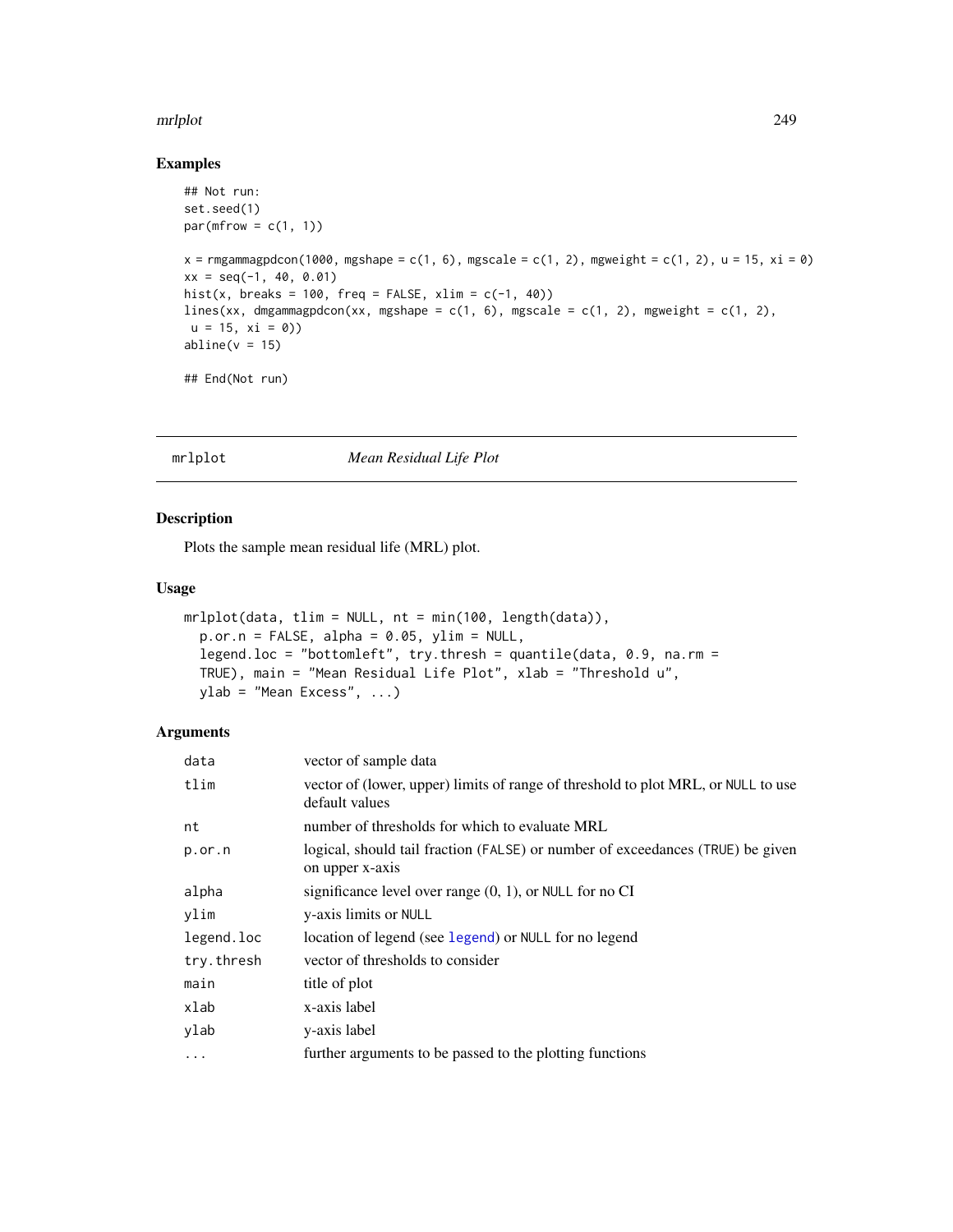## Examples

```
## Not run:
set.seed(1)
par(mfrow = c(1, 1))

x = rmgammagpdcon(1000, mgshape = c(1, 6), mgscale = c(1, 2), mgweight = c(1, 2), u = 15, xi = 0)
xx = seq(-1, 40, 0.01)
hist(x, breaks = 100, freq = FALSE, xlim = c(-1, 40))
lines(xx, dmgammagpdcon(xx, mgshape = c(1, 6), mgscale = c(1, 2), mgweight = c(1, 2),
 u = 15, xi = 0))
abline(v = 15)

## End(Not run)
```

---

# mrlplot *Mean Residual Life Plot*

---

## Description

Plots the sample mean residual life (MRL) plot.

## Usage

```
mrlplot(data, tlim = NULL, nt = min(100, length(data)),
  p.or.n = FALSE, alpha = 0.05, ylim = NULL,
  legend.loc = "bottomleft", try.thresh = quantile(data, 0.9, na.rm =
  TRUE), main = "Mean Residual Life Plot", xlab = "Threshold u",
  ylab = "Mean Excess", ...)
```

## Arguments

| | |
|---|---|
| data | vector of sample data |
| tlim | vector of (lower, upper) limits of range of threshold to plot MRL, or NULL to use default values |
| nt | number of thresholds for which to evaluate MRL |
| p.or.n | logical, should tail fraction (FALSE) or number of exceedances (TRUE) be given on upper x-axis |
| alpha | significance level over range (0, 1), or NULL for no CI |
| ylim | y-axis limits or NULL |
| legend.loc | location of legend (see legend) or NULL for no legend |
| try.thresh | vector of thresholds to consider |
| main | title of plot |
| xlab | x-axis label |
| ylab | y-axis label |
| ... | further arguments to be passed to the plotting functions |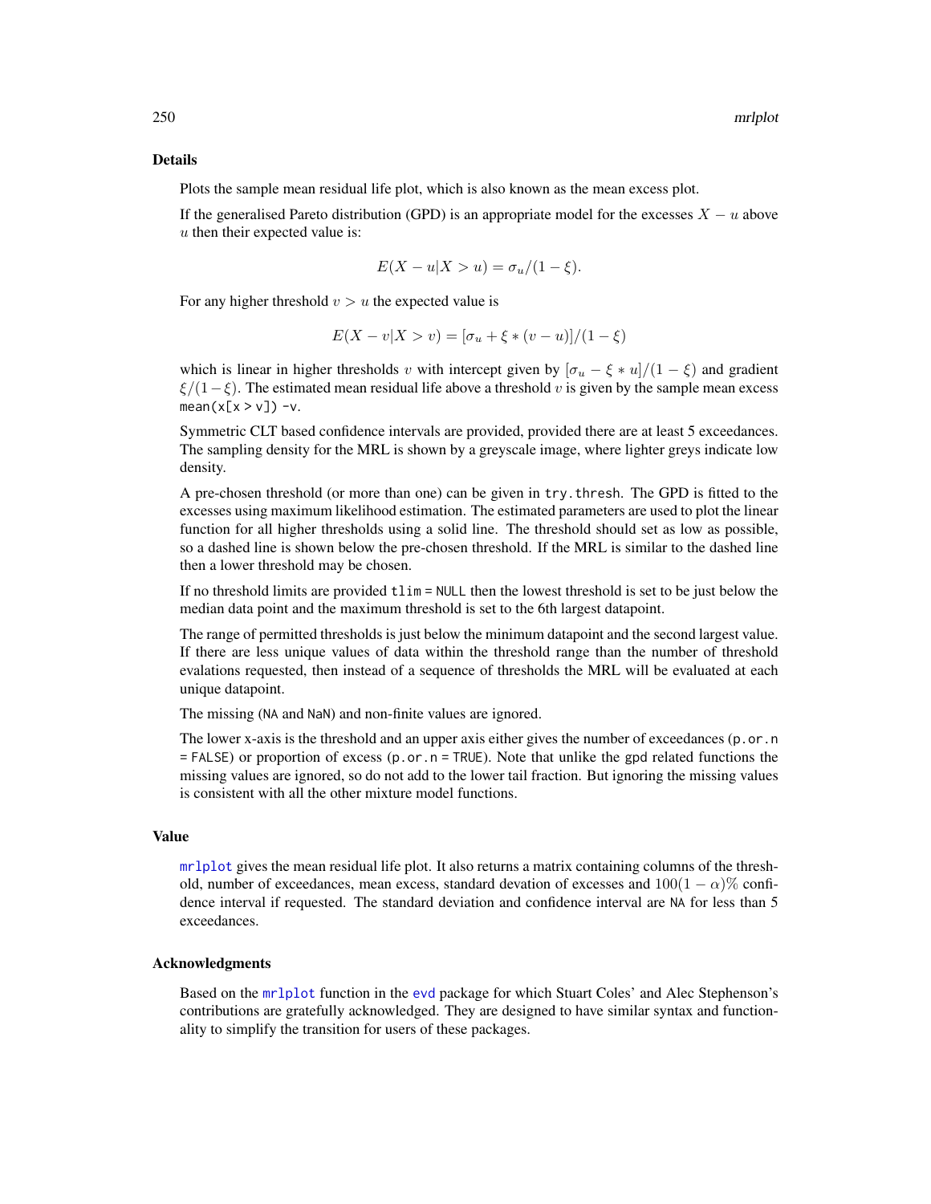## Details

Plots the sample mean residual life plot, which is also known as the mean excess plot.

If the generalised Pareto distribution (GPD) is an appropriate model for the excesses $X - u$ above $u$ then their expected value is:

$$E(X - u|X > u) = \sigma_u/(1 - \xi).$$

For any higher threshold $v > u$ the expected value is

$$E(X - v|X > v) = [\sigma_u + \xi * (v - u)]/(1 - \xi)$$

which is linear in higher thresholds $v$ with intercept given by $[\sigma_u - \xi * u]/(1 - \xi)$ and gradient $\xi/(1 - \xi)$. The estimated mean residual life above a threshold $v$ is given by the sample mean excess `mean(x[x > v]) -v`.

Symmetric CLT based confidence intervals are provided, provided there are at least 5 exceedances. The sampling density for the MRL is shown by a greyscale image, where lighter greys indicate low density.

A pre-chosen threshold (or more than one) can be given in `try.thresh`. The GPD is fitted to the excesses using maximum likelihood estimation. The estimated parameters are used to plot the linear function for all higher thresholds using a solid line. The threshold should set as low as possible, so a dashed line is shown below the pre-chosen threshold. If the MRL is similar to the dashed line then a lower threshold may be chosen.

If no threshold limits are provided `tlim = NULL` then the lowest threshold is set to be just below the median data point and the maximum threshold is set to the 6th largest datapoint.

The range of permitted thresholds is just below the minimum datapoint and the second largest value. If there are less unique values of data within the threshold range than the number of threshold evalations requested, then instead of a sequence of thresholds the MRL will be evaluated at each unique datapoint.

The missing (`NA` and `NaN`) and non-finite values are ignored.

The lower x-axis is the threshold and an upper axis either gives the number of exceedances (`p.or.n = FALSE`) or proportion of excess (`p.or.n = TRUE`). Note that unlike the `gpd` related functions the missing values are ignored, so do not add to the lower tail fraction. But ignoring the missing values is consistent with all the other mixture model functions.

## Value

`mrlplot` gives the mean residual life plot. It also returns a matrix containing columns of the threshold, number of exceedances, mean excess, standard devation of excesses and $100(1 - \alpha)\%$ confidence interval if requested. The standard deviation and confidence interval are `NA` for less than 5 exceedances.

## Acknowledgments

Based on the `mrlplot` function in the `evd` package for which Stuart Coles' and Alec Stephenson's contributions are gratefully acknowledged. They are designed to have similar syntax and functionality to simplify the transition for users of these packages.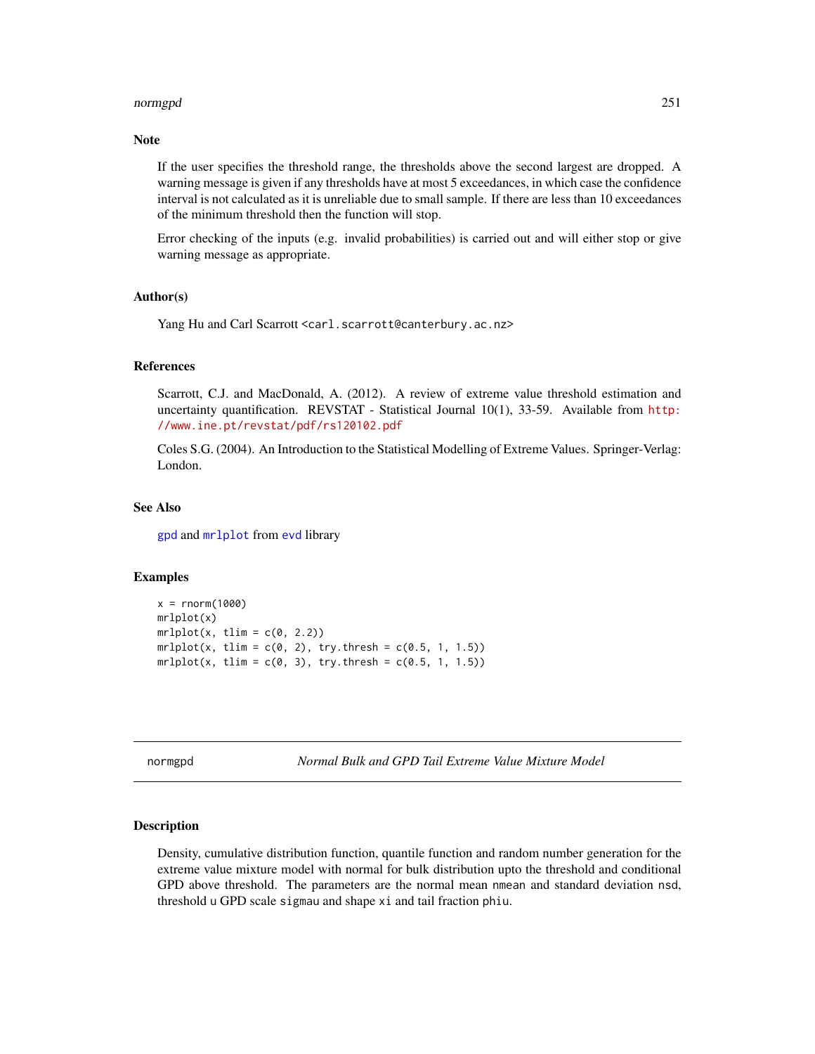## Note

If the user specifies the threshold range, the thresholds above the second largest are dropped. A warning message is given if any thresholds have at most 5 exceedances, in which case the confidence interval is not calculated as it is unreliable due to small sample. If there are less than 10 exceedances of the minimum threshold then the function will stop.

Error checking of the inputs (e.g. invalid probabilities) is carried out and will either stop or give warning message as appropriate.

## Author(s)

Yang Hu and Carl Scarrott <carl.scarrott@canterbury.ac.nz>

## References

Scarrott, C.J. and MacDonald, A. (2012). A review of extreme value threshold estimation and uncertainty quantification. REVSTAT - Statistical Journal 10(1), 33-59. Available from http://www.ine.pt/revstat/pdf/rs120102.pdf

Coles S.G. (2004). An Introduction to the Statistical Modelling of Extreme Values. Springer-Verlag: London.

## See Also

gpd and mrlplot from evd library

## Examples

```
x = rnorm(1000)
mrlplot(x)
mrlplot(x, tlim = c(0, 2.2))
mrlplot(x, tlim = c(0, 2), try.thresh = c(0.5, 1, 1.5))
mrlplot(x, tlim = c(0, 3), try.thresh = c(0.5, 1, 1.5))
```

---

normgpd *Normal Bulk and GPD Tail Extreme Value Mixture Model*

## Description

Density, cumulative distribution function, quantile function and random number generation for the extreme value mixture model with normal for bulk distribution upto the threshold and conditional GPD above threshold. The parameters are the normal mean nmean and standard deviation nsd, threshold u GPD scale sigmau and shape xi and tail fraction phiu.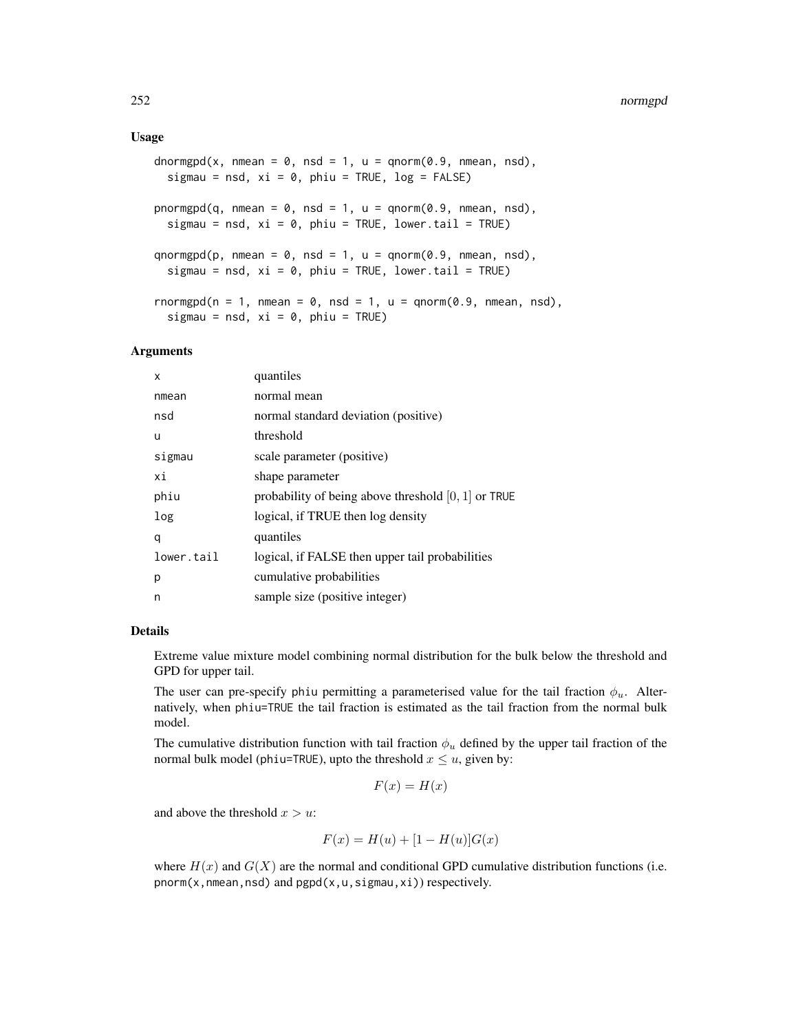## Usage

```
dnormgpd(x, nmean = 0, nsd = 1, u = qnorm(0.9, nmean, nsd),
  sigmau = nsd, xi = 0, phiu = TRUE, log = FALSE)

pnormgpd(q, nmean = 0, nsd = 1, u = qnorm(0.9, nmean, nsd),
  sigmau = nsd, xi = 0, phiu = TRUE, lower.tail = TRUE)

qnormgpd(p, nmean = 0, nsd = 1, u = qnorm(0.9, nmean, nsd),
  sigmau = nsd, xi = 0, phiu = TRUE, lower.tail = TRUE)

rnormgpd(n = 1, nmean = 0, nsd = 1, u = qnorm(0.9, nmean, nsd),
  sigmau = nsd, xi = 0, phiu = TRUE)
```

## Arguments

| | |
|---|---|
| `x` | quantiles |
| `nmean` | normal mean |
| `nsd` | normal standard deviation (positive) |
| `u` | threshold |
| `sigmau` | scale parameter (positive) |
| `xi` | shape parameter |
| `phiu` | probability of being above threshold $[0, 1]$ or `TRUE` |
| `log` | logical, if TRUE then log density |
| `q` | quantiles |
| `lower.tail` | logical, if FALSE then upper tail probabilities |
| `p` | cumulative probabilities |
| `n` | sample size (positive integer) |

## Details

Extreme value mixture model combining normal distribution for the bulk below the threshold and GPD for upper tail.

The user can pre-specify `phiu` permitting a parameterised value for the tail fraction $\phi_u$. Alternatively, when `phiu=TRUE` the tail fraction is estimated as the tail fraction from the normal bulk model.

The cumulative distribution function with tail fraction $\phi_u$ defined by the upper tail fraction of the normal bulk model (`phiu=TRUE`), upto the threshold $x \leq u$, given by:

$$F(x) = H(x)$$

and above the threshold $x > u$:

$$F(x) = H(u) + [1 - H(u)]G(x)$$

where $H(x)$ and $G(X)$ are the normal and conditional GPD cumulative distribution functions (i.e. `pnorm(x,nmean,nsd)` and `pgpd(x,u,sigmau,xi)`) respectively.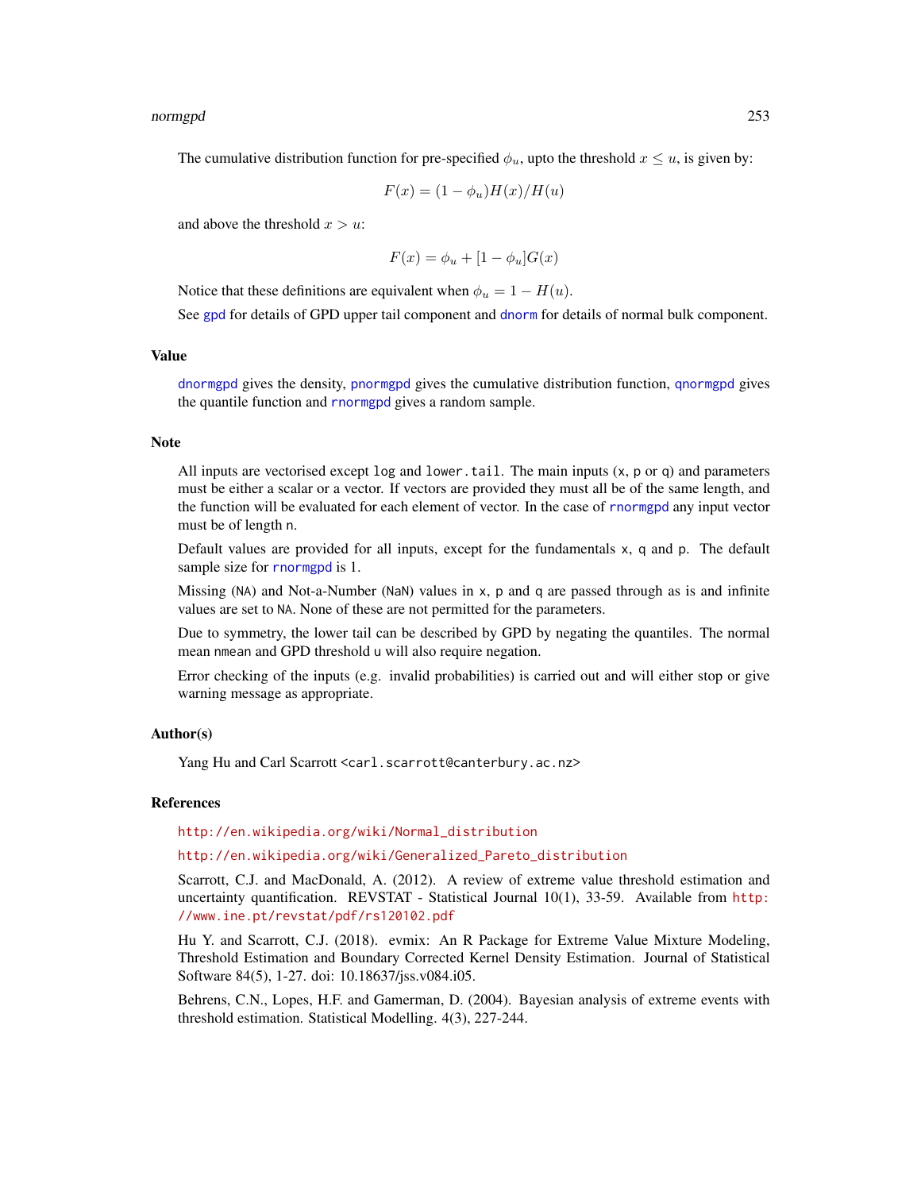The cumulative distribution function for pre-specified $\phi_u$, upto the threshold $x \leq u$, is given by:

$$F(x) = (1 - \phi_u)H(x)/H(u)$$

and above the threshold $x > u$:

$$F(x) = \phi_u + [1 - \phi_u]G(x)$$

Notice that these definitions are equivalent when $\phi_u = 1 - H(u)$.

See `gpd` for details of GPD upper tail component and `dnorm` for details of normal bulk component.

## Value

`dnormgpd` gives the density, `pnormgpd` gives the cumulative distribution function, `qnormgpd` gives the quantile function and `rnormgpd` gives a random sample.

## Note

All inputs are vectorised except `log` and `lower.tail`. The main inputs (`x`, `p` or `q`) and parameters must be either a scalar or a vector. If vectors are provided they must all be of the same length, and the function will be evaluated for each element of vector. In the case of `rnormgpd` any input vector must be of length `n`.

Default values are provided for all inputs, except for the fundamentals `x`, `q` and `p`. The default sample size for `rnormgpd` is 1.

Missing (`NA`) and Not-a-Number (`NaN`) values in `x`, `p` and `q` are passed through as is and infinite values are set to `NA`. None of these are not permitted for the parameters.

Due to symmetry, the lower tail can be described by GPD by negating the quantiles. The normal mean `nmean` and GPD threshold `u` will also require negation.

Error checking of the inputs (e.g. invalid probabilities) is carried out and will either stop or give warning message as appropriate.

## Author(s)

Yang Hu and Carl Scarrott <carl.scarrott@canterbury.ac.nz>

## References

http://en.wikipedia.org/wiki/Normal_distribution

http://en.wikipedia.org/wiki/Generalized_Pareto_distribution

Scarrott, C.J. and MacDonald, A. (2012). A review of extreme value threshold estimation and uncertainty quantification. REVSTAT - Statistical Journal 10(1), 33-59. Available from http://www.ine.pt/revstat/pdf/rs120102.pdf

Hu Y. and Scarrott, C.J. (2018). evmix: An R Package for Extreme Value Mixture Modeling, Threshold Estimation and Boundary Corrected Kernel Density Estimation. Journal of Statistical Software 84(5), 1-27. doi: 10.18637/jss.v084.i05.

Behrens, C.N., Lopes, H.F. and Gamerman, D. (2004). Bayesian analysis of extreme events with threshold estimation. Statistical Modelling. 4(3), 227-244.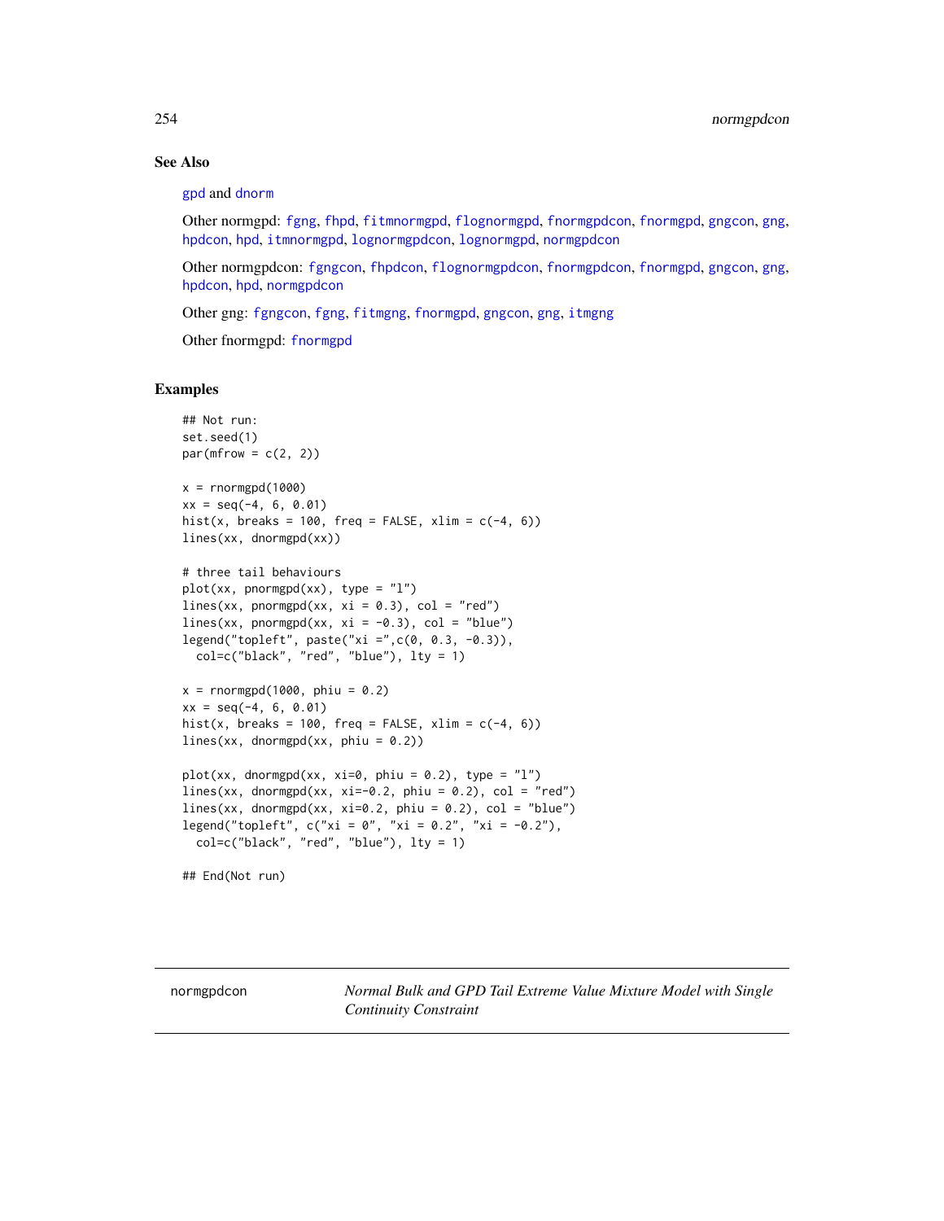## See Also

gpd and dnorm

Other normgpd: fgng, fhpd, fitmnormgpd, flognormgpd, fnormgpdcon, fnormgpd, gngcon, gng, hpdcon, hpd, itmnormgpd, lognormgpdcon, lognormgpd, normgpdcon

Other normgpdcon: fgngcon, fhpdcon, flognormgpdcon, fnormgpdcon, fnormgpd, gngcon, gng, hpdcon, hpd, normgpdcon

Other gng: fgngcon, fgng, fitmgng, fnormgpd, gngcon, gng, itmgng

Other fnormgpd: fnormgpd

## Examples

```
## Not run:
set.seed(1)
par(mfrow = c(2, 2))

x = rnormgpd(1000)
xx = seq(-4, 6, 0.01)
hist(x, breaks = 100, freq = FALSE, xlim = c(-4, 6))
lines(xx, dnormgpd(xx))

# three tail behaviours
plot(xx, pnormgpd(xx), type = "l")
lines(xx, pnormgpd(xx, xi = 0.3), col = "red")
lines(xx, pnormgpd(xx, xi = -0.3), col = "blue")
legend("topleft", paste("xi =",c(0, 0.3, -0.3)),
  col=c("black", "red", "blue"), lty = 1)

x = rnormgpd(1000, phiu = 0.2)
xx = seq(-4, 6, 0.01)
hist(x, breaks = 100, freq = FALSE, xlim = c(-4, 6))
lines(xx, dnormgpd(xx, phiu = 0.2))

plot(xx, dnormgpd(xx, xi=0, phiu = 0.2), type = "l")
lines(xx, dnormgpd(xx, xi=-0.2, phiu = 0.2), col = "red")
lines(xx, dnormgpd(xx, xi=0.2, phiu = 0.2), col = "blue")
legend("topleft", c("xi = 0", "xi = 0.2", "xi = -0.2"),
  col=c("black", "red", "blue"), lty = 1)

## End(Not run)
```

---

# normgpdcon — *Normal Bulk and GPD Tail Extreme Value Mixture Model with Single Continuity Constraint*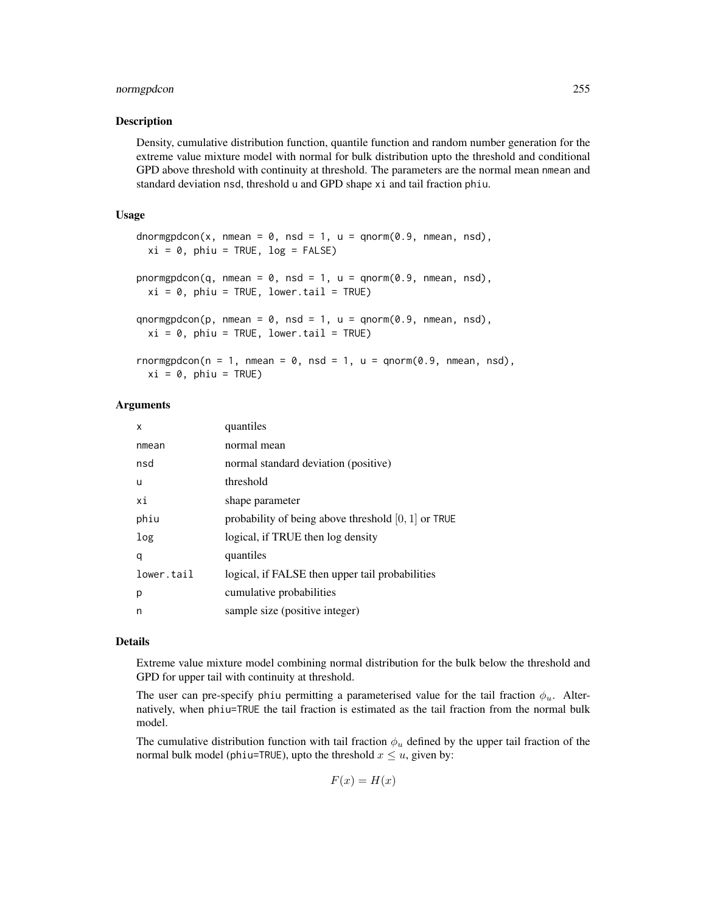## Description

Density, cumulative distribution function, quantile function and random number generation for the extreme value mixture model with normal for bulk distribution upto the threshold and conditional GPD above threshold with continuity at threshold. The parameters are the normal mean nmean and standard deviation nsd, threshold u and GPD shape xi and tail fraction phiu.

## Usage

```
dnormgpdcon(x, nmean = 0, nsd = 1, u = qnorm(0.9, nmean, nsd),
  xi = 0, phiu = TRUE, log = FALSE)

pnormgpdcon(q, nmean = 0, nsd = 1, u = qnorm(0.9, nmean, nsd),
  xi = 0, phiu = TRUE, lower.tail = TRUE)

qnormgpdcon(p, nmean = 0, nsd = 1, u = qnorm(0.9, nmean, nsd),
  xi = 0, phiu = TRUE, lower.tail = TRUE)

rnormgpdcon(n = 1, nmean = 0, nsd = 1, u = qnorm(0.9, nmean, nsd),
  xi = 0, phiu = TRUE)
```

## Arguments

| | |
|---|---|
| x | quantiles |
| nmean | normal mean |
| nsd | normal standard deviation (positive) |
| u | threshold |
| xi | shape parameter |
| phiu | probability of being above threshold $[0, 1]$ or TRUE |
| log | logical, if TRUE then log density |
| q | quantiles |
| lower.tail | logical, if FALSE then upper tail probabilities |
| p | cumulative probabilities |
| n | sample size (positive integer) |

## Details

Extreme value mixture model combining normal distribution for the bulk below the threshold and GPD for upper tail with continuity at threshold.

The user can pre-specify phiu permitting a parameterised value for the tail fraction $\phi_u$. Alternatively, when phiu=TRUE the tail fraction is estimated as the tail fraction from the normal bulk model.

The cumulative distribution function with tail fraction $\phi_u$ defined by the upper tail fraction of the normal bulk model (phiu=TRUE), upto the threshold $x \leq u$, given by:

$$F(x) = H(x)$$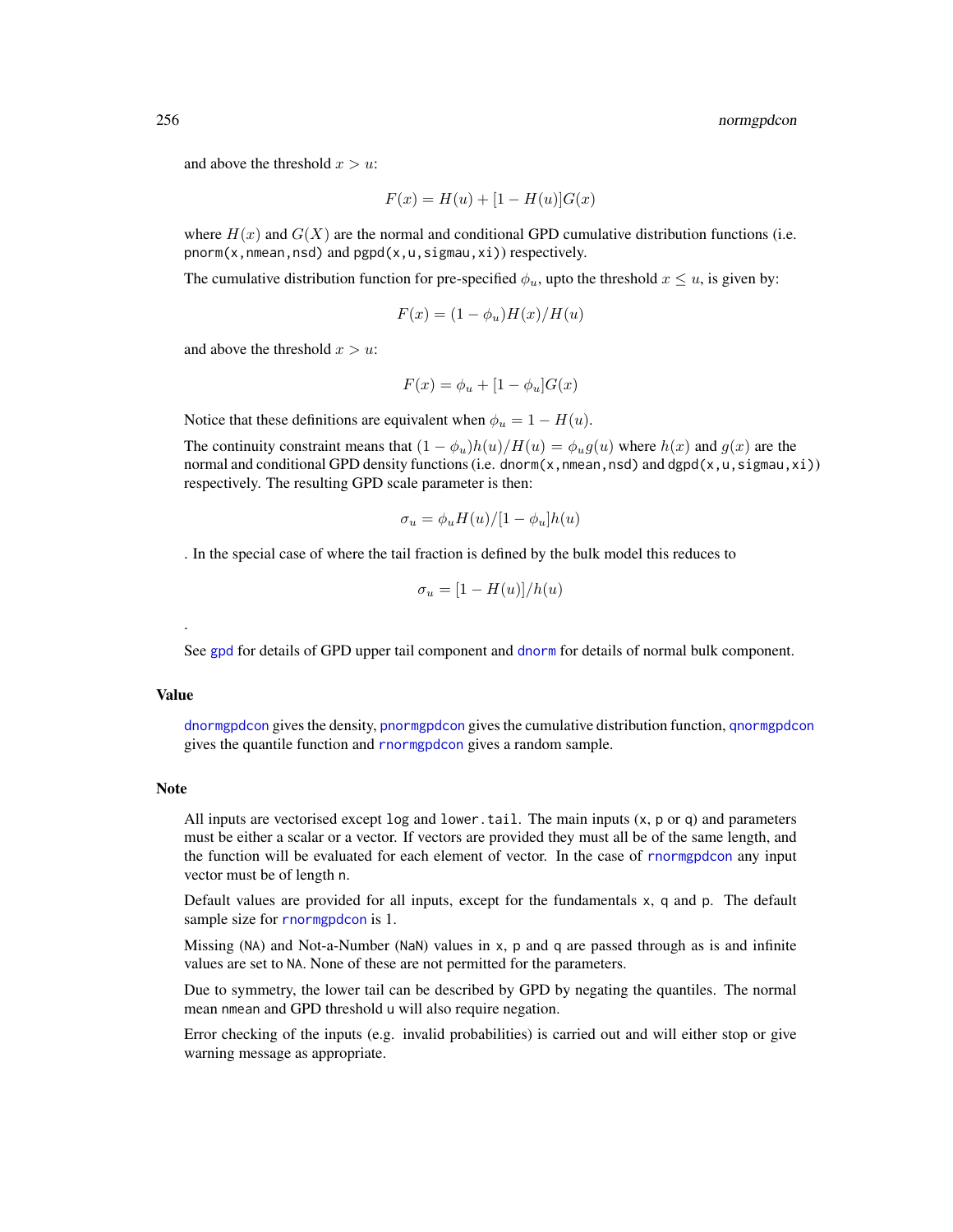and above the threshold $x > u$:

$$F(x) = H(u) + [1 - H(u)]G(x)$$

where $H(x)$ and $G(X)$ are the normal and conditional GPD cumulative distribution functions (i.e. `pnorm(x,nmean,nsd)` and `pgpd(x,u,sigmau,xi)`) respectively.

The cumulative distribution function for pre-specified $\phi_u$, upto the threshold $x \leq u$, is given by:

$$F(x) = (1 - \phi_u)H(x)/H(u)$$

and above the threshold $x > u$:

$$F(x) = \phi_u + [1 - \phi_u]G(x)$$

Notice that these definitions are equivalent when $\phi_u = 1 - H(u)$.

The continuity constraint means that $(1 - \phi_u)h(u)/H(u) = \phi_u g(u)$ where $h(x)$ and $g(x)$ are the normal and conditional GPD density functions (i.e. `dnorm(x,nmean,nsd)` and `dgpd(x,u,sigmau,xi)`) respectively. The resulting GPD scale parameter is then:

$$\sigma_u = \phi_u H(u)/[1 - \phi_u]h(u)$$

. In the special case of where the tail fraction is defined by the bulk model this reduces to

$$\sigma_u = [1 - H(u)]/h(u)$$

.

See gpd for details of GPD upper tail component and dnorm for details of normal bulk component.

## Value

dnormgpdcon gives the density, pnormgpdcon gives the cumulative distribution function, qnormgpdcon gives the quantile function and rnormgpdcon gives a random sample.

## Note

All inputs are vectorised except `log` and `lower.tail`. The main inputs (`x`, `p` or `q`) and parameters must be either a scalar or a vector. If vectors are provided they must all be of the same length, and the function will be evaluated for each element of vector. In the case of rnormgpdcon any input vector must be of length `n`.

Default values are provided for all inputs, except for the fundamentals `x`, `q` and `p`. The default sample size for rnormgpdcon is 1.

Missing (`NA`) and Not-a-Number (`NaN`) values in `x`, `p` and `q` are passed through as is and infinite values are set to `NA`. None of these are not permitted for the parameters.

Due to symmetry, the lower tail can be described by GPD by negating the quantiles. The normal mean `nmean` and GPD threshold `u` will also require negation.

Error checking of the inputs (e.g. invalid probabilities) is carried out and will either stop or give warning message as appropriate.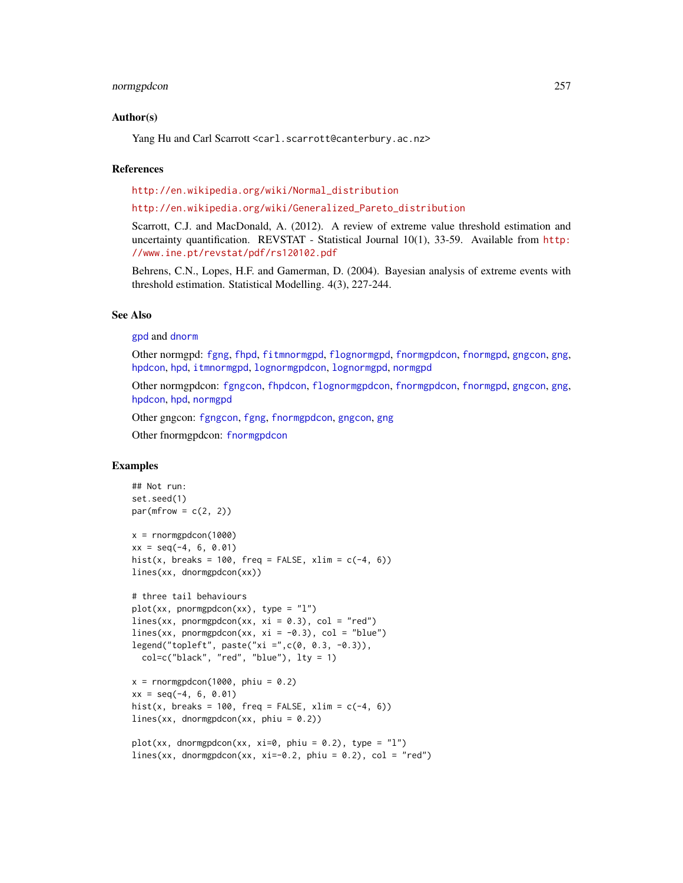## Author(s)

Yang Hu and Carl Scarrott <carl.scarrott@canterbury.ac.nz>

## References

http://en.wikipedia.org/wiki/Normal_distribution

http://en.wikipedia.org/wiki/Generalized_Pareto_distribution

Scarrott, C.J. and MacDonald, A. (2012). A review of extreme value threshold estimation and uncertainty quantification. REVSTAT - Statistical Journal 10(1), 33-59. Available from http://www.ine.pt/revstat/pdf/rs120102.pdf

Behrens, C.N., Lopes, H.F. and Gamerman, D. (2004). Bayesian analysis of extreme events with threshold estimation. Statistical Modelling. 4(3), 227-244.

## See Also

gpd and dnorm

Other normgpd: fgng, fhpd, fitmnormgpd, flognormgpd, fnormgpdcon, fnormgpd, gngcon, gng, hpdcon, hpd, itmnormgpd, lognormgpdcon, lognormgpd, normgpd

Other normgpdcon: fgngcon, fhpdcon, flognormgpdcon, fnormgpdcon, fnormgpd, gngcon, gng, hpdcon, hpd, normgpd

Other gngcon: fgngcon, fgng, fnormgpdcon, gngcon, gng

Other fnormgpdcon: fnormgpdcon

## Examples

```
## Not run:
set.seed(1)
par(mfrow = c(2, 2))

x = rnormgpdcon(1000)
xx = seq(-4, 6, 0.01)
hist(x, breaks = 100, freq = FALSE, xlim = c(-4, 6))
lines(xx, dnormgpdcon(xx))

# three tail behaviours
plot(xx, pnormgpdcon(xx), type = "l")
lines(xx, pnormgpdcon(xx, xi = 0.3), col = "red")
lines(xx, pnormgpdcon(xx, xi = -0.3), col = "blue")
legend("topleft", paste("xi =",c(0, 0.3, -0.3)),
  col=c("black", "red", "blue"), lty = 1)

x = rnormgpdcon(1000, phiu = 0.2)
xx = seq(-4, 6, 0.01)
hist(x, breaks = 100, freq = FALSE, xlim = c(-4, 6))
lines(xx, dnormgpdcon(xx, phiu = 0.2))

plot(xx, dnormgpdcon(xx, xi=0, phiu = 0.2), type = "l")
lines(xx, dnormgpdcon(xx, xi=-0.2, phiu = 0.2), col = "red")
```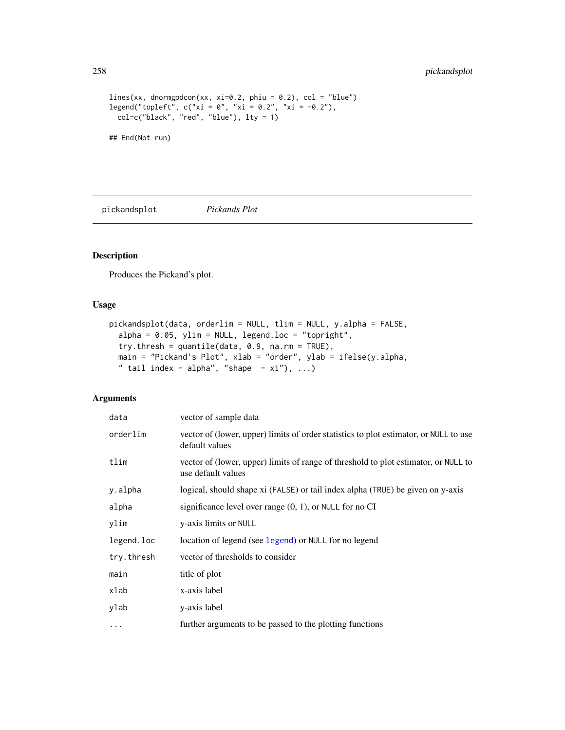```
lines(xx, dnormgpdcon(xx, xi=0.2, phiu = 0.2), col = "blue")
legend("topleft", c("xi = 0", "xi = 0.2", "xi = -0.2"),
  col=c("black", "red", "blue"), lty = 1)

## End(Not run)
```

## pickandsplot — *Pickands Plot*

### Description

Produces the Pickand's plot.

### Usage

```
pickandsplot(data, orderlim = NULL, tlim = NULL, y.alpha = FALSE,
  alpha = 0.05, ylim = NULL, legend.loc = "topright",
  try.thresh = quantile(data, 0.9, na.rm = TRUE),
  main = "Pickand's Plot", xlab = "order", ylab = ifelse(y.alpha,
  " tail index - alpha", "shape  - xi"), ...)
```

### Arguments

| | |
|---|---|
| `data` | vector of sample data |
| `orderlim` | vector of (lower, upper) limits of order statistics to plot estimator, or `NULL` to use default values |
| `tlim` | vector of (lower, upper) limits of range of threshold to plot estimator, or `NULL` to use default values |
| `y.alpha` | logical, should shape xi (`FALSE`) or tail index alpha (`TRUE`) be given on y-axis |
| `alpha` | significance level over range (0, 1), or `NULL` for no CI |
| `ylim` | y-axis limits or `NULL` |
| `legend.loc` | location of legend (see `legend`) or `NULL` for no legend |
| `try.thresh` | vector of thresholds to consider |
| `main` | title of plot |
| `xlab` | x-axis label |
| `ylab` | y-axis label |
| `...` | further arguments to be passed to the plotting functions |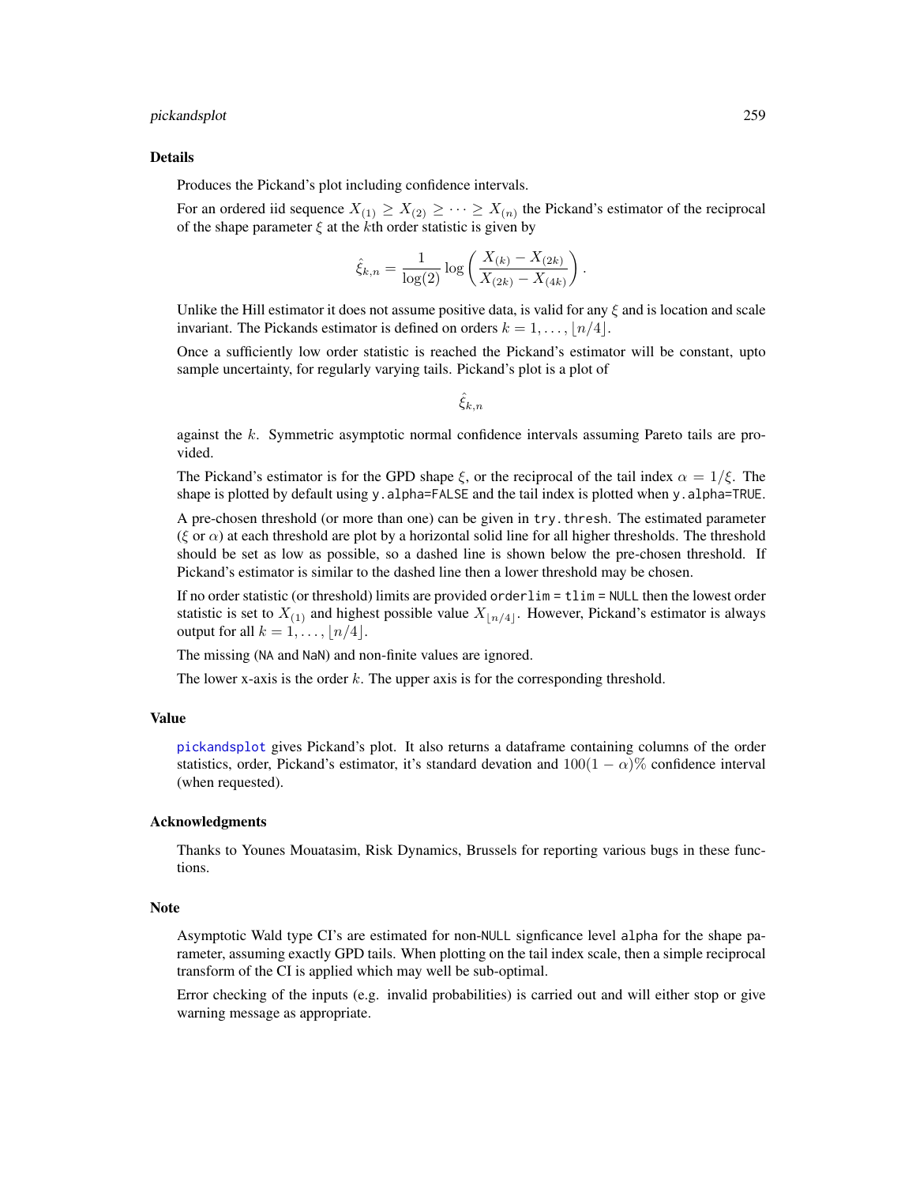## Details

Produces the Pickand's plot including confidence intervals.

For an ordered iid sequence $X_{(1)} \geq X_{(2)} \geq \cdots \geq X_{(n)}$ the Pickand's estimator of the reciprocal of the shape parameter $\xi$ at the $k$th order statistic is given by

$$\hat{\xi}_{k,n} = \frac{1}{\log(2)} \log\left(\frac{X_{(k)} - X_{(2k)}}{X_{(2k)} - X_{(4k)}}\right).$$

Unlike the Hill estimator it does not assume positive data, is valid for any $\xi$ and is location and scale invariant. The Pickands estimator is defined on orders $k = 1, \ldots, \lfloor n/4 \rfloor$.

Once a sufficiently low order statistic is reached the Pickand's estimator will be constant, upto sample uncertainty, for regularly varying tails. Pickand's plot is a plot of

$$\hat{\xi}_{k,n}$$

against the $k$. Symmetric asymptotic normal confidence intervals assuming Pareto tails are provided.

The Pickand's estimator is for the GPD shape $\xi$, or the reciprocal of the tail index $\alpha = 1/\xi$. The shape is plotted by default using `y.alpha=FALSE` and the tail index is plotted when `y.alpha=TRUE`.

A pre-chosen threshold (or more than one) can be given in `try.thresh`. The estimated parameter ($\xi$ or $\alpha$) at each threshold are plot by a horizontal solid line for all higher thresholds. The threshold should be set as low as possible, so a dashed line is shown below the pre-chosen threshold. If Pickand's estimator is similar to the dashed line then a lower threshold may be chosen.

If no order statistic (or threshold) limits are provided `orderlim = tlim = NULL` then the lowest order statistic is set to $X_{(1)}$ and highest possible value $X_{\lfloor n/4 \rfloor}$. However, Pickand's estimator is always output for all $k = 1, \ldots, \lfloor n/4 \rfloor$.

The missing (`NA` and `NaN`) and non-finite values are ignored.

The lower x-axis is the order $k$. The upper axis is for the corresponding threshold.

## Value

`pickandsplot` gives Pickand's plot. It also returns a dataframe containing columns of the order statistics, order, Pickand's estimator, it's standard devation and $100(1-\alpha)\%$ confidence interval (when requested).

## Acknowledgments

Thanks to Younes Mouatasim, Risk Dynamics, Brussels for reporting various bugs in these functions.

## Note

Asymptotic Wald type CI's are estimated for non-`NULL` signficance level `alpha` for the shape parameter, assuming exactly GPD tails. When plotting on the tail index scale, then a simple reciprocal transform of the CI is applied which may well be sub-optimal.

Error checking of the inputs (e.g. invalid probabilities) is carried out and will either stop or give warning message as appropriate.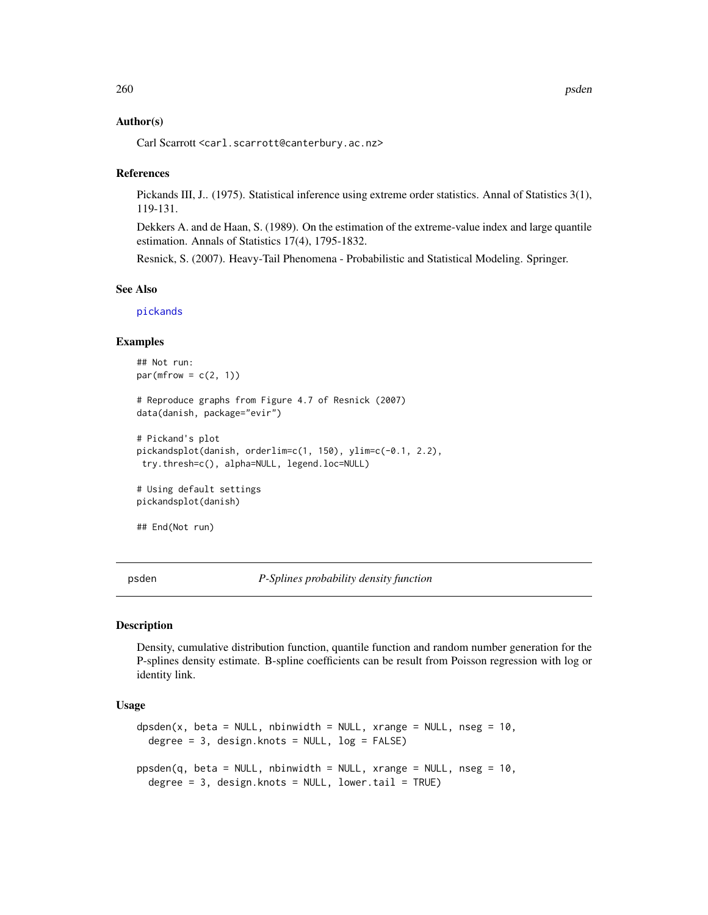### Author(s)

Carl Scarrott <carl.scarrott@canterbury.ac.nz>

### References

Pickands III, J.. (1975). Statistical inference using extreme order statistics. Annal of Statistics 3(1), 119-131.

Dekkers A. and de Haan, S. (1989). On the estimation of the extreme-value index and large quantile estimation. Annals of Statistics 17(4), 1795-1832.

Resnick, S. (2007). Heavy-Tail Phenomena - Probabilistic and Statistical Modeling. Springer.

### See Also

pickands

### Examples

```
## Not run:
par(mfrow = c(2, 1))

# Reproduce graphs from Figure 4.7 of Resnick (2007)
data(danish, package="evir")

# Pickand's plot
pickandsplot(danish, orderlim=c(1, 150), ylim=c(-0.1, 2.2),
 try.thresh=c(), alpha=NULL, legend.loc=NULL)

# Using default settings
pickandsplot(danish)

## End(Not run)
```

---

## psden *P-Splines probability density function*

### Description

Density, cumulative distribution function, quantile function and random number generation for the P-splines density estimate. B-spline coefficients can be result from Poisson regression with log or identity link.

### Usage

```
dpsden(x, beta = NULL, nbinwidth = NULL, xrange = NULL, nseg = 10,
  degree = 3, design.knots = NULL, log = FALSE)

ppsden(q, beta = NULL, nbinwidth = NULL, xrange = NULL, nseg = 10,
  degree = 3, design.knots = NULL, lower.tail = TRUE)
```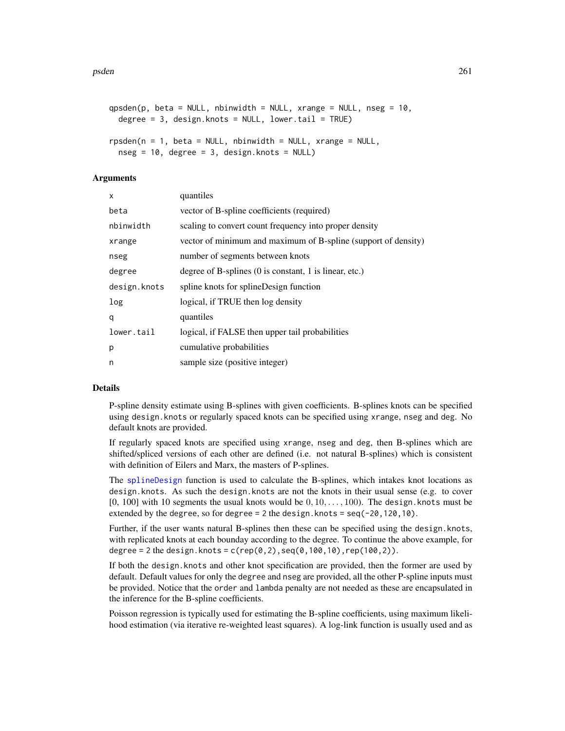```
qpsden(p, beta = NULL, nbinwidth = NULL, xrange = NULL, nseg = 10,
  degree = 3, design.knots = NULL, lower.tail = TRUE)

rpsden(n = 1, beta = NULL, nbinwidth = NULL, xrange = NULL,
  nseg = 10, degree = 3, design.knots = NULL)
```

### Arguments

| | |
|---|---|
| x | quantiles |
| beta | vector of B-spline coefficients (required) |
| nbinwidth | scaling to convert count frequency into proper density |
| xrange | vector of minimum and maximum of B-spline (support of density) |
| nseg | number of segments between knots |
| degree | degree of B-splines (0 is constant, 1 is linear, etc.) |
| design.knots | spline knots for splineDesign function |
| log | logical, if TRUE then log density |
| q | quantiles |
| lower.tail | logical, if FALSE then upper tail probabilities |
| p | cumulative probabilities |
| n | sample size (positive integer) |

### Details

P-spline density estimate using B-splines with given coefficients. B-splines knots can be specified using `design.knots` or regularly spaced knots can be specified using `xrange`, `nseg` and `deg`. No default knots are provided.

If regularly spaced knots are specified using `xrange`, `nseg` and `deg`, then B-splines which are shifted/spliced versions of each other are defined (i.e. not natural B-splines) which is consistent with definition of Eilers and Marx, the masters of P-splines.

The splineDesign function is used to calculate the B-splines, which intakes knot locations as `design.knots`. As such the `design.knots` are not the knots in their usual sense (e.g. to cover [0, 100] with 10 segments the usual knots would be $0, 10, \ldots, 100$). The `design.knots` must be extended by the `degree`, so for `degree = 2` the `design.knots = seq(-20,120,10)`.

Further, if the user wants natural B-splines then these can be specified using the `design.knots`, with replicated knots at each bounday according to the degree. To continue the above example, for `degree = 2` the `design.knots = c(rep(0,2),seq(0,100,10),rep(100,2))`.

If both the `design.knots` and other knot specification are provided, then the former are used by default. Default values for only the `degree` and `nseg` are provided, all the other P-spline inputs must be provided. Notice that the `order` and `lambda` penalty are not needed as these are encapsulated in the inference for the B-spline coefficients.

Poisson regression is typically used for estimating the B-spline coefficients, using maximum likelihood estimation (via iterative re-weighted least squares). A log-link function is usually used and as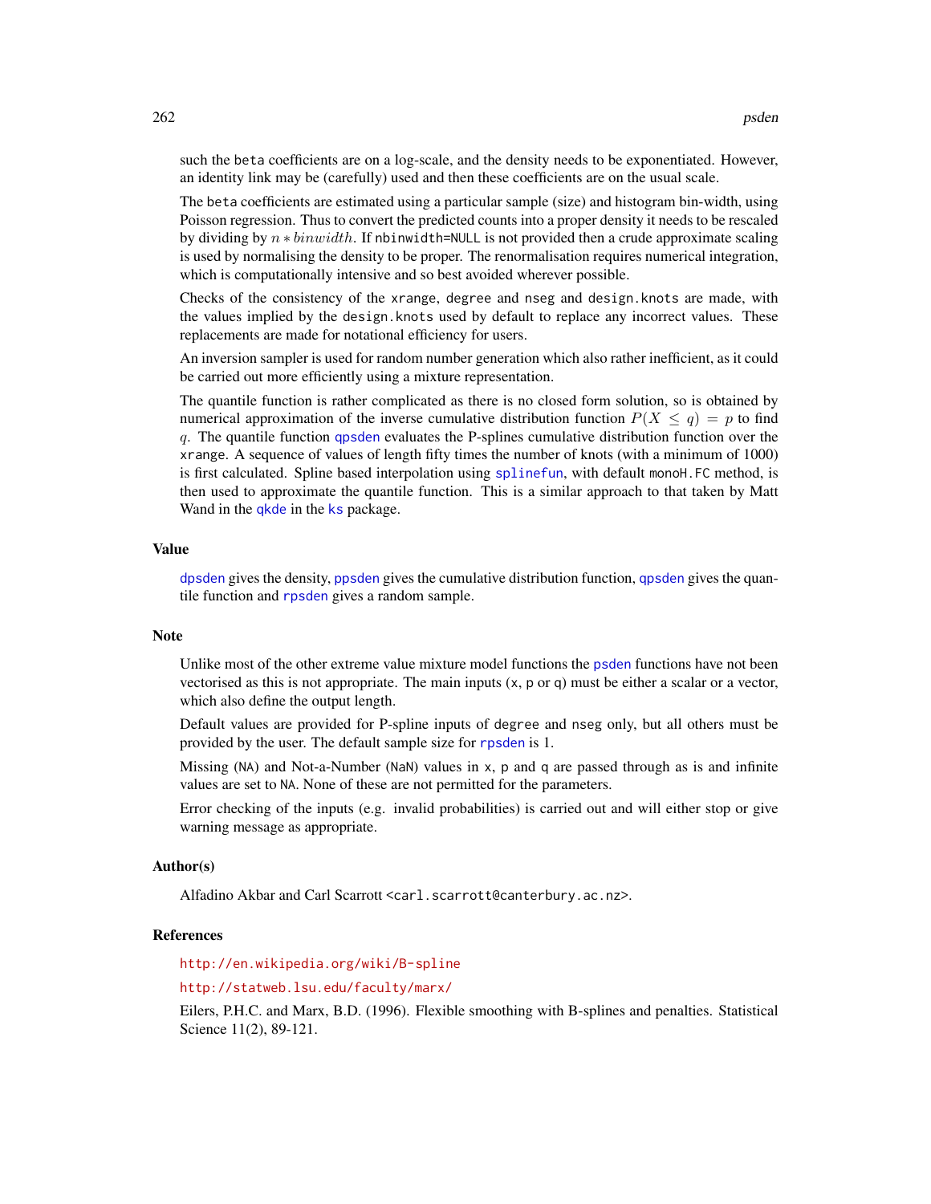such the beta coefficients are on a log-scale, and the density needs to be exponentiated. However, an identity link may be (carefully) used and then these coefficients are on the usual scale.

The beta coefficients are estimated using a particular sample (size) and histogram bin-width, using Poisson regression. Thus to convert the predicted counts into a proper density it needs to be rescaled by dividing by $n * binwidth$. If nbinwidth=NULL is not provided then a crude approximate scaling is used by normalising the density to be proper. The renormalisation requires numerical integration, which is computationally intensive and so best avoided wherever possible.

Checks of the consistency of the xrange, degree and nseg and design.knots are made, with the values implied by the design.knots used by default to replace any incorrect values. These replacements are made for notational efficiency for users.

An inversion sampler is used for random number generation which also rather inefficient, as it could be carried out more efficiently using a mixture representation.

The quantile function is rather complicated as there is no closed form solution, so is obtained by numerical approximation of the inverse cumulative distribution function $P(X \leq q) = p$ to find $q$. The quantile function qpsden evaluates the P-splines cumulative distribution function over the xrange. A sequence of values of length fifty times the number of knots (with a minimum of 1000) is first calculated. Spline based interpolation using splinefun, with default monoH.FC method, is then used to approximate the quantile function. This is a similar approach to that taken by Matt Wand in the qkde in the ks package.

## Value

dpsden gives the density, ppsden gives the cumulative distribution function, qpsden gives the quantile function and rpsden gives a random sample.

## Note

Unlike most of the other extreme value mixture model functions the psden functions have not been vectorised as this is not appropriate. The main inputs (x, p or q) must be either a scalar or a vector, which also define the output length.

Default values are provided for P-spline inputs of degree and nseg only, but all others must be provided by the user. The default sample size for rpsden is 1.

Missing (NA) and Not-a-Number (NaN) values in x, p and q are passed through as is and infinite values are set to NA. None of these are not permitted for the parameters.

Error checking of the inputs (e.g. invalid probabilities) is carried out and will either stop or give warning message as appropriate.

## Author(s)

Alfadino Akbar and Carl Scarrott <carl.scarrott@canterbury.ac.nz>.

## References

http://en.wikipedia.org/wiki/B-spline

http://statweb.lsu.edu/faculty/marx/

Eilers, P.H.C. and Marx, B.D. (1996). Flexible smoothing with B-splines and penalties. Statistical Science 11(2), 89-121.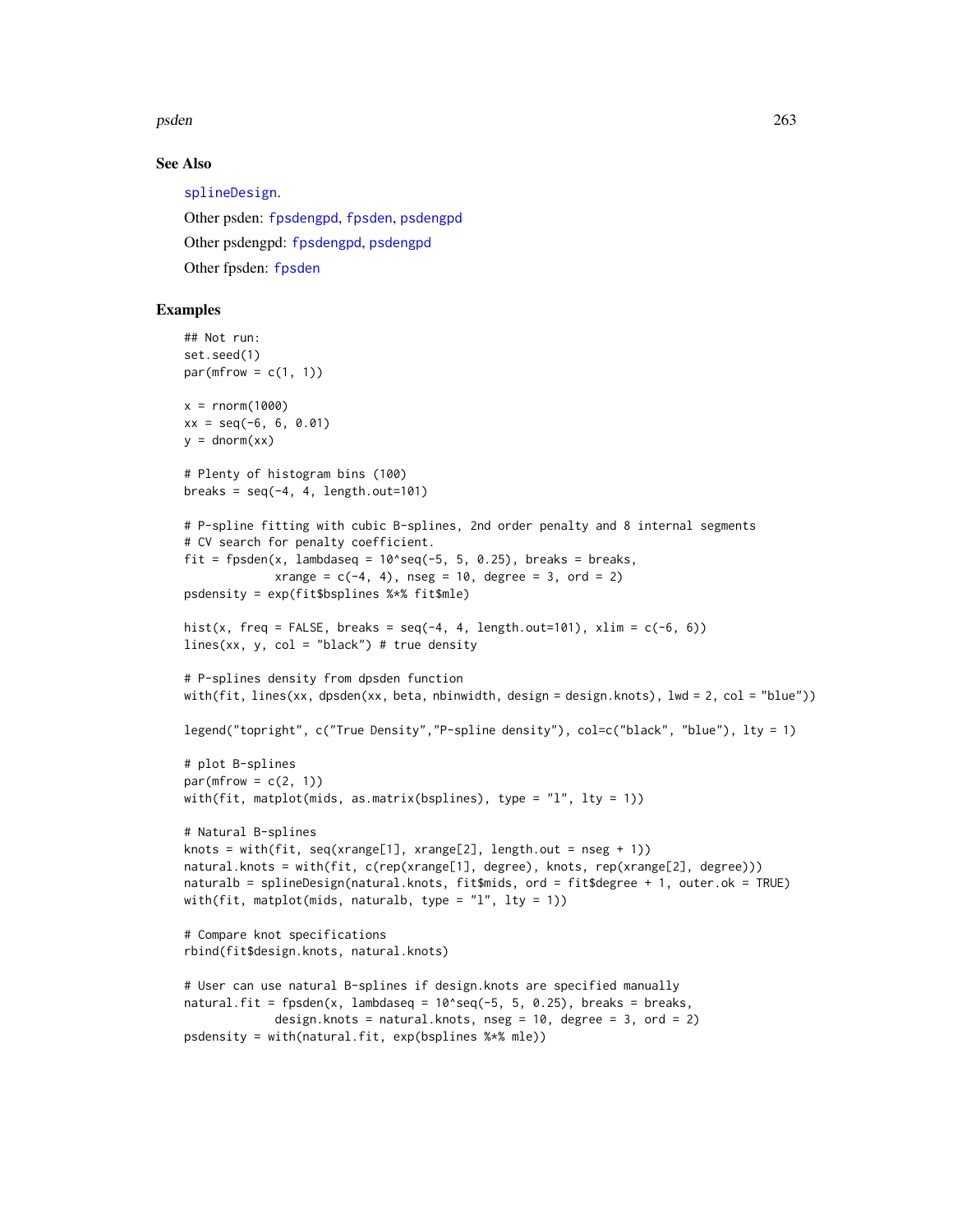### See Also

splineDesign.

Other psden: fpsdengpd, fpsden, psdengpd

Other psdengpd: fpsdengpd, psdengpd

Other fpsden: fpsden

### Examples

```
## Not run:
set.seed(1)
par(mfrow = c(1, 1))

x = rnorm(1000)
xx = seq(-6, 6, 0.01)
y = dnorm(xx)

# Plenty of histogram bins (100)
breaks = seq(-4, 4, length.out=101)

# P-spline fitting with cubic B-splines, 2nd order penalty and 8 internal segments
# CV search for penalty coefficient.
fit = fpsden(x, lambdaseq = 10^seq(-5, 5, 0.25), breaks = breaks,
             xrange = c(-4, 4), nseg = 10, degree = 3, ord = 2)
psdensity = exp(fit$bsplines %*% fit$mle)

hist(x, freq = FALSE, breaks = seq(-4, 4, length.out=101), xlim = c(-6, 6))
lines(xx, y, col = "black") # true density

# P-splines density from dpsden function
with(fit, lines(xx, dpsden(xx, beta, nbinwidth, design = design.knots), lwd = 2, col = "blue"))

legend("topright", c("True Density","P-spline density"), col=c("black", "blue"), lty = 1)

# plot B-splines
par(mfrow = c(2, 1))
with(fit, matplot(mids, as.matrix(bsplines), type = "l", lty = 1))

# Natural B-splines
knots = with(fit, seq(xrange[1], xrange[2], length.out = nseg + 1))
natural.knots = with(fit, c(rep(xrange[1], degree), knots, rep(xrange[2], degree)))
naturalb = splineDesign(natural.knots, fit$mids, ord = fit$degree + 1, outer.ok = TRUE)
with(fit, matplot(mids, naturalb, type = "l", lty = 1))

# Compare knot specifications
rbind(fit$design.knots, natural.knots)

# User can use natural B-splines if design.knots are specified manually
natural.fit = fpsden(x, lambdaseq = 10^seq(-5, 5, 0.25), breaks = breaks,
             design.knots = natural.knots, nseg = 10, degree = 3, ord = 2)
psdensity = with(natural.fit, exp(bsplines %*% mle))
```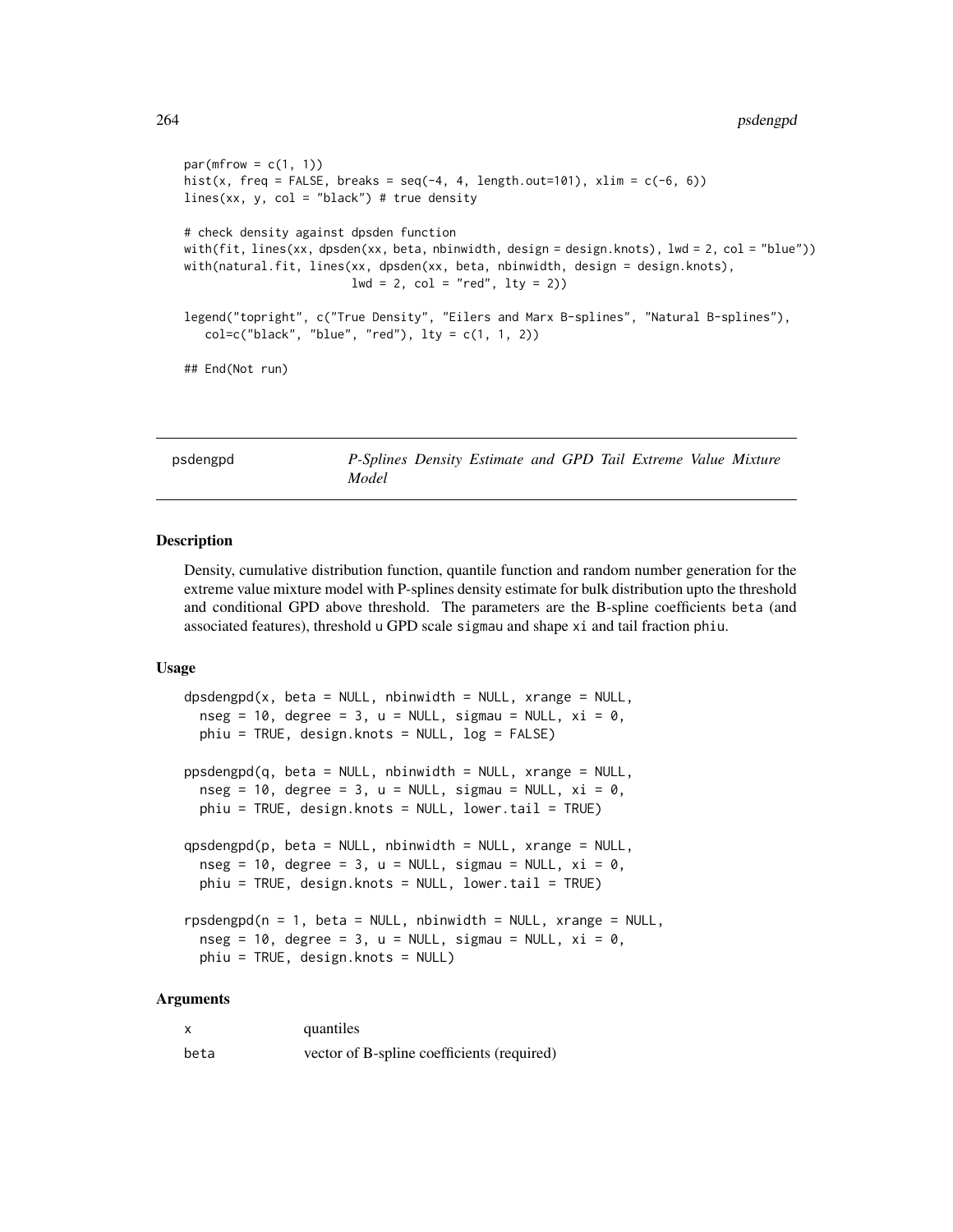```
par(mfrow = c(1, 1))
hist(x, freq = FALSE, breaks = seq(-4, 4, length.out=101), xlim = c(-6, 6))
lines(xx, y, col = "black") # true density

# check density against dpsden function
with(fit, lines(xx, dpsden(xx, beta, nbinwidth, design = design.knots), lwd = 2, col = "blue"))
with(natural.fit, lines(xx, dpsden(xx, beta, nbinwidth, design = design.knots),
                        lwd = 2, col = "red", lty = 2))

legend("topright", c("True Density", "Eilers and Marx B-splines", "Natural B-splines"),
   col=c("black", "blue", "red"), lty = c(1, 1, 2))

## End(Not run)
```

## psdengpd — *P-Splines Density Estimate and GPD Tail Extreme Value Mixture Model*

### Description

Density, cumulative distribution function, quantile function and random number generation for the extreme value mixture model with P-splines density estimate for bulk distribution upto the threshold and conditional GPD above threshold. The parameters are the B-spline coefficients `beta` (and associated features), threshold `u` GPD scale `sigmau` and shape `xi` and tail fraction `phiu`.

### Usage

```
dpsdengpd(x, beta = NULL, nbinwidth = NULL, xrange = NULL,
  nseg = 10, degree = 3, u = NULL, sigmau = NULL, xi = 0,
  phiu = TRUE, design.knots = NULL, log = FALSE)

ppsdengpd(q, beta = NULL, nbinwidth = NULL, xrange = NULL,
  nseg = 10, degree = 3, u = NULL, sigmau = NULL, xi = 0,
  phiu = TRUE, design.knots = NULL, lower.tail = TRUE)

qpsdengpd(p, beta = NULL, nbinwidth = NULL, xrange = NULL,
  nseg = 10, degree = 3, u = NULL, sigmau = NULL, xi = 0,
  phiu = TRUE, design.knots = NULL, lower.tail = TRUE)

rpsdengpd(n = 1, beta = NULL, nbinwidth = NULL, xrange = NULL,
  nseg = 10, degree = 3, u = NULL, sigmau = NULL, xi = 0,
  phiu = TRUE, design.knots = NULL)
```

### Arguments

| | |
|---|---|
| `x` | quantiles |
| `beta` | vector of B-spline coefficients (required) |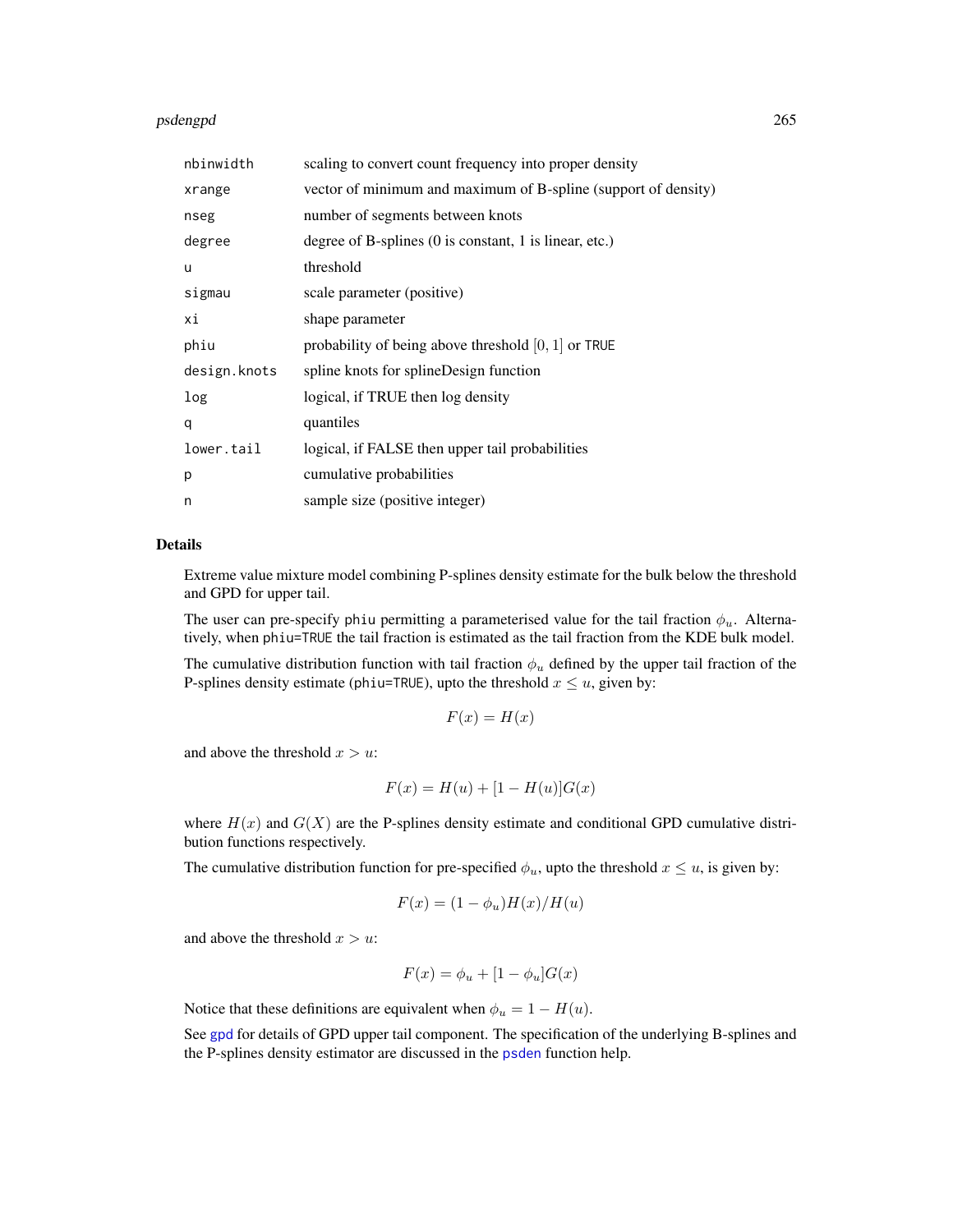| | |
|---|---|
| nbinwidth | scaling to convert count frequency into proper density |
| xrange | vector of minimum and maximum of B-spline (support of density) |
| nseg | number of segments between knots |
| degree | degree of B-splines (0 is constant, 1 is linear, etc.) |
| u | threshold |
| sigmau | scale parameter (positive) |
| xi | shape parameter |
| phiu | probability of being above threshold $[0, 1]$ or TRUE |
| design.knots | spline knots for splineDesign function |
| log | logical, if TRUE then log density |
| q | quantiles |
| lower.tail | logical, if FALSE then upper tail probabilities |
| p | cumulative probabilities |
| n | sample size (positive integer) |

## Details

Extreme value mixture model combining P-splines density estimate for the bulk below the threshold and GPD for upper tail.

The user can pre-specify phiu permitting a parameterised value for the tail fraction $\phi_u$. Alternatively, when phiu=TRUE the tail fraction is estimated as the tail fraction from the KDE bulk model.

The cumulative distribution function with tail fraction $\phi_u$ defined by the upper tail fraction of the P-splines density estimate (phiu=TRUE), upto the threshold $x \leq u$, given by:

$$F(x) = H(x)$$

and above the threshold $x > u$:

$$F(x) = H(u) + [1 - H(u)]G(x)$$

where $H(x)$ and $G(X)$ are the P-splines density estimate and conditional GPD cumulative distribution functions respectively.

The cumulative distribution function for pre-specified $\phi_u$, upto the threshold $x \leq u$, is given by:

$$F(x) = (1 - \phi_u)H(x)/H(u)$$

and above the threshold $x > u$:

$$F(x) = \phi_u + [1 - \phi_u]G(x)$$

Notice that these definitions are equivalent when $\phi_u = 1 - H(u)$.

See gpd for details of GPD upper tail component. The specification of the underlying B-splines and the P-splines density estimator are discussed in the psden function help.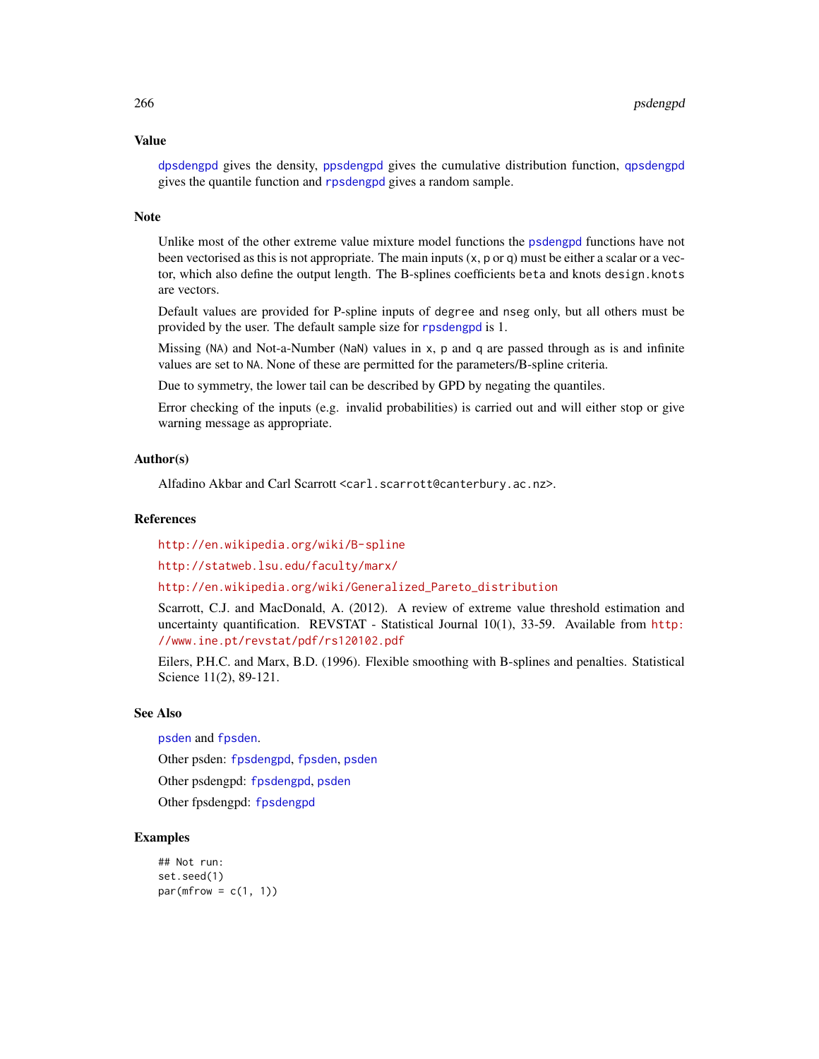## Value

dpsdengpd gives the density, ppsdengpd gives the cumulative distribution function, qpsdengpd gives the quantile function and rpsdengpd gives a random sample.

## Note

Unlike most of the other extreme value mixture model functions the psdengpd functions have not been vectorised as this is not appropriate. The main inputs (x, p or q) must be either a scalar or a vector, which also define the output length. The B-splines coefficients beta and knots design.knots are vectors.

Default values are provided for P-spline inputs of degree and nseg only, but all others must be provided by the user. The default sample size for rpsdengpd is 1.

Missing (NA) and Not-a-Number (NaN) values in x, p and q are passed through as is and infinite values are set to NA. None of these are permitted for the parameters/B-spline criteria.

Due to symmetry, the lower tail can be described by GPD by negating the quantiles.

Error checking of the inputs (e.g. invalid probabilities) is carried out and will either stop or give warning message as appropriate.

## Author(s)

Alfadino Akbar and Carl Scarrott <carl.scarrott@canterbury.ac.nz>.

## References

http://en.wikipedia.org/wiki/B-spline

http://statweb.lsu.edu/faculty/marx/

http://en.wikipedia.org/wiki/Generalized_Pareto_distribution

Scarrott, C.J. and MacDonald, A. (2012). A review of extreme value threshold estimation and uncertainty quantification. REVSTAT - Statistical Journal 10(1), 33-59. Available from http://www.ine.pt/revstat/pdf/rs120102.pdf

Eilers, P.H.C. and Marx, B.D. (1996). Flexible smoothing with B-splines and penalties. Statistical Science 11(2), 89-121.

## See Also

psden and fpsden.

Other psden: fpsdengpd, fpsden, psden

Other psdengpd: fpsdengpd, psden

Other fpsdengpd: fpsdengpd

## Examples

```
## Not run:
set.seed(1)
par(mfrow = c(1, 1))
```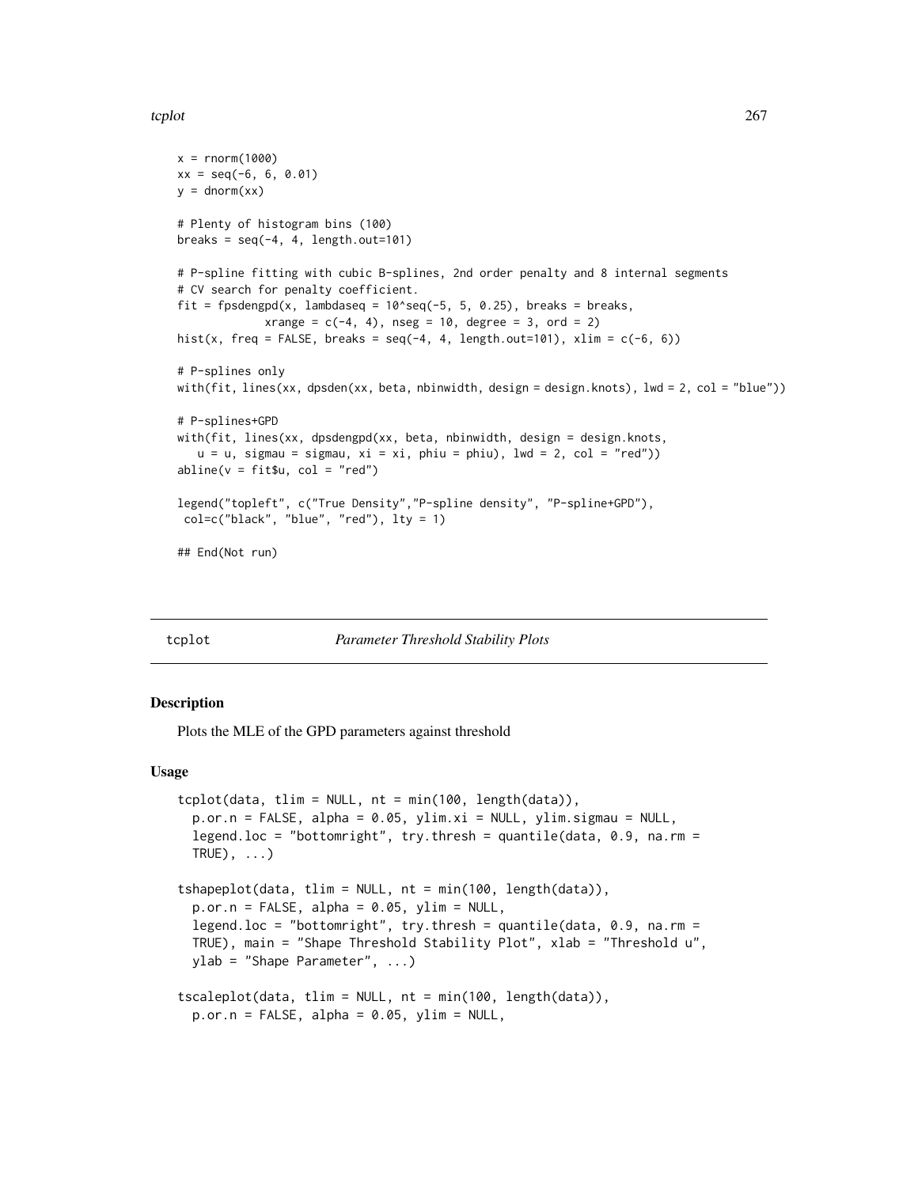```
x = rnorm(1000)
xx = seq(-6, 6, 0.01)
y = dnorm(xx)

# Plenty of histogram bins (100)
breaks = seq(-4, 4, length.out=101)

# P-spline fitting with cubic B-splines, 2nd order penalty and 8 internal segments
# CV search for penalty coefficient.
fit = fpsdengpd(x, lambdaseq = 10^seq(-5, 5, 0.25), breaks = breaks,
           xrange = c(-4, 4), nseg = 10, degree = 3, ord = 2)
hist(x, freq = FALSE, breaks = seq(-4, 4, length.out=101), xlim = c(-6, 6))

# P-splines only
with(fit, lines(xx, dpsden(xx, beta, nbinwidth, design = design.knots), lwd = 2, col = "blue"))

# P-splines+GPD
with(fit, lines(xx, dpsdengpd(xx, beta, nbinwidth, design = design.knots,
   u = u, sigmau = sigmau, xi = xi, phiu = phiu), lwd = 2, col = "red"))
abline(v = fit$u, col = "red")

legend("topleft", c("True Density","P-spline density", "P-spline+GPD"),
 col=c("black", "blue", "red"), lty = 1)

## End(Not run)
```

---

tcplot — *Parameter Threshold Stability Plots*

---

### Description

Plots the MLE of the GPD parameters against threshold

### Usage

```
tcplot(data, tlim = NULL, nt = min(100, length(data)),
  p.or.n = FALSE, alpha = 0.05, ylim.xi = NULL, ylim.sigmau = NULL,
  legend.loc = "bottomright", try.thresh = quantile(data, 0.9, na.rm =
  TRUE), ...)

tshapeplot(data, tlim = NULL, nt = min(100, length(data)),
  p.or.n = FALSE, alpha = 0.05, ylim = NULL,
  legend.loc = "bottomright", try.thresh = quantile(data, 0.9, na.rm =
  TRUE), main = "Shape Threshold Stability Plot", xlab = "Threshold u",
  ylab = "Shape Parameter", ...)

tscaleplot(data, tlim = NULL, nt = min(100, length(data)),
  p.or.n = FALSE, alpha = 0.05, ylim = NULL,
```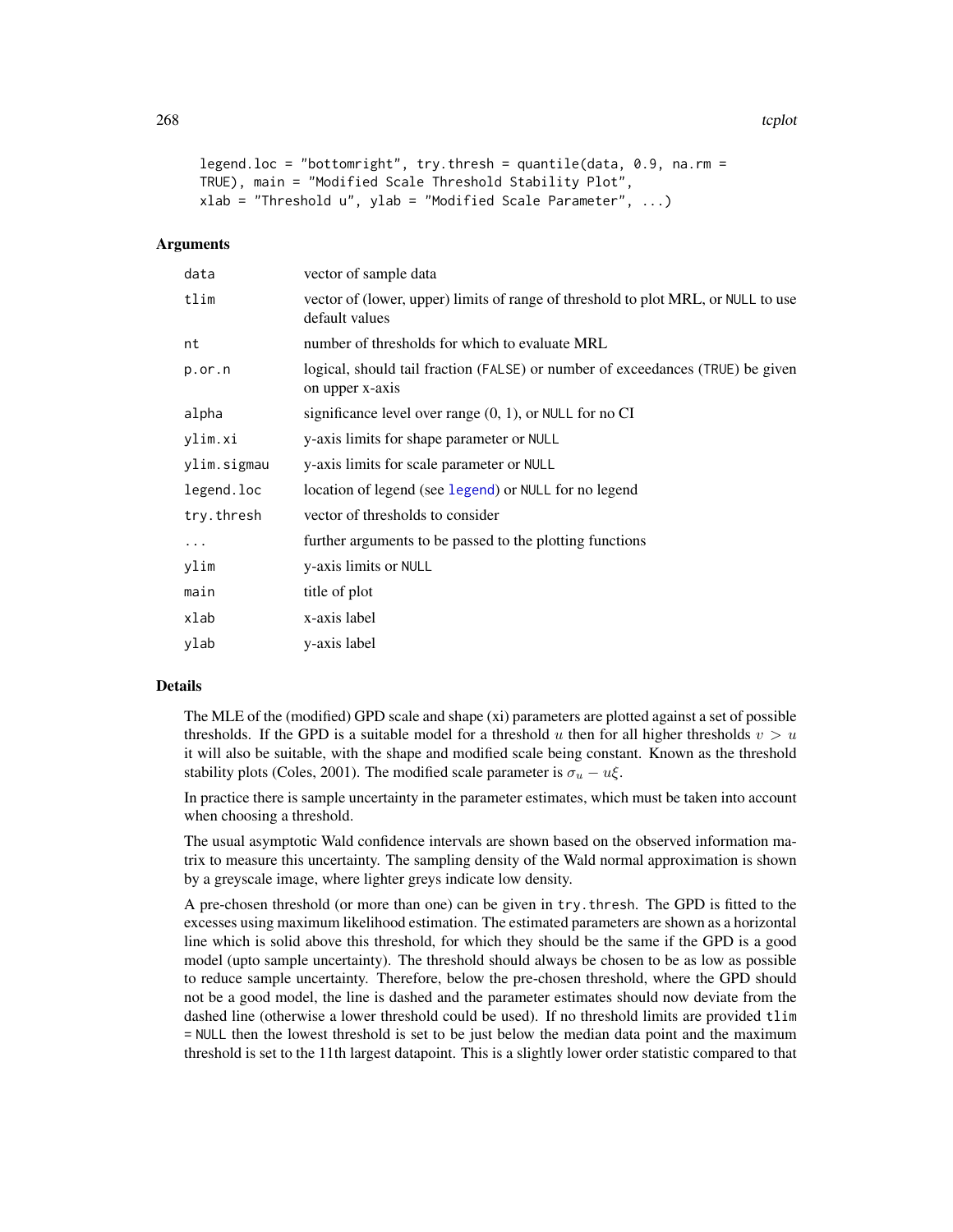```
legend.loc = "bottomright", try.thresh = quantile(data, 0.9, na.rm =
TRUE), main = "Modified Scale Threshold Stability Plot",
xlab = "Threshold u", ylab = "Modified Scale Parameter", ...)
```

## Arguments

| | |
|---|---|
| data | vector of sample data |
| tlim | vector of (lower, upper) limits of range of threshold to plot MRL, or NULL to use default values |
| nt | number of thresholds for which to evaluate MRL |
| p.or.n | logical, should tail fraction (FALSE) or number of exceedances (TRUE) be given on upper x-axis |
| alpha | significance level over range (0, 1), or NULL for no CI |
| ylim.xi | y-axis limits for shape parameter or NULL |
| ylim.sigmau | y-axis limits for scale parameter or NULL |
| legend.loc | location of legend (see legend) or NULL for no legend |
| try.thresh | vector of thresholds to consider |
| ... | further arguments to be passed to the plotting functions |
| ylim | y-axis limits or NULL |
| main | title of plot |
| xlab | x-axis label |
| ylab | y-axis label |

## Details

The MLE of the (modified) GPD scale and shape (xi) parameters are plotted against a set of possible thresholds. If the GPD is a suitable model for a threshold $u$ then for all higher thresholds $v > u$ it will also be suitable, with the shape and modified scale being constant. Known as the threshold stability plots (Coles, 2001). The modified scale parameter is $\sigma_u - u\xi$.

In practice there is sample uncertainty in the parameter estimates, which must be taken into account when choosing a threshold.

The usual asymptotic Wald confidence intervals are shown based on the observed information matrix to measure this uncertainty. The sampling density of the Wald normal approximation is shown by a greyscale image, where lighter greys indicate low density.

A pre-chosen threshold (or more than one) can be given in try.thresh. The GPD is fitted to the excesses using maximum likelihood estimation. The estimated parameters are shown as a horizontal line which is solid above this threshold, for which they should be the same if the GPD is a good model (upto sample uncertainty). The threshold should always be chosen to be as low as possible to reduce sample uncertainty. Therefore, below the pre-chosen threshold, where the GPD should not be a good model, the line is dashed and the parameter estimates should now deviate from the dashed line (otherwise a lower threshold could be used). If no threshold limits are provided tlim = NULL then the lowest threshold is set to be just below the median data point and the maximum threshold is set to the 11th largest datapoint. This is a slightly lower order statistic compared to that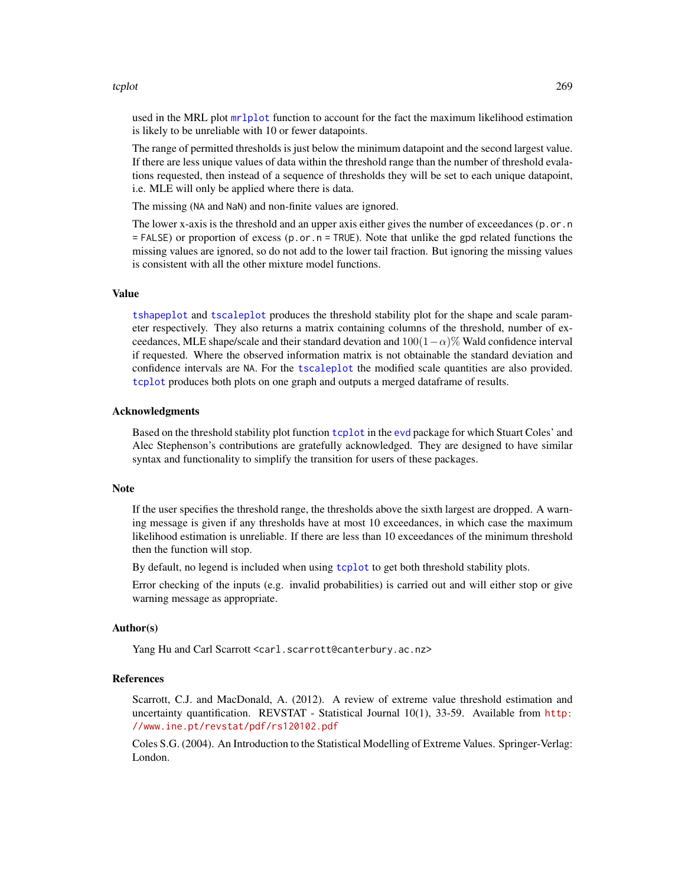used in the MRL plot mrlplot function to account for the fact the maximum likelihood estimation is likely to be unreliable with 10 or fewer datapoints.

The range of permitted thresholds is just below the minimum datapoint and the second largest value. If there are less unique values of data within the threshold range than the number of threshold evalations requested, then instead of a sequence of thresholds they will be set to each unique datapoint, i.e. MLE will only be applied where there is data.

The missing (NA and NaN) and non-finite values are ignored.

The lower x-axis is the threshold and an upper axis either gives the number of exceedances (p.or.n = FALSE) or proportion of excess (p.or.n = TRUE). Note that unlike the gpd related functions the missing values are ignored, so do not add to the lower tail fraction. But ignoring the missing values is consistent with all the other mixture model functions.

### Value

tshapeplot and tscaleplot produces the threshold stability plot for the shape and scale parameter respectively. They also returns a matrix containing columns of the threshold, number of exceedances, MLE shape/scale and their standard devation and $100(1-\alpha)\%$ Wald confidence interval if requested. Where the observed information matrix is not obtainable the standard deviation and confidence intervals are NA. For the tscaleplot the modified scale quantities are also provided. tcplot produces both plots on one graph and outputs a merged dataframe of results.

### Acknowledgments

Based on the threshold stability plot function tcplot in the evd package for which Stuart Coles' and Alec Stephenson's contributions are gratefully acknowledged. They are designed to have similar syntax and functionality to simplify the transition for users of these packages.

### Note

If the user specifies the threshold range, the thresholds above the sixth largest are dropped. A warning message is given if any thresholds have at most 10 exceedances, in which case the maximum likelihood estimation is unreliable. If there are less than 10 exceedances of the minimum threshold then the function will stop.

By default, no legend is included when using tcplot to get both threshold stability plots.

Error checking of the inputs (e.g. invalid probabilities) is carried out and will either stop or give warning message as appropriate.

### Author(s)

Yang Hu and Carl Scarrott <carl.scarrott@canterbury.ac.nz>

### References

Scarrott, C.J. and MacDonald, A. (2012). A review of extreme value threshold estimation and uncertainty quantification. REVSTAT - Statistical Journal 10(1), 33-59. Available from http://www.ine.pt/revstat/pdf/rs120102.pdf

Coles S.G. (2004). An Introduction to the Statistical Modelling of Extreme Values. Springer-Verlag: London.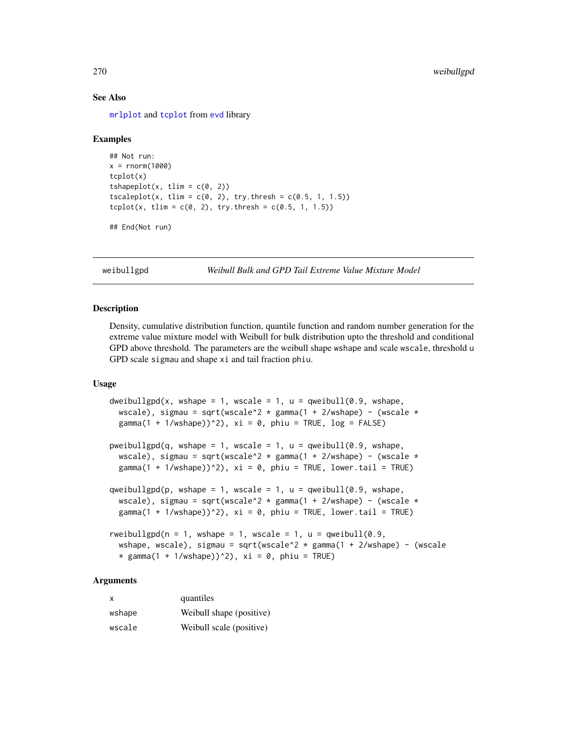### See Also

mrlplot and tcplot from evd library

### Examples

```
## Not run:
x = rnorm(1000)
tcplot(x)
tshapeplot(x, tlim = c(0, 2))
tscaleplot(x, tlim = c(0, 2), try.thresh = c(0.5, 1, 1.5))
tcplot(x, tlim = c(0, 2), try.thresh = c(0.5, 1, 1.5))

## End(Not run)
```

---

## weibullgpd — *Weibull Bulk and GPD Tail Extreme Value Mixture Model*

### Description

Density, cumulative distribution function, quantile function and random number generation for the extreme value mixture model with Weibull for bulk distribution upto the threshold and conditional GPD above threshold. The parameters are the weibull shape `wshape` and scale `wscale`, threshold `u` GPD scale `sigmau` and shape `xi` and tail fraction `phiu`.

### Usage

```
dweibullgpd(x, wshape = 1, wscale = 1, u = qweibull(0.9, wshape,
  wscale), sigmau = sqrt(wscale^2 * gamma(1 + 2/wshape) - (wscale *
  gamma(1 + 1/wshape))^2), xi = 0, phiu = TRUE, log = FALSE)

pweibullgpd(q, wshape = 1, wscale = 1, u = qweibull(0.9, wshape,
  wscale), sigmau = sqrt(wscale^2 * gamma(1 + 2/wshape) - (wscale *
  gamma(1 + 1/wshape))^2), xi = 0, phiu = TRUE, lower.tail = TRUE)

qweibullgpd(p, wshape = 1, wscale = 1, u = qweibull(0.9, wshape,
  wscale), sigmau = sqrt(wscale^2 * gamma(1 + 2/wshape) - (wscale *
  gamma(1 + 1/wshape))^2), xi = 0, phiu = TRUE, lower.tail = TRUE)

rweibullgpd(n = 1, wshape = 1, wscale = 1, u = qweibull(0.9,
  wshape, wscale), sigmau = sqrt(wscale^2 * gamma(1 + 2/wshape) - (wscale
  * gamma(1 + 1/wshape))^2), xi = 0, phiu = TRUE)
```

### Arguments

| | |
|---|---|
| x | quantiles |
| wshape | Weibull shape (positive) |
| wscale | Weibull scale (positive) |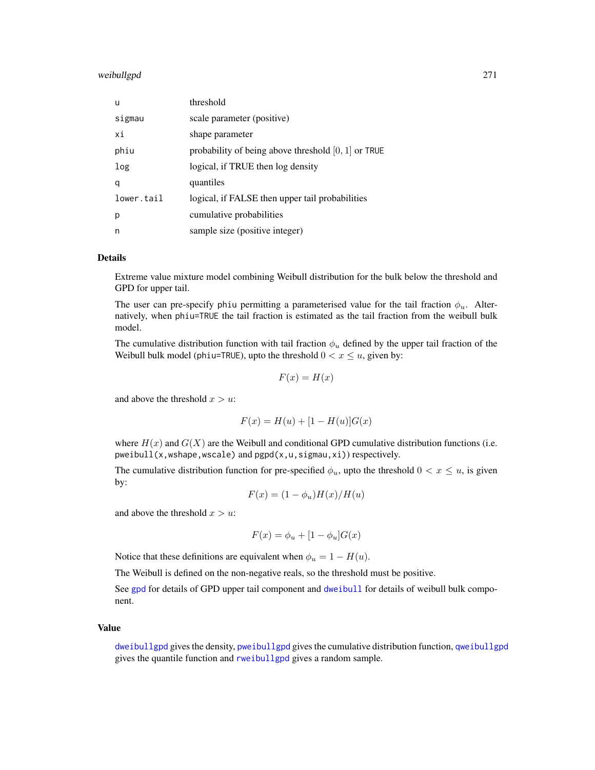| | |
|---|---|
| u | threshold |
| sigmau | scale parameter (positive) |
| xi | shape parameter |
| phiu | probability of being above threshold $[0, 1]$ or TRUE |
| log | logical, if TRUE then log density |
| q | quantiles |
| lower.tail | logical, if FALSE then upper tail probabilities |
| p | cumulative probabilities |
| n | sample size (positive integer) |

## Details

Extreme value mixture model combining Weibull distribution for the bulk below the threshold and GPD for upper tail.

The user can pre-specify phiu permitting a parameterised value for the tail fraction $\phi_u$. Alternatively, when phiu=TRUE the tail fraction is estimated as the tail fraction from the weibull bulk model.

The cumulative distribution function with tail fraction $\phi_u$ defined by the upper tail fraction of the Weibull bulk model (phiu=TRUE), upto the threshold $0 < x \leq u$, given by:

$$F(x) = H(x)$$

and above the threshold $x > u$:

$$F(x) = H(u) + [1 - H(u)]G(x)$$

where $H(x)$ and $G(X)$ are the Weibull and conditional GPD cumulative distribution functions (i.e. pweibull(x,wshape,wscale) and pgpd(x,u,sigmau,xi)) respectively.

The cumulative distribution function for pre-specified $\phi_u$, upto the threshold $0 < x \leq u$, is given by:

$$F(x) = (1 - \phi_u)H(x)/H(u)$$

and above the threshold $x > u$:

$$F(x) = \phi_u + [1 - \phi_u]G(x)$$

Notice that these definitions are equivalent when $\phi_u = 1 - H(u)$.

The Weibull is defined on the non-negative reals, so the threshold must be positive.

See gpd for details of GPD upper tail component and dweibull for details of weibull bulk component.

## Value

dweibullgpd gives the density, pweibullgpd gives the cumulative distribution function, qweibullgpd gives the quantile function and rweibullgpd gives a random sample.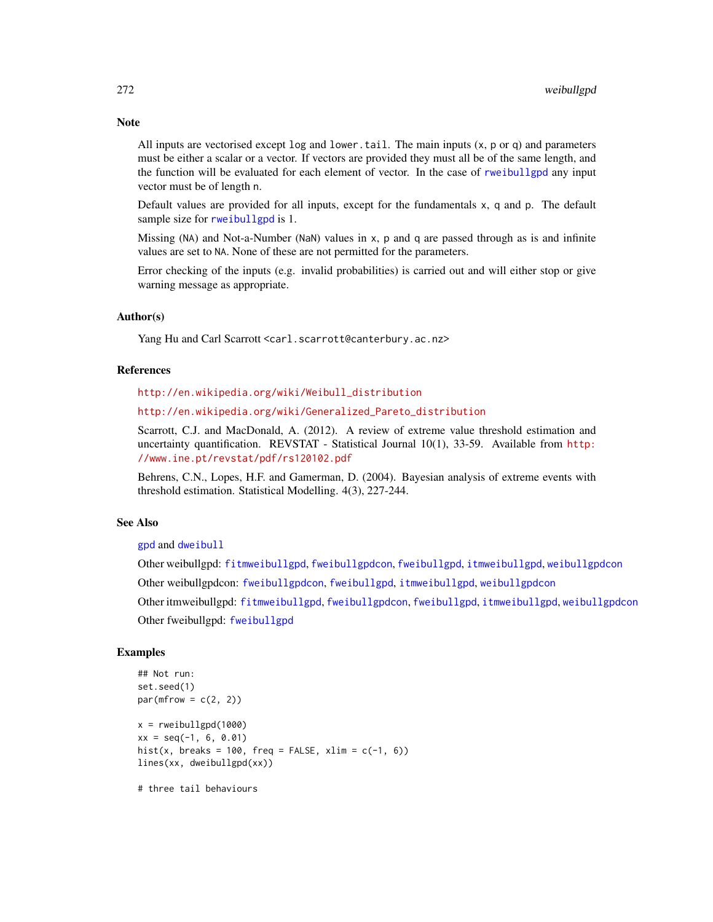## Note

All inputs are vectorised except `log` and `lower.tail`. The main inputs (`x`, `p` or `q`) and parameters must be either a scalar or a vector. If vectors are provided they must all be of the same length, and the function will be evaluated for each element of vector. In the case of `rweibullgpd` any input vector must be of length `n`.

Default values are provided for all inputs, except for the fundamentals `x`, `q` and `p`. The default sample size for `rweibullgpd` is 1.

Missing (`NA`) and Not-a-Number (`NaN`) values in `x`, `p` and `q` are passed through as is and infinite values are set to `NA`. None of these are not permitted for the parameters.

Error checking of the inputs (e.g. invalid probabilities) is carried out and will either stop or give warning message as appropriate.

## Author(s)

Yang Hu and Carl Scarrott <carl.scarrott@canterbury.ac.nz>

## References

http://en.wikipedia.org/wiki/Weibull_distribution

http://en.wikipedia.org/wiki/Generalized_Pareto_distribution

Scarrott, C.J. and MacDonald, A. (2012). A review of extreme value threshold estimation and uncertainty quantification. REVSTAT - Statistical Journal 10(1), 33-59. Available from http://www.ine.pt/revstat/pdf/rs120102.pdf

Behrens, C.N., Lopes, H.F. and Gamerman, D. (2004). Bayesian analysis of extreme events with threshold estimation. Statistical Modelling. 4(3), 227-244.

## See Also

`gpd` and `dweibull`

Other weibullgpd: `fitmweibullgpd`, `fweibullgpdcon`, `fweibullgpd`, `itmweibullgpd`, `weibullgpdcon`

Other weibullgpdcon: `fweibullgpdcon`, `fweibullgpd`, `itmweibullgpd`, `weibullgpdcon`

Other itmweibullgpd: `fitmweibullgpd`, `fweibullgpdcon`, `fweibullgpd`, `itmweibullgpd`, `weibullgpdcon`

Other fweibullgpd: `fweibullgpd`

## Examples

```
## Not run:
set.seed(1)
par(mfrow = c(2, 2))

x = rweibullgpd(1000)
xx = seq(-1, 6, 0.01)
hist(x, breaks = 100, freq = FALSE, xlim = c(-1, 6))
lines(xx, dweibullgpd(xx))

# three tail behaviours
```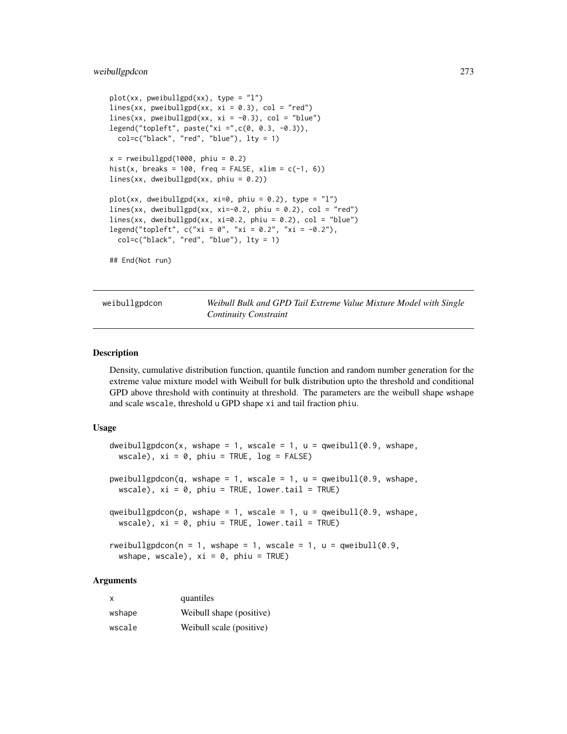```
plot(xx, pweibullgpd(xx), type = "l")
lines(xx, pweibullgpd(xx, xi = 0.3), col = "red")
lines(xx, pweibullgpd(xx, xi = -0.3), col = "blue")
legend("topleft", paste("xi =",c(0, 0.3, -0.3)),
  col=c("black", "red", "blue"), lty = 1)

x = rweibullgpd(1000, phiu = 0.2)
hist(x, breaks = 100, freq = FALSE, xlim = c(-1, 6))
lines(xx, dweibullgpd(xx, phiu = 0.2))

plot(xx, dweibullgpd(xx, xi=0, phiu = 0.2), type = "l")
lines(xx, dweibullgpd(xx, xi=-0.2, phiu = 0.2), col = "red")
lines(xx, dweibullgpd(xx, xi=0.2, phiu = 0.2), col = "blue")
legend("topleft", c("xi = 0", "xi = 0.2", "xi = -0.2"),
  col=c("black", "red", "blue"), lty = 1)

## End(Not run)
```

---

## weibullgpdcon — *Weibull Bulk and GPD Tail Extreme Value Mixture Model with Single Continuity Constraint*

---

### Description

Density, cumulative distribution function, quantile function and random number generation for the extreme value mixture model with Weibull for bulk distribution upto the threshold and conditional GPD above threshold with continuity at threshold. The parameters are the weibull shape `wshape` and scale `wscale`, threshold `u` GPD shape `xi` and tail fraction `phiu`.

### Usage

```
dweibullgpdcon(x, wshape = 1, wscale = 1, u = qweibull(0.9, wshape,
  wscale), xi = 0, phiu = TRUE, log = FALSE)

pweibullgpdcon(q, wshape = 1, wscale = 1, u = qweibull(0.9, wshape,
  wscale), xi = 0, phiu = TRUE, lower.tail = TRUE)

qweibullgpdcon(p, wshape = 1, wscale = 1, u = qweibull(0.9, wshape,
  wscale), xi = 0, phiu = TRUE, lower.tail = TRUE)

rweibullgpdcon(n = 1, wshape = 1, wscale = 1, u = qweibull(0.9,
  wshape, wscale), xi = 0, phiu = TRUE)
```

### Arguments

| | |
|---|---|
| `x` | quantiles |
| `wshape` | Weibull shape (positive) |
| `wscale` | Weibull scale (positive) |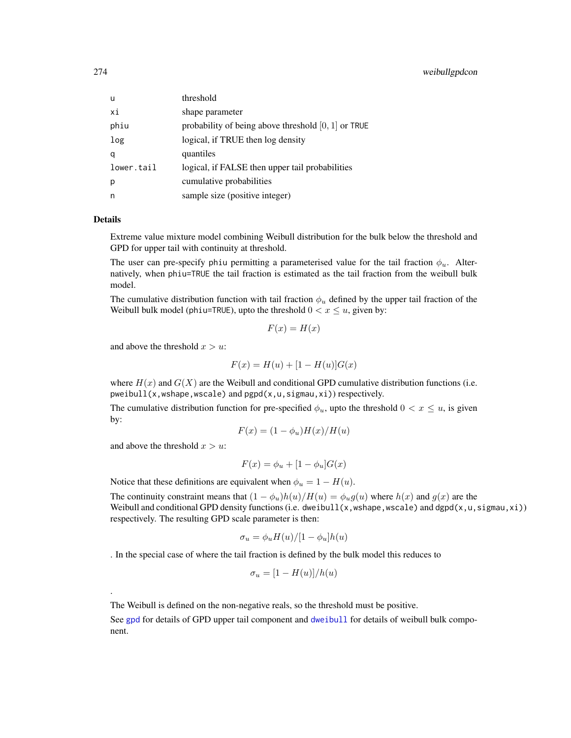| | |
|---|---|
| u | threshold |
| xi | shape parameter |
| phiu | probability of being above threshold $[0, 1]$ or TRUE |
| log | logical, if TRUE then log density |
| q | quantiles |
| lower.tail | logical, if FALSE then upper tail probabilities |
| p | cumulative probabilities |
| n | sample size (positive integer) |

### Details

Extreme value mixture model combining Weibull distribution for the bulk below the threshold and GPD for upper tail with continuity at threshold.

The user can pre-specify phiu permitting a parameterised value for the tail fraction $\phi_u$. Alternatively, when phiu=TRUE the tail fraction is estimated as the tail fraction from the weibull bulk model.

The cumulative distribution function with tail fraction $\phi_u$ defined by the upper tail fraction of the Weibull bulk model (phiu=TRUE), upto the threshold $0 < x \le u$, given by:

$$F(x) = H(x)$$

and above the threshold $x > u$:

$$F(x) = H(u) + [1 - H(u)]G(x)$$

where $H(x)$ and $G(X)$ are the Weibull and conditional GPD cumulative distribution functions (i.e. pweibull(x,wshape,wscale) and pgpd(x,u,sigmau,xi)) respectively.

The cumulative distribution function for pre-specified $\phi_u$, upto the threshold $0 < x \le u$, is given by:

$$F(x) = (1 - \phi_u)H(x)/H(u)$$

and above the threshold $x > u$:

$$F(x) = \phi_u + [1 - \phi_u]G(x)$$

Notice that these definitions are equivalent when $\phi_u = 1 - H(u)$.

The continuity constraint means that $(1 - \phi_u)h(u)/H(u) = \phi_u g(u)$ where $h(x)$ and $g(x)$ are the Weibull and conditional GPD density functions (i.e. dweibull(x,wshape,wscale) and dgpd(x,u,sigmau,xi)) respectively. The resulting GPD scale parameter is then:

$$\sigma_u = \phi_u H(u)/[1 - \phi_u]h(u)$$

. In the special case of where the tail fraction is defined by the bulk model this reduces to

$$\sigma_u = [1 - H(u)]/h(u)$$

.

The Weibull is defined on the non-negative reals, so the threshold must be positive.

See gpd for details of GPD upper tail component and dweibull for details of weibull bulk component.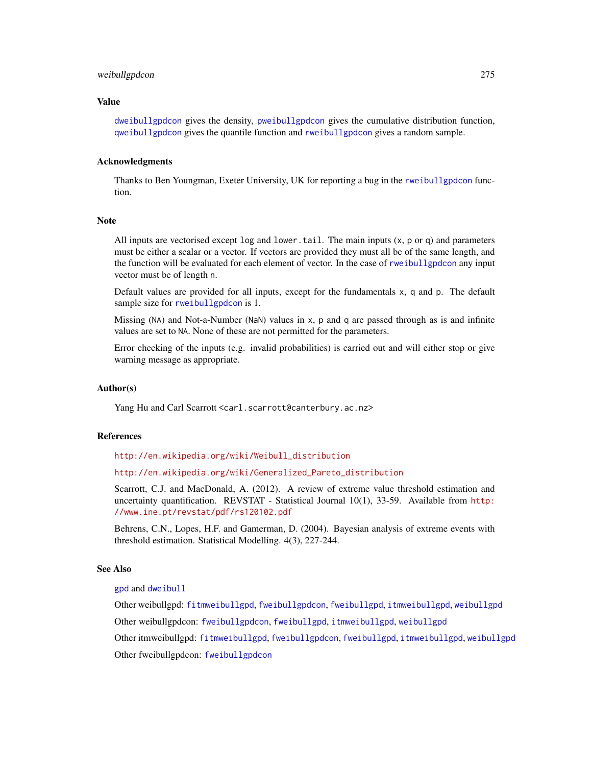## Value

dweibullgpdcon gives the density, pweibullgpdcon gives the cumulative distribution function, qweibullgpdcon gives the quantile function and rweibullgpdcon gives a random sample.

## Acknowledgments

Thanks to Ben Youngman, Exeter University, UK for reporting a bug in the rweibullgpdcon function.

## Note

All inputs are vectorised except log and lower.tail. The main inputs (x, p or q) and parameters must be either a scalar or a vector. If vectors are provided they must all be of the same length, and the function will be evaluated for each element of vector. In the case of rweibullgpdcon any input vector must be of length n.

Default values are provided for all inputs, except for the fundamentals x, q and p. The default sample size for rweibullgpdcon is 1.

Missing (NA) and Not-a-Number (NaN) values in x, p and q are passed through as is and infinite values are set to NA. None of these are not permitted for the parameters.

Error checking of the inputs (e.g. invalid probabilities) is carried out and will either stop or give warning message as appropriate.

## Author(s)

Yang Hu and Carl Scarrott <carl.scarrott@canterbury.ac.nz>

## References

http://en.wikipedia.org/wiki/Weibull_distribution

http://en.wikipedia.org/wiki/Generalized_Pareto_distribution

Scarrott, C.J. and MacDonald, A. (2012). A review of extreme value threshold estimation and uncertainty quantification. REVSTAT - Statistical Journal 10(1), 33-59. Available from http://www.ine.pt/revstat/pdf/rs120102.pdf

Behrens, C.N., Lopes, H.F. and Gamerman, D. (2004). Bayesian analysis of extreme events with threshold estimation. Statistical Modelling. 4(3), 227-244.

## See Also

gpd and dweibull

Other weibullgpd: fitmweibullgpd, fweibullgpdcon, fweibullgpd, itmweibullgpd, weibullgpd

Other weibullgpdcon: fweibullgpdcon, fweibullgpd, itmweibullgpd, weibullgpd

Other itmweibullgpd: fitmweibullgpd, fweibullgpdcon, fweibullgpd, itmweibullgpd, weibullgpd

Other fweibullgpdcon: fweibullgpdcon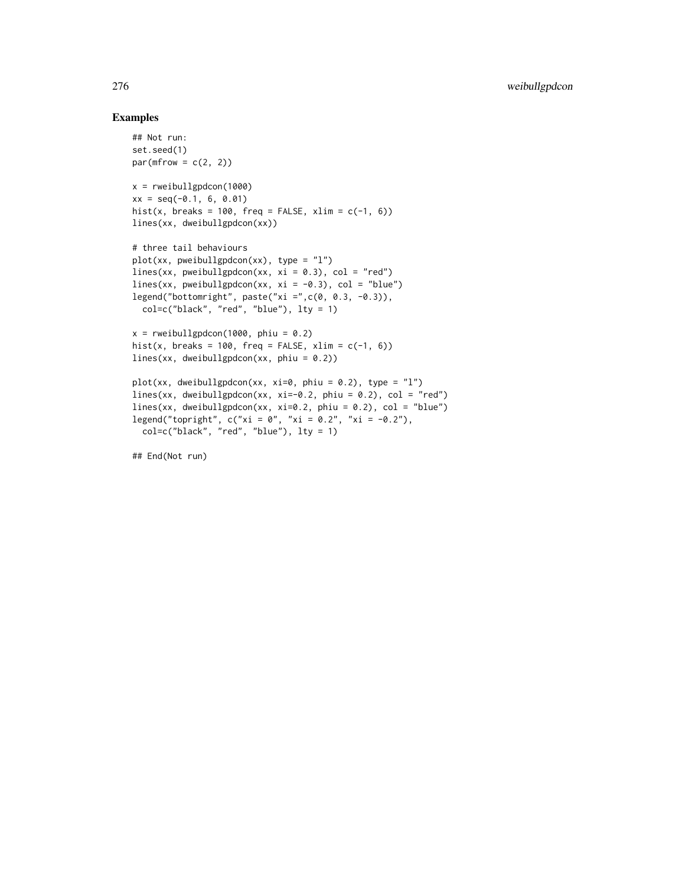## Examples

```
## Not run:
set.seed(1)
par(mfrow = c(2, 2))

x = rweibullgpdcon(1000)
xx = seq(-0.1, 6, 0.01)
hist(x, breaks = 100, freq = FALSE, xlim = c(-1, 6))
lines(xx, dweibullgpdcon(xx))

# three tail behaviours
plot(xx, pweibullgpdcon(xx), type = "l")
lines(xx, pweibullgpdcon(xx, xi = 0.3), col = "red")
lines(xx, pweibullgpdcon(xx, xi = -0.3), col = "blue")
legend("bottomright", paste("xi =",c(0, 0.3, -0.3)),
  col=c("black", "red", "blue"), lty = 1)

x = rweibullgpdcon(1000, phiu = 0.2)
hist(x, breaks = 100, freq = FALSE, xlim = c(-1, 6))
lines(xx, dweibullgpdcon(xx, phiu = 0.2))

plot(xx, dweibullgpdcon(xx, xi=0, phiu = 0.2), type = "l")
lines(xx, dweibullgpdcon(xx, xi=-0.2, phiu = 0.2), col = "red")
lines(xx, dweibullgpdcon(xx, xi=0.2, phiu = 0.2), col = "blue")
legend("topright", c("xi = 0", "xi = 0.2", "xi = -0.2"),
  col=c("black", "red", "blue"), lty = 1)

## End(Not run)
```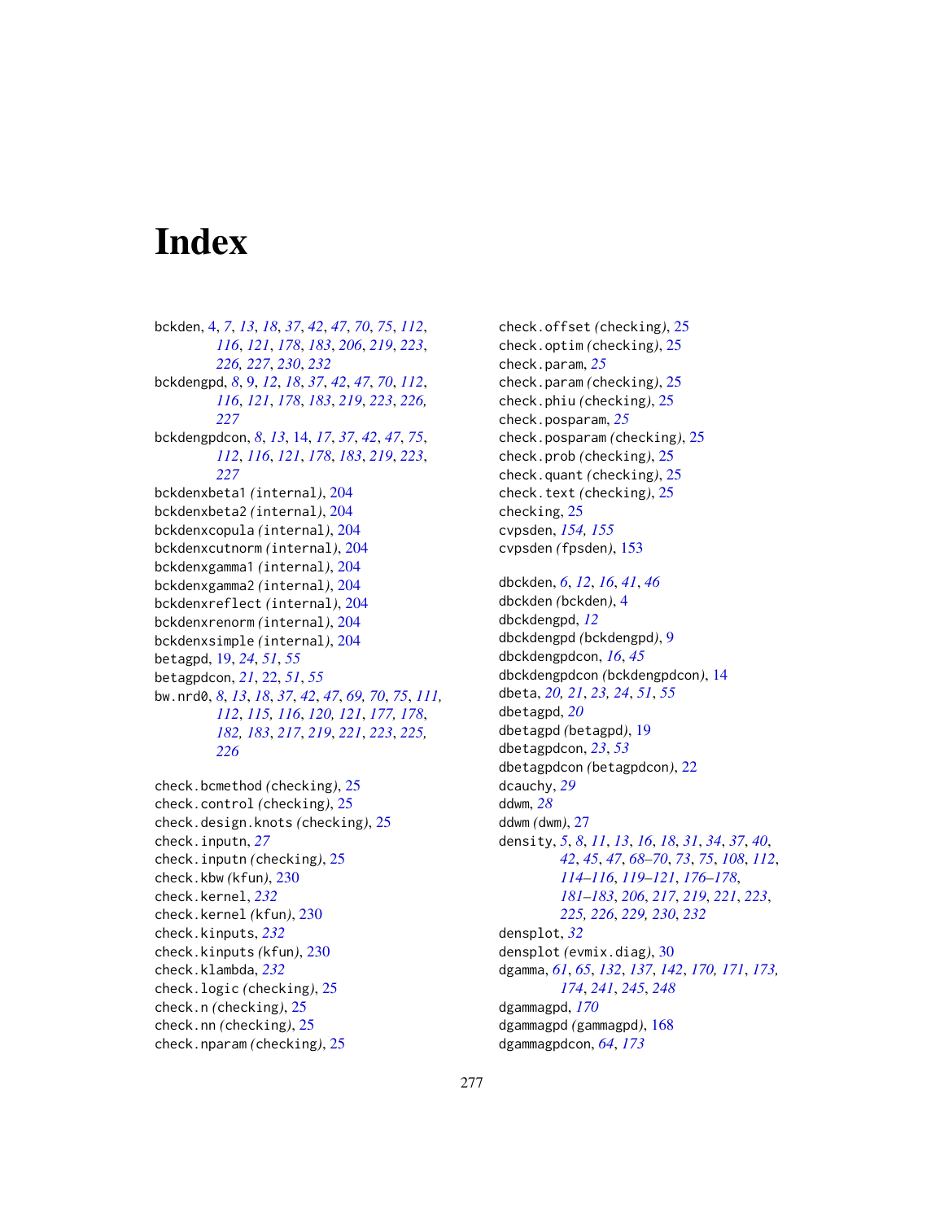# Index

bckden, 4, *7*, *13*, *18*, *37*, *42*, *47*, *70*, *75*, *112*, *116*, *121*, *178*, *183*, *206*, *219*, *223*, *226, 227*, *230*, *232*
bckdengpd, *8*, 9, *12*, *18*, *37*, *42*, *47*, *70*, *112*, *116*, *121*, *178*, *183*, *219*, *223*, *226, 227*
bckdengpdcon, *8*, *13*, 14, *17*, *37*, *42*, *47*, *75*, *112*, *116*, *121*, *178*, *183*, *219*, *223*, *227*
bckdenxbeta1 *(internal)*, 204
bckdenxbeta2 *(internal)*, 204
bckdenxcopula *(internal)*, 204
bckdenxcutnorm *(internal)*, 204
bckdenxgamma1 *(internal)*, 204
bckdenxgamma2 *(internal)*, 204
bckdenxreflect *(internal)*, 204
bckdenxrenorm *(internal)*, 204
bckdenxsimple *(internal)*, 204
betagpd, 19, *24*, *51*, *55*
betagpdcon, *21*, 22, *51*, *55*
bw.nrd0, *8*, *13*, *18*, *37*, *42*, *47*, *69, 70*, *75*, *111, 112*, *115, 116*, *120, 121*, *177, 178*, *182, 183*, *217*, *219*, *221*, *223*, *225, 226*

check.bcmethod *(checking)*, 25
check.control *(checking)*, 25
check.design.knots *(checking)*, 25
check.inputn, *27*
check.inputn *(checking)*, 25
check.kbw *(kfun)*, 230
check.kernel, *232*
check.kernel *(kfun)*, 230
check.kinputs, *232*
check.kinputs *(kfun)*, 230
check.klambda, *232*
check.logic *(checking)*, 25
check.n *(checking)*, 25
check.nn *(checking)*, 25
check.nparam *(checking)*, 25
check.offset *(checking)*, 25
check.optim *(checking)*, 25
check.param, *25*
check.param *(checking)*, 25
check.phiu *(checking)*, 25
check.posparam, *25*
check.posparam *(checking)*, 25
check.prob *(checking)*, 25
check.quant *(checking)*, 25
check.text *(checking)*, 25
checking, 25
cvpsden, *154, 155*
cvpsden *(fpsden)*, 153

dbckden, *6*, *12*, *16*, *41*, *46*
dbckden *(bckden)*, 4
dbckdengpd, *12*
dbckdengpd *(bckdengpd)*, 9
dbckdengpdcon, *16*, *45*
dbckdengpdcon *(bckdengpdcon)*, 14
dbeta, *20, 21*, *23*, *24*, *51*, *55*
dbetagpd, *20*
dbetagpd *(betagpd)*, 19
dbetagpdcon, *23*, *53*
dbetagpdcon *(betagpdcon)*, 22
dcauchy, *29*
ddwm, *28*
ddwm *(dwm)*, 27
density, *5*, *8*, *11*, *13*, *16*, *18*, *31*, *34*, *37*, *40*, *42*, *45*, *47*, *68–70*, *73*, *75*, *108*, *112*, *114–116*, *119–121*, *176–178*, *181–183*, *206*, *217*, *219*, *221*, *223*, *225, 226*, *229, 230*, *232*
densplot, *32*
densplot *(evmix.diag)*, 30
dgamma, *61*, *65*, *132*, *137*, *142*, *170, 171*, *173, 174*, *241*, *245*, *248*
dgammagpd, *170*
dgammagpd *(gammagpd)*, 168
dgammagpdcon, *64*, *173*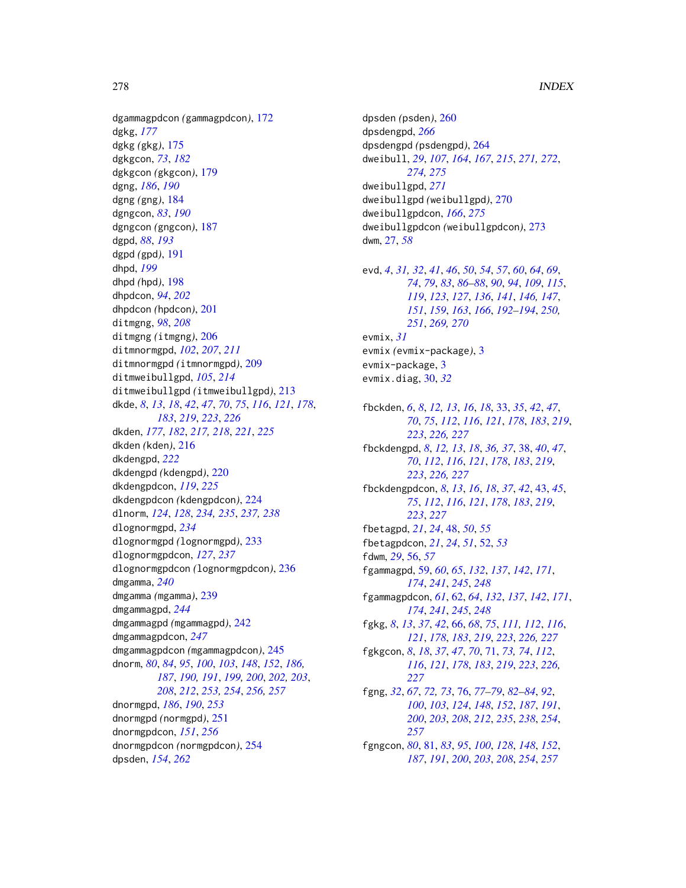dgammagpdcon *(gammagpdcon)*, 172
dgkg, *177*
dgkg *(gkg)*, 175
dgkgcon, *73*, *182*
dgkgcon *(gkgcon)*, 179
dgng, *186*, *190*
dgng *(gng)*, 184
dgngcon, *83*, *190*
dgngcon *(gngcon)*, 187
dgpd, *88*, *193*
dgpd *(gpd)*, 191
dhpd, *199*
dhpd *(hpd)*, 198
dhpdcon, *94*, *202*
dhpdcon *(hpdcon)*, 201
ditmgng, *98*, *208*
ditmgng *(itmgng)*, 206
ditmnormgpd, *102*, *207*, *211*
ditmnormgpd *(itmnormgpd)*, 209
ditmweibullgpd, *105*, *214*
ditmweibullgpd *(itmweibullgpd)*, 213
dkde, *8*, *13*, *18*, *42*, *47*, *70*, *75*, *116*, *121*, *178*, *183*, *219*, *223*, *226*
dkden, *177*, *182*, *217, 218*, *221*, *225*
dkden *(kden)*, 216
dkdengpd, *222*
dkdengpd *(kdengpd)*, 220
dkdengpdcon, *119*, *225*
dkdengpdcon *(kdengpdcon)*, 224
dlnorm, *124*, *128*, *234, 235*, *237, 238*
dlognormgpd, *234*
dlognormgpd *(lognormgpd)*, 233
dlognormgpdcon, *127*, *237*
dlognormgpdcon *(lognormgpdcon)*, 236
dmgamma, *240*
dmgamma *(mgamma)*, 239
dmgammagpd, *244*
dmgammagpd *(mgammagpd)*, 242
dmgammagpdcon, *247*
dmgammagpdcon *(mgammagpdcon)*, 245
dnorm, *80*, *84*, *95*, *100*, *103*, *148*, *152*, *186*, *187*, *190, 191*, *199, 200*, *202, 203*, *208*, *212*, *253, 254*, *256, 257*
dnormgpd, *186*, *190*, *253*
dnormgpd *(normgpd)*, 251
dnormgpdcon, *151*, *256*
dnormgpdcon *(normgpdcon)*, 254
dpsden, *154*, *262*
dpsden *(psden)*, 260
dpsdengpd, *266*
dpsdengpd *(psdengpd)*, 264
dweibull, *29*, *107*, *164*, *167*, *215*, *271, 272*, *274, 275*
dweibullgpd, *271*
dweibullgpd *(weibullgpd)*, 270
dweibullgpdcon, *166*, *275*
dweibullgpdcon *(weibullgpdcon)*, 273
dwm, 27, *58*

evd, *4*, *31, 32*, *41*, *46*, *50*, *54*, *57*, *60*, *64*, *69*, *74*, *79*, *83*, *86–88*, *90*, *94*, *109*, *115*, *119*, *123*, *127*, *136*, *141*, *146, 147*, *151*, *159*, *163*, *166*, *192–194*, *250, 251*, *269, 270*
evmix, *31*
evmix *(evmix-package)*, 3
evmix-package, 3
evmix.diag, 30, *32*

fbckden, *6*, *8*, *12, 13*, *16*, *18*, 33, *35*, *42*, *47*, *70*, *75*, *112*, *116*, *121*, *178*, *183*, *219*, *223*, *226, 227*
fbckdengpd, *8*, *12, 13*, *18*, *36, 37*, 38, *40*, *47*, *70*, *112*, *116*, *121*, *178*, *183*, *219*, *223*, *226, 227*
fbckdengpdcon, *8*, *13*, *16*, *18*, *37*, *42*, 43, *45*, *75*, *112*, *116*, *121*, *178*, *183*, *219*, *223*, *227*
fbetagpd, *21*, *24*, 48, *50*, *55*
fbetagpdcon, *21*, *24*, *51*, 52, *53*
fdwm, *29*, 56, *57*
fgammagpd, 59, *60*, *65*, *132*, *137*, *142*, *171*, *174*, *241*, *245*, *248*
fgammagpdcon, *61*, 62, *64*, *132*, *137*, *142*, *171*, *174*, *241*, *245*, *248*
fgkg, *8*, *13*, *37*, *42*, 66, *68*, *75*, *111, 112*, *116*, *121*, *178*, *183*, *219*, *223*, *226, 227*
fgkgcon, *8*, *18*, *37*, *47*, *70*, 71, *73, 74*, *112*, *116*, *121*, *178*, *183*, *219*, *223*, *226*, *227*
fgng, *32*, *67*, *72, 73*, 76, *77–79*, *82–84*, *92*, *100*, *103*, *124*, *148*, *152*, *187*, *191*, *200*, *203*, *208*, *212*, *235*, *238*, *254*, *257*
fgngcon, *80*, 81, *83*, *95*, *100*, *128*, *148*, *152*, *187*, *191*, *200*, *203*, *208*, *254*, *257*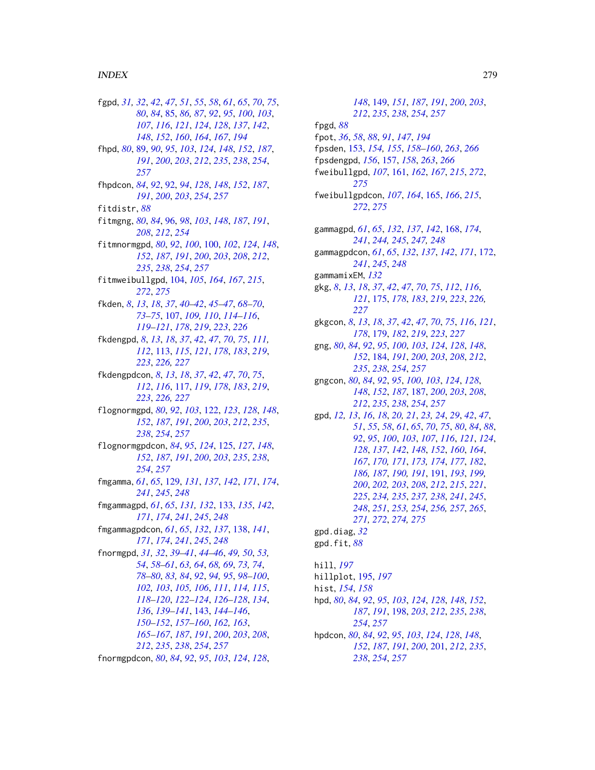fgpd, *31, 32*, *42*, *47*, *51*, *55*, *58*, *61*, *65*, *70*, *75*, *80*, *84*, 85, *86, 87*, *92*, *95*, *100*, *103*, *107*, *116*, *121*, *124*, *128*, *137*, *142*, *148*, *152*, *160*, *164*, *167*, *194*

fhpd, *80*, 89, *90*, *95*, *103*, *124*, *148*, *152*, *187*, *191*, *200*, *203*, *212*, *235*, *238*, *254*, *257*

fhpdcon, *84*, *92*, 92, *94*, *128*, *148*, *152*, *187*, *191*, *200*, *203*, *254*, *257*

fitdistr, *88*

fitmgng, *80*, *84*, 96, *98*, *103*, *148*, *187*, *191*, *208*, *212*, *254*

fitmnormgpd, *80*, *92*, *100*, 100, *102*, *124*, *148*, *152*, *187*, *191*, *200*, *203*, *208*, *212*, *235*, *238*, *254*, *257*

fitmweibullgpd, 104, *105*, *164*, *167*, *215*, *272*, *275*

fkden, *8*, *13*, *18*, *37*, *40–42*, *45–47*, *68–70*, *73–75*, 107, *109, 110*, *114–116*, *119–121*, *178*, *219*, *223*, *226*

fkdengpd, *8*, *13*, *18*, *37*, *42*, *47*, *70*, *75*, *111, 112*, 113, *115*, *121*, *178*, *183*, *219*, *223*, *226, 227*

fkdengpdcon, *8*, *13*, *18*, *37*, *42*, *47*, *70*, *75*, *112*, *116*, 117, *119*, *178*, *183*, *219*, *223*, *226, 227*

flognormgpd, *80*, *92*, *103*, 122, *123*, *128*, *148*, *152*, *187*, *191*, *200*, *203*, *212*, *235*, *238*, *254*, *257*

flognormgpdcon, *84*, *95*, *124*, 125, *127*, *148*, *152*, *187*, *191*, *200*, *203*, *235*, *238*, *254*, *257*

fmgamma, *61*, *65*, 129, *131*, *137*, *142*, *171*, *174*, *241*, *245*, *248*

fmgammagpd, *61*, *65*, *131, 132*, 133, *135*, *142*, *171*, *174*, *241*, *245*, *248*

fmgammagpdcon, *61*, *65*, *132*, *137*, 138, *141*, *171*, *174*, *241*, *245*, *248*

fnormgpd, *31, 32*, *39–41*, *44–46*, *49, 50*, *53, 54*, *58–61*, *63, 64*, *68, 69*, *73, 74*, *78–80*, *83, 84*, *92*, *94, 95*, *98–100*, *102, 103*, *105, 106*, *111*, *114, 115*, *118–120*, *122–124*, *126–128*, *134*, *136*, *139–141*, 143, *144–146*, *150–152*, *157–160*, *162, 163*, *165–167*, *187*, *191*, *200*, *203*, *208*, *212*, *235*, *238*, *254*, *257*

fnormgpdcon, *80*, *84*, *92*, *95*, *103*, *124*, *128*, *148*, 149, *151*, *187*, *191*, *200*, *203*, *212*, *235*, *238*, *254*, *257*

fpgd, *88*

fpot, *36*, *58*, *88*, *91*, *147*, *194*

fpsden, 153, *154, 155*, *158–160*, *263*, *266*

fpsdengpd, *156*, 157, *158*, *263*, *266*

fweibullgpd, *107*, 161, *162*, *167*, *215*, *272*, *275*

fweibullgpdcon, *107*, *164*, 165, *166*, *215*, *272*, *275*

gammagpd, *61*, *65*, *132*, *137*, *142*, 168, *174*, *241*, *244, 245*, *247, 248*

gammagpdcon, *61*, *65*, *132*, *137*, *142*, *171*, 172, *241*, *245*, *248*

gammamixEM, *132*

gkg, *8*, *13*, *18*, *37*, *42*, *47*, *70*, *75*, *112*, *116*, *121*, 175, *178*, *183*, *219*, *223*, *226, 227*

gkgcon, *8*, *13*, *18*, *37*, *42*, *47*, *70*, *75*, *116*, *121*, *178*, 179, *182*, *219*, *223*, *227*

gng, *80*, *84*, *92*, *95*, *100*, *103*, *124*, *128*, *148*, *152*, 184, *191*, *200*, *203*, *208*, *212*, *235*, *238*, *254*, *257*

gngcon, *80*, *84*, *92*, *95*, *100*, *103*, *124*, *128*, *148*, *152*, *187*, 187, *200*, *203*, *208*, *212*, *235*, *238*, *254*, *257*

gpd, *12, 13*, *16*, *18*, *20, 21*, *23, 24*, *29*, *42*, *47*, *51*, *55*, *58*, *61*, *65*, *70*, *75*, *80*, *84*, *88*, *92*, *95*, *100*, *103*, *107*, *116*, *121*, *124*, *128*, *137*, *142*, *148*, *152*, *160*, *164*, *167*, *170, 171*, *173, 174*, *177*, *182*, *186, 187*, *190, 191*, 191, *193*, *199*, *200*, *202, 203*, *208*, *212*, *215*, *221*, *225*, *234, 235*, *237, 238*, *241*, *245*, *248*, *251*, *253, 254*, *256, 257*, *265*, *271, 272*, *274, 275*

gpd.diag, *32*

gpd.fit, *88*

hill, *197*

hillplot, 195, *197*

hist, *154*, *158*

hpd, *80*, *84*, *92*, *95*, *103*, *124*, *128*, *148*, *152*, *187*, *191*, 198, *203*, *212*, *235*, *238*, *254*, *257*

hpdcon, *80*, *84*, *92*, *95*, *103*, *124*, *128*, *148*, *152*, *187*, *191*, *200*, 201, *212*, *235*, *238*, *254*, *257*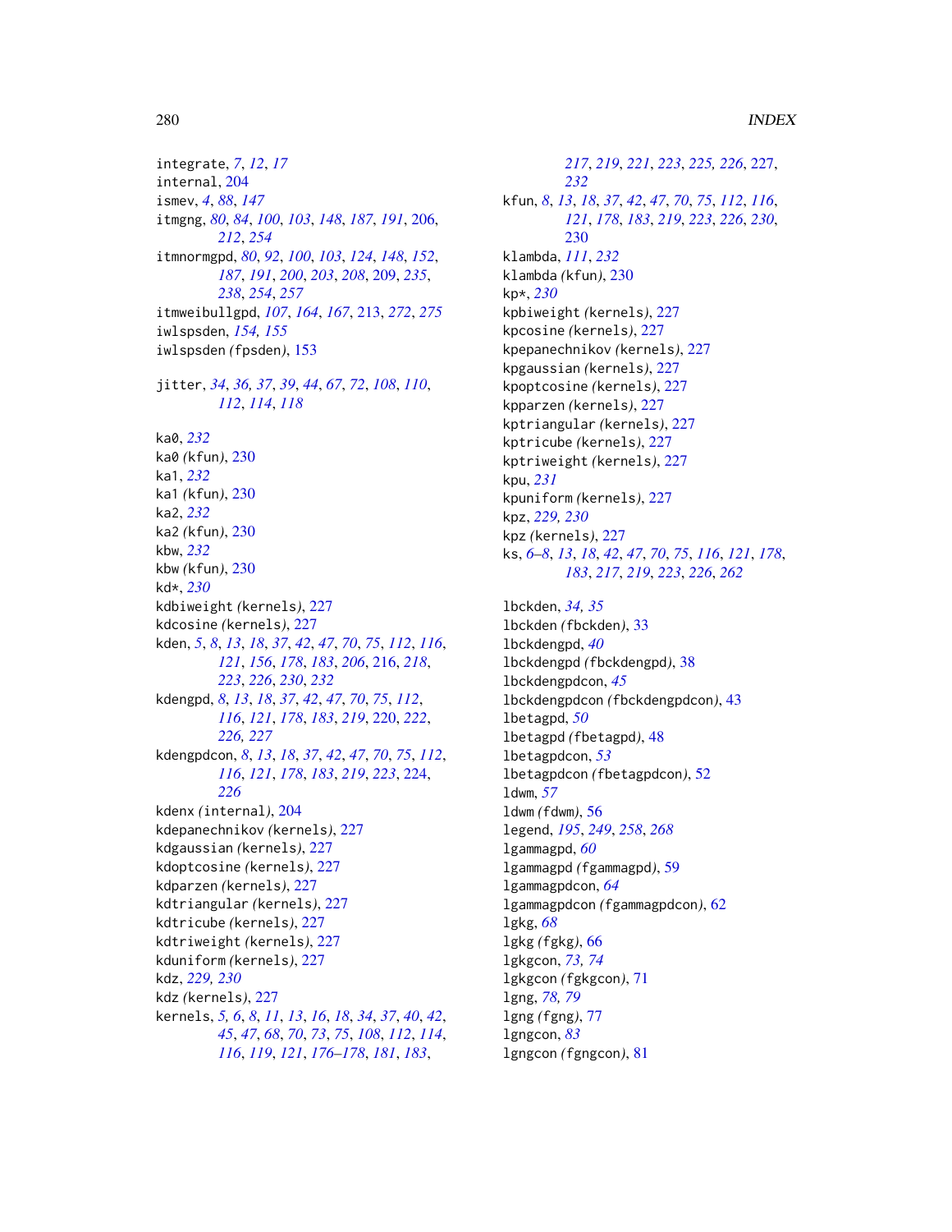integrate, *7*, *12*, *17*
internal, 204
ismev, *4*, *88*, *147*
itmgng, *80*, *84*, *100*, *103*, *148*, *187*, *191*, 206, *212*, *254*
itmnormgpd, *80*, *92*, *100*, *103*, *124*, *148*, *152*, *187*, *191*, *200*, *203*, *208*, 209, *235*, *238*, *254*, *257*
itmweibullgpd, *107*, *164*, *167*, 213, *272*, *275*
iwlspsden, *154, 155*
iwlspsden *(fpsden)*, 153

jitter, *34*, *36, 37*, *39*, *44*, *67*, *72*, *108*, *110*, *112*, *114*, *118*

ka0, *232*
ka0 *(kfun)*, 230
ka1, *232*
ka1 *(kfun)*, 230
ka2, *232*
ka2 *(kfun)*, 230
kbw, *232*
kbw *(kfun)*, 230
kd*, *230*
kdbiweight *(kernels)*, 227
kdcosine *(kernels)*, 227
kden, *5*, *8*, *13*, *18*, *37*, *42*, *47*, *70*, *75*, *112*, *116*, *121*, *156*, *178*, *183*, *206*, 216, *218*, *223*, *226*, *230*, *232*
kdengpd, *8*, *13*, *18*, *37*, *42*, *47*, *70*, *75*, *112*, *116*, *121*, *178*, *183*, *219*, 220, *222*, *226, 227*
kdengpdcon, *8*, *13*, *18*, *37*, *42*, *47*, *70*, *75*, *112*, *116*, *121*, *178*, *183*, *219*, *223*, 224, *226*
kdenx *(internal)*, 204
kdepanechnikov *(kernels)*, 227
kdgaussian *(kernels)*, 227
kdoptcosine *(kernels)*, 227
kdparzen *(kernels)*, 227
kdtriangular *(kernels)*, 227
kdtricube *(kernels)*, 227
kdtriweight *(kernels)*, 227
kduniform *(kernels)*, 227
kdz, *229, 230*
kdz *(kernels)*, 227
kernels, *5, 6*, *8*, *11*, *13*, *16*, *18*, *34*, *37*, *40*, *42*, *45*, *47*, *68*, *70*, *73*, *75*, *108*, *112*, *114*, *116*, *119*, *121*, *176–178*, *181*, *183*, *217*, *219*, *221*, *223*, *225, 226*, 227, *232*
kfun, *8*, *13*, *18*, *37*, *42*, *47*, *70*, *75*, *112*, *116*, *121*, *178*, *183*, *219*, *223*, *226*, *230*, 230
klambda, *111*, *232*
klambda *(kfun)*, 230
kp*, *230*
kpbiweight *(kernels)*, 227
kpcosine *(kernels)*, 227
kpepanechnikov *(kernels)*, 227
kpgaussian *(kernels)*, 227
kpoptcosine *(kernels)*, 227
kpparzen *(kernels)*, 227
kptriangular *(kernels)*, 227
kptricube *(kernels)*, 227
kptriweight *(kernels)*, 227
kpu, *231*
kpuniform *(kernels)*, 227
kpz, *229, 230*
kpz *(kernels)*, 227
ks, *6–8*, *13*, *18*, *42*, *47*, *70*, *75*, *116*, *121*, *178*, *183*, *217*, *219*, *223*, *226*, *262*

lbckden, *34, 35*
lbckden *(fbckden)*, 33
lbckdengpd, *40*
lbckdengpd *(fbckdengpd)*, 38
lbckdengpdcon, *45*
lbckdengpdcon *(fbckdengpdcon)*, 43
lbetagpd, *50*
lbetagpd *(fbetagpd)*, 48
lbetagpdcon, *53*
lbetagpdcon *(fbetagpdcon)*, 52
ldwm, *57*
ldwm *(fdwm)*, 56
legend, *195*, *249*, *258*, *268*
lgammagpd, *60*
lgammagpd *(fgammagpd)*, 59
lgammagpdcon, *64*
lgammagpdcon *(fgammagpdcon)*, 62
lgkg, *68*
lgkg *(fgkg)*, 66
lgkgcon, *73, 74*
lgkgcon *(fgkgcon)*, 71
lgng, *78, 79*
lgng *(fgng)*, 77
lgngcon, *83*
lgngcon *(fgngcon)*, 81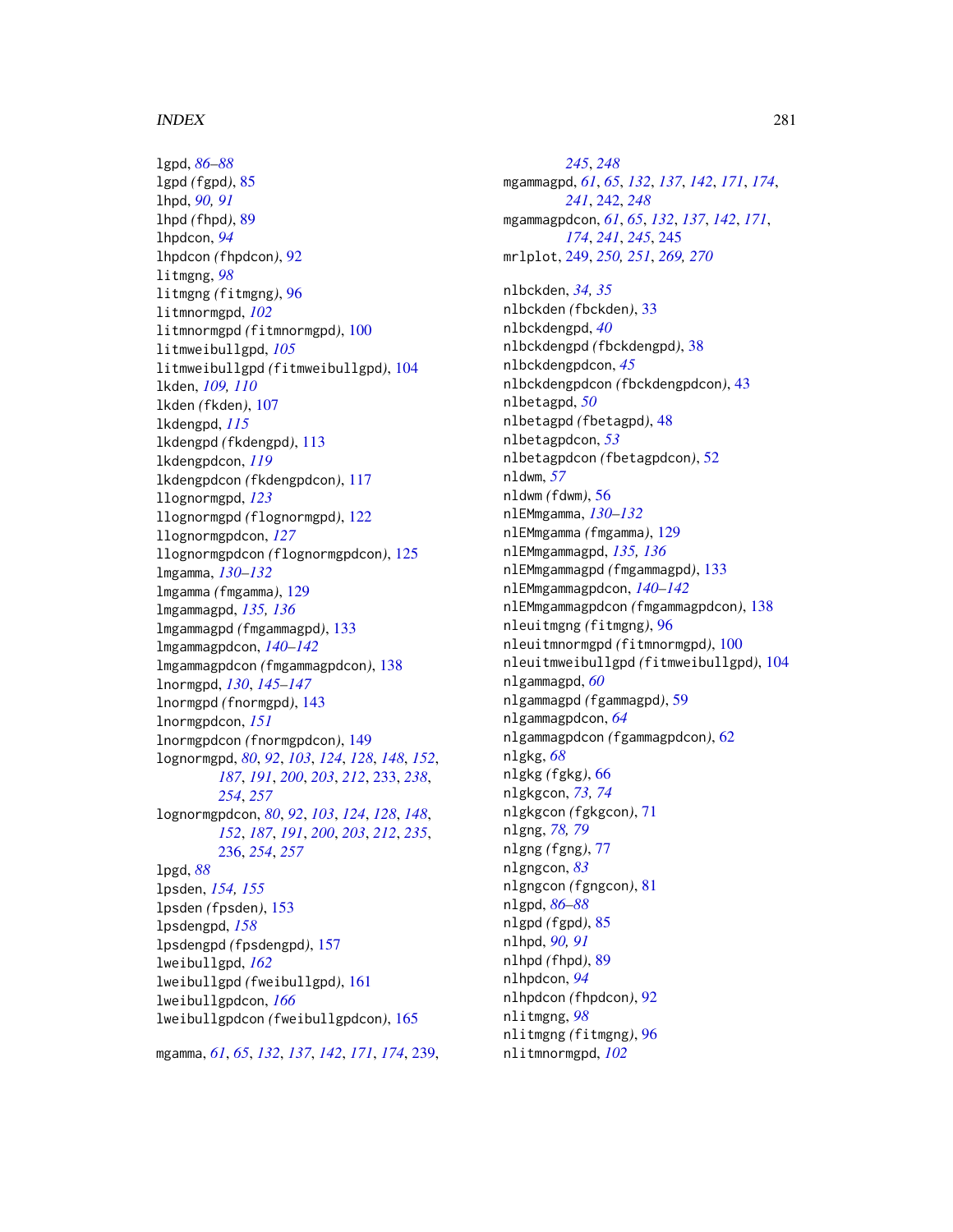lgpd, *86–88*
lgpd *(fgpd)*, 85
lhpd, *90, 91*
lhpd *(fhpd)*, 89
lhpdcon, *94*
lhpdcon *(fhpdcon)*, 92
litmgng, *98*
litmgng *(fitmgng)*, 96
litmnormgpd, *102*
litmnormgpd *(fitmnormgpd)*, 100
litmweibullgpd, *105*
litmweibullgpd *(fitmweibullgpd)*, 104
lkden, *109, 110*
lkden *(fkden)*, 107
lkdengpd, *115*
lkdengpd *(fkdengpd)*, 113
lkdengpdcon, *119*
lkdengpdcon *(fkdengpdcon)*, 117
llognormgpd, *123*
llognormgpd *(flognormgpd)*, 122
llognormgpdcon, *127*
llognormgpdcon *(flognormgpdcon)*, 125
lmgamma, *130–132*
lmgamma *(fmgamma)*, 129
lmgammagpd, *135, 136*
lmgammagpd *(fmgammagpd)*, 133
lmgammagpdcon, *140–142*
lmgammagpdcon *(fmgammagpdcon)*, 138
lnormgpd, *130*, *145–147*
lnormgpd *(fnormgpd)*, 143
lnormgpdcon, *151*
lnormgpdcon *(fnormgpdcon)*, 149
lognormgpd, *80*, *92*, *103*, *124*, *128*, *148*, *152*, *187*, *191*, *200*, *203*, *212*, 233, *238*, *254*, *257*
lognormgpdcon, *80*, *92*, *103*, *124*, *128*, *148*, *152*, *187*, *191*, *200*, *203*, *212*, *235*, 236, *254*, *257*
lpgd, *88*
lpsden, *154, 155*
lpsden *(fpsden)*, 153
lpsdengpd, *158*
lpsdengpd *(fpsdengpd)*, 157
lweibullgpd, *162*
lweibullgpd *(fweibullgpd)*, 161
lweibullgpdcon, *166*
lweibullgpdcon *(fweibullgpdcon)*, 165

mgamma, *61*, *65*, *132*, *137*, *142*, *171*, *174*, 239, *245*, *248*
mgammagpd, *61*, *65*, *132*, *137*, *142*, *171*, *174*, *241*, 242, *248*
mgammagpdcon, *61*, *65*, *132*, *137*, *142*, *171*, *174*, *241*, *245*, 245
mrlplot, 249, *250, 251*, *269, 270*

nlbckden, *34, 35*
nlbckden *(fbckden)*, 33
nlbckdengpd, *40*
nlbckdengpd *(fbckdengpd)*, 38
nlbckdengpdcon, *45*
nlbckdengpdcon *(fbckdengpdcon)*, 43
nlbetagpd, *50*
nlbetagpd *(fbetagpd)*, 48
nlbetagpdcon, *53*
nlbetagpdcon *(fbetagpdcon)*, 52
nldwm, *57*
nldwm *(fdwm)*, 56
nlEMmgamma, *130–132*
nlEMmgamma *(fmgamma)*, 129
nlEMmgammagpd, *135, 136*
nlEMmgammagpd *(fmgammagpd)*, 133
nlEMmgammagpdcon, *140–142*
nlEMmgammagpdcon *(fmgammagpdcon)*, 138
nleuitmgng *(fitmgng)*, 96
nleuitmnormgpd *(fitmnormgpd)*, 100
nleuitmweibullgpd *(fitmweibullgpd)*, 104
nlgammagpd, *60*
nlgammagpd *(fgammagpd)*, 59
nlgammagpdcon, *64*
nlgammagpdcon *(fgammagpdcon)*, 62
nlgkg, *68*
nlgkg *(fgkg)*, 66
nlgkgcon, *73, 74*
nlgkgcon *(fgkgcon)*, 71
nlgng, *78, 79*
nlgng *(fgng)*, 77
nlgngcon, *83*
nlgngcon *(fgngcon)*, 81
nlgpd, *86–88*
nlgpd *(fgpd)*, 85
nlhpd, *90, 91*
nlhpd *(fhpd)*, 89
nlhpdcon, *94*
nlhpdcon *(fhpdcon)*, 92
nlitmgng, *98*
nlitmgng *(fitmgng)*, 96
nlitmnormgpd, *102*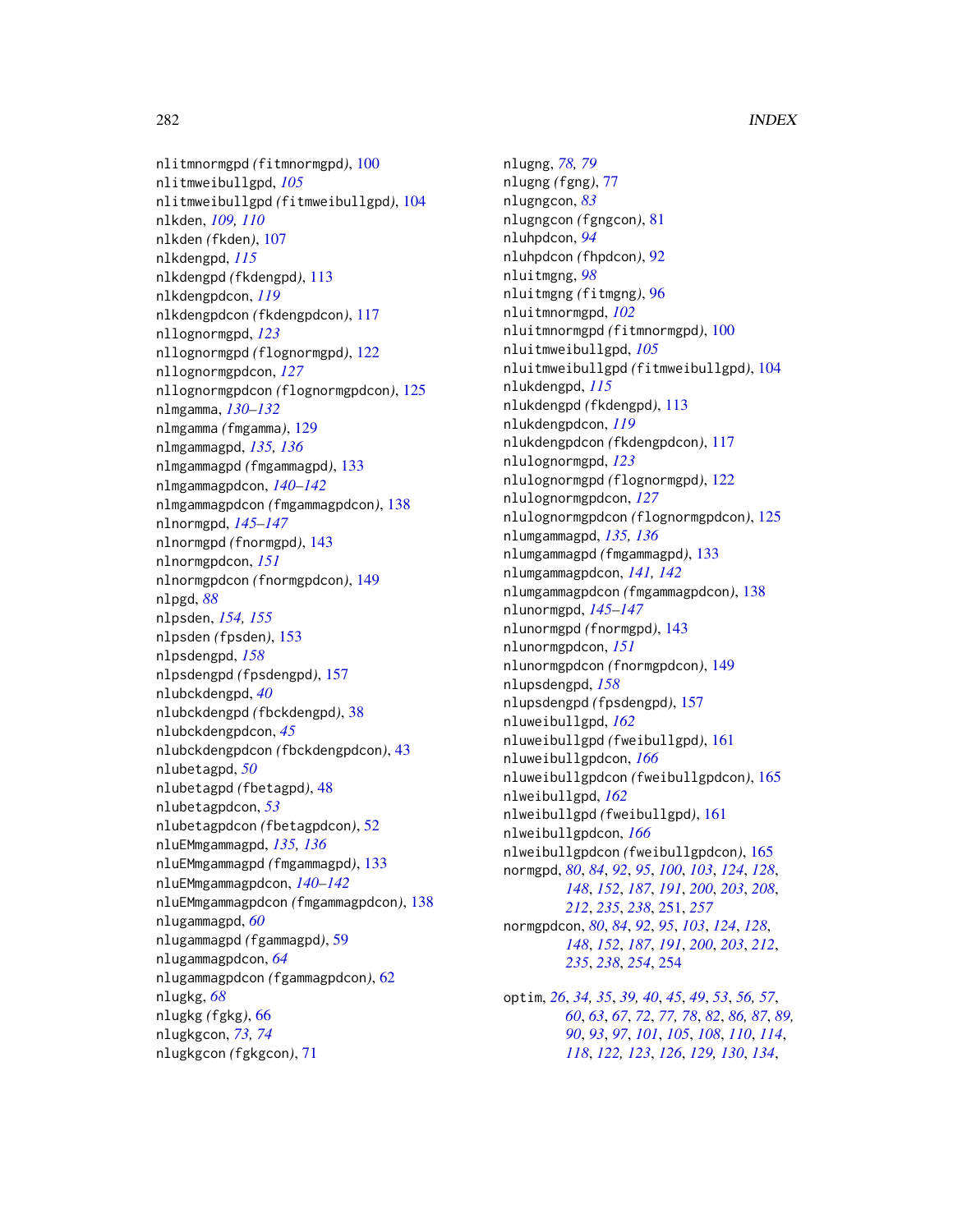nlitmnormgpd *(*fitmnormgpd*)*, 100
nlitmweibullgpd, *105*
nlitmweibullgpd *(*fitmweibullgpd*)*, 104
nlkden, *109, 110*
nlkden *(*fkden*)*, 107
nlkdengpd, *115*
nlkdengpd *(*fkdengpd*)*, 113
nlkdengpdcon, *119*
nlkdengpdcon *(*fkdengpdcon*)*, 117
nllognormgpd, *123*
nllognormgpd *(*flognormgpd*)*, 122
nllognormgpdcon, *127*
nllognormgpdcon *(*flognormgpdcon*)*, 125
nlmgamma, *130–132*
nlmgamma *(*fmgamma*)*, 129
nlmgammagpd, *135, 136*
nlmgammagpd *(*fmgammagpd*)*, 133
nlmgammagpdcon, *140–142*
nlmgammagpdcon *(*fmgammagpdcon*)*, 138
nlnormgpd, *145–147*
nlnormgpd *(*fnormgpd*)*, 143
nlnormgpdcon, *151*
nlnormgpdcon *(*fnormgpdcon*)*, 149
nlpgd, *88*
nlpsden, *154, 155*
nlpsden *(*fpsden*)*, 153
nlpsdengpd, *158*
nlpsdengpd *(*fpsdengpd*)*, 157
nlubckdengpd, *40*
nlubckdengpd *(*fbckdengpd*)*, 38
nlubckdengpdcon, *45*
nlubckdengpdcon *(*fbckdengpdcon*)*, 43
nlubetagpd, *50*
nlubetagpd *(*fbetagpd*)*, 48
nlubetagpdcon, *53*
nlubetagpdcon *(*fbetagpdcon*)*, 52
nluEMmgammagpd, *135, 136*
nluEMmgammagpd *(*fmgammagpd*)*, 133
nluEMmgammagpdcon, *140–142*
nluEMmgammagpdcon *(*fmgammagpdcon*)*, 138
nlugammagpd, *60*
nlugammagpd *(*fgammagpd*)*, 59
nlugammagpdcon, *64*
nlugammagpdcon *(*fgammagpdcon*)*, 62
nlugkg, *68*
nlugkg *(*fgkg*)*, 66
nlugkgcon, *73, 74*
nlugkgcon *(*fgkgcon*)*, 71
nlugng, *78, 79*
nlugng *(*fgng*)*, 77
nlugngcon, *83*
nlugngcon *(*fgngcon*)*, 81
nluhpdcon, *94*
nluhpdcon *(*fhpdcon*)*, 92
nluitmgng, *98*
nluitmgng *(*fitmgng*)*, 96
nluitmnormgpd, *102*
nluitmnormgpd *(*fitmnormgpd*)*, 100
nluitmweibullgpd, *105*
nluitmweibullgpd *(*fitmweibullgpd*)*, 104
nlukdengpd, *115*
nlukdengpd *(*fkdengpd*)*, 113
nlukdengpdcon, *119*
nlukdengpdcon *(*fkdengpdcon*)*, 117
nlulognormgpd, *123*
nlulognormgpd *(*flognormgpd*)*, 122
nlulognormgpdcon, *127*
nlulognormgpdcon *(*flognormgpdcon*)*, 125
nlumgammagpd, *135, 136*
nlumgammagpd *(*fmgammagpd*)*, 133
nlumgammagpdcon, *141, 142*
nlumgammagpdcon *(*fmgammagpdcon*)*, 138
nlunormgpd, *145–147*
nlunormgpd *(*fnormgpd*)*, 143
nlunormgpdcon, *151*
nlunormgpdcon *(*fnormgpdcon*)*, 149
nlupsdengpd, *158*
nlupsdengpd *(*fpsdengpd*)*, 157
nluweibullgpd, *162*
nluweibullgpd *(*fweibullgpd*)*, 161
nluweibullgpdcon, *166*
nluweibullgpdcon *(*fweibullgpdcon*)*, 165
nlweibullgpd, *162*
nlweibullgpd *(*fweibullgpd*)*, 161
nlweibullgpdcon, *166*
nlweibullgpdcon *(*fweibullgpdcon*)*, 165
normgpd, *80*, *84*, *92*, *95*, *100*, *103*, *124*, *128*, *148*, *152*, *187*, *191*, *200*, *203*, *208*, *212*, *235*, *238*, 251, *257*
normgpdcon, *80*, *84*, *92*, *95*, *103*, *124*, *128*, *148*, *152*, *187*, *191*, *200*, *203*, *212*, *235*, *238*, *254*, 254

optim, *26*, *34, 35*, *39, 40*, *45*, *49*, *53*, *56, 57*, *60*, *63*, *67*, *72*, *77, 78*, *82*, *86, 87*, *89, 90*, *93*, *97*, *101*, *105*, *108*, *110*, *114*, *118*, *122, 123*, *126*, *129, 130*, *134*,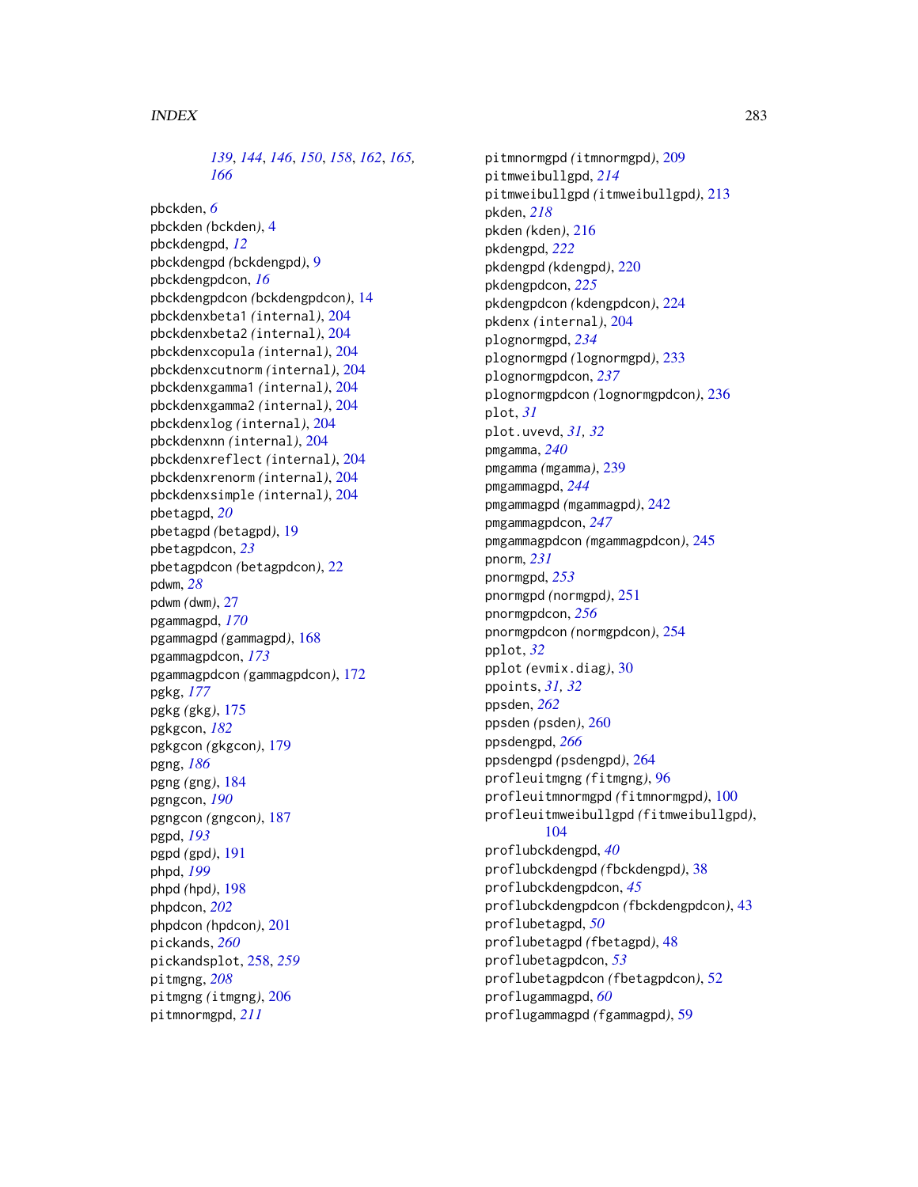*139*, *144*, *146*, *150*, *158*, *162*, *165*, *166*

pbckden, *6*
pbckden *(*bckden*)*, 4
pbckdengpd, *12*
pbckdengpd *(*bckdengpd*)*, 9
pbckdengpdcon, *16*
pbckdengpdcon *(*bckdengpdcon*)*, 14
pbckdenxbeta1 *(*internal*)*, 204
pbckdenxbeta2 *(*internal*)*, 204
pbckdenxcopula *(*internal*)*, 204
pbckdenxcutnorm *(*internal*)*, 204
pbckdenxgamma1 *(*internal*)*, 204
pbckdenxgamma2 *(*internal*)*, 204
pbckdenxlog *(*internal*)*, 204
pbckdenxnn *(*internal*)*, 204
pbckdenxreflect *(*internal*)*, 204
pbckdenxrenorm *(*internal*)*, 204
pbckdenxsimple *(*internal*)*, 204
pbetagpd, *20*
pbetagpd *(*betagpd*)*, 19
pbetagpdcon, *23*
pbetagpdcon *(*betagpdcon*)*, 22
pdwm, *28*
pdwm *(*dwm*)*, 27
pgammagpd, *170*
pgammagpd *(*gammagpd*)*, 168
pgammagpdcon, *173*
pgammagpdcon *(*gammagpdcon*)*, 172
pgkg, *177*
pgkg *(*gkg*)*, 175
pgkgcon, *182*
pgkgcon *(*gkgcon*)*, 179
pgng, *186*
pgng *(*gng*)*, 184
pgngcon, *190*
pgngcon *(*gngcon*)*, 187
pgpd, *193*
pgpd *(*gpd*)*, 191
phpd, *199*
phpd *(*hpd*)*, 198
phpdcon, *202*
phpdcon *(*hpdcon*)*, 201
pickands, *260*
pickandsplot, 258, *259*
pitmgng, *208*
pitmgng *(*itmgng*)*, 206
pitmnormgpd, *211*
pitmnormgpd *(*itmnormgpd*)*, 209
pitmweibullgpd, *214*
pitmweibullgpd *(*itmweibullgpd*)*, 213
pkden, *218*
pkden *(*kden*)*, 216
pkdengpd, *222*
pkdengpd *(*kdengpd*)*, 220
pkdengpdcon, *225*
pkdengpdcon *(*kdengpdcon*)*, 224
pkdenx *(*internal*)*, 204
plognormgpd, *234*
plognormgpd *(*lognormgpd*)*, 233
plognormgpdcon, *237*
plognormgpdcon *(*lognormgpdcon*)*, 236
plot, *31*
plot.uvevd, *31*, *32*
pmgamma, *240*
pmgamma *(*mgamma*)*, 239
pmgammagpd, *244*
pmgammagpd *(*mgammagpd*)*, 242
pmgammagpdcon, *247*
pmgammagpdcon *(*mgammagpdcon*)*, 245
pnorm, *231*
pnormgpd, *253*
pnormgpd *(*normgpd*)*, 251
pnormgpdcon, *256*
pnormgpdcon *(*normgpdcon*)*, 254
pplot, *32*
pplot *(*evmix.diag*)*, 30
ppoints, *31*, *32*
ppsden, *262*
ppsden *(*psden*)*, 260
ppsdengpd, *266*
ppsdengpd *(*psdengpd*)*, 264
profleuitmgng *(*fitmgng*)*, 96
profleuitmnormgpd *(*fitmnormgpd*)*, 100
profleuitmweibullgpd *(*fitmweibullgpd*)*, 104
proflubckdengpd, *40*
proflubckdengpd *(*fbckdengpd*)*, 38
proflubckdengpdcon, *45*
proflubckdengpdcon *(*fbckdengpdcon*)*, 43
proflubetagpd, *50*
proflubetagpd *(*fbetagpd*)*, 48
proflubetagpdcon, *53*
proflubetagpdcon *(*fbetagpdcon*)*, 52
proflugammagpd, *60*
proflugammagpd *(*fgammagpd*)*, 59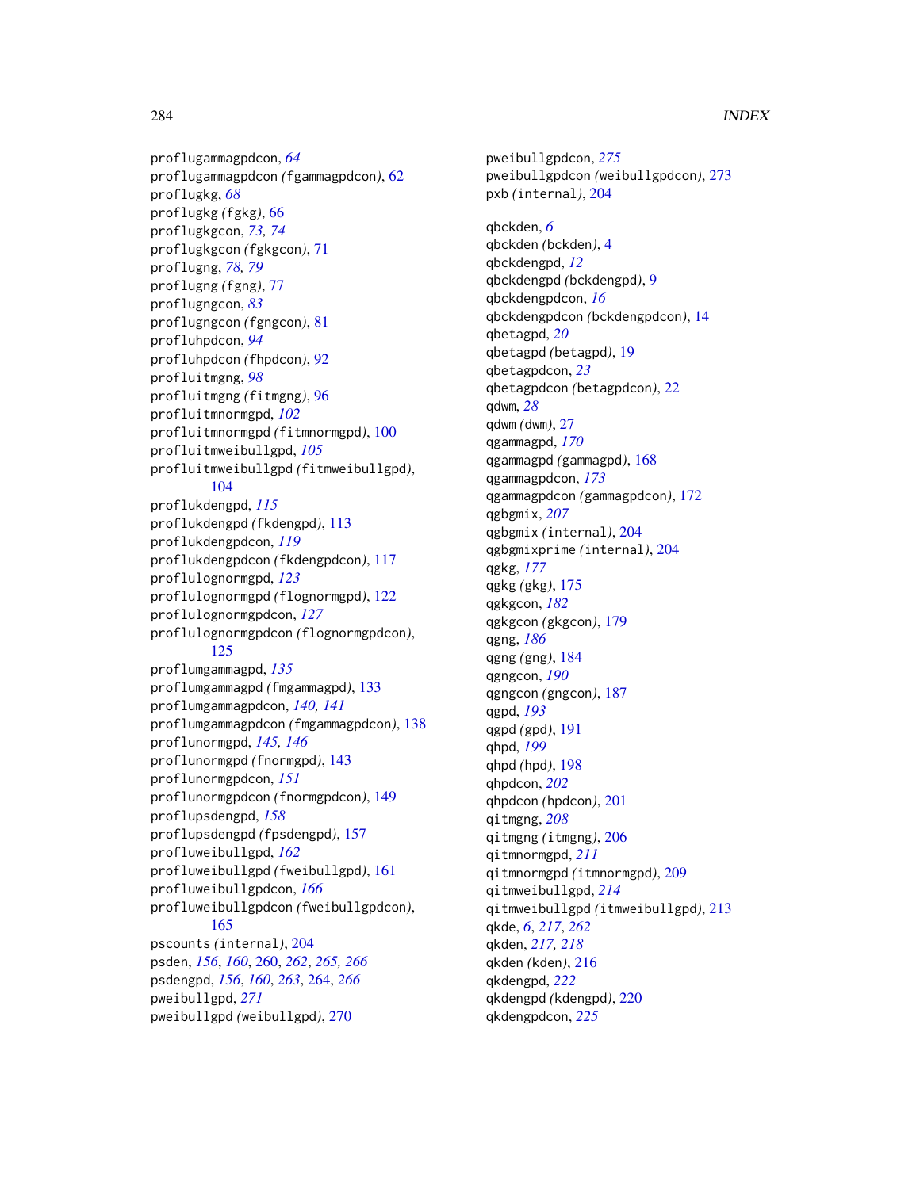proflugammagpdcon, *64*
proflugammagpdcon *(fgammagpdcon)*, 62
proflugkg, *68*
proflugkg *(fgkg)*, 66
proflugkgcon, *73, 74*
proflugkgcon *(fgkgcon)*, 71
proflugng, *78, 79*
proflugng *(fgng)*, 77
proflugngcon, *83*
proflugngcon *(fgngcon)*, 81
profluhpdcon, *94*
profluhpdcon *(fhpdcon)*, 92
profluitmgng, *98*
profluitmgng *(fitmgng)*, 96
profluitmnormgpd, *102*
profluitmnormgpd *(fitmnormgpd)*, 100
profluitmweibullgpd, *105*
profluitmweibullgpd *(fitmweibullgpd)*, 104
proflukdengpd, *115*
proflukdengpd *(fkdengpd)*, 113
proflukdengpdcon, *119*
proflukdengpdcon *(fkdengpdcon)*, 117
proflulognormgpd, *123*
proflulognormgpd *(flognormgpd)*, 122
proflulognormgpdcon, *127*
proflulognormgpdcon *(flognormgpdcon)*, 125
proflumgammagpd, *135*
proflumgammagpd *(fmgammagpd)*, 133
proflumgammagpdcon, *140, 141*
proflumgammagpdcon *(fmgammagpdcon)*, 138
proflunormgpd, *145, 146*
proflunormgpd *(fnormgpd)*, 143
proflunormgpdcon, *151*
proflunormgpdcon *(fnormgpdcon)*, 149
proflupsdengpd, *158*
proflupsdengpd *(fpsdengpd)*, 157
profluweibullgpd, *162*
profluweibullgpd *(fweibullgpd)*, 161
profluweibullgpdcon, *166*
profluweibullgpdcon *(fweibullgpdcon)*, 165
pscounts *(internal)*, 204
psden, *156*, *160*, 260, *262*, *265, 266*
psdengpd, *156*, *160*, *263*, 264, *266*
pweibullgpd, *271*
pweibullgpd *(weibullgpd)*, 270
pweibullgpdcon, *275*
pweibullgpdcon *(weibullgpdcon)*, 273
pxb *(internal)*, 204

qbckden, *6*
qbckden *(bckden)*, 4
qbckdengpd, *12*
qbckdengpd *(bckdengpd)*, 9
qbckdengpdcon, *16*
qbckdengpdcon *(bckdengpdcon)*, 14
qbetagpd, *20*
qbetagpd *(betagpd)*, 19
qbetagpdcon, *23*
qbetagpdcon *(betagpdcon)*, 22
qdwm, *28*
qdwm *(dwm)*, 27
qgammagpd, *170*
qgammagpd *(gammagpd)*, 168
qgammagpdcon, *173*
qgammagpdcon *(gammagpdcon)*, 172
qgbgmix, *207*
qgbgmix *(internal)*, 204
qgbgmixprime *(internal)*, 204
qgkg, *177*
qgkg *(gkg)*, 175
qgkgcon, *182*
qgkgcon *(gkgcon)*, 179
qgng, *186*
qgng *(gng)*, 184
qgngcon, *190*
qgngcon *(gngcon)*, 187
qgpd, *193*
qgpd *(gpd)*, 191
qhpd, *199*
qhpd *(hpd)*, 198
qhpdcon, *202*
qhpdcon *(hpdcon)*, 201
qitmgng, *208*
qitmgng *(itmgng)*, 206
qitmnormgpd, *211*
qitmnormgpd *(itmnormgpd)*, 209
qitmweibullgpd, *214*
qitmweibullgpd *(itmweibullgpd)*, 213
qkde, *6*, *217*, *262*
qkden, *217, 218*
qkden *(kden)*, 216
qkdengpd, *222*
qkdengpd *(kdengpd)*, 220
qkdengpdcon, *225*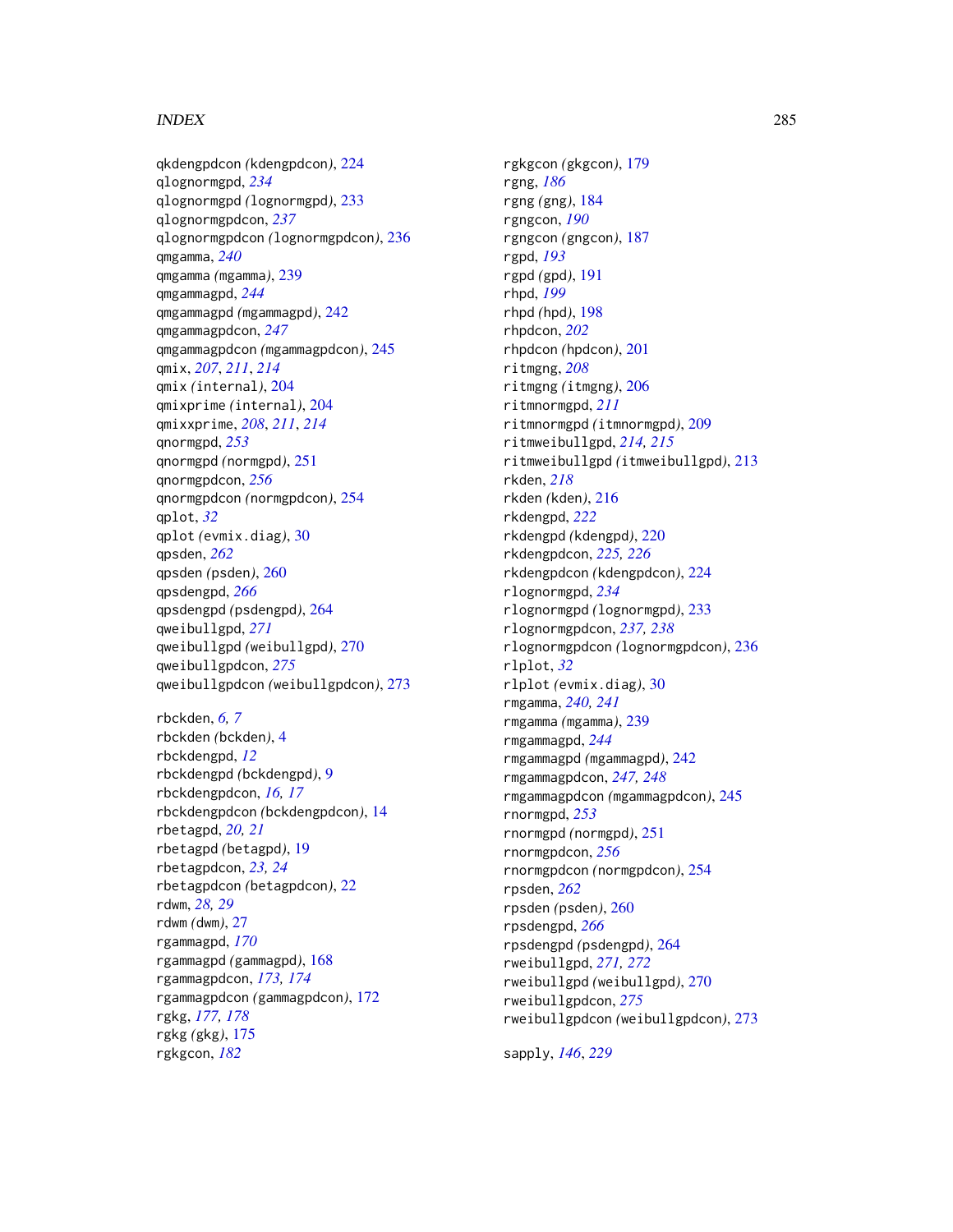qkdengpdcon *(kdengpdcon)*, 224
qlognormgpd, *234*
qlognormgpd *(lognormgpd)*, 233
qlognormgpdcon, *237*
qlognormgpdcon *(lognormgpdcon)*, 236
qmgamma, *240*
qmgamma *(mgamma)*, 239
qmgammagpd, *244*
qmgammagpd *(mgammagpd)*, 242
qmgammagpdcon, *247*
qmgammagpdcon *(mgammagpdcon)*, 245
qmix, *207*, *211*, *214*
qmix *(internal)*, 204
qmixprime *(internal)*, 204
qmixxprime, *208*, *211*, *214*
qnormgpd, *253*
qnormgpd *(normgpd)*, 251
qnormgpdcon, *256*
qnormgpdcon *(normgpdcon)*, 254
qplot, *32*
qplot *(evmix.diag)*, 30
qpsden, *262*
qpsden *(psden)*, 260
qpsdengpd, *266*
qpsdengpd *(psdengpd)*, 264
qweibullgpd, *271*
qweibullgpd *(weibullgpd)*, 270
qweibullgpdcon, *275*
qweibullgpdcon *(weibullgpdcon)*, 273

rbckden, *6, 7*
rbckden *(bckden)*, 4
rbckdengpd, *12*
rbckdengpd *(bckdengpd)*, 9
rbckdengpdcon, *16, 17*
rbckdengpdcon *(bckdengpdcon)*, 14
rbetagpd, *20, 21*
rbetagpd *(betagpd)*, 19
rbetagpdcon, *23, 24*
rbetagpdcon *(betagpdcon)*, 22
rdwm, *28, 29*
rdwm *(dwm)*, 27
rgammagpd, *170*
rgammagpd *(gammagpd)*, 168
rgammagpdcon, *173, 174*
rgammagpdcon *(gammagpdcon)*, 172
rgkg, *177, 178*
rgkg *(gkg)*, 175
rgkgcon, *182*
rgkgcon *(gkgcon)*, 179
rgng, *186*
rgng *(gng)*, 184
rgngcon, *190*
rgngcon *(gngcon)*, 187
rgpd, *193*
rgpd *(gpd)*, 191
rhpd, *199*
rhpd *(hpd)*, 198
rhpdcon, *202*
rhpdcon *(hpdcon)*, 201
ritmgng, *208*
ritmgng *(itmgng)*, 206
ritmnormgpd, *211*
ritmnormgpd *(itmnormgpd)*, 209
ritmweibullgpd, *214, 215*
ritmweibullgpd *(itmweibullgpd)*, 213
rkden, *218*
rkden *(kden)*, 216
rkdengpd, *222*
rkdengpd *(kdengpd)*, 220
rkdengpdcon, *225, 226*
rkdengpdcon *(kdengpdcon)*, 224
rlognormgpd, *234*
rlognormgpd *(lognormgpd)*, 233
rlognormgpdcon, *237, 238*
rlognormgpdcon *(lognormgpdcon)*, 236
rlplot, *32*
rlplot *(evmix.diag)*, 30
rmgamma, *240, 241*
rmgamma *(mgamma)*, 239
rmgammagpd, *244*
rmgammagpd *(mgammagpd)*, 242
rmgammagpdcon, *247, 248*
rmgammagpdcon *(mgammagpdcon)*, 245
rnormgpd, *253*
rnormgpd *(normgpd)*, 251
rnormgpdcon, *256*
rnormgpdcon *(normgpdcon)*, 254
rpsden, *262*
rpsden *(psden)*, 260
rpsdengpd, *266*
rpsdengpd *(psdengpd)*, 264
rweibullgpd, *271, 272*
rweibullgpd *(weibullgpd)*, 270
rweibullgpdcon, *275*
rweibullgpdcon *(weibullgpdcon)*, 273

sapply, *146*, *229*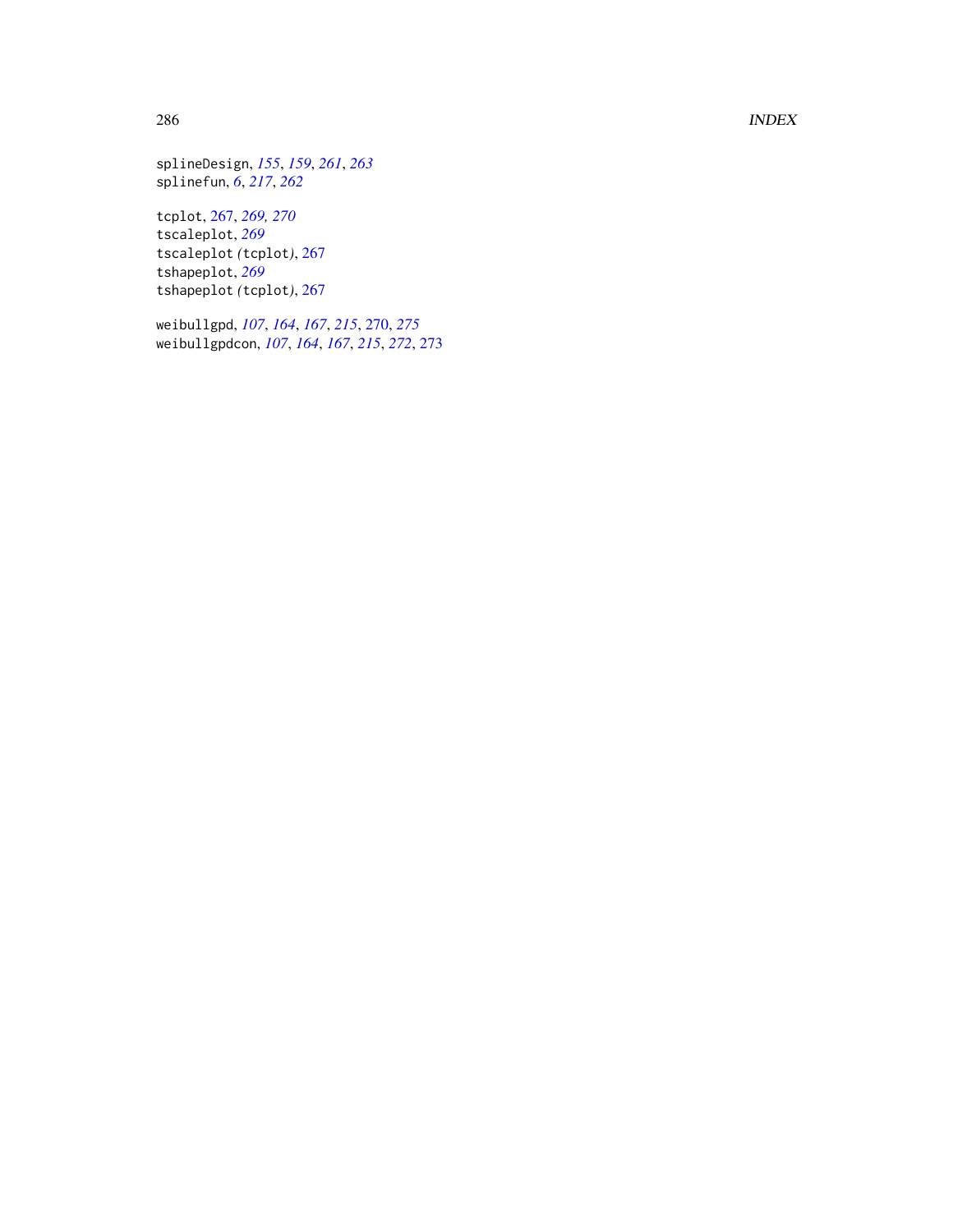splineDesign, *155*, *159*, *261*, *263*
splinefun, *6*, *217*, *262*

tcplot, 267, *269, 270*
tscaleplot, *269*
tscaleplot *(*tcplot*)*, 267
tshapeplot, *269*
tshapeplot *(*tcplot*)*, 267

weibullgpd, *107*, *164*, *167*, *215*, 270, *275*
weibullgpdcon, *107*, *164*, *167*, *215*, *272*, 273